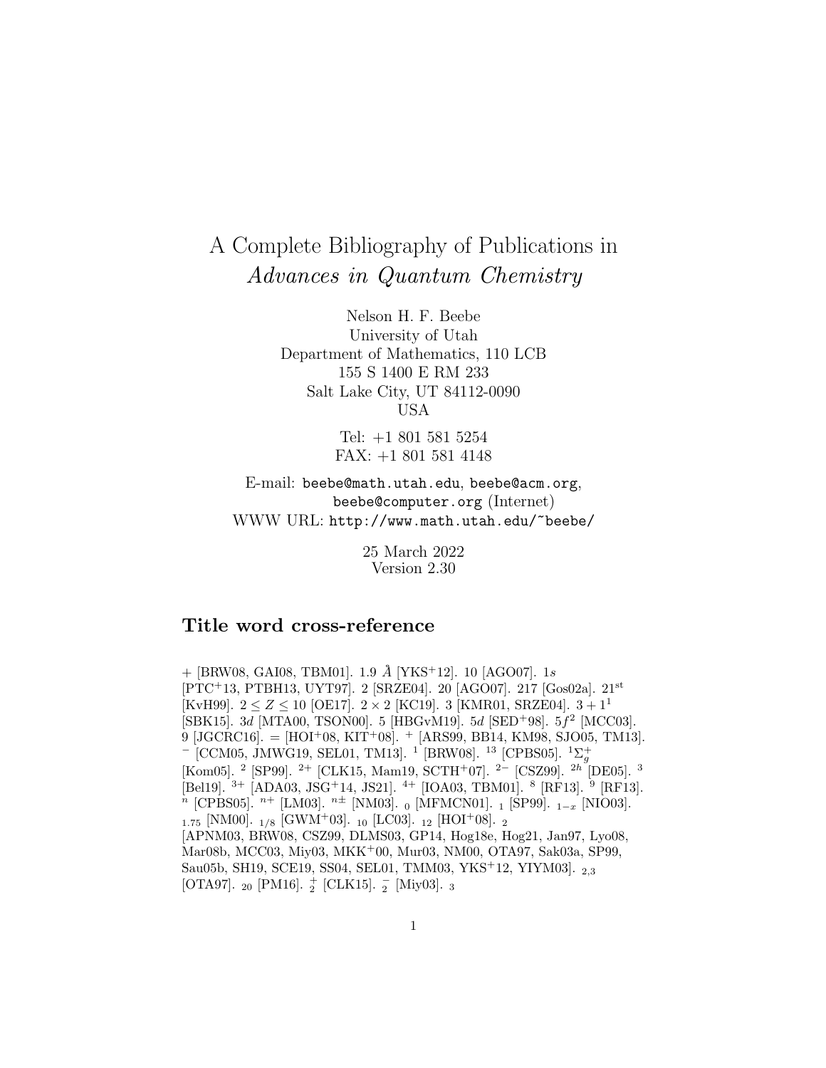# A Complete Bibliography of Publications in *Advances in Quantum Chemistry*

Nelson H. F. Beebe
University of Utah
Department of Mathematics, 110 LCB
155 S 1400 E RM 233
Salt Lake City, UT 84112-0090
USA

Tel: +1 801 581 5254
FAX: +1 801 581 4148

E-mail: `beebe@math.utah.edu`, `beebe@acm.org`, `beebe@computer.org` (Internet)
WWW URL: `http://www.math.utah.edu/~beebe/`

25 March 2022
Version 2.30

## Title word cross-reference

+ [BRW08, GAI08, TBM01]. 1.9 $\AA$ [YKS+12]. 10 [AGO07]. $1s$ [PTC+13, PTBH13, UYT97]. 2 [SRZE04]. 20 [AGO07]. 217 [Gos02a]. 21$^{\rm st}$ [KvH99]. $2 \leq Z \leq 10$ [OE17]. $2 \times 2$ [KC19]. 3 [KMR01, SRZE04]. $3 + 1^1$ [SBK15]. $3d$ [MTA00, TSON00]. 5 [HBGvM19]. $5d$ [SED+98]. $5f^2$ [MCC03]. 9 [JGCRC16]. = [HOI+08, KIT+08]. $^+$ [ARS99, BB14, KM98, SJO05, TM13]. $^-$ [CCM05, JMWG19, SEL01, TM13]. $^1$ [BRW08]. $^{13}$ [CPBS05]. $^1\Sigma_g^+$ [Kom05]. $^2$ [SP99]. $^{2+}$ [CLK15, Mam19, SCTH+07]. $^{2-}$ [CSZ99]. $^{2h}$ [DE05]. $^3$ [Bel19]. $^{3+}$ [ADA03, JSG+14, JS21]. $^{4+}$ [IOA03, TBM01]. $^8$ [RF13]. $^9$ [RF13]. $^n$ [CPBS05]. $^{n+}$ [LM03]. $^{n\pm}$ [NM03]. $_0$ [MFMCN01]. $_1$ [SP99]. $_{1-x}$ [NIO03]. $_{1.75}$ [NM00]. $_{1/8}$ [GWM+03]. $_{10}$ [LC03]. $_{12}$ [HOI+08]. $_2$ [APNM03, BRW08, CSZ99, DLMS03, GP14, Hog18e, Hog21, Jan97, Lyo08, Mar08b, MCC03, Miy03, MKK+00, Mur03, NM00, OTA97, Sak03a, SP99, Sau05b, SH19, SCE19, SS04, SEL01, TMM03, YKS+12, YIYM03]. $_{2,3}$ [OTA97]. $_{20}$ [PM16]. $_2^+$ [CLK15]. $_2^-$ [Miy03]. $_3$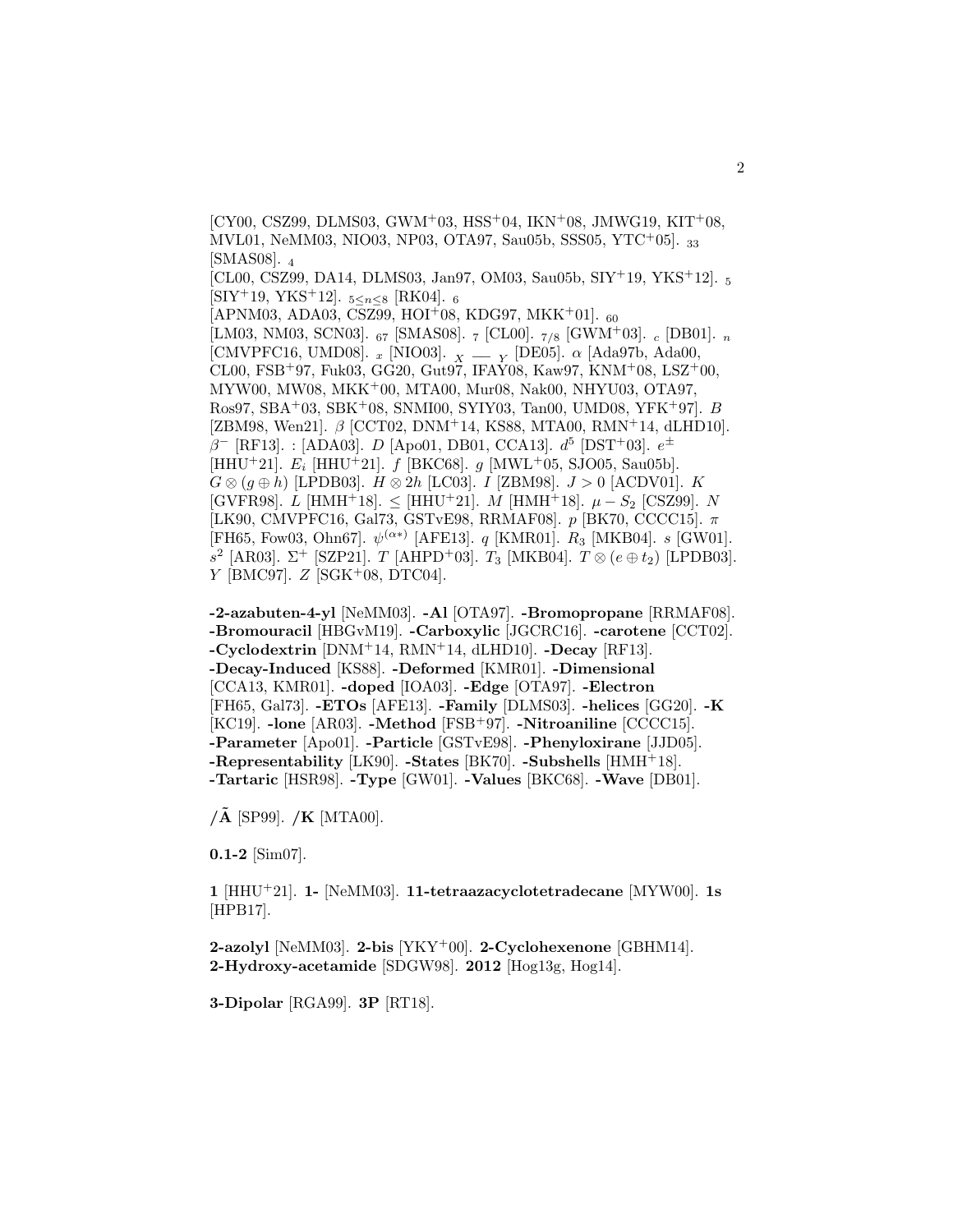[CY00, CSZ99, DLMS03, GWM+03, HSS+04, IKN+08, JMWG19, KIT+08, MVL01, NeMM03, NIO03, NP03, OTA97, Sau05b, SSS05, YTC+05]. $_{33}$ [SMAS08]. $_{4}$ [CL00, CSZ99, DA14, DLMS03, Jan97, OM03, Sau05b, SIY+19, YKS+12]. $_{5}$ [SIY+19, YKS+12]. $_{5 \leq n \leq 8}$ [RK04]. $_{6}$ [APNM03, ADA03, CSZ99, HOI+08, KDG97, MKK+01]. $_{60}$ [LM03, NM03, SCN03]. $_{67}$ [SMAS08]. $_{7}$ [CL00]. $_{7/8}$ [GWM+03]. $_{c}$ [DB01]. $_{n}$ [CMVPFC16, UMD08]. $_{x}$ [NIO03]. $_{X} — _{Y}$ [DE05]. $\alpha$ [Ada97b, Ada00, CL00, FSB+97, Fuk03, GG20, Gut97, IFAY08, Kaw97, KNM+08, LSZ+00, MYW00, MW08, MKK+00, MTA00, Mur08, Nak00, NHYU03, OTA97, Ros97, SBA+03, SBK+08, SNMI00, SYIY03, Tan00, UMD08, YFK+97]. $B$ [ZBM98, Wen21]. $\beta$ [CCT02, DNM+14, KS88, MTA00, RMN+14, dLHD10]. $\beta^{-}$ [RF13]. : [ADA03]. $D$ [Apo01, DB01, CCA13]. $d^5$ [DST+03]. $e^{\pm}$ [HHU+21]. $E_i$ [HHU+21]. $f$ [BKC68]. $g$ [MWL+05, SJO05, Sau05b]. $G \otimes (g \oplus h)$ [LPDB03]. $H \otimes 2h$ [LC03]. $I$ [ZBM98]. $J > 0$ [ACDV01]. $K$ [GVFR98]. $L$ [HMH+18]. $\leq$ [HHU+21]. $M$ [HMH+18]. $\mu - S_2$ [CSZ99]. $N$ [LK90, CMVPFC16, Gal73, GSTvE98, RRMAF08]. $p$ [BK70, CCCC15]. $\pi$ [FH65, Fow03, Ohn67]. $\psi^{(\alpha *)}$ [AFE13]. $q$ [KMR01]. $R_3$ [MKB04]. $s$ [GW01]. $s^2$ [AR03]. $\Sigma^{+}$ [SZP21]. $T$ [AHPD+03]. $T_3$ [MKB04]. $T \otimes (e \oplus t_2)$ [LPDB03]. $Y$ [BMC97]. $Z$ [SGK+08, DTC04].

**-2-azabuten-4-yl** [NeMM03]. **-Al** [OTA97]. **-Bromopropane** [RRMAF08]. **-Bromouracil** [HBGvM19]. **-Carboxylic** [JGCRC16]. **-carotene** [CCT02]. **-Cyclodextrin** [DNM+14, RMN+14, dLHD10]. **-Decay** [RF13]. **-Decay-Induced** [KS88]. **-Deformed** [KMR01]. **-Dimensional** [CCA13, KMR01]. **-doped** [IOA03]. **-Edge** [OTA97]. **-Electron** [FH65, Gal73]. **-ETOs** [AFE13]. **-Family** [DLMS03]. **-helices** [GG20]. **-K** [KC19]. **-lone** [AR03]. **-Method** [FSB+97]. **-Nitroaniline** [CCCC15]. **-Parameter** [Apo01]. **-Particle** [GSTvE98]. **-Phenyloxirane** [JJD05]. **-Representability** [LK90]. **-States** [BK70]. **-Subshells** [HMH+18]. **-Tartaric** [HSR98]. **-Type** [GW01]. **-Values** [BKC68]. **-Wave** [DB01].

**/Ã** [SP99]. **/K** [MTA00].

**0.1-2** [Sim07].

**1** [HHU+21]. **1-** [NeMM03]. **11-tetraazacyclotetradecane** [MYW00]. **1s** [HPB17].

**2-azolyl** [NeMM03]. **2-bis** [YKY+00]. **2-Cyclohexenone** [GBHM14]. **2-Hydroxy-acetamide** [SDGW98]. **2012** [Hog13g, Hog14].

**3-Dipolar** [RGA99]. **3P** [RT18].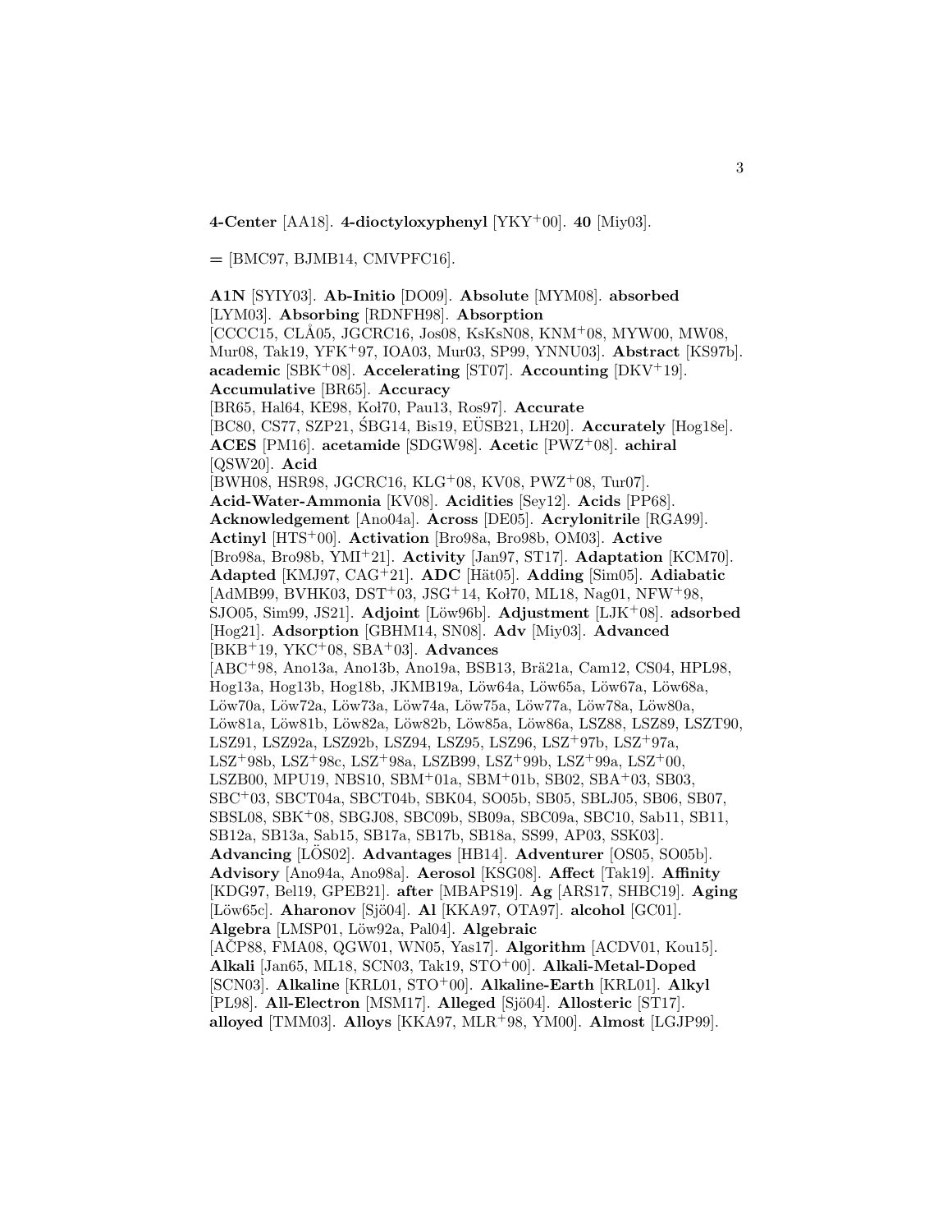**4-Center** [AA18]. **4-dioctyloxyphenyl** [YKY+00]. **40** [Miy03].

**=** [BMC97, BJMB14, CMVPFC16].

**A1N** [SYIY03]. **Ab-Initio** [DO09]. **Absolute** [MYM08]. **absorbed** [LYM03]. **Absorbing** [RDNFH98]. **Absorption** [CCCC15, CLÅ05, JGCRC16, Jos08, KsKsN08, KNM+08, MYW00, MW08, Mur08, Tak19, YFK+97, IOA03, Mur03, SP99, YNNU03]. **Abstract** [KS97b]. **academic** [SBK+08]. **Accelerating** [ST07]. **Accounting** [DKV+19]. **Accumulative** [BR65]. **Accuracy** [BR65, Hal64, KE98, Kol70, Pau13, Ros97]. **Accurate** [BC80, CS77, SZP21, ŚBG14, Bis19, EÜSB21, LH20]. **Accurately** [Hog18e]. **ACES** [PM16]. **acetamide** [SDGW98]. **Acetic** [PWZ+08]. **achiral** [QSW20]. **Acid** [BWH08, HSR98, JGCRC16, KLG+08, KV08, PWZ+08, Tur07]. **Acid-Water-Ammonia** [KV08]. **Acidities** [Sey12]. **Acids** [PP68]. **Acknowledgement** [Ano04a]. **Across** [DE05]. **Acrylonitrile** [RGA99]. **Actinyl** [HTS+00]. **Activation** [Bro98a, Bro98b, OM03]. **Active** [Bro98a, Bro98b, YMI+21]. **Activity** [Jan97, ST17]. **Adaptation** [KCM70]. **Adapted** [KMJ97, CAG+21]. **ADC** [Hät05]. **Adding** [Sim05]. **Adiabatic** [AdMB99, BVHK03, DST+03, JSG+14, Kol70, ML18, Nag01, NFW+98, SJO05, Sim99, JS21]. **Adjoint** [Löw96b]. **Adjustment** [LJK+08]. **adsorbed** [Hog21]. **Adsorption** [GBHM14, SN08]. **Adv** [Miy03]. **Advanced** [BKB+19, YKC+08, SBA+03]. **Advances** [ABC+98, Ano13a, Ano13b, Ano19a, BSB13, Brä21a, Cam12, CS04, HPL98, Hog13a, Hog13b, Hog18b, JKMB19a, Löw64a, Löw65a, Löw67a, Löw68a, Löw70a, Löw72a, Löw73a, Löw74a, Löw75a, Löw77a, Löw78a, Löw80a, Löw81a, Löw81b, Löw82a, Löw82b, Löw85a, Löw86a, LSZ88, LSZ89, LSZT90, LSZ91, LSZ92a, LSZ92b, LSZ94, LSZ95, LSZ96, LSZ+97b, LSZ+97a, LSZ+98b, LSZ+98c, LSZ+98a, LSZB99, LSZ+99b, LSZ+99a, LSZ+00, LSZB00, MPU19, NBS10, SBM+01a, SBM+01b, SB02, SBA+03, SB03, SBC+03, SBCT04a, SBCT04b, SBK04, SO05b, SB05, SBLJ05, SB06, SB07, SBSL08, SBK+08, SBGJ08, SBC09b, SB09a, SBC09a, SBC10, Sab11, SB11, SB12a, SB13a, Sab15, SB17a, SB17b, SB18a, SS99, AP03, SSK03]. **Advancing** [LÖS02]. **Advantages** [HB14]. **Adventurer** [OS05, SO05b]. **Advisory** [Ano94a, Ano98a]. **Aerosol** [KSG08]. **Affect** [Tak19]. **Affinity** [KDG97, Bel19, GPEB21]. **after** [MBAPS19]. **Ag** [ARS17, SHBC19]. **Aging** [Löw65c]. **Aharonov** [Sjö04]. **Al** [KKA97, OTA97]. **alcohol** [GC01]. **Algebra** [LMSP01, Löw92a, Pal04]. **Algebraic** [AĆP88, FMA08, QGW01, WN05, Yas17]. **Algorithm** [ACDV01, Kou15]. **Alkali** [Jan65, ML18, SCN03, Tak19, STO+00]. **Alkali-Metal-Doped** [SCN03]. **Alkaline** [KRL01, STO+00]. **Alkaline-Earth** [KRL01]. **Alkyl** [PL98]. **All-Electron** [MSM17]. **Alleged** [Sjö04]. **Allosteric** [ST17]. **alloyed** [TMM03]. **Alloys** [KKA97, MLR+98, YM00]. **Almost** [LGJP99].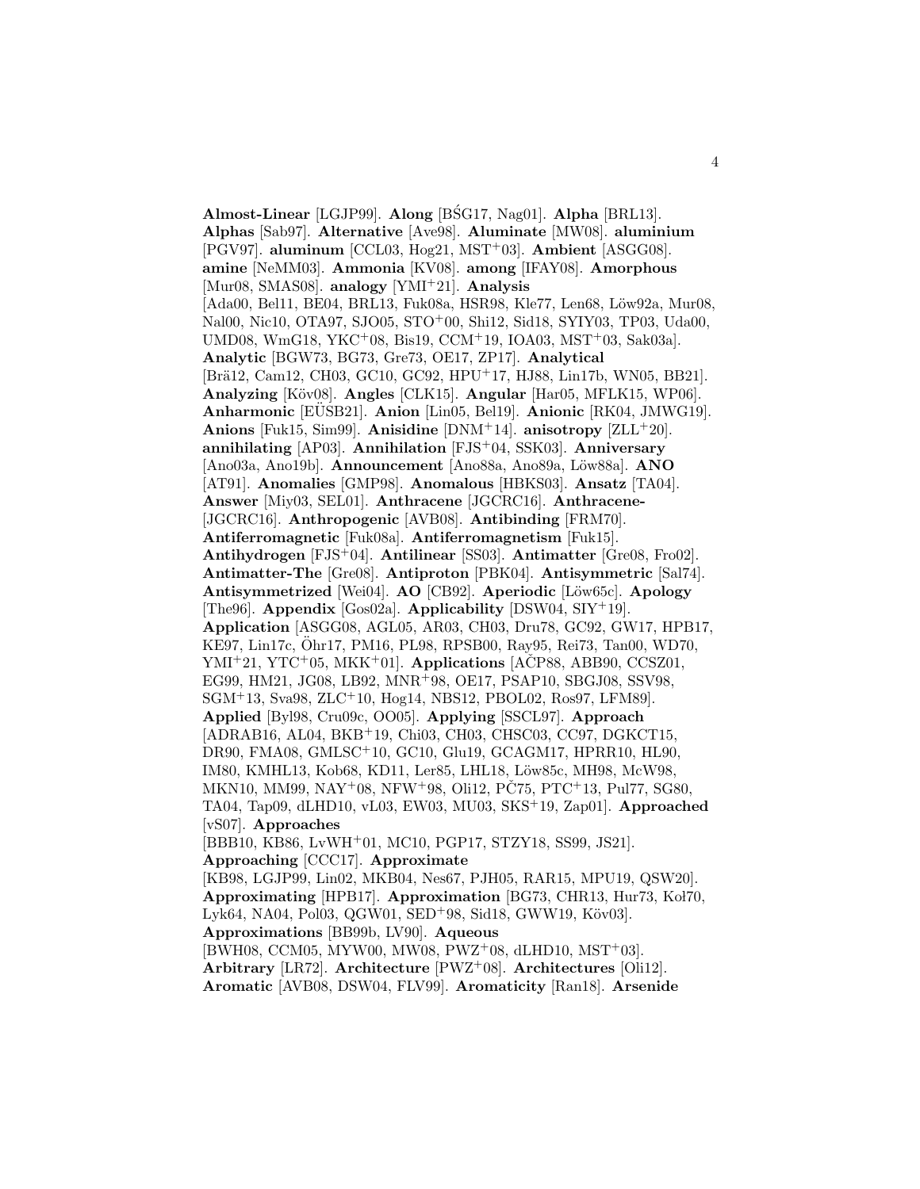**Almost-Linear** [LGJP99]. **Along** [BŚG17, Nag01]. **Alpha** [BRL13]. **Alphas** [Sab97]. **Alternative** [Ave98]. **Aluminate** [MW08]. **aluminium** [PGV97]. **aluminum** [CCL03, Hog21, MST+03]. **Ambient** [ASGG08]. **amine** [NeMM03]. **Ammonia** [KV08]. **among** [IFAY08]. **Amorphous** [Mur08, SMAS08]. **analogy** [YMI+21]. **Analysis** [Ada00, Bel11, BE04, BRL13, Fuk08a, HSR98, Kle77, Len68, Löw92a, Mur08, Nal00, Nic10, OTA97, SJO05, STO+00, Shi12, Sid18, SYIY03, TP03, Uda00, UMD08, WmG18, YKC+08, Bis19, CCM+19, IOA03, MST+03, Sak03a]. **Analytic** [BGW73, BG73, Gre73, OE17, ZP17]. **Analytical** [Brä12, Cam12, CH03, GC10, GC92, HPU+17, HJ88, Lin17b, WN05, BB21]. **Analyzing** [Köv08]. **Angles** [CLK15]. **Angular** [Har05, MFLK15, WP06]. **Anharmonic** [EÜSB21]. **Anion** [Lin05, Bel19]. **Anionic** [RK04, JMWG19]. **Anions** [Fuk15, Sim99]. **Anisidine** [DNM+14]. **anisotropy** [ZLL+20]. **annihilating** [AP03]. **Annihilation** [FJS+04, SSK03]. **Anniversary** [Ano03a, Ano19b]. **Announcement** [Ano88a, Ano89a, Löw88a]. **ANO** [AT91]. **Anomalies** [GMP98]. **Anomalous** [HBKS03]. **Ansatz** [TA04]. **Answer** [Miy03, SEL01]. **Anthracene** [JGCRC16]. **Anthracene-** [JGCRC16]. **Anthropogenic** [AVB08]. **Antibinding** [FRM70]. **Antiferromagnetic** [Fuk08a]. **Antiferromagnetism** [Fuk15]. **Antihydrogen** [FJS+04]. **Antilinear** [SS03]. **Antimatter** [Gre08, Fro02]. **Antimatter-The** [Gre08]. **Antiproton** [PBK04]. **Antisymmetric** [Sal74]. **Antisymmetrized** [Wei04]. **AO** [CB92]. **Aperiodic** [Löw65c]. **Apology** [The96]. **Appendix** [Gos02a]. **Applicability** [DSW04, SIY+19]. **Application** [ASGG08, AGL05, AR03, CH03, Dru78, GC92, GW17, HPB17, KE97, Lin17c, Öhr17, PM16, PL98, RPSB00, Ray95, Rei73, Tan00, WD70, YMI+21, YTC+05, MKK+01]. **Applications** [AČP88, ABB90, CCSZ01, EG99, HM21, JG08, LB92, MNR+98, OE17, PSAP10, SBGJ08, SSV98, SGM+13, Sva98, ZLC+10, Hog14, NBS12, PBOL02, Ros97, LFM89]. **Applied** [Byl98, Cru09c, OO05]. **Applying** [SSCL97]. **Approach** [ADRAB16, AL04, BKB+19, Chi03, CH03, CHSC03, CC97, DGKCT15, DR90, FMA08, GMLSC+10, GC10, Glu19, GCAGM17, HPRR10, HL90, IM80, KMHL13, Kob68, KD11, Ler85, LHL18, Löw85c, MH98, McW98, MKN10, MM99, NAY+08, NFW+98, Oli12, PČ75, PTC+13, Pul77, SG80, TA04, Tap09, dLHD10, vL03, EW03, MU03, SKS+19, Zap01]. **Approached** [vS07]. **Approaches** [BBB10, KB86, LvWH+01, MC10, PGP17, STZY18, SS99, JS21]. **Approaching** [CCC17]. **Approximate** [KB98, LGJP99, Lin02, MKB04, Nes67, PJH05, RAR15, MPU19, QSW20]. **Approximating** [HPB17]. **Approximation** [BG73, CHR13, Hur73, Koł70, Lyk64, NA04, Pol03, QGW01, SED+98, Sid18, GWW19, Köv03]. **Approximations** [BB99b, LV90]. **Aqueous** [BWH08, CCM05, MYW00, MW08, PWZ+08, dLHD10, MST+03]. **Arbitrary** [LR72]. **Architecture** [PWZ+08]. **Architectures** [Oli12]. **Aromatic** [AVB08, DSW04, FLV99]. **Aromaticity** [Ran18]. **Arsenide**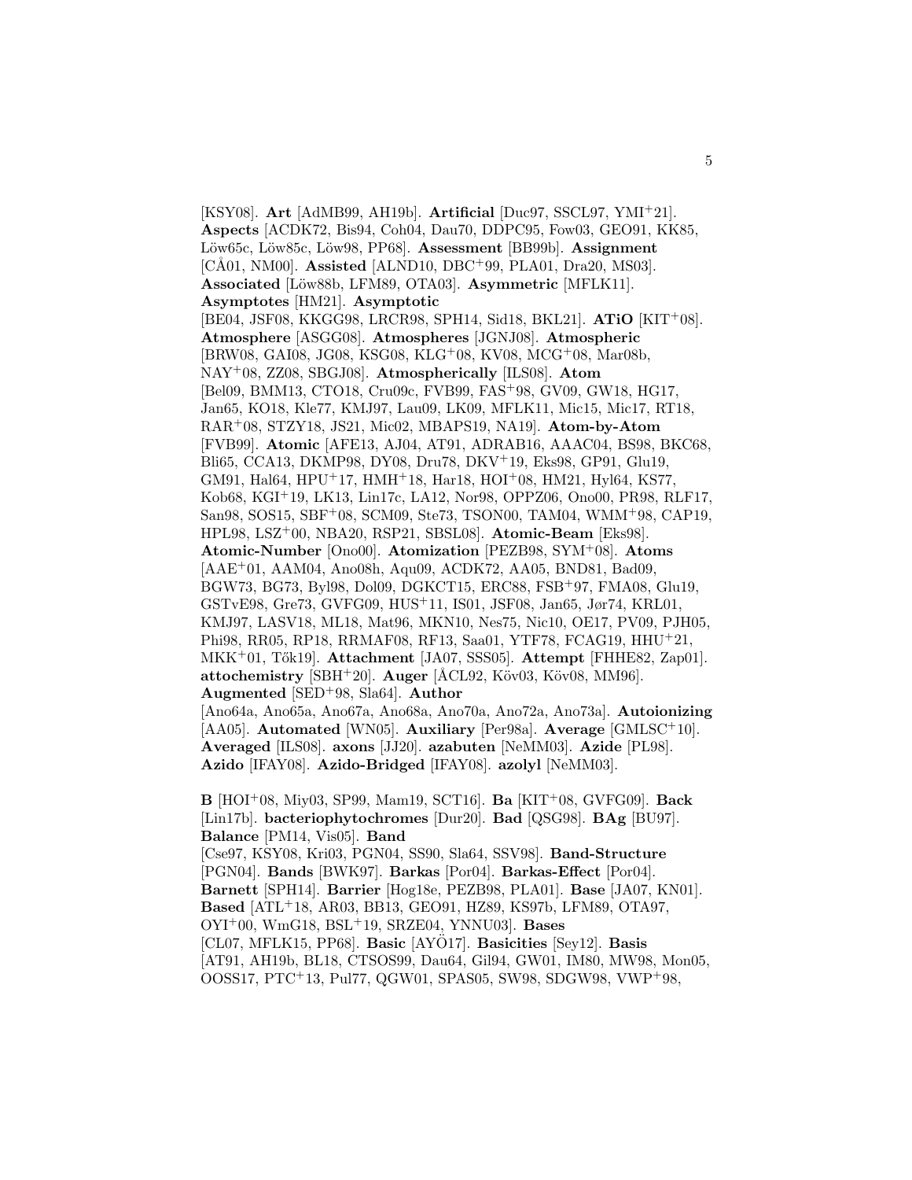[KSY08]. **Art** [AdMB99, AH19b]. **Artificial** [Duc97, SSCL97, YMI[+]21]. **Aspects** [ACDK72, Bis94, Coh04, Dau70, DDPC95, Fow03, GEO91, KK85, Löw65c, Löw85c, Löw98, PP68]. **Assessment** [BB99b]. **Assignment** [CÅ01, NM00]. **Assisted** [ALND10, DBC[+]99, PLA01, Dra20, MS03]. **Associated** [Löw88b, LFM89, OTA03]. **Asymmetric** [MFLK11]. **Asymptotes** [HM21]. **Asymptotic** [BE04, JSF08, KKGG98, LRCR98, SPH14, Sid18, BKL21]. **ATiO** [KIT[+]08]. **Atmosphere** [ASGG08]. **Atmospheres** [JGNJ08]. **Atmospheric** [BRW08, GAI08, JG08, KSG08, KLG[+]08, KV08, MCG[+]08, Mar08b, NAY[+]08, ZZ08, SBGJ08]. **Atmospherically** [ILS08]. **Atom** [Bel09, BMM13, CTO18, Cru09c, FVB99, FAS[+]98, GV09, GW18, HG17, Jan65, KO18, Kle77, KMJ97, Lau09, LK09, MFLK11, Mic15, Mic17, RT18, RAR[+]08, STZY18, JS21, Mic02, MBAPS19, NA19]. **Atom-by-Atom** [FVB99]. **Atomic** [AFE13, AJ04, AT91, ADRAB16, AAAC04, BS98, BKC68, Bli65, CCA13, DKMP98, DY08, Dru78, DKV[+]19, Eks98, GP91, Glu19, GM91, Hal64, HPU[+]17, HMH[+]18, Har18, HOI[+]08, HM21, Hyl64, KS77, Kob68, KGI[+]19, LK13, Lin17c, LA12, Nor98, OPPZ06, Ono00, PR98, RLF17, San98, SOS15, SBF[+]08, SCM09, Ste73, TSON00, TAM04, WMM[+]98, CAP19, HPL98, LSZ[+]00, NBA20, RSP21, SBSL08]. **Atomic-Beam** [Eks98]. **Atomic-Number** [Ono00]. **Atomization** [PEZB98, SYM[+]08]. **Atoms** [AAE[+]01, AAM04, Ano08h, Aqu09, ACDK72, AA05, BND81, Bad09, BGW73, BG73, Byl98, Dol09, DGKCT15, ERC88, FSB[+]97, FMA08, Glu19, GSTvE98, Gre73, GVFG09, HUS[+]11, IS01, JSF08, Jan65, Jør74, KRL01, KMJ97, LASV18, ML18, Mat96, MKN10, Nes75, Nic10, OE17, PV09, PJH05, Phi98, RR05, RP18, RRMAF08, RF13, Saa01, YTF78, FCAG19, HHU[+]21, MKK[+]01, Tők19]. **Attachment** [JA07, SSS05]. **Attempt** [FHHE82, Zap01]. **attochemistry** [SBH[+]20]. **Auger** [ÅCL92, Köv03, Köv08, MM96]. **Augmented** [SED[+]98, Sla64]. **Author** [Ano64a, Ano65a, Ano67a, Ano68a, Ano70a, Ano72a, Ano73a]. **Autoionizing** [AA05]. **Automated** [WN05]. **Auxiliary** [Per98a]. **Average** [GMLSC[+]10]. **Averaged** [ILS08]. **axons** [JJ20]. **azabuten** [NeMM03]. **Azide** [PL98]. **Azido** [IFAY08]. **Azido-Bridged** [IFAY08]. **azolyl** [NeMM03].

**B** [HOI[+]08, Miy03, SP99, Mam19, SCT16]. **Ba** [KIT[+]08, GVFG09]. **Back** [Lin17b]. **bacteriophytochromes** [Dur20]. **Bad** [QSG98]. **BAg** [BU97]. **Balance** [PM14, Vis05]. **Band** [Cse97, KSY08, Kri03, PGN04, SS90, Sla64, SSV98]. **Band-Structure** [PGN04]. **Bands** [BWK97]. **Barkas** [Por04]. **Barkas-Effect** [Por04]. **Barnett** [SPH14]. **Barrier** [Hog18e, PEZB98, PLA01]. **Base** [JA07, KN01]. **Based** [ATL[+]18, AR03, BB13, GEO91, HZ89, KS97b, LFM89, OTA97, OYI[+]00, WmG18, BSL[+]19, SRZE04, YNNU03]. **Bases** [CL07, MFLK15, PP68]. **Basic** [AYÖ17]. **Basicities** [Sey12]. **Basis** [AT91, AH19b, BL18, CTSOS99, Dau64, Gil94, GW01, IM80, MW98, Mon05, OOSS17, PTC[+]13, Pul77, QGW01, SPAS05, SW98, SDGW98, VWP[+]98,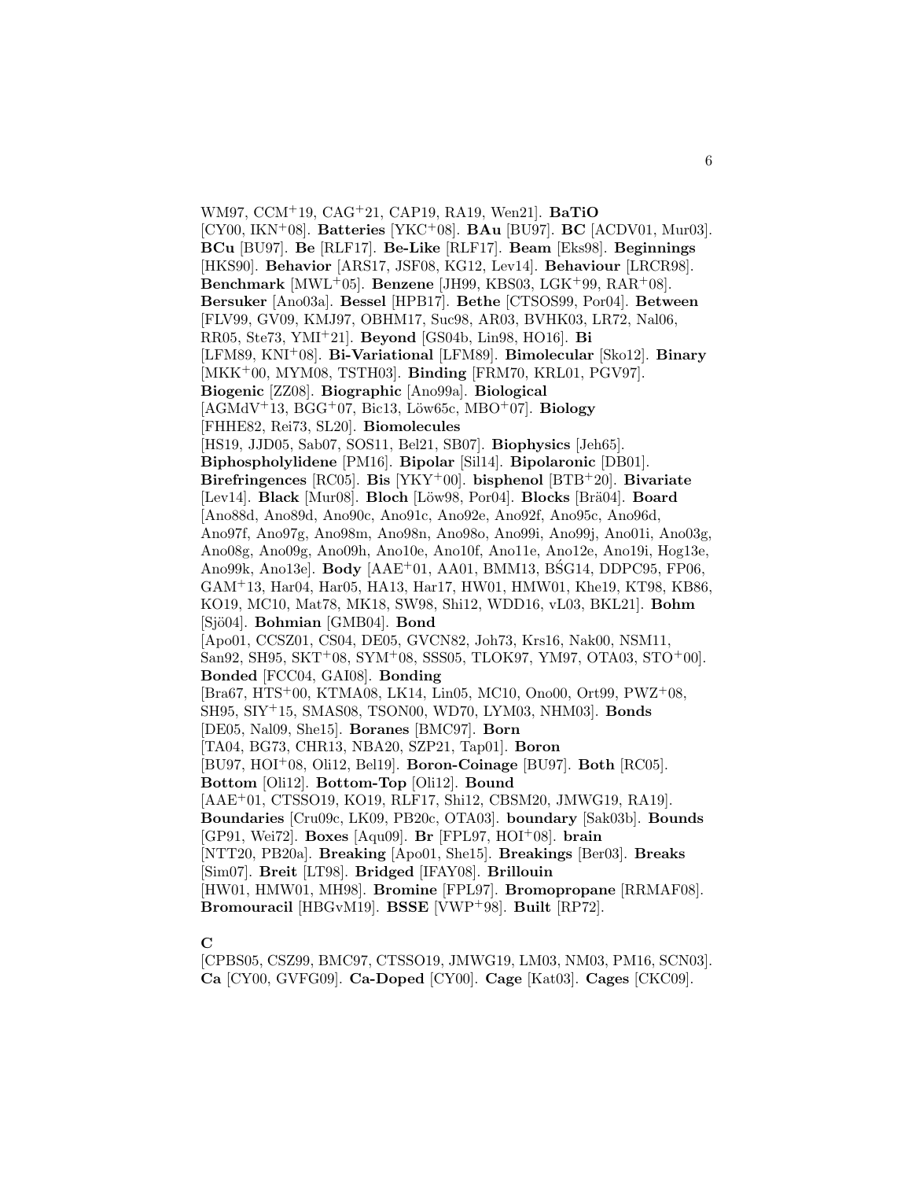WM97, CCM[+]19, CAG[+]21, CAP19, RA19, Wen21]. **BaTiO** [CY00, IKN[+]08]. **Batteries** [YKC[+]08]. **BAu** [BU97]. **BC** [ACDV01, Mur03]. **BCu** [BU97]. **Be** [RLF17]. **Be-Like** [RLF17]. **Beam** [Eks98]. **Beginnings** [HKS90]. **Behavior** [ARS17, JSF08, KG12, Lev14]. **Behaviour** [LRCR98]. **Benchmark** [MWL[+]05]. **Benzene** [JH99, KBS03, LGK[+]99, RAR[+]08]. **Bersuker** [Ano03a]. **Bessel** [HPB17]. **Bethe** [CTSOS99, Por04]. **Between** [FLV99, GV09, KMJ97, OBHM17, Suc98, AR03, BVHK03, LR72, Nal06, RR05, Ste73, YMI[+]21]. **Beyond** [GS04b, Lin98, HO16]. **Bi** [LFM89, KNI[+]08]. **Bi-Variational** [LFM89]. **Bimolecular** [Sko12]. **Binary** [MKK[+]00, MYM08, TSTH03]. **Binding** [FRM70, KRL01, PGV97]. **Biogenic** [ZZ08]. **Biographic** [Ano99a]. **Biological** [AGMdV[+]13, BGG[+]07, Bic13, Löw65c, MBO[+]07]. **Biology** [FHHE82, Rei73, SL20]. **Biomolecules** [HS19, JJD05, Sab07, SOS11, Bel21, SB07]. **Biophysics** [Jeh65]. **Biphospholylidene** [PM16]. **Bipolar** [Sil14]. **Bipolaronic** [DB01]. **Birefringences** [RC05]. **Bis** [YKY[+]00]. **bisphenol** [BTB[+]20]. **Bivariate** [Lev14]. **Black** [Mur08]. **Bloch** [Löw98, Por04]. **Blocks** [Brä04]. **Board** [Ano88d, Ano89d, Ano90c, Ano91c, Ano92e, Ano92f, Ano95c, Ano96d, Ano97f, Ano97g, Ano98m, Ano98n, Ano98o, Ano99i, Ano99j, Ano01i, Ano03g, Ano08g, Ano09g, Ano09h, Ano10e, Ano10f, Ano11e, Ano12e, Ano19i, Hog13e, Ano99k, Ano13e]. **Body** [AAE[+]01, AA01, BMM13, BŚG14, DDPC95, FP06, GAM[+]13, Har04, Har05, HA13, Har17, HW01, HMW01, Khe19, KT98, KB86, KO19, MC10, Mat78, MK18, SW98, Shi12, WDD16, vL03, BKL21]. **Bohm** [Sjö04]. **Bohmian** [GMB04]. **Bond** [Apo01, CCSZ01, CS04, DE05, GVCN82, Joh73, Krs16, Nak00, NSM11, San92, SH95, SKT[+]08, SYM[+]08, SSS05, TLOK97, YM97, OTA03, STO[+]00]. **Bonded** [FCC04, GAI08]. **Bonding** [Bra67, HTS[+]00, KTMA08, LK14, Lin05, MC10, Ono00, Ort99, PWZ[+]08, SH95, SIY[+]15, SMAS08, TSON00, WD70, LYM03, NHM03]. **Bonds** [DE05, Nal09, She15]. **Boranes** [BMC97]. **Born** [TA04, BG73, CHR13, NBA20, SZP21, Tap01]. **Boron** [BU97, HOI[+]08, Oli12, Bel19]. **Boron-Coinage** [BU97]. **Both** [RC05]. **Bottom** [Oli12]. **Bottom-Top** [Oli12]. **Bound** [AAE[+]01, CTSSO19, KO19, RLF17, Shi12, CBSM20, JMWG19, RA19]. **Boundaries** [Cru09c, LK09, PB20c, OTA03]. **boundary** [Sak03b]. **Bounds** [GP91, Wei72]. **Boxes** [Aqu09]. **Br** [FPL97, HOI[+]08]. **brain** [NTT20, PB20a]. **Breaking** [Apo01, She15]. **Breakings** [Ber03]. **Breaks** [Sim07]. **Breit** [LT98]. **Bridged** [IFAY08]. **Brillouin** [HW01, HMW01, MH98]. **Bromine** [FPL97]. **Bromopropane** [RRMAF08]. **Bromouracil** [HBGvM19]. **BSSE** [VWP[+]98]. **Built** [RP72].

**C**

[CPBS05, CSZ99, BMC97, CTSSO19, JMWG19, LM03, NM03, PM16, SCN03]. **Ca** [CY00, GVFG09]. **Ca-Doped** [CY00]. **Cage** [Kat03]. **Cages** [CKC09].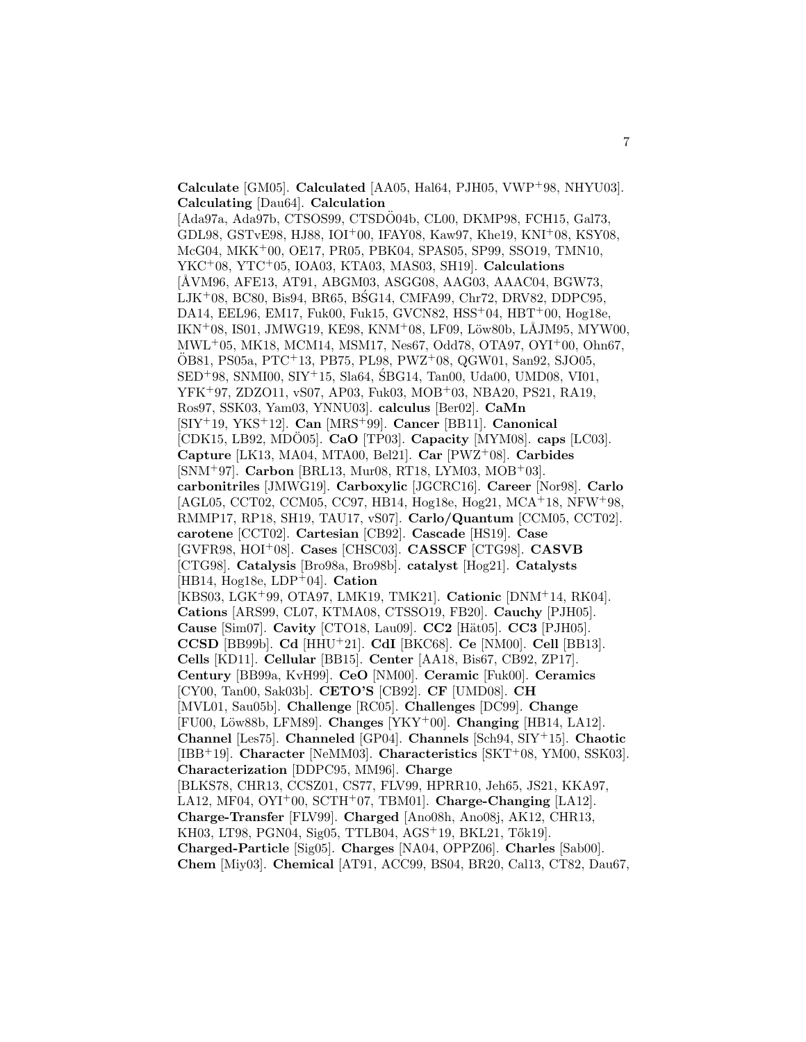**Calculate** [GM05]. **Calculated** [AA05, Hal64, PJH05, VWP+98, NHYU03]. **Calculating** [Dau64]. **Calculation** [Ada97a, Ada97b, CTSOS99, CTSDÖ04b, CL00, DKMP98, FCH15, Gal73, GDL98, GSTvE98, HJ88, IOI+00, IFAY08, Kaw97, Khe19, KNI+08, KSY08, McG04, MKK+00, OE17, PR05, PBK04, SPAS05, SP99, SSO19, TMN10, YKC+08, YTC+05, IOA03, KTA03, MAS03, SH19]. **Calculations** [ÅVM96, AFE13, AT91, ABGM03, ASGG08, AAG03, AAAC04, BGW73, LJK+08, BC80, Bis94, BR65, BŚG14, CMFA99, Chr72, DRV82, DDPC95, DA14, EEL96, EM17, Fuk00, Fuk15, GVCN82, HSS+04, HBT+00, Hog18e, IKN+08, IS01, JMWG19, KE98, KNM+08, LF09, Löw80b, LÅJM95, MYW00, MWL+05, MK18, MCM14, MSM17, Nes67, Odd78, OTA97, OYI+00, Ohn67, ÖB81, PS05a, PTC+13, PB75, PL98, PWZ+08, QGW01, San92, SJO05, SED+98, SNMI00, SIY+15, Sla64, ŚBG14, Tan00, Uda00, UMD08, VI01, YFK+97, ZDZO11, vS07, AP03, Fuk03, MOB+03, NBA20, PS21, RA19, Ros97, SSK03, Yam03, YNNU03]. **calculus** [Ber02]. **CaMn** [SIY+19, YKS+12]. **Can** [MRS+99]. **Cancer** [BB11]. **Canonical** [CDK15, LB92, MDÖ05]. **CaO** [TP03]. **Capacity** [MYM08]. **caps** [LC03]. **Capture** [LK13, MA04, MTA00, Bel21]. **Car** [PWZ+08]. **Carbides** [SNM+97]. **Carbon** [BRL13, Mur08, RT18, LYM03, MOB+03]. **carbonitriles** [JMWG19]. **Carboxylic** [JGCRC16]. **Career** [Nor98]. **Carlo** [AGL05, CCT02, CCM05, CC97, HB14, Hog18e, Hog21, MCA+18, NFW+98, RMMP17, RP18, SH19, TAU17, vS07]. **Carlo/Quantum** [CCM05, CCT02]. **carotene** [CCT02]. **Cartesian** [CB92]. **Cascade** [HS19]. **Case** [GVFR98, HOI+08]. **Cases** [CHSC03]. **CASSCF** [CTG98]. **CASVB** [CTG98]. **Catalysis** [Bro98a, Bro98b]. **catalyst** [Hog21]. **Catalysts** [HB14, Hog18e, LDP+04]. **Cation** [KBS03, LGK+99, OTA97, LMK19, TMK21]. **Cationic** [DNM+14, RK04]. **Cations** [ARS99, CL07, KTMA08, CTSSO19, FB20]. **Cauchy** [PJH05]. **Cause** [Sim07]. **Cavity** [CTO18, Lau09]. **CC2** [Hät05]. **CC3** [PJH05]. **CCSD** [BB99b]. **Cd** [HHU+21]. **CdI** [BKC68]. **Ce** [NM00]. **Cell** [BB13]. **Cells** [KD11]. **Cellular** [BB15]. **Center** [AA18, Bis67, CB92, ZP17]. **Century** [BB99a, KvH99]. **CeO** [NM00]. **Ceramic** [Fuk00]. **Ceramics** [CY00, Tan00, Sak03b]. **CETO'S** [CB92]. **CF** [UMD08]. **CH** [MVL01, Sau05b]. **Challenge** [RC05]. **Challenges** [DC99]. **Change** [FU00, Löw88b, LFM89]. **Changes** [YKY+00]. **Changing** [HB14, LA12]. **Channel** [Les75]. **Channeled** [GP04]. **Channels** [Sch94, SIY+15]. **Chaotic** [IBB+19]. **Character** [NeMM03]. **Characteristics** [SKT+08, YM00, SSK03]. **Characterization** [DDPC95, MM96]. **Charge** [BLKS78, CHR13, CCSZ01, CS77, FLV99, HPRR10, Jeh65, JS21, KKA97, LA12, MF04, OYI+00, SCTH+07, TBM01]. **Charge-Changing** [LA12]. **Charge-Transfer** [FLV99]. **Charged** [Ano08h, Ano08j, AK12, CHR13, KH03, LT98, PGN04, Sig05, TTLB04, AGS+19, BKL21, Tők19]. **Charged-Particle** [Sig05]. **Charges** [NA04, OPPZ06]. **Charles** [Sab00]. **Chem** [Miy03]. **Chemical** [AT91, ACC99, BS04, BR20, Cal13, CT82, Dau67,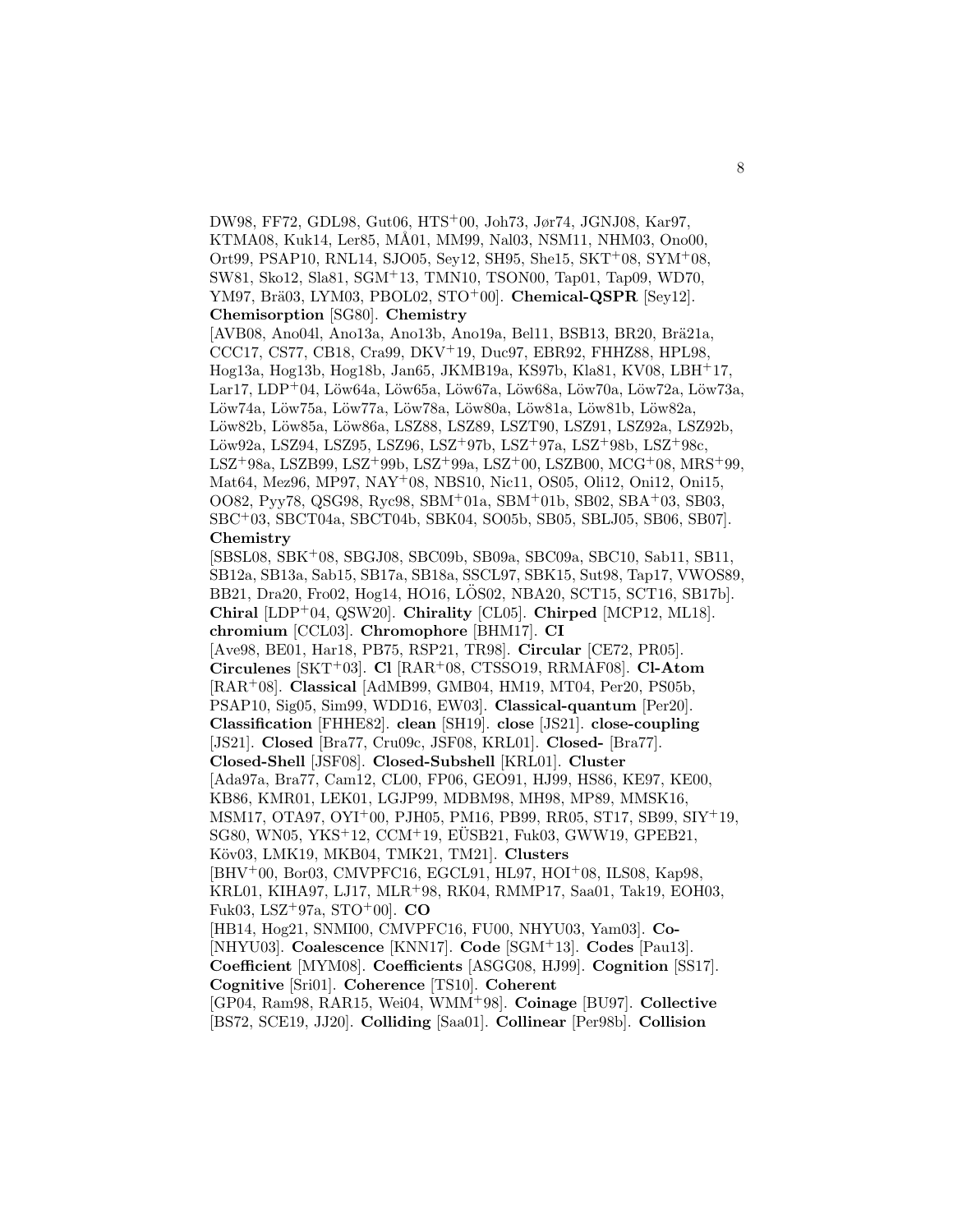DW98, FF72, GDL98, Gut06, HTS[+]00, Joh73, Jør74, JGNJ08, Kar97, KTMA08, Kuk14, Ler85, MÅ01, MM99, Nal03, NSM11, NHM03, Ono00, Ort99, PSAP10, RNL14, SJO05, Sey12, SH95, She15, SKT[+]08, SYM[+]08, SW81, Sko12, Sla81, SGM[+]13, TMN10, TSON00, Tap01, Tap09, WD70, YM97, Brä03, LYM03, PBOL02, STO[+]00]. **Chemical-QSPR** [Sey12]. **Chemisorption** [SG80]. **Chemistry** [AVB08, Ano04l, Ano13a, Ano13b, Ano19a, Bel11, BSB13, BR20, Brä21a, CCC17, CS77, CB18, Cra99, DKV[+]19, Duc97, EBR92, FHHZ88, HPL98, Hog13a, Hog13b, Hog18b, Jan65, JKMB19a, KS97b, Kla81, KV08, LBH[+]17, Lar17, LDP[+]04, Löw64a, Löw65a, Löw67a, Löw68a, Löw70a, Löw72a, Löw73a, Löw74a, Löw75a, Löw77a, Löw78a, Löw80a, Löw81a, Löw81b, Löw82a, Löw82b, Löw85a, Löw86a, LSZ88, LSZ89, LSZT90, LSZ91, LSZ92a, LSZ92b, Löw92a, LSZ94, LSZ95, LSZ96, LSZ[+]97b, LSZ[+]97a, LSZ[+]98b, LSZ[+]98c, LSZ[+]98a, LSZB99, LSZ[+]99b, LSZ[+]99a, LSZ[+]00, LSZB00, MCG[+]08, MRS[+]99, Mat64, Mez96, MP97, NAY[+]08, NBS10, Nic11, OS05, Oli12, Oni12, Oni15, OO82, Pyy78, QSG98, Ryc98, SBM[+]01a, SBM[+]01b, SB02, SBA[+]03, SB03, SBC[+]03, SBCT04a, SBCT04b, SBK04, SO05b, SB05, SBLJ05, SB06, SB07]. **Chemistry** [SBSL08, SBK[+]08, SBGJ08, SBC09b, SB09a, SBC09a, SBC10, Sab11, SB11, SB12a, SB13a, Sab15, SB17a, SB18a, SSCL97, SBK15, Sut98, Tap17, VWOS89, BB21, Dra20, Fro02, Hog14, HO16, LÖS02, NBA20, SCT15, SCT16, SB17b]. **Chiral** [LDP[+]04, QSW20]. **Chirality** [CL05]. **Chirped** [MCP12, ML18]. **chromium** [CCL03]. **Chromophore** [BHM17]. **CI** [Ave98, BE01, Har18, PB75, RSP21, TR98]. **Circular** [CE72, PR05]. **Circulenes** [SKT[+]03]. **Cl** [RAR[+]08, CTSSO19, RRMAF08]. **Cl-Atom** [RAR[+]08]. **Classical** [AdMB99, GMB04, HM19, MT04, Per20, PS05b, PSAP10, Sig05, Sim99, WDD16, EW03]. **Classical-quantum** [Per20]. **Classification** [FHHE82]. **clean** [SH19]. **close** [JS21]. **close-coupling** [JS21]. **Closed** [Bra77, Cru09c, JSF08, KRL01]. **Closed-** [Bra77]. **Closed-Shell** [JSF08]. **Closed-Subshell** [KRL01]. **Cluster** [Ada97a, Bra77, Cam12, CL00, FP06, GEO91, HJ99, HS86, KE97, KE00, KB86, KMR01, LEK01, LGJP99, MDBM98, MH98, MP89, MMSK16, MSM17, OTA97, OYI[+]00, PJH05, PM16, PB99, RR05, ST17, SB99, SIY[+]19, SG80, WN05, YKS[+]12, CCM[+]19, EÜSB21, Fuk03, GWW19, GPEB21, Köv03, LMK19, MKB04, TMK21, TM21]. **Clusters** [BHV[+]00, Bor03, CMVPFC16, EGCL91, HL97, HOI[+]08, ILS08, Kap98, KRL01, KIHA97, LJ17, MLR[+]98, RK04, RMMP17, Saa01, Tak19, EOH03, Fuk03, LSZ[+]97a, STO[+]00]. **CO** [HB14, Hog21, SNMI00, CMVPFC16, FU00, NHYU03, Yam03]. **Co-** [NHYU03]. **Coalescence** [KNN17]. **Code** [SGM[+]13]. **Codes** [Pau13]. **Coefficient** [MYM08]. **Coefficients** [ASGG08, HJ99]. **Cognition** [SS17]. **Cognitive** [Sri01]. **Coherence** [TS10]. **Coherent** [GP04, Ram98, RAR15, Wei04, WMM[+]98]. **Coinage** [BU97]. **Collective** [BS72, SCE19, JJ20]. **Colliding** [Saa01]. **Collinear** [Per98b]. **Collision**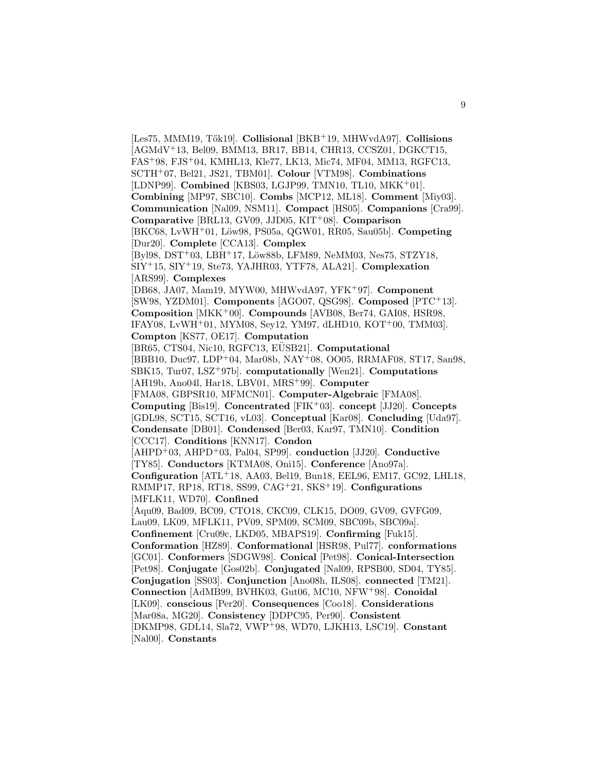[Les75, MMM19, Tők19]. **Collisional** [BKB+19, MHWvdA97]. **Collisions** [AGMdV+13, Bel09, BMM13, BR17, BB14, CHR13, CCSZ01, DGKCT15, FAS+98, FJS+04, KMHL13, Kle77, LK13, Mic74, MF04, MM13, RGFC13, SCTH+07, Bel21, JS21, TBM01]. **Colour** [VTM98]. **Combinations** [LDNP99]. **Combined** [KBS03, LGJP99, TMN10, TL10, MKK+01]. **Combining** [MP97, SBC10]. **Combs** [MCP12, ML18]. **Comment** [Miy03]. **Communication** [Nal09, NSM11]. **Compact** [HS05]. **Companions** [Cra99]. **Comparative** [BRL13, GV09, JJD05, KIT+08]. **Comparison** [BKC68, LvWH+01, Löw98, PS05a, QGW01, RR05, Sau05b]. **Competing** [Dur20]. **Complete** [CCA13]. **Complex** [Byl98, DST+03, LBH+17, Löw88b, LFM89, NeMM03, Nes75, STZY18, SIY+15, SIY+19, Ste73, YAJHR03, YTF78, ALA21]. **Complexation** [ARS99]. **Complexes** [DB68, JA07, Mam19, MYW00, MHWvdA97, YFK+97]. **Component** [SW98, YZDM01]. **Components** [AGO07, QSG98]. **Composed** [PTC+13]. **Composition** [MKK+00]. **Compounds** [AVB08, Ber74, GAI08, HSR98, IFAY08, LvWH+01, MYM08, Sey12, YM97, dLHD10, KOT+00, TMM03]. **Compton** [KS77, OE17]. **Computation** [BR65, CTS04, Nic10, RGFC13, EÜSB21]. **Computational** [BBB10, Duc97, LDP+04, Mar08b, NAY+08, OO05, RRMAF08, ST17, San98, SBK15, Tur07, LSZ+97b]. **computationally** [Wen21]. **Computations** [AH19b, Ano04l, Har18, LBV01, MRS+99]. **Computer** [FMA08, GBPSR10, MFMCN01]. **Computer-Algebraic** [FMA08]. **Computing** [Bis19]. **Concentrated** [FIK+03]. **concept** [JJ20]. **Concepts** [GDL98, SCT15, SCT16, vL03]. **Conceptual** [Kar08]. **Concluding** [Uda97]. **Condensate** [DB01]. **Condensed** [Ber03, Kar97, TMN10]. **Condition** [CCC17]. **Conditions** [KNN17]. **Condon** [AHPD+03, AHPD+03, Pal04, SP99]. **conduction** [JJ20]. **Conductive** [TY85]. **Conductors** [KTMA08, Oni15]. **Conference** [Ano97a]. **Configuration** [ATL+18, AA03, Bel19, Bun18, EEL96, EM17, GC92, LHL18, RMMP17, RP18, RT18, SS99, CAG+21, SKS+19]. **Configurations** [MFLK11, WD70]. **Confined** [Aqu09, Bad09, BC09, CTO18, CKC09, CLK15, DO09, GV09, GVFG09, Lau09, LK09, MFLK11, PV09, SPM09, SCM09, SBC09b, SBC09a]. **Confinement** [Cru09c, LKD05, MBAPS19]. **Confirming** [Fuk15]. **Conformation** [HZ89]. **Conformational** [HSR98, Pul77]. **conformations** [GC01]. **Conformers** [SDGW98]. **Conical** [Pet98]. **Conical-Intersection** [Pet98]. **Conjugate** [Gos02b]. **Conjugated** [Nal09, RPSB00, SD04, TY85]. **Conjugation** [SS03]. **Conjunction** [Ano08h, ILS08]. **connected** [TM21]. **Connection** [AdMB99, BVHK03, Gut06, MC10, NFW+98]. **Conoidal** [LK09]. **conscious** [Per20]. **Consequences** [Coo18]. **Considerations** [Mar08a, MG20]. **Consistency** [DDPC95, Per90]. **Consistent** [DKMP98, GDL14, Sla72, VWP+98, WD70, LJKH13, LSC19]. **Constant** [Nal00]. **Constants**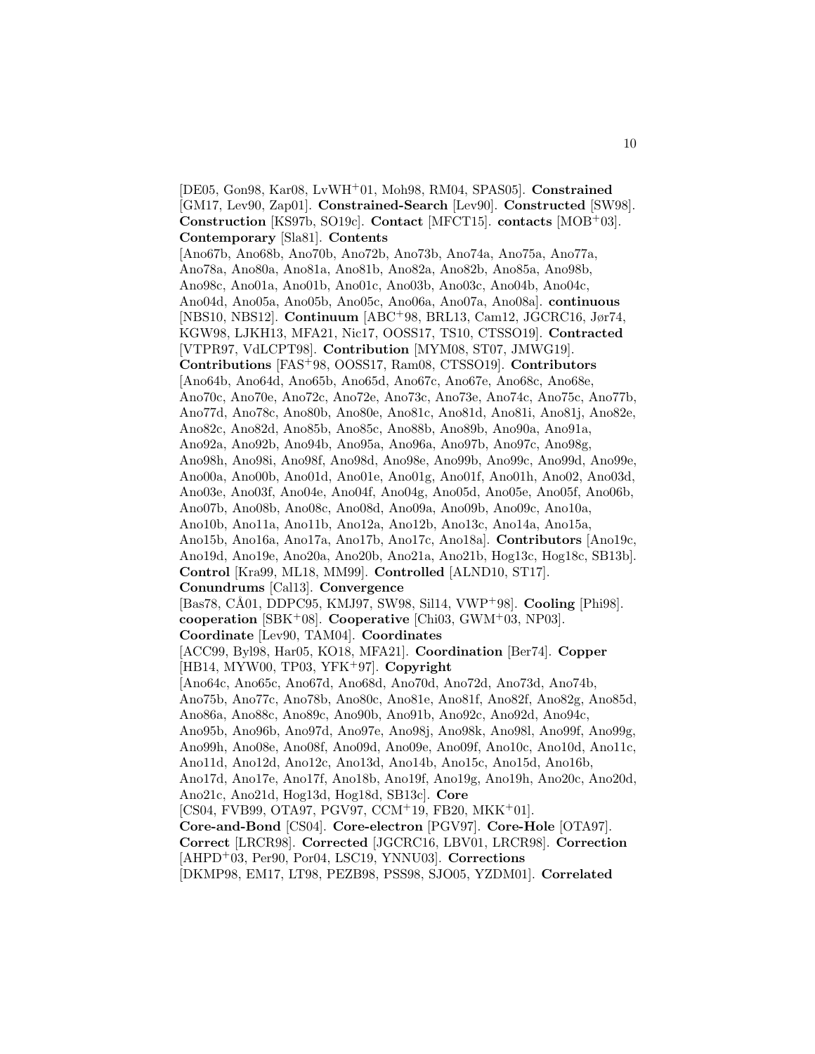[DE05, Gon98, Kar08, LvWH[+]01, Moh98, RM04, SPAS05]. **Constrained** [GM17, Lev90, Zap01]. **Constrained-Search** [Lev90]. **Constructed** [SW98]. **Construction** [KS97b, SO19c]. **Contact** [MFCT15]. **contacts** [MOB[+]03]. **Contemporary** [Sla81]. **Contents** [Ano67b, Ano68b, Ano70b, Ano72b, Ano73b, Ano74a, Ano75a, Ano77a, Ano78a, Ano80a, Ano81a, Ano81b, Ano82a, Ano82b, Ano85a, Ano98b, Ano98c, Ano01a, Ano01b, Ano01c, Ano03b, Ano03c, Ano04b, Ano04c, Ano04d, Ano05a, Ano05b, Ano05c, Ano06a, Ano07a, Ano08a]. **continuous** [NBS10, NBS12]. **Continuum** [ABC[+]98, BRL13, Cam12, JGCRC16, Jør74, KGW98, LJKH13, MFA21, Nic17, OOSS17, TS10, CTSSO19]. **Contracted** [VTPR97, VdLCPT98]. **Contribution** [MYM08, ST07, JMWG19]. **Contributions** [FAS[+]98, OOSS17, Ram08, CTSSO19]. **Contributors** [Ano64b, Ano64d, Ano65b, Ano65d, Ano67c, Ano67e, Ano68c, Ano68e, Ano70c, Ano70e, Ano72c, Ano72e, Ano73c, Ano73e, Ano74c, Ano75c, Ano77b, Ano77d, Ano78c, Ano80b, Ano80e, Ano81c, Ano81d, Ano81i, Ano81j, Ano82e, Ano82c, Ano82d, Ano85b, Ano85c, Ano88b, Ano89b, Ano90a, Ano91a, Ano92a, Ano92b, Ano94b, Ano95a, Ano96a, Ano97b, Ano97c, Ano98g, Ano98h, Ano98i, Ano98f, Ano98d, Ano98e, Ano99b, Ano99c, Ano99d, Ano99e, Ano00a, Ano00b, Ano01d, Ano01e, Ano01g, Ano01f, Ano01h, Ano02, Ano03d, Ano03e, Ano03f, Ano04e, Ano04f, Ano04g, Ano05d, Ano05e, Ano05f, Ano06b, Ano07b, Ano08b, Ano08c, Ano08d, Ano09a, Ano09b, Ano09c, Ano10a, Ano10b, Ano11a, Ano11b, Ano12a, Ano12b, Ano13c, Ano14a, Ano15a, Ano15b, Ano16a, Ano17a, Ano17b, Ano17c, Ano18a]. **Contributors** [Ano19c, Ano19d, Ano19e, Ano20a, Ano20b, Ano21a, Ano21b, Hog13c, Hog18c, SB13b]. **Control** [Kra99, ML18, MM99]. **Controlled** [ALND10, ST17]. **Conundrums** [Cal13]. **Convergence** [Bas78, CÅ01, DDPC95, KMJ97, SW98, Sil14, VWP[+]98]. **Cooling** [Phi98]. **cooperation** [SBK[+]08]. **Cooperative** [Chi03, GWM[+]03, NP03]. **Coordinate** [Lev90, TAM04]. **Coordinates** [ACC99, Byl98, Har05, KO18, MFA21]. **Coordination** [Ber74]. **Copper** [HB14, MYW00, TP03, YFK[+]97]. **Copyright** [Ano64c, Ano65c, Ano67d, Ano68d, Ano70d, Ano72d, Ano73d, Ano74b, Ano75b, Ano77c, Ano78b, Ano80c, Ano81e, Ano81f, Ano82f, Ano82g, Ano85d, Ano86a, Ano88c, Ano89c, Ano90b, Ano91b, Ano92c, Ano92d, Ano94c, Ano95b, Ano96b, Ano97d, Ano97e, Ano98j, Ano98k, Ano98l, Ano99f, Ano99g, Ano99h, Ano08e, Ano08f, Ano09d, Ano09e, Ano09f, Ano10c, Ano10d, Ano11c, Ano11d, Ano12d, Ano12c, Ano13d, Ano14b, Ano15c, Ano15d, Ano16b, Ano17d, Ano17e, Ano17f, Ano18b, Ano19f, Ano19g, Ano19h, Ano20c, Ano20d, Ano21c, Ano21d, Hog13d, Hog18d, SB13c]. **Core** [CS04, FVB99, OTA97, PGV97, CCM[+]19, FB20, MKK[+]01]. **Core-and-Bond** [CS04]. **Core-electron** [PGV97]. **Core-Hole** [OTA97]. **Correct** [LRCR98]. **Corrected** [JGCRC16, LBV01, LRCR98]. **Correction** [AHPD[+]03, Per90, Por04, LSC19, YNNU03]. **Corrections** [DKMP98, EM17, LT98, PEZB98, PSS98, SJO05, YZDM01]. **Correlated**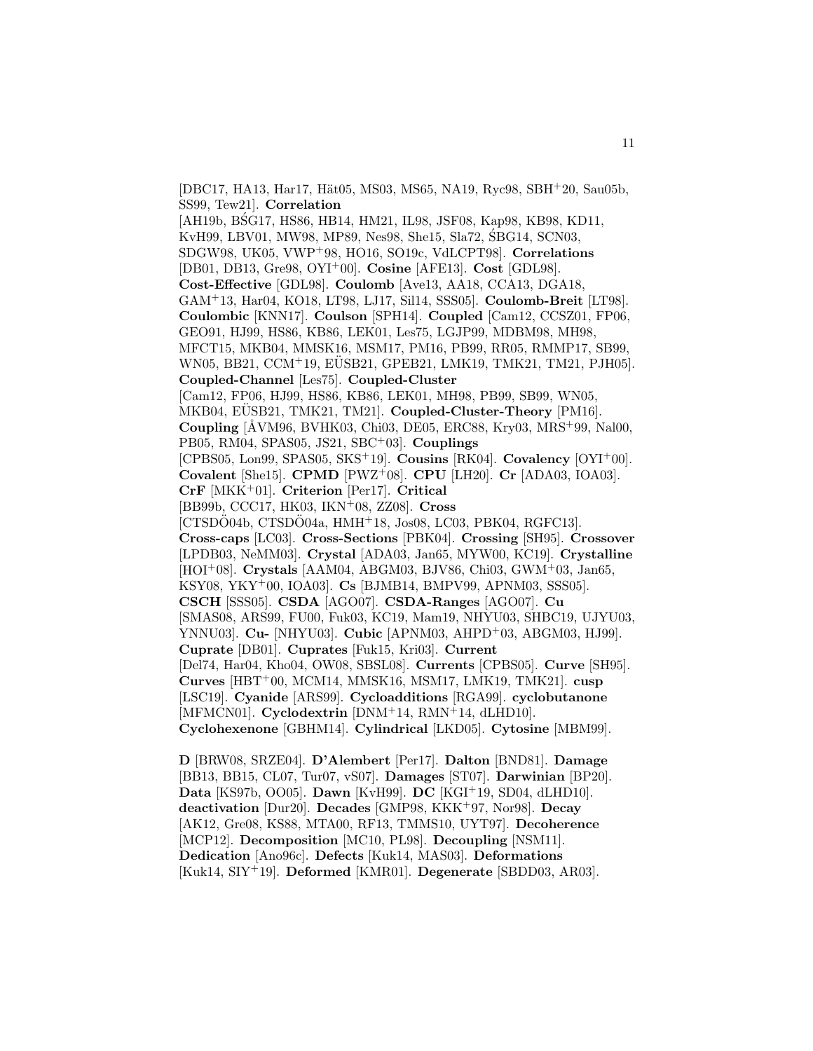[DBC17, HA13, Har17, Hät05, MS03, MS65, NA19, Ryc98, SBH+20, Sau05b, SS99, Tew21]. **Correlation** [AH19b, BŚG17, HS86, HB14, HM21, IL98, JSF08, Kap98, KB98, KD11, KvH99, LBV01, MW98, MP89, Nes98, She15, Sla72, ŚBG14, SCN03, SDGW98, UK05, VWP+98, HO16, SO19c, VdLCPT98]. **Correlations** [DB01, DB13, Gre98, OYI+00]. **Cosine** [AFE13]. **Cost** [GDL98]. **Cost-Effective** [GDL98]. **Coulomb** [Ave13, AA18, CCA13, DGA18, GAM+13, Har04, KO18, LT98, LJ17, Sil14, SSS05]. **Coulomb-Breit** [LT98]. **Coulombic** [KNN17]. **Coulson** [SPH14]. **Coupled** [Cam12, CCSZ01, FP06, GEO91, HJ99, HS86, KB86, LEK01, Les75, LGJP99, MDBM98, MH98, MFCT15, MKB04, MMSK16, MSM17, PM16, PB99, RR05, RMMP17, SB99, WN05, BB21, CCM+19, EÜSB21, GPEB21, LMK19, TMK21, TM21, PJH05]. **Coupled-Channel** [Les75]. **Coupled-Cluster** [Cam12, FP06, HJ99, HS86, KB86, LEK01, MH98, PB99, SB99, WN05, MKB04, EÜSB21, TMK21, TM21]. **Coupled-Cluster-Theory** [PM16]. **Coupling** [ÅVM96, BVHK03, Chi03, DE05, ERC88, Kry03, MRS+99, Nal00, PB05, RM04, SPAS05, JS21, SBC+03]. **Couplings** [CPBS05, Lon99, SPAS05, SKS+19]. **Cousins** [RK04]. **Covalency** [OYI+00]. **Covalent** [She15]. **CPMD** [PWZ+08]. **CPU** [LH20]. **Cr** [ADA03, IOA03]. **CrF** [MKK+01]. **Criterion** [Per17]. **Critical** [BB99b, CCC17, HK03, IKN+08, ZZ08]. **Cross** [CTSDÖ04b, CTSDÖ04a, HMH+18, Jos08, LC03, PBK04, RGFC13]. **Cross-caps** [LC03]. **Cross-Sections** [PBK04]. **Crossing** [SH95]. **Crossover** [LPDB03, NeMM03]. **Crystal** [ADA03, Jan65, MYW00, KC19]. **Crystalline** [HOI+08]. **Crystals** [AAM04, ABGM03, BJV86, Chi03, GWM+03, Jan65, KSY08, YKY+00, IOA03]. **Cs** [BJMB14, BMPV99, APNM03, SSS05]. **CSCH** [SSS05]. **CSDA** [AGO07]. **CSDA-Ranges** [AGO07]. **Cu** [SMAS08, ARS99, FU00, Fuk03, KC19, Mam19, NHYU03, SHBC19, UJYU03, YNNU03]. **Cu-** [NHYU03]. **Cubic** [APNM03, AHPD+03, ABGM03, HJ99]. **Cuprate** [DB01]. **Cuprates** [Fuk15, Kri03]. **Current** [Del74, Har04, Kho04, OW08, SBSL08]. **Currents** [CPBS05]. **Curve** [SH95]. **Curves** [HBT+00, MCM14, MMSK16, MSM17, LMK19, TMK21]. **cusp** [LSC19]. **Cyanide** [ARS99]. **Cycloadditions** [RGA99]. **cyclobutanone** [MFMCN01]. **Cyclodextrin** [DNM+14, RMN+14, dLHD10]. **Cyclohexenone** [GBHM14]. **Cylindrical** [LKD05]. **Cytosine** [MBM99].

**D** [BRW08, SRZE04]. **D'Alembert** [Per17]. **Dalton** [BND81]. **Damage** [BB13, BB15, CL07, Tur07, vS07]. **Damages** [ST07]. **Darwinian** [BP20]. **Data** [KS97b, OO05]. **Dawn** [KvH99]. **DC** [KGI+19, SD04, dLHD10]. **deactivation** [Dur20]. **Decades** [GMP98, KKK+97, Nor98]. **Decay** [AK12, Gre08, KS88, MTA00, RF13, TMMS10, UYT97]. **Decoherence** [MCP12]. **Decomposition** [MC10, PL98]. **Decoupling** [NSM11]. **Dedication** [Ano96c]. **Defects** [Kuk14, MAS03]. **Deformations** [Kuk14, SIY+19]. **Deformed** [KMR01]. **Degenerate** [SBDD03, AR03].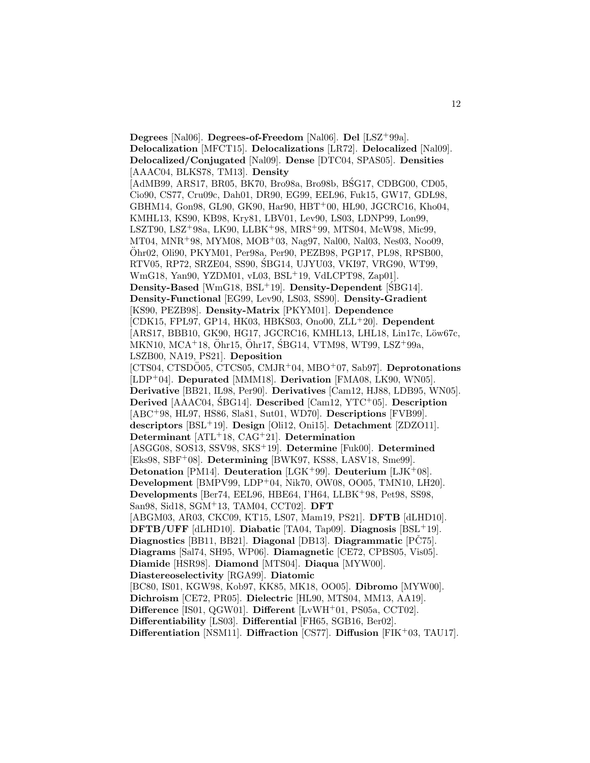**Degrees** [Nal06]. **Degrees-of-Freedom** [Nal06]. **Del** [LSZ+99a]. **Delocalization** [MFCT15]. **Delocalizations** [LR72]. **Delocalized** [Nal09]. **Delocalized/Conjugated** [Nal09]. **Dense** [DTC04, SPAS05]. **Densities** [AAAC04, BLKS78, TM13]. **Density** [AdMB99, ARS17, BR05, BK70, Bro98a, Bro98b, BŚG17, CDBG00, CD05, Cio90, CS77, Cru09c, Dah01, DR90, EG99, EEL96, Fuk15, GW17, GDL98, GBHM14, Gon98, GL90, GK90, Har90, HBT+00, HL90, JGCRC16, Kho04, KMHL13, KS90, KB98, Kry81, LBV01, Lev90, LS03, LDNP99, Lon99, LSZT90, LSZ+98a, LK90, LLBK+98, MRS+99, MTS04, McW98, Mic99, MT04, MNR+98, MYM08, MOB+03, Nag97, Nal00, Nal03, Nes03, Noo09, Öhr02, Oli90, PKYM01, Per98a, Per90, PEZB98, PGP17, PL98, RPSB00, RTV05, RP72, SRZE04, SS90, ŚBG14, UJYU03, VKI97, VRG90, WT99, WmG18, Yan90, YZDM01, vL03, BSL+19, VdLCPT98, Zap01]. **Density-Based** [WmG18, BSL+19]. **Density-Dependent** [ŚBG14]. **Density-Functional** [EG99, Lev90, LS03, SS90]. **Density-Gradient** [KS90, PEZB98]. **Density-Matrix** [PKYM01]. **Dependence** [CDK15, FPL97, GP14, HK03, HBKS03, Ono00, ZLL+20]. **Dependent** [ARS17, BBB10, GK90, HG17, JGCRC16, KMHL13, LHL18, Lin17c, Löw67c, MKN10, MCA+18, Öhr15, Öhr17, ŚBG14, VTM98, WT99, LSZ+99a, LSZB00, NA19, PS21]. **Deposition** [CTS04, CTSDÖ05, CTCS05, CMJR+04, MBO+07, Sab97]. **Deprotonations** [LDP+04]. **Depurated** [MMM18]. **Derivation** [FMA08, LK90, WN05]. **Derivative** [BB21, IL98, Per90]. **Derivatives** [Cam12, HJ88, LDB95, WN05]. **Derived** [AAAC04, ŚBG14]. **Described** [Cam12, YTC+05]. **Description** [ABC+98, HL97, HS86, Sla81, Sut01, WD70]. **Descriptions** [FVB99]. **descriptors** [BSL+19]. **Design** [Oli12, Oni15]. **Detachment** [ZDZO11]. **Determinant** [ATL+18, CAG+21]. **Determination** [ASGG08, SOS13, SSV98, SKS+19]. **Determine** [Fuk00]. **Determined** [Eks98, SBF+08]. **Determining** [BWK97, KS88, LASV18, Sme99]. **Detonation** [PM14]. **Deuteration** [LGK+99]. **Deuterium** [LJK+08]. **Development** [BMPV99, LDP+04, Nik70, OW08, OO05, TMN10, LH20]. **Developments** [Ber74, EEL96, HBE64, I'H64, LLBK+98, Pet98, SS98, San98, Sid18, SGM+13, TAM04, CCT02]. **DFT** [ABGM03, AR03, CKC09, KT15, LS07, Mam19, PS21]. **DFTB** [dLHD10]. **DFTB/UFF** [dLHD10]. **Diabatic** [TA04, Tap09]. **Diagnosis** [BSL+19]. **Diagnostics** [BB11, BB21]. **Diagonal** [DB13]. **Diagrammatic** [PČ75]. **Diagrams** [Sal74, SH95, WP06]. **Diamagnetic** [CE72, CPBS05, Vis05]. **Diamide** [HSR98]. **Diamond** [MTS04]. **Diaqua** [MYW00]. **Diastereoselectivity** [RGA99]. **Diatomic** [BC80, IS01, KGW98, Kob97, KK85, MK18, OO05]. **Dibromo** [MYW00]. **Dichroism** [CE72, PR05]. **Dielectric** [HL90, MTS04, MM13, AA19]. **Difference** [IS01, QGW01]. **Different** [LvWH+01, PS05a, CCT02]. **Differentiability** [LS03]. **Differential** [FH65, SGB16, Ber02]. **Differentiation** [NSM11]. **Diffraction** [CS77]. **Diffusion** [FIK+03, TAU17].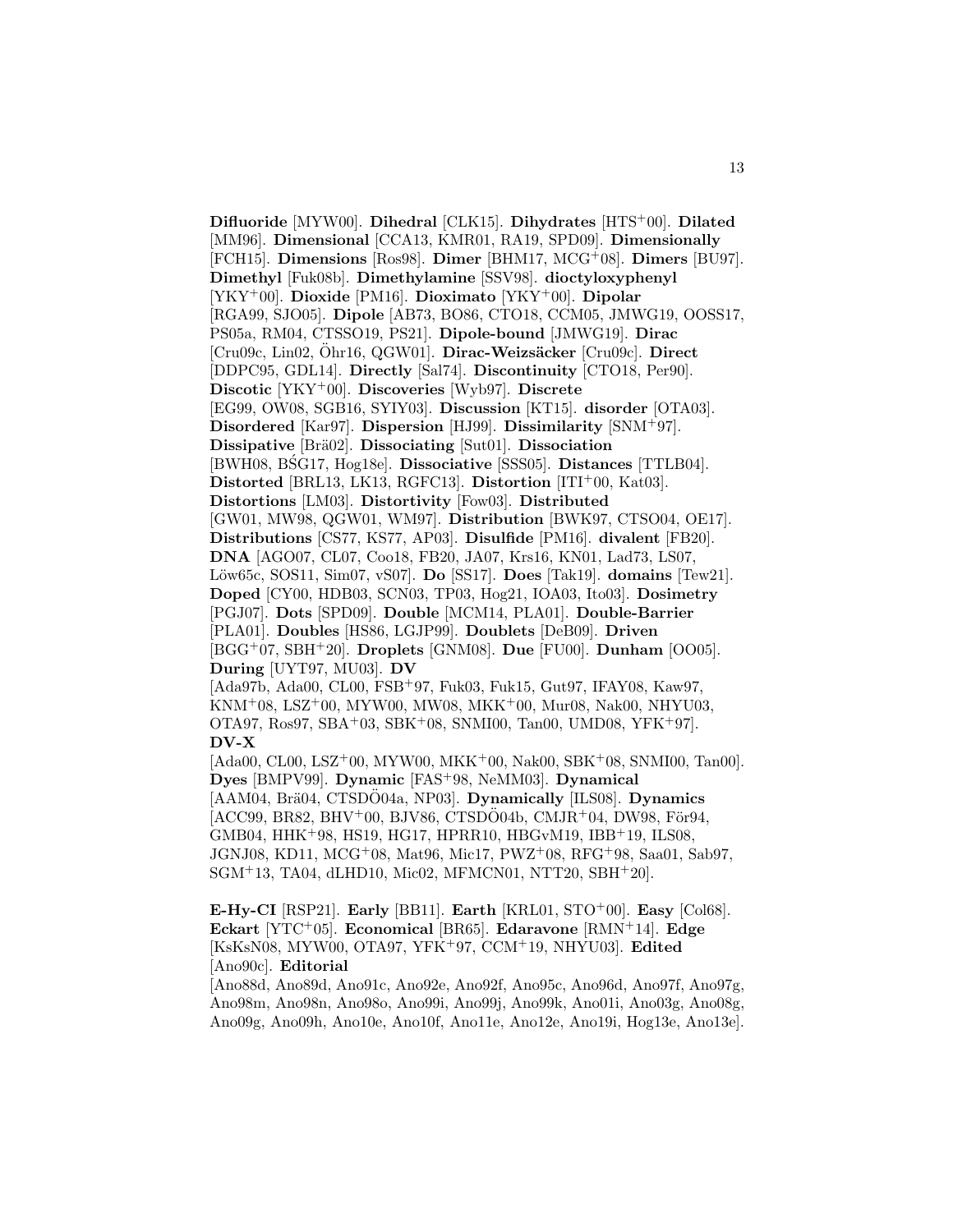**Difluoride** [MYW00]. **Dihedral** [CLK15]. **Dihydrates** [HTS+00]. **Dilated** [MM96]. **Dimensional** [CCA13, KMR01, RA19, SPD09]. **Dimensionally** [FCH15]. **Dimensions** [Ros98]. **Dimer** [BHM17, MCG+08]. **Dimers** [BU97]. **Dimethyl** [Fuk08b]. **Dimethylamine** [SSV98]. **dioctyloxyphenyl** [YKY+00]. **Dioxide** [PM16]. **Dioximato** [YKY+00]. **Dipolar** [RGA99, SJO05]. **Dipole** [AB73, BO86, CTO18, CCM05, JMWG19, OOSS17, PS05a, RM04, CTSSO19, PS21]. **Dipole-bound** [JMWG19]. **Dirac** [Cru09c, Lin02, Öhr16, QGW01]. **Dirac-Weizsäcker** [Cru09c]. **Direct** [DDPC95, GDL14]. **Directly** [Sal74]. **Discontinuity** [CTO18, Per90]. **Discotic** [YKY+00]. **Discoveries** [Wyb97]. **Discrete** [EG99, OW08, SGB16, SYIY03]. **Discussion** [KT15]. **disorder** [OTA03]. **Disordered** [Kar97]. **Dispersion** [HJ99]. **Dissimilarity** [SNM+97]. **Dissipative** [Brä02]. **Dissociating** [Sut01]. **Dissociation** [BWH08, BŚG17, Hog18e]. **Dissociative** [SSS05]. **Distances** [TTLB04]. **Distorted** [BRL13, LK13, RGFC13]. **Distortion** [ITI+00, Kat03]. **Distortions** [LM03]. **Distortivity** [Fow03]. **Distributed** [GW01, MW98, QGW01, WM97]. **Distribution** [BWK97, CTSO04, OE17]. **Distributions** [CS77, KS77, AP03]. **Disulfide** [PM16]. **divalent** [FB20]. **DNA** [AGO07, CL07, Coo18, FB20, JA07, Krs16, KN01, Lad73, LS07, Löw65c, SOS11, Sim07, vS07]. **Do** [SS17]. **Does** [Tak19]. **domains** [Tew21]. **Doped** [CY00, HDB03, SCN03, TP03, Hog21, IOA03, Ito03]. **Dosimetry** [PGJ07]. **Dots** [SPD09]. **Double** [MCM14, PLA01]. **Double-Barrier** [PLA01]. **Doubles** [HS86, LGJP99]. **Doublets** [DeB09]. **Driven** [BGG+07, SBH+20]. **Droplets** [GNM08]. **Due** [FU00]. **Dunham** [OO05]. **During** [UYT97, MU03]. **DV** [Ada97b, Ada00, CL00, FSB+97, Fuk03, Fuk15, Gut97, IFAY08, Kaw97, KNM+08, LSZ+00, MYW00, MW08, MKK+00, Mur08, Nak00, NHYU03, OTA97, Ros97, SBA+03, SBK+08, SNMI00, Tan00, UMD08, YFK+97]. **DV-X** [Ada00, CL00, LSZ+00, MYW00, MKK+00, Nak00, SBK+08, SNMI00, Tan00]. **Dyes** [BMPV99]. **Dynamic** [FAS+98, NeMM03]. **Dynamical** [AAM04, Brä04, CTSDÖ04a, NP03]. **Dynamically** [ILS08]. **Dynamics** [ACC99, BR82, BHV+00, BJV86, CTSDÖ04b, CMJR+04, DW98, För94, GMB04, HHK+98, HS19, HG17, HPRR10, HBGvM19, IBB+19, ILS08, JGNJ08, KD11, MCG+08, Mat96, Mic17, PWZ+08, RFG+98, Saa01, Sab97, SGM+13, TA04, dLHD10, Mic02, MFMCN01, NTT20, SBH+20].

**E-Hy-CI** [RSP21]. **Early** [BB11]. **Earth** [KRL01, STO+00]. **Easy** [Col68]. **Eckart** [YTC+05]. **Economical** [BR65]. **Edaravone** [RMN+14]. **Edge** [KsKsN08, MYW00, OTA97, YFK+97, CCM+19, NHYU03]. **Edited** [Ano90c]. **Editorial** [Ano88d, Ano89d, Ano91c, Ano92e, Ano92f, Ano95c, Ano96d, Ano97f, Ano97g, Ano98m, Ano98n, Ano98o, Ano99i, Ano99j, Ano99k, Ano01i, Ano03g, Ano08g, Ano09g, Ano09h, Ano10e, Ano10f, Ano11e, Ano12e, Ano19i, Hog13e, Ano13e].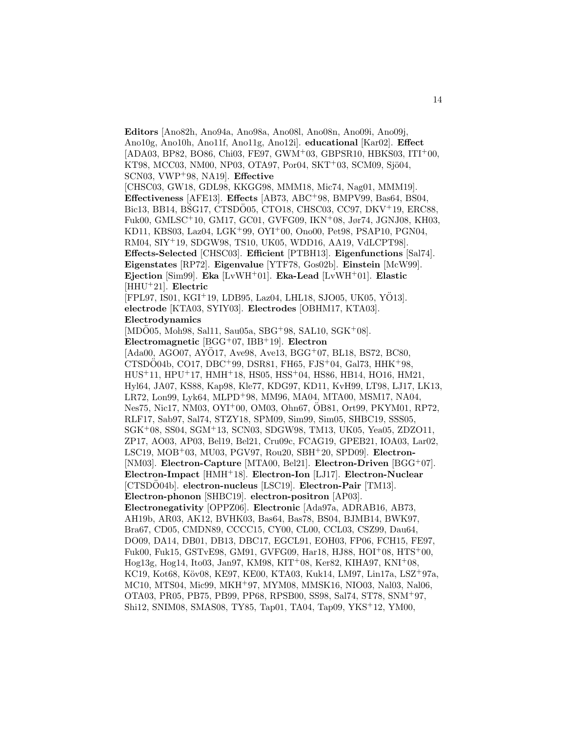**Editors** [Ano82h, Ano94a, Ano98a, Ano08l, Ano08n, Ano09i, Ano09j, Ano10g, Ano10h, Ano11f, Ano11g, Ano12i]. **educational** [Kar02]. **Effect** [ADA03, BP82, BO86, Chi03, FE97, GWM+03, GBPSR10, HBKS03, ITI+00, KT98, MCC03, NM00, NP03, OTA97, Por04, SKT+03, SCM09, Sjö04, SCN03, VWP+98, NA19]. **Effective** [CHSC03, GW18, GDL98, KKGG98, MMM18, Mic74, Nag01, MMM19]. **Effectiveness** [AFE13]. **Effects** [AB73, ABC+98, BMPV99, Bas64, BS04, Bic13, BB14, BŚG17, CTSDÖ05, CTO18, CHSC03, CC97, DKV+19, ERC88, Fuk00, GMLSC+10, GM17, GC01, GVFG09, IKN+08, Jør74, JGNJ08, KH03, KD11, KBS03, Laz04, LGK+99, OYI+00, Ono00, Pet98, PSAP10, PGN04, RM04, SIY+19, SDGW98, TS10, UK05, WDD16, AA19, VdLCPT98]. **Effects-Selected** [CHSC03]. **Efficient** [PTBH13]. **Eigenfunctions** [Sal74]. **Eigenstates** [RP72]. **Eigenvalue** [YTF78, Gos02b]. **Einstein** [McW99]. **Ejection** [Sim99]. **Eka** [LvWH+01]. **Eka-Lead** [LvWH+01]. **Elastic** [HHU+21]. **Electric** [FPL97, IS01, KGI+19, LDB95, Laz04, LHL18, SJO05, UK05, YÖ13]. **electrode** [KTA03, SYIY03]. **Electrodes** [OBHM17, KTA03]. **Electrodynamics** [MDÖ05, Moh98, Sal11, Sau05a, SBG+98, SAL10, SGK+08]. **Electromagnetic** [BGG+07, IBB+19]. **Electron** [Ada00, AGO07, AYÖ17, Ave98, Ave13, BGG+07, BL18, BS72, BC80, CTSDÖ04b, CO17, DBC+99, DSR81, FH65, FJS+04, Gal73, HHK+98, HUS+11, HPU+17, HMH+18, HS05, HSS+04, HS86, HB14, HO16, HM21, Hyl64, JA07, KS88, Kap98, Kle77, KDG97, KD11, KvH99, LT98, LJ17, LK13, LR72, Lon99, Lyk64, MLPD+98, MM96, MA04, MTA00, MSM17, NA04, Nes75, Nic17, NM03, OYI+00, OM03, Ohn67, ÖB81, Ort99, PKYM01, RP72, RLF17, Sab97, Sal74, STZY18, SPM09, Sim99, Sim05, SHBC19, SSS05, SGK+08, SS04, SGM+13, SCN03, SDGW98, TM13, UK05, Yea05, ZDZO11, ZP17, AO03, AP03, Bel19, Bel21, Cru09c, FCAG19, GPEB21, IOA03, Lar02, LSC19, MOB+03, MU03, PGV97, Rou20, SBH+20, SPD09]. **Electron-** [NM03]. **Electron-Capture** [MTA00, Bel21]. **Electron-Driven** [BGG+07]. **Electron-Impact** [HMH+18]. **Electron-Ion** [LJ17]. **Electron-Nuclear** [CTSDÖ04b]. **electron-nucleus** [LSC19]. **Electron-Pair** [TM13]. **Electron-phonon** [SHBC19]. **electron-positron** [AP03]. **Electronegativity** [OPPZ06]. **Electronic** [Ada97a, ADRAB16, AB73, AH19b, AR03, AK12, BVHK03, Bas64, Bas78, BS04, BJMB14, BWK97, Bra67, CD05, CMDN89, CCCC15, CY00, CL00, CCL03, CSZ99, Dau64, DO09, DA14, DB01, DB13, DBC17, EGCL91, EOH03, FP06, FCH15, FE97, Fuk00, Fuk15, GSTvE98, GM91, GVFG09, Har18, HJ88, HOI+08, HTS+00, Hog13g, Hog14, Ito03, Jan97, KM98, KIT+08, Ker82, KIHA97, KNI+08, KC19, Kot68, Köv08, KE97, KE00, KTA03, Kuk14, LM97, Lin17a, LSZ+97a, MC10, MTS04, Mic99, MKH+97, MYM08, MMSK16, NIO03, Nal03, Nal06, OTA03, PR05, PB75, PB99, PP68, RPSB00, SS98, Sal74, ST78, SNM+97, Shi12, SNIM08, SMAS08, TY85, Tap01, TA04, Tap09, YKS+12, YM00,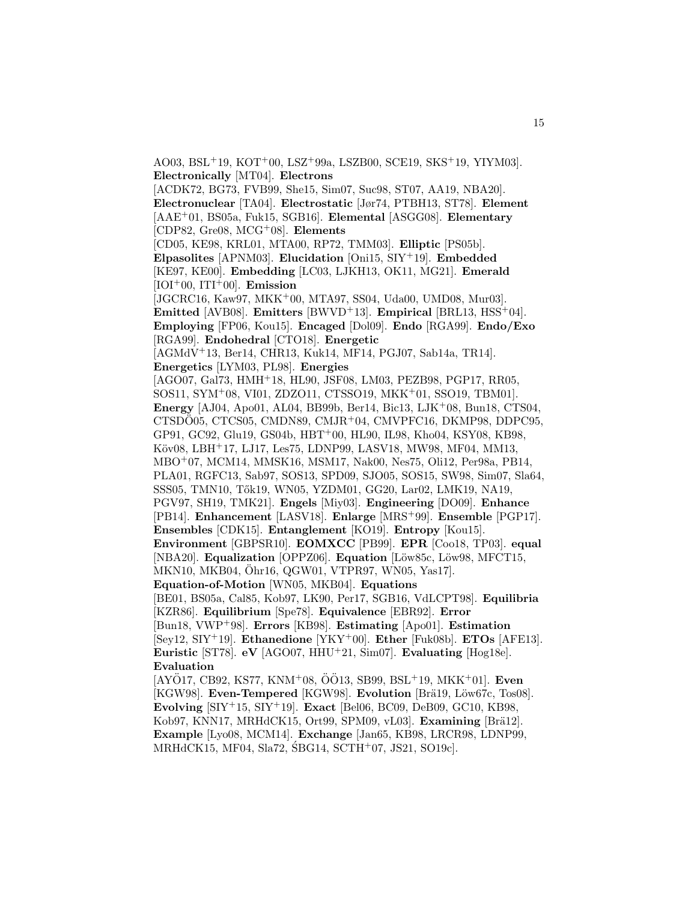AO03, BSL[+]19, KOT[+]00, LSZ[+]99a, LSZB00, SCE19, SKS[+]19, YIYM03]. **Electronically** [MT04]. **Electrons** [ACDK72, BG73, FVB99, She15, Sim07, Suc98, ST07, AA19, NBA20]. **Electronuclear** [TA04]. **Electrostatic** [Jør74, PTBH13, ST78]. **Element** [AAE[+]01, BS05a, Fuk15, SGB16]. **Elemental** [ASGG08]. **Elementary** [CDP82, Gre08, MCG[+]08]. **Elements** [CD05, KE98, KRL01, MTA00, RP72, TMM03]. **Elliptic** [PS05b]. **Elpasolites** [APNM03]. **Elucidation** [Oni15, SIY[+]19]. **Embedded** [KE97, KE00]. **Embedding** [LC03, LJKH13, OK11, MG21]. **Emerald** [IOI[+]00, ITI[+]00]. **Emission** [JGCRC16, Kaw97, MKK[+]00, MTA97, SS04, Uda00, UMD08, Mur03]. **Emitted** [AVB08]. **Emitters** [BWVD[+]13]. **Empirical** [BRL13, HSS[+]04]. **Employing** [FP06, Kou15]. **Encaged** [Dol09]. **Endo** [RGA99]. **Endo/Exo** [RGA99]. **Endohedral** [CTO18]. **Energetic** [AGMdV[+]13, Ber14, CHR13, Kuk14, MF14, PGJ07, Sab14a, TR14]. **Energetics** [LYM03, PL98]. **Energies** [AGO07, Gal73, HMH[+]18, HL90, JSF08, LM03, PEZB98, PGP17, RR05, SOS11, SYM[+]08, VI01, ZDZO11, CTSSO19, MKK[+]01, SSO19, TBM01]. **Energy** [AJ04, Apo01, AL04, BB99b, Ber14, Bic13, LJK[+]08, Bun18, CTS04, CTSDÖ05, CTCS05, CMDN89, CMJR[+]04, CMVPFC16, DKMP98, DDPC95, GP91, GC92, Glu19, GS04b, HBT[+]00, HL90, IL98, Kho04, KSY08, KB98, Köv08, LBH[+]17, LJ17, Les75, LDNP99, LASV18, MW98, MF04, MM13, MBO[+]07, MCM14, MMSK16, MSM17, Nak00, Nes75, Oli12, Per98a, PB14, PLA01, RGFC13, Sab97, SOS13, SPD09, SJO05, SOS15, SW98, Sim07, Sla64, SSS05, TMN10, Tők19, WN05, YZDM01, GG20, Lar02, LMK19, NA19, PGV97, SH19, TMK21]. **Engels** [Miy03]. **Engineering** [DO09]. **Enhance** [PB14]. **Enhancement** [LASV18]. **Enlarge** [MRS[+]99]. **Ensemble** [PGP17]. **Ensembles** [CDK15]. **Entanglement** [KO19]. **Entropy** [Kou15]. **Environment** [GBPSR10]. **EOMXCC** [PB99]. **EPR** [Coo18, TP03]. **equal** [NBA20]. **Equalization** [OPPZ06]. **Equation** [Löw85c, Löw98, MFCT15, MKN10, MKB04, Öhr16, QGW01, VTPR97, WN05, Yas17]. **Equation-of-Motion** [WN05, MKB04]. **Equations** [BE01, BS05a, Cal85, Kob97, LK90, Per17, SGB16, VdLCPT98]. **Equilibria** [KZR86]. **Equilibrium** [Spe78]. **Equivalence** [EBR92]. **Error** [Bun18, VWP[+]98]. **Errors** [KB98]. **Estimating** [Apo01]. **Estimation** [Sey12, SIY[+]19]. **Ethanedione** [YKY[+]00]. **Ether** [Fuk08b]. **ETOs** [AFE13]. **Euristic** [ST78]. **eV** [AGO07, HHU[+]21, Sim07]. **Evaluating** [Hog18e]. **Evaluation** [AYÖ17, CB92, KS77, KNM[+]08, ÖÖ13, SB99, BSL[+]19, MKK[+]01]. **Even** [KGW98]. **Even-Tempered** [KGW98]. **Evolution** [Brä19, Löw67c, Tos08]. **Evolving** [SIY[+]15, SIY[+]19]. **Exact** [Bel06, BC09, DeB09, GC10, KB98, Kob97, KNN17, MRHdCK15, Ort99, SPM09, vL03]. **Examining** [Brä12]. **Example** [Lyo08, MCM14]. **Exchange** [Jan65, KB98, LRCR98, LDNP99, MRHdCK15, MF04, Sla72, ŚBG14, SCTH[+]07, JS21, SO19c].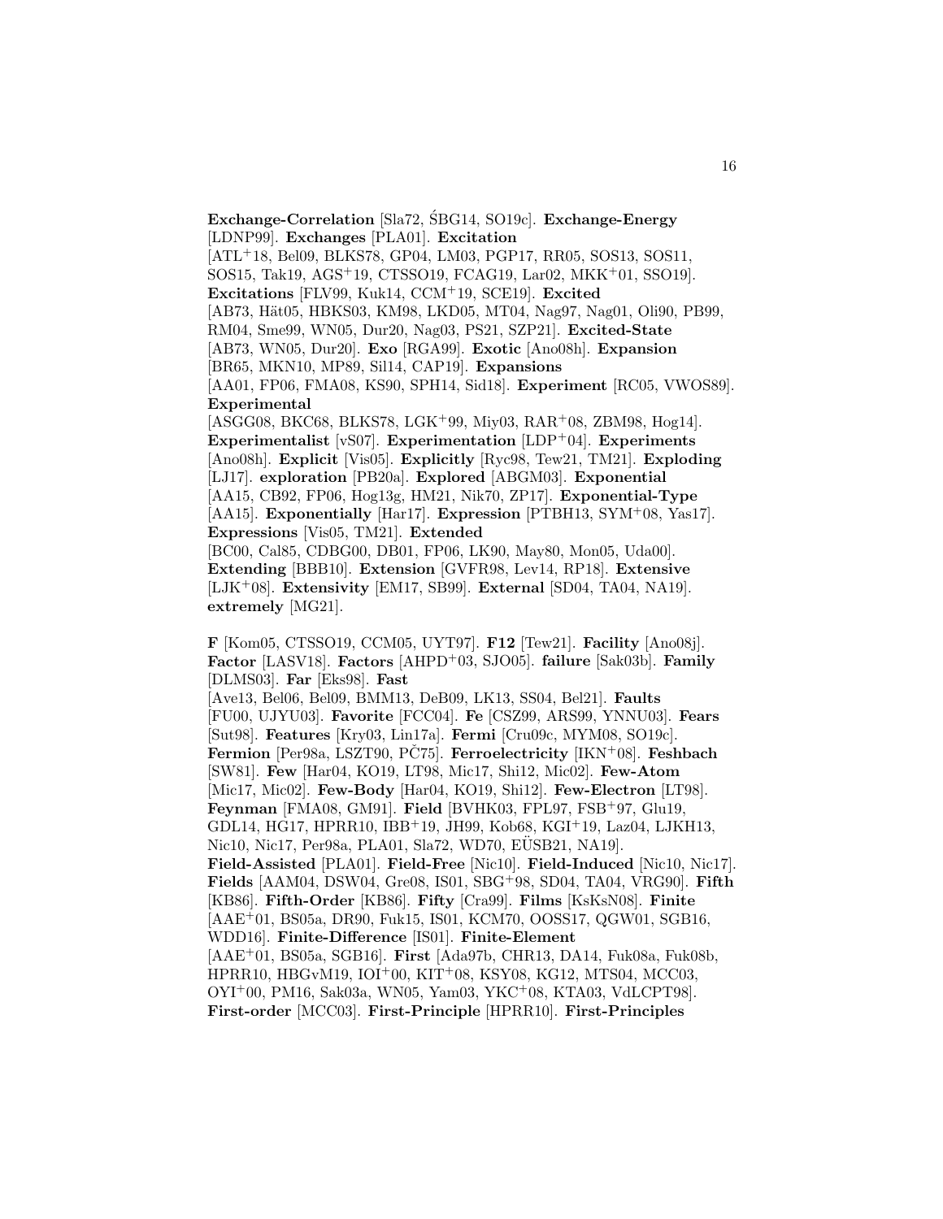**Exchange-Correlation** [Sla72, ŚBG14, SO19c]. **Exchange-Energy** [LDNP99]. **Exchanges** [PLA01]. **Excitation** [ATL+18, Bel09, BLKS78, GP04, LM03, PGP17, RR05, SOS13, SOS11, SOS15, Tak19, AGS+19, CTSSO19, FCAG19, Lar02, MKK+01, SSO19]. **Excitations** [FLV99, Kuk14, CCM+19, SCE19]. **Excited** [AB73, Hät05, HBKS03, KM98, LKD05, MT04, Nag97, Nag01, Oli90, PB99, RM04, Sme99, WN05, Dur20, Nag03, PS21, SZP21]. **Excited-State** [AB73, WN05, Dur20]. **Exo** [RGA99]. **Exotic** [Ano08h]. **Expansion** [BR65, MKN10, MP89, Sil14, CAP19]. **Expansions** [AA01, FP06, FMA08, KS90, SPH14, Sid18]. **Experiment** [RC05, VWOS89]. **Experimental** [ASGG08, BKC68, BLKS78, LGK+99, Miy03, RAR+08, ZBM98, Hog14]. **Experimentalist** [vS07]. **Experimentation** [LDP+04]. **Experiments** [Ano08h]. **Explicit** [Vis05]. **Explicitly** [Ryc98, Tew21, TM21]. **Exploding** [LJ17]. **exploration** [PB20a]. **Explored** [ABGM03]. **Exponential** [AA15, CB92, FP06, Hog13g, HM21, Nik70, ZP17]. **Exponential-Type** [AA15]. **Exponentially** [Har17]. **Expression** [PTBH13, SYM+08, Yas17]. **Expressions** [Vis05, TM21]. **Extended** [BC00, Cal85, CDBG00, DB01, FP06, LK90, May80, Mon05, Uda00]. **Extending** [BBB10]. **Extension** [GVFR98, Lev14, RP18]. **Extensive** [LJK+08]. **Extensivity** [EM17, SB99]. **External** [SD04, TA04, NA19]. **extremely** [MG21].

**F** [Kom05, CTSSO19, CCM05, UYT97]. **F12** [Tew21]. **Facility** [Ano08j]. **Factor** [LASV18]. **Factors** [AHPD+03, SJO05]. **failure** [Sak03b]. **Family** [DLMS03]. **Far** [Eks98]. **Fast** [Ave13, Bel06, Bel09, BMM13, DeB09, LK13, SS04, Bel21]. **Faults** [FU00, UJYU03]. **Favorite** [FCC04]. **Fe** [CSZ99, ARS99, YNNU03]. **Fears** [Sut98]. **Features** [Kry03, Lin17a]. **Fermi** [Cru09c, MYM08, SO19c]. **Fermion** [Per98a, LSZT90, PČ75]. **Ferroelectricity** [IKN+08]. **Feshbach** [SW81]. **Few** [Har04, KO19, LT98, Mic17, Shi12, Mic02]. **Few-Atom** [Mic17, Mic02]. **Few-Body** [Har04, KO19, Shi12]. **Few-Electron** [LT98]. **Feynman** [FMA08, GM91]. **Field** [BVHK03, FPL97, FSB+97, Glu19, GDL14, HG17, HPRR10, IBB+19, JH99, Kob68, KGI+19, Laz04, LJKH13, Nic10, Nic17, Per98a, PLA01, Sla72, WD70, EÜSB21, NA19]. **Field-Assisted** [PLA01]. **Field-Free** [Nic10]. **Field-Induced** [Nic10, Nic17]. **Fields** [AAM04, DSW04, Gre08, IS01, SBG+98, SD04, TA04, VRG90]. **Fifth** [KB86]. **Fifth-Order** [KB86]. **Fifty** [Cra99]. **Films** [KsKsN08]. **Finite** [AAE+01, BS05a, DR90, Fuk15, IS01, KCM70, OOSS17, QGW01, SGB16, WDD16]. **Finite-Difference** [IS01]. **Finite-Element** [AAE+01, BS05a, SGB16]. **First** [Ada97b, CHR13, DA14, Fuk08a, Fuk08b, HPRR10, HBGvM19, IOI+00, KIT+08, KSY08, KG12, MTS04, MCC03, OYI+00, PM16, Sak03a, WN05, Yam03, YKC+08, KTA03, VdLCPT98]. **First-order** [MCC03]. **First-Principle** [HPRR10]. **First-Principles**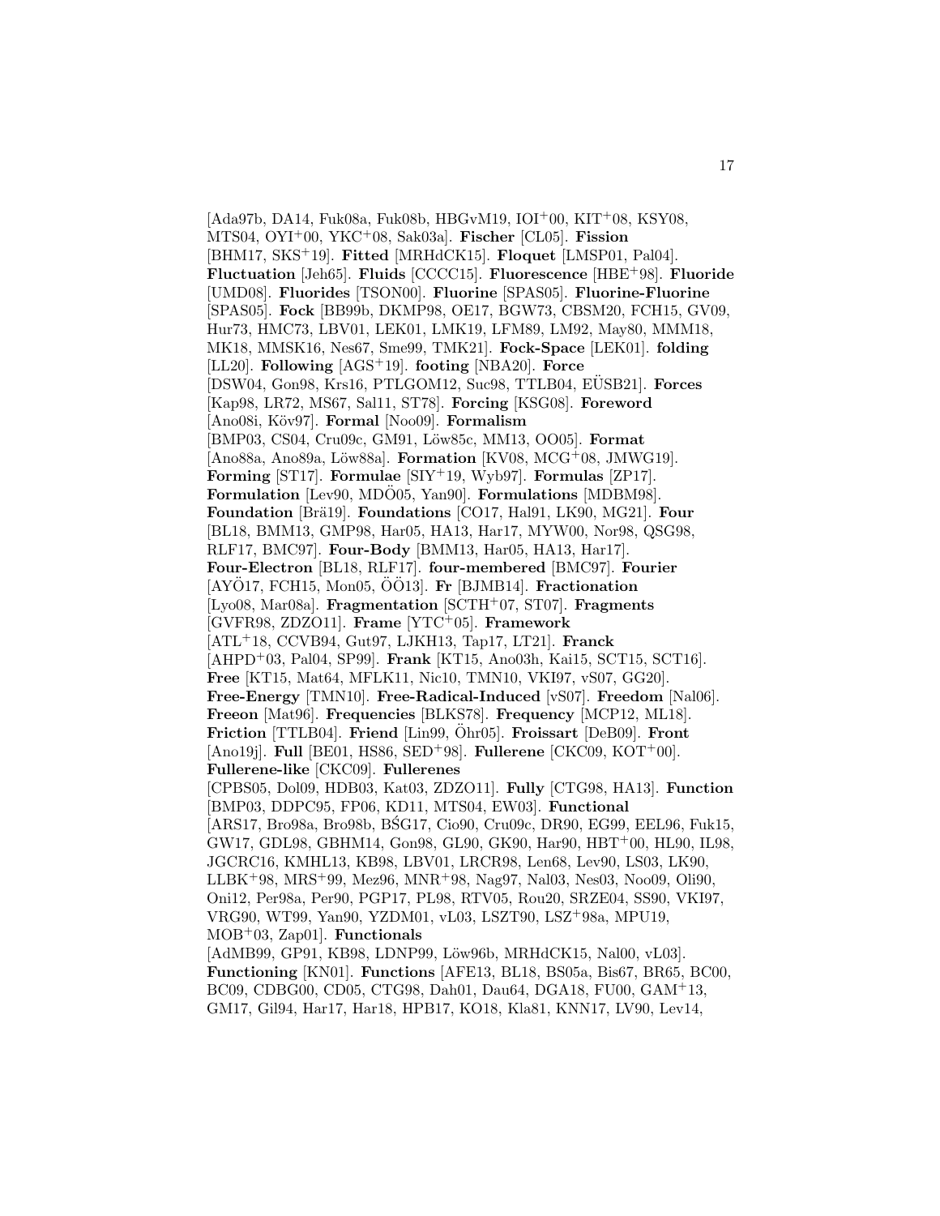[Ada97b, DA14, Fuk08a, Fuk08b, HBGvM19, IOI[+]00, KIT[+]08, KSY08, MTS04, OYI[+]00, YKC[+]08, Sak03a]. **Fischer** [CL05]. **Fission** [BHM17, SKS[+]19]. **Fitted** [MRHdCK15]. **Floquet** [LMSP01, Pal04]. **Fluctuation** [Jeh65]. **Fluids** [CCCC15]. **Fluorescence** [HBE[+]98]. **Fluoride** [UMD08]. **Fluorides** [TSON00]. **Fluorine** [SPAS05]. **Fluorine-Fluorine** [SPAS05]. **Fock** [BB99b, DKMP98, OE17, BGW73, CBSM20, FCH15, GV09, Hur73, HMC73, LBV01, LEK01, LMK19, LFM89, LM92, May80, MMM18, MK18, MMSK16, Nes67, Sme99, TMK21]. **Fock-Space** [LEK01]. **folding** [LL20]. **Following** [AGS[+]19]. **footing** [NBA20]. **Force** [DSW04, Gon98, Krs16, PTLGOM12, Suc98, TTLB04, EÜSB21]. **Forces** [Kap98, LR72, MS67, Sal11, ST78]. **Forcing** [KSG08]. **Foreword** [Ano08i, Köv97]. **Formal** [Noo09]. **Formalism** [BMP03, CS04, Cru09c, GM91, Löw85c, MM13, OO05]. **Format** [Ano88a, Ano89a, Löw88a]. **Formation** [KV08, MCG[+]08, JMWG19]. **Forming** [ST17]. **Formulae** [SIY[+]19, Wyb97]. **Formulas** [ZP17]. **Formulation** [Lev90, MDÖ05, Yan90]. **Formulations** [MDBM98]. **Foundation** [Brä19]. **Foundations** [CO17, Hal91, LK90, MG21]. **Four** [BL18, BMM13, GMP98, Har05, HA13, Har17, MYW00, Nor98, QSG98, RLF17, BMC97]. **Four-Body** [BMM13, Har05, HA13, Har17]. **Four-Electron** [BL18, RLF17]. **four-membered** [BMC97]. **Fourier** [AYÖ17, FCH15, Mon05, ÖÖ13]. **Fr** [BJMB14]. **Fractionation** [Lyo08, Mar08a]. **Fragmentation** [SCTH[+]07, ST07]. **Fragments** [GVFR98, ZDZO11]. **Frame** [YTC[+]05]. **Framework** [ATL[+]18, CCVB94, Gut97, LJKH13, Tap17, LT21]. **Franck** [AHPD[+]03, Pal04, SP99]. **Frank** [KT15, Ano03h, Kai15, SCT15, SCT16]. **Free** [KT15, Mat64, MFLK11, Nic10, TMN10, VKI97, vS07, GG20]. **Free-Energy** [TMN10]. **Free-Radical-Induced** [vS07]. **Freedom** [Nal06]. **Freeon** [Mat96]. **Frequencies** [BLKS78]. **Frequency** [MCP12, ML18]. **Friction** [TTLB04]. **Friend** [Lin99, Öhr05]. **Froissart** [DeB09]. **Front** [Ano19j]. **Full** [BE01, HS86, SED[+]98]. **Fullerene** [CKC09, KOT[+]00]. **Fullerene-like** [CKC09]. **Fullerenes** [CPBS05, Dol09, HDB03, Kat03, ZDZO11]. **Fully** [CTG98, HA13]. **Function** [BMP03, DDPC95, FP06, KD11, MTS04, EW03]. **Functional** [ARS17, Bro98a, Bro98b, BŚG17, Cio90, Cru09c, DR90, EG99, EEL96, Fuk15, GW17, GDL98, GBHM14, Gon98, GL90, GK90, Har90, HBT[+]00, HL90, IL98, JGCRC16, KMHL13, KB98, LBV01, LRCR98, Len68, Lev90, LS03, LK90, LLBK[+]98, MRS[+]99, Mez96, MNR[+]98, Nag97, Nal03, Nes03, Noo09, Oli90, Oni12, Per98a, Per90, PGP17, PL98, RTV05, Rou20, SRZE04, SS90, VKI97, VRG90, WT99, Yan90, YZDM01, vL03, LSZT90, LSZ[+]98a, MPU19, MOB[+]03, Zap01]. **Functionals** [AdMB99, GP91, KB98, LDNP99, Löw96b, MRHdCK15, Nal00, vL03]. **Functioning** [KN01]. **Functions** [AFE13, BL18, BS05a, Bis67, BR65, BC00, BC09, CDBG00, CD05, CTG98, Dah01, Dau64, DGA18, FU00, GAM[+]13, GM17, Gil94, Har17, Har18, HPB17, KO18, Kla81, KNN17, LV90, Lev14,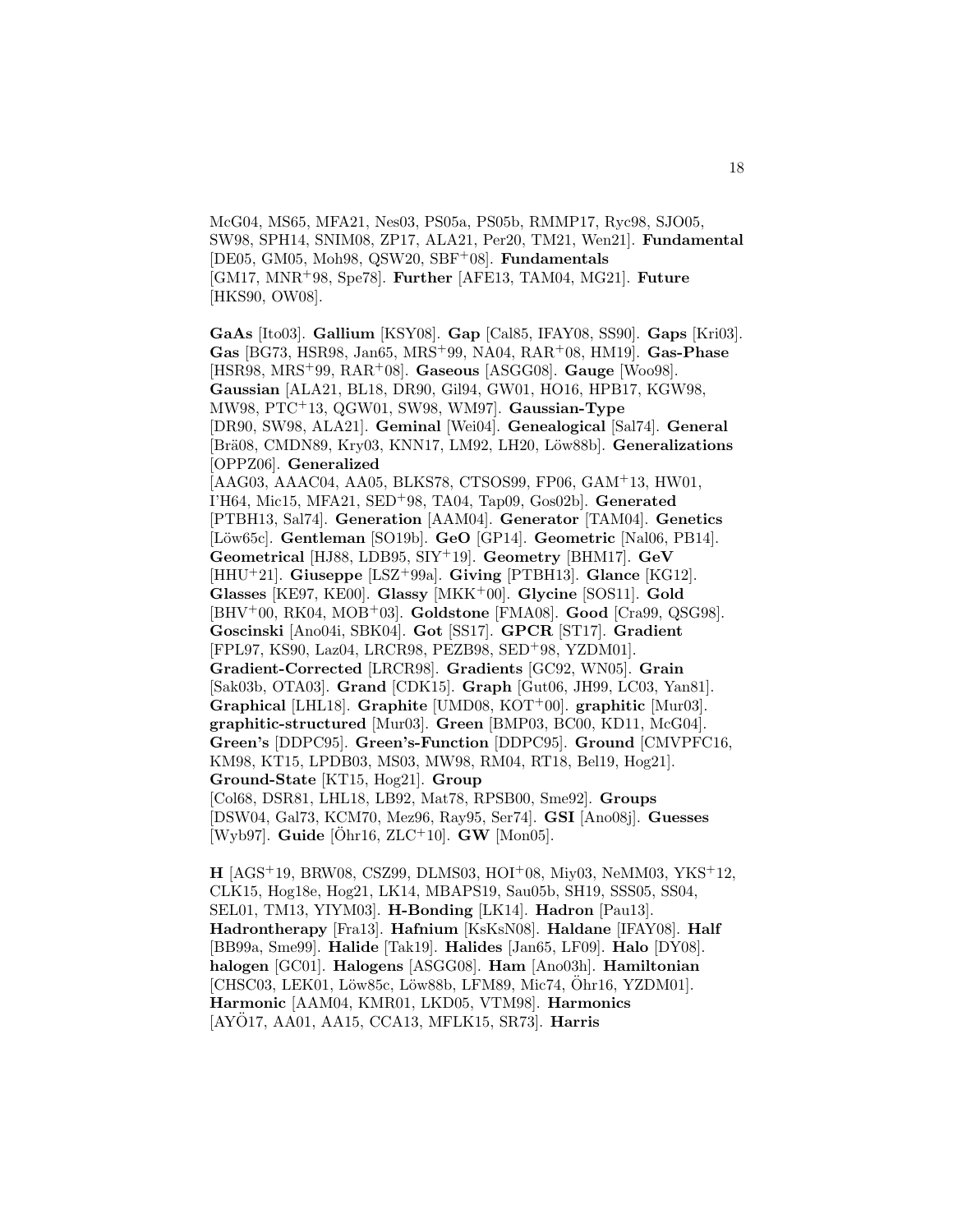McG04, MS65, MFA21, Nes03, PS05a, PS05b, RMMP17, Ryc98, SJO05, SW98, SPH14, SNIM08, ZP17, ALA21, Per20, TM21, Wen21]. **Fundamental** [DE05, GM05, Moh98, QSW20, SBF+08]. **Fundamentals** [GM17, MNR+98, Spe78]. **Further** [AFE13, TAM04, MG21]. **Future** [HKS90, OW08].

**GaAs** [Ito03]. **Gallium** [KSY08]. **Gap** [Cal85, IFAY08, SS90]. **Gaps** [Kri03]. **Gas** [BG73, HSR98, Jan65, MRS+99, NA04, RAR+08, HM19]. **Gas-Phase** [HSR98, MRS+99, RAR+08]. **Gaseous** [ASGG08]. **Gauge** [Woo98]. **Gaussian** [ALA21, BL18, DR90, Gil94, GW01, HO16, HPB17, KGW98, MW98, PTC+13, QGW01, SW98, WM97]. **Gaussian-Type** [DR90, SW98, ALA21]. **Geminal** [Wei04]. **Genealogical** [Sal74]. **General** [Brä08, CMDN89, Kry03, KNN17, LM92, LH20, Löw88b]. **Generalizations** [OPPZ06]. **Generalized** [AAG03, AAAC04, AA05, BLKS78, CTSOS99, FP06, GAM+13, HW01, I'H64, Mic15, MFA21, SED+98, TA04, Tap09, Gos02b]. **Generated** [PTBH13, Sal74]. **Generation** [AAM04]. **Generator** [TAM04]. **Genetics** [Löw65c]. **Gentleman** [SO19b]. **GeO** [GP14]. **Geometric** [Nal06, PB14]. **Geometrical** [HJ88, LDB95, SIY+19]. **Geometry** [BHM17]. **GeV** [HHU+21]. **Giuseppe** [LSZ+99a]. **Giving** [PTBH13]. **Glance** [KG12]. **Glasses** [KE97, KE00]. **Glassy** [MKK+00]. **Glycine** [SOS11]. **Gold** [BHV+00, RK04, MOB+03]. **Goldstone** [FMA08]. **Good** [Cra99, QSG98]. **Goscinski** [Ano04i, SBK04]. **Got** [SS17]. **GPCR** [ST17]. **Gradient** [FPL97, KS90, Laz04, LRCR98, PEZB98, SED+98, YZDM01]. **Gradient-Corrected** [LRCR98]. **Gradients** [GC92, WN05]. **Grain** [Sak03b, OTA03]. **Grand** [CDK15]. **Graph** [Gut06, JH99, LC03, Yan81]. **Graphical** [LHL18]. **Graphite** [UMD08, KOT+00]. **graphitic** [Mur03]. **graphitic-structured** [Mur03]. **Green** [BMP03, BC00, KD11, McG04]. **Green's** [DDPC95]. **Green's-Function** [DDPC95]. **Ground** [CMVPFC16, KM98, KT15, LPDB03, MS03, MW98, RM04, RT18, Bel19, Hog21]. **Ground-State** [KT15, Hog21]. **Group** [Col68, DSR81, LHL18, LB92, Mat78, RPSB00, Sme92]. **Groups** [DSW04, Gal73, KCM70, Mez96, Ray95, Ser74]. **GSI** [Ano08j]. **Guesses** [Wyb97]. **Guide** [Öhr16, ZLC+10]. **GW** [Mon05].

**H** [AGS+19, BRW08, CSZ99, DLMS03, HOI+08, Miy03, NeMM03, YKS+12, CLK15, Hog18e, Hog21, LK14, MBAPS19, Sau05b, SH19, SSS05, SS04, SEL01, TM13, YIYM03]. **H-Bonding** [LK14]. **Hadron** [Pau13]. **Hadrontherapy** [Fra13]. **Hafnium** [KsKsN08]. **Haldane** [IFAY08]. **Half** [BB99a, Sme99]. **Halide** [Tak19]. **Halides** [Jan65, LF09]. **Halo** [DY08]. **halogen** [GC01]. **Halogens** [ASGG08]. **Ham** [Ano03h]. **Hamiltonian** [CHSC03, LEK01, Löw85c, Löw88b, LFM89, Mic74, Öhr16, YZDM01]. **Harmonic** [AAM04, KMR01, LKD05, VTM98]. **Harmonics** [AYÖ17, AA01, AA15, CCA13, MFLK15, SR73]. **Harris**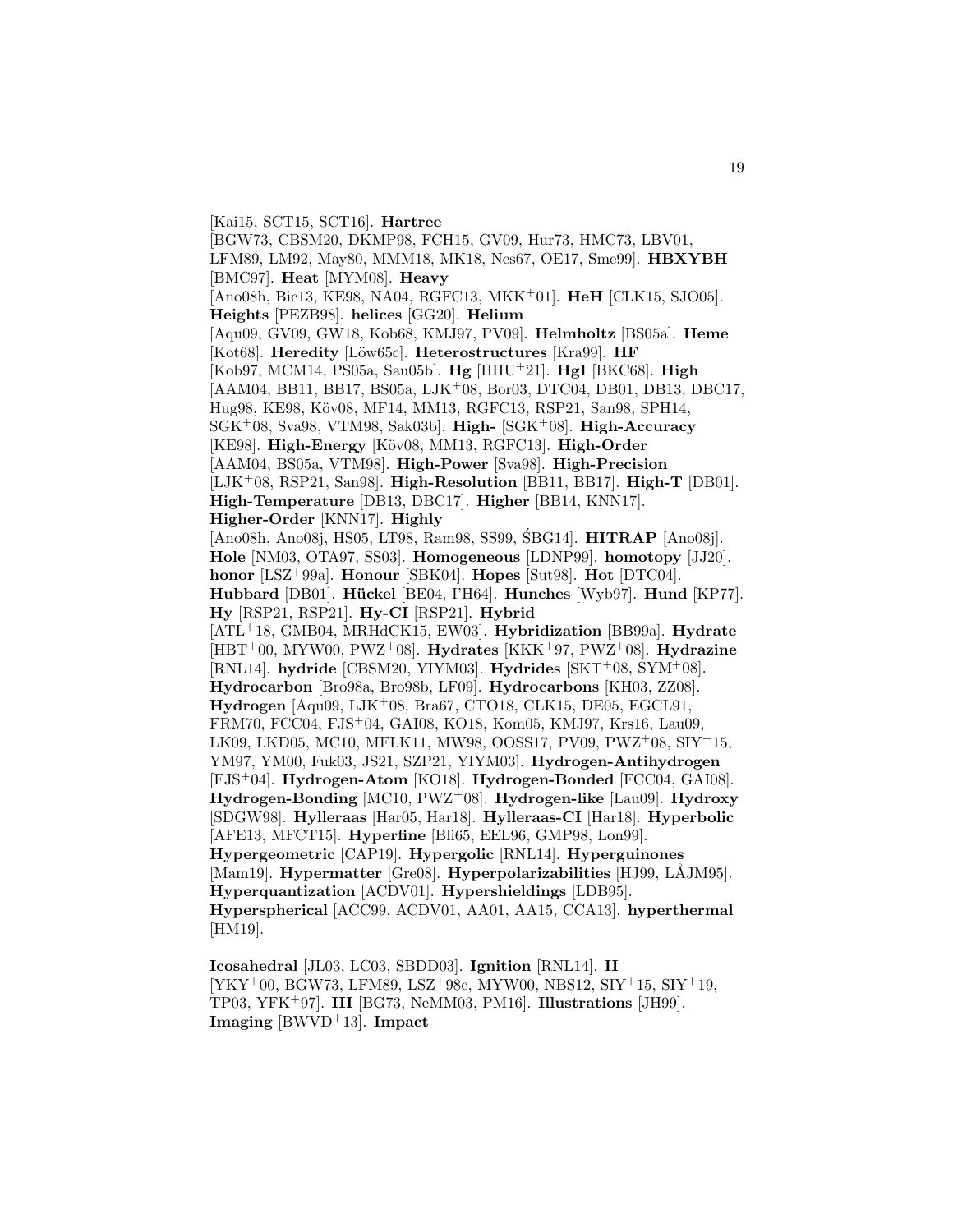[Kai15, SCT15, SCT16]. **Hartree** [BGW73, CBSM20, DKMP98, FCH15, GV09, Hur73, HMC73, LBV01, LFM89, LM92, May80, MMM18, MK18, Nes67, OE17, Sme99]. **HBXYBH** [BMC97]. **Heat** [MYM08]. **Heavy** [Ano08h, Bic13, KE98, NA04, RGFC13, MKK+01]. **HeH** [CLK15, SJO05]. **Heights** [PEZB98]. **helices** [GG20]. **Helium** [Aqu09, GV09, GW18, Kob68, KMJ97, PV09]. **Helmholtz** [BS05a]. **Heme** [Kot68]. **Heredity** [Löw65c]. **Heterostructures** [Kra99]. **HF** [Kob97, MCM14, PS05a, Sau05b]. **Hg** [HHU+21]. **HgI** [BKC68]. **High** [AAM04, BB11, BB17, BS05a, LJK+08, Bor03, DTC04, DB01, DB13, DBC17, Hug98, KE98, Köv08, MF14, MM13, RGFC13, RSP21, San98, SPH14, SGK+08, Sva98, VTM98, Sak03b]. **High-** [SGK+08]. **High-Accuracy** [KE98]. **High-Energy** [Köv08, MM13, RGFC13]. **High-Order** [AAM04, BS05a, VTM98]. **High-Power** [Sva98]. **High-Precision** [LJK+08, RSP21, San98]. **High-Resolution** [BB11, BB17]. **High-T** [DB01]. **High-Temperature** [DB13, DBC17]. **Higher** [BB14, KNN17]. **Higher-Order** [KNN17]. **Highly** [Ano08h, Ano08j, HS05, LT98, Ram98, SS99, ŚBG14]. **HITRAP** [Ano08j]. **Hole** [NM03, OTA97, SS03]. **Homogeneous** [LDNP99]. **homotopy** [JJ20]. **honor** [LSZ+99a]. **Honour** [SBK04]. **Hopes** [Sut98]. **Hot** [DTC04]. **Hubbard** [DB01]. **Hückel** [BE04, I'H64]. **Hunches** [Wyb97]. **Hund** [KP77]. **Hy** [RSP21, RSP21]. **Hy-CI** [RSP21]. **Hybrid** [ATL+18, GMB04, MRHdCK15, EW03]. **Hybridization** [BB99a]. **Hydrate** [HBT+00, MYW00, PWZ+08]. **Hydrates** [KKK+97, PWZ+08]. **Hydrazine** [RNL14]. **hydride** [CBSM20, YIYM03]. **Hydrides** [SKT+08, SYM+08]. **Hydrocarbon** [Bro98a, Bro98b, LF09]. **Hydrocarbons** [KH03, ZZ08]. **Hydrogen** [Aqu09, LJK+08, Bra67, CTO18, CLK15, DE05, EGCL91, FRM70, FCC04, FJS+04, GAI08, KO18, Kom05, KMJ97, Krs16, Lau09, LK09, LKD05, MC10, MFLK11, MW98, OOSS17, PV09, PWZ+08, SIY+15, YM97, YM00, Fuk03, JS21, SZP21, YIYM03]. **Hydrogen-Antihydrogen** [FJS+04]. **Hydrogen-Atom** [KO18]. **Hydrogen-Bonded** [FCC04, GAI08]. **Hydrogen-Bonding** [MC10, PWZ+08]. **Hydrogen-like** [Lau09]. **Hydroxy** [SDGW98]. **Hylleraas** [Har05, Har18]. **Hylleraas-CI** [Har18]. **Hyperbolic** [AFE13, MFCT15]. **Hyperfine** [Bli65, EEL96, GMP98, Lon99]. **Hypergeometric** [CAP19]. **Hypergolic** [RNL14]. **Hyperguinones** [Mam19]. **Hypermatter** [Gre08]. **Hyperpolarizabilities** [HJ99, LÅJM95]. **Hyperquantization** [ACDV01]. **Hypershieldings** [LDB95]. **Hyperspherical** [ACC99, ACDV01, AA01, AA15, CCA13]. **hyperthermal** [HM19].

**Icosahedral** [JL03, LC03, SBDD03]. **Ignition** [RNL14]. **II** [YKY+00, BGW73, LFM89, LSZ+98c, MYW00, NBS12, SIY+15, SIY+19, TP03, YFK+97]. **III** [BG73, NeMM03, PM16]. **Illustrations** [JH99]. **Imaging** [BWVD+13]. **Impact**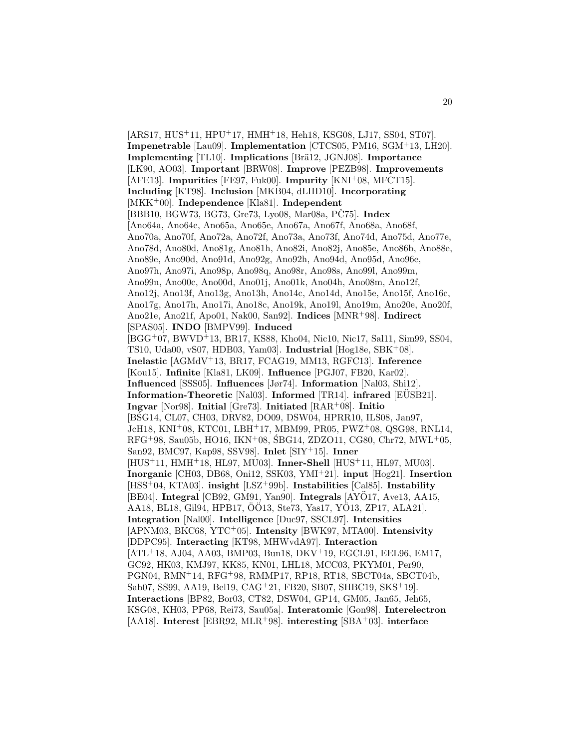[ARS17, HUS+11, HPU+17, HMH+18, Heh18, KSG08, LJ17, SS04, ST07]. **Impenetrable** [Lau09]. **Implementation** [CTCS05, PM16, SGM+13, LH20]. **Implementing** [TL10]. **Implications** [Brä12, JGNJ08]. **Importance** [LK90, AO03]. **Important** [BRW08]. **Improve** [PEZB98]. **Improvements** [AFE13]. **Impurities** [FE97, Fuk00]. **Impurity** [KNI+08, MFCT15]. **Including** [KT98]. **Inclusion** [MKB04, dLHD10]. **Incorporating** [MKK+00]. **Independence** [Kla81]. **Independent** [BBB10, BGW73, BG73, Gre73, Lyo08, Mar08a, PČ75]. **Index** [Ano64a, Ano64e, Ano65a, Ano65e, Ano67a, Ano67f, Ano68a, Ano68f, Ano70a, Ano70f, Ano72a, Ano72f, Ano73a, Ano73f, Ano74d, Ano75d, Ano77e, Ano78d, Ano80d, Ano81g, Ano81h, Ano82i, Ano82j, Ano85e, Ano86b, Ano88e, Ano89e, Ano90d, Ano91d, Ano92g, Ano92h, Ano94d, Ano95d, Ano96e, Ano97h, Ano97i, Ano98p, Ano98q, Ano98r, Ano98s, Ano99l, Ano99m, Ano99n, Ano00c, Ano00d, Ano01j, Ano01k, Ano04h, Ano08m, Ano12f, Ano12j, Ano13f, Ano13g, Ano13h, Ano14c, Ano14d, Ano15e, Ano15f, Ano16c, Ano17g, Ano17h, Ano17i, Ano18c, Ano19k, Ano19l, Ano19m, Ano20e, Ano20f, Ano21e, Ano21f, Apo01, Nak00, San92]. **Indices** [MNR+98]. **Indirect** [SPAS05]. **INDO** [BMPV99]. **Induced** [BGG+07, BWVD+13, BR17, KS88, Kho04, Nic10, Nic17, Sal11, Sim99, SS04, TS10, Uda00, vS07, HDB03, Yam03]. **Industrial** [Hog18e, SBK+08]. **Inelastic** [AGMdV+13, BR17, FCAG19, MM13, RGFC13]. **Inference** [Kou15]. **Infinite** [Kla81, LK09]. **Influence** [PGJ07, FB20, Kar02]. **Influenced** [SSS05]. **Influences** [Jør74]. **Information** [Nal03, Shi12]. **Information-Theoretic** [Nal03]. **Informed** [TR14]. **infrared** [EÜSB21]. **Ingvar** [Nor98]. **Initial** [Gre73]. **Initiated** [RAR+08]. **Initio** [BSG14, CL07, CH03, DRV82, DO09, DSW04, HPRR10, ILS08, Jan97, JcH18, KNI+08, KTC01, LBH+17, MBM99, PR05, PWZ+08, QSG98, RNL14, RFG+98, Sau05b, HO16, IKN+08, ŚBG14, ZDZO11, CG80, Chr72, MWL+05, San92, BMC97, Kap98, SSV98]. **Inlet** [SIY+15]. **Inner** [HUS+11, HMH+18, HL97, MU03]. **Inner-Shell** [HUS+11, HL97, MU03]. **Inorganic** [CH03, DB68, Oni12, SSK03, YMI+21]. **input** [Hog21]. **Insertion** [HSS+04, KTA03]. **insight** [LSZ+99b]. **Instabilities** [Cal85]. **Instability** [BE04]. **Integral** [CB92, GM91, Yan90]. **Integrals** [AYÖ17, Ave13, AA15, AA18, BL18, Gil94, HPB17, ÖÖ13, Ste73, Yas17, YÖ13, ZP17, ALA21]. **Integration** [Nal00]. **Intelligence** [Duc97, SSCL97]. **Intensities** [APNM03, BKC68, YTC+05]. **Intensity** [BWK97, MTA00]. **Intensivity** [DDPC95]. **Interacting** [KT98, MHWvdA97]. **Interaction** [ATL+18, AJ04, AA03, BMP03, Bun18, DKV+19, EGCL91, EEL96, EM17, GC92, HK03, KMJ97, KK85, KN01, LHL18, MCC03, PKYM01, Per90, PGN04, RMN+14, RFG+98, RMMP17, RP18, RT18, SBCT04a, SBCT04b, Sab07, SS99, AA19, Bel19, CAG+21, FB20, SB07, SHBC19, SKS+19]. **Interactions** [BP82, Bor03, CT82, DSW04, GP14, GM05, Jan65, Jeh65, KSG08, KH03, PP68, Rei73, Sau05a]. **Interatomic** [Gon98]. **Interelectron** [AA18]. **Interest** [EBR92, MLR+98]. **interesting** [SBA+03]. **interface**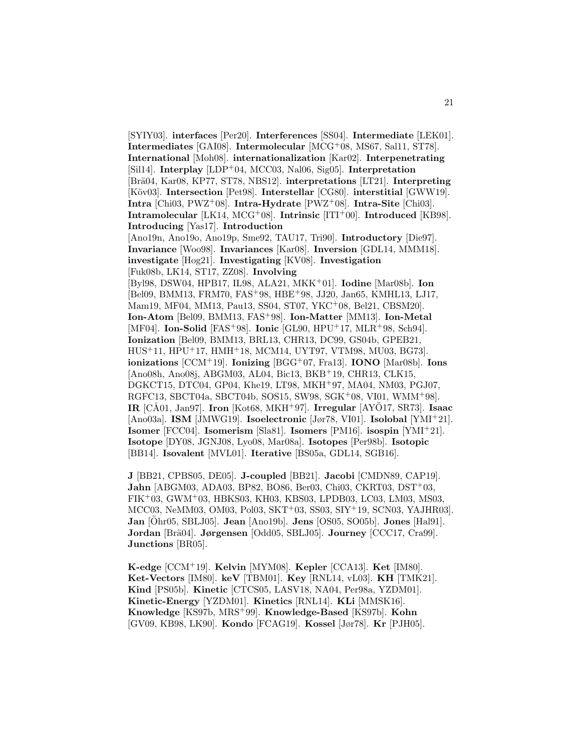[SYIY03]. **interfaces** [Per20]. **Interferences** [SS04]. **Intermediate** [LEK01]. **Intermediates** [GAI08]. **Intermolecular** [MCG+08, MS67, Sal11, ST78]. **International** [Moh08]. **internationalization** [Kar02]. **Interpenetrating** [Sil14]. **Interplay** [LDP+04, MCC03, Nal06, Sig05]. **Interpretation** [Brä04, Kar08, KP77, ST78, NBS12]. **interpretations** [LT21]. **Interpreting** [Köv03]. **Intersection** [Pet98]. **Interstellar** [CG80]. **interstitial** [GWW19]. **Intra** [Chi03, PWZ+08]. **Intra-Hydrate** [PWZ+08]. **Intra-Site** [Chi03]. **Intramolecular** [LK14, MCG+08]. **Intrinsic** [ITI+00]. **Introduced** [KB98]. **Introducing** [Yas17]. **Introduction** [Ano19n, Ano19o, Ano19p, Sme92, TAU17, Tri90]. **Introductory** [Die97]. **Invariance** [Woo98]. **Invariances** [Kar08]. **Inversion** [GDL14, MMM18]. **investigate** [Hog21]. **Investigating** [KV08]. **Investigation** [Fuk08b, LK14, ST17, ZZ08]. **Involving** [Byl98, DSW04, HPB17, IL98, ALA21, MKK+01]. **Iodine** [Mar08b]. **Ion** [Bel09, BMM13, FRM70, FAS+98, HBE+98, JJ20, Jan65, KMHL13, LJ17, Mam19, MF04, MM13, Pau13, SS04, ST07, YKC+08, Bel21, CBSM20]. **Ion-Atom** [Bel09, BMM13, FAS+98]. **Ion-Matter** [MM13]. **Ion-Metal** [MF04]. **Ion-Solid** [FAS+98]. **Ionic** [GL90, HPU+17, MLR+98, Sch94]. **Ionization** [Bel09, BMM13, BRL13, CHR13, DC99, GS04b, GPEB21, HUS+11, HPU+17, HMH+18, MCM14, UYT97, VTM98, MU03, BG73]. **ionizations** [CCM+19]. **Ionizing** [BGG+07, Fra13]. **IONO** [Mar08b]. **Ions** [Ano08h, Ano08j, ABGM03, AL04, Bic13, BKB+19, CHR13, CLK15, DGKCT15, DTC04, GP04, Khe19, LT98, MKH+97, MA04, NM03, PGJ07, RGFC13, SBCT04a, SBCT04b, SOS15, SW98, SGK+08, VI01, WMM+98]. **IR** [CÅ01, Jan97]. **Iron** [Kot68, MKH+97]. **Irregular** [AYÖ17, SR73]. **Isaac** [Ano03a]. **ISM** [JMWG19]. **Isoelectronic** [Jør78, VI01]. **Isolobal** [YMI+21]. **Isomer** [FCC04]. **Isomerism** [Sla81]. **Isomers** [PM16]. **isospin** [YMI+21]. **Isotope** [DY08, JGNJ08, Lyo08, Mar08a]. **Isotopes** [Per98b]. **Isotopic** [BB14]. **Isovalent** [MVL01]. **Iterative** [BS05a, GDL14, SGB16].

**J** [BB21, CPBS05, DE05]. **J-coupled** [BB21]. **Jacobi** [CMDN89, CAP19]. **Jahn** [ABGM03, ADA03, BP82, BO86, Ber03, Chi03, CKRT03, DST+03, FIK+03, GWM+03, HBKS03, KH03, KBS03, LPDB03, LC03, LM03, MS03, MCC03, NeMM03, OM03, Pol03, SKT+03, SS03, SIY+19, SCN03, YAJHR03]. **Jan** [Öhr05, SBLJ05]. **Jean** [Ano19b]. **Jens** [OS05, SO05b]. **Jones** [Hal91]. **Jordan** [Brä04]. **Jørgensen** [Odd05, SBLJ05]. **Journey** [CCC17, Cra99]. **Junctions** [BR05].

**K-edge** [CCM+19]. **Kelvin** [MYM08]. **Kepler** [CCA13]. **Ket** [IM80]. **Ket-Vectors** [IM80]. **keV** [TBM01]. **Key** [RNL14, vL03]. **KH** [TMK21]. **Kind** [PS05b]. **Kinetic** [CTCS05, LASV18, NA04, Per98a, YZDM01]. **Kinetic-Energy** [YZDM01]. **Kinetics** [RNL14]. **KLi** [MMSK16]. **Knowledge** [KS97b, MRS+99]. **Knowledge-Based** [KS97b]. **Kohn** [GV09, KB98, LK90]. **Kondo** [FCAG19]. **Kossel** [Jør78]. **Kr** [PJH05].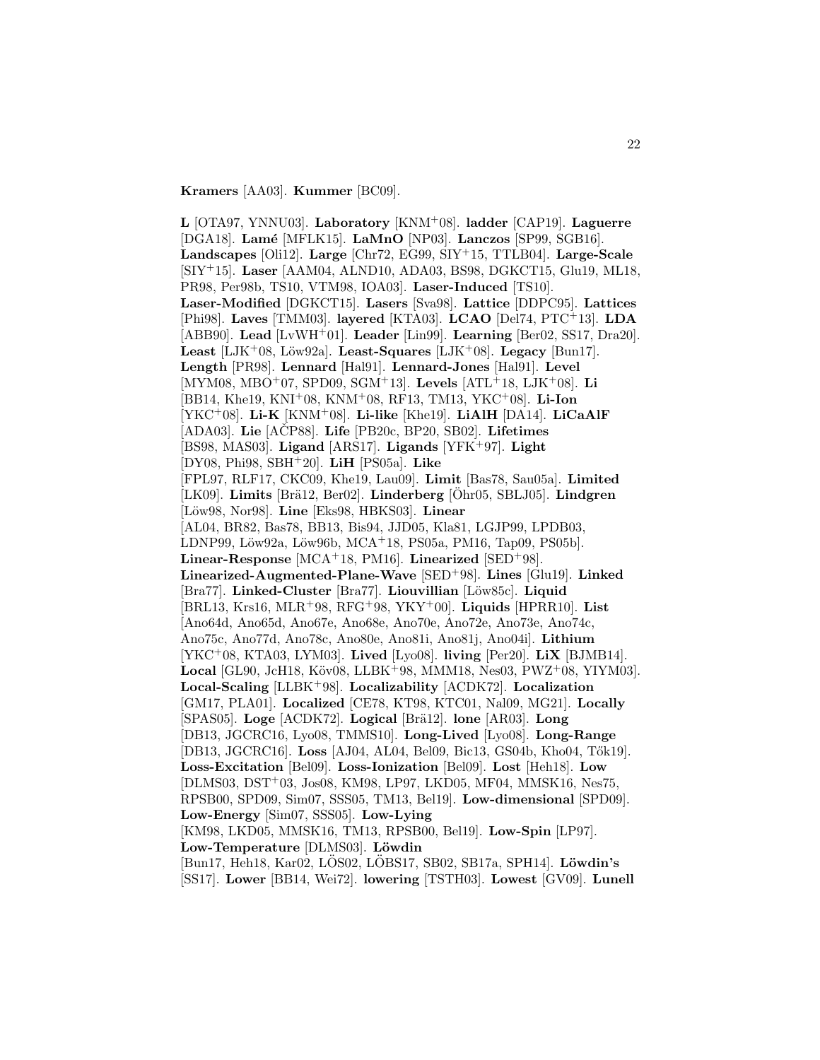**Kramers** [AA03]. **Kummer** [BC09].

**L** [OTA97, YNNU03]. **Laboratory** [KNM+08]. **ladder** [CAP19]. **Laguerre** [DGA18]. **Lamé** [MFLK15]. **LaMnO** [NP03]. **Lanczos** [SP99, SGB16]. **Landscapes** [Oli12]. **Large** [Chr72, EG99, SIY+15, TTLB04]. **Large-Scale** [SIY+15]. **Laser** [AAM04, ALND10, ADA03, BS98, DGKCT15, Glu19, ML18, PR98, Per98b, TS10, VTM98, IOA03]. **Laser-Induced** [TS10]. **Laser-Modified** [DGKCT15]. **Lasers** [Sva98]. **Lattice** [DDPC95]. **Lattices** [Phi98]. **Laves** [TMM03]. **layered** [KTA03]. **LCAO** [Del74, PTC+13]. **LDA** [ABB90]. **Lead** [LvWH+01]. **Leader** [Lin99]. **Learning** [Ber02, SS17, Dra20]. **Least** [LJK+08, Löw92a]. **Least-Squares** [LJK+08]. **Legacy** [Bun17]. **Length** [PR98]. **Lennard** [Hal91]. **Lennard-Jones** [Hal91]. **Level** [MYM08, MBO+07, SPD09, SGM+13]. **Levels** [ATL+18, LJK+08]. **Li** [BB14, Khe19, KNI+08, KNM+08, RF13, TM13, YKC+08]. **Li-Ion** [YKC+08]. **Li-K** [KNM+08]. **Li-like** [Khe19]. **LiAlH** [DA14]. **LiCaAlF** [ADA03]. **Lie** [AČP88]. **Life** [PB20c, BP20, SB02]. **Lifetimes** [BS98, MAS03]. **Ligand** [ARS17]. **Ligands** [YFK+97]. **Light** [DY08, Phi98, SBH+20]. **LiH** [PS05a]. **Like** [FPL97, RLF17, CKC09, Khe19, Lau09]. **Limit** [Bas78, Sau05a]. **Limited** [LK09]. **Limits** [Brä12, Ber02]. **Linderberg** [Öhr05, SBLJ05]. **Lindgren** [Löw98, Nor98]. **Line** [Eks98, HBKS03]. **Linear** [AL04, BR82, Bas78, BB13, Bis94, JJD05, Kla81, LGJP99, LPDB03, LDNP99, Löw92a, Löw96b, MCA+18, PS05a, PM16, Tap09, PS05b]. **Linear-Response** [MCA+18, PM16]. **Linearized** [SED+98]. **Linearized-Augmented-Plane-Wave** [SED+98]. **Lines** [Glu19]. **Linked** [Bra77]. **Linked-Cluster** [Bra77]. **Liouvillian** [Löw85c]. **Liquid** [BRL13, Krs16, MLR+98, RFG+98, YKY+00]. **Liquids** [HPRR10]. **List** [Ano64d, Ano65d, Ano67e, Ano68e, Ano70e, Ano72e, Ano73e, Ano74c, Ano75c, Ano77d, Ano78c, Ano80e, Ano81i, Ano81j, Ano04i]. **Lithium** [YKC+08, KTA03, LYM03]. **Lived** [Lyo08]. **living** [Per20]. **LiX** [BJMB14]. **Local** [GL90, JcH18, Köv08, LLBK+98, MMM18, Nes03, PWZ+08, YIYM03]. **Local-Scaling** [LLBK+98]. **Localizability** [ACDK72]. **Localization** [GM17, PLA01]. **Localized** [CE78, KT98, KTC01, Nal09, MG21]. **Locally** [SPAS05]. **Loge** [ACDK72]. **Logical** [Brä12]. **lone** [AR03]. **Long** [DB13, JGCRC16, Lyo08, TMMS10]. **Long-Lived** [Lyo08]. **Long-Range** [DB13, JGCRC16]. **Loss** [AJ04, AL04, Bel09, Bic13, GS04b, Kho04, Tők19]. **Loss-Excitation** [Bel09]. **Loss-Ionization** [Bel09]. **Lost** [Heh18]. **Low** [DLMS03, DST+03, Jos08, KM98, LP97, LKD05, MF04, MMSK16, Nes75, RPSB00, SPD09, Sim07, SSS05, TM13, Bel19]. **Low-dimensional** [SPD09]. **Low-Energy** [Sim07, SSS05]. **Low-Lying** [KM98, LKD05, MMSK16, TM13, RPSB00, Bel19]. **Low-Spin** [LP97]. **Low-Temperature** [DLMS03]. **Löwdin** [Bun17, Heh18, Kar02, LÖS02, LÖBS17, SB02, SB17a, SPH14]. **Löwdin's** [SS17]. **Lower** [BB14, Wei72]. **lowering** [TSTH03]. **Lowest** [GV09]. **Lunell**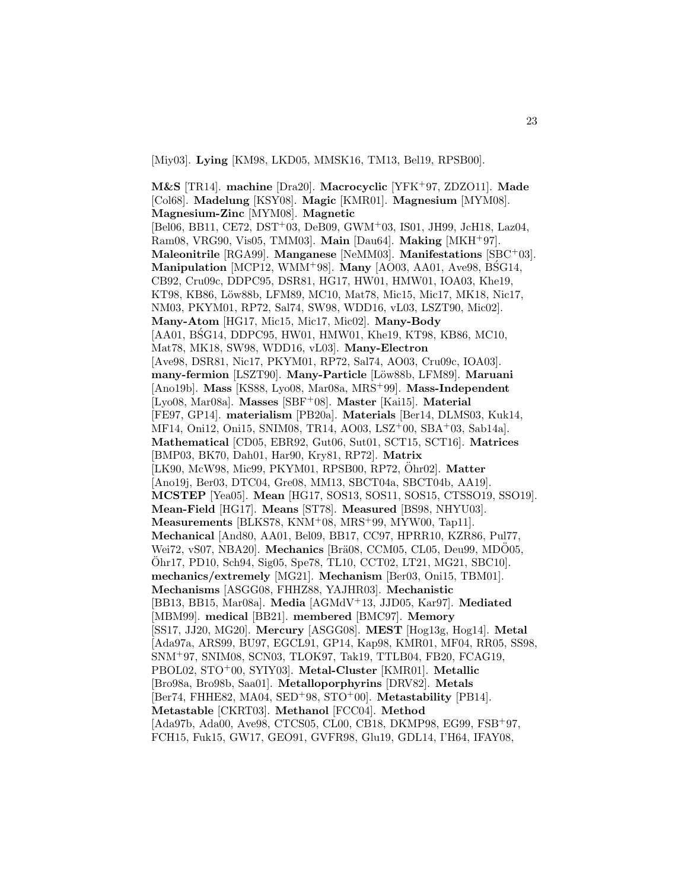[Miy03]. **Lying** [KM98, LKD05, MMSK16, TM13, Bel19, RPSB00].

**M&S** [TR14]. **machine** [Dra20]. **Macrocyclic** [YFK+97, ZDZO11]. **Made** [Col68]. **Madelung** [KSY08]. **Magic** [KMR01]. **Magnesium** [MYM08]. **Magnesium-Zinc** [MYM08]. **Magnetic** [Bel06, BB11, CE72, DST+03, DeB09, GWM+03, IS01, JH99, JcH18, Laz04, Ram08, VRG90, Vis05, TMM03]. **Main** [Dau64]. **Making** [MKH+97]. **Maleonitrile** [RGA99]. **Manganese** [NeMM03]. **Manifestations** [SBC+03]. **Manipulation** [MCP12, WMM+98]. **Many** [AO03, AA01, Ave98, BŚG14, CB92, Cru09c, DDPC95, DSR81, HG17, HW01, HMW01, IOA03, Khe19, KT98, KB86, Löw88b, LFM89, MC10, Mat78, Mic15, Mic17, MK18, Nic17, NM03, PKYM01, RP72, Sal74, SW98, WDD16, vL03, LSZT90, Mic02]. **Many-Atom** [HG17, Mic15, Mic17, Mic02]. **Many-Body** [AA01, BŚG14, DDPC95, HW01, HMW01, Khe19, KT98, KB86, MC10, Mat78, MK18, SW98, WDD16, vL03]. **Many-Electron** [Ave98, DSR81, Nic17, PKYM01, RP72, Sal74, AO03, Cru09c, IOA03]. **many-fermion** [LSZT90]. **Many-Particle** [Löw88b, LFM89]. **Maruani** [Ano19b]. **Mass** [KS88, Lyo08, Mar08a, MRS+99]. **Mass-Independent** [Lyo08, Mar08a]. **Masses** [SBF+08]. **Master** [Kai15]. **Material** [FE97, GP14]. **materialism** [PB20a]. **Materials** [Ber14, DLMS03, Kuk14, MF14, Oni12, Oni15, SNIM08, TR14, AO03, LSZ+00, SBA+03, Sab14a]. **Mathematical** [CD05, EBR92, Gut06, Sut01, SCT15, SCT16]. **Matrices** [BMP03, BK70, Dah01, Har90, Kry81, RP72]. **Matrix** [LK90, McW98, Mic99, PKYM01, RPSB00, RP72, Öhr02]. **Matter** [Ano19j, Ber03, DTC04, Gre08, MM13, SBCT04a, SBCT04b, AA19]. **MCSTEP** [Yea05]. **Mean** [HG17, SOS13, SOS11, SOS15, CTSSO19, SSO19]. **Mean-Field** [HG17]. **Means** [ST78]. **Measured** [BS98, NHYU03]. **Measurements** [BLKS78, KNM+08, MRS+99, MYW00, Tap11]. **Mechanical** [And80, AA01, Bel09, BB17, CC97, HPRR10, KZR86, Pul77, Wei72, vS07, NBA20]. **Mechanics** [Brä08, CCM05, CL05, Deu99, MDÖ05, Öhr17, PD10, Sch94, Sig05, Spe78, TL10, CCT02, LT21, MG21, SBC10]. **mechanics/extremely** [MG21]. **Mechanism** [Ber03, Oni15, TBM01]. **Mechanisms** [ASGG08, FHHZ88, YAJHR03]. **Mechanistic** [BB13, BB15, Mar08a]. **Media** [AGMdV+13, JJD05, Kar97]. **Mediated** [MBM99]. **medical** [BB21]. **membered** [BMC97]. **Memory** [SS17, JJ20, MG20]. **Mercury** [ASGG08]. **MEST** [Hog13g, Hog14]. **Metal** [Ada97a, ARS99, BU97, EGCL91, GP14, Kap98, KMR01, MF04, RR05, SS98, SNM+97, SNIM08, SCN03, TLOK97, Tak19, TTLB04, FB20, FCAG19, PBOL02, STO+00, SYIY03]. **Metal-Cluster** [KMR01]. **Metallic** [Bro98a, Bro98b, Saa01]. **Metalloporphyrins** [DRV82]. **Metals** [Ber74, FHHE82, MA04, SED+98, STO+00]. **Metastability** [PB14]. **Metastable** [CKRT03]. **Methanol** [FCC04]. **Method** [Ada97b, Ada00, Ave98, CTCS05, CL00, CB18, DKMP98, EG99, FSB+97, FCH15, Fuk15, GW17, GEO91, GVFR98, Glu19, GDL14, I'H64, IFAY08,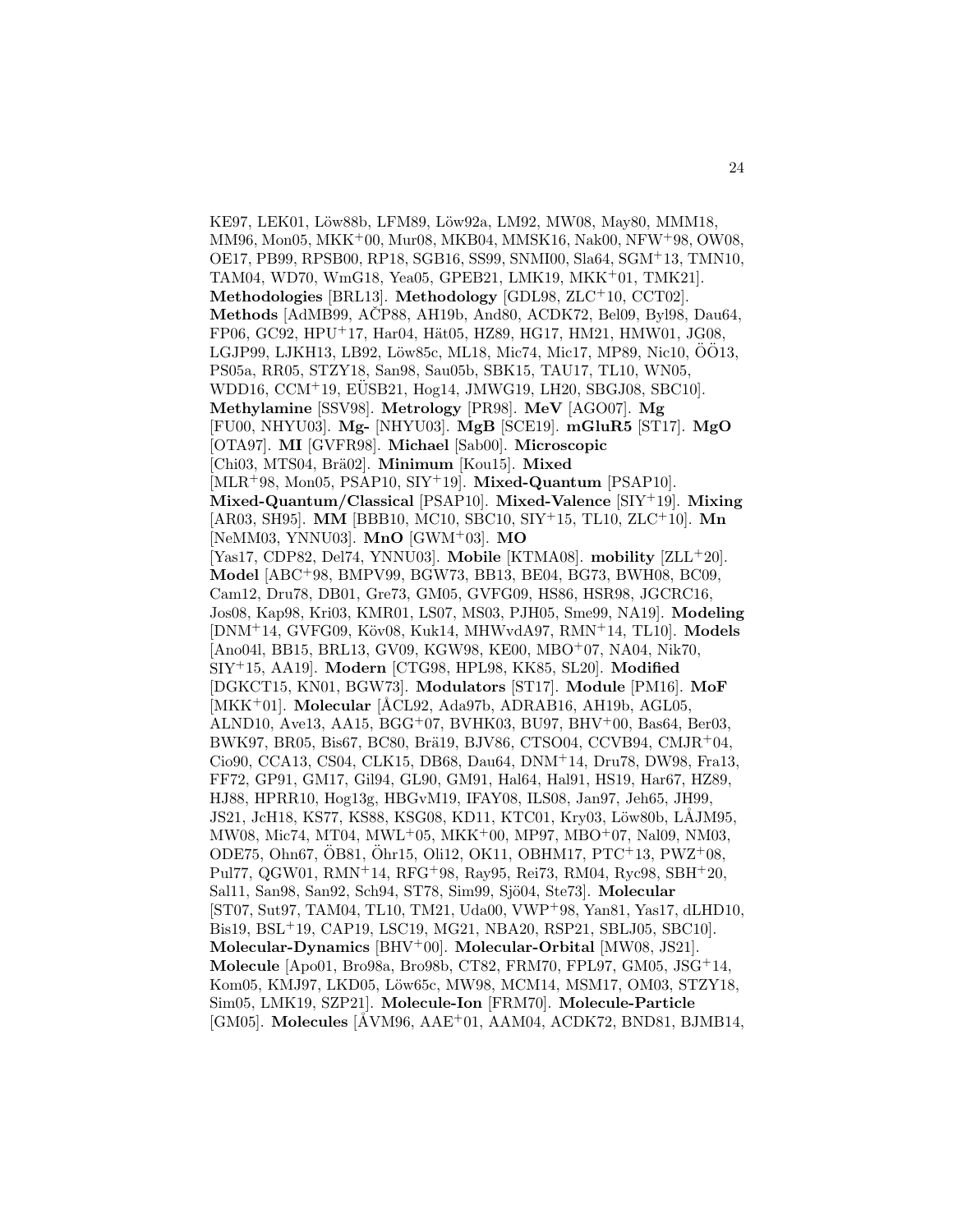KE97, LEK01, Löw88b, LFM89, Löw92a, LM92, MW08, May80, MMM18, MM96, Mon05, MKK[+]00, Mur08, MKB04, MMSK16, Nak00, NFW[+]98, OW08, OE17, PB99, RPSB00, RP18, SGB16, SS99, SNMI00, Sla64, SGM[+]13, TMN10, TAM04, WD70, WmG18, Yea05, GPEB21, LMK19, MKK[+]01, TMK21]. **Methodologies** [BRL13]. **Methodology** [GDL98, ZLC[+]10, CCT02]. **Methods** [AdMB99, AČP88, AH19b, And80, ACDK72, Bel09, Byl98, Dau64, FP06, GC92, HPU[+]17, Har04, Hät05, HZ89, HG17, HM21, HMW01, JG08, LGJP99, LJKH13, LB92, Löw85c, ML18, Mic74, Mic17, MP89, Nic10, ÖÖ13, PS05a, RR05, STZY18, San98, Sau05b, SBK15, TAU17, TL10, WN05, WDD16, CCM[+]19, EÜSB21, Hog14, JMWG19, LH20, SBGJ08, SBC10]. **Methylamine** [SSV98]. **Metrology** [PR98]. **MeV** [AGO07]. **Mg** [FU00, NHYU03]. **Mg-** [NHYU03]. **MgB** [SCE19]. **mGluR5** [ST17]. **MgO** [OTA97]. **MI** [GVFR98]. **Michael** [Sab00]. **Microscopic** [Chi03, MTS04, Brä02]. **Minimum** [Kou15]. **Mixed** [MLR[+]98, Mon05, PSAP10, SIY[+]19]. **Mixed-Quantum** [PSAP10]. **Mixed-Quantum/Classical** [PSAP10]. **Mixed-Valence** [SIY[+]19]. **Mixing** [AR03, SH95]. **MM** [BBB10, MC10, SBC10, SIY[+]15, TL10, ZLC[+]10]. **Mn** [NeMM03, YNNU03]. **MnO** [GWM[+]03]. **MO** [Yas17, CDP82, Del74, YNNU03]. **Mobile** [KTMA08]. **mobility** [ZLL[+]20]. **Model** [ABC[+]98, BMPV99, BGW73, BB13, BE04, BG73, BWH08, BC09, Cam12, Dru78, DB01, Gre73, GM05, GVFG09, HS86, HSR98, JGCRC16, Jos08, Kap98, Kri03, KMR01, LS07, MS03, PJH05, Sme99, NA19]. **Modeling** [DNM[+]14, GVFG09, Köv08, Kuk14, MHWvdA97, RMN[+]14, TL10]. **Models** [Ano04l, BB15, BRL13, GV09, KGW98, KE00, MBO[+]07, NA04, Nik70, SIY[+]15, AA19]. **Modern** [CTG98, HPL98, KK85, SL20]. **Modified** [DGKCT15, KN01, BGW73]. **Modulators** [ST17]. **Module** [PM16]. **MoF** [MKK[+]01]. **Molecular** [ÅCL92, Ada97b, ADRAB16, AH19b, AGL05, ALND10, Ave13, AA15, BGG[+]07, BVHK03, BU97, BHV[+]00, Bas64, Ber03, BWK97, BR05, Bis67, BC80, Brä19, BJV86, CTSO04, CCVB94, CMJR[+]04, Cio90, CCA13, CS04, CLK15, DB68, Dau64, DNM[+]14, Dru78, DW98, Fra13, FF72, GP91, GM17, Gil94, GL90, GM91, Hal64, Hal91, HS19, Har67, HZ89, HJ88, HPRR10, Hog13g, HBGvM19, IFAY08, ILS08, Jan97, Jeh65, JH99, JS21, JcH18, KS77, KS88, KSG08, KD11, KTC01, Kry03, Löw80b, LÅJM95, MW08, Mic74, MT04, MWL[+]05, MKK[+]00, MP97, MBO[+]07, Nal09, NM03, ODE75, Ohn67, ÖB81, Öhr15, Oli12, OK11, OBHM17, PTC[+]13, PWZ[+]08, Pul77, QGW01, RMN[+]14, RFG[+]98, Ray95, Rei73, RM04, Ryc98, SBH[+]20, Sal11, San98, San92, Sch94, ST78, Sim99, Sjö04, Ste73]. **Molecular** [ST07, Sut97, TAM04, TL10, TM21, Uda00, VWP[+]98, Yan81, Yas17, dLHD10, Bis19, BSL[+]19, CAP19, LSC19, MG21, NBA20, RSP21, SBLJ05, SBC10]. **Molecular-Dynamics** [BHV[+]00]. **Molecular-Orbital** [MW08, JS21]. **Molecule** [Apo01, Bro98a, Bro98b, CT82, FRM70, FPL97, GM05, JSG[+]14, Kom05, KMJ97, LKD05, Löw65c, MW98, MCM14, MSM17, OM03, STZY18, Sim05, LMK19, SZP21]. **Molecule-Ion** [FRM70]. **Molecule-Particle** [GM05]. **Molecules** [ÅVM96, AAE[+]01, AAM04, ACDK72, BND81, BJMB14,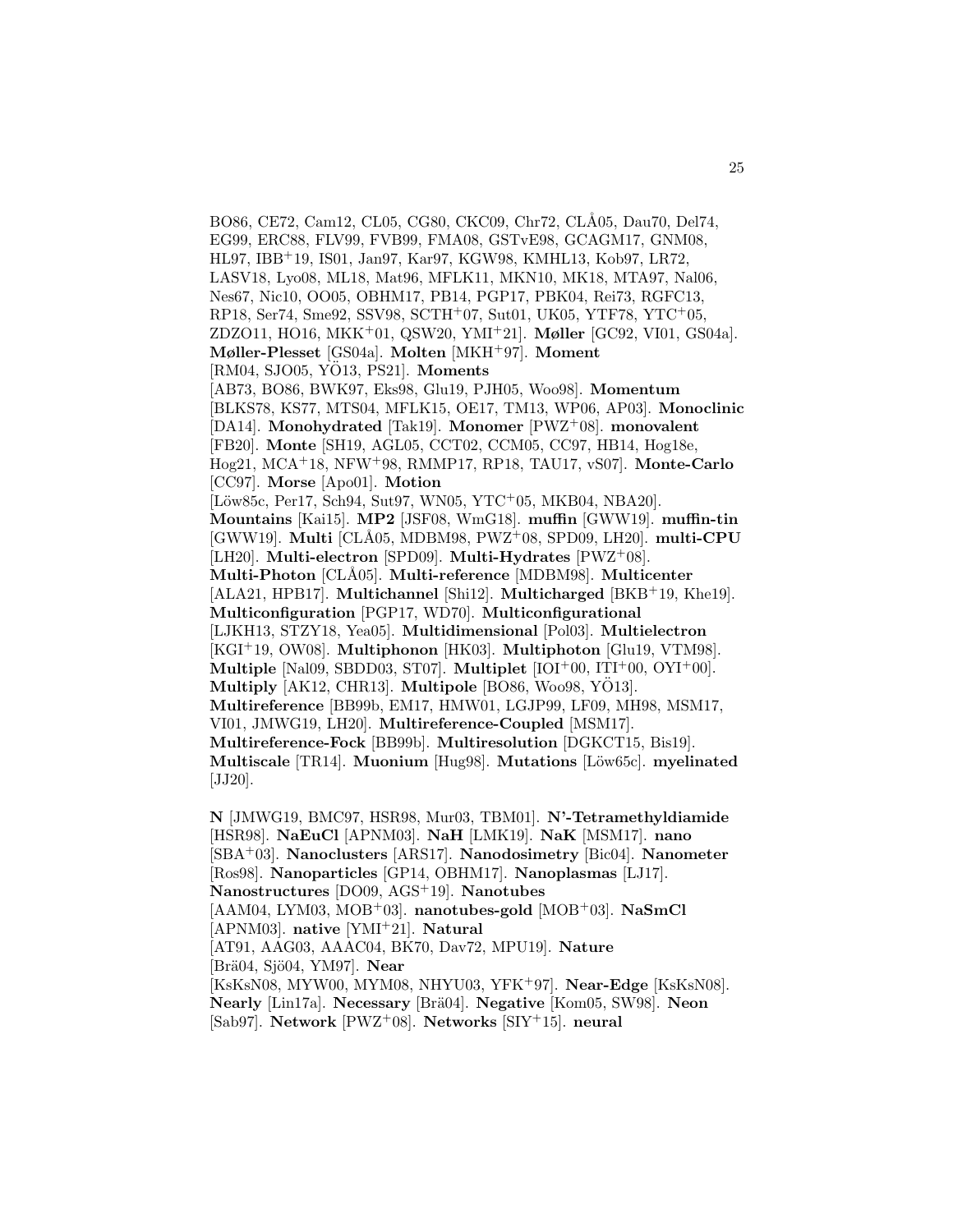BO86, CE72, Cam12, CL05, CG80, CKC09, Chr72, CLÅ05, Dau70, Del74, EG99, ERC88, FLV99, FVB99, FMA08, GSTvE98, GCAGM17, GNM08, HL97, IBB+19, IS01, Jan97, Kar97, KGW98, KMHL13, Kob97, LR72, LASV18, Lyo08, ML18, Mat96, MFLK11, MKN10, MK18, MTA97, Nal06, Nes67, Nic10, OO05, OBHM17, PB14, PGP17, PBK04, Rei73, RGFC13, RP18, Ser74, Sme92, SSV98, SCTH+07, Sut01, UK05, YTF78, YTC+05, ZDZO11, HO16, MKK+01, QSW20, YMI+21]. **Møller** [GC92, VI01, GS04a]. **Møller-Plesset** [GS04a]. **Molten** [MKH+97]. **Moment** [RM04, SJO05, YÖ13, PS21]. **Moments** [AB73, BO86, BWK97, Eks98, Glu19, PJH05, Woo98]. **Momentum** [BLKS78, KS77, MTS04, MFLK15, OE17, TM13, WP06, AP03]. **Monoclinic** [DA14]. **Monohydrated** [Tak19]. **Monomer** [PWZ+08]. **monovalent** [FB20]. **Monte** [SH19, AGL05, CCT02, CCM05, CC97, HB14, Hog18e, Hog21, MCA+18, NFW+98, RMMP17, RP18, TAU17, vS07]. **Monte-Carlo** [CC97]. **Morse** [Apo01]. **Motion** [Löw85c, Per17, Sch94, Sut97, WN05, YTC+05, MKB04, NBA20]. **Mountains** [Kai15]. **MP2** [JSF08, WmG18]. **muffin** [GWW19]. **muffin-tin** [GWW19]. **Multi** [CLÅ05, MDBM98, PWZ+08, SPD09, LH20]. **multi-CPU** [LH20]. **Multi-electron** [SPD09]. **Multi-Hydrates** [PWZ+08]. **Multi-Photon** [CLÅ05]. **Multi-reference** [MDBM98]. **Multicenter** [ALA21, HPB17]. **Multichannel** [Shi12]. **Multicharged** [BKB+19, Khe19]. **Multiconfiguration** [PGP17, WD70]. **Multiconfigurational** [LJKH13, STZY18, Yea05]. **Multidimensional** [Pol03]. **Multielectron** [KGI+19, OW08]. **Multiphonon** [HK03]. **Multiphoton** [Glu19, VTM98]. **Multiple** [Nal09, SBDD03, ST07]. **Multiplet** [IOI+00, ITI+00, OYI+00]. **Multiply** [AK12, CHR13]. **Multipole** [BO86, Woo98, YÖ13]. **Multireference** [BB99b, EM17, HMW01, LGJP99, LF09, MH98, MSM17, VI01, JMWG19, LH20]. **Multireference-Coupled** [MSM17]. **Multireference-Fock** [BB99b]. **Multiresolution** [DGKCT15, Bis19]. **Multiscale** [TR14]. **Muonium** [Hug98]. **Mutations** [Löw65c]. **myelinated** [JJ20].

**N** [JMWG19, BMC97, HSR98, Mur03, TBM01]. **N'-Tetramethyldiamide** [HSR98]. **NaEuCl** [APNM03]. **NaH** [LMK19]. **NaK** [MSM17]. **nano** [SBA+03]. **Nanoclusters** [ARS17]. **Nanodosimetry** [Bic04]. **Nanometer** [Ros98]. **Nanoparticles** [GP14, OBHM17]. **Nanoplasmas** [LJ17]. **Nanostructures** [DO09, AGS+19]. **Nanotubes** [AAM04, LYM03, MOB+03]. **nanotubes-gold** [MOB+03]. **NaSmCl** [APNM03]. **native** [YMI+21]. **Natural** [AT91, AAG03, AAAC04, BK70, Dav72, MPU19]. **Nature** [Brä04, Sjö04, YM97]. **Near** [KsKsN08, MYW00, MYM08, NHYU03, YFK+97]. **Near-Edge** [KsKsN08]. **Nearly** [Lin17a]. **Necessary** [Brä04]. **Negative** [Kom05, SW98]. **Neon** [Sab97]. **Network** [PWZ+08]. **Networks** [SIY+15]. **neural**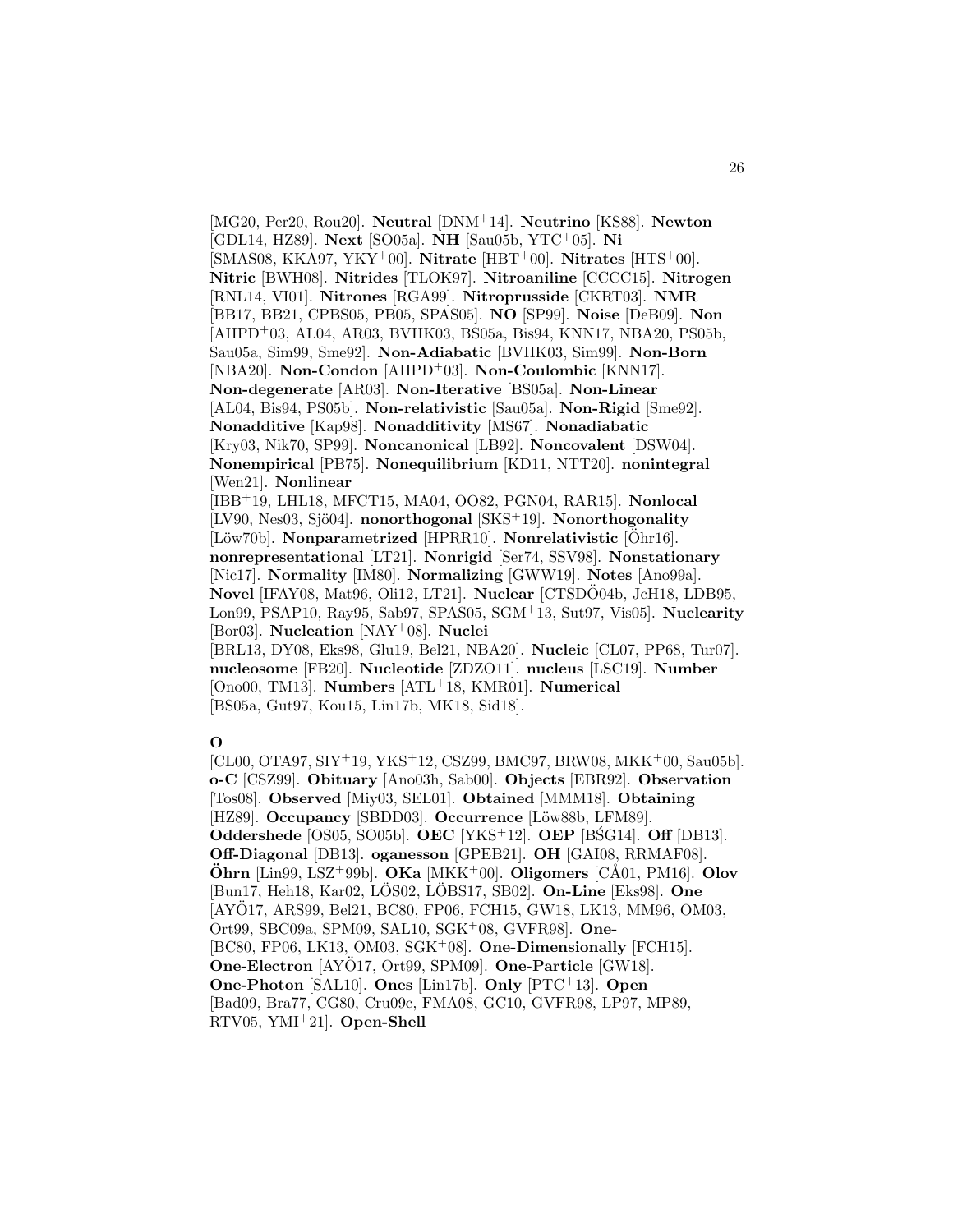[MG20, Per20, Rou20]. **Neutral** [DNM+14]. **Neutrino** [KS88]. **Newton** [GDL14, HZ89]. **Next** [SO05a]. **NH** [Sau05b, YTC+05]. **Ni** [SMAS08, KKA97, YKY+00]. **Nitrate** [HBT+00]. **Nitrates** [HTS+00]. **Nitric** [BWH08]. **Nitrides** [TLOK97]. **Nitroaniline** [CCCC15]. **Nitrogen** [RNL14, VI01]. **Nitrones** [RGA99]. **Nitroprusside** [CKRT03]. **NMR** [BB17, BB21, CPBS05, PB05, SPAS05]. **NO** [SP99]. **Noise** [DeB09]. **Non** [AHPD+03, AL04, AR03, BVHK03, BS05a, Bis94, KNN17, NBA20, PS05b, Sau05a, Sim99, Sme92]. **Non-Adiabatic** [BVHK03, Sim99]. **Non-Born** [NBA20]. **Non-Condon** [AHPD+03]. **Non-Coulombic** [KNN17]. **Non-degenerate** [AR03]. **Non-Iterative** [BS05a]. **Non-Linear** [AL04, Bis94, PS05b]. **Non-relativistic** [Sau05a]. **Non-Rigid** [Sme92]. **Nonadditive** [Kap98]. **Nonadditivity** [MS67]. **Nonadiabatic** [Kry03, Nik70, SP99]. **Noncanonical** [LB92]. **Noncovalent** [DSW04]. **Nonempirical** [PB75]. **Nonequilibrium** [KD11, NTT20]. **nonintegral** [Wen21]. **Nonlinear** [IBB+19, LHL18, MFCT15, MA04, OO82, PGN04, RAR15]. **Nonlocal** [LV90, Nes03, Sjö04]. **nonorthogonal** [SKS+19]. **Nonorthogonality** [Löw70b]. **Nonparametrized** [HPRR10]. **Nonrelativistic** [Öhr16]. **nonrepresentational** [LT21]. **Nonrigid** [Ser74, SSV98]. **Nonstationary** [Nic17]. **Normality** [IM80]. **Normalizing** [GWW19]. **Notes** [Ano99a]. **Novel** [IFAY08, Mat96, Oli12, LT21]. **Nuclear** [CTSDÖ04b, JcH18, LDB95, Lon99, PSAP10, Ray95, Sab97, SPAS05, SGM+13, Sut97, Vis05]. **Nuclearity** [Bor03]. **Nucleation** [NAY+08]. **Nuclei** [BRL13, DY08, Eks98, Glu19, Bel21, NBA20]. **Nucleic** [CL07, PP68, Tur07]. **nucleosome** [FB20]. **Nucleotide** [ZDZO11]. **nucleus** [LSC19]. **Number** [Ono00, TM13]. **Numbers** [ATL+18, KMR01]. **Numerical** [BS05a, Gut97, Kou15, Lin17b, MK18, Sid18].

**O**

[CL00, OTA97, SIY+19, YKS+12, CSZ99, BMC97, BRW08, MKK+00, Sau05b]. **o-C** [CSZ99]. **Obituary** [Ano03h, Sab00]. **Objects** [EBR92]. **Observation** [Tos08]. **Observed** [Miy03, SEL01]. **Obtained** [MMM18]. **Obtaining** [HZ89]. **Occupancy** [SBDD03]. **Occurrence** [Löw88b, LFM89]. **Oddershede** [OS05, SO05b]. **OEC** [YKS+12]. **OEP** [BŚG14]. **Off** [DB13]. **Off-Diagonal** [DB13]. **oganesson** [GPEB21]. **OH** [GAI08, RRMAF08]. **Öhrn** [Lin99, LSZ+99b]. **OKa** [MKK+00]. **Oligomers** [CÅ01, PM16]. **Olov** [Bun17, Heh18, Kar02, LÖS02, LÖBS17, SB02]. **On-Line** [Eks98]. **One** [AYÖ17, ARS99, Bel21, BC80, FP06, FCH15, GW18, LK13, MM96, OM03, Ort99, SBC09a, SPM09, SAL10, SGK+08, GVFR98]. **One-** [BC80, FP06, LK13, OM03, SGK+08]. **One-Dimensionally** [FCH15]. **One-Electron** [AYÖ17, Ort99, SPM09]. **One-Particle** [GW18]. **One-Photon** [SAL10]. **Ones** [Lin17b]. **Only** [PTC+13]. **Open** [Bad09, Bra77, CG80, Cru09c, FMA08, GC10, GVFR98, LP97, MP89, RTV05, YMI+21]. **Open-Shell**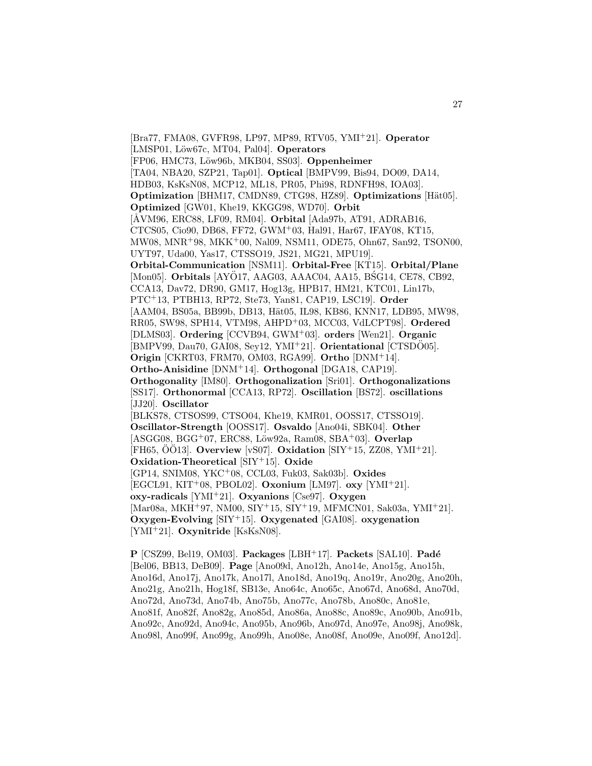[Bra77, FMA08, GVFR98, LP97, MP89, RTV05, YMI+21]. **Operator** [LMSP01, Löw67c, MT04, Pal04]. **Operators** [FP06, HMC73, Löw96b, MKB04, SS03]. **Oppenheimer** [TA04, NBA20, SZP21, Tap01]. **Optical** [BMPV99, Bis94, DO09, DA14, HDB03, KsKsN08, MCP12, ML18, PR05, Phi98, RDNFH98, IOA03]. **Optimization** [BHM17, CMDN89, CTG98, HZ89]. **Optimizations** [Hät05]. **Optimized** [GW01, Khe19, KKGG98, WD70]. **Orbit** [ÅVM96, ERC88, LF09, RM04]. **Orbital** [Ada97b, AT91, ADRAB16, CTCS05, Cio90, DB68, FF72, GWM+03, Hal91, Har67, IFAY08, KT15, MW08, MNR+98, MKK+00, Nal09, NSM11, ODE75, Ohn67, San92, TSON00, UYT97, Uda00, Yas17, CTSSO19, JS21, MG21, MPU19]. **Orbital-Communication** [NSM11]. **Orbital-Free** [KT15]. **Orbital/Plane** [Mon05]. **Orbitals** [AYÖ17, AAG03, AAAC04, AA15, BŚG14, CE78, CB92, CCA13, Dav72, DR90, GM17, Hog13g, HPB17, HM21, KTC01, Lin17b, PTC+13, PTBH13, RP72, Ste73, Yan81, CAP19, LSC19]. **Order** [AAM04, BS05a, BB99b, DB13, Hät05, IL98, KB86, KNN17, LDB95, MW98, RR05, SW98, SPH14, VTM98, AHPD+03, MCC03, VdLCPT98]. **Ordered** [DLMS03]. **Ordering** [CCVB94, GWM+03]. **orders** [Wen21]. **Organic** [BMPV99, Dau70, GAI08, Sey12, YMI+21]. **Orientational** [CTSDÖ05]. **Origin** [CKRT03, FRM70, OM03, RGA99]. **Ortho** [DNM+14]. **Ortho-Anisidine** [DNM+14]. **Orthogonal** [DGA18, CAP19]. **Orthogonality** [IM80]. **Orthogonalization** [Sri01]. **Orthogonalizations** [SS17]. **Orthonormal** [CCA13, RP72]. **Oscillation** [BS72]. **oscillations** [JJ20]. **Oscillator** [BLKS78, CTSOS99, CTSO04, Khe19, KMR01, OOSS17, CTSSO19]. **Oscillator-Strength** [OOSS17]. **Osvaldo** [Ano04i, SBK04]. **Other** [ASGG08, BGG+07, ERC88, Löw92a, Ram08, SBA+03]. **Overlap** [FH65, ÖÖ13]. **Overview** [vS07]. **Oxidation** [SIY+15, ZZ08, YMI+21]. **Oxidation-Theoretical** [SIY+15]. **Oxide** [GP14, SNIM08, YKC+08, CCL03, Fuk03, Sak03b]. **Oxides** [EGCL91, KIT+08, PBOL02]. **Oxonium** [LM97]. **oxy** [YMI+21]. **oxy-radicals** [YMI+21]. **Oxyanions** [Cse97]. **Oxygen** [Mar08a, MKH+97, NM00, SIY+15, SIY+19, MFMCN01, Sak03a, YMI+21]. **Oxygen-Evolving** [SIY+15]. **Oxygenated** [GAI08]. **oxygenation** [YMI+21]. **Oxynitride** [KsKsN08].

**P** [CSZ99, Bel19, OM03]. **Packages** [LBH+17]. **Packets** [SAL10]. **Padé** [Bel06, BB13, DeB09]. **Page** [Ano09d, Ano12h, Ano14e, Ano15g, Ano15h, Ano16d, Ano17j, Ano17k, Ano17l, Ano18d, Ano19q, Ano19r, Ano20g, Ano20h, Ano21g, Ano21h, Hog18f, SB13e, Ano64c, Ano65c, Ano67d, Ano68d, Ano70d, Ano72d, Ano73d, Ano74b, Ano75b, Ano77c, Ano78b, Ano80c, Ano81e, Ano81f, Ano82f, Ano82g, Ano85d, Ano86a, Ano88c, Ano89c, Ano90b, Ano91b, Ano92c, Ano92d, Ano94c, Ano95b, Ano96b, Ano97d, Ano97e, Ano98j, Ano98k, Ano98l, Ano99f, Ano99g, Ano99h, Ano08e, Ano08f, Ano09e, Ano09f, Ano12d].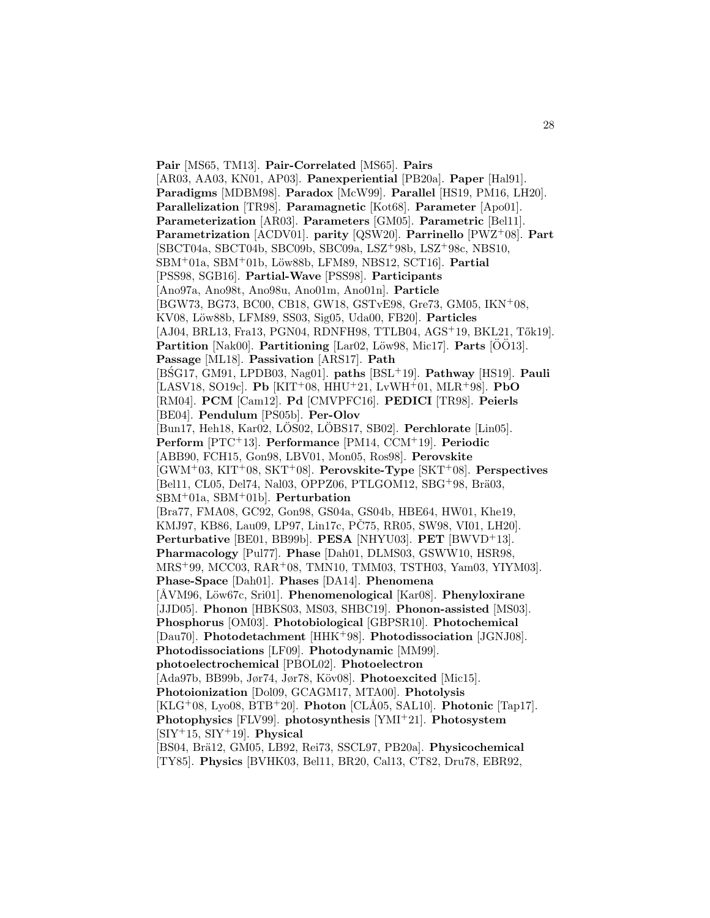**Pair** [MS65, TM13]. **Pair-Correlated** [MS65]. **Pairs** [AR03, AA03, KN01, AP03]. **Panexperiential** [PB20a]. **Paper** [Hal91]. **Paradigms** [MDBM98]. **Paradox** [McW99]. **Parallel** [HS19, PM16, LH20]. **Parallelization** [TR98]. **Paramagnetic** [Kot68]. **Parameter** [Apo01]. **Parameterization** [AR03]. **Parameters** [GM05]. **Parametric** [Bel11]. **Parametrization** [ACDV01]. **parity** [QSW20]. **Parrinello** [PWZ+08]. **Part** [SBCT04a, SBCT04b, SBC09b, SBC09a, LSZ+98b, LSZ+98c, NBS10, SBM+01a, SBM+01b, Löw88b, LFM89, NBS12, SCT16]. **Partial** [PSS98, SGB16]. **Partial-Wave** [PSS98]. **Participants** [Ano97a, Ano98t, Ano98u, Ano01m, Ano01n]. **Particle** [BGW73, BG73, BC00, CB18, GW18, GSTvE98, Gre73, GM05, IKN+08, KV08, Löw88b, LFM89, SS03, Sig05, Uda00, FB20]. **Particles** [AJ04, BRL13, Fra13, PGN04, RDNFH98, TTLB04, AGS+19, BKL21, Tők19]. **Partition** [Nak00]. **Partitioning** [Lar02, Löw98, Mic17]. **Parts** [ÖÖ13]. **Passage** [ML18]. **Passivation** [ARS17]. **Path** [BŚG17, GM91, LPDB03, Nag01]. **paths** [BSL+19]. **Pathway** [HS19]. **Pauli** [LASV18, SO19c]. **Pb** [KIT+08, HHU+21, LvWH+01, MLR+98]. **PbO** [RM04]. **PCM** [Cam12]. **Pd** [CMVPFC16]. **PEDICI** [TR98]. **Peierls** [BE04]. **Pendulum** [PS05b]. **Per-Olov** [Bun17, Heh18, Kar02, LÖS02, LÖBS17, SB02]. **Perchlorate** [Lin05]. **Perform** [PTC+13]. **Performance** [PM14, CCM+19]. **Periodic** [ABB90, FCH15, Gon98, LBV01, Mon05, Ros98]. **Perovskite** [GWM+03, KIT+08, SKT+08]. **Perovskite-Type** [SKT+08]. **Perspectives** [Bel11, CL05, Del74, Nal03, OPPZ06, PTLGOM12, SBG+98, Brä03, SBM+01a, SBM+01b]. **Perturbation** [Bra77, FMA08, GC92, Gon98, GS04a, GS04b, HBE64, HW01, Khe19, KMJ97, KB86, Lau09, LP97, Lin17c, PČ75, RR05, SW98, VI01, LH20]. **Perturbative** [BE01, BB99b]. **PESA** [NHYU03]. **PET** [BWVD+13]. **Pharmacology** [Pul77]. **Phase** [Dah01, DLMS03, GSWW10, HSR98, MRS+99, MCC03, RAR+08, TMN10, TMM03, TSTH03, Yam03, YIYM03]. **Phase-Space** [Dah01]. **Phases** [DA14]. **Phenomena** [ÅVM96, Löw67c, Sri01]. **Phenomenological** [Kar08]. **Phenyloxirane** [JJD05]. **Phonon** [HBKS03, MS03, SHBC19]. **Phonon-assisted** [MS03]. **Phosphorus** [OM03]. **Photobiological** [GBPSR10]. **Photochemical** [Dau70]. **Photodetachment** [HHK+98]. **Photodissociation** [JGNJ08]. **Photodissociations** [LF09]. **Photodynamic** [MM99]. **photoelectrochemical** [PBOL02]. **Photoelectron** [Ada97b, BB99b, Jør74, Jør78, Köv08]. **Photoexcited** [Mic15]. **Photoionization** [Dol09, GCAGM17, MTA00]. **Photolysis** [KLG+08, Lyo08, BTB+20]. **Photon** [CLÅ05, SAL10]. **Photonic** [Tap17]. **Photophysics** [FLV99]. **photosynthesis** [YMI+21]. **Photosystem** [SIY+15, SIY+19]. **Physical** [BS04, Brä12, GM05, LB92, Rei73, SSCL97, PB20a]. **Physicochemical** [TY85]. **Physics** [BVHK03, Bel11, BR20, Cal13, CT82, Dru78, EBR92,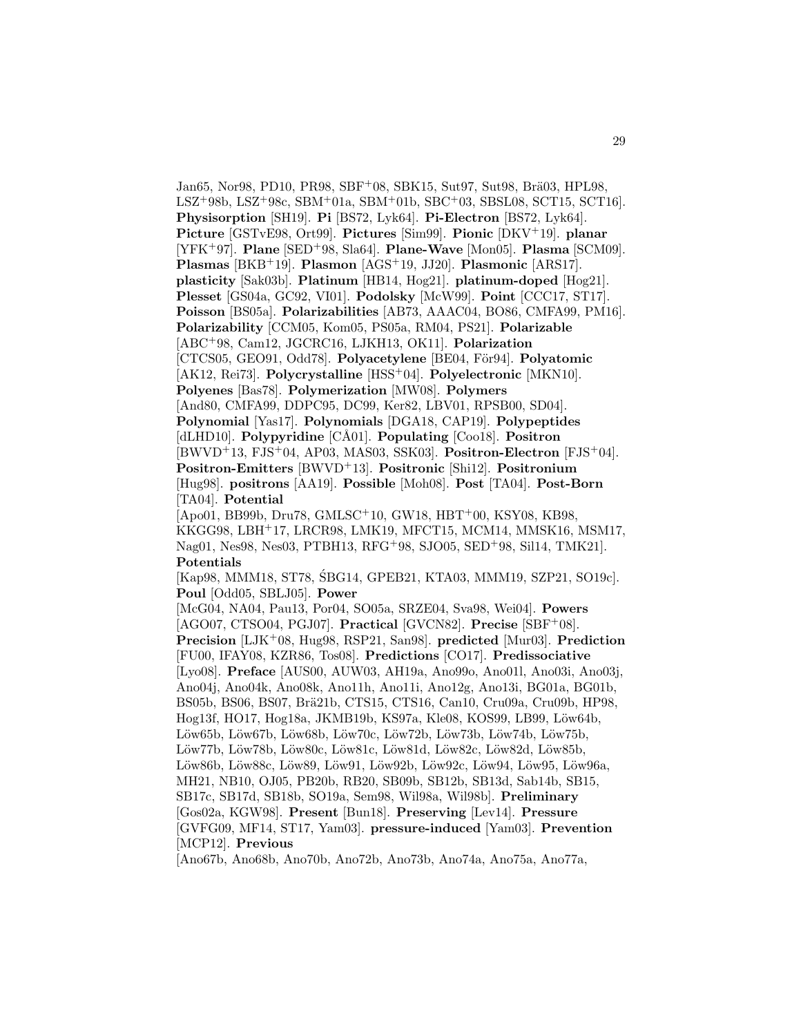Jan65, Nor98, PD10, PR98, SBF+08, SBK15, Sut97, Sut98, Brä03, HPL98, LSZ+98b, LSZ+98c, SBM+01a, SBM+01b, SBC+03, SBSL08, SCT15, SCT16]. **Physisorption** [SH19]. **Pi** [BS72, Lyk64]. **Pi-Electron** [BS72, Lyk64]. **Picture** [GSTvE98, Ort99]. **Pictures** [Sim99]. **Pionic** [DKV+19]. **planar** [YFK+97]. **Plane** [SED+98, Sla64]. **Plane-Wave** [Mon05]. **Plasma** [SCM09]. **Plasmas** [BKB+19]. **Plasmon** [AGS+19, JJ20]. **Plasmonic** [ARS17]. **plasticity** [Sak03b]. **Platinum** [HB14, Hog21]. **platinum-doped** [Hog21]. **Plesset** [GS04a, GC92, VI01]. **Podolsky** [McW99]. **Point** [CCC17, ST17]. **Poisson** [BS05a]. **Polarizabilities** [AB73, AAAC04, BO86, CMFA99, PM16]. **Polarizability** [CCM05, Kom05, PS05a, RM04, PS21]. **Polarizable** [ABC+98, Cam12, JGCRC16, LJKH13, OK11]. **Polarization** [CTCS05, GEO91, Odd78]. **Polyacetylene** [BE04, För94]. **Polyatomic** [AK12, Rei73]. **Polycrystalline** [HSS+04]. **Polyelectronic** [MKN10]. **Polyenes** [Bas78]. **Polymerization** [MW08]. **Polymers** [And80, CMFA99, DDPC95, DC99, Ker82, LBV01, RPSB00, SD04]. **Polynomial** [Yas17]. **Polynomials** [DGA18, CAP19]. **Polypeptides** [dLHD10]. **Polypyridine** [CÅ01]. **Populating** [Coo18]. **Positron** [BWVD+13, FJS+04, AP03, MAS03, SSK03]. **Positron-Electron** [FJS+04]. **Positron-Emitters** [BWVD+13]. **Positronic** [Shi12]. **Positronium** [Hug98]. **positrons** [AA19]. **Possible** [Moh08]. **Post** [TA04]. **Post-Born** [TA04]. **Potential** [Apo01, BB99b, Dru78, GMLSC+10, GW18, HBT+00, KSY08, KB98, KKGG98, LBH+17, LRCR98, LMK19, MFCT15, MCM14, MMSK16, MSM17, Nag01, Nes98, Nes03, PTBH13, RFG+98, SJO05, SED+98, Sil14, TMK21]. **Potentials** [Kap98, MMM18, ST78, ŚBG14, GPEB21, KTA03, MMM19, SZP21, SO19c]. **Poul** [Odd05, SBLJ05]. **Power** [McG04, NA04, Pau13, Por04, SO05a, SRZE04, Sva98, Wei04]. **Powers** [AGO07, CTSO04, PGJ07]. **Practical** [GVCN82]. **Precise** [SBF+08]. **Precision** [LJK+08, Hug98, RSP21, San98]. **predicted** [Mur03]. **Prediction** [FU00, IFAY08, KZR86, Tos08]. **Predictions** [CO17]. **Predissociative** [Lyo08]. **Preface** [AUS00, AUW03, AH19a, Ano99o, Ano01l, Ano03i, Ano03j, Ano04j, Ano04k, Ano08k, Ano11h, Ano11i, Ano12g, Ano13i, BG01a, BG01b, BS05b, BS06, BS07, Brä21b, CTS15, CTS16, Can10, Cru09a, Cru09b, HP98, Hog13f, HO17, Hog18a, JKMB19b, KS97a, Kle08, KOS99, LB99, Löw64b, Löw65b, Löw67b, Löw68b, Löw70c, Löw72b, Löw73b, Löw74b, Löw75b, Löw77b, Löw78b, Löw80c, Löw81c, Löw81d, Löw82c, Löw82d, Löw85b, Löw86b, Löw88c, Löw89, Löw91, Löw92b, Löw92c, Löw94, Löw95, Löw96a, MH21, NB10, OJ05, PB20b, RB20, SB09b, SB12b, SB13d, Sab14b, SB15, SB17c, SB17d, SB18b, SO19a, Sem98, Wil98a, Wil98b]. **Preliminary** [Gos02a, KGW98]. **Present** [Bun18]. **Preserving** [Lev14]. **Pressure** [GVFG09, MF14, ST17, Yam03]. **pressure-induced** [Yam03]. **Prevention** [MCP12]. **Previous** [Ano67b, Ano68b, Ano70b, Ano72b, Ano73b, Ano74a, Ano75a, Ano77a,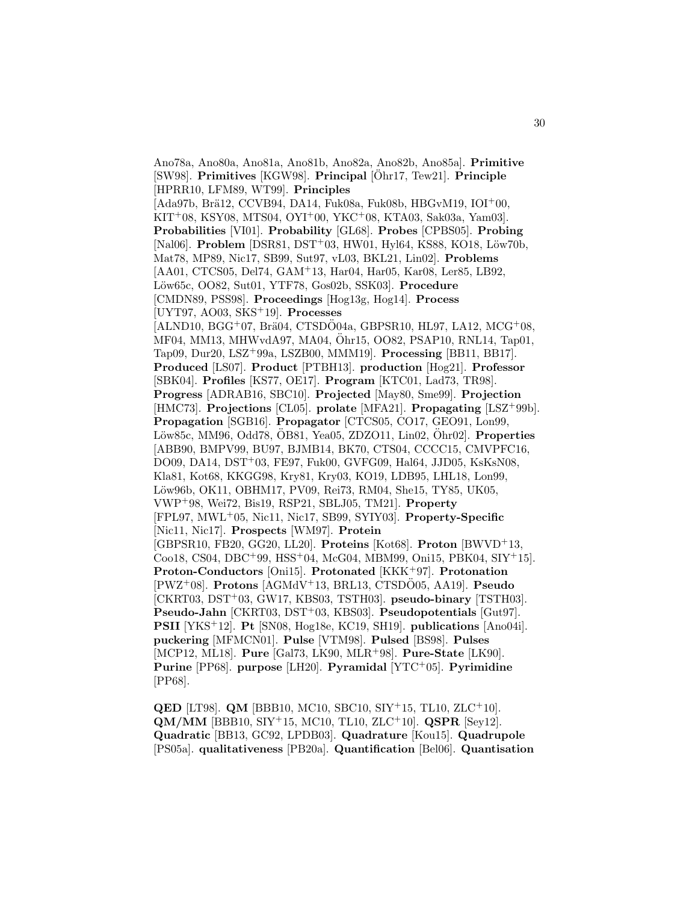Ano78a, Ano80a, Ano81a, Ano81b, Ano82a, Ano82b, Ano85a]. **Primitive** [SW98]. **Primitives** [KGW98]. **Principal** [Öhr17, Tew21]. **Principle** [HPRR10, LFM89, WT99]. **Principles** [Ada97b, Brä12, CCVB94, DA14, Fuk08a, Fuk08b, HBGvM19, IOI+00, KIT+08, KSY08, MTS04, OYI+00, YKC+08, KTA03, Sak03a, Yam03]. **Probabilities** [VI01]. **Probability** [GL68]. **Probes** [CPBS05]. **Probing** [Nal06]. **Problem** [DSR81, DST+03, HW01, Hyl64, KS88, KO18, Löw70b, Mat78, MP89, Nic17, SB99, Sut97, vL03, BKL21, Lin02]. **Problems** [AA01, CTCS05, Del74, GAM+13, Har04, Har05, Kar08, Ler85, LB92, Löw65c, OO82, Sut01, YTF78, Gos02b, SSK03]. **Procedure** [CMDN89, PSS98]. **Proceedings** [Hog13g, Hog14]. **Process** [UYT97, AO03, SKS+19]. **Processes** [ALND10, BGG+07, Brä04, CTSDÖ04a, GBPSR10, HL97, LA12, MCG+08, MF04, MM13, MHWvdA97, MA04, Öhr15, OO82, PSAP10, RNL14, Tap01, Tap09, Dur20, LSZ+99a, LSZB00, MMM19]. **Processing** [BB11, BB17]. **Produced** [LS07]. **Product** [PTBH13]. **production** [Hog21]. **Professor** [SBK04]. **Profiles** [KS77, OE17]. **Program** [KTC01, Lad73, TR98]. **Progress** [ADRAB16, SBC10]. **Projected** [May80, Sme99]. **Projection** [HMC73]. **Projections** [CL05]. **prolate** [MFA21]. **Propagating** [LSZ+99b]. **Propagation** [SGB16]. **Propagator** [CTCS05, CO17, GEO91, Lon99, Löw85c, MM96, Odd78, ÖB81, Yea05, ZDZO11, Lin02, Öhr02]. **Properties** [ABB90, BMPV99, BU97, BJMB14, BK70, CTS04, CCCC15, CMVPFC16, DO09, DA14, DST+03, FE97, Fuk00, GVFG09, Hal64, JJD05, KsKsN08, Kla81, Kot68, KKGG98, Kry81, Kry03, KO19, LDB95, LHL18, Lon99, Löw96b, OK11, OBHM17, PV09, Rei73, RM04, She15, TY85, UK05, VWP+98, Wei72, Bis19, RSP21, SBLJ05, TM21]. **Property** [FPL97, MWL+05, Nic11, Nic17, SB99, SYIY03]. **Property-Specific** [Nic11, Nic17]. **Prospects** [WM97]. **Protein** [GBPSR10, FB20, GG20, LL20]. **Proteins** [Kot68]. **Proton** [BWVD+13, Coo18, CS04, DBC+99, HSS+04, McG04, MBM99, Oni15, PBK04, SIY+15]. **Proton-Conductors** [Oni15]. **Protonated** [KKK+97]. **Protonation** [PWZ+08]. **Protons** [AGMdV+13, BRL13, CTSDÖ05, AA19]. **Pseudo** [CKRT03, DST+03, GW17, KBS03, TSTH03]. **pseudo-binary** [TSTH03]. **Pseudo-Jahn** [CKRT03, DST+03, KBS03]. **Pseudopotentials** [Gut97]. **PSII** [YKS+12]. **Pt** [SN08, Hog18e, KC19, SH19]. **publications** [Ano04i]. **puckering** [MFMCN01]. **Pulse** [VTM98]. **Pulsed** [BS98]. **Pulses** [MCP12, ML18]. **Pure** [Gal73, LK90, MLR+98]. **Pure-State** [LK90]. **Purine** [PP68]. **purpose** [LH20]. **Pyramidal** [YTC+05]. **Pyrimidine** [PP68].

**QED** [LT98]. **QM** [BBB10, MC10, SBC10, SIY+15, TL10, ZLC+10]. **QM/MM** [BBB10, SIY+15, MC10, TL10, ZLC+10]. **QSPR** [Sey12]. **Quadratic** [BB13, GC92, LPDB03]. **Quadrature** [Kou15]. **Quadrupole** [PS05a]. **qualitativeness** [PB20a]. **Quantification** [Bel06]. **Quantisation**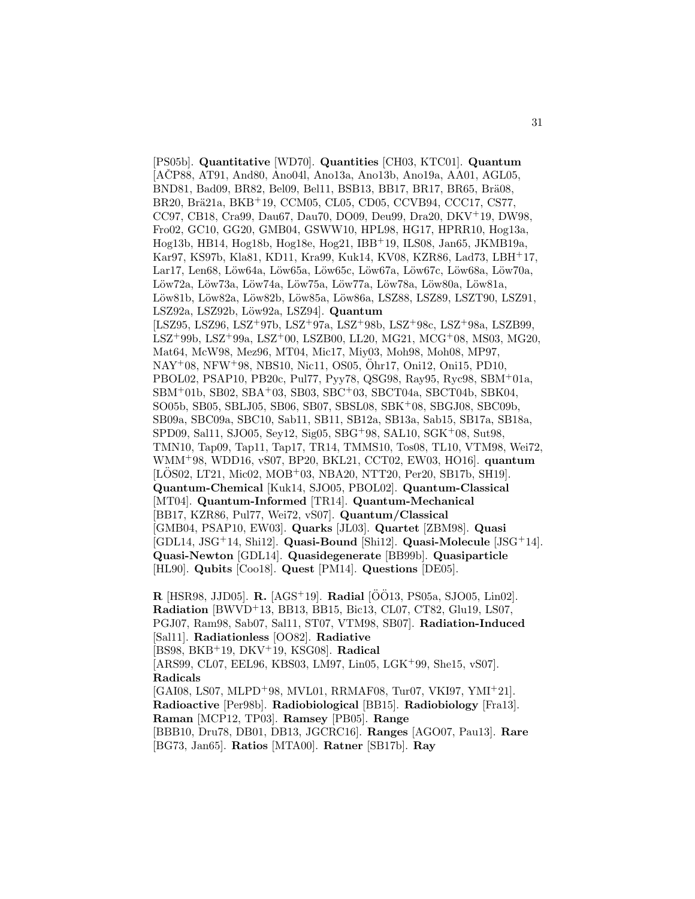[PS05b]. **Quantitative** [WD70]. **Quantities** [CH03, KTC01]. **Quantum** [AČP88, AT91, And80, Ano04l, Ano13a, Ano13b, Ano19a, AA01, AGL05, BND81, Bad09, BR82, Bel09, Bel11, BSB13, BB17, BR17, BR65, Brä08, BR20, Brä21a, BKB+19, CCM05, CL05, CD05, CCVB94, CCC17, CS77, CC97, CB18, Cra99, Dau67, Dau70, DO09, Deu99, Dra20, DKV+19, DW98, Fro02, GC10, GG20, GMB04, GSWW10, HPL98, HG17, HPRR10, Hog13a, Hog13b, HB14, Hog18b, Hog18e, Hog21, IBB+19, ILS08, Jan65, JKMB19a, Kar97, KS97b, Kla81, KD11, Kra99, Kuk14, KV08, KZR86, Lad73, LBH+17, Lar17, Len68, Löw64a, Löw65a, Löw65c, Löw67a, Löw67c, Löw68a, Löw70a, Löw72a, Löw73a, Löw74a, Löw75a, Löw77a, Löw78a, Löw80a, Löw81a, Löw81b, Löw82a, Löw82b, Löw85a, Löw86a, LSZ88, LSZ89, LSZT90, LSZ91, LSZ92a, LSZ92b, Löw92a, LSZ94]. **Quantum** [LSZ95, LSZ96, LSZ+97b, LSZ+97a, LSZ+98b, LSZ+98c, LSZ+98a, LSZB99, LSZ+99b, LSZ+99a, LSZ+00, LSZB00, LL20, MG21, MCG+08, MS03, MG20, Mat64, McW98, Mez96, MT04, Mic17, Miy03, Moh98, Moh08, MP97, NAY+08, NFW+98, NBS10, Nic11, OS05, Öhr17, Oni12, Oni15, PD10, PBOL02, PSAP10, PB20c, Pul77, Pyy78, QSG98, Ray95, Ryc98, SBM+01a, SBM+01b, SB02, SBA+03, SB03, SBC+03, SBCT04a, SBCT04b, SBK04, SO05b, SB05, SBLJ05, SB06, SB07, SBSL08, SBK+08, SBGJ08, SBC09b, SB09a, SBC09a, SBC10, Sab11, SB11, SB12a, SB13a, Sab15, SB17a, SB18a, SPD09, Sal11, SJO05, Sey12, Sig05, SBG+98, SAL10, SGK+08, Sut98, TMN10, Tap09, Tap11, Tap17, TR14, TMMS10, Tos08, TL10, VTM98, Wei72, WMM+98, WDD16, vS07, BP20, BKL21, CCT02, EW03, HO16]. **quantum** [LÖS02, LT21, Mic02, MOB+03, NBA20, NTT20, Per20, SB17b, SH19]. **Quantum-Chemical** [Kuk14, SJO05, PBOL02]. **Quantum-Classical** [MT04]. **Quantum-Informed** [TR14]. **Quantum-Mechanical** [BB17, KZR86, Pul77, Wei72, vS07]. **Quantum/Classical** [GMB04, PSAP10, EW03]. **Quarks** [JL03]. **Quartet** [ZBM98]. **Quasi** [GDL14, JSG+14, Shi12]. **Quasi-Bound** [Shi12]. **Quasi-Molecule** [JSG+14]. **Quasi-Newton** [GDL14]. **Quasidegenerate** [BB99b]. **Quasiparticle** [HL90]. **Qubits** [Coo18]. **Quest** [PM14]. **Questions** [DE05].

**R** [HSR98, JJD05]. **R.** [AGS+19]. **Radial** [ÖÖ13, PS05a, SJO05, Lin02]. **Radiation** [BWVD+13, BB13, BB15, Bic13, CL07, CT82, Glu19, LS07, PGJ07, Ram98, Sab07, Sal11, ST07, VTM98, SB07]. **Radiation-Induced** [Sal11]. **Radiationless** [OO82]. **Radiative** [BS98, BKB+19, DKV+19, KSG08]. **Radical** [ARS99, CL07, EEL96, KBS03, LM97, Lin05, LGK+99, She15, vS07]. **Radicals** [GAI08, LS07, MLPD+98, MVL01, RRMAF08, Tur07, VKI97, YMI+21]. **Radioactive** [Per98b]. **Radiobiological** [BB15]. **Radiobiology** [Fra13]. **Raman** [MCP12, TP03]. **Ramsey** [PB05]. **Range** [BBB10, Dru78, DB01, DB13, JGCRC16]. **Ranges** [AGO07, Pau13]. **Rare** [BG73, Jan65]. **Ratios** [MTA00]. **Ratner** [SB17b]. **Ray**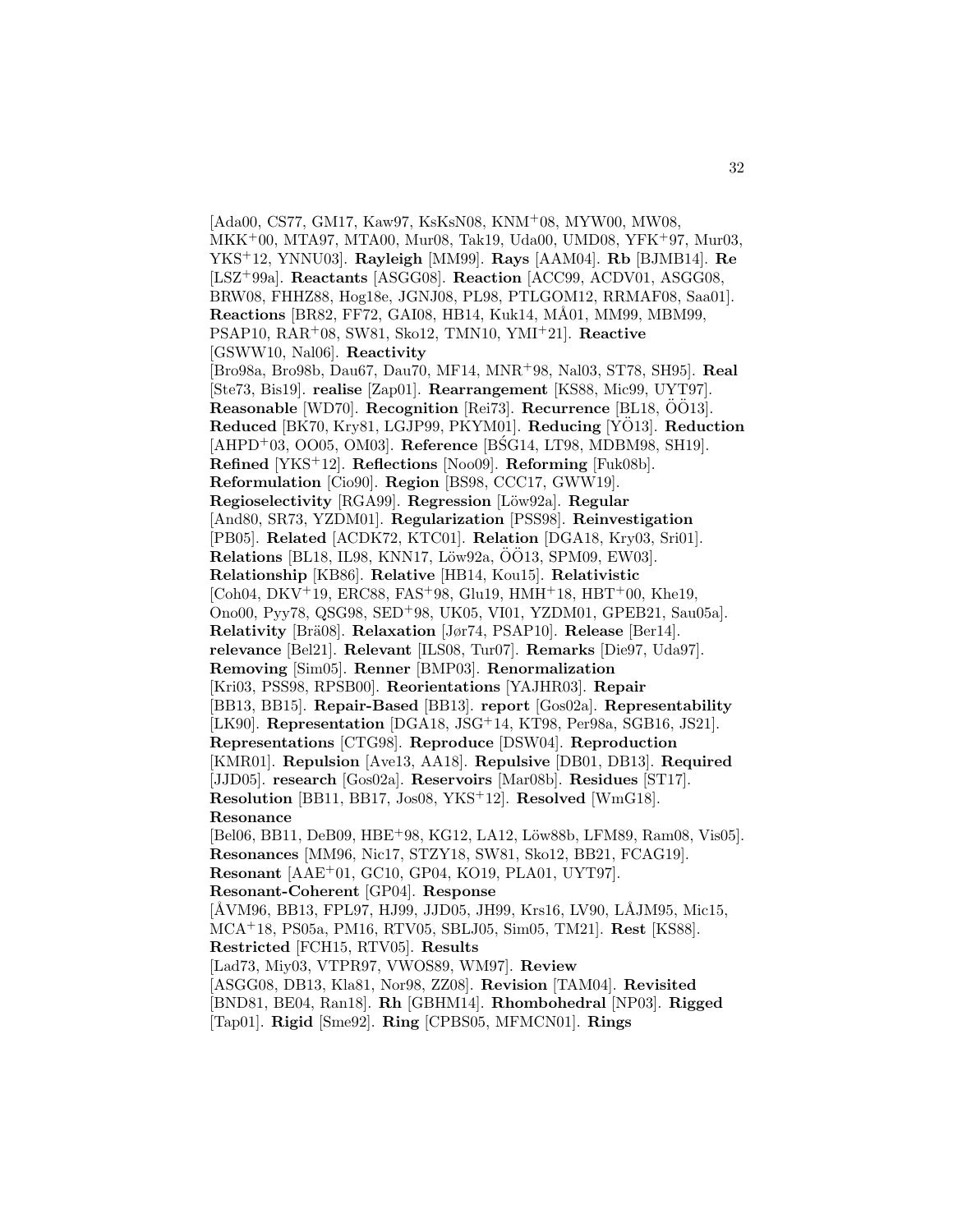[Ada00, CS77, GM17, Kaw97, KsKsN08, KNM[+]08, MYW00, MW08, MKK[+]00, MTA97, MTA00, Mur08, Tak19, Uda00, UMD08, YFK[+]97, Mur03, YKS[+]12, YNNU03]. **Rayleigh** [MM99]. **Rays** [AAM04]. **Rb** [BJMB14]. **Re** [LSZ[+]99a]. **Reactants** [ASGG08]. **Reaction** [ACC99, ACDV01, ASGG08, BRW08, FHHZ88, Hog18e, JGNJ08, PL98, PTLGOM12, RRMAF08, Saa01]. **Reactions** [BR82, FF72, GAI08, HB14, Kuk14, MÅ01, MM99, MBM99, PSAP10, RAR[+]08, SW81, Sko12, TMN10, YMI[+]21]. **Reactive** [GSWW10, Nal06]. **Reactivity** [Bro98a, Bro98b, Dau67, Dau70, MF14, MNR[+]98, Nal03, ST78, SH95]. **Real** [Ste73, Bis19]. **realise** [Zap01]. **Rearrangement** [KS88, Mic99, UYT97]. **Reasonable** [WD70]. **Recognition** [Rei73]. **Recurrence** [BL18, ÖÖ13]. **Reduced** [BK70, Kry81, LGJP99, PKYM01]. **Reducing** [YÖ13]. **Reduction** [AHPD[+]03, OO05, OM03]. **Reference** [BŚG14, LT98, MDBM98, SH19]. **Refined** [YKS[+]12]. **Reflections** [Noo09]. **Reforming** [Fuk08b]. **Reformulation** [Cio90]. **Region** [BS98, CCC17, GWW19]. **Regioselectivity** [RGA99]. **Regression** [Löw92a]. **Regular** [And80, SR73, YZDM01]. **Regularization** [PSS98]. **Reinvestigation** [PB05]. **Related** [ACDK72, KTC01]. **Relation** [DGA18, Kry03, Sri01]. **Relations** [BL18, IL98, KNN17, Löw92a, ÖÖ13, SPM09, EW03]. **Relationship** [KB86]. **Relative** [HB14, Kou15]. **Relativistic** [Coh04, DKV[+]19, ERC88, FAS[+]98, Glu19, HMH[+]18, HBT[+]00, Khe19, Ono00, Pyy78, QSG98, SED[+]98, UK05, VI01, YZDM01, GPEB21, Sau05a]. **Relativity** [Brä08]. **Relaxation** [Jør74, PSAP10]. **Release** [Ber14]. **relevance** [Bel21]. **Relevant** [ILS08, Tur07]. **Remarks** [Die97, Uda97]. **Removing** [Sim05]. **Renner** [BMP03]. **Renormalization** [Kri03, PSS98, RPSB00]. **Reorientations** [YAJHR03]. **Repair** [BB13, BB15]. **Repair-Based** [BB13]. **report** [Gos02a]. **Representability** [LK90]. **Representation** [DGA18, JSG[+]14, KT98, Per98a, SGB16, JS21]. **Representations** [CTG98]. **Reproduce** [DSW04]. **Reproduction** [KMR01]. **Repulsion** [Ave13, AA18]. **Repulsive** [DB01, DB13]. **Required** [JJD05]. **research** [Gos02a]. **Reservoirs** [Mar08b]. **Residues** [ST17]. **Resolution** [BB11, BB17, Jos08, YKS[+]12]. **Resolved** [WmG18]. **Resonance** [Bel06, BB11, DeB09, HBE[+]98, KG12, LA12, Löw88b, LFM89, Ram08, Vis05]. **Resonances** [MM96, Nic17, STZY18, SW81, Sko12, BB21, FCAG19]. **Resonant** [AAE[+]01, GC10, GP04, KO19, PLA01, UYT97]. **Resonant-Coherent** [GP04]. **Response** [ÅVM96, BB13, FPL97, HJ99, JJD05, JH99, Krs16, LV90, LÅJM95, Mic15, MCA[+]18, PS05a, PM16, RTV05, SBLJ05, Sim05, TM21]. **Rest** [KS88]. **Restricted** [FCH15, RTV05]. **Results** [Lad73, Miy03, VTPR97, VWOS89, WM97]. **Review** [ASGG08, DB13, Kla81, Nor98, ZZ08]. **Revision** [TAM04]. **Revisited** [BND81, BE04, Ran18]. **Rh** [GBHM14]. **Rhombohedral** [NP03]. **Rigged** [Tap01]. **Rigid** [Sme92]. **Ring** [CPBS05, MFMCN01]. **Rings**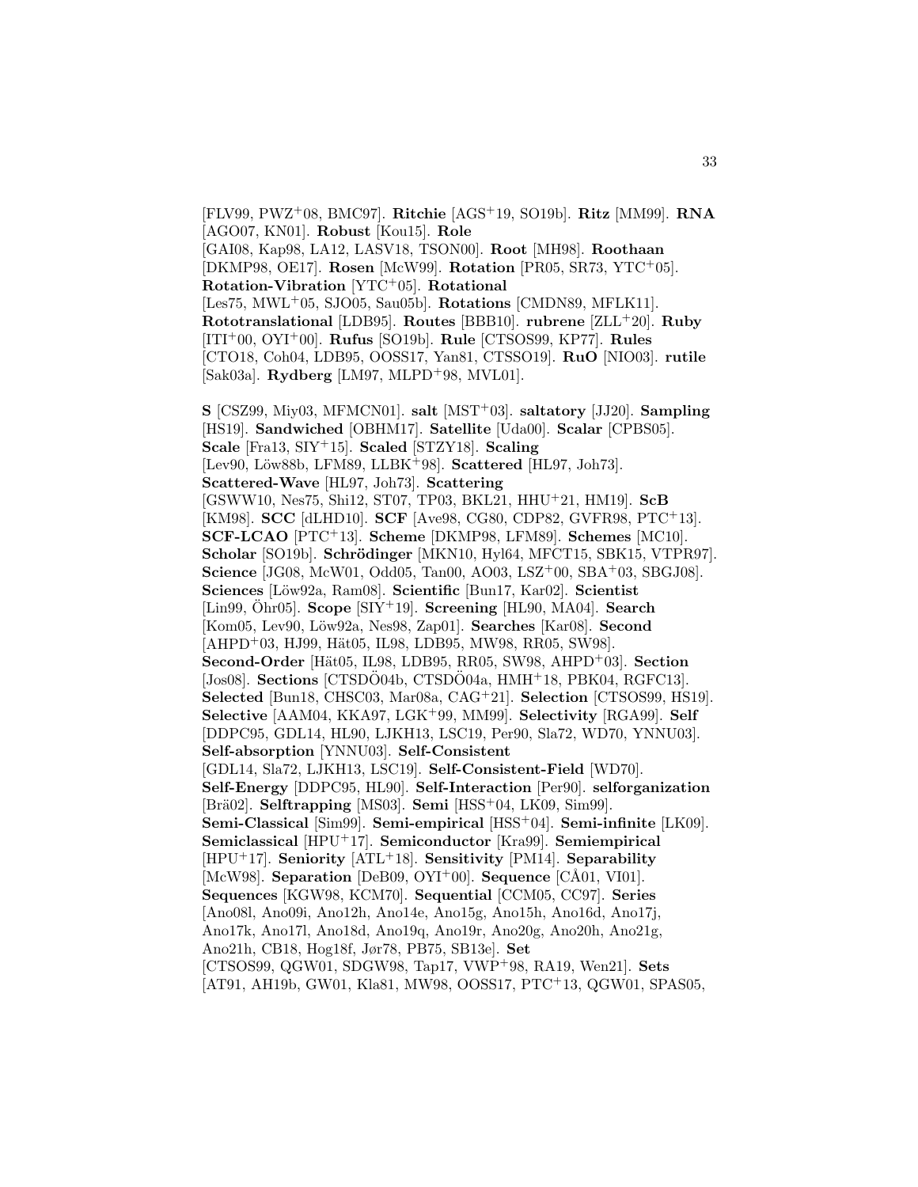[FLV99, PWZ[+]08, BMC97]. **Ritchie** [AGS[+]19, SO19b]. **Ritz** [MM99]. **RNA** [AGO07, KN01]. **Robust** [Kou15]. **Role** [GAI08, Kap98, LA12, LASV18, TSON00]. **Root** [MH98]. **Roothaan** [DKMP98, OE17]. **Rosen** [McW99]. **Rotation** [PR05, SR73, YTC[+]05]. **Rotation-Vibration** [YTC[+]05]. **Rotational** [Les75, MWL[+]05, SJO05, Sau05b]. **Rotations** [CMDN89, MFLK11]. **Rototranslational** [LDB95]. **Routes** [BBB10]. **rubrene** [ZLL[+]20]. **Ruby** [ITI[+]00, OYI[+]00]. **Rufus** [SO19b]. **Rule** [CTSOS99, KP77]. **Rules** [CTO18, Coh04, LDB95, OOSS17, Yan81, CTSSO19]. **RuO** [NIO03]. **rutile** [Sak03a]. **Rydberg** [LM97, MLPD[+]98, MVL01].

**S** [CSZ99, Miy03, MFMCN01]. **salt** [MST[+]03]. **saltatory** [JJ20]. **Sampling** [HS19]. **Sandwiched** [OBHM17]. **Satellite** [Uda00]. **Scalar** [CPBS05]. **Scale** [Fra13, SIY[+]15]. **Scaled** [STZY18]. **Scaling** [Lev90, Löw88b, LFM89, LLBK[+]98]. **Scattered** [HL97, Joh73]. **Scattered-Wave** [HL97, Joh73]. **Scattering** [GSWW10, Nes75, Shi12, ST07, TP03, BKL21, HHU[+]21, HM19]. **ScB** [KM98]. **SCC** [dLHD10]. **SCF** [Ave98, CG80, CDP82, GVFR98, PTC[+]13]. **SCF-LCAO** [PTC[+]13]. **Scheme** [DKMP98, LFM89]. **Schemes** [MC10]. **Scholar** [SO19b]. **Schrödinger** [MKN10, Hyl64, MFCT15, SBK15, VTPR97]. **Science** [JG08, McW01, Odd05, Tan00, AO03, LSZ[+]00, SBA[+]03, SBGJ08]. **Sciences** [Löw92a, Ram08]. **Scientific** [Bun17, Kar02]. **Scientist** [Lin99, Öhr05]. **Scope** [SIY[+]19]. **Screening** [HL90, MA04]. **Search** [Kom05, Lev90, Löw92a, Nes98, Zap01]. **Searches** [Kar08]. **Second** [AHPD[+]03, HJ99, Hät05, IL98, LDB95, MW98, RR05, SW98]. **Second-Order** [Hät05, IL98, LDB95, RR05, SW98, AHPD[+]03]. **Section** [Jos08]. **Sections** [CTSDÖ04b, CTSDÖ04a, HMH[+]18, PBK04, RGFC13]. **Selected** [Bun18, CHSC03, Mar08a, CAG[+]21]. **Selection** [CTSOS99, HS19]. **Selective** [AAM04, KKA97, LGK[+]99, MM99]. **Selectivity** [RGA99]. **Self** [DDPC95, GDL14, HL90, LJKH13, LSC19, Per90, Sla72, WD70, YNNU03]. **Self-absorption** [YNNU03]. **Self-Consistent** [GDL14, Sla72, LJKH13, LSC19]. **Self-Consistent-Field** [WD70]. **Self-Energy** [DDPC95, HL90]. **Self-Interaction** [Per90]. **selforganization** [Brä02]. **Selftrapping** [MS03]. **Semi** [HSS[+]04, LK09, Sim99]. **Semi-Classical** [Sim99]. **Semi-empirical** [HSS[+]04]. **Semi-infinite** [LK09]. **Semiclassical** [HPU[+]17]. **Semiconductor** [Kra99]. **Semiempirical** [HPU[+]17]. **Seniority** [ATL[+]18]. **Sensitivity** [PM14]. **Separability** [McW98]. **Separation** [DeB09, OYI[+]00]. **Sequence** [CÅ01, VI01]. **Sequences** [KGW98, KCM70]. **Sequential** [CCM05, CC97]. **Series** [Ano08l, Ano09i, Ano12h, Ano14e, Ano15g, Ano15h, Ano16d, Ano17j, Ano17k, Ano17l, Ano18d, Ano19q, Ano19r, Ano20g, Ano20h, Ano21g, Ano21h, CB18, Hog18f, Jør78, PB75, SB13e]. **Set** [CTSOS99, QGW01, SDGW98, Tap17, VWP[+]98, RA19, Wen21]. **Sets** [AT91, AH19b, GW01, Kla81, MW98, OOSS17, PTC[+]13, QGW01, SPAS05,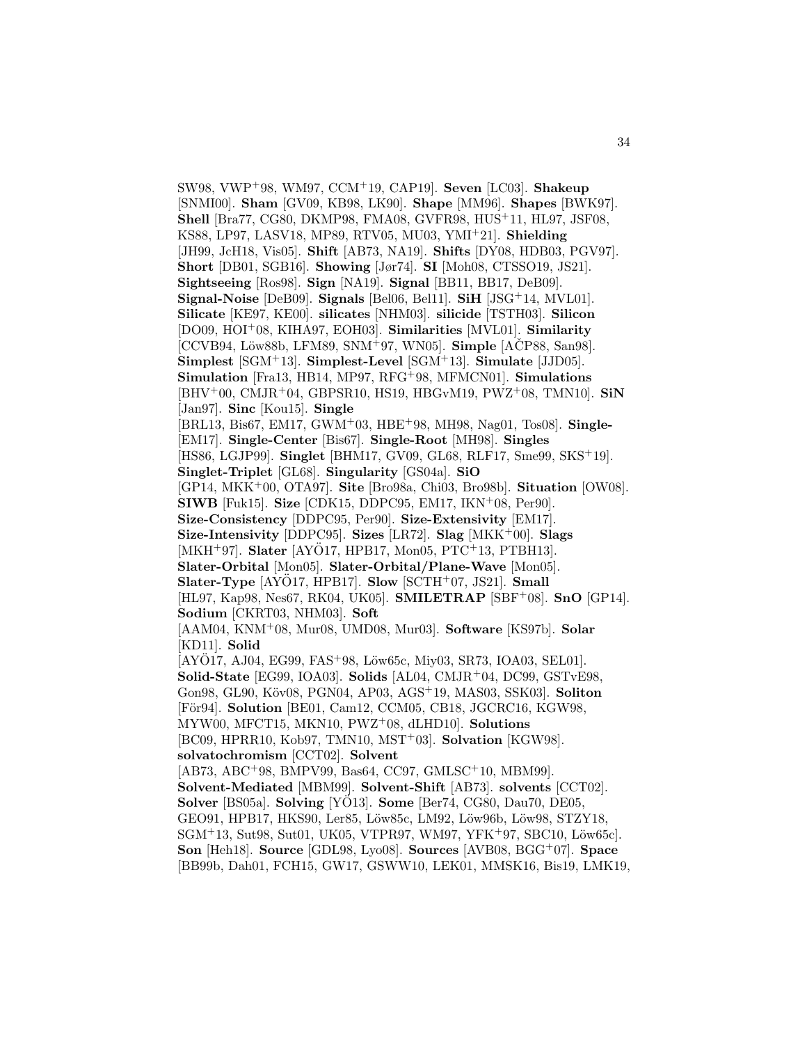SW98, VWP+98, WM97, CCM+19, CAP19]. **Seven** [LC03]. **Shakeup** [SNMI00]. **Sham** [GV09, KB98, LK90]. **Shape** [MM96]. **Shapes** [BWK97]. **Shell** [Bra77, CG80, DKMP98, FMA08, GVFR98, HUS+11, HL97, JSF08, KS88, LP97, LASV18, MP89, RTV05, MU03, YMI+21]. **Shielding** [JH99, JcH18, Vis05]. **Shift** [AB73, NA19]. **Shifts** [DY08, HDB03, PGV97]. **Short** [DB01, SGB16]. **Showing** [Jør74]. **SI** [Moh08, CTSSO19, JS21]. **Sightseeing** [Ros98]. **Sign** [NA19]. **Signal** [BB11, BB17, DeB09]. **Signal-Noise** [DeB09]. **Signals** [Bel06, Bel11]. **SiH** [JSG+14, MVL01]. **Silicate** [KE97, KE00]. **silicates** [NHM03]. **silicide** [TSTH03]. **Silicon** [DO09, HOI+08, KIHA97, EOH03]. **Similarities** [MVL01]. **Similarity** [CCVB94, Löw88b, LFM89, SNM+97, WN05]. **Simple** [AČP88, San98]. **Simplest** [SGM+13]. **Simplest-Level** [SGM+13]. **Simulate** [JJD05]. **Simulation** [Fra13, HB14, MP97, RFG+98, MFMCN01]. **Simulations** [BHV+00, CMJR+04, GBPSR10, HS19, HBGvM19, PWZ+08, TMN10]. **SiN** [Jan97]. **Sinc** [Kou15]. **Single** [BRL13, Bis67, EM17, GWM+03, HBE+98, MH98, Nag01, Tos08]. **Single-** [EM17]. **Single-Center** [Bis67]. **Single-Root** [MH98]. **Singles** [HS86, LGJP99]. **Singlet** [BHM17, GV09, GL68, RLF17, Sme99, SKS+19]. **Singlet-Triplet** [GL68]. **Singularity** [GS04a]. **SiO** [GP14, MKK+00, OTA97]. **Site** [Bro98a, Chi03, Bro98b]. **Situation** [OW08]. **SIWB** [Fuk15]. **Size** [CDK15, DDPC95, EM17, IKN+08, Per90]. **Size-Consistency** [DDPC95, Per90]. **Size-Extensivity** [EM17]. **Size-Intensivity** [DDPC95]. **Sizes** [LR72]. **Slag** [MKK+00]. **Slags** [MKH+97]. **Slater** [AYÖ17, HPB17, Mon05, PTC+13, PTBH13]. **Slater-Orbital** [Mon05]. **Slater-Orbital/Plane-Wave** [Mon05]. **Slater-Type** [AYÖ17, HPB17]. **Slow** [SCTH+07, JS21]. **Small** [HL97, Kap98, Nes67, RK04, UK05]. **SMILETRAP** [SBF+08]. **SnO** [GP14]. **Sodium** [CKRT03, NHM03]. **Soft** [AAM04, KNM+08, Mur08, UMD08, Mur03]. **Software** [KS97b]. **Solar** [KD11]. **Solid** [AYÖ17, AJ04, EG99, FAS+98, Löw65c, Miy03, SR73, IOA03, SEL01]. **Solid-State** [EG99, IOA03]. **Solids** [AL04, CMJR+04, DC99, GSTvE98, Gon98, GL90, Köv08, PGN04, AP03, AGS+19, MAS03, SSK03]. **Soliton** [För94]. **Solution** [BE01, Cam12, CCM05, CB18, JGCRC16, KGW98, MYW00, MFCT15, MKN10, PWZ+08, dLHD10]. **Solutions** [BC09, HPRR10, Kob97, TMN10, MST+03]. **Solvation** [KGW98]. **solvatochromism** [CCT02]. **Solvent** [AB73, ABC+98, BMPV99, Bas64, CC97, GMLSC+10, MBM99]. **Solvent-Mediated** [MBM99]. **Solvent-Shift** [AB73]. **solvents** [CCT02]. **Solver** [BS05a]. **Solving** [YÖ13]. **Some** [Ber74, CG80, Dau70, DE05, GEO91, HPB17, HKS90, Ler85, Löw85c, LM92, Löw96b, Löw98, STZY18, SGM+13, Sut98, Sut01, UK05, VTPR97, WM97, YFK+97, SBC10, Löw65c]. **Son** [Heh18]. **Source** [GDL98, Lyo08]. **Sources** [AVB08, BGG+07]. **Space** [BB99b, Dah01, FCH15, GW17, GSWW10, LEK01, MMSK16, Bis19, LMK19,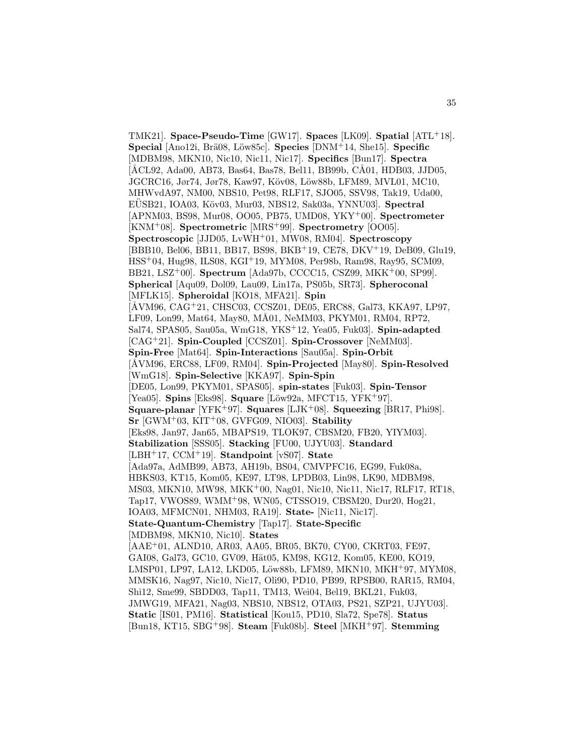TMK21]. **Space-Pseudo-Time** [GW17]. **Spaces** [LK09]. **Spatial** [ATL+18]. **Special** [Ano12i, Brä08, Löw85c]. **Species** [DNM+14, She15]. **Specific** [MDBM98, MKN10, Nic10, Nic11, Nic17]. **Specifics** [Bun17]. **Spectra** [ÅCL92, Ada00, AB73, Bas64, Bas78, Bel11, BB99b, CÅ01, HDB03, JJD05, JGCRC16, Jør74, Jør78, Kaw97, Köv08, Löw88b, LFM89, MVL01, MC10, MHWvdA97, NM00, NBS10, Pet98, RLF17, SJO05, SSV98, Tak19, Uda00, EÜSB21, IOA03, Köv03, Mur03, NBS12, Sak03a, YNNU03]. **Spectral** [APNM03, BS98, Mur08, OO05, PB75, UMD08, YKY+00]. **Spectrometer** [KNM+08]. **Spectrometric** [MRS+99]. **Spectrometry** [OO05]. **Spectroscopic** [JJD05, LvWH+01, MW08, RM04]. **Spectroscopy** [BBB10, Bel06, BB11, BB17, BS98, BKB+19, CE78, DKV+19, DeB09, Glu19, HSS+04, Hug98, ILS08, KGI+19, MYM08, Per98b, Ram98, Ray95, SCM09, BB21, LSZ+00]. **Spectrum** [Ada97b, CCCC15, CSZ99, MKK+00, SP99]. **Spherical** [Aqu09, Dol09, Lau09, Lin17a, PS05b, SR73]. **Spheroconal** [MFLK15]. **Spheroidal** [KO18, MFA21]. **Spin** [ÅVM96, CAG+21, CHSC03, CCSZ01, DE05, ERC88, Gal73, KKA97, LP97, LF09, Lon99, Mat64, May80, MÅ01, NeMM03, PKYM01, RM04, RP72, Sal74, SPAS05, Sau05a, WmG18, YKS+12, Yea05, Fuk03]. **Spin-adapted** [CAG+21]. **Spin-Coupled** [CCSZ01]. **Spin-Crossover** [NeMM03]. **Spin-Free** [Mat64]. **Spin-Interactions** [Sau05a]. **Spin-Orbit** [ÅVM96, ERC88, LF09, RM04]. **Spin-Projected** [May80]. **Spin-Resolved** [WmG18]. **Spin-Selective** [KKA97]. **Spin-Spin** [DE05, Lon99, PKYM01, SPAS05]. **spin-states** [Fuk03]. **Spin-Tensor** [Yea05]. **Spins** [Eks98]. **Square** [Löw92a, MFCT15, YFK+97]. **Square-planar** [YFK+97]. **Squares** [LJK+08]. **Squeezing** [BR17, Phi98]. **Sr** [GWM+03, KIT+08, GVFG09, NIO03]. **Stability** [Eks98, Jan97, Jan65, MBAPS19, TLOK97, CBSM20, FB20, YIYM03]. **Stabilization** [SSS05]. **Stacking** [FU00, UJYU03]. **Standard** [LBH+17, CCM+19]. **Standpoint** [vS07]. **State** [Ada97a, AdMB99, AB73, AH19b, BS04, CMVPFC16, EG99, Fuk08a, HBKS03, KT15, Kom05, KE97, LT98, LPDB03, Lin98, LK90, MDBM98, MS03, MKN10, MW98, MKK+00, Nag01, Nic10, Nic11, Nic17, RLF17, RT18, Tap17, VWOS89, WMM+98, WN05, CTSSO19, CBSM20, Dur20, Hog21, IOA03, MFMCN01, NHM03, RA19]. **State-** [Nic11, Nic17]. **State-Quantum-Chemistry** [Tap17]. **State-Specific** [MDBM98, MKN10, Nic10]. **States** [AAE+01, ALND10, AR03, AA05, BR05, BK70, CY00, CKRT03, FE97, GAI08, Gal73, GC10, GV09, Hät05, KM98, KG12, Kom05, KE00, KO19, LMSP01, LP97, LA12, LKD05, Löw88b, LFM89, MKN10, MKH+97, MYM08, MMSK16, Nag97, Nic10, Nic17, Oli90, PD10, PB99, RPSB00, RAR15, RM04, Shi12, Sme99, SBDD03, Tap11, TM13, Wei04, Bel19, BKL21, Fuk03, JMWG19, MFA21, Nag03, NBS10, NBS12, OTA03, PS21, SZP21, UJYU03]. **Static** [IS01, PM16]. **Statistical** [Kou15, PD10, Sla72, Spe78]. **Status** [Bun18, KT15, SBG+98]. **Steam** [Fuk08b]. **Steel** [MKH+97]. **Stemming**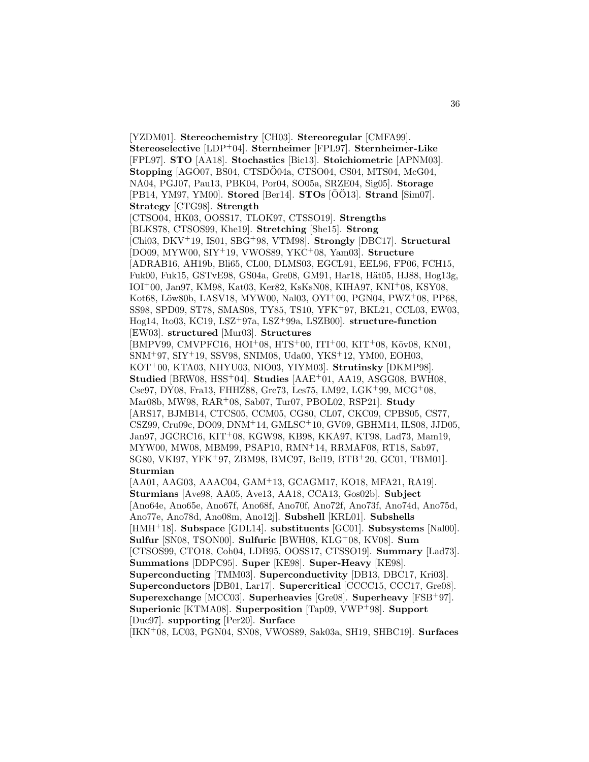[YZDM01]. **Stereochemistry** [CH03]. **Stereoregular** [CMFA99]. **Stereoselective** [LDP+04]. **Sternheimer** [FPL97]. **Sternheimer-Like** [FPL97]. **STO** [AA18]. **Stochastics** [Bic13]. **Stoichiometric** [APNM03]. **Stopping** [AGO07, BS04, CTSDÖ04a, CTSO04, CS04, MTS04, McG04, NA04, PGJ07, Pau13, PBK04, Por04, SO05a, SRZE04, Sig05]. **Storage** [PB14, YM97, YM00]. **Stored** [Ber14]. **STOs** [ÖÖ13]. **Strand** [Sim07]. **Strategy** [CTG98]. **Strength** [CTSO04, HK03, OOSS17, TLOK97, CTSSO19]. **Strengths** [BLKS78, CTSOS99, Khe19]. **Stretching** [She15]. **Strong** [Chi03, DKV+19, IS01, SBG+98, VTM98]. **Strongly** [DBC17]. **Structural** [DO09, MYW00, SIY+19, VWOS89, YKC+08, Yam03]. **Structure** [ADRAB16, AH19b, Bli65, CL00, DLMS03, EGCL91, EEL96, FP06, FCH15, Fuk00, Fuk15, GSTvE98, GS04a, Gre08, GM91, Har18, Hät05, HJ88, Hog13g, IOI+00, Jan97, KM98, Kat03, Ker82, KsKsN08, KIHA97, KNI+08, KSY08, Kot68, Löw80b, LASV18, MYW00, Nal03, OYI+00, PGN04, PWZ+08, PP68, SS98, SPD09, ST78, SMAS08, TY85, TS10, YFK+97, BKL21, CCL03, EW03, Hog14, Ito03, KC19, LSZ+97a, LSZ+99a, LSZB00]. **structure-function** [EW03]. **structured** [Mur03]. **Structures** [BMPV99, CMVPFC16, HOI+08, HTS+00, ITI+00, KIT+08, Köv08, KN01, SNM+97, SIY+19, SSV98, SNIM08, Uda00, YKS+12, YM00, EOH03, KOT+00, KTA03, NHYU03, NIO03, YIYM03]. **Strutinsky** [DKMP98]. **Studied** [BRW08, HSS+04]. **Studies** [AAE+01, AA19, ASGG08, BWH08, Cse97, DY08, Fra13, FHHZ88, Gre73, Les75, LM92, LGK+99, MCG+08, Mar08b, MW98, RAR+08, Sab07, Tur07, PBOL02, RSP21]. **Study** [ARS17, BJMB14, CTCS05, CCM05, CG80, CL07, CKC09, CPBS05, CS77, CSZ99, Cru09c, DO09, DNM+14, GMLSC+10, GV09, GBHM14, ILS08, JJD05, Jan97, JGCRC16, KIT+08, KGW98, KB98, KKA97, KT98, Lad73, Mam19, MYW00, MW08, MBM99, PSAP10, RMN+14, RRMAF08, RT18, Sab97, SG80, VKI97, YFK+97, ZBM98, BMC97, Bel19, BTB+20, GC01, TBM01]. **Sturmian** [AA01, AAG03, AAAC04, GAM+13, GCAGM17, KO18, MFA21, RA19]. **Sturmians** [Ave98, AA05, Ave13, AA18, CCA13, Gos02b]. **Subject** [Ano64e, Ano65e, Ano67f, Ano68f, Ano70f, Ano72f, Ano73f, Ano74d, Ano75d, Ano77e, Ano78d, Ano08m, Ano12j]. **Subshell** [KRL01]. **Subshells** [HMH+18]. **Subspace** [GDL14]. **substituents** [GC01]. **Subsystems** [Nal00]. **Sulfur** [SN08, TSON00]. **Sulfuric** [BWH08, KLG+08, KV08]. **Sum** [CTSOS99, CTO18, Coh04, LDB95, OOSS17, CTSSO19]. **Summary** [Lad73]. **Summations** [DDPC95]. **Super** [KE98]. **Super-Heavy** [KE98]. **Superconducting** [TMM03]. **Superconductivity** [DB13, DBC17, Kri03]. **Superconductors** [DB01, Lar17]. **Supercritical** [CCCC15, CCC17, Gre08]. **Superexchange** [MCC03]. **Superheavies** [Gre08]. **Superheavy** [FSB+97]. **Superionic** [KTMA08]. **Superposition** [Tap09, VWP+98]. **Support** [Duc97]. **supporting** [Per20]. **Surface** [IKN+08, LC03, PGN04, SN08, VWOS89, Sak03a, SH19, SHBC19]. **Surfaces**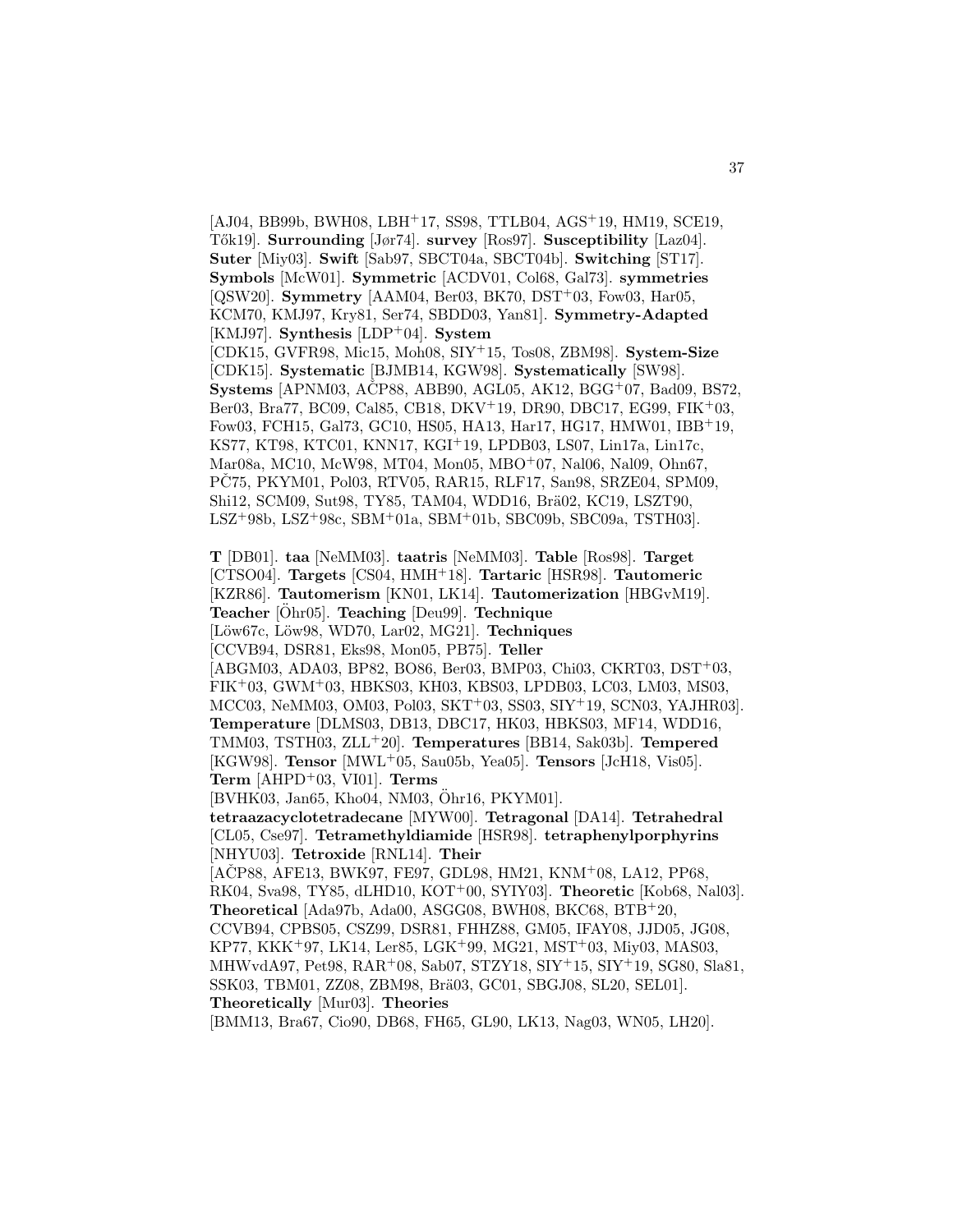[AJ04, BB99b, BWH08, LBH[+]17, SS98, TTLB04, AGS[+]19, HM19, SCE19, Tők19]. **Surrounding** [Jør74]. **survey** [Ros97]. **Susceptibility** [Laz04]. **Suter** [Miy03]. **Swift** [Sab97, SBCT04a, SBCT04b]. **Switching** [ST17]. **Symbols** [McW01]. **Symmetric** [ACDV01, Col68, Gal73]. **symmetries** [QSW20]. **Symmetry** [AAM04, Ber03, BK70, DST[+]03, Fow03, Har05, KCM70, KMJ97, Kry81, Ser74, SBDD03, Yan81]. **Symmetry-Adapted** [KMJ97]. **Synthesis** [LDP[+]04]. **System** [CDK15, GVFR98, Mic15, Moh08, SIY[+]15, Tos08, ZBM98]. **System-Size** [CDK15]. **Systematic** [BJMB14, KGW98]. **Systematically** [SW98]. **Systems** [APNM03, AČP88, ABB90, AGL05, AK12, BGG[+]07, Bad09, BS72, Ber03, Bra77, BC09, Cal85, CB18, DKV[+]19, DR90, DBC17, EG99, FIK[+]03, Fow03, FCH15, Gal73, GC10, HS05, HA13, Har17, HG17, HMW01, IBB[+]19, KS77, KT98, KTC01, KNN17, KGI[+]19, LPDB03, LS07, Lin17a, Lin17c, Mar08a, MC10, McW98, MT04, Mon05, MBO[+]07, Nal06, Nal09, Ohn67, PČ75, PKYM01, Pol03, RTV05, RAR15, RLF17, San98, SRZE04, SPM09, Shi12, SCM09, Sut98, TY85, TAM04, WDD16, Brä02, KC19, LSZT90, LSZ[+]98b, LSZ[+]98c, SBM[+]01a, SBM[+]01b, SBC09b, SBC09a, TSTH03].

**T** [DB01]. **taa** [NeMM03]. **taatris** [NeMM03]. **Table** [Ros98]. **Target** [CTSO04]. **Targets** [CS04, HMH[+]18]. **Tartaric** [HSR98]. **Tautomeric** [KZR86]. **Tautomerism** [KN01, LK14]. **Tautomerization** [HBGvM19]. **Teacher** [Öhr05]. **Teaching** [Deu99]. **Technique** [Löw67c, Löw98, WD70, Lar02, MG21]. **Techniques** [CCVB94, DSR81, Eks98, Mon05, PB75]. **Teller** [ABGM03, ADA03, BP82, BO86, Ber03, BMP03, Chi03, CKRT03, DST[+]03, FIK[+]03, GWM[+]03, HBKS03, KH03, KBS03, LPDB03, LC03, LM03, MS03, MCC03, NeMM03, OM03, Pol03, SKT[+]03, SS03, SIY[+]19, SCN03, YAJHR03]. **Temperature** [DLMS03, DB13, DBC17, HK03, HBKS03, MF14, WDD16, TMM03, TSTH03, ZLL[+]20]. **Temperatures** [BB14, Sak03b]. **Tempered** [KGW98]. **Tensor** [MWL[+]05, Sau05b, Yea05]. **Tensors** [JcH18, Vis05]. **Term** [AHPD[+]03, VI01]. **Terms** [BVHK03, Jan65, Kho04, NM03, Öhr16, PKYM01]. **tetraazacyclotetradecane** [MYW00]. **Tetragonal** [DA14]. **Tetrahedral** [CL05, Cse97]. **Tetramethyldiamide** [HSR98]. **tetraphenylporphyrins** [NHYU03]. **Tetroxide** [RNL14]. **Their** [AČP88, AFE13, BWK97, FE97, GDL98, HM21, KNM[+]08, LA12, PP68, RK04, Sva98, TY85, dLHD10, KOT[+]00, SYIY03]. **Theoretic** [Kob68, Nal03]. **Theoretical** [Ada97b, Ada00, ASGG08, BWH08, BKC68, BTB[+]20, CCVB94, CPBS05, CSZ99, DSR81, FHHZ88, GM05, IFAY08, JJD05, JG08, KP77, KKK[+]97, LK14, Ler85, LGK[+]99, MG21, MST[+]03, Miy03, MAS03, MHWvdA97, Pet98, RAR[+]08, Sab07, STZY18, SIY[+]15, SIY[+]19, SG80, Sla81, SSK03, TBM01, ZZ08, ZBM98, Brä03, GC01, SBGJ08, SL20, SEL01]. **Theoretically** [Mur03]. **Theories** [BMM13, Bra67, Cio90, DB68, FH65, GL90, LK13, Nag03, WN05, LH20].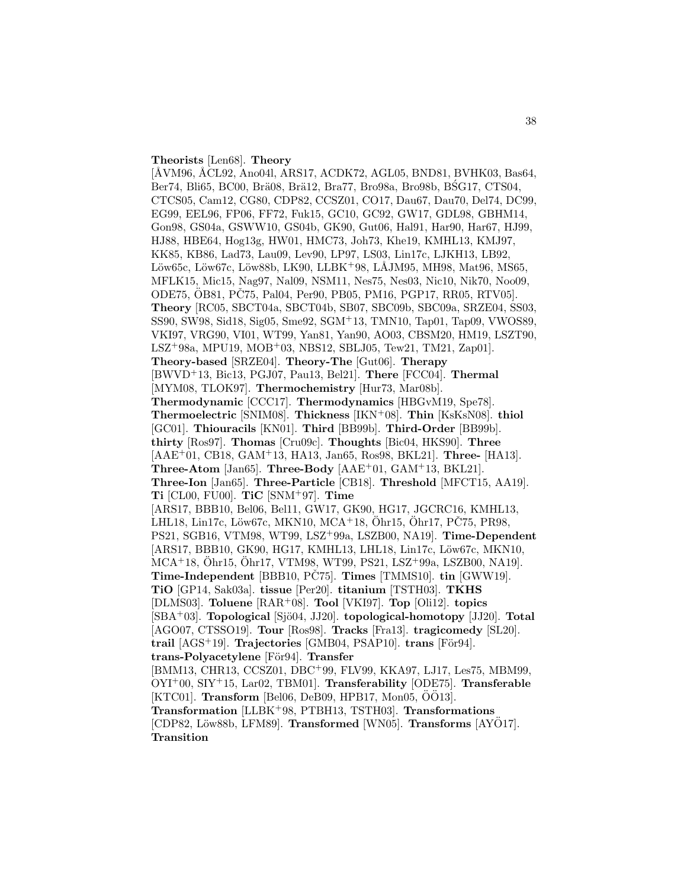**Theorists** [Len68]. **Theory** [ÅVM96, ÅCL92, Ano04l, ARS17, ACDK72, AGL05, BND81, BVHK03, Bas64, Ber74, Bli65, BC00, Brä08, Brä12, Bra77, Bro98a, Bro98b, BŚG17, CTS04, CTCS05, Cam12, CG80, CDP82, CCSZ01, CO17, Dau67, Dau70, Del74, DC99, EG99, EEL96, FP06, FF72, Fuk15, GC10, GC92, GW17, GDL98, GBHM14, Gon98, GS04a, GSWW10, GS04b, GK90, Gut06, Hal91, Har90, Har67, HJ99, HJ88, HBE64, Hog13g, HW01, HMC73, Joh73, Khe19, KMHL13, KMJ97, KK85, KB86, Lad73, Lau09, Lev90, LP97, LS03, Lin17c, LJKH13, LB92, Löw65c, Löw67c, Löw88b, LK90, LLBK+98, LÅJM95, MH98, Mat96, MS65, MFLK15, Mic15, Nag97, Nal09, NSM11, Nes75, Nes03, Nic10, Nik70, Noo09, ODE75, ÖB81, PČ75, Pal04, Per90, PB05, PM16, PGP17, RR05, RTV05]. **Theory** [RC05, SBCT04a, SBCT04b, SB07, SBC09b, SBC09a, SRZE04, SS03, SS90, SW98, Sid18, Sig05, Sme92, SGM+13, TMN10, Tap01, Tap09, VWOS89, VKI97, VRG90, VI01, WT99, Yan81, Yan90, AO03, CBSM20, HM19, LSZT90, LSZ+98a, MPU19, MOB+03, NBS12, SBLJ05, Tew21, TM21, Zap01]. **Theory-based** [SRZE04]. **Theory-The** [Gut06]. **Therapy** [BWVD+13, Bic13, PGJ07, Pau13, Bel21]. **There** [FCC04]. **Thermal** [MYM08, TLOK97]. **Thermochemistry** [Hur73, Mar08b]. **Thermodynamic** [CCC17]. **Thermodynamics** [HBGvM19, Spe78]. **Thermoelectric** [SNIM08]. **Thickness** [IKN+08]. **Thin** [KsKsN08]. **thiol** [GC01]. **Thiouracils** [KN01]. **Third** [BB99b]. **Third-Order** [BB99b]. **thirty** [Ros97]. **Thomas** [Cru09c]. **Thoughts** [Bic04, HKS90]. **Three** [AAE+01, CB18, GAM+13, HA13, Jan65, Ros98, BKL21]. **Three-** [HA13]. **Three-Atom** [Jan65]. **Three-Body** [AAE+01, GAM+13, BKL21]. **Three-Ion** [Jan65]. **Three-Particle** [CB18]. **Threshold** [MFCT15, AA19]. **Ti** [CL00, FU00]. **TiC** [SNM+97]. **Time** [ARS17, BBB10, Bel06, Bel11, GW17, GK90, HG17, JGCRC16, KMHL13, LHL18, Lin17c, Löw67c, MKN10, MCA+18, Öhr15, Öhr17, PČ75, PR98, PS21, SGB16, VTM98, WT99, LSZ+99a, LSZB00, NA19]. **Time-Dependent** [ARS17, BBB10, GK90, HG17, KMHL13, LHL18, Lin17c, Löw67c, MKN10, MCA+18, Öhr15, Öhr17, VTM98, WT99, PS21, LSZ+99a, LSZB00, NA19]. **Time-Independent** [BBB10, PČ75]. **Times** [TMMS10]. **tin** [GWW19]. **TiO** [GP14, Sak03a]. **tissue** [Per20]. **titanium** [TSTH03]. **TKHS** [DLMS03]. **Toluene** [RAR+08]. **Tool** [VKI97]. **Top** [Oli12]. **topics** [SBA+03]. **Topological** [Sjö04, JJ20]. **topological-homotopy** [JJ20]. **Total** [AGO07, CTSSO19]. **Tour** [Ros98]. **Tracks** [Fra13]. **tragicomedy** [SL20]. **trail** [AGS+19]. **Trajectories** [GMB04, PSAP10]. **trans** [För94]. **trans-Polyacetylene** [För94]. **Transfer** [BMM13, CHR13, CCSZ01, DBC+99, FLV99, KKA97, LJ17, Les75, MBM99, OYI+00, SIY+15, Lar02, TBM01]. **Transferability** [ODE75]. **Transferable** [KTC01]. **Transform** [Bel06, DeB09, HPB17, Mon05, ÖÖ13]. **Transformation** [LLBK+98, PTBH13, TSTH03]. **Transformations** [CDP82, Löw88b, LFM89]. **Transformed** [WN05]. **Transforms** [AYÖ17]. **Transition**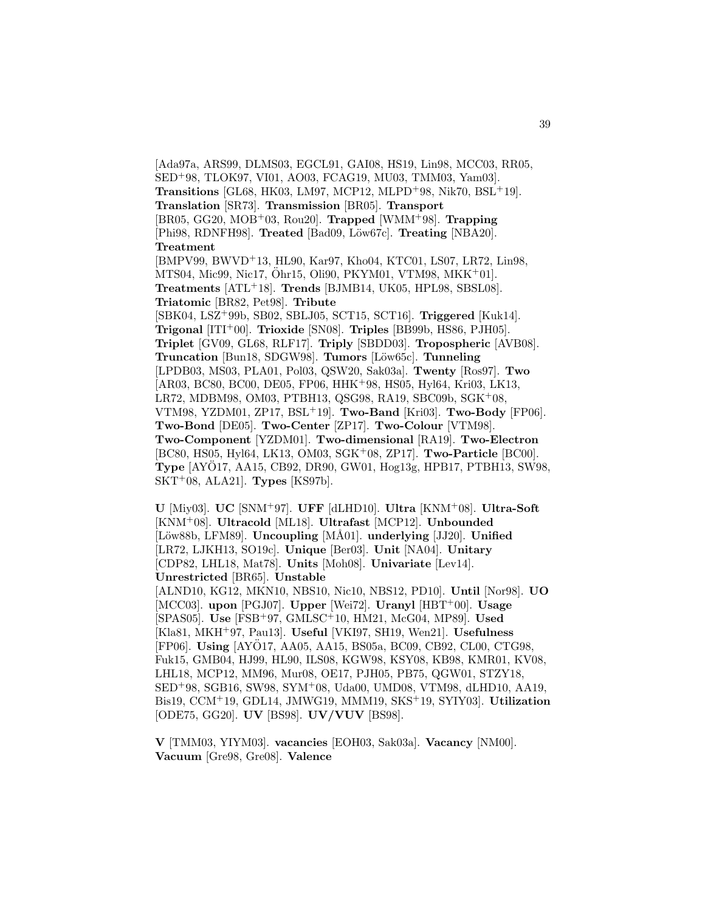[Ada97a, ARS99, DLMS03, EGCL91, GAI08, HS19, Lin98, MCC03, RR05, SED+98, TLOK97, VI01, AO03, FCAG19, MU03, TMM03, Yam03]. **Transitions** [GL68, HK03, LM97, MCP12, MLPD+98, Nik70, BSL+19]. **Translation** [SR73]. **Transmission** [BR05]. **Transport** [BR05, GG20, MOB+03, Rou20]. **Trapped** [WMM+98]. **Trapping** [Phi98, RDNFH98]. **Treated** [Bad09, Löw67c]. **Treating** [NBA20]. **Treatment** [BMPV99, BWVD+13, HL90, Kar97, Kho04, KTC01, LS07, LR72, Lin98, MTS04, Mic99, Nic17, Öhr15, Oli90, PKYM01, VTM98, MKK+01]. **Treatments** [ATL+18]. **Trends** [BJMB14, UK05, HPL98, SBSL08]. **Triatomic** [BR82, Pet98]. **Tribute** [SBK04, LSZ+99b, SB02, SBLJ05, SCT15, SCT16]. **Triggered** [Kuk14]. **Trigonal** [ITI+00]. **Trioxide** [SN08]. **Triples** [BB99b, HS86, PJH05]. **Triplet** [GV09, GL68, RLF17]. **Triply** [SBDD03]. **Tropospheric** [AVB08]. **Truncation** [Bun18, SDGW98]. **Tumors** [Löw65c]. **Tunneling** [LPDB03, MS03, PLA01, Pol03, QSW20, Sak03a]. **Twenty** [Ros97]. **Two** [AR03, BC80, BC00, DE05, FP06, HHK+98, HS05, Hyl64, Kri03, LK13, LR72, MDBM98, OM03, PTBH13, QSG98, RA19, SBC09b, SGK+08, VTM98, YZDM01, ZP17, BSL+19]. **Two-Band** [Kri03]. **Two-Body** [FP06]. **Two-Bond** [DE05]. **Two-Center** [ZP17]. **Two-Colour** [VTM98]. **Two-Component** [YZDM01]. **Two-dimensional** [RA19]. **Two-Electron** [BC80, HS05, Hyl64, LK13, OM03, SGK+08, ZP17]. **Two-Particle** [BC00]. **Type** [AYÖ17, AA15, CB92, DR90, GW01, Hog13g, HPB17, PTBH13, SW98, SKT+08, ALA21]. **Types** [KS97b].

**U** [Miy03]. **UC** [SNM+97]. **UFF** [dLHD10]. **Ultra** [KNM+08]. **Ultra-Soft** [KNM+08]. **Ultracold** [ML18]. **Ultrafast** [MCP12]. **Unbounded** [Löw88b, LFM89]. **Uncoupling** [MÅ01]. **underlying** [JJ20]. **Unified** [LR72, LJKH13, SO19c]. **Unique** [Ber03]. **Unit** [NA04]. **Unitary** [CDP82, LHL18, Mat78]. **Units** [Moh08]. **Univariate** [Lev14]. **Unrestricted** [BR65]. **Unstable** [ALND10, KG12, MKN10, NBS10, Nic10, NBS12, PD10]. **Until** [Nor98]. **UO** [MCC03]. **upon** [PGJ07]. **Upper** [Wei72]. **Uranyl** [HBT+00]. **Usage** [SPAS05]. **Use** [FSB+97, GMLSC+10, HM21, McG04, MP89]. **Used** [Kla81, MKH+97, Pau13]. **Useful** [VKI97, SH19, Wen21]. **Usefulness** [FP06]. **Using** [AYÖ17, AA05, AA15, BS05a, BC09, CB92, CL00, CTG98, Fuk15, GMB04, HJ99, HL90, ILS08, KGW98, KSY08, KB98, KMR01, KV08, LHL18, MCP12, MM96, Mur08, OE17, PJH05, PB75, QGW01, STZY18, SED+98, SGB16, SW98, SYM+08, Uda00, UMD08, VTM98, dLHD10, AA19, Bis19, CCM+19, GDL14, JMWG19, MMM19, SKS+19, SYIY03]. **Utilization** [ODE75, GG20]. **UV** [BS98]. **UV/VUV** [BS98].

**V** [TMM03, YIYM03]. **vacancies** [EOH03, Sak03a]. **Vacancy** [NM00]. **Vacuum** [Gre98, Gre08]. **Valence**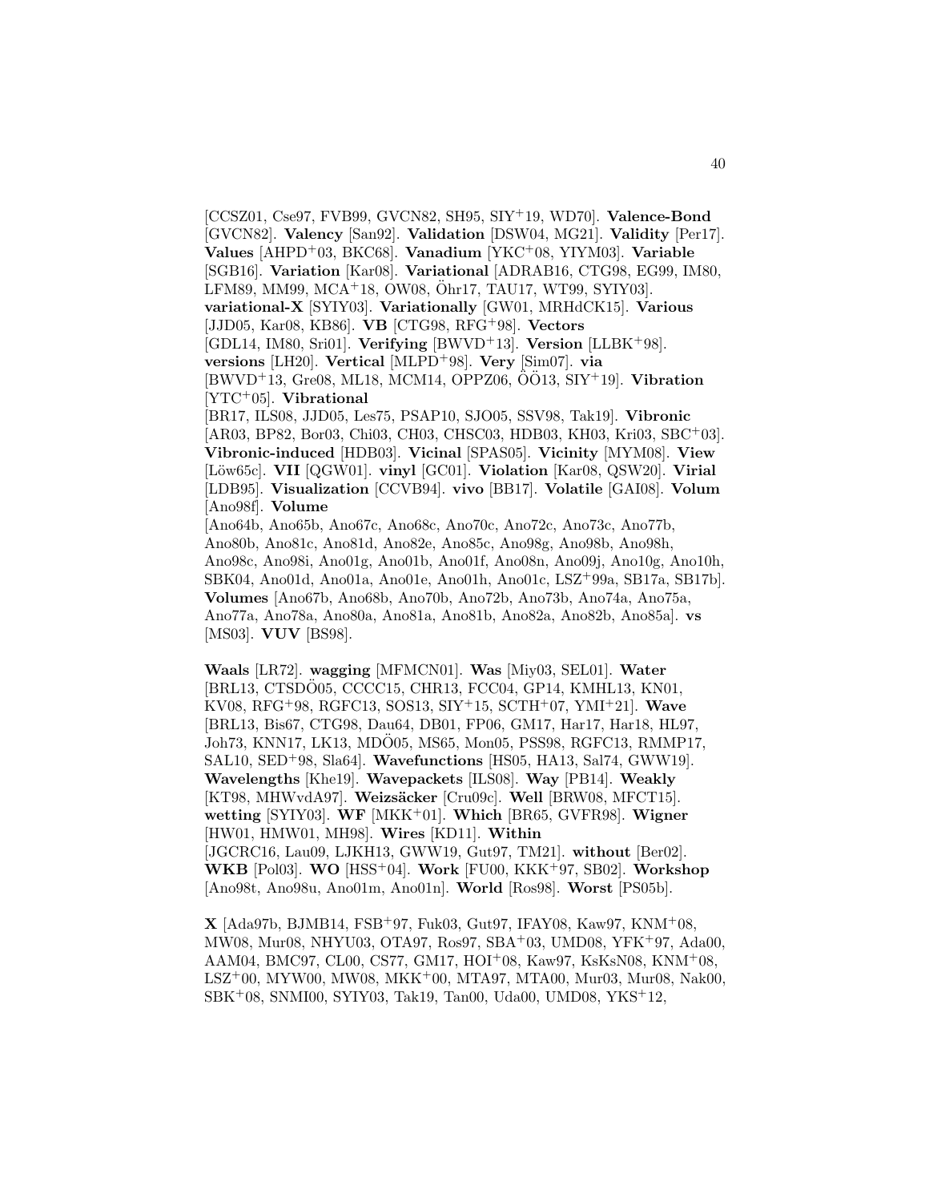[CCSZ01, Cse97, FVB99, GVCN82, SH95, SIY[+]19, WD70]. **Valence-Bond** [GVCN82]. **Valency** [San92]. **Validation** [DSW04, MG21]. **Validity** [Per17]. **Values** [AHPD[+]03, BKC68]. **Vanadium** [YKC[+]08, YIYM03]. **Variable** [SGB16]. **Variation** [Kar08]. **Variational** [ADRAB16, CTG98, EG99, IM80, LFM89, MM99, MCA[+]18, OW08, Öhr17, TAU17, WT99, SYIY03]. **variational-X** [SYIY03]. **Variationally** [GW01, MRHdCK15]. **Various** [JJD05, Kar08, KB86]. **VB** [CTG98, RFG[+]98]. **Vectors** [GDL14, IM80, Sri01]. **Verifying** [BWVD[+]13]. **Version** [LLBK[+]98]. **versions** [LH20]. **Vertical** [MLPD[+]98]. **Very** [Sim07]. **via** [BWVD[+]13, Gre08, ML18, MCM14, OPPZ06, ÖÖ13, SIY[+]19]. **Vibration** [YTC[+]05]. **Vibrational** [BR17, ILS08, JJD05, Les75, PSAP10, SJO05, SSV98, Tak19]. **Vibronic** [AR03, BP82, Bor03, Chi03, CH03, CHSC03, HDB03, KH03, Kri03, SBC[+]03]. **Vibronic-induced** [HDB03]. **Vicinal** [SPAS05]. **Vicinity** [MYM08]. **View** [Löw65c]. **VII** [QGW01]. **vinyl** [GC01]. **Violation** [Kar08, QSW20]. **Virial** [LDB95]. **Visualization** [CCVB94]. **vivo** [BB17]. **Volatile** [GAI08]. **Volum** [Ano98f]. **Volume** [Ano64b, Ano65b, Ano67c, Ano68c, Ano70c, Ano72c, Ano73c, Ano77b, Ano80b, Ano81c, Ano81d, Ano82e, Ano85c, Ano98g, Ano98b, Ano98h, Ano98c, Ano98i, Ano01g, Ano01b, Ano01f, Ano08n, Ano09j, Ano10g, Ano10h, SBK04, Ano01d, Ano01a, Ano01e, Ano01h, Ano01c, LSZ[+]99a, SB17a, SB17b]. **Volumes** [Ano67b, Ano68b, Ano70b, Ano72b, Ano73b, Ano74a, Ano75a, Ano77a, Ano78a, Ano80a, Ano81a, Ano81b, Ano82a, Ano82b, Ano85a]. **vs** [MS03]. **VUV** [BS98].

**Waals** [LR72]. **wagging** [MFMCN01]. **Was** [Miy03, SEL01]. **Water** [BRL13, CTSDÖ05, CCCC15, CHR13, FCC04, GP14, KMHL13, KN01, KV08, RFG[+]98, RGFC13, SOS13, SIY[+]15, SCTH[+]07, YMI[+]21]. **Wave** [BRL13, Bis67, CTG98, Dau64, DB01, FP06, GM17, Har17, Har18, HL97, Joh73, KNN17, LK13, MDÖ05, MS65, Mon05, PSS98, RGFC13, RMMP17, SAL10, SED[+]98, Sla64]. **Wavefunctions** [HS05, HA13, Sal74, GWW19]. **Wavelengths** [Khe19]. **Wavepackets** [ILS08]. **Way** [PB14]. **Weakly** [KT98, MHWvdA97]. **Weizsäcker** [Cru09c]. **Well** [BRW08, MFCT15]. **wetting** [SYIY03]. **WF** [MKK[+]01]. **Which** [BR65, GVFR98]. **Wigner** [HW01, HMW01, MH98]. **Wires** [KD11]. **Within** [JGCRC16, Lau09, LJKH13, GWW19, Gut97, TM21]. **without** [Ber02]. **WKB** [Pol03]. **WO** [HSS[+]04]. **Work** [FU00, KKK[+]97, SB02]. **Workshop** [Ano98t, Ano98u, Ano01m, Ano01n]. **World** [Ros98]. **Worst** [PS05b].

**X** [Ada97b, BJMB14, FSB[+]97, Fuk03, Gut97, IFAY08, Kaw97, KNM[+]08, MW08, Mur08, NHYU03, OTA97, Ros97, SBA[+]03, UMD08, YFK[+]97, Ada00, AAM04, BMC97, CL00, CS77, GM17, HOI[+]08, Kaw97, KsKsN08, KNM[+]08, LSZ[+]00, MYW00, MW08, MKK[+]00, MTA97, MTA00, Mur03, Mur08, Nak00, SBK[+]08, SNMI00, SYIY03, Tak19, Tan00, Uda00, UMD08, YKS[+]12,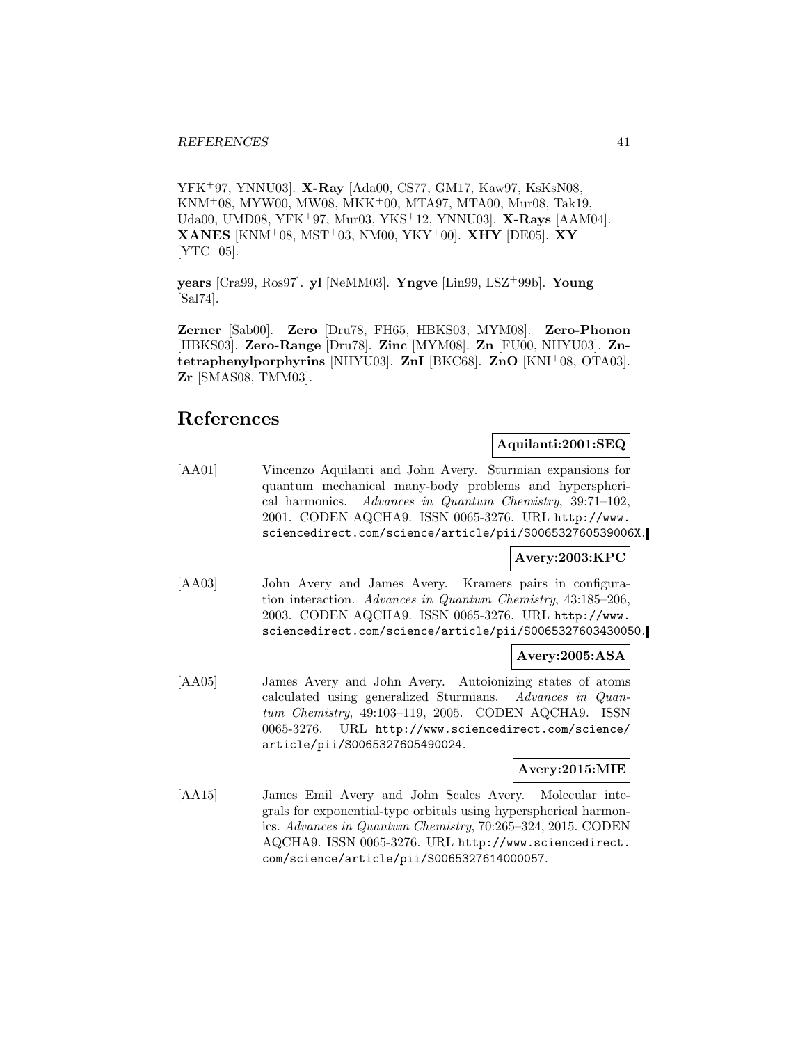YFK[+]97, YNNU03]. **X-Ray** [Ada00, CS77, GM17, Kaw97, KsKsN08, KNM[+]08, MYW00, MW08, MKK[+]00, MTA97, MTA00, Mur08, Tak19, Uda00, UMD08, YFK[+]97, Mur03, YKS[+]12, YNNU03]. **X-Rays** [AAM04]. **XANES** [KNM[+]08, MST[+]03, NM00, YKY[+]00]. **XHY** [DE05]. **XY** [YTC[+]05].

**years** [Cra99, Ros97]. **yl** [NeMM03]. **Yngve** [Lin99, LSZ[+]99b]. **Young** [Sal74].

**Zerner** [Sab00]. **Zero** [Dru78, FH65, HBKS03, MYM08]. **Zero-Phonon** [HBKS03]. **Zero-Range** [Dru78]. **Zinc** [MYM08]. **Zn** [FU00, NHYU03]. **Zn-tetraphenylporphyrins** [NHYU03]. **ZnI** [BKC68]. **ZnO** [KNI[+]08, OTA03]. **Zr** [SMAS08, TMM03].

# References

**Aquilanti:2001:SEQ**

[AA01] Vincenzo Aquilanti and John Avery. Sturmian expansions for quantum mechanical many-body problems and hyperspherical harmonics. *Advances in Quantum Chemistry*, 39:71–102, 2001. CODEN AQCHA9. ISSN 0065-3276. URL http://www.sciencedirect.com/science/article/pii/S006532760539006X.

**Avery:2003:KPC**

[AA03] John Avery and James Avery. Kramers pairs in configuration interaction. *Advances in Quantum Chemistry*, 43:185–206, 2003. CODEN AQCHA9. ISSN 0065-3276. URL http://www.sciencedirect.com/science/article/pii/S0065327603430050.

**Avery:2005:ASA**

[AA05] James Avery and John Avery. Autoionizing states of atoms calculated using generalized Sturmians. *Advances in Quantum Chemistry*, 49:103–119, 2005. CODEN AQCHA9. ISSN 0065-3276. URL http://www.sciencedirect.com/science/article/pii/S0065327605490024.

**Avery:2015:MIE**

[AA15] James Emil Avery and John Scales Avery. Molecular integrals for exponential-type orbitals using hyperspherical harmonics. *Advances in Quantum Chemistry*, 70:265–324, 2015. CODEN AQCHA9. ISSN 0065-3276. URL http://www.sciencedirect.com/science/article/pii/S0065327614000057.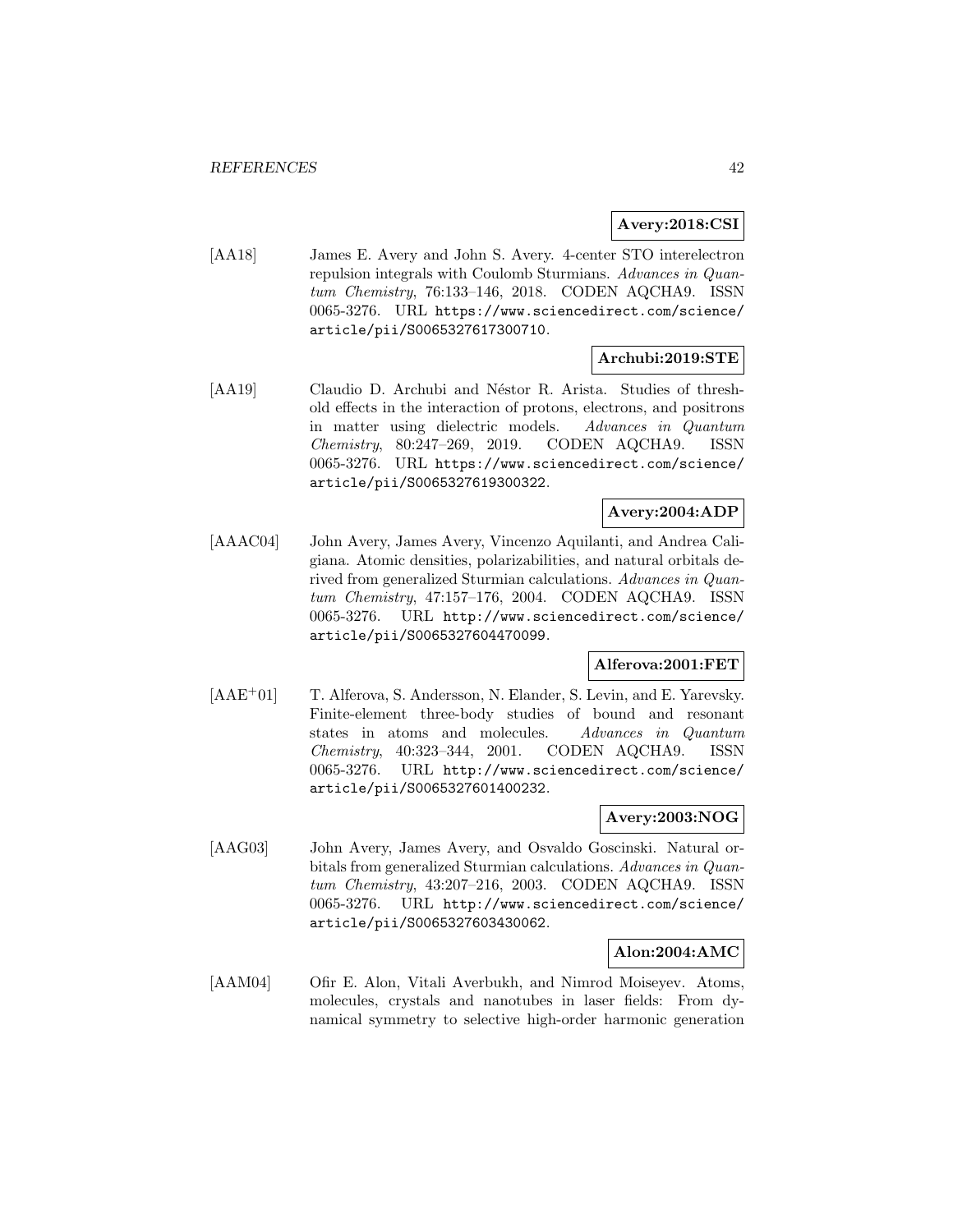**Avery:2018:CSI**

[AA18] James E. Avery and John S. Avery. 4-center STO interelectron repulsion integrals with Coulomb Sturmians. *Advances in Quantum Chemistry*, 76:133–146, 2018. CODEN AQCHA9. ISSN 0065-3276. URL `https://www.sciencedirect.com/science/article/pii/S0065327617300710`.

**Archubi:2019:STE**

[AA19] Claudio D. Archubi and Néstor R. Arista. Studies of threshold effects in the interaction of protons, electrons, and positrons in matter using dielectric models. *Advances in Quantum Chemistry*, 80:247–269, 2019. CODEN AQCHA9. ISSN 0065-3276. URL `https://www.sciencedirect.com/science/article/pii/S0065327619300322`.

**Avery:2004:ADP**

[AAAC04] John Avery, James Avery, Vincenzo Aquilanti, and Andrea Caligiana. Atomic densities, polarizabilities, and natural orbitals derived from generalized Sturmian calculations. *Advances in Quantum Chemistry*, 47:157–176, 2004. CODEN AQCHA9. ISSN 0065-3276. URL `http://www.sciencedirect.com/science/article/pii/S0065327604470099`.

**Alferova:2001:FET**

[AAE+01] T. Alferova, S. Andersson, N. Elander, S. Levin, and E. Yarevsky. Finite-element three-body studies of bound and resonant states in atoms and molecules. *Advances in Quantum Chemistry*, 40:323–344, 2001. CODEN AQCHA9. ISSN 0065-3276. URL `http://www.sciencedirect.com/science/article/pii/S0065327601400232`.

**Avery:2003:NOG**

[AAG03] John Avery, James Avery, and Osvaldo Goscinski. Natural orbitals from generalized Sturmian calculations. *Advances in Quantum Chemistry*, 43:207–216, 2003. CODEN AQCHA9. ISSN 0065-3276. URL `http://www.sciencedirect.com/science/article/pii/S0065327603430062`.

**Alon:2004:AMC**

[AAM04] Ofir E. Alon, Vitali Averbukh, and Nimrod Moiseyev. Atoms, molecules, crystals and nanotubes in laser fields: From dynamical symmetry to selective high-order harmonic generation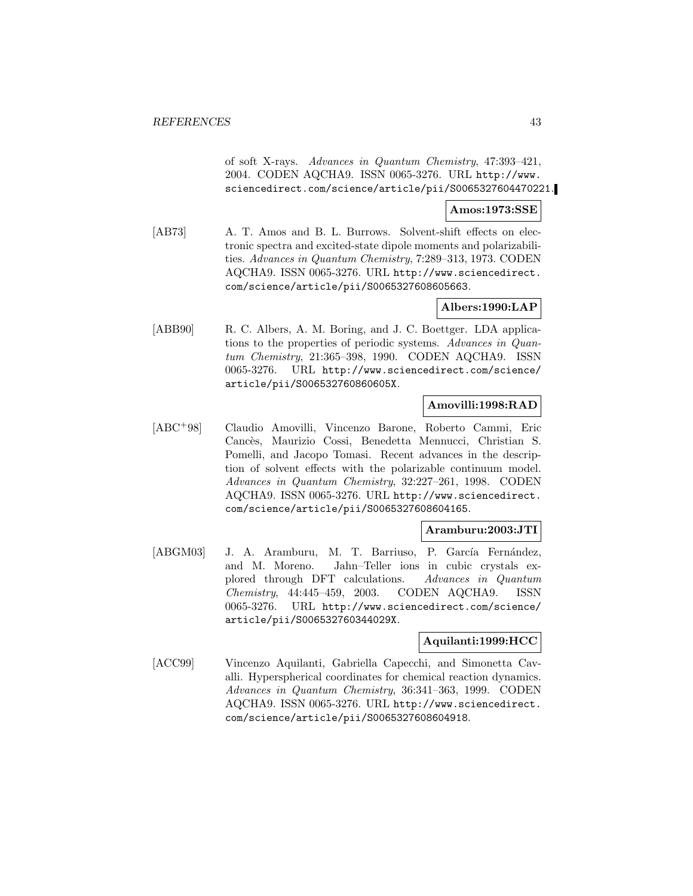of soft X-rays. *Advances in Quantum Chemistry*, 47:393–421, 2004. CODEN AQCHA9. ISSN 0065-3276. URL http://www.sciencedirect.com/science/article/pii/S0065327604470221.

**Amos:1973:SSE**

[AB73] A. T. Amos and B. L. Burrows. Solvent-shift effects on electronic spectra and excited-state dipole moments and polarizabilities. *Advances in Quantum Chemistry*, 7:289–313, 1973. CODEN AQCHA9. ISSN 0065-3276. URL http://www.sciencedirect.com/science/article/pii/S0065327608605663.

**Albers:1990:LAP**

[ABB90] R. C. Albers, A. M. Boring, and J. C. Boettger. LDA applications to the properties of periodic systems. *Advances in Quantum Chemistry*, 21:365–398, 1990. CODEN AQCHA9. ISSN 0065-3276. URL http://www.sciencedirect.com/science/article/pii/S006532760860605X.

**Amovilli:1998:RAD**

[ABC+98] Claudio Amovilli, Vincenzo Barone, Roberto Cammi, Eric Cancès, Maurizio Cossi, Benedetta Mennucci, Christian S. Pomelli, and Jacopo Tomasi. Recent advances in the description of solvent effects with the polarizable continuum model. *Advances in Quantum Chemistry*, 32:227–261, 1998. CODEN AQCHA9. ISSN 0065-3276. URL http://www.sciencedirect.com/science/article/pii/S0065327608604165.

**Aramburu:2003:JTI**

[ABGM03] J. A. Aramburu, M. T. Barriuso, P. García Fernández, and M. Moreno. Jahn–Teller ions in cubic crystals explored through DFT calculations. *Advances in Quantum Chemistry*, 44:445–459, 2003. CODEN AQCHA9. ISSN 0065-3276. URL http://www.sciencedirect.com/science/article/pii/S006532760344029X.

**Aquilanti:1999:HCC**

[ACC99] Vincenzo Aquilanti, Gabriella Capecchi, and Simonetta Cavalli. Hyperspherical coordinates for chemical reaction dynamics. *Advances in Quantum Chemistry*, 36:341–363, 1999. CODEN AQCHA9. ISSN 0065-3276. URL http://www.sciencedirect.com/science/article/pii/S0065327608604918.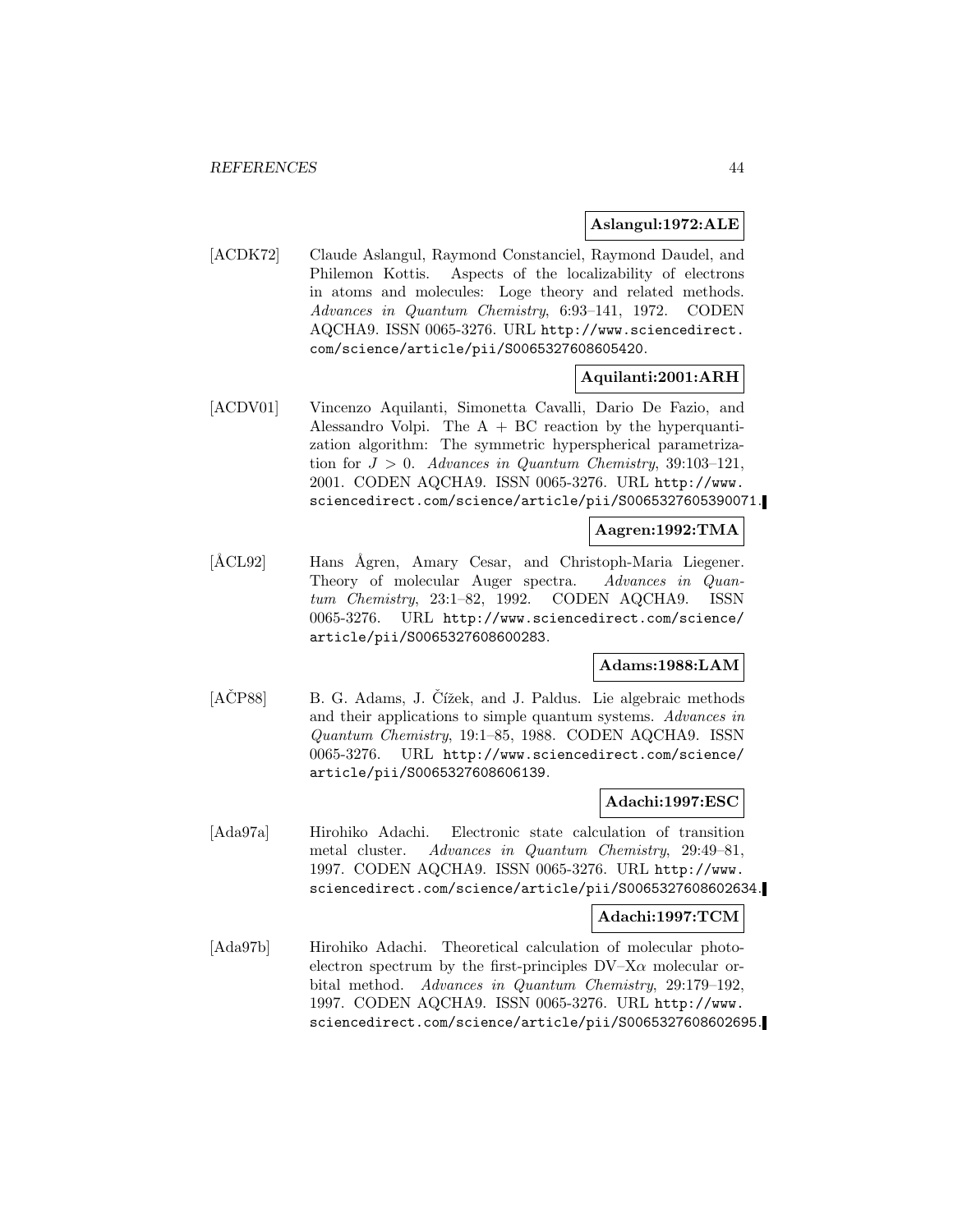**Aslangul:1972:ALE**

[ACDK72] Claude Aslangul, Raymond Constanciel, Raymond Daudel, and Philemon Kottis. Aspects of the localizability of electrons in atoms and molecules: Loge theory and related methods. *Advances in Quantum Chemistry*, 6:93–141, 1972. CODEN AQCHA9. ISSN 0065-3276. URL http://www.sciencedirect.com/science/article/pii/S0065327608605420.

**Aquilanti:2001:ARH**

[ACDV01] Vincenzo Aquilanti, Simonetta Cavalli, Dario De Fazio, and Alessandro Volpi. The A + BC reaction by the hyperquantization algorithm: The symmetric hyperspherical parametrization for $J > 0$. *Advances in Quantum Chemistry*, 39:103–121, 2001. CODEN AQCHA9. ISSN 0065-3276. URL http://www.sciencedirect.com/science/article/pii/S0065327605390071.

**Aagren:1992:TMA**

[ÅCL92] Hans Ågren, Amary Cesar, and Christoph-Maria Liegener. Theory of molecular Auger spectra. *Advances in Quantum Chemistry*, 23:1–82, 1992. CODEN AQCHA9. ISSN 0065-3276. URL http://www.sciencedirect.com/science/article/pii/S0065327608600283.

**Adams:1988:LAM**

[AČP88] B. G. Adams, J. Čížek, and J. Paldus. Lie algebraic methods and their applications to simple quantum systems. *Advances in Quantum Chemistry*, 19:1–85, 1988. CODEN AQCHA9. ISSN 0065-3276. URL http://www.sciencedirect.com/science/article/pii/S0065327608606139.

**Adachi:1997:ESC**

[Ada97a] Hirohiko Adachi. Electronic state calculation of transition metal cluster. *Advances in Quantum Chemistry*, 29:49–81, 1997. CODEN AQCHA9. ISSN 0065-3276. URL http://www.sciencedirect.com/science/article/pii/S0065327608602634.

**Adachi:1997:TCM**

[Ada97b] Hirohiko Adachi. Theoretical calculation of molecular photoelectron spectrum by the first-principles DV–X$\alpha$ molecular orbital method. *Advances in Quantum Chemistry*, 29:179–192, 1997. CODEN AQCHA9. ISSN 0065-3276. URL http://www.sciencedirect.com/science/article/pii/S0065327608602695.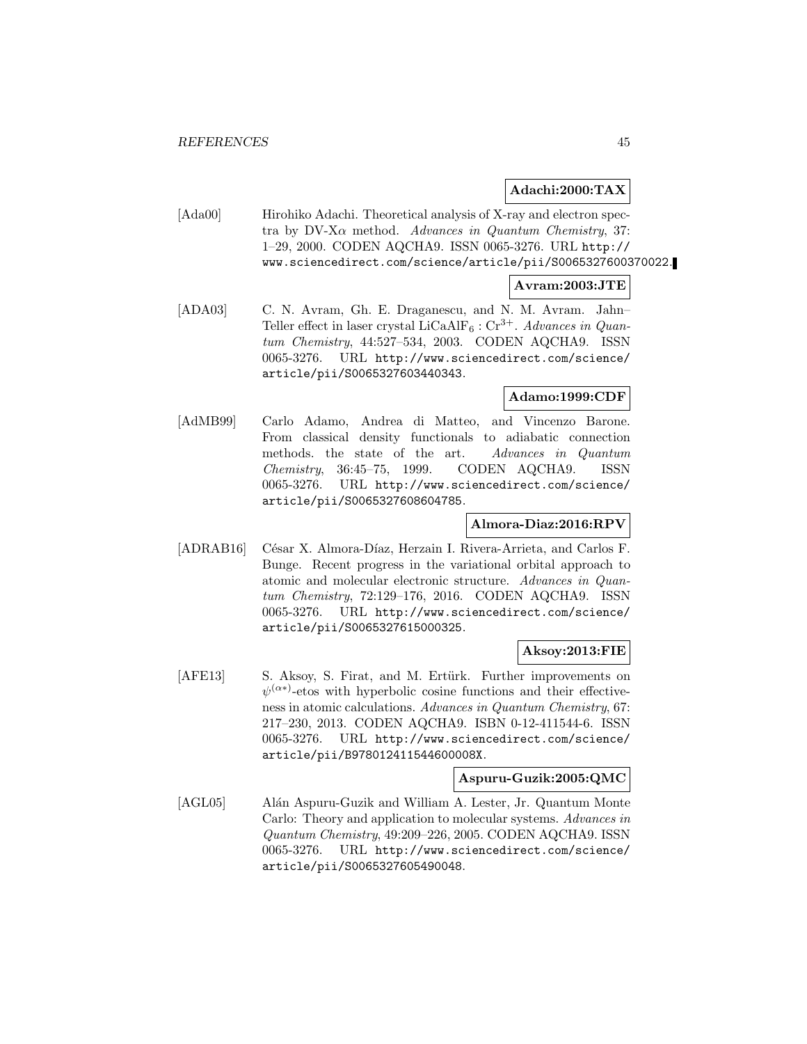**Adachi:2000:TAX**

[Ada00] Hirohiko Adachi. Theoretical analysis of X-ray and electron spectra by DV-X$\alpha$ method. *Advances in Quantum Chemistry*, 37: 1–29, 2000. CODEN AQCHA9. ISSN 0065-3276. URL http://www.sciencedirect.com/science/article/pii/S0065327600370022.

**Avram:2003:JTE**

[ADA03] C. N. Avram, Gh. E. Draganescu, and N. M. Avram. Jahn–Teller effect in laser crystal $LiCaAlF_6 : Cr^{3+}$. *Advances in Quantum Chemistry*, 44:527–534, 2003. CODEN AQCHA9. ISSN 0065-3276. URL http://www.sciencedirect.com/science/article/pii/S0065327603440343.

**Adamo:1999:CDF**

[AdMB99] Carlo Adamo, Andrea di Matteo, and Vincenzo Barone. From classical density functionals to adiabatic connection methods. the state of the art. *Advances in Quantum Chemistry*, 36:45–75, 1999. CODEN AQCHA9. ISSN 0065-3276. URL http://www.sciencedirect.com/science/article/pii/S0065327608604785.

**Almora-Diaz:2016:RPV**

[ADRAB16] César X. Almora-Díaz, Herzain I. Rivera-Arrieta, and Carlos F. Bunge. Recent progress in the variational orbital approach to atomic and molecular electronic structure. *Advances in Quantum Chemistry*, 72:129–176, 2016. CODEN AQCHA9. ISSN 0065-3276. URL http://www.sciencedirect.com/science/article/pii/S0065327615000325.

**Aksoy:2013:FIE**

[AFE13] S. Aksoy, S. Firat, and M. Ertürk. Further improvements on $\psi^{(\alpha*)}$-etos with hyperbolic cosine functions and their effectiveness in atomic calculations. *Advances in Quantum Chemistry*, 67: 217–230, 2013. CODEN AQCHA9. ISBN 0-12-411544-6. ISSN 0065-3276. URL http://www.sciencedirect.com/science/article/pii/B978012411544600008X.

**Aspuru-Guzik:2005:QMC**

[AGL05] Alán Aspuru-Guzik and William A. Lester, Jr. Quantum Monte Carlo: Theory and application to molecular systems. *Advances in Quantum Chemistry*, 49:209–226, 2005. CODEN AQCHA9. ISSN 0065-3276. URL http://www.sciencedirect.com/science/article/pii/S0065327605490048.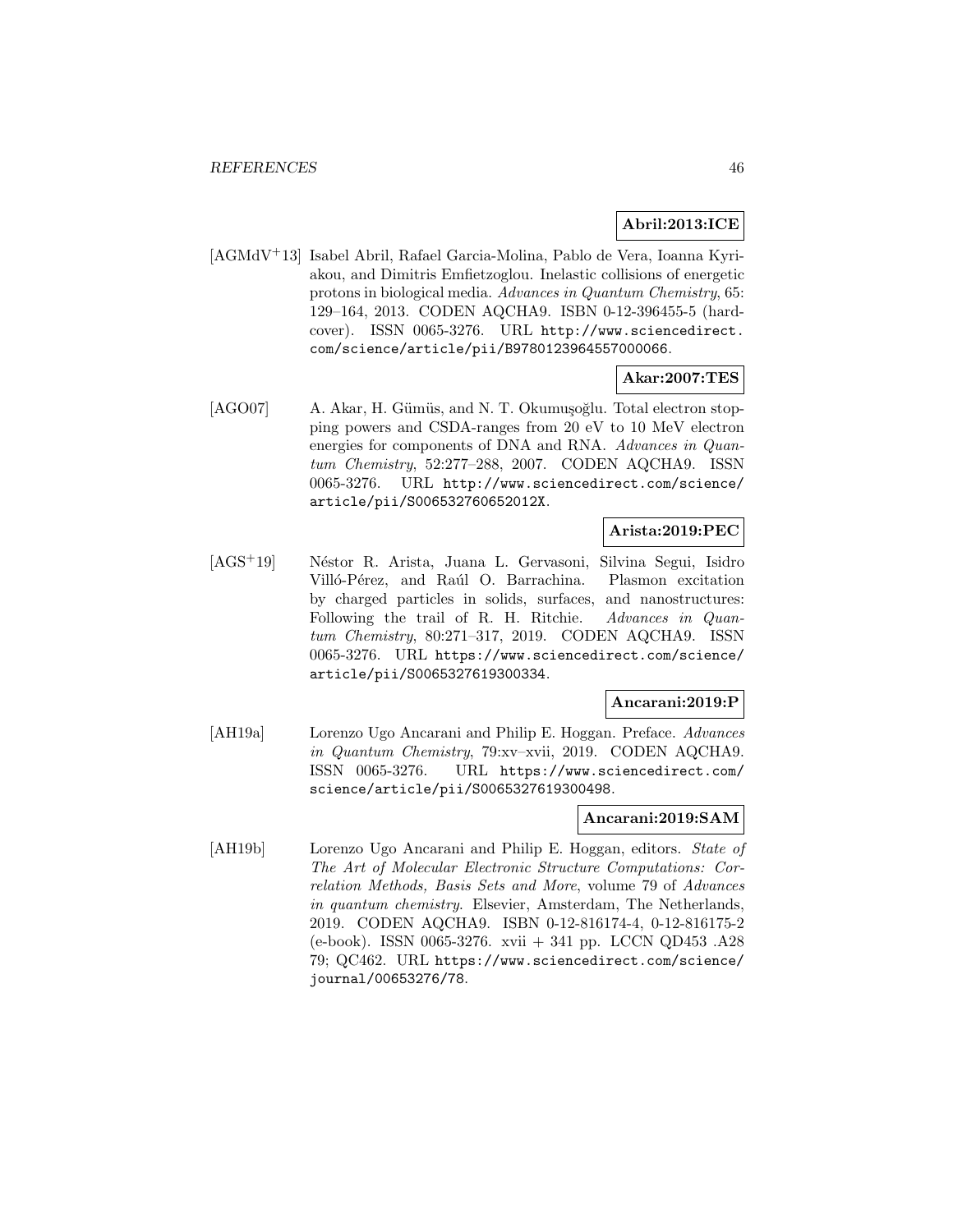**Abril:2013:ICE**

[AGMdV+13] Isabel Abril, Rafael Garcia-Molina, Pablo de Vera, Ioanna Kyriakou, and Dimitris Emfietzoglou. Inelastic collisions of energetic protons in biological media. *Advances in Quantum Chemistry*, 65: 129–164, 2013. CODEN AQCHA9. ISBN 0-12-396455-5 (hardcover). ISSN 0065-3276. URL http://www.sciencedirect.com/science/article/pii/B9780123964557000066.

**Akar:2007:TES**

[AGO07] A. Akar, H. Gümüs, and N. T. Okumuşoğlu. Total electron stopping powers and CSDA-ranges from 20 eV to 10 MeV electron energies for components of DNA and RNA. *Advances in Quantum Chemistry*, 52:277–288, 2007. CODEN AQCHA9. ISSN 0065-3276. URL http://www.sciencedirect.com/science/article/pii/S006532760652012X.

**Arista:2019:PEC**

[AGS+19] Néstor R. Arista, Juana L. Gervasoni, Silvina Segui, Isidro Villó-Pérez, and Raúl O. Barrachina. Plasmon excitation by charged particles in solids, surfaces, and nanostructures: Following the trail of R. H. Ritchie. *Advances in Quantum Chemistry*, 80:271–317, 2019. CODEN AQCHA9. ISSN 0065-3276. URL https://www.sciencedirect.com/science/article/pii/S0065327619300334.

**Ancarani:2019:P**

[AH19a] Lorenzo Ugo Ancarani and Philip E. Hoggan. Preface. *Advances in Quantum Chemistry*, 79:xv–xvii, 2019. CODEN AQCHA9. ISSN 0065-3276. URL https://www.sciencedirect.com/science/article/pii/S0065327619300498.

**Ancarani:2019:SAM**

[AH19b] Lorenzo Ugo Ancarani and Philip E. Hoggan, editors. *State of The Art of Molecular Electronic Structure Computations: Correlation Methods, Basis Sets and More*, volume 79 of *Advances in quantum chemistry*. Elsevier, Amsterdam, The Netherlands, 2019. CODEN AQCHA9. ISBN 0-12-816174-4, 0-12-816175-2 (e-book). ISSN 0065-3276. xvii + 341 pp. LCCN QD453 .A28 79; QC462. URL https://www.sciencedirect.com/science/journal/00653276/78.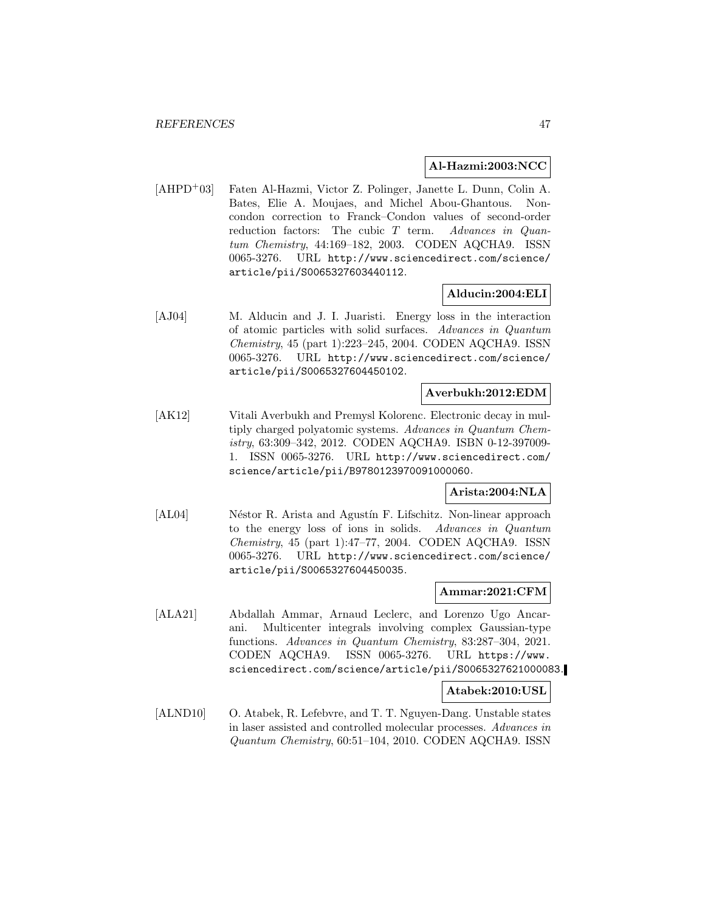**Al-Hazmi:2003:NCC**

[AHPD+03] Faten Al-Hazmi, Victor Z. Polinger, Janette L. Dunn, Colin A. Bates, Elie A. Moujaes, and Michel Abou-Ghantous. Non-condon correction to Franck–Condon values of second-order reduction factors: The cubic $T$ term. *Advances in Quantum Chemistry*, 44:169–182, 2003. CODEN AQCHA9. ISSN 0065-3276. URL http://www.sciencedirect.com/science/article/pii/S0065327603440112.

**Alducin:2004:ELI**

[AJ04] M. Alducin and J. I. Juaristi. Energy loss in the interaction of atomic particles with solid surfaces. *Advances in Quantum Chemistry*, 45 (part 1):223–245, 2004. CODEN AQCHA9. ISSN 0065-3276. URL http://www.sciencedirect.com/science/article/pii/S0065327604450102.

**Averbukh:2012:EDM**

[AK12] Vitali Averbukh and Premysl Kolorenc. Electronic decay in multiply charged polyatomic systems. *Advances in Quantum Chemistry*, 63:309–342, 2012. CODEN AQCHA9. ISBN 0-12-397009-1. ISSN 0065-3276. URL http://www.sciencedirect.com/science/article/pii/B9780123970091000060.

**Arista:2004:NLA**

[AL04] Néstor R. Arista and Agustín F. Lifschitz. Non-linear approach to the energy loss of ions in solids. *Advances in Quantum Chemistry*, 45 (part 1):47–77, 2004. CODEN AQCHA9. ISSN 0065-3276. URL http://www.sciencedirect.com/science/article/pii/S0065327604450035.

**Ammar:2021:CFM**

[ALA21] Abdallah Ammar, Arnaud Leclerc, and Lorenzo Ugo Ancarani. Multicenter integrals involving complex Gaussian-type functions. *Advances in Quantum Chemistry*, 83:287–304, 2021. CODEN AQCHA9. ISSN 0065-3276. URL https://www.sciencedirect.com/science/article/pii/S0065327621000083.

**Atabek:2010:USL**

[ALND10] O. Atabek, R. Lefebvre, and T. T. Nguyen-Dang. Unstable states in laser assisted and controlled molecular processes. *Advances in Quantum Chemistry*, 60:51–104, 2010. CODEN AQCHA9. ISSN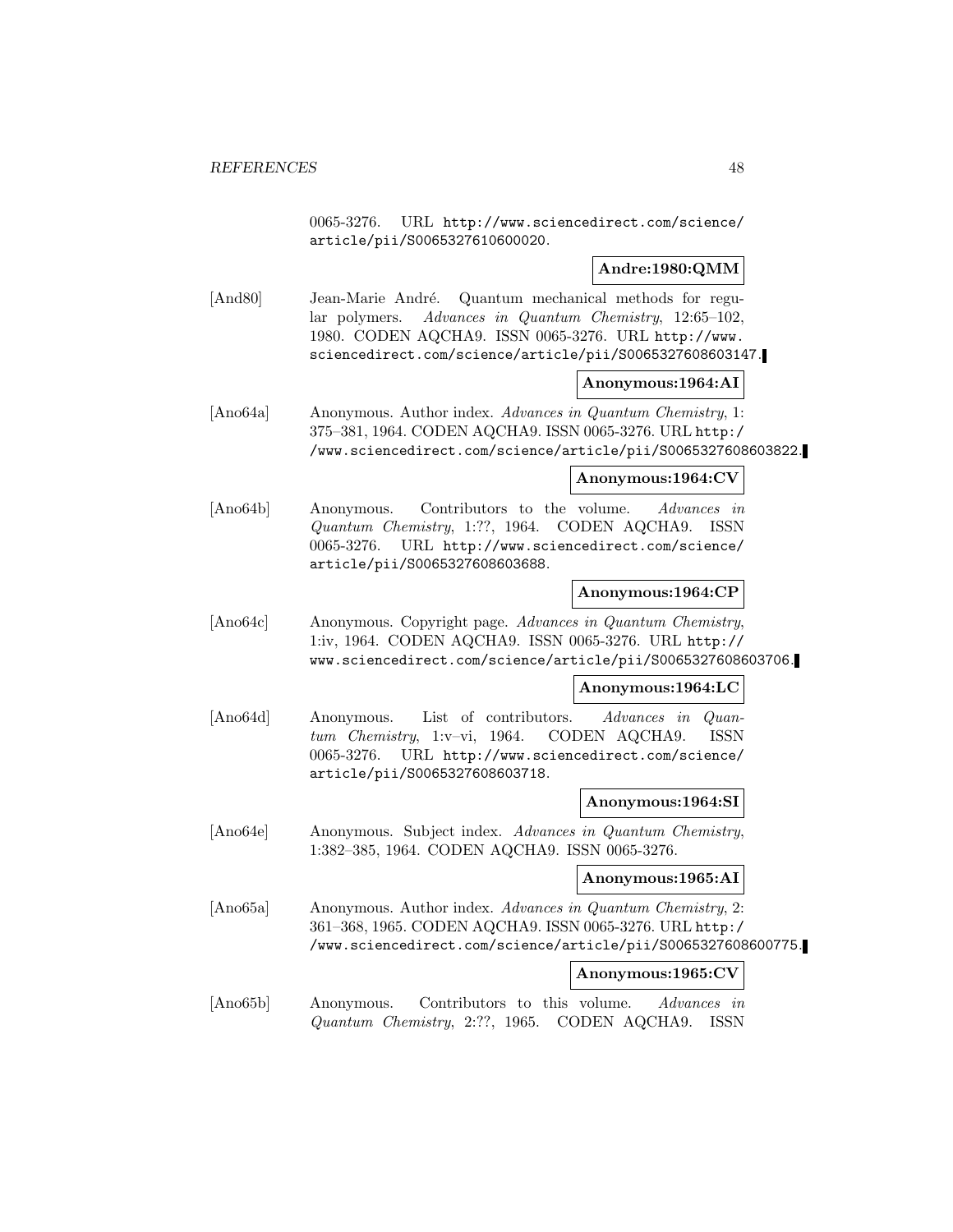0065-3276. URL http://www.sciencedirect.com/science/article/pii/S0065327610600020.

**Andre:1980:QMM**

[And80] Jean-Marie André. Quantum mechanical methods for regular polymers. *Advances in Quantum Chemistry*, 12:65–102, 1980. CODEN AQCHA9. ISSN 0065-3276. URL http://www.sciencedirect.com/science/article/pii/S0065327608603147.

**Anonymous:1964:AI**

[Ano64a] Anonymous. Author index. *Advances in Quantum Chemistry*, 1: 375–381, 1964. CODEN AQCHA9. ISSN 0065-3276. URL http://www.sciencedirect.com/science/article/pii/S0065327608603822.

**Anonymous:1964:CV**

[Ano64b] Anonymous. Contributors to the volume. *Advances in Quantum Chemistry*, 1:??, 1964. CODEN AQCHA9. ISSN 0065-3276. URL http://www.sciencedirect.com/science/article/pii/S0065327608603688.

**Anonymous:1964:CP**

[Ano64c] Anonymous. Copyright page. *Advances in Quantum Chemistry*, 1:iv, 1964. CODEN AQCHA9. ISSN 0065-3276. URL http://www.sciencedirect.com/science/article/pii/S0065327608603706.

**Anonymous:1964:LC**

[Ano64d] Anonymous. List of contributors. *Advances in Quantum Chemistry*, 1:v–vi, 1964. CODEN AQCHA9. ISSN 0065-3276. URL http://www.sciencedirect.com/science/article/pii/S0065327608603718.

**Anonymous:1964:SI**

[Ano64e] Anonymous. Subject index. *Advances in Quantum Chemistry*, 1:382–385, 1964. CODEN AQCHA9. ISSN 0065-3276.

**Anonymous:1965:AI**

[Ano65a] Anonymous. Author index. *Advances in Quantum Chemistry*, 2: 361–368, 1965. CODEN AQCHA9. ISSN 0065-3276. URL http://www.sciencedirect.com/science/article/pii/S0065327608600775.

**Anonymous:1965:CV**

[Ano65b] Anonymous. Contributors to this volume. *Advances in Quantum Chemistry*, 2:??, 1965. CODEN AQCHA9. ISSN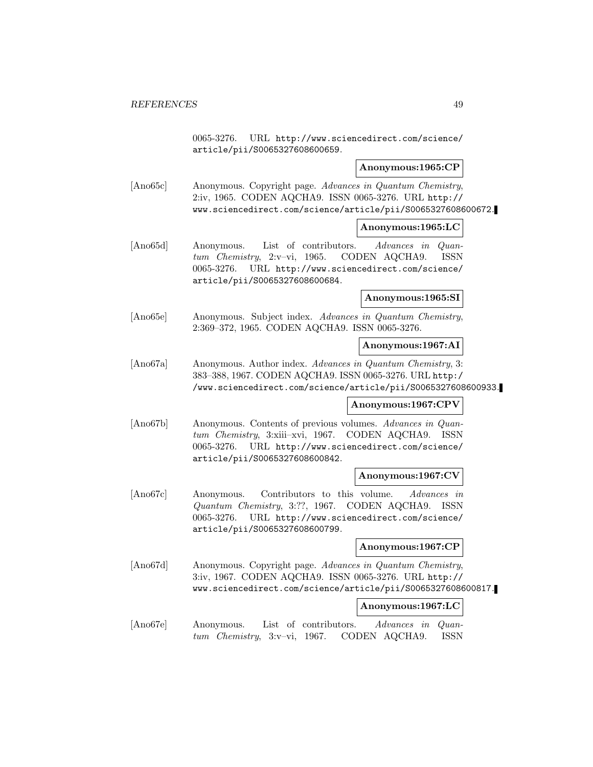0065-3276. URL http://www.sciencedirect.com/science/article/pii/S0065327608600659.

**Anonymous:1965:CP**

[Ano65c] Anonymous. Copyright page. *Advances in Quantum Chemistry*, 2:iv, 1965. CODEN AQCHA9. ISSN 0065-3276. URL http://www.sciencedirect.com/science/article/pii/S0065327608600672.

**Anonymous:1965:LC**

[Ano65d] Anonymous. List of contributors. *Advances in Quantum Chemistry*, 2:v–vi, 1965. CODEN AQCHA9. ISSN 0065-3276. URL http://www.sciencedirect.com/science/article/pii/S0065327608600684.

**Anonymous:1965:SI**

[Ano65e] Anonymous. Subject index. *Advances in Quantum Chemistry*, 2:369–372, 1965. CODEN AQCHA9. ISSN 0065-3276.

**Anonymous:1967:AI**

[Ano67a] Anonymous. Author index. *Advances in Quantum Chemistry*, 3:383–388, 1967. CODEN AQCHA9. ISSN 0065-3276. URL http://www.sciencedirect.com/science/article/pii/S0065327608600933.

**Anonymous:1967:CPV**

[Ano67b] Anonymous. Contents of previous volumes. *Advances in Quantum Chemistry*, 3:xiii–xvi, 1967. CODEN AQCHA9. ISSN 0065-3276. URL http://www.sciencedirect.com/science/article/pii/S0065327608600842.

**Anonymous:1967:CV**

[Ano67c] Anonymous. Contributors to this volume. *Advances in Quantum Chemistry*, 3:??, 1967. CODEN AQCHA9. ISSN 0065-3276. URL http://www.sciencedirect.com/science/article/pii/S0065327608600799.

**Anonymous:1967:CP**

[Ano67d] Anonymous. Copyright page. *Advances in Quantum Chemistry*, 3:iv, 1967. CODEN AQCHA9. ISSN 0065-3276. URL http://www.sciencedirect.com/science/article/pii/S0065327608600817.

**Anonymous:1967:LC**

[Ano67e] Anonymous. List of contributors. *Advances in Quantum Chemistry*, 3:v–vi, 1967. CODEN AQCHA9. ISSN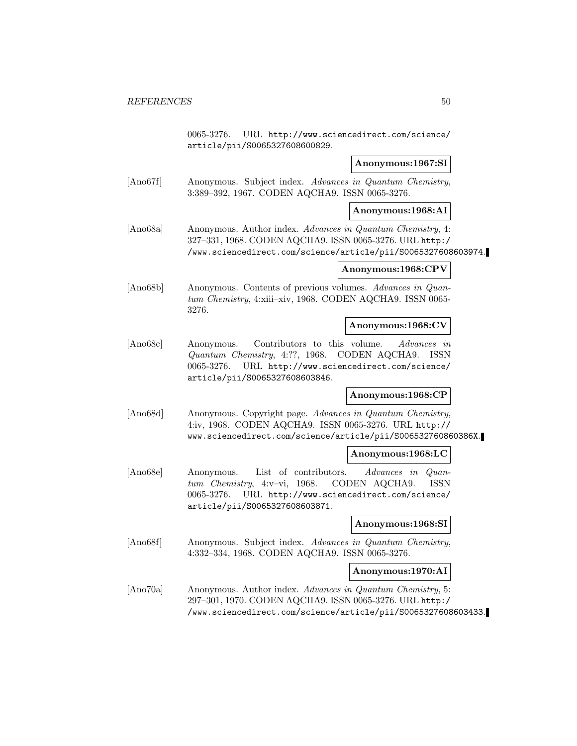0065-3276. URL http://www.sciencedirect.com/science/article/pii/S0065327608600829.

**Anonymous:1967:SI**

[Ano67f] Anonymous. Subject index. *Advances in Quantum Chemistry*, 3:389–392, 1967. CODEN AQCHA9. ISSN 0065-3276.

**Anonymous:1968:AI**

[Ano68a] Anonymous. Author index. *Advances in Quantum Chemistry*, 4: 327–331, 1968. CODEN AQCHA9. ISSN 0065-3276. URL http://www.sciencedirect.com/science/article/pii/S0065327608603974.

**Anonymous:1968:CPV**

[Ano68b] Anonymous. Contents of previous volumes. *Advances in Quantum Chemistry*, 4:xiii–xiv, 1968. CODEN AQCHA9. ISSN 0065-3276.

**Anonymous:1968:CV**

[Ano68c] Anonymous. Contributors to this volume. *Advances in Quantum Chemistry*, 4:??, 1968. CODEN AQCHA9. ISSN 0065-3276. URL http://www.sciencedirect.com/science/article/pii/S0065327608603846.

**Anonymous:1968:CP**

[Ano68d] Anonymous. Copyright page. *Advances in Quantum Chemistry*, 4:iv, 1968. CODEN AQCHA9. ISSN 0065-3276. URL http://www.sciencedirect.com/science/article/pii/S006532760860386X.

**Anonymous:1968:LC**

[Ano68e] Anonymous. List of contributors. *Advances in Quantum Chemistry*, 4:v–vi, 1968. CODEN AQCHA9. ISSN 0065-3276. URL http://www.sciencedirect.com/science/article/pii/S0065327608603871.

**Anonymous:1968:SI**

[Ano68f] Anonymous. Subject index. *Advances in Quantum Chemistry*, 4:332–334, 1968. CODEN AQCHA9. ISSN 0065-3276.

**Anonymous:1970:AI**

[Ano70a] Anonymous. Author index. *Advances in Quantum Chemistry*, 5: 297–301, 1970. CODEN AQCHA9. ISSN 0065-3276. URL http://www.sciencedirect.com/science/article/pii/S0065327608603433.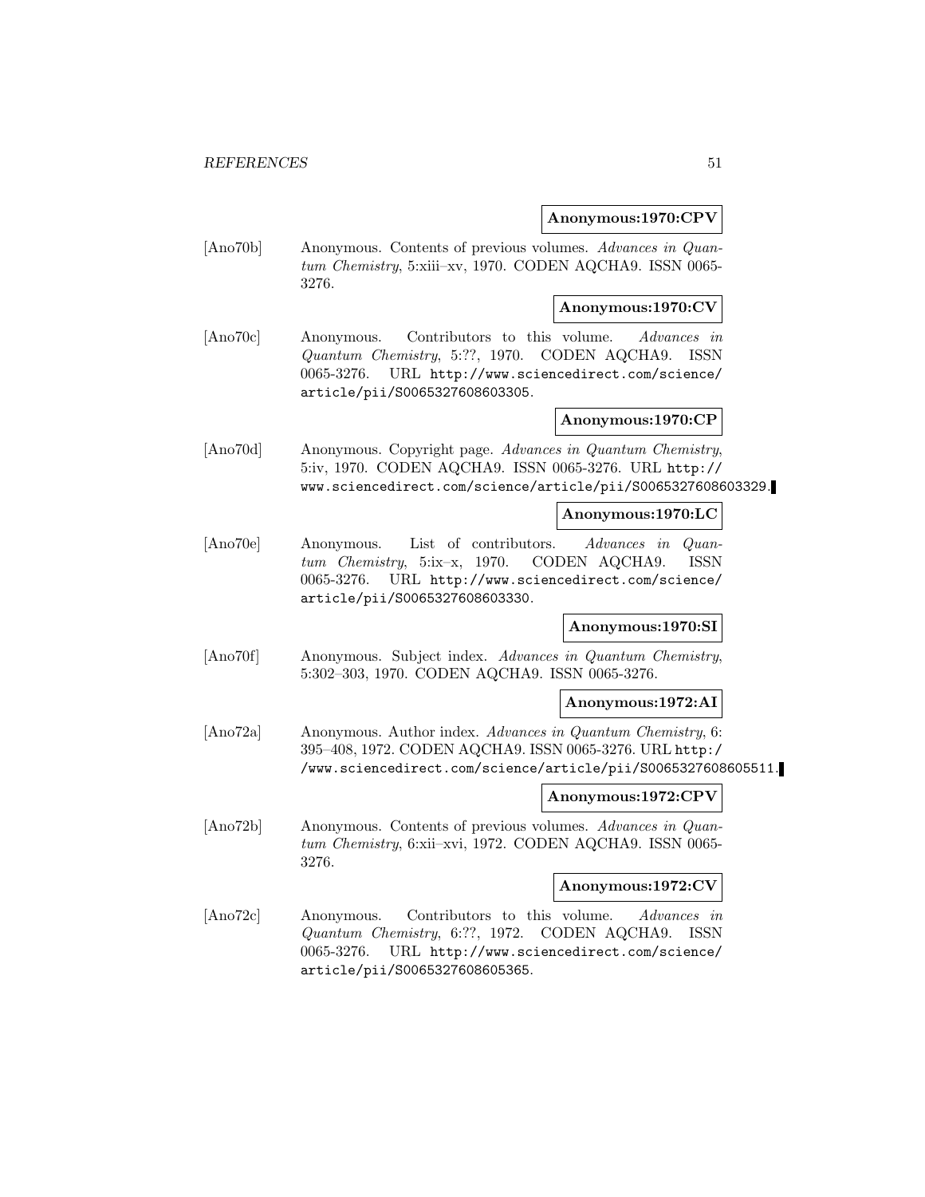**Anonymous:1970:CPV**

[Ano70b] Anonymous. Contents of previous volumes. *Advances in Quantum Chemistry*, 5:xiii–xv, 1970. CODEN AQCHA9. ISSN 0065-3276.

**Anonymous:1970:CV**

[Ano70c] Anonymous. Contributors to this volume. *Advances in Quantum Chemistry*, 5:??, 1970. CODEN AQCHA9. ISSN 0065-3276. URL http://www.sciencedirect.com/science/article/pii/S0065327608603305.

**Anonymous:1970:CP**

[Ano70d] Anonymous. Copyright page. *Advances in Quantum Chemistry*, 5:iv, 1970. CODEN AQCHA9. ISSN 0065-3276. URL http://www.sciencedirect.com/science/article/pii/S0065327608603329.

**Anonymous:1970:LC**

[Ano70e] Anonymous. List of contributors. *Advances in Quantum Chemistry*, 5:ix–x, 1970. CODEN AQCHA9. ISSN 0065-3276. URL http://www.sciencedirect.com/science/article/pii/S0065327608603330.

**Anonymous:1970:SI**

[Ano70f] Anonymous. Subject index. *Advances in Quantum Chemistry*, 5:302–303, 1970. CODEN AQCHA9. ISSN 0065-3276.

**Anonymous:1972:AI**

[Ano72a] Anonymous. Author index. *Advances in Quantum Chemistry*, 6:395–408, 1972. CODEN AQCHA9. ISSN 0065-3276. URL http://www.sciencedirect.com/science/article/pii/S0065327608605511.

**Anonymous:1972:CPV**

[Ano72b] Anonymous. Contents of previous volumes. *Advances in Quantum Chemistry*, 6:xii–xvi, 1972. CODEN AQCHA9. ISSN 0065-3276.

**Anonymous:1972:CV**

[Ano72c] Anonymous. Contributors to this volume. *Advances in Quantum Chemistry*, 6:??, 1972. CODEN AQCHA9. ISSN 0065-3276. URL http://www.sciencedirect.com/science/article/pii/S0065327608605365.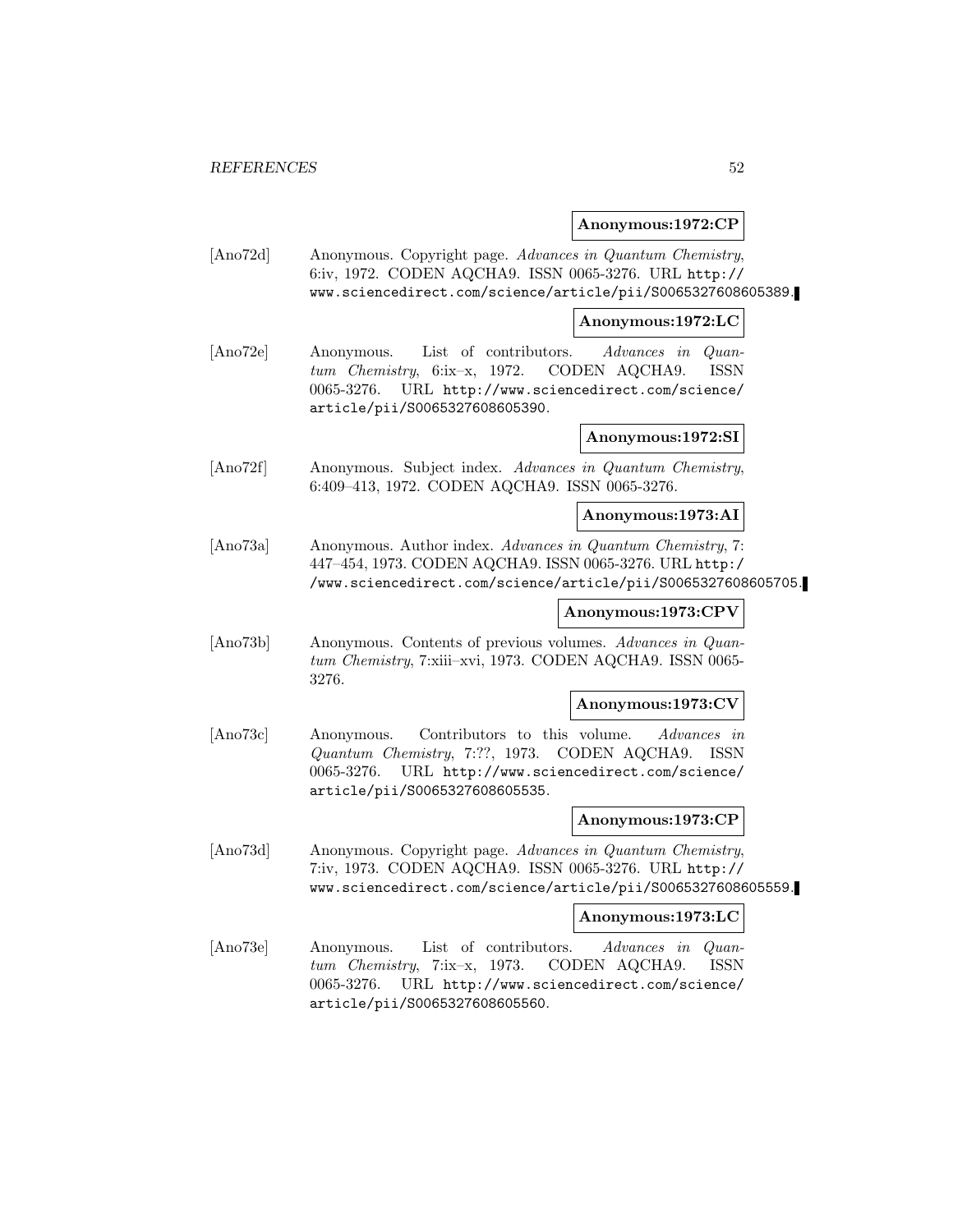**Anonymous:1972:CP**

[Ano72d] Anonymous. Copyright page. *Advances in Quantum Chemistry*, 6:iv, 1972. CODEN AQCHA9. ISSN 0065-3276. URL http://www.sciencedirect.com/science/article/pii/S0065327608605389.

**Anonymous:1972:LC**

[Ano72e] Anonymous. List of contributors. *Advances in Quantum Chemistry*, 6:ix–x, 1972. CODEN AQCHA9. ISSN 0065-3276. URL http://www.sciencedirect.com/science/article/pii/S0065327608605390.

**Anonymous:1972:SI**

[Ano72f] Anonymous. Subject index. *Advances in Quantum Chemistry*, 6:409–413, 1972. CODEN AQCHA9. ISSN 0065-3276.

**Anonymous:1973:AI**

[Ano73a] Anonymous. Author index. *Advances in Quantum Chemistry*, 7:447–454, 1973. CODEN AQCHA9. ISSN 0065-3276. URL http://www.sciencedirect.com/science/article/pii/S0065327608605705.

**Anonymous:1973:CPV**

[Ano73b] Anonymous. Contents of previous volumes. *Advances in Quantum Chemistry*, 7:xiii–xvi, 1973. CODEN AQCHA9. ISSN 0065-3276.

**Anonymous:1973:CV**

[Ano73c] Anonymous. Contributors to this volume. *Advances in Quantum Chemistry*, 7:??, 1973. CODEN AQCHA9. ISSN 0065-3276. URL http://www.sciencedirect.com/science/article/pii/S0065327608605535.

**Anonymous:1973:CP**

[Ano73d] Anonymous. Copyright page. *Advances in Quantum Chemistry*, 7:iv, 1973. CODEN AQCHA9. ISSN 0065-3276. URL http://www.sciencedirect.com/science/article/pii/S0065327608605559.

**Anonymous:1973:LC**

[Ano73e] Anonymous. List of contributors. *Advances in Quantum Chemistry*, 7:ix–x, 1973. CODEN AQCHA9. ISSN 0065-3276. URL http://www.sciencedirect.com/science/article/pii/S0065327608605560.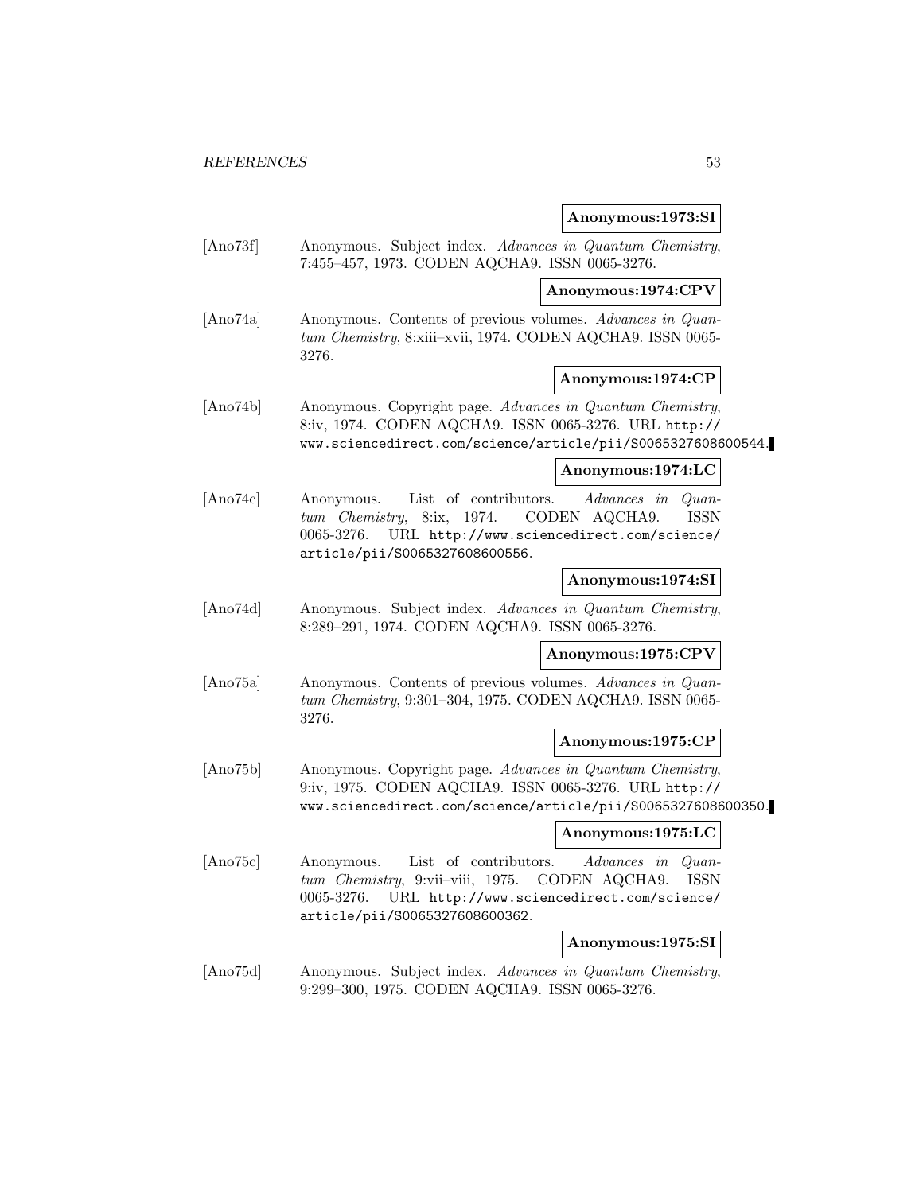**Anonymous:1973:SI**

[Ano73f] Anonymous. Subject index. *Advances in Quantum Chemistry*, 7:455–457, 1973. CODEN AQCHA9. ISSN 0065-3276.

**Anonymous:1974:CPV**

[Ano74a] Anonymous. Contents of previous volumes. *Advances in Quantum Chemistry*, 8:xiii–xvii, 1974. CODEN AQCHA9. ISSN 0065-3276.

**Anonymous:1974:CP**

[Ano74b] Anonymous. Copyright page. *Advances in Quantum Chemistry*, 8:iv, 1974. CODEN AQCHA9. ISSN 0065-3276. URL http://www.sciencedirect.com/science/article/pii/S0065327608600544.

**Anonymous:1974:LC**

[Ano74c] Anonymous. List of contributors. *Advances in Quantum Chemistry*, 8:ix, 1974. CODEN AQCHA9. ISSN 0065-3276. URL http://www.sciencedirect.com/science/article/pii/S0065327608600556.

**Anonymous:1974:SI**

[Ano74d] Anonymous. Subject index. *Advances in Quantum Chemistry*, 8:289–291, 1974. CODEN AQCHA9. ISSN 0065-3276.

**Anonymous:1975:CPV**

[Ano75a] Anonymous. Contents of previous volumes. *Advances in Quantum Chemistry*, 9:301–304, 1975. CODEN AQCHA9. ISSN 0065-3276.

**Anonymous:1975:CP**

[Ano75b] Anonymous. Copyright page. *Advances in Quantum Chemistry*, 9:iv, 1975. CODEN AQCHA9. ISSN 0065-3276. URL http://www.sciencedirect.com/science/article/pii/S0065327608600350.

**Anonymous:1975:LC**

[Ano75c] Anonymous. List of contributors. *Advances in Quantum Chemistry*, 9:vii–viii, 1975. CODEN AQCHA9. ISSN 0065-3276. URL http://www.sciencedirect.com/science/article/pii/S0065327608600362.

**Anonymous:1975:SI**

[Ano75d] Anonymous. Subject index. *Advances in Quantum Chemistry*, 9:299–300, 1975. CODEN AQCHA9. ISSN 0065-3276.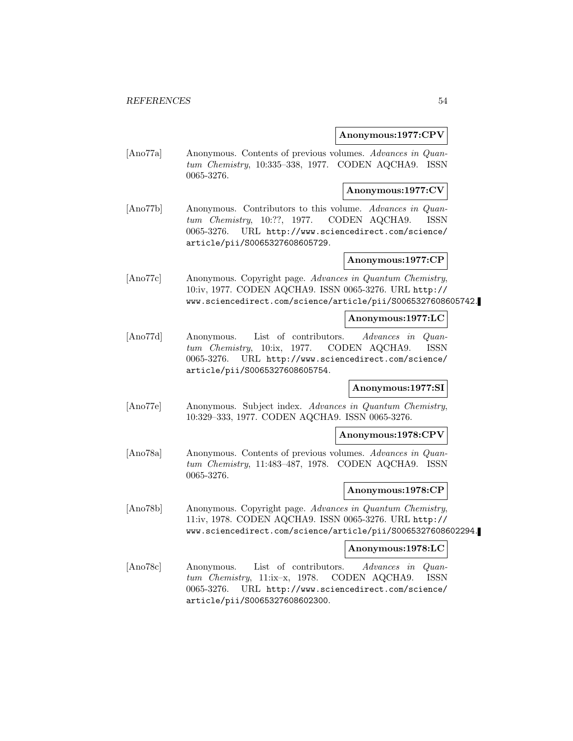**Anonymous:1977:CPV**

[Ano77a] Anonymous. Contents of previous volumes. *Advances in Quantum Chemistry*, 10:335–338, 1977. CODEN AQCHA9. ISSN 0065-3276.

**Anonymous:1977:CV**

[Ano77b] Anonymous. Contributors to this volume. *Advances in Quantum Chemistry*, 10:??, 1977. CODEN AQCHA9. ISSN 0065-3276. URL http://www.sciencedirect.com/science/article/pii/S0065327608605729.

**Anonymous:1977:CP**

[Ano77c] Anonymous. Copyright page. *Advances in Quantum Chemistry*, 10:iv, 1977. CODEN AQCHA9. ISSN 0065-3276. URL http://www.sciencedirect.com/science/article/pii/S0065327608605742.

**Anonymous:1977:LC**

[Ano77d] Anonymous. List of contributors. *Advances in Quantum Chemistry*, 10:ix, 1977. CODEN AQCHA9. ISSN 0065-3276. URL http://www.sciencedirect.com/science/article/pii/S0065327608605754.

**Anonymous:1977:SI**

[Ano77e] Anonymous. Subject index. *Advances in Quantum Chemistry*, 10:329–333, 1977. CODEN AQCHA9. ISSN 0065-3276.

**Anonymous:1978:CPV**

[Ano78a] Anonymous. Contents of previous volumes. *Advances in Quantum Chemistry*, 11:483–487, 1978. CODEN AQCHA9. ISSN 0065-3276.

**Anonymous:1978:CP**

[Ano78b] Anonymous. Copyright page. *Advances in Quantum Chemistry*, 11:iv, 1978. CODEN AQCHA9. ISSN 0065-3276. URL http://www.sciencedirect.com/science/article/pii/S0065327608602294.

**Anonymous:1978:LC**

[Ano78c] Anonymous. List of contributors. *Advances in Quantum Chemistry*, 11:ix–x, 1978. CODEN AQCHA9. ISSN 0065-3276. URL http://www.sciencedirect.com/science/article/pii/S0065327608602300.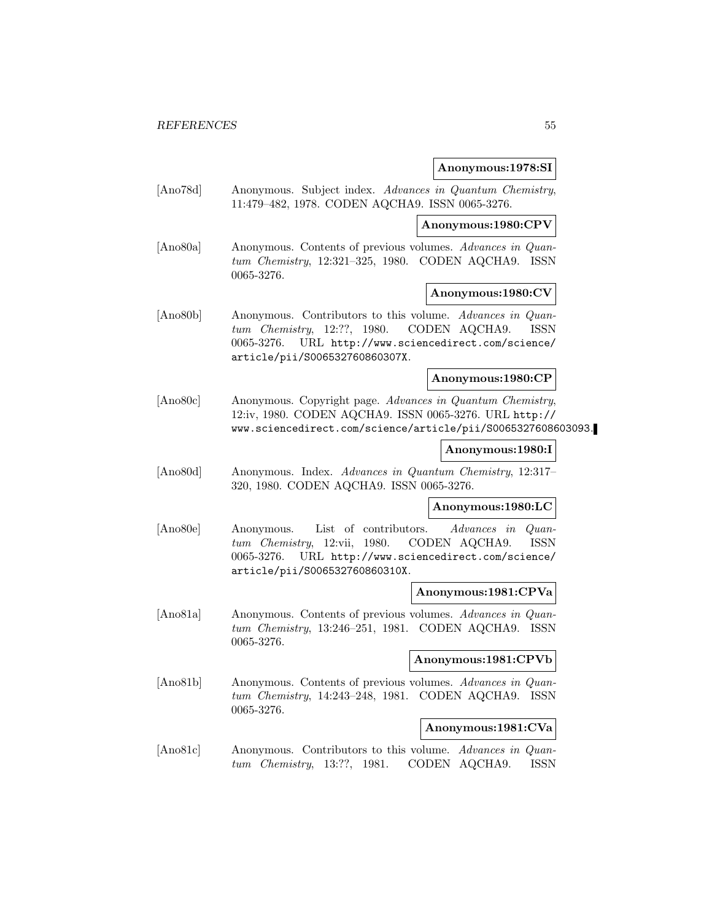**Anonymous:1978:SI**

[Ano78d] Anonymous. Subject index. *Advances in Quantum Chemistry*, 11:479–482, 1978. CODEN AQCHA9. ISSN 0065-3276.

**Anonymous:1980:CPV**

[Ano80a] Anonymous. Contents of previous volumes. *Advances in Quantum Chemistry*, 12:321–325, 1980. CODEN AQCHA9. ISSN 0065-3276.

**Anonymous:1980:CV**

[Ano80b] Anonymous. Contributors to this volume. *Advances in Quantum Chemistry*, 12:??, 1980. CODEN AQCHA9. ISSN 0065-3276. URL http://www.sciencedirect.com/science/article/pii/S006532760860307X.

**Anonymous:1980:CP**

[Ano80c] Anonymous. Copyright page. *Advances in Quantum Chemistry*, 12:iv, 1980. CODEN AQCHA9. ISSN 0065-3276. URL http://www.sciencedirect.com/science/article/pii/S0065327608603093.

**Anonymous:1980:I**

[Ano80d] Anonymous. Index. *Advances in Quantum Chemistry*, 12:317–320, 1980. CODEN AQCHA9. ISSN 0065-3276.

**Anonymous:1980:LC**

[Ano80e] Anonymous. List of contributors. *Advances in Quantum Chemistry*, 12:vii, 1980. CODEN AQCHA9. ISSN 0065-3276. URL http://www.sciencedirect.com/science/article/pii/S006532760860310X.

**Anonymous:1981:CPVa**

[Ano81a] Anonymous. Contents of previous volumes. *Advances in Quantum Chemistry*, 13:246–251, 1981. CODEN AQCHA9. ISSN 0065-3276.

**Anonymous:1981:CPVb**

[Ano81b] Anonymous. Contents of previous volumes. *Advances in Quantum Chemistry*, 14:243–248, 1981. CODEN AQCHA9. ISSN 0065-3276.

**Anonymous:1981:CVa**

[Ano81c] Anonymous. Contributors to this volume. *Advances in Quantum Chemistry*, 13:??, 1981. CODEN AQCHA9. ISSN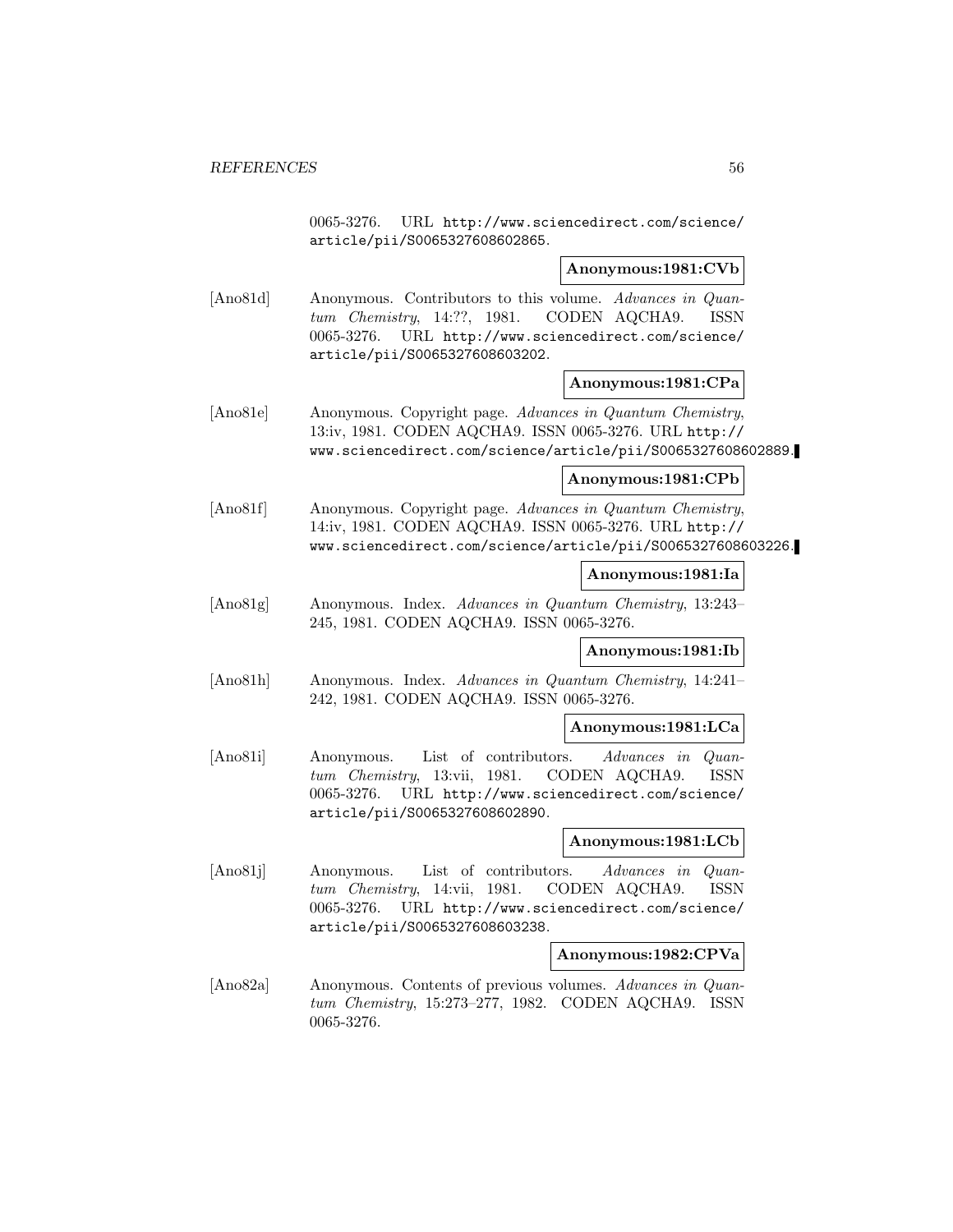0065-3276. URL http://www.sciencedirect.com/science/article/pii/S0065327608602865.

**Anonymous:1981:CVb**

[Ano81d] Anonymous. Contributors to this volume. *Advances in Quantum Chemistry*, 14:??, 1981. CODEN AQCHA9. ISSN 0065-3276. URL http://www.sciencedirect.com/science/article/pii/S0065327608603202.

**Anonymous:1981:CPa**

[Ano81e] Anonymous. Copyright page. *Advances in Quantum Chemistry*, 13:iv, 1981. CODEN AQCHA9. ISSN 0065-3276. URL http://www.sciencedirect.com/science/article/pii/S0065327608602889.

**Anonymous:1981:CPb**

[Ano81f] Anonymous. Copyright page. *Advances in Quantum Chemistry*, 14:iv, 1981. CODEN AQCHA9. ISSN 0065-3276. URL http://www.sciencedirect.com/science/article/pii/S0065327608603226.

**Anonymous:1981:Ia**

[Ano81g] Anonymous. Index. *Advances in Quantum Chemistry*, 13:243–245, 1981. CODEN AQCHA9. ISSN 0065-3276.

**Anonymous:1981:Ib**

[Ano81h] Anonymous. Index. *Advances in Quantum Chemistry*, 14:241–242, 1981. CODEN AQCHA9. ISSN 0065-3276.

**Anonymous:1981:LCa**

[Ano81i] Anonymous. List of contributors. *Advances in Quantum Chemistry*, 13:vii, 1981. CODEN AQCHA9. ISSN 0065-3276. URL http://www.sciencedirect.com/science/article/pii/S0065327608602890.

**Anonymous:1981:LCb**

[Ano81j] Anonymous. List of contributors. *Advances in Quantum Chemistry*, 14:vii, 1981. CODEN AQCHA9. ISSN 0065-3276. URL http://www.sciencedirect.com/science/article/pii/S0065327608603238.

**Anonymous:1982:CPVa**

[Ano82a] Anonymous. Contents of previous volumes. *Advances in Quantum Chemistry*, 15:273–277, 1982. CODEN AQCHA9. ISSN 0065-3276.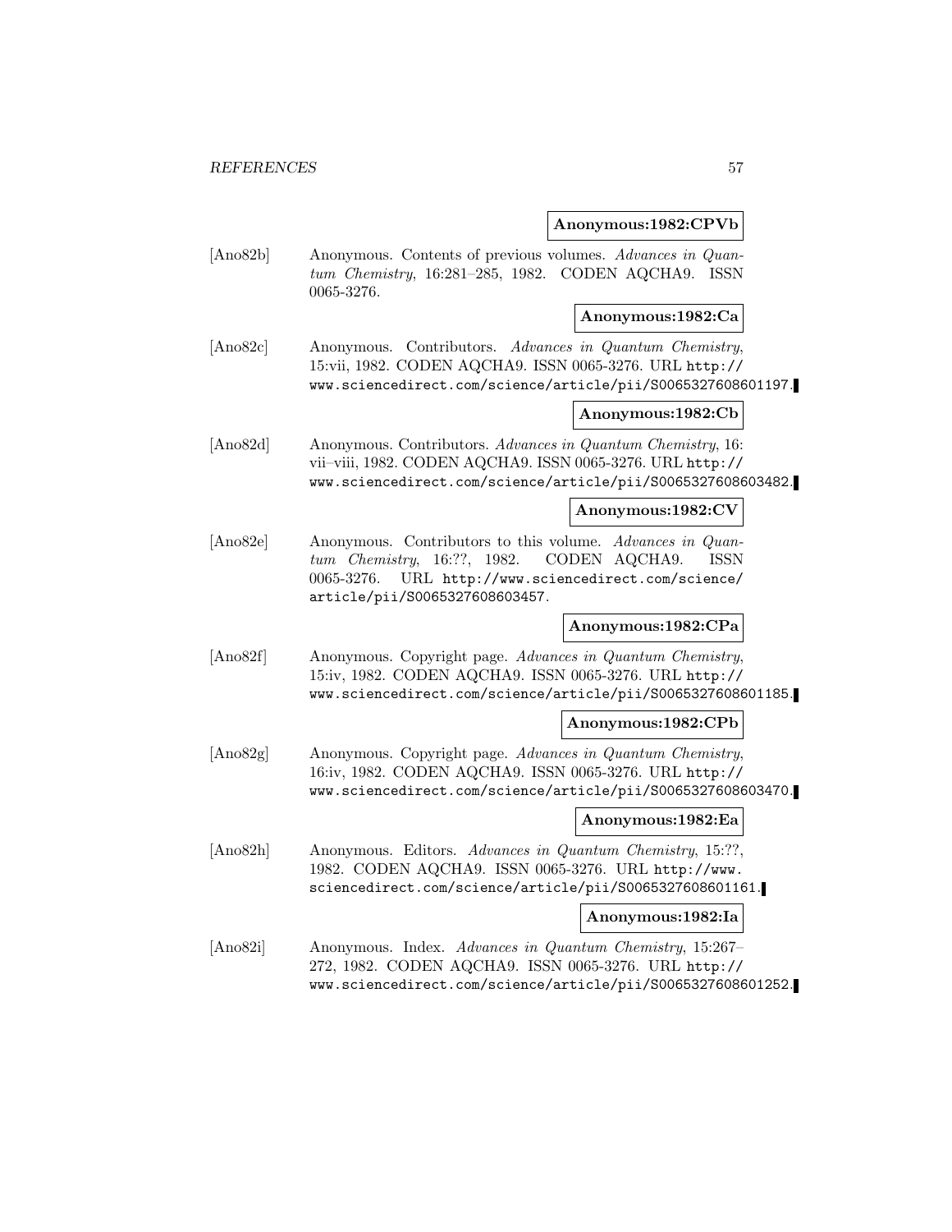**Anonymous:1982:CPVb**

[Ano82b] Anonymous. Contents of previous volumes. *Advances in Quantum Chemistry*, 16:281–285, 1982. CODEN AQCHA9. ISSN 0065-3276.

**Anonymous:1982:Ca**

[Ano82c] Anonymous. Contributors. *Advances in Quantum Chemistry*, 15:vii, 1982. CODEN AQCHA9. ISSN 0065-3276. URL `http://www.sciencedirect.com/science/article/pii/S0065327608601197`.

**Anonymous:1982:Cb**

[Ano82d] Anonymous. Contributors. *Advances in Quantum Chemistry*, 16: vii–viii, 1982. CODEN AQCHA9. ISSN 0065-3276. URL `http://www.sciencedirect.com/science/article/pii/S0065327608603482`.

**Anonymous:1982:CV**

[Ano82e] Anonymous. Contributors to this volume. *Advances in Quantum Chemistry*, 16:??, 1982. CODEN AQCHA9. ISSN 0065-3276. URL `http://www.sciencedirect.com/science/article/pii/S0065327608603457`.

**Anonymous:1982:CPa**

[Ano82f] Anonymous. Copyright page. *Advances in Quantum Chemistry*, 15:iv, 1982. CODEN AQCHA9. ISSN 0065-3276. URL `http://www.sciencedirect.com/science/article/pii/S0065327608601185`.

**Anonymous:1982:CPb**

[Ano82g] Anonymous. Copyright page. *Advances in Quantum Chemistry*, 16:iv, 1982. CODEN AQCHA9. ISSN 0065-3276. URL `http://www.sciencedirect.com/science/article/pii/S0065327608603470`.

**Anonymous:1982:Ea**

[Ano82h] Anonymous. Editors. *Advances in Quantum Chemistry*, 15:??, 1982. CODEN AQCHA9. ISSN 0065-3276. URL `http://www.sciencedirect.com/science/article/pii/S0065327608601161`.

**Anonymous:1982:Ia**

[Ano82i] Anonymous. Index. *Advances in Quantum Chemistry*, 15:267–272, 1982. CODEN AQCHA9. ISSN 0065-3276. URL `http://www.sciencedirect.com/science/article/pii/S0065327608601252`.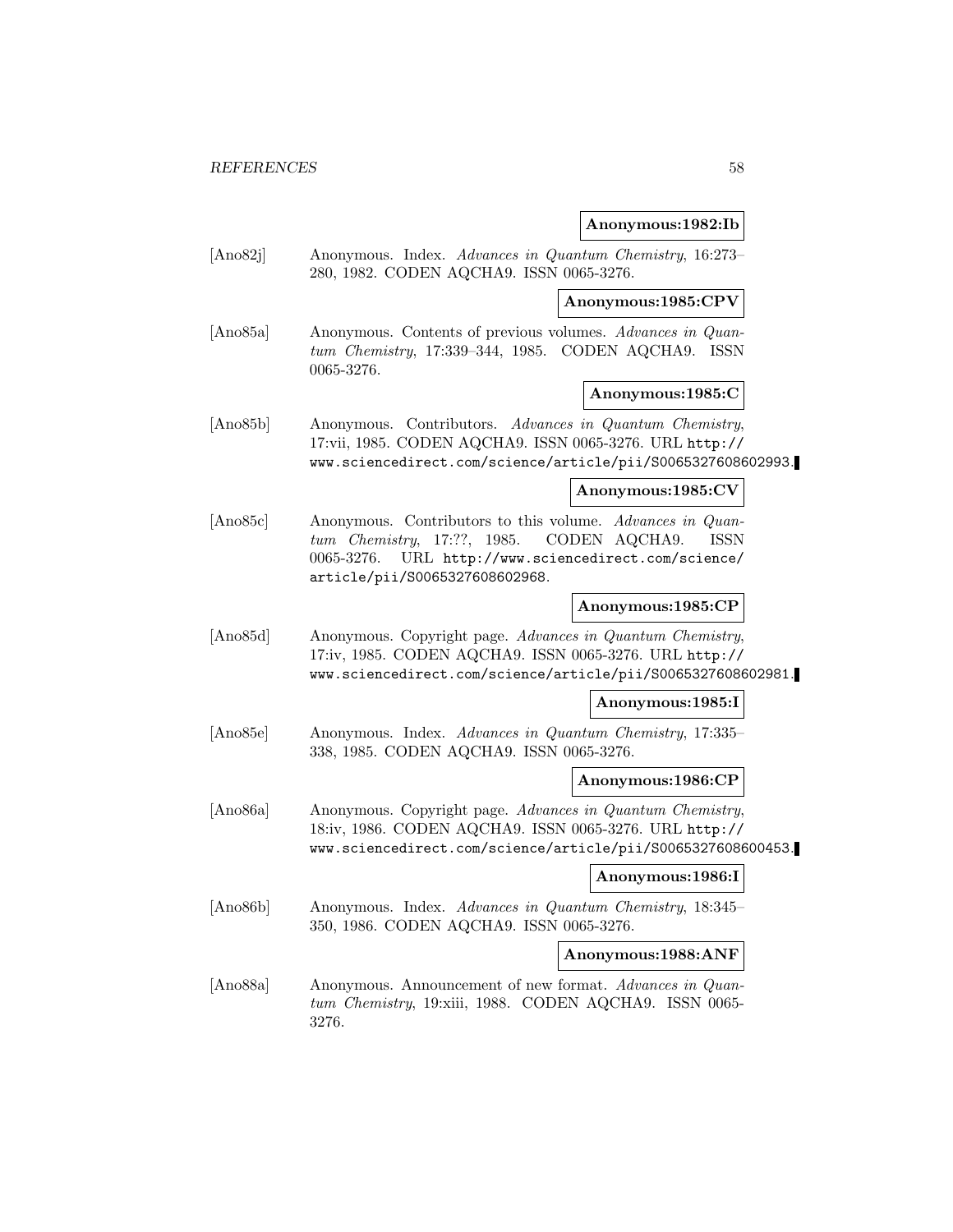**Anonymous:1982:Ib**

[Ano82j] Anonymous. Index. *Advances in Quantum Chemistry*, 16:273–280, 1982. CODEN AQCHA9. ISSN 0065-3276.

**Anonymous:1985:CPV**

[Ano85a] Anonymous. Contents of previous volumes. *Advances in Quantum Chemistry*, 17:339–344, 1985. CODEN AQCHA9. ISSN 0065-3276.

**Anonymous:1985:C**

[Ano85b] Anonymous. Contributors. *Advances in Quantum Chemistry*, 17:vii, 1985. CODEN AQCHA9. ISSN 0065-3276. URL http://www.sciencedirect.com/science/article/pii/S0065327608602993.

**Anonymous:1985:CV**

[Ano85c] Anonymous. Contributors to this volume. *Advances in Quantum Chemistry*, 17:??, 1985. CODEN AQCHA9. ISSN 0065-3276. URL http://www.sciencedirect.com/science/article/pii/S0065327608602968.

**Anonymous:1985:CP**

[Ano85d] Anonymous. Copyright page. *Advances in Quantum Chemistry*, 17:iv, 1985. CODEN AQCHA9. ISSN 0065-3276. URL http://www.sciencedirect.com/science/article/pii/S0065327608602981.

**Anonymous:1985:I**

[Ano85e] Anonymous. Index. *Advances in Quantum Chemistry*, 17:335–338, 1985. CODEN AQCHA9. ISSN 0065-3276.

**Anonymous:1986:CP**

[Ano86a] Anonymous. Copyright page. *Advances in Quantum Chemistry*, 18:iv, 1986. CODEN AQCHA9. ISSN 0065-3276. URL http://www.sciencedirect.com/science/article/pii/S0065327608600453.

**Anonymous:1986:I**

[Ano86b] Anonymous. Index. *Advances in Quantum Chemistry*, 18:345–350, 1986. CODEN AQCHA9. ISSN 0065-3276.

**Anonymous:1988:ANF**

[Ano88a] Anonymous. Announcement of new format. *Advances in Quantum Chemistry*, 19:xiii, 1988. CODEN AQCHA9. ISSN 0065-3276.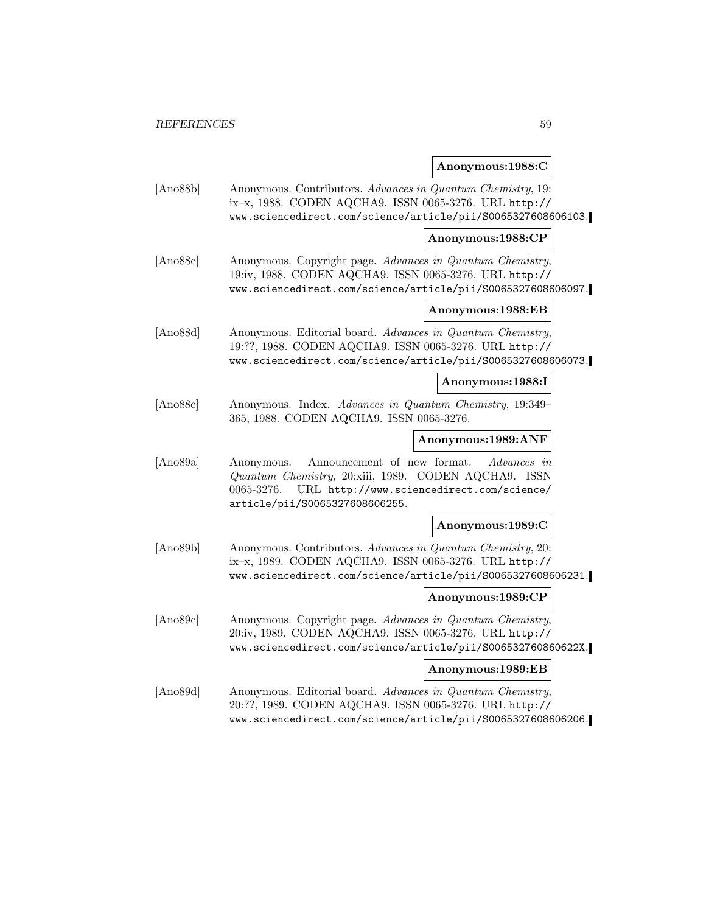**Anonymous:1988:C**

[Ano88b] Anonymous. Contributors. *Advances in Quantum Chemistry*, 19: ix–x, 1988. CODEN AQCHA9. ISSN 0065-3276. URL http://www.sciencedirect.com/science/article/pii/S0065327608606103.

**Anonymous:1988:CP**

[Ano88c] Anonymous. Copyright page. *Advances in Quantum Chemistry*, 19:iv, 1988. CODEN AQCHA9. ISSN 0065-3276. URL http://www.sciencedirect.com/science/article/pii/S0065327608606097.

**Anonymous:1988:EB**

[Ano88d] Anonymous. Editorial board. *Advances in Quantum Chemistry*, 19:??, 1988. CODEN AQCHA9. ISSN 0065-3276. URL http://www.sciencedirect.com/science/article/pii/S0065327608606073.

**Anonymous:1988:I**

[Ano88e] Anonymous. Index. *Advances in Quantum Chemistry*, 19:349–365, 1988. CODEN AQCHA9. ISSN 0065-3276.

**Anonymous:1989:ANF**

[Ano89a] Anonymous. Announcement of new format. *Advances in Quantum Chemistry*, 20:xiii, 1989. CODEN AQCHA9. ISSN 0065-3276. URL http://www.sciencedirect.com/science/article/pii/S0065327608606255.

**Anonymous:1989:C**

[Ano89b] Anonymous. Contributors. *Advances in Quantum Chemistry*, 20: ix–x, 1989. CODEN AQCHA9. ISSN 0065-3276. URL http://www.sciencedirect.com/science/article/pii/S0065327608606231.

**Anonymous:1989:CP**

[Ano89c] Anonymous. Copyright page. *Advances in Quantum Chemistry*, 20:iv, 1989. CODEN AQCHA9. ISSN 0065-3276. URL http://www.sciencedirect.com/science/article/pii/S006532760860622X.

**Anonymous:1989:EB**

[Ano89d] Anonymous. Editorial board. *Advances in Quantum Chemistry*, 20:??, 1989. CODEN AQCHA9. ISSN 0065-3276. URL http://www.sciencedirect.com/science/article/pii/S0065327608606206.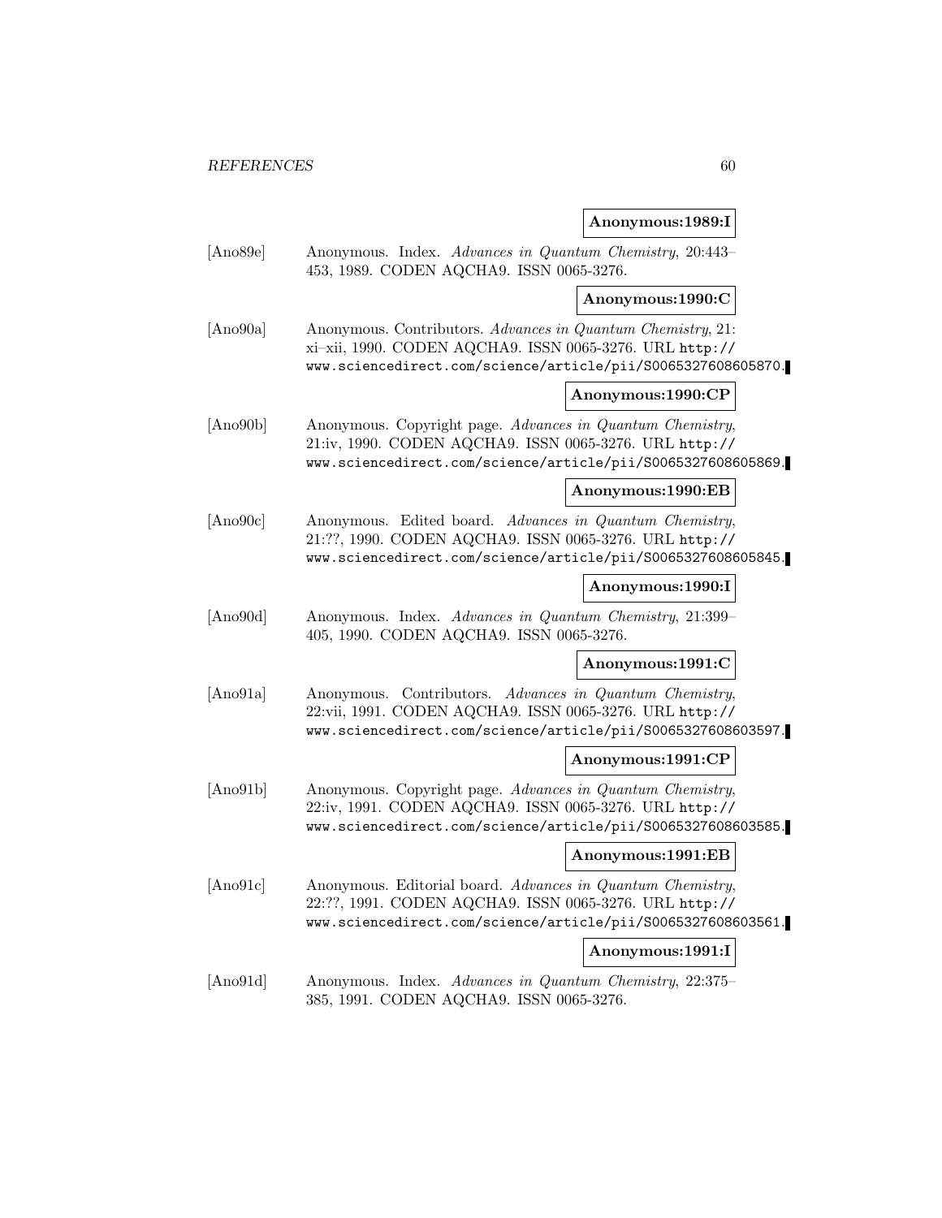**Anonymous:1989:I**

[Ano89e] Anonymous. Index. *Advances in Quantum Chemistry*, 20:443–453, 1989. CODEN AQCHA9. ISSN 0065-3276.

**Anonymous:1990:C**

[Ano90a] Anonymous. Contributors. *Advances in Quantum Chemistry*, 21:xi–xii, 1990. CODEN AQCHA9. ISSN 0065-3276. URL http://www.sciencedirect.com/science/article/pii/S0065327608605870.

**Anonymous:1990:CP**

[Ano90b] Anonymous. Copyright page. *Advances in Quantum Chemistry*, 21:iv, 1990. CODEN AQCHA9. ISSN 0065-3276. URL http://www.sciencedirect.com/science/article/pii/S0065327608605869.

**Anonymous:1990:EB**

[Ano90c] Anonymous. Edited board. *Advances in Quantum Chemistry*, 21:??, 1990. CODEN AQCHA9. ISSN 0065-3276. URL http://www.sciencedirect.com/science/article/pii/S0065327608605845.

**Anonymous:1990:I**

[Ano90d] Anonymous. Index. *Advances in Quantum Chemistry*, 21:399–405, 1990. CODEN AQCHA9. ISSN 0065-3276.

**Anonymous:1991:C**

[Ano91a] Anonymous. Contributors. *Advances in Quantum Chemistry*, 22:vii, 1991. CODEN AQCHA9. ISSN 0065-3276. URL http://www.sciencedirect.com/science/article/pii/S0065327608603597.

**Anonymous:1991:CP**

[Ano91b] Anonymous. Copyright page. *Advances in Quantum Chemistry*, 22:iv, 1991. CODEN AQCHA9. ISSN 0065-3276. URL http://www.sciencedirect.com/science/article/pii/S0065327608603585.

**Anonymous:1991:EB**

[Ano91c] Anonymous. Editorial board. *Advances in Quantum Chemistry*, 22:??, 1991. CODEN AQCHA9. ISSN 0065-3276. URL http://www.sciencedirect.com/science/article/pii/S0065327608603561.

**Anonymous:1991:I**

[Ano91d] Anonymous. Index. *Advances in Quantum Chemistry*, 22:375–385, 1991. CODEN AQCHA9. ISSN 0065-3276.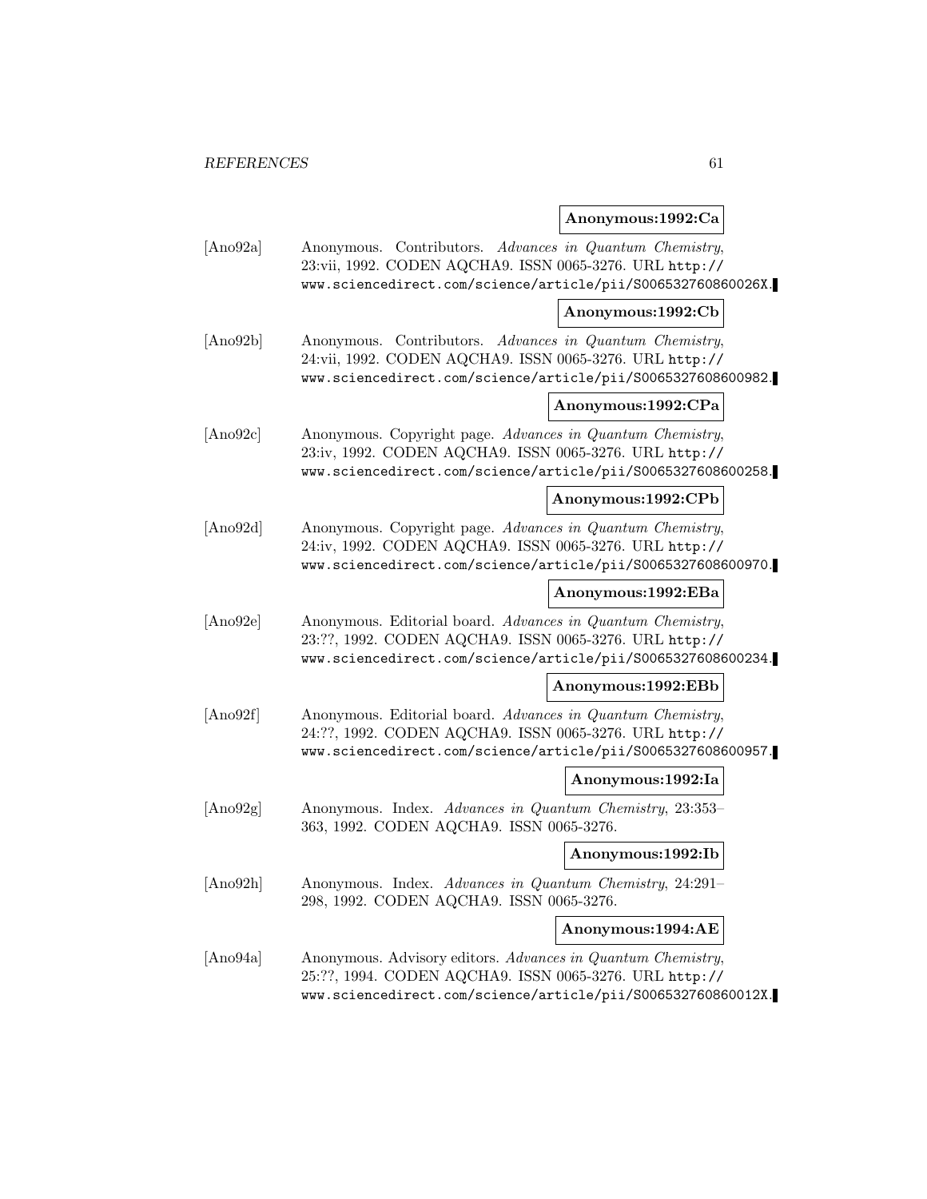**Anonymous:1992:Ca**

[Ano92a] Anonymous. Contributors. *Advances in Quantum Chemistry*, 23:vii, 1992. CODEN AQCHA9. ISSN 0065-3276. URL http://www.sciencedirect.com/science/article/pii/S006532760860026X.

**Anonymous:1992:Cb**

[Ano92b] Anonymous. Contributors. *Advances in Quantum Chemistry*, 24:vii, 1992. CODEN AQCHA9. ISSN 0065-3276. URL http://www.sciencedirect.com/science/article/pii/S0065327608600982.

**Anonymous:1992:CPa**

[Ano92c] Anonymous. Copyright page. *Advances in Quantum Chemistry*, 23:iv, 1992. CODEN AQCHA9. ISSN 0065-3276. URL http://www.sciencedirect.com/science/article/pii/S0065327608600258.

**Anonymous:1992:CPb**

[Ano92d] Anonymous. Copyright page. *Advances in Quantum Chemistry*, 24:iv, 1992. CODEN AQCHA9. ISSN 0065-3276. URL http://www.sciencedirect.com/science/article/pii/S0065327608600970.

**Anonymous:1992:EBa**

[Ano92e] Anonymous. Editorial board. *Advances in Quantum Chemistry*, 23:??, 1992. CODEN AQCHA9. ISSN 0065-3276. URL http://www.sciencedirect.com/science/article/pii/S0065327608600234.

**Anonymous:1992:EBb**

[Ano92f] Anonymous. Editorial board. *Advances in Quantum Chemistry*, 24:??, 1992. CODEN AQCHA9. ISSN 0065-3276. URL http://www.sciencedirect.com/science/article/pii/S0065327608600957.

**Anonymous:1992:Ia**

[Ano92g] Anonymous. Index. *Advances in Quantum Chemistry*, 23:353–363, 1992. CODEN AQCHA9. ISSN 0065-3276.

**Anonymous:1992:Ib**

[Ano92h] Anonymous. Index. *Advances in Quantum Chemistry*, 24:291–298, 1992. CODEN AQCHA9. ISSN 0065-3276.

**Anonymous:1994:AE**

[Ano94a] Anonymous. Advisory editors. *Advances in Quantum Chemistry*, 25:??, 1994. CODEN AQCHA9. ISSN 0065-3276. URL http://www.sciencedirect.com/science/article/pii/S006532760860012X.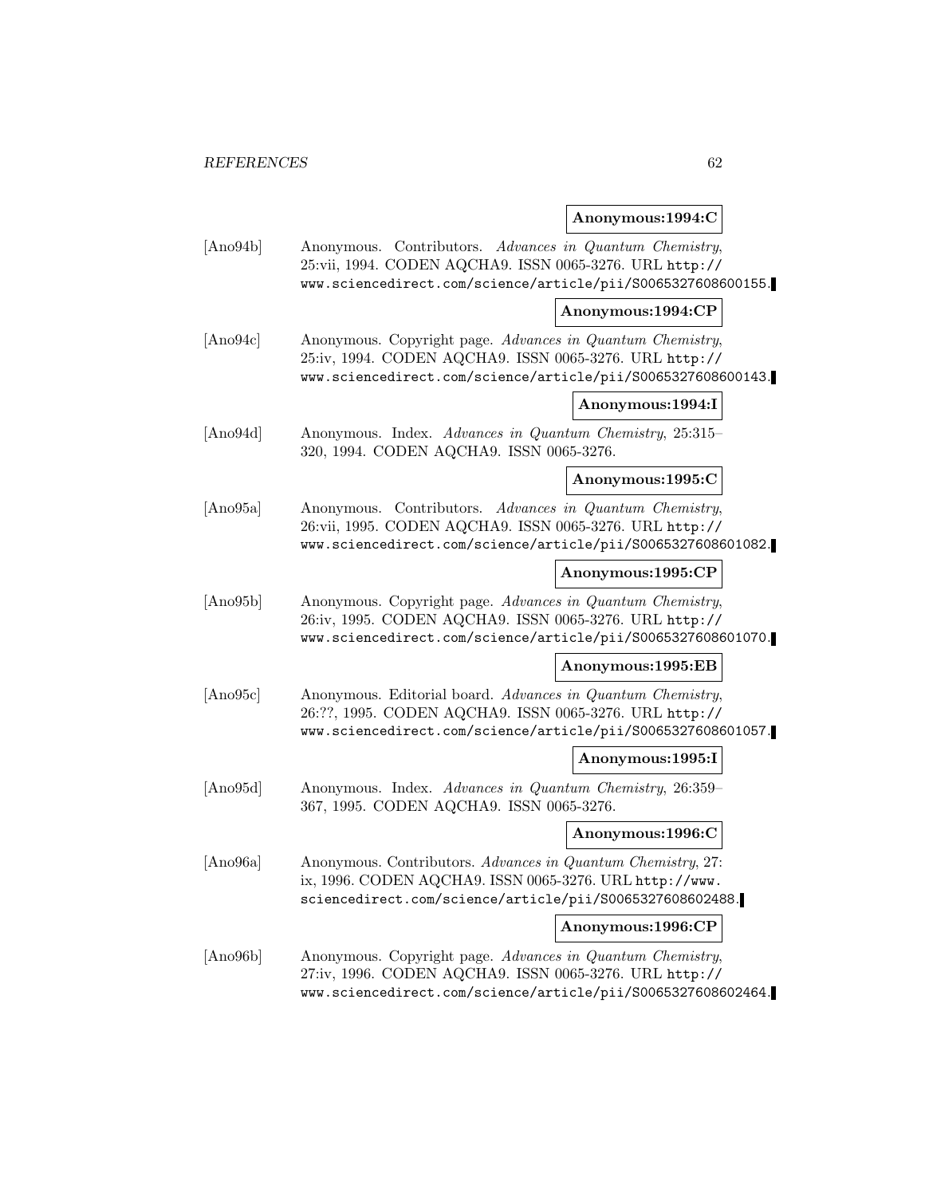**Anonymous:1994:C**

[Ano94b] Anonymous. Contributors. *Advances in Quantum Chemistry*, 25:vii, 1994. CODEN AQCHA9. ISSN 0065-3276. URL http://www.sciencedirect.com/science/article/pii/S0065327608600155.

**Anonymous:1994:CP**

[Ano94c] Anonymous. Copyright page. *Advances in Quantum Chemistry*, 25:iv, 1994. CODEN AQCHA9. ISSN 0065-3276. URL http://www.sciencedirect.com/science/article/pii/S0065327608600143.

**Anonymous:1994:I**

[Ano94d] Anonymous. Index. *Advances in Quantum Chemistry*, 25:315–320, 1994. CODEN AQCHA9. ISSN 0065-3276.

**Anonymous:1995:C**

[Ano95a] Anonymous. Contributors. *Advances in Quantum Chemistry*, 26:vii, 1995. CODEN AQCHA9. ISSN 0065-3276. URL http://www.sciencedirect.com/science/article/pii/S0065327608601082.

**Anonymous:1995:CP**

[Ano95b] Anonymous. Copyright page. *Advances in Quantum Chemistry*, 26:iv, 1995. CODEN AQCHA9. ISSN 0065-3276. URL http://www.sciencedirect.com/science/article/pii/S0065327608601070.

**Anonymous:1995:EB**

[Ano95c] Anonymous. Editorial board. *Advances in Quantum Chemistry*, 26:??, 1995. CODEN AQCHA9. ISSN 0065-3276. URL http://www.sciencedirect.com/science/article/pii/S0065327608601057.

**Anonymous:1995:I**

[Ano95d] Anonymous. Index. *Advances in Quantum Chemistry*, 26:359–367, 1995. CODEN AQCHA9. ISSN 0065-3276.

**Anonymous:1996:C**

[Ano96a] Anonymous. Contributors. *Advances in Quantum Chemistry*, 27:ix, 1996. CODEN AQCHA9. ISSN 0065-3276. URL http://www.sciencedirect.com/science/article/pii/S0065327608602488.

**Anonymous:1996:CP**

[Ano96b] Anonymous. Copyright page. *Advances in Quantum Chemistry*, 27:iv, 1996. CODEN AQCHA9. ISSN 0065-3276. URL http://www.sciencedirect.com/science/article/pii/S0065327608602464.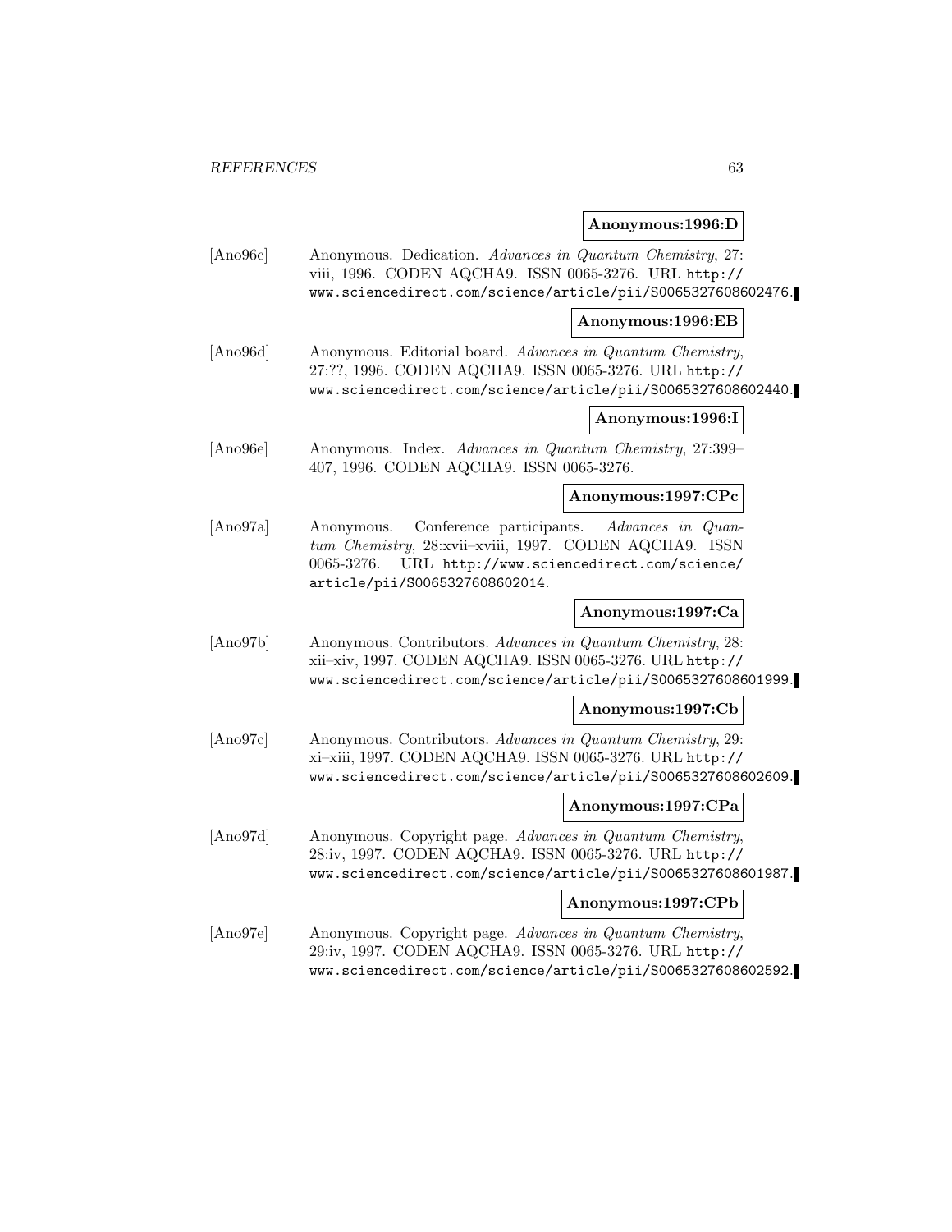**Anonymous:1996:D**

[Ano96c] Anonymous. Dedication. *Advances in Quantum Chemistry*, 27: viii, 1996. CODEN AQCHA9. ISSN 0065-3276. URL http://www.sciencedirect.com/science/article/pii/S0065327608602476.

**Anonymous:1996:EB**

[Ano96d] Anonymous. Editorial board. *Advances in Quantum Chemistry*, 27:??, 1996. CODEN AQCHA9. ISSN 0065-3276. URL http://www.sciencedirect.com/science/article/pii/S0065327608602440.

**Anonymous:1996:I**

[Ano96e] Anonymous. Index. *Advances in Quantum Chemistry*, 27:399–407, 1996. CODEN AQCHA9. ISSN 0065-3276.

**Anonymous:1997:CPc**

[Ano97a] Anonymous. Conference participants. *Advances in Quantum Chemistry*, 28:xvii–xviii, 1997. CODEN AQCHA9. ISSN 0065-3276. URL http://www.sciencedirect.com/science/article/pii/S0065327608602014.

**Anonymous:1997:Ca**

[Ano97b] Anonymous. Contributors. *Advances in Quantum Chemistry*, 28: xii–xiv, 1997. CODEN AQCHA9. ISSN 0065-3276. URL http://www.sciencedirect.com/science/article/pii/S0065327608601999.

**Anonymous:1997:Cb**

[Ano97c] Anonymous. Contributors. *Advances in Quantum Chemistry*, 29: xi–xiii, 1997. CODEN AQCHA9. ISSN 0065-3276. URL http://www.sciencedirect.com/science/article/pii/S0065327608602609.

**Anonymous:1997:CPa**

[Ano97d] Anonymous. Copyright page. *Advances in Quantum Chemistry*, 28:iv, 1997. CODEN AQCHA9. ISSN 0065-3276. URL http://www.sciencedirect.com/science/article/pii/S0065327608601987.

**Anonymous:1997:CPb**

[Ano97e] Anonymous. Copyright page. *Advances in Quantum Chemistry*, 29:iv, 1997. CODEN AQCHA9. ISSN 0065-3276. URL http://www.sciencedirect.com/science/article/pii/S0065327608602592.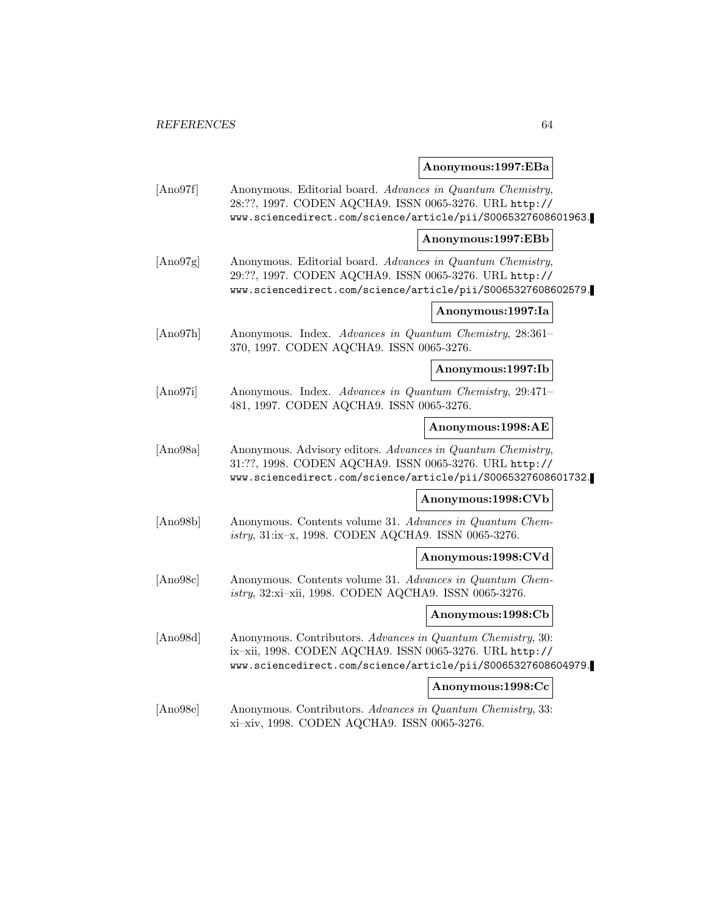**Anonymous:1997:EBa**

[Ano97f] Anonymous. Editorial board. *Advances in Quantum Chemistry*, 28:??, 1997. CODEN AQCHA9. ISSN 0065-3276. URL http://www.sciencedirect.com/science/article/pii/S0065327608601963.

**Anonymous:1997:EBb**

[Ano97g] Anonymous. Editorial board. *Advances in Quantum Chemistry*, 29:??, 1997. CODEN AQCHA9. ISSN 0065-3276. URL http://www.sciencedirect.com/science/article/pii/S0065327608602579.

**Anonymous:1997:Ia**

[Ano97h] Anonymous. Index. *Advances in Quantum Chemistry*, 28:361–370, 1997. CODEN AQCHA9. ISSN 0065-3276.

**Anonymous:1997:Ib**

[Ano97i] Anonymous. Index. *Advances in Quantum Chemistry*, 29:471–481, 1997. CODEN AQCHA9. ISSN 0065-3276.

**Anonymous:1998:AE**

[Ano98a] Anonymous. Advisory editors. *Advances in Quantum Chemistry*, 31:??, 1998. CODEN AQCHA9. ISSN 0065-3276. URL http://www.sciencedirect.com/science/article/pii/S0065327608601732.

**Anonymous:1998:CVb**

[Ano98b] Anonymous. Contents volume 31. *Advances in Quantum Chemistry*, 31:ix–x, 1998. CODEN AQCHA9. ISSN 0065-3276.

**Anonymous:1998:CVd**

[Ano98c] Anonymous. Contents volume 31. *Advances in Quantum Chemistry*, 32:xi–xii, 1998. CODEN AQCHA9. ISSN 0065-3276.

**Anonymous:1998:Cb**

[Ano98d] Anonymous. Contributors. *Advances in Quantum Chemistry*, 30: ix–xii, 1998. CODEN AQCHA9. ISSN 0065-3276. URL http://www.sciencedirect.com/science/article/pii/S0065327608604979.

**Anonymous:1998:Cc**

[Ano98e] Anonymous. Contributors. *Advances in Quantum Chemistry*, 33: xi–xiv, 1998. CODEN AQCHA9. ISSN 0065-3276.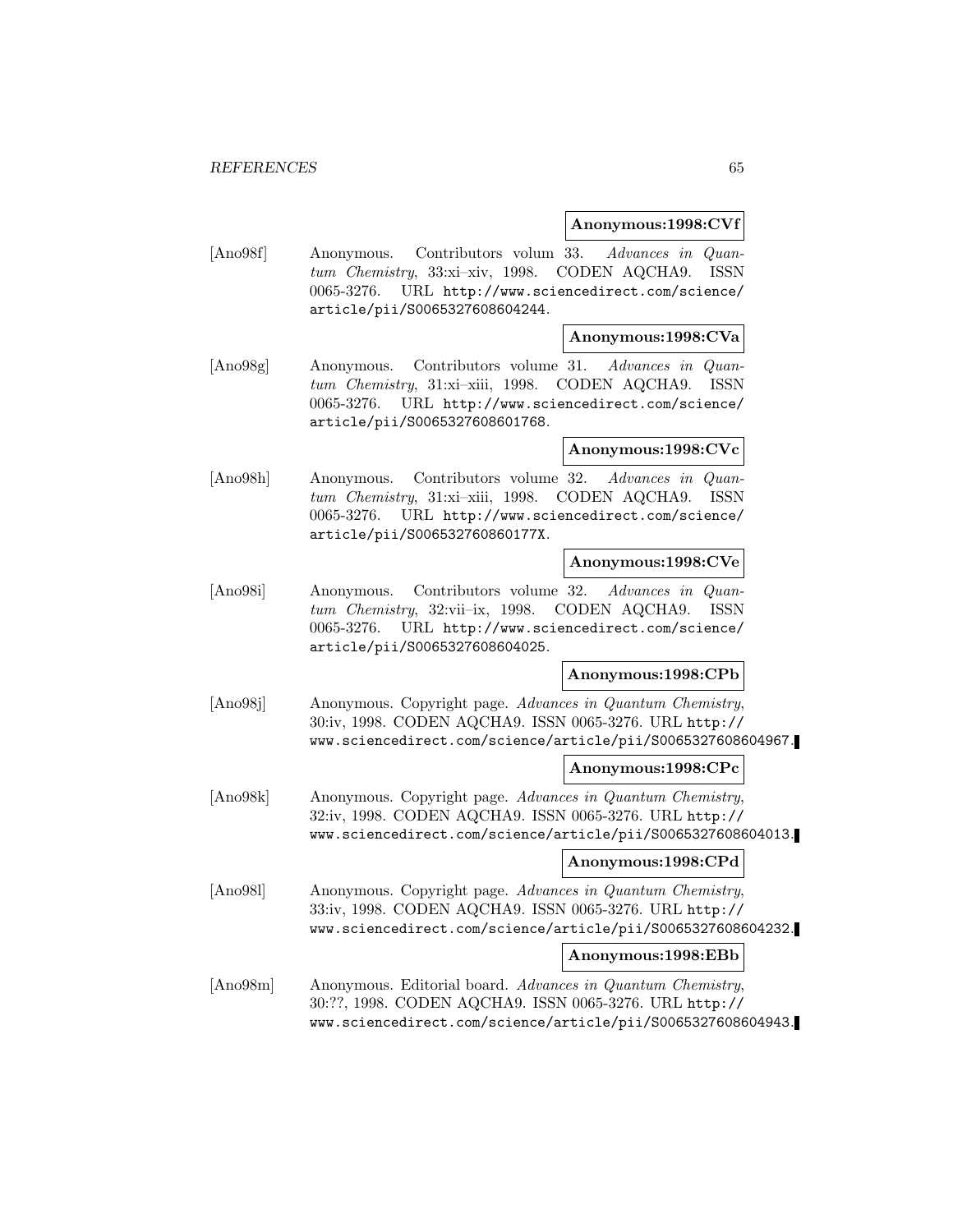**Anonymous:1998:CVf**

[Ano98f] Anonymous. Contributors volum 33. *Advances in Quantum Chemistry*, 33:xi–xiv, 1998. CODEN AQCHA9. ISSN 0065-3276. URL http://www.sciencedirect.com/science/article/pii/S0065327608604244.

**Anonymous:1998:CVa**

[Ano98g] Anonymous. Contributors volume 31. *Advances in Quantum Chemistry*, 31:xi–xiii, 1998. CODEN AQCHA9. ISSN 0065-3276. URL http://www.sciencedirect.com/science/article/pii/S0065327608601768.

**Anonymous:1998:CVc**

[Ano98h] Anonymous. Contributors volume 32. *Advances in Quantum Chemistry*, 31:xi–xiii, 1998. CODEN AQCHA9. ISSN 0065-3276. URL http://www.sciencedirect.com/science/article/pii/S006532760860177X.

**Anonymous:1998:CVe**

[Ano98i] Anonymous. Contributors volume 32. *Advances in Quantum Chemistry*, 32:vii–ix, 1998. CODEN AQCHA9. ISSN 0065-3276. URL http://www.sciencedirect.com/science/article/pii/S0065327608604025.

**Anonymous:1998:CPb**

[Ano98j] Anonymous. Copyright page. *Advances in Quantum Chemistry*, 30:iv, 1998. CODEN AQCHA9. ISSN 0065-3276. URL http://www.sciencedirect.com/science/article/pii/S0065327608604967.

**Anonymous:1998:CPc**

[Ano98k] Anonymous. Copyright page. *Advances in Quantum Chemistry*, 32:iv, 1998. CODEN AQCHA9. ISSN 0065-3276. URL http://www.sciencedirect.com/science/article/pii/S0065327608604013.

**Anonymous:1998:CPd**

[Ano98l] Anonymous. Copyright page. *Advances in Quantum Chemistry*, 33:iv, 1998. CODEN AQCHA9. ISSN 0065-3276. URL http://www.sciencedirect.com/science/article/pii/S0065327608604232.

**Anonymous:1998:EBb**

[Ano98m] Anonymous. Editorial board. *Advances in Quantum Chemistry*, 30:??, 1998. CODEN AQCHA9. ISSN 0065-3276. URL http://www.sciencedirect.com/science/article/pii/S0065327608604943.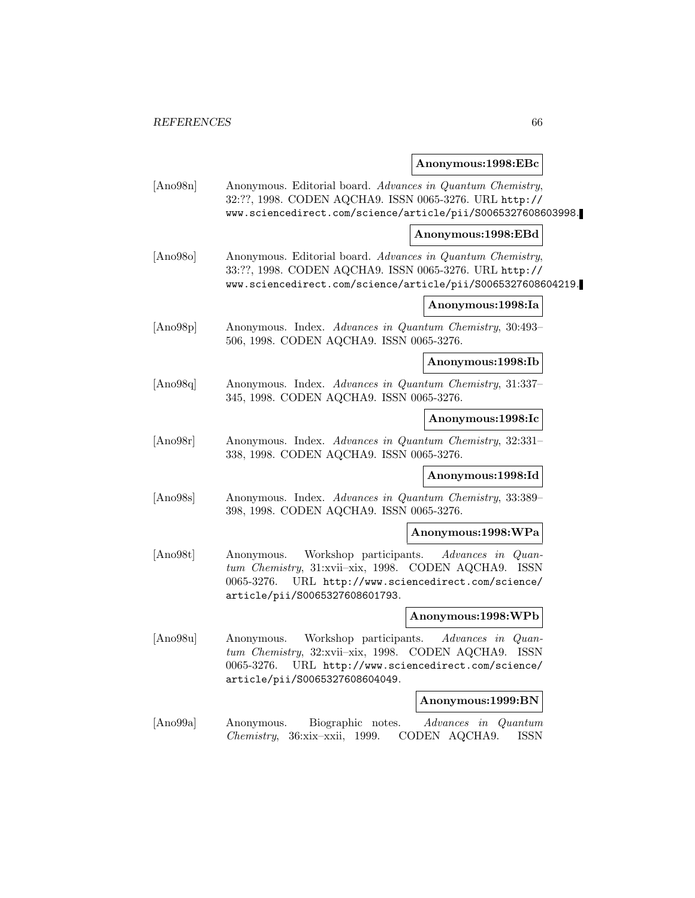**Anonymous:1998:EBc**

[Ano98n] Anonymous. Editorial board. *Advances in Quantum Chemistry*, 32:??, 1998. CODEN AQCHA9. ISSN 0065-3276. URL http://www.sciencedirect.com/science/article/pii/S0065327608603998.

**Anonymous:1998:EBd**

[Ano98o] Anonymous. Editorial board. *Advances in Quantum Chemistry*, 33:??, 1998. CODEN AQCHA9. ISSN 0065-3276. URL http://www.sciencedirect.com/science/article/pii/S0065327608604219.

**Anonymous:1998:Ia**

[Ano98p] Anonymous. Index. *Advances in Quantum Chemistry*, 30:493–506, 1998. CODEN AQCHA9. ISSN 0065-3276.

**Anonymous:1998:Ib**

[Ano98q] Anonymous. Index. *Advances in Quantum Chemistry*, 31:337–345, 1998. CODEN AQCHA9. ISSN 0065-3276.

**Anonymous:1998:Ic**

[Ano98r] Anonymous. Index. *Advances in Quantum Chemistry*, 32:331–338, 1998. CODEN AQCHA9. ISSN 0065-3276.

**Anonymous:1998:Id**

[Ano98s] Anonymous. Index. *Advances in Quantum Chemistry*, 33:389–398, 1998. CODEN AQCHA9. ISSN 0065-3276.

**Anonymous:1998:WPa**

[Ano98t] Anonymous. Workshop participants. *Advances in Quantum Chemistry*, 31:xvii–xix, 1998. CODEN AQCHA9. ISSN 0065-3276. URL http://www.sciencedirect.com/science/article/pii/S0065327608601793.

**Anonymous:1998:WPb**

[Ano98u] Anonymous. Workshop participants. *Advances in Quantum Chemistry*, 32:xvii–xix, 1998. CODEN AQCHA9. ISSN 0065-3276. URL http://www.sciencedirect.com/science/article/pii/S0065327608604049.

**Anonymous:1999:BN**

[Ano99a] Anonymous. Biographic notes. *Advances in Quantum Chemistry*, 36:xix–xxii, 1999. CODEN AQCHA9. ISSN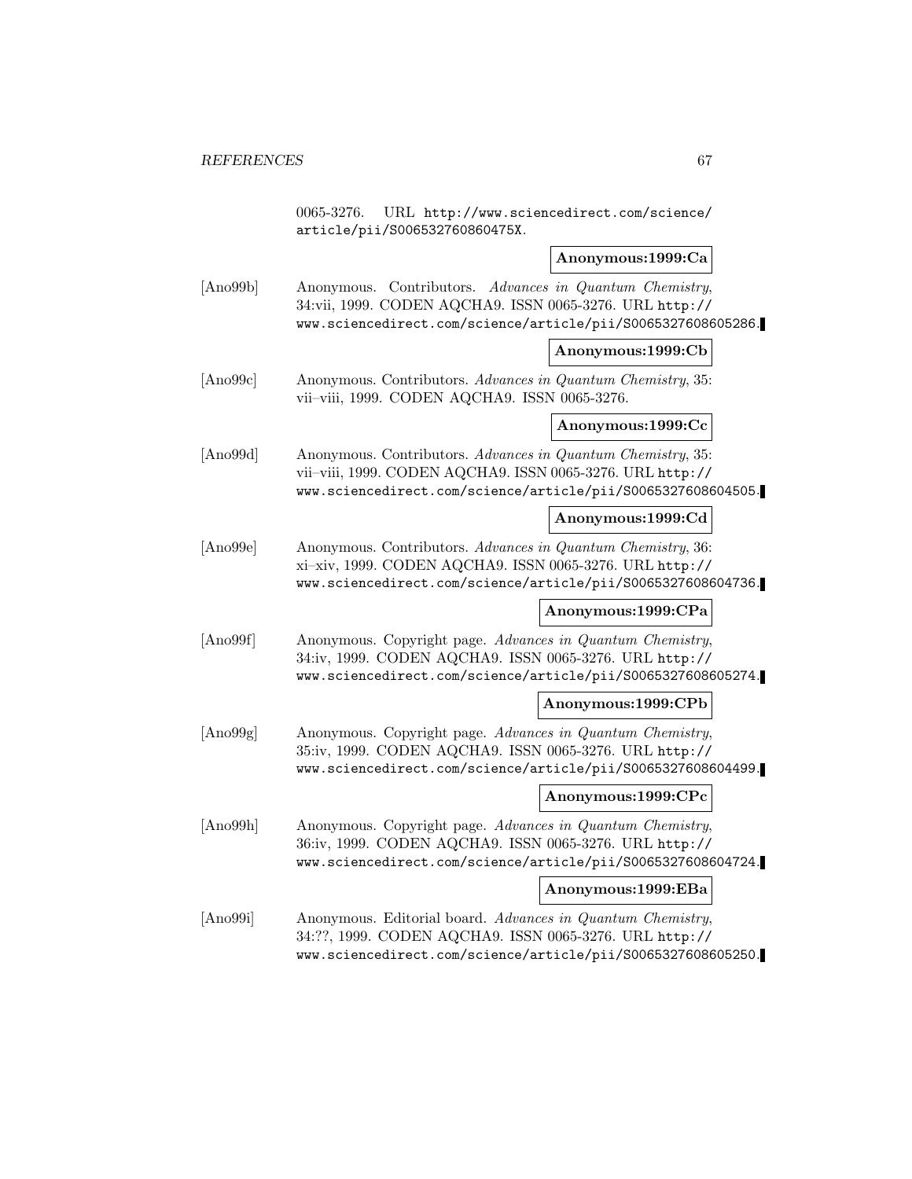0065-3276. URL http://www.sciencedirect.com/science/article/pii/S006532760860475X.

**Anonymous:1999:Ca**

[Ano99b] Anonymous. Contributors. *Advances in Quantum Chemistry*, 34:vii, 1999. CODEN AQCHA9. ISSN 0065-3276. URL http://www.sciencedirect.com/science/article/pii/S0065327608605286.

**Anonymous:1999:Cb**

[Ano99c] Anonymous. Contributors. *Advances in Quantum Chemistry*, 35: vii–viii, 1999. CODEN AQCHA9. ISSN 0065-3276.

**Anonymous:1999:Cc**

[Ano99d] Anonymous. Contributors. *Advances in Quantum Chemistry*, 35: vii–viii, 1999. CODEN AQCHA9. ISSN 0065-3276. URL http://www.sciencedirect.com/science/article/pii/S0065327608604505.

**Anonymous:1999:Cd**

[Ano99e] Anonymous. Contributors. *Advances in Quantum Chemistry*, 36: xi–xiv, 1999. CODEN AQCHA9. ISSN 0065-3276. URL http://www.sciencedirect.com/science/article/pii/S0065327608604736.

**Anonymous:1999:CPa**

[Ano99f] Anonymous. Copyright page. *Advances in Quantum Chemistry*, 34:iv, 1999. CODEN AQCHA9. ISSN 0065-3276. URL http://www.sciencedirect.com/science/article/pii/S0065327608605274.

**Anonymous:1999:CPb**

[Ano99g] Anonymous. Copyright page. *Advances in Quantum Chemistry*, 35:iv, 1999. CODEN AQCHA9. ISSN 0065-3276. URL http://www.sciencedirect.com/science/article/pii/S0065327608604499.

**Anonymous:1999:CPc**

[Ano99h] Anonymous. Copyright page. *Advances in Quantum Chemistry*, 36:iv, 1999. CODEN AQCHA9. ISSN 0065-3276. URL http://www.sciencedirect.com/science/article/pii/S0065327608604724.

**Anonymous:1999:EBa**

[Ano99i] Anonymous. Editorial board. *Advances in Quantum Chemistry*, 34:??, 1999. CODEN AQCHA9. ISSN 0065-3276. URL http://www.sciencedirect.com/science/article/pii/S0065327608605250.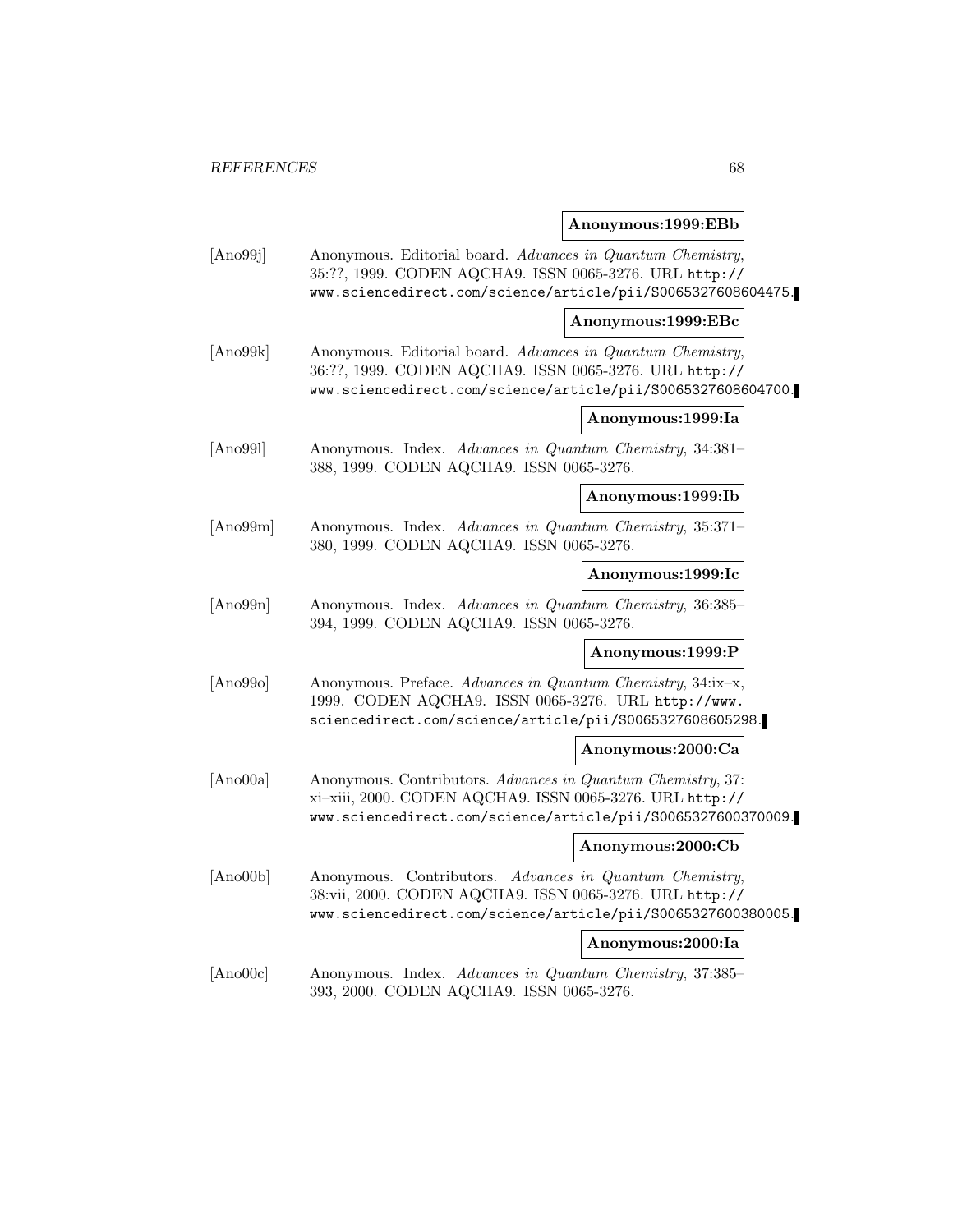**Anonymous:1999:EBb**

[Ano99j] Anonymous. Editorial board. *Advances in Quantum Chemistry*, 35:??, 1999. CODEN AQCHA9. ISSN 0065-3276. URL http://www.sciencedirect.com/science/article/pii/S0065327608604475.

**Anonymous:1999:EBc**

[Ano99k] Anonymous. Editorial board. *Advances in Quantum Chemistry*, 36:??, 1999. CODEN AQCHA9. ISSN 0065-3276. URL http://www.sciencedirect.com/science/article/pii/S0065327608604700.

**Anonymous:1999:Ia**

[Ano99l] Anonymous. Index. *Advances in Quantum Chemistry*, 34:381–388, 1999. CODEN AQCHA9. ISSN 0065-3276.

**Anonymous:1999:Ib**

[Ano99m] Anonymous. Index. *Advances in Quantum Chemistry*, 35:371–380, 1999. CODEN AQCHA9. ISSN 0065-3276.

**Anonymous:1999:Ic**

[Ano99n] Anonymous. Index. *Advances in Quantum Chemistry*, 36:385–394, 1999. CODEN AQCHA9. ISSN 0065-3276.

**Anonymous:1999:P**

[Ano99o] Anonymous. Preface. *Advances in Quantum Chemistry*, 34:ix–x, 1999. CODEN AQCHA9. ISSN 0065-3276. URL http://www.sciencedirect.com/science/article/pii/S0065327608605298.

**Anonymous:2000:Ca**

[Ano00a] Anonymous. Contributors. *Advances in Quantum Chemistry*, 37:xi–xiii, 2000. CODEN AQCHA9. ISSN 0065-3276. URL http://www.sciencedirect.com/science/article/pii/S0065327600370009.

**Anonymous:2000:Cb**

[Ano00b] Anonymous. Contributors. *Advances in Quantum Chemistry*, 38:vii, 2000. CODEN AQCHA9. ISSN 0065-3276. URL http://www.sciencedirect.com/science/article/pii/S0065327600380005.

**Anonymous:2000:Ia**

[Ano00c] Anonymous. Index. *Advances in Quantum Chemistry*, 37:385–393, 2000. CODEN AQCHA9. ISSN 0065-3276.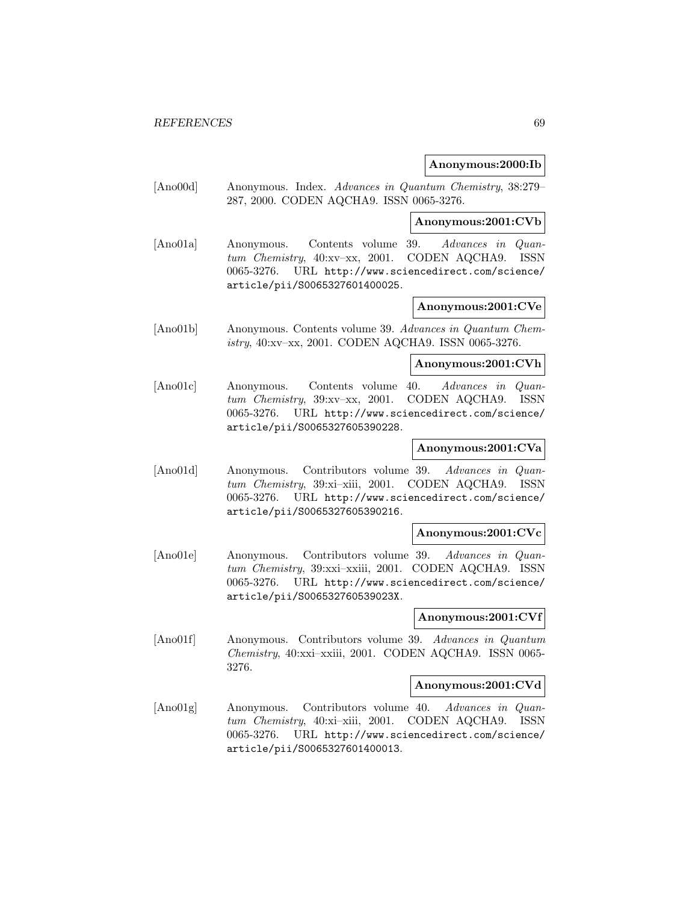**Anonymous:2000:Ib**

[Ano00d] Anonymous. Index. *Advances in Quantum Chemistry*, 38:279–287, 2000. CODEN AQCHA9. ISSN 0065-3276.

**Anonymous:2001:CVb**

[Ano01a] Anonymous. Contents volume 39. *Advances in Quantum Chemistry*, 40:xv–xx, 2001. CODEN AQCHA9. ISSN 0065-3276. URL http://www.sciencedirect.com/science/article/pii/S0065327601400025.

**Anonymous:2001:CVe**

[Ano01b] Anonymous. Contents volume 39. *Advances in Quantum Chemistry*, 40:xv–xx, 2001. CODEN AQCHA9. ISSN 0065-3276.

**Anonymous:2001:CVh**

[Ano01c] Anonymous. Contents volume 40. *Advances in Quantum Chemistry*, 39:xv–xx, 2001. CODEN AQCHA9. ISSN 0065-3276. URL http://www.sciencedirect.com/science/article/pii/S0065327605390228.

**Anonymous:2001:CVa**

[Ano01d] Anonymous. Contributors volume 39. *Advances in Quantum Chemistry*, 39:xi–xiii, 2001. CODEN AQCHA9. ISSN 0065-3276. URL http://www.sciencedirect.com/science/article/pii/S0065327605390216.

**Anonymous:2001:CVc**

[Ano01e] Anonymous. Contributors volume 39. *Advances in Quantum Chemistry*, 39:xxi–xxiii, 2001. CODEN AQCHA9. ISSN 0065-3276. URL http://www.sciencedirect.com/science/article/pii/S006532760539023X.

**Anonymous:2001:CVf**

[Ano01f] Anonymous. Contributors volume 39. *Advances in Quantum Chemistry*, 40:xxi–xxiii, 2001. CODEN AQCHA9. ISSN 0065-3276.

**Anonymous:2001:CVd**

[Ano01g] Anonymous. Contributors volume 40. *Advances in Quantum Chemistry*, 40:xi–xiii, 2001. CODEN AQCHA9. ISSN 0065-3276. URL http://www.sciencedirect.com/science/article/pii/S0065327601400013.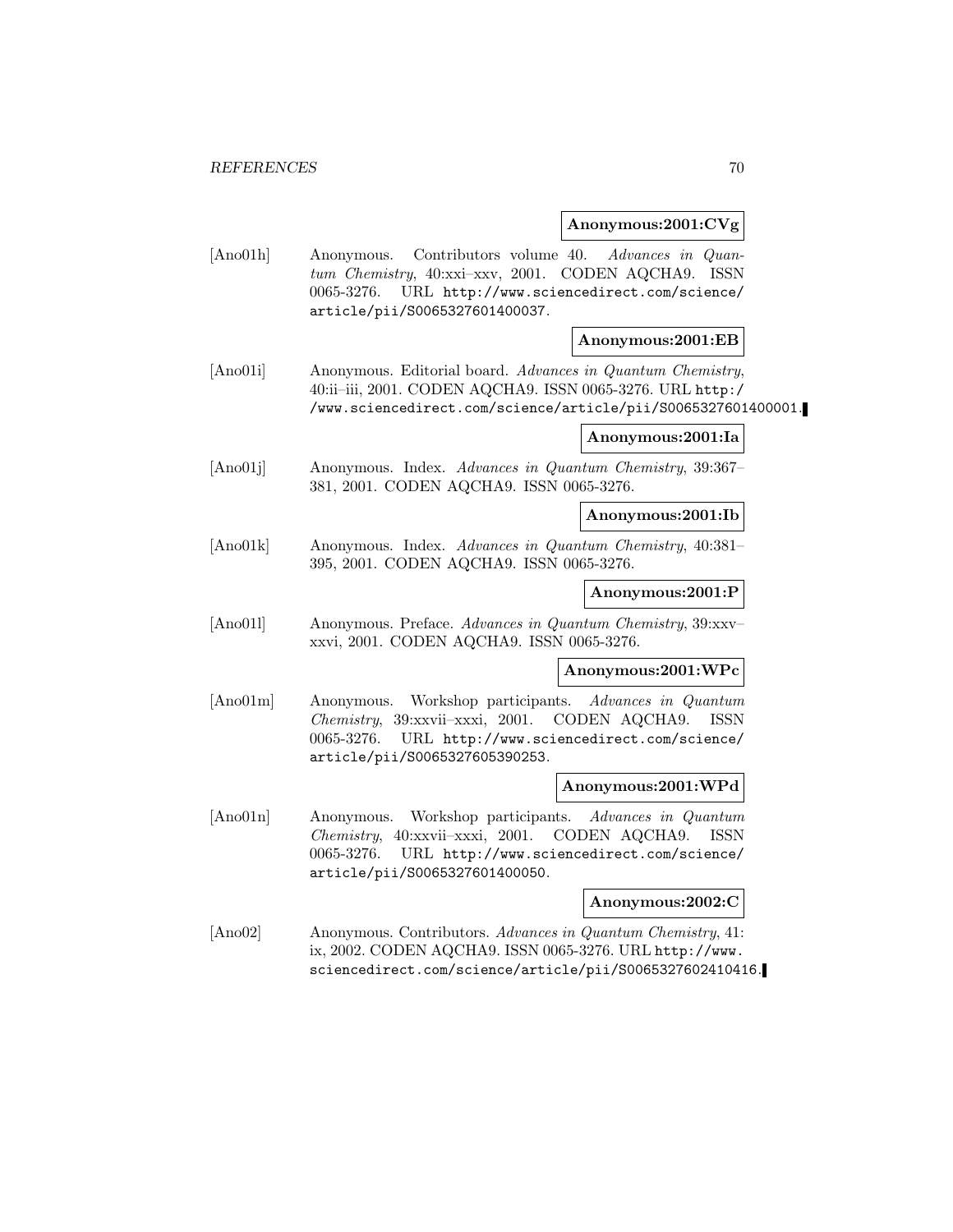**Anonymous:2001:CVg**

[Ano01h] Anonymous. Contributors volume 40. *Advances in Quantum Chemistry*, 40:xxi–xxv, 2001. CODEN AQCHA9. ISSN 0065-3276. URL http://www.sciencedirect.com/science/article/pii/S0065327601400037.

**Anonymous:2001:EB**

[Ano01i] Anonymous. Editorial board. *Advances in Quantum Chemistry*, 40:ii–iii, 2001. CODEN AQCHA9. ISSN 0065-3276. URL http://www.sciencedirect.com/science/article/pii/S0065327601400001.

**Anonymous:2001:Ia**

[Ano01j] Anonymous. Index. *Advances in Quantum Chemistry*, 39:367–381, 2001. CODEN AQCHA9. ISSN 0065-3276.

**Anonymous:2001:Ib**

[Ano01k] Anonymous. Index. *Advances in Quantum Chemistry*, 40:381–395, 2001. CODEN AQCHA9. ISSN 0065-3276.

**Anonymous:2001:P**

[Ano01l] Anonymous. Preface. *Advances in Quantum Chemistry*, 39:xxv–xxvi, 2001. CODEN AQCHA9. ISSN 0065-3276.

**Anonymous:2001:WPc**

[Ano01m] Anonymous. Workshop participants. *Advances in Quantum Chemistry*, 39:xxvii–xxxi, 2001. CODEN AQCHA9. ISSN 0065-3276. URL http://www.sciencedirect.com/science/article/pii/S0065327605390253.

**Anonymous:2001:WPd**

[Ano01n] Anonymous. Workshop participants. *Advances in Quantum Chemistry*, 40:xxvii–xxxi, 2001. CODEN AQCHA9. ISSN 0065-3276. URL http://www.sciencedirect.com/science/article/pii/S0065327601400050.

**Anonymous:2002:C**

[Ano02] Anonymous. Contributors. *Advances in Quantum Chemistry*, 41:ix, 2002. CODEN AQCHA9. ISSN 0065-3276. URL http://www.sciencedirect.com/science/article/pii/S0065327602410416.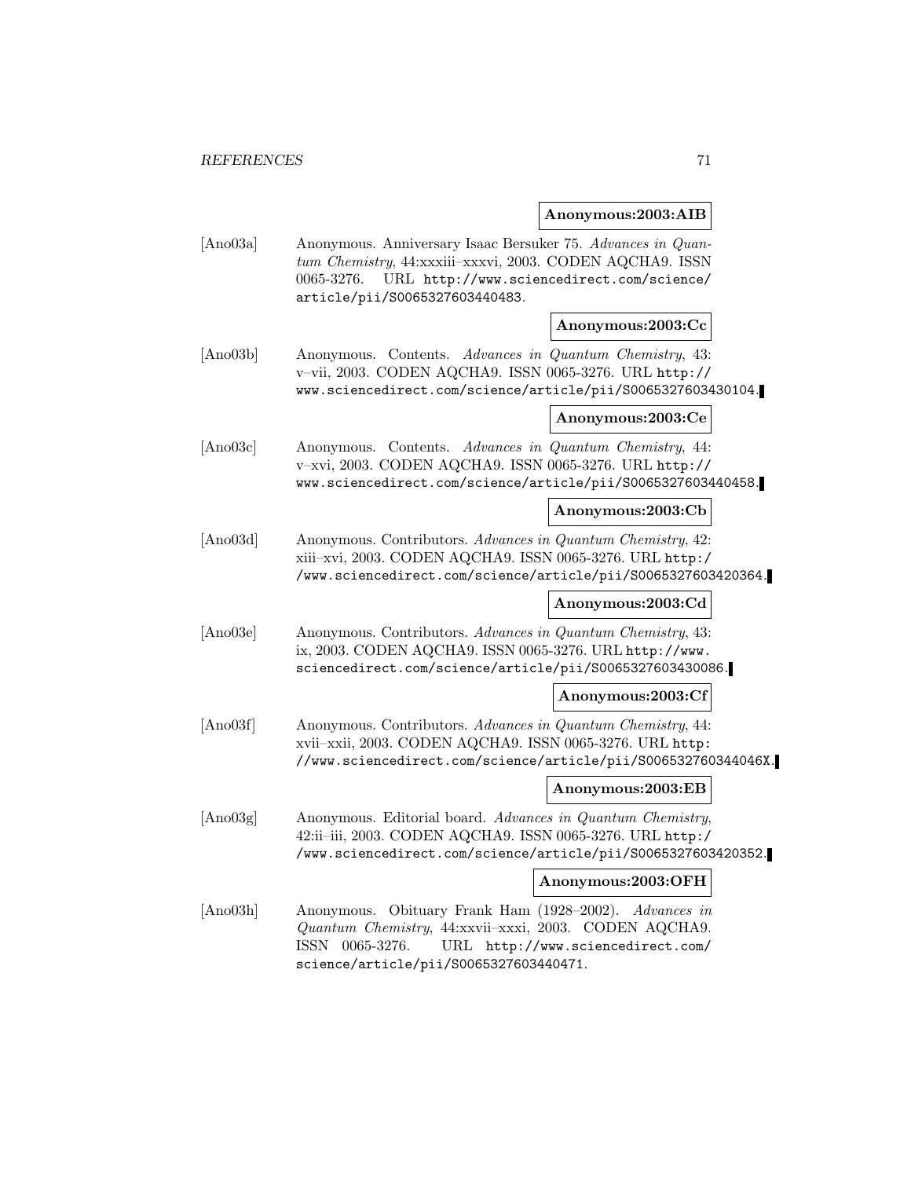**Anonymous:2003:AIB**

[Ano03a] Anonymous. Anniversary Isaac Bersuker 75. *Advances in Quantum Chemistry*, 44:xxxiii–xxxvi, 2003. CODEN AQCHA9. ISSN 0065-3276. URL http://www.sciencedirect.com/science/article/pii/S0065327603440483.

**Anonymous:2003:Cc**

[Ano03b] Anonymous. Contents. *Advances in Quantum Chemistry*, 43: v–vii, 2003. CODEN AQCHA9. ISSN 0065-3276. URL http://www.sciencedirect.com/science/article/pii/S0065327603430104.

**Anonymous:2003:Ce**

[Ano03c] Anonymous. Contents. *Advances in Quantum Chemistry*, 44: v–xvi, 2003. CODEN AQCHA9. ISSN 0065-3276. URL http://www.sciencedirect.com/science/article/pii/S0065327603440458.

**Anonymous:2003:Cb**

[Ano03d] Anonymous. Contributors. *Advances in Quantum Chemistry*, 42: xiii–xvi, 2003. CODEN AQCHA9. ISSN 0065-3276. URL http://www.sciencedirect.com/science/article/pii/S0065327603420364.

**Anonymous:2003:Cd**

[Ano03e] Anonymous. Contributors. *Advances in Quantum Chemistry*, 43: ix, 2003. CODEN AQCHA9. ISSN 0065-3276. URL http://www.sciencedirect.com/science/article/pii/S0065327603430086.

**Anonymous:2003:Cf**

[Ano03f] Anonymous. Contributors. *Advances in Quantum Chemistry*, 44: xvii–xxii, 2003. CODEN AQCHA9. ISSN 0065-3276. URL http://www.sciencedirect.com/science/article/pii/S006532760344046X.

**Anonymous:2003:EB**

[Ano03g] Anonymous. Editorial board. *Advances in Quantum Chemistry*, 42:ii–iii, 2003. CODEN AQCHA9. ISSN 0065-3276. URL http://www.sciencedirect.com/science/article/pii/S0065327603420352.

**Anonymous:2003:OFH**

[Ano03h] Anonymous. Obituary Frank Ham (1928–2002). *Advances in Quantum Chemistry*, 44:xxvii–xxxi, 2003. CODEN AQCHA9. ISSN 0065-3276. URL http://www.sciencedirect.com/science/article/pii/S0065327603440471.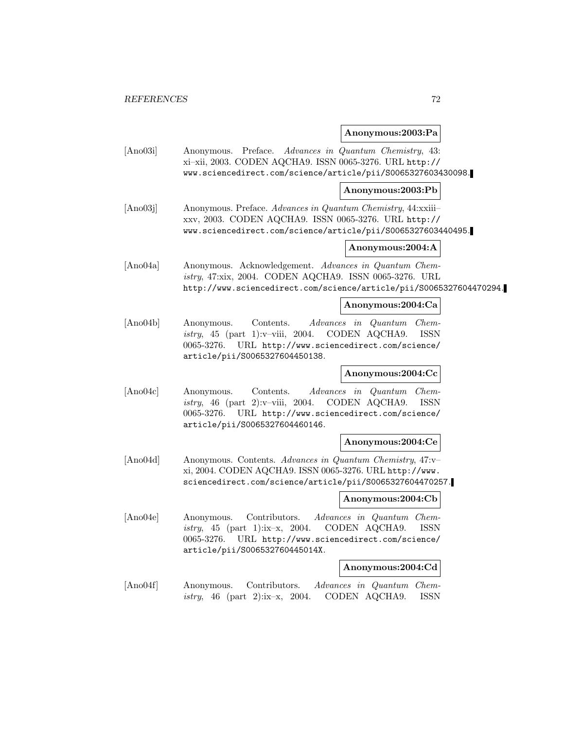**Anonymous:2003:Pa**

[Ano03i] Anonymous. Preface. *Advances in Quantum Chemistry*, 43: xi–xii, 2003. CODEN AQCHA9. ISSN 0065-3276. URL http://www.sciencedirect.com/science/article/pii/S0065327603430098.

**Anonymous:2003:Pb**

[Ano03j] Anonymous. Preface. *Advances in Quantum Chemistry*, 44:xxiii–xxv, 2003. CODEN AQCHA9. ISSN 0065-3276. URL http://www.sciencedirect.com/science/article/pii/S0065327603440495.

**Anonymous:2004:A**

[Ano04a] Anonymous. Acknowledgement. *Advances in Quantum Chemistry*, 47:xix, 2004. CODEN AQCHA9. ISSN 0065-3276. URL http://www.sciencedirect.com/science/article/pii/S0065327604470294.

**Anonymous:2004:Ca**

[Ano04b] Anonymous. Contents. *Advances in Quantum Chemistry*, 45 (part 1):v–viii, 2004. CODEN AQCHA9. ISSN 0065-3276. URL http://www.sciencedirect.com/science/article/pii/S0065327604450138.

**Anonymous:2004:Cc**

[Ano04c] Anonymous. Contents. *Advances in Quantum Chemistry*, 46 (part 2):v–viii, 2004. CODEN AQCHA9. ISSN 0065-3276. URL http://www.sciencedirect.com/science/article/pii/S0065327604460146.

**Anonymous:2004:Ce**

[Ano04d] Anonymous. Contents. *Advances in Quantum Chemistry*, 47:v–xi, 2004. CODEN AQCHA9. ISSN 0065-3276. URL http://www.sciencedirect.com/science/article/pii/S0065327604470257.

**Anonymous:2004:Cb**

[Ano04e] Anonymous. Contributors. *Advances in Quantum Chemistry*, 45 (part 1):ix–x, 2004. CODEN AQCHA9. ISSN 0065-3276. URL http://www.sciencedirect.com/science/article/pii/S006532760445014X.

**Anonymous:2004:Cd**

[Ano04f] Anonymous. Contributors. *Advances in Quantum Chemistry*, 46 (part 2):ix–x, 2004. CODEN AQCHA9. ISSN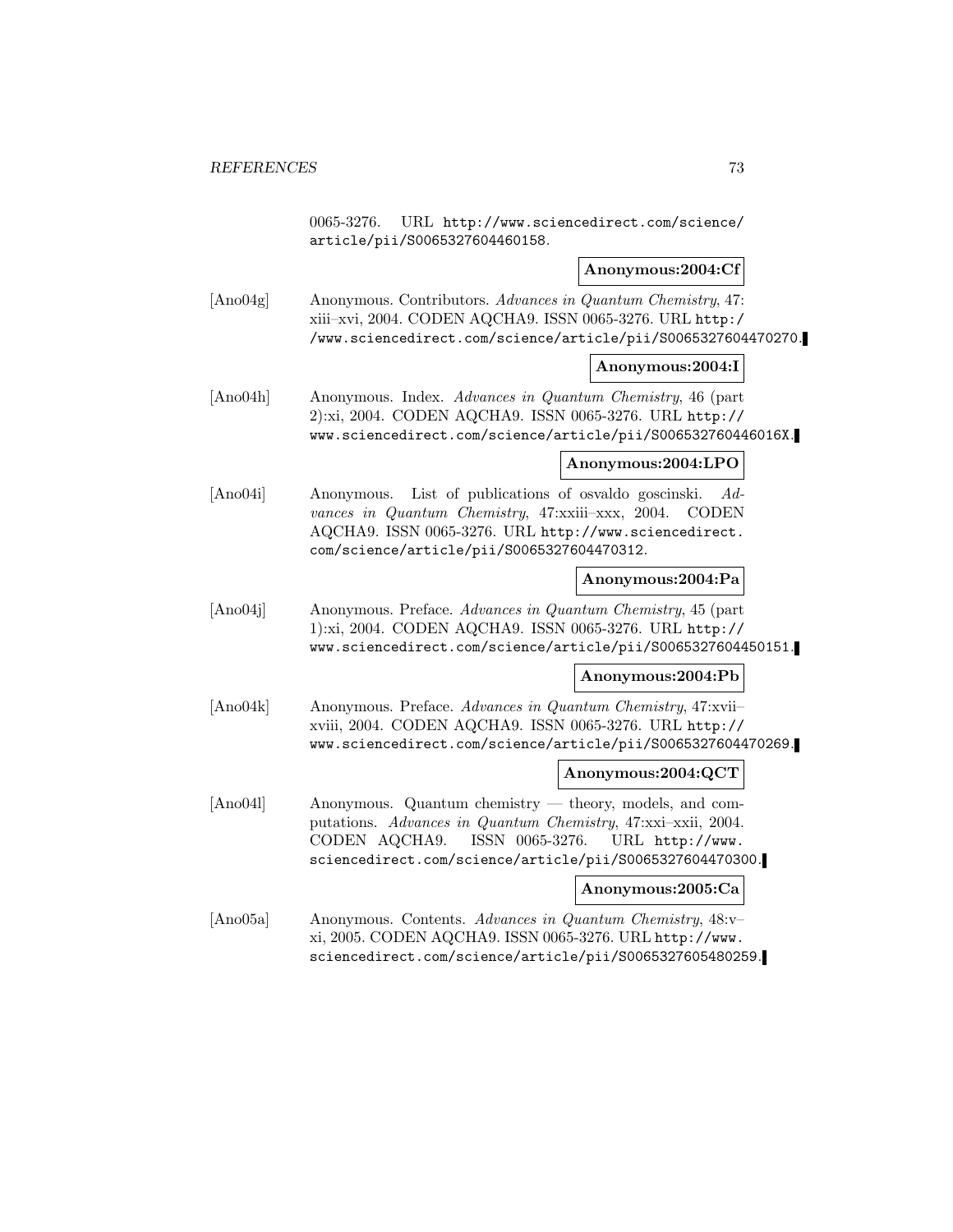0065-3276. URL http://www.sciencedirect.com/science/article/pii/S0065327604460158.

**Anonymous:2004:Cf**

[Ano04g] Anonymous. Contributors. *Advances in Quantum Chemistry*, 47: xiii–xvi, 2004. CODEN AQCHA9. ISSN 0065-3276. URL http://www.sciencedirect.com/science/article/pii/S0065327604470270.

**Anonymous:2004:I**

[Ano04h] Anonymous. Index. *Advances in Quantum Chemistry*, 46 (part 2):xi, 2004. CODEN AQCHA9. ISSN 0065-3276. URL http://www.sciencedirect.com/science/article/pii/S006532760446016X.

**Anonymous:2004:LPO**

[Ano04i] Anonymous. List of publications of osvaldo goscinski. *Advances in Quantum Chemistry*, 47:xxiii–xxx, 2004. CODEN AQCHA9. ISSN 0065-3276. URL http://www.sciencedirect.com/science/article/pii/S0065327604470312.

**Anonymous:2004:Pa**

[Ano04j] Anonymous. Preface. *Advances in Quantum Chemistry*, 45 (part 1):xi, 2004. CODEN AQCHA9. ISSN 0065-3276. URL http://www.sciencedirect.com/science/article/pii/S0065327604450151.

**Anonymous:2004:Pb**

[Ano04k] Anonymous. Preface. *Advances in Quantum Chemistry*, 47:xvii–xviii, 2004. CODEN AQCHA9. ISSN 0065-3276. URL http://www.sciencedirect.com/science/article/pii/S0065327604470269.

**Anonymous:2004:QCT**

[Ano04l] Anonymous. Quantum chemistry — theory, models, and computations. *Advances in Quantum Chemistry*, 47:xxi–xxii, 2004. CODEN AQCHA9. ISSN 0065-3276. URL http://www.sciencedirect.com/science/article/pii/S0065327604470300.

**Anonymous:2005:Ca**

[Ano05a] Anonymous. Contents. *Advances in Quantum Chemistry*, 48:v–xi, 2005. CODEN AQCHA9. ISSN 0065-3276. URL http://www.sciencedirect.com/science/article/pii/S0065327605480259.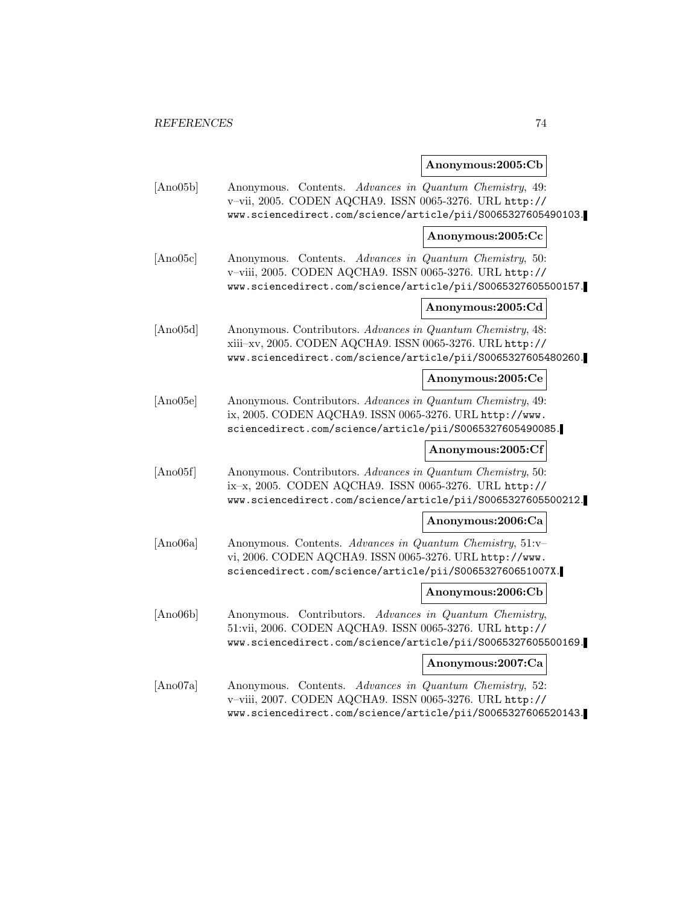**Anonymous:2005:Cb**

[Ano05b] Anonymous. Contents. *Advances in Quantum Chemistry*, 49: v–vii, 2005. CODEN AQCHA9. ISSN 0065-3276. URL http://www.sciencedirect.com/science/article/pii/S0065327605490103.

**Anonymous:2005:Cc**

[Ano05c] Anonymous. Contents. *Advances in Quantum Chemistry*, 50: v–viii, 2005. CODEN AQCHA9. ISSN 0065-3276. URL http://www.sciencedirect.com/science/article/pii/S0065327605500157.

**Anonymous:2005:Cd**

[Ano05d] Anonymous. Contributors. *Advances in Quantum Chemistry*, 48: xiii–xv, 2005. CODEN AQCHA9. ISSN 0065-3276. URL http://www.sciencedirect.com/science/article/pii/S0065327605480260.

**Anonymous:2005:Ce**

[Ano05e] Anonymous. Contributors. *Advances in Quantum Chemistry*, 49: ix, 2005. CODEN AQCHA9. ISSN 0065-3276. URL http://www.sciencedirect.com/science/article/pii/S0065327605490085.

**Anonymous:2005:Cf**

[Ano05f] Anonymous. Contributors. *Advances in Quantum Chemistry*, 50: ix–x, 2005. CODEN AQCHA9. ISSN 0065-3276. URL http://www.sciencedirect.com/science/article/pii/S0065327605500212.

**Anonymous:2006:Ca**

[Ano06a] Anonymous. Contents. *Advances in Quantum Chemistry*, 51:v–vi, 2006. CODEN AQCHA9. ISSN 0065-3276. URL http://www.sciencedirect.com/science/article/pii/S006532760651007X.

**Anonymous:2006:Cb**

[Ano06b] Anonymous. Contributors. *Advances in Quantum Chemistry*, 51:vii, 2006. CODEN AQCHA9. ISSN 0065-3276. URL http://www.sciencedirect.com/science/article/pii/S0065327605500169.

**Anonymous:2007:Ca**

[Ano07a] Anonymous. Contents. *Advances in Quantum Chemistry*, 52: v–viii, 2007. CODEN AQCHA9. ISSN 0065-3276. URL http://www.sciencedirect.com/science/article/pii/S0065327606520143.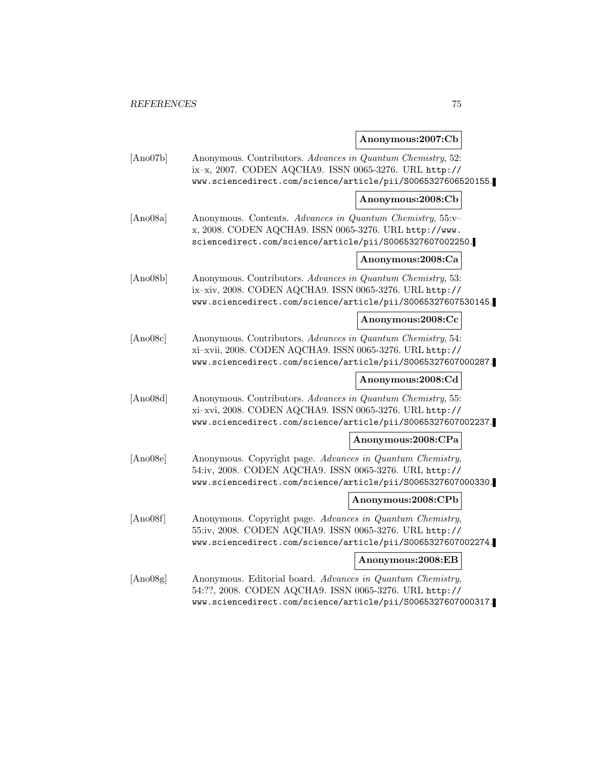**Anonymous:2007:Cb**

[Ano07b] Anonymous. Contributors. *Advances in Quantum Chemistry*, 52: ix–x, 2007. CODEN AQCHA9. ISSN 0065-3276. URL `http://www.sciencedirect.com/science/article/pii/S0065327606520155`.

**Anonymous:2008:Cb**

[Ano08a] Anonymous. Contents. *Advances in Quantum Chemistry*, 55:v–x, 2008. CODEN AQCHA9. ISSN 0065-3276. URL `http://www.sciencedirect.com/science/article/pii/S0065327607002250`.

**Anonymous:2008:Ca**

[Ano08b] Anonymous. Contributors. *Advances in Quantum Chemistry*, 53: ix–xiv, 2008. CODEN AQCHA9. ISSN 0065-3276. URL `http://www.sciencedirect.com/science/article/pii/S0065327607530145`.

**Anonymous:2008:Cc**

[Ano08c] Anonymous. Contributors. *Advances in Quantum Chemistry*, 54: xi–xvii, 2008. CODEN AQCHA9. ISSN 0065-3276. URL `http://www.sciencedirect.com/science/article/pii/S0065327607000287`.

**Anonymous:2008:Cd**

[Ano08d] Anonymous. Contributors. *Advances in Quantum Chemistry*, 55: xi–xvi, 2008. CODEN AQCHA9. ISSN 0065-3276. URL `http://www.sciencedirect.com/science/article/pii/S0065327607002237`.

**Anonymous:2008:CPa**

[Ano08e] Anonymous. Copyright page. *Advances in Quantum Chemistry*, 54:iv, 2008. CODEN AQCHA9. ISSN 0065-3276. URL `http://www.sciencedirect.com/science/article/pii/S0065327607000330`.

**Anonymous:2008:CPb**

[Ano08f] Anonymous. Copyright page. *Advances in Quantum Chemistry*, 55:iv, 2008. CODEN AQCHA9. ISSN 0065-3276. URL `http://www.sciencedirect.com/science/article/pii/S0065327607002274`.

**Anonymous:2008:EB**

[Ano08g] Anonymous. Editorial board. *Advances in Quantum Chemistry*, 54:??, 2008. CODEN AQCHA9. ISSN 0065-3276. URL `http://www.sciencedirect.com/science/article/pii/S0065327607000317`.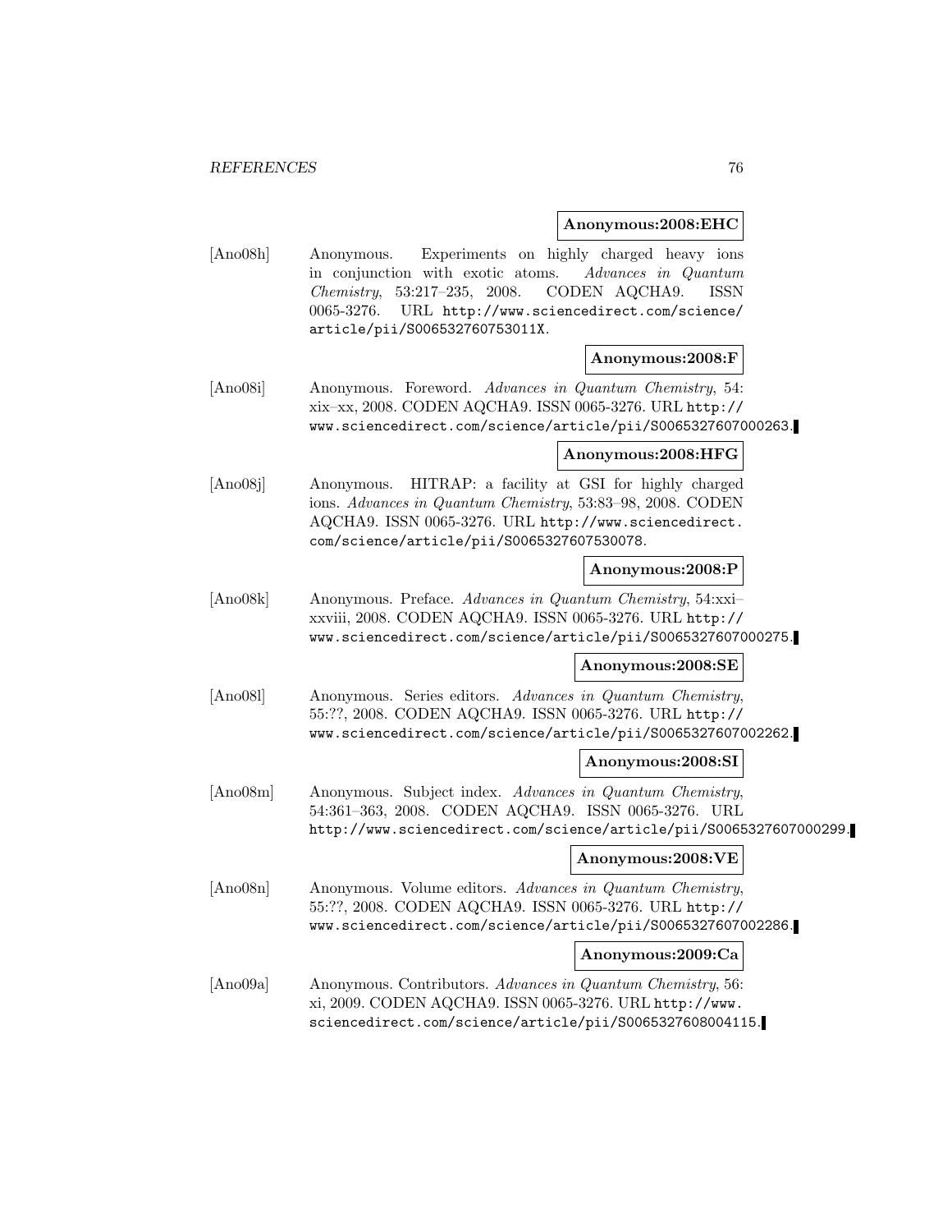**Anonymous:2008:EHC**

[Ano08h] Anonymous. Experiments on highly charged heavy ions in conjunction with exotic atoms. *Advances in Quantum Chemistry*, 53:217–235, 2008. CODEN AQCHA9. ISSN 0065-3276. URL http://www.sciencedirect.com/science/article/pii/S006532760753011X.

**Anonymous:2008:F**

[Ano08i] Anonymous. Foreword. *Advances in Quantum Chemistry*, 54: xix–xx, 2008. CODEN AQCHA9. ISSN 0065-3276. URL http://www.sciencedirect.com/science/article/pii/S0065327607000263.

**Anonymous:2008:HFG**

[Ano08j] Anonymous. HITRAP: a facility at GSI for highly charged ions. *Advances in Quantum Chemistry*, 53:83–98, 2008. CODEN AQCHA9. ISSN 0065-3276. URL http://www.sciencedirect.com/science/article/pii/S0065327607530078.

**Anonymous:2008:P**

[Ano08k] Anonymous. Preface. *Advances in Quantum Chemistry*, 54:xxi–xxviii, 2008. CODEN AQCHA9. ISSN 0065-3276. URL http://www.sciencedirect.com/science/article/pii/S0065327607000275.

**Anonymous:2008:SE**

[Ano08l] Anonymous. Series editors. *Advances in Quantum Chemistry*, 55:??, 2008. CODEN AQCHA9. ISSN 0065-3276. URL http://www.sciencedirect.com/science/article/pii/S0065327607002262.

**Anonymous:2008:SI**

[Ano08m] Anonymous. Subject index. *Advances in Quantum Chemistry*, 54:361–363, 2008. CODEN AQCHA9. ISSN 0065-3276. URL http://www.sciencedirect.com/science/article/pii/S0065327607000299.

**Anonymous:2008:VE**

[Ano08n] Anonymous. Volume editors. *Advances in Quantum Chemistry*, 55:??, 2008. CODEN AQCHA9. ISSN 0065-3276. URL http://www.sciencedirect.com/science/article/pii/S0065327607002286.

**Anonymous:2009:Ca**

[Ano09a] Anonymous. Contributors. *Advances in Quantum Chemistry*, 56: xi, 2009. CODEN AQCHA9. ISSN 0065-3276. URL http://www.sciencedirect.com/science/article/pii/S0065327608004115.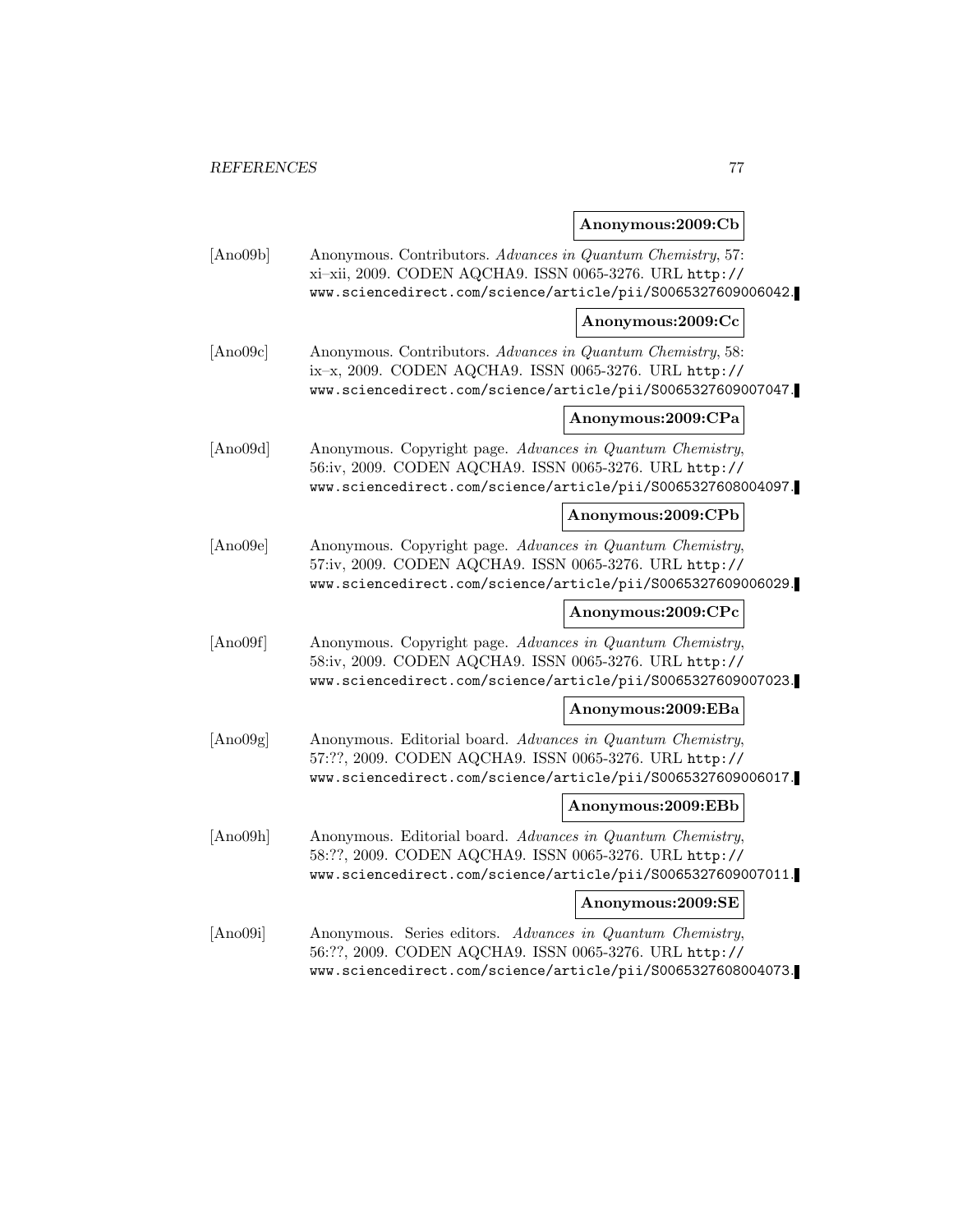**Anonymous:2009:Cb**

[Ano09b] Anonymous. Contributors. *Advances in Quantum Chemistry*, 57: xi–xii, 2009. CODEN AQCHA9. ISSN 0065-3276. URL http://www.sciencedirect.com/science/article/pii/S0065327609006042.

**Anonymous:2009:Cc**

[Ano09c] Anonymous. Contributors. *Advances in Quantum Chemistry*, 58: ix–x, 2009. CODEN AQCHA9. ISSN 0065-3276. URL http://www.sciencedirect.com/science/article/pii/S0065327609007047.

**Anonymous:2009:CPa**

[Ano09d] Anonymous. Copyright page. *Advances in Quantum Chemistry*, 56:iv, 2009. CODEN AQCHA9. ISSN 0065-3276. URL http://www.sciencedirect.com/science/article/pii/S0065327608004097.

**Anonymous:2009:CPb**

[Ano09e] Anonymous. Copyright page. *Advances in Quantum Chemistry*, 57:iv, 2009. CODEN AQCHA9. ISSN 0065-3276. URL http://www.sciencedirect.com/science/article/pii/S0065327609006029.

**Anonymous:2009:CPc**

[Ano09f] Anonymous. Copyright page. *Advances in Quantum Chemistry*, 58:iv, 2009. CODEN AQCHA9. ISSN 0065-3276. URL http://www.sciencedirect.com/science/article/pii/S0065327609007023.

**Anonymous:2009:EBa**

[Ano09g] Anonymous. Editorial board. *Advances in Quantum Chemistry*, 57:??, 2009. CODEN AQCHA9. ISSN 0065-3276. URL http://www.sciencedirect.com/science/article/pii/S0065327609006017.

**Anonymous:2009:EBb**

[Ano09h] Anonymous. Editorial board. *Advances in Quantum Chemistry*, 58:??, 2009. CODEN AQCHA9. ISSN 0065-3276. URL http://www.sciencedirect.com/science/article/pii/S0065327609007011.

**Anonymous:2009:SE**

[Ano09i] Anonymous. Series editors. *Advances in Quantum Chemistry*, 56:??, 2009. CODEN AQCHA9. ISSN 0065-3276. URL http://www.sciencedirect.com/science/article/pii/S0065327608004073.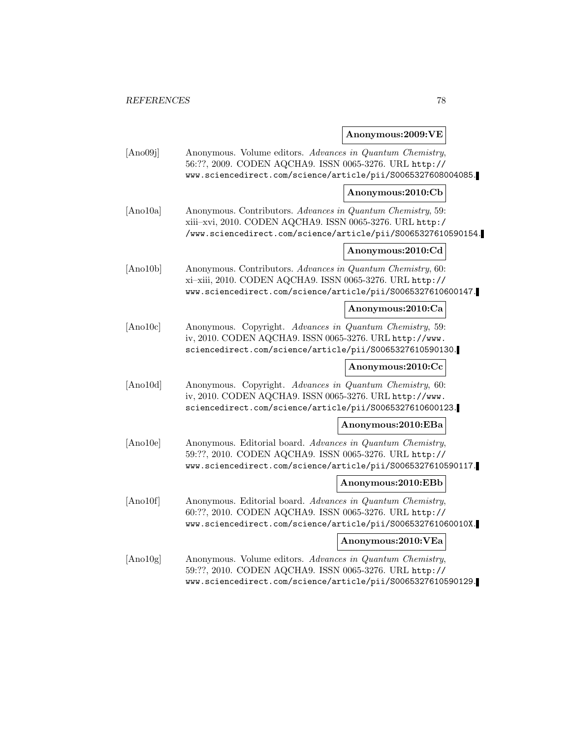**Anonymous:2009:VE**

[Ano09j] Anonymous. Volume editors. *Advances in Quantum Chemistry*, 56:??, 2009. CODEN AQCHA9. ISSN 0065-3276. URL http://www.sciencedirect.com/science/article/pii/S0065327608004085.

**Anonymous:2010:Cb**

[Ano10a] Anonymous. Contributors. *Advances in Quantum Chemistry*, 59: xiii–xvi, 2010. CODEN AQCHA9. ISSN 0065-3276. URL http://www.sciencedirect.com/science/article/pii/S0065327610590154.

**Anonymous:2010:Cd**

[Ano10b] Anonymous. Contributors. *Advances in Quantum Chemistry*, 60: xi–xiii, 2010. CODEN AQCHA9. ISSN 0065-3276. URL http://www.sciencedirect.com/science/article/pii/S0065327610600147.

**Anonymous:2010:Ca**

[Ano10c] Anonymous. Copyright. *Advances in Quantum Chemistry*, 59: iv, 2010. CODEN AQCHA9. ISSN 0065-3276. URL http://www.sciencedirect.com/science/article/pii/S0065327610590130.

**Anonymous:2010:Cc**

[Ano10d] Anonymous. Copyright. *Advances in Quantum Chemistry*, 60: iv, 2010. CODEN AQCHA9. ISSN 0065-3276. URL http://www.sciencedirect.com/science/article/pii/S0065327610600123.

**Anonymous:2010:EBa**

[Ano10e] Anonymous. Editorial board. *Advances in Quantum Chemistry*, 59:??, 2010. CODEN AQCHA9. ISSN 0065-3276. URL http://www.sciencedirect.com/science/article/pii/S0065327610590117.

**Anonymous:2010:EBb**

[Ano10f] Anonymous. Editorial board. *Advances in Quantum Chemistry*, 60:??, 2010. CODEN AQCHA9. ISSN 0065-3276. URL http://www.sciencedirect.com/science/article/pii/S006532761060010X.

**Anonymous:2010:VEa**

[Ano10g] Anonymous. Volume editors. *Advances in Quantum Chemistry*, 59:??, 2010. CODEN AQCHA9. ISSN 0065-3276. URL http://www.sciencedirect.com/science/article/pii/S0065327610590129.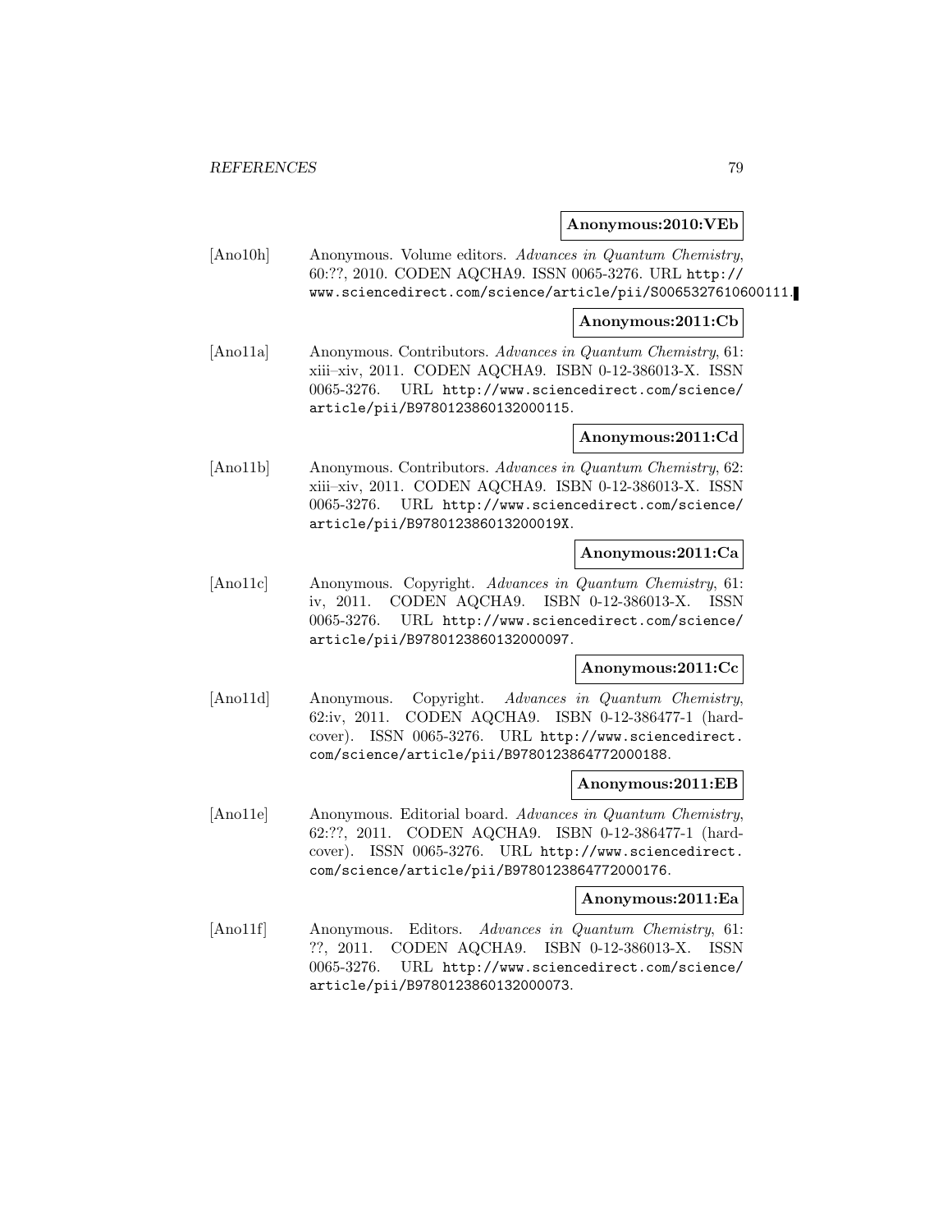**Anonymous:2010:VEb**

[Ano10h] Anonymous. Volume editors. *Advances in Quantum Chemistry*, 60:??, 2010. CODEN AQCHA9. ISSN 0065-3276. URL http://www.sciencedirect.com/science/article/pii/S0065327610600111.

**Anonymous:2011:Cb**

[Ano11a] Anonymous. Contributors. *Advances in Quantum Chemistry*, 61: xiii–xiv, 2011. CODEN AQCHA9. ISBN 0-12-386013-X. ISSN 0065-3276. URL http://www.sciencedirect.com/science/article/pii/B9780123860132000115.

**Anonymous:2011:Cd**

[Ano11b] Anonymous. Contributors. *Advances in Quantum Chemistry*, 62: xiii–xiv, 2011. CODEN AQCHA9. ISBN 0-12-386013-X. ISSN 0065-3276. URL http://www.sciencedirect.com/science/article/pii/B978012386013200019X.

**Anonymous:2011:Ca**

[Ano11c] Anonymous. Copyright. *Advances in Quantum Chemistry*, 61: iv, 2011. CODEN AQCHA9. ISBN 0-12-386013-X. ISSN 0065-3276. URL http://www.sciencedirect.com/science/article/pii/B9780123860132000097.

**Anonymous:2011:Cc**

[Ano11d] Anonymous. Copyright. *Advances in Quantum Chemistry*, 62:iv, 2011. CODEN AQCHA9. ISBN 0-12-386477-1 (hardcover). ISSN 0065-3276. URL http://www.sciencedirect.com/science/article/pii/B9780123864772000188.

**Anonymous:2011:EB**

[Ano11e] Anonymous. Editorial board. *Advances in Quantum Chemistry*, 62:??, 2011. CODEN AQCHA9. ISBN 0-12-386477-1 (hardcover). ISSN 0065-3276. URL http://www.sciencedirect.com/science/article/pii/B9780123864772000176.

**Anonymous:2011:Ea**

[Ano11f] Anonymous. Editors. *Advances in Quantum Chemistry*, 61: ??, 2011. CODEN AQCHA9. ISBN 0-12-386013-X. ISSN 0065-3276. URL http://www.sciencedirect.com/science/article/pii/B9780123860132000073.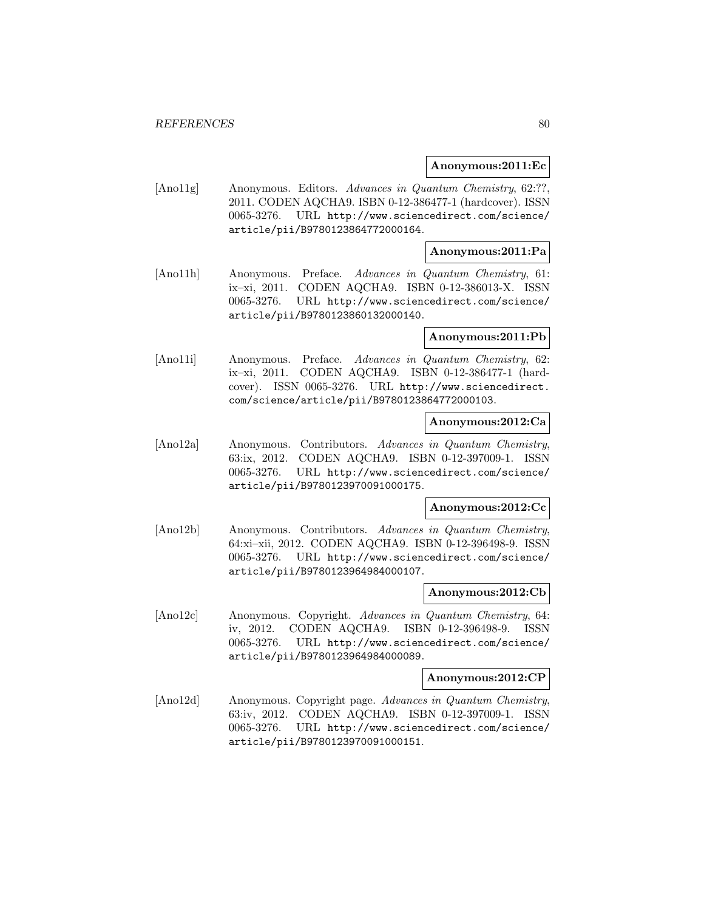**Anonymous:2011:Ec**

[Ano11g] Anonymous. Editors. *Advances in Quantum Chemistry*, 62:??, 2011. CODEN AQCHA9. ISBN 0-12-386477-1 (hardcover). ISSN 0065-3276. URL http://www.sciencedirect.com/science/article/pii/B9780123864772000164.

**Anonymous:2011:Pa**

[Ano11h] Anonymous. Preface. *Advances in Quantum Chemistry*, 61: ix–xi, 2011. CODEN AQCHA9. ISBN 0-12-386013-X. ISSN 0065-3276. URL http://www.sciencedirect.com/science/article/pii/B9780123860132000140.

**Anonymous:2011:Pb**

[Ano11i] Anonymous. Preface. *Advances in Quantum Chemistry*, 62: ix–xi, 2011. CODEN AQCHA9. ISBN 0-12-386477-1 (hardcover). ISSN 0065-3276. URL http://www.sciencedirect.com/science/article/pii/B9780123864772000103.

**Anonymous:2012:Ca**

[Ano12a] Anonymous. Contributors. *Advances in Quantum Chemistry*, 63:ix, 2012. CODEN AQCHA9. ISBN 0-12-397009-1. ISSN 0065-3276. URL http://www.sciencedirect.com/science/article/pii/B9780123970091000175.

**Anonymous:2012:Cc**

[Ano12b] Anonymous. Contributors. *Advances in Quantum Chemistry*, 64:xi–xii, 2012. CODEN AQCHA9. ISBN 0-12-396498-9. ISSN 0065-3276. URL http://www.sciencedirect.com/science/article/pii/B9780123964984000107.

**Anonymous:2012:Cb**

[Ano12c] Anonymous. Copyright. *Advances in Quantum Chemistry*, 64: iv, 2012. CODEN AQCHA9. ISBN 0-12-396498-9. ISSN 0065-3276. URL http://www.sciencedirect.com/science/article/pii/B9780123964984000089.

**Anonymous:2012:CP**

[Ano12d] Anonymous. Copyright page. *Advances in Quantum Chemistry*, 63:iv, 2012. CODEN AQCHA9. ISBN 0-12-397009-1. ISSN 0065-3276. URL http://www.sciencedirect.com/science/article/pii/B9780123970091000151.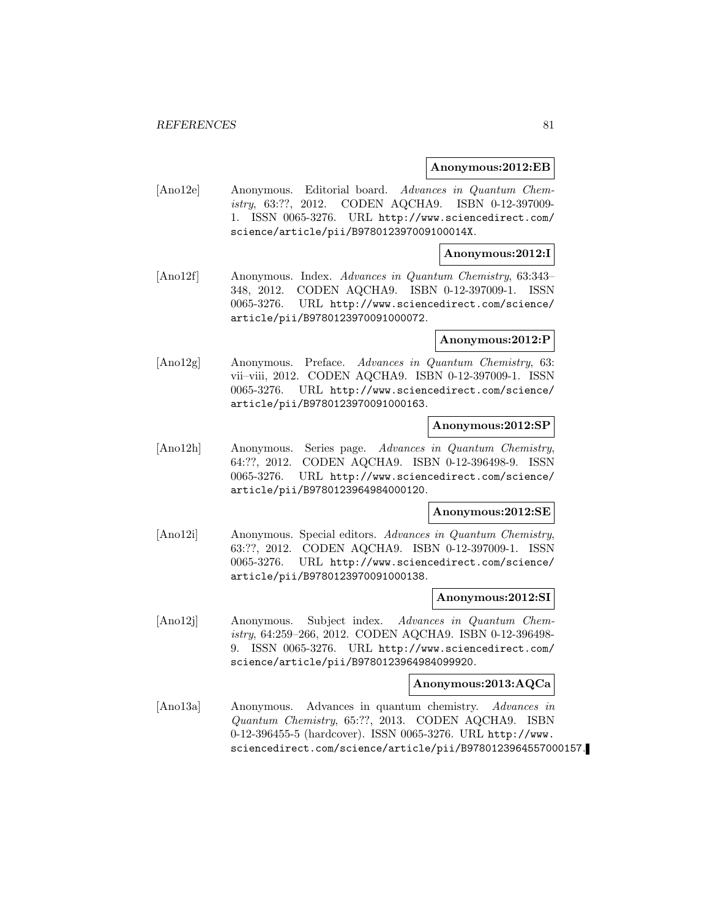**Anonymous:2012:EB**

[Ano12e] Anonymous. Editorial board. *Advances in Quantum Chemistry*, 63:??, 2012. CODEN AQCHA9. ISBN 0-12-397009-1. ISSN 0065-3276. URL http://www.sciencedirect.com/science/article/pii/B978012397009100014X.

**Anonymous:2012:I**

[Ano12f] Anonymous. Index. *Advances in Quantum Chemistry*, 63:343–348, 2012. CODEN AQCHA9. ISBN 0-12-397009-1. ISSN 0065-3276. URL http://www.sciencedirect.com/science/article/pii/B9780123970091000072.

**Anonymous:2012:P**

[Ano12g] Anonymous. Preface. *Advances in Quantum Chemistry*, 63: vii–viii, 2012. CODEN AQCHA9. ISBN 0-12-397009-1. ISSN 0065-3276. URL http://www.sciencedirect.com/science/article/pii/B9780123970091000163.

**Anonymous:2012:SP**

[Ano12h] Anonymous. Series page. *Advances in Quantum Chemistry*, 64:??, 2012. CODEN AQCHA9. ISBN 0-12-396498-9. ISSN 0065-3276. URL http://www.sciencedirect.com/science/article/pii/B9780123964984000120.

**Anonymous:2012:SE**

[Ano12i] Anonymous. Special editors. *Advances in Quantum Chemistry*, 63:??, 2012. CODEN AQCHA9. ISBN 0-12-397009-1. ISSN 0065-3276. URL http://www.sciencedirect.com/science/article/pii/B9780123970091000138.

**Anonymous:2012:SI**

[Ano12j] Anonymous. Subject index. *Advances in Quantum Chemistry*, 64:259–266, 2012. CODEN AQCHA9. ISBN 0-12-396498-9. ISSN 0065-3276. URL http://www.sciencedirect.com/science/article/pii/B9780123964984099920.

**Anonymous:2013:AQCa**

[Ano13a] Anonymous. Advances in quantum chemistry. *Advances in Quantum Chemistry*, 65:??, 2013. CODEN AQCHA9. ISBN 0-12-396455-5 (hardcover). ISSN 0065-3276. URL http://www.sciencedirect.com/science/article/pii/B9780123964557000157.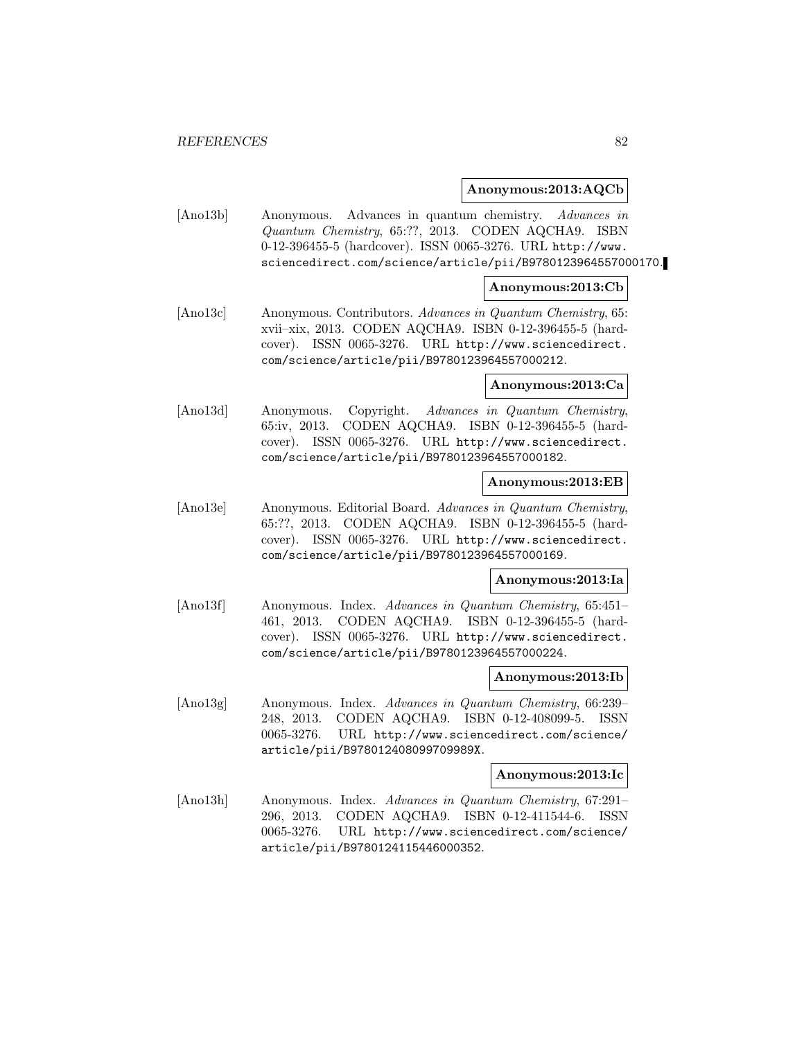**Anonymous:2013:AQCb**

[Ano13b] Anonymous. Advances in quantum chemistry. *Advances in Quantum Chemistry*, 65:??, 2013. CODEN AQCHA9. ISBN 0-12-396455-5 (hardcover). ISSN 0065-3276. URL `http://www.sciencedirect.com/science/article/pii/B9780123964557000170`.

**Anonymous:2013:Cb**

[Ano13c] Anonymous. Contributors. *Advances in Quantum Chemistry*, 65: xvii–xix, 2013. CODEN AQCHA9. ISBN 0-12-396455-5 (hardcover). ISSN 0065-3276. URL `http://www.sciencedirect.com/science/article/pii/B9780123964557000212`.

**Anonymous:2013:Ca**

[Ano13d] Anonymous. Copyright. *Advances in Quantum Chemistry*, 65:iv, 2013. CODEN AQCHA9. ISBN 0-12-396455-5 (hardcover). ISSN 0065-3276. URL `http://www.sciencedirect.com/science/article/pii/B9780123964557000182`.

**Anonymous:2013:EB**

[Ano13e] Anonymous. Editorial Board. *Advances in Quantum Chemistry*, 65:??, 2013. CODEN AQCHA9. ISBN 0-12-396455-5 (hardcover). ISSN 0065-3276. URL `http://www.sciencedirect.com/science/article/pii/B9780123964557000169`.

**Anonymous:2013:Ia**

[Ano13f] Anonymous. Index. *Advances in Quantum Chemistry*, 65:451–461, 2013. CODEN AQCHA9. ISBN 0-12-396455-5 (hardcover). ISSN 0065-3276. URL `http://www.sciencedirect.com/science/article/pii/B9780123964557000224`.

**Anonymous:2013:Ib**

[Ano13g] Anonymous. Index. *Advances in Quantum Chemistry*, 66:239–248, 2013. CODEN AQCHA9. ISBN 0-12-408099-5. ISSN 0065-3276. URL `http://www.sciencedirect.com/science/article/pii/B978012408099709989X`.

**Anonymous:2013:Ic**

[Ano13h] Anonymous. Index. *Advances in Quantum Chemistry*, 67:291–296, 2013. CODEN AQCHA9. ISBN 0-12-411544-6. ISSN 0065-3276. URL `http://www.sciencedirect.com/science/article/pii/B9780124115446000352`.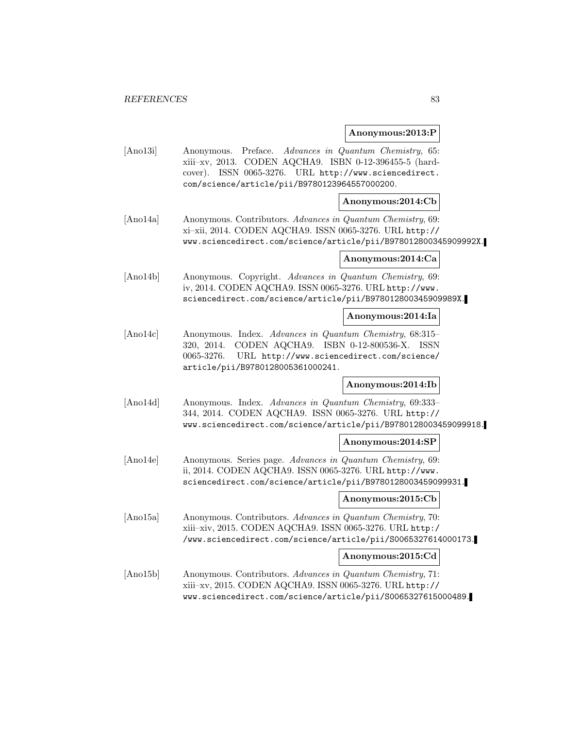**Anonymous:2013:P**

[Ano13i] Anonymous. Preface. *Advances in Quantum Chemistry*, 65: xiii–xv, 2013. CODEN AQCHA9. ISBN 0-12-396455-5 (hardcover). ISSN 0065-3276. URL http://www.sciencedirect.com/science/article/pii/B9780123964557000200.

**Anonymous:2014:Cb**

[Ano14a] Anonymous. Contributors. *Advances in Quantum Chemistry*, 69: xi–xii, 2014. CODEN AQCHA9. ISSN 0065-3276. URL http://www.sciencedirect.com/science/article/pii/B978012800345909992X.

**Anonymous:2014:Ca**

[Ano14b] Anonymous. Copyright. *Advances in Quantum Chemistry*, 69: iv, 2014. CODEN AQCHA9. ISSN 0065-3276. URL http://www.sciencedirect.com/science/article/pii/B978012800345909989X.

**Anonymous:2014:Ia**

[Ano14c] Anonymous. Index. *Advances in Quantum Chemistry*, 68:315–320, 2014. CODEN AQCHA9. ISBN 0-12-800536-X. ISSN 0065-3276. URL http://www.sciencedirect.com/science/article/pii/B9780128005361000241.

**Anonymous:2014:Ib**

[Ano14d] Anonymous. Index. *Advances in Quantum Chemistry*, 69:333–344, 2014. CODEN AQCHA9. ISSN 0065-3276. URL http://www.sciencedirect.com/science/article/pii/B9780128003459099918.

**Anonymous:2014:SP**

[Ano14e] Anonymous. Series page. *Advances in Quantum Chemistry*, 69: ii, 2014. CODEN AQCHA9. ISSN 0065-3276. URL http://www.sciencedirect.com/science/article/pii/B9780128003459099931.

**Anonymous:2015:Cb**

[Ano15a] Anonymous. Contributors. *Advances in Quantum Chemistry*, 70: xiii–xiv, 2015. CODEN AQCHA9. ISSN 0065-3276. URL http://www.sciencedirect.com/science/article/pii/S0065327614000173.

**Anonymous:2015:Cd**

[Ano15b] Anonymous. Contributors. *Advances in Quantum Chemistry*, 71: xiii–xv, 2015. CODEN AQCHA9. ISSN 0065-3276. URL http://www.sciencedirect.com/science/article/pii/S0065327615000489.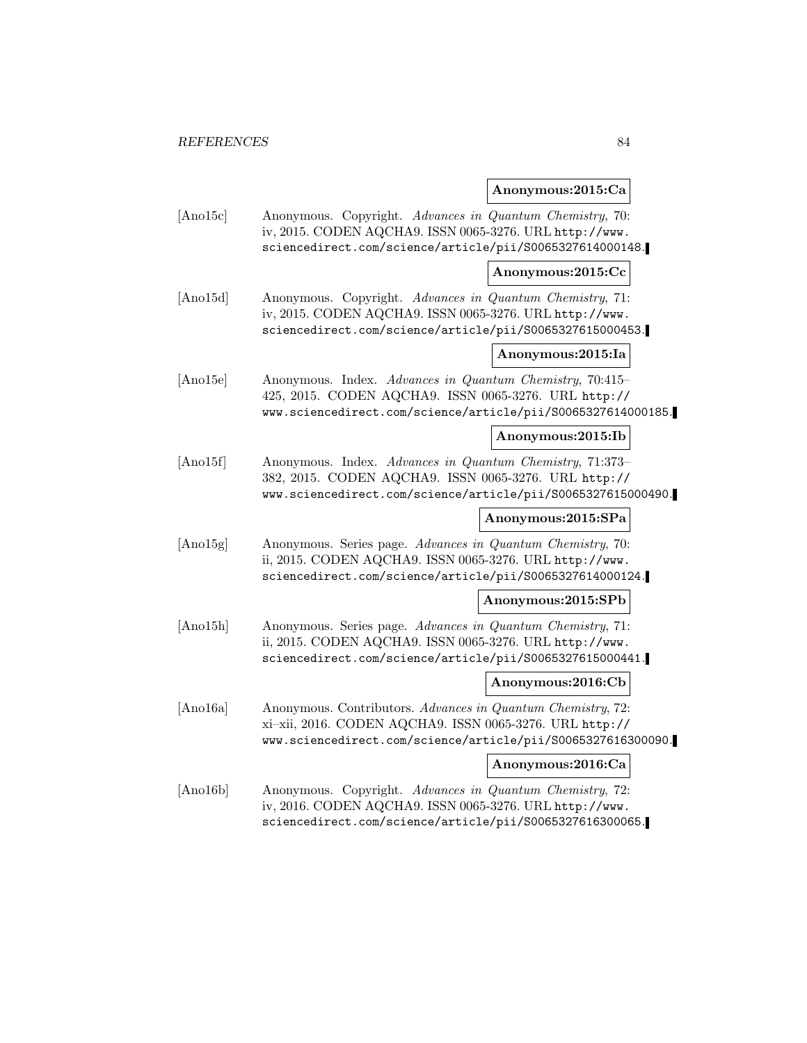**Anonymous:2015:Ca**

[Ano15c] Anonymous. Copyright. *Advances in Quantum Chemistry*, 70: iv, 2015. CODEN AQCHA9. ISSN 0065-3276. URL http://www.sciencedirect.com/science/article/pii/S0065327614000148.

**Anonymous:2015:Cc**

[Ano15d] Anonymous. Copyright. *Advances in Quantum Chemistry*, 71: iv, 2015. CODEN AQCHA9. ISSN 0065-3276. URL http://www.sciencedirect.com/science/article/pii/S0065327615000453.

**Anonymous:2015:Ia**

[Ano15e] Anonymous. Index. *Advances in Quantum Chemistry*, 70:415–425, 2015. CODEN AQCHA9. ISSN 0065-3276. URL http://www.sciencedirect.com/science/article/pii/S0065327614000185.

**Anonymous:2015:Ib**

[Ano15f] Anonymous. Index. *Advances in Quantum Chemistry*, 71:373–382, 2015. CODEN AQCHA9. ISSN 0065-3276. URL http://www.sciencedirect.com/science/article/pii/S0065327615000490.

**Anonymous:2015:SPa**

[Ano15g] Anonymous. Series page. *Advances in Quantum Chemistry*, 70: ii, 2015. CODEN AQCHA9. ISSN 0065-3276. URL http://www.sciencedirect.com/science/article/pii/S0065327614000124.

**Anonymous:2015:SPb**

[Ano15h] Anonymous. Series page. *Advances in Quantum Chemistry*, 71: ii, 2015. CODEN AQCHA9. ISSN 0065-3276. URL http://www.sciencedirect.com/science/article/pii/S0065327615000441.

**Anonymous:2016:Cb**

[Ano16a] Anonymous. Contributors. *Advances in Quantum Chemistry*, 72: xi–xii, 2016. CODEN AQCHA9. ISSN 0065-3276. URL http://www.sciencedirect.com/science/article/pii/S0065327616300090.

**Anonymous:2016:Ca**

[Ano16b] Anonymous. Copyright. *Advances in Quantum Chemistry*, 72: iv, 2016. CODEN AQCHA9. ISSN 0065-3276. URL http://www.sciencedirect.com/science/article/pii/S0065327616300065.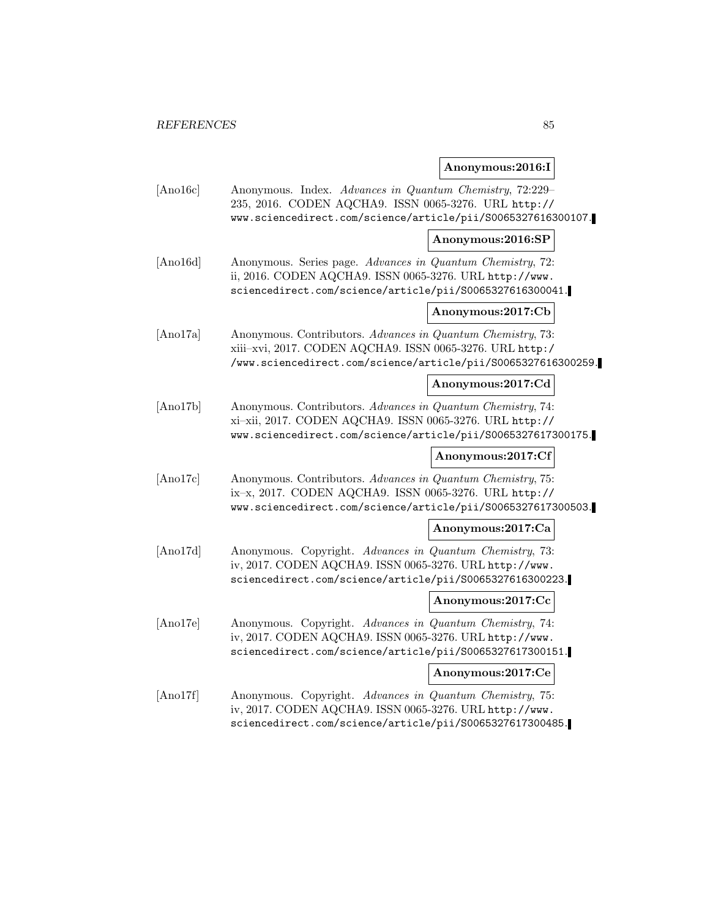**Anonymous:2016:I**

[Ano16c] Anonymous. Index. *Advances in Quantum Chemistry*, 72:229–235, 2016. CODEN AQCHA9. ISSN 0065-3276. URL http://www.sciencedirect.com/science/article/pii/S0065327616300107.

**Anonymous:2016:SP**

[Ano16d] Anonymous. Series page. *Advances in Quantum Chemistry*, 72: ii, 2016. CODEN AQCHA9. ISSN 0065-3276. URL http://www.sciencedirect.com/science/article/pii/S0065327616300041.

**Anonymous:2017:Cb**

[Ano17a] Anonymous. Contributors. *Advances in Quantum Chemistry*, 73: xiii–xvi, 2017. CODEN AQCHA9. ISSN 0065-3276. URL http://www.sciencedirect.com/science/article/pii/S0065327616300259.

**Anonymous:2017:Cd**

[Ano17b] Anonymous. Contributors. *Advances in Quantum Chemistry*, 74: xi–xii, 2017. CODEN AQCHA9. ISSN 0065-3276. URL http://www.sciencedirect.com/science/article/pii/S0065327617300175.

**Anonymous:2017:Cf**

[Ano17c] Anonymous. Contributors. *Advances in Quantum Chemistry*, 75: ix–x, 2017. CODEN AQCHA9. ISSN 0065-3276. URL http://www.sciencedirect.com/science/article/pii/S0065327617300503.

**Anonymous:2017:Ca**

[Ano17d] Anonymous. Copyright. *Advances in Quantum Chemistry*, 73: iv, 2017. CODEN AQCHA9. ISSN 0065-3276. URL http://www.sciencedirect.com/science/article/pii/S0065327616300223.

**Anonymous:2017:Cc**

[Ano17e] Anonymous. Copyright. *Advances in Quantum Chemistry*, 74: iv, 2017. CODEN AQCHA9. ISSN 0065-3276. URL http://www.sciencedirect.com/science/article/pii/S0065327617300151.

**Anonymous:2017:Ce**

[Ano17f] Anonymous. Copyright. *Advances in Quantum Chemistry*, 75: iv, 2017. CODEN AQCHA9. ISSN 0065-3276. URL http://www.sciencedirect.com/science/article/pii/S0065327617300485.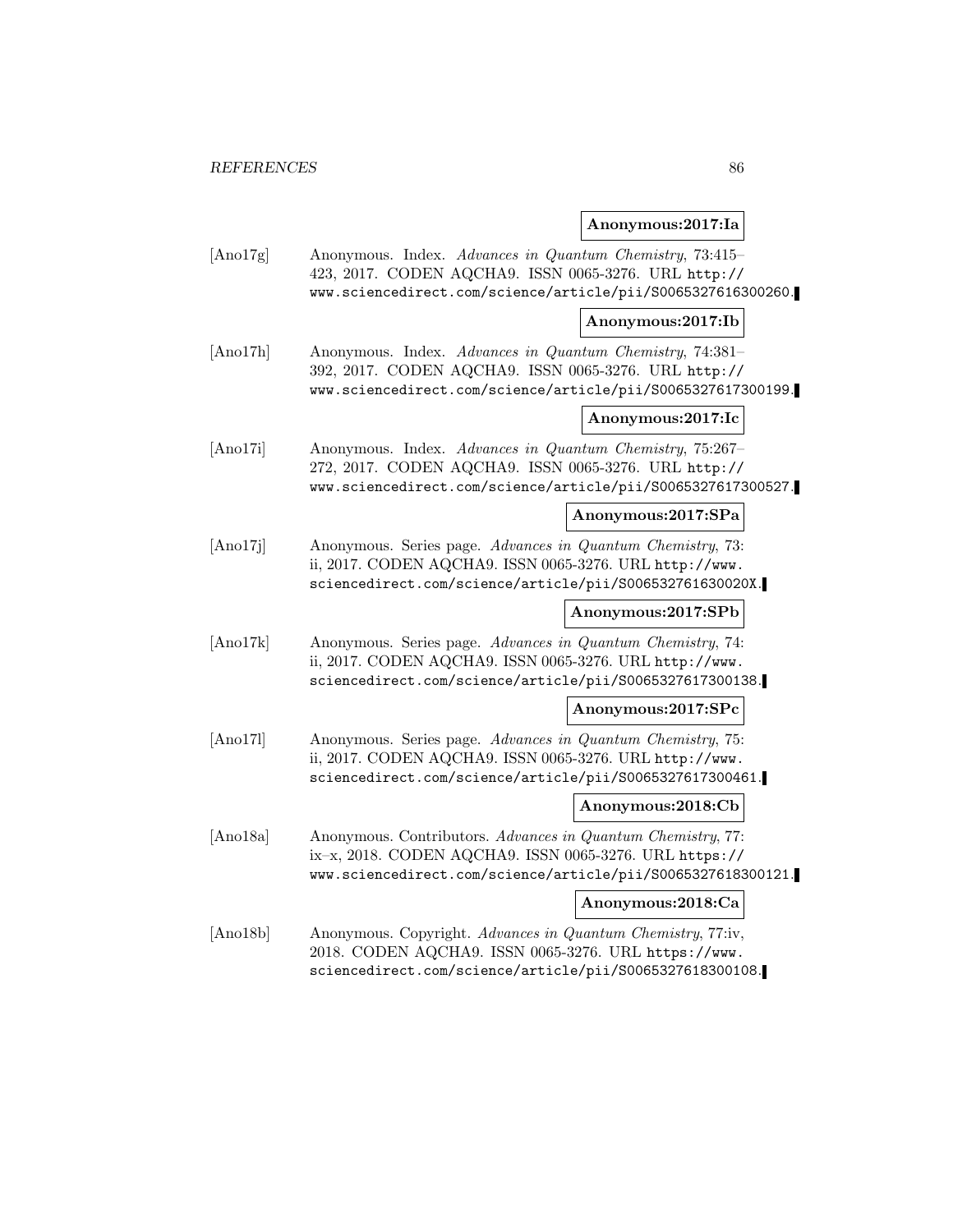**Anonymous:2017:Ia**

[Ano17g] Anonymous. Index. *Advances in Quantum Chemistry*, 73:415–423, 2017. CODEN AQCHA9. ISSN 0065-3276. URL http://www.sciencedirect.com/science/article/pii/S0065327616300260.

**Anonymous:2017:Ib**

[Ano17h] Anonymous. Index. *Advances in Quantum Chemistry*, 74:381–392, 2017. CODEN AQCHA9. ISSN 0065-3276. URL http://www.sciencedirect.com/science/article/pii/S0065327617300199.

**Anonymous:2017:Ic**

[Ano17i] Anonymous. Index. *Advances in Quantum Chemistry*, 75:267–272, 2017. CODEN AQCHA9. ISSN 0065-3276. URL http://www.sciencedirect.com/science/article/pii/S0065327617300527.

**Anonymous:2017:SPa**

[Ano17j] Anonymous. Series page. *Advances in Quantum Chemistry*, 73: ii, 2017. CODEN AQCHA9. ISSN 0065-3276. URL http://www.sciencedirect.com/science/article/pii/S006532761630020X.

**Anonymous:2017:SPb**

[Ano17k] Anonymous. Series page. *Advances in Quantum Chemistry*, 74: ii, 2017. CODEN AQCHA9. ISSN 0065-3276. URL http://www.sciencedirect.com/science/article/pii/S0065327617300138.

**Anonymous:2017:SPc**

[Ano17l] Anonymous. Series page. *Advances in Quantum Chemistry*, 75: ii, 2017. CODEN AQCHA9. ISSN 0065-3276. URL http://www.sciencedirect.com/science/article/pii/S0065327617300461.

**Anonymous:2018:Cb**

[Ano18a] Anonymous. Contributors. *Advances in Quantum Chemistry*, 77: ix–x, 2018. CODEN AQCHA9. ISSN 0065-3276. URL https://www.sciencedirect.com/science/article/pii/S0065327618300121.

**Anonymous:2018:Ca**

[Ano18b] Anonymous. Copyright. *Advances in Quantum Chemistry*, 77:iv, 2018. CODEN AQCHA9. ISSN 0065-3276. URL https://www.sciencedirect.com/science/article/pii/S0065327618300108.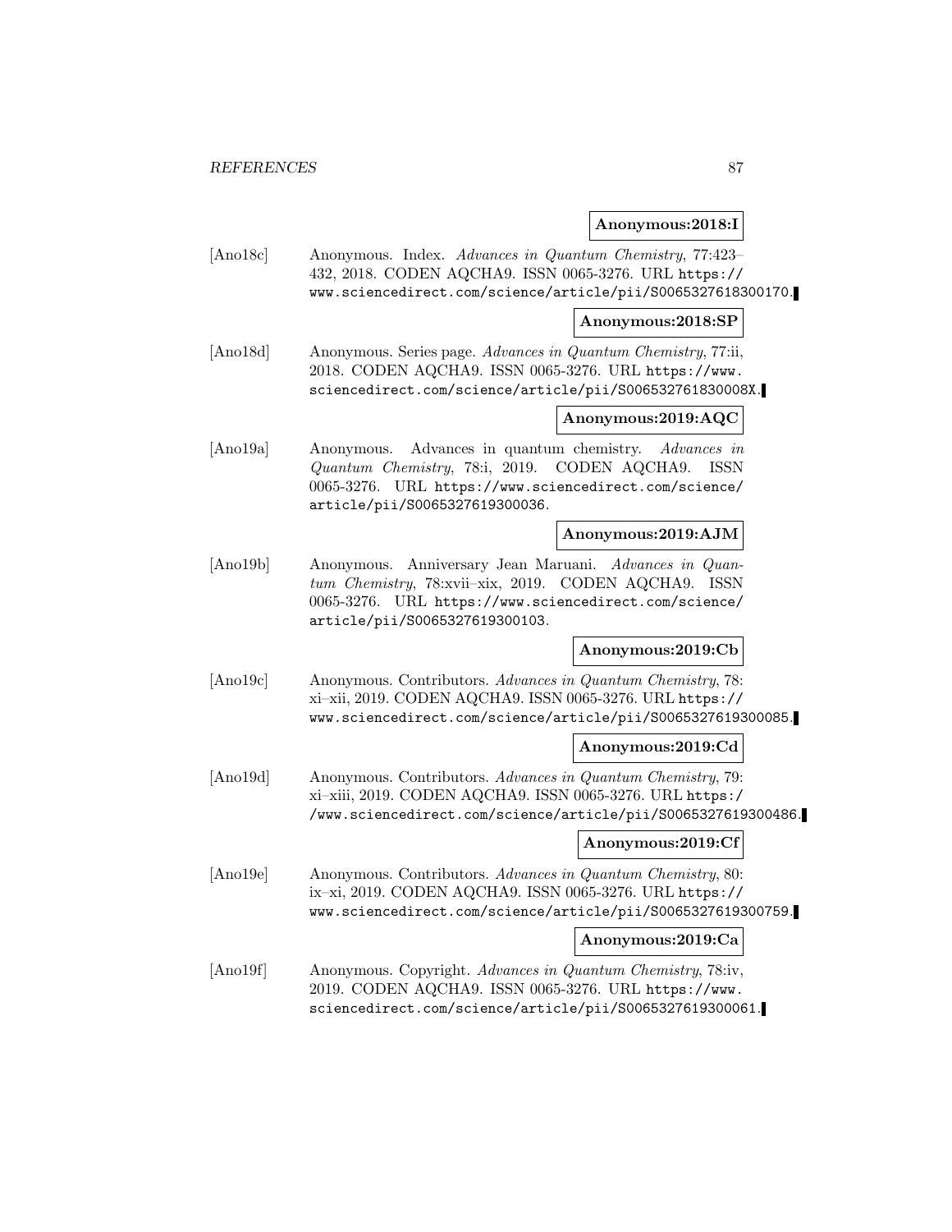**Anonymous:2018:I**

[Ano18c] Anonymous. Index. *Advances in Quantum Chemistry*, 77:423–432, 2018. CODEN AQCHA9. ISSN 0065-3276. URL https://www.sciencedirect.com/science/article/pii/S0065327618300170.

**Anonymous:2018:SP**

[Ano18d] Anonymous. Series page. *Advances in Quantum Chemistry*, 77:ii, 2018. CODEN AQCHA9. ISSN 0065-3276. URL https://www.sciencedirect.com/science/article/pii/S006532761830008X.

**Anonymous:2019:AQC**

[Ano19a] Anonymous. Advances in quantum chemistry. *Advances in Quantum Chemistry*, 78:i, 2019. CODEN AQCHA9. ISSN 0065-3276. URL https://www.sciencedirect.com/science/article/pii/S0065327619300036.

**Anonymous:2019:AJM**

[Ano19b] Anonymous. Anniversary Jean Maruani. *Advances in Quantum Chemistry*, 78:xvii–xix, 2019. CODEN AQCHA9. ISSN 0065-3276. URL https://www.sciencedirect.com/science/article/pii/S0065327619300103.

**Anonymous:2019:Cb**

[Ano19c] Anonymous. Contributors. *Advances in Quantum Chemistry*, 78:xi–xii, 2019. CODEN AQCHA9. ISSN 0065-3276. URL https://www.sciencedirect.com/science/article/pii/S0065327619300085.

**Anonymous:2019:Cd**

[Ano19d] Anonymous. Contributors. *Advances in Quantum Chemistry*, 79:xi–xiii, 2019. CODEN AQCHA9. ISSN 0065-3276. URL https://www.sciencedirect.com/science/article/pii/S0065327619300486.

**Anonymous:2019:Cf**

[Ano19e] Anonymous. Contributors. *Advances in Quantum Chemistry*, 80:ix–xi, 2019. CODEN AQCHA9. ISSN 0065-3276. URL https://www.sciencedirect.com/science/article/pii/S0065327619300759.

**Anonymous:2019:Ca**

[Ano19f] Anonymous. Copyright. *Advances in Quantum Chemistry*, 78:iv, 2019. CODEN AQCHA9. ISSN 0065-3276. URL https://www.sciencedirect.com/science/article/pii/S0065327619300061.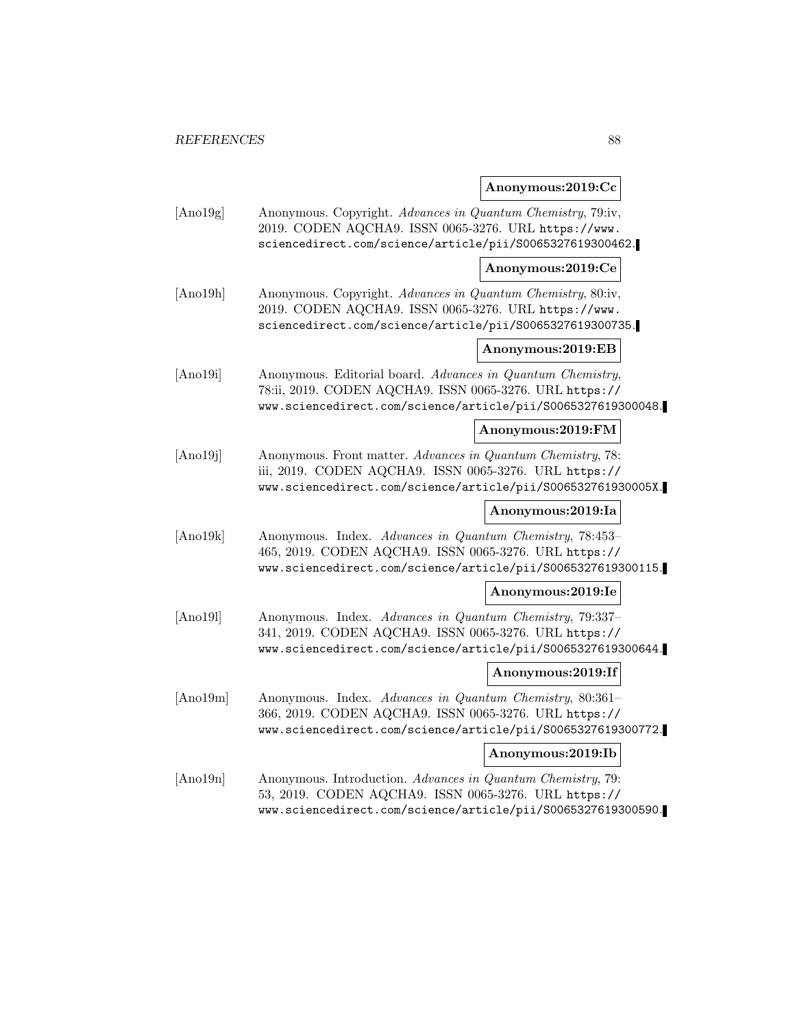**Anonymous:2019:Cc**

[Ano19g] Anonymous. Copyright. *Advances in Quantum Chemistry*, 79:iv, 2019. CODEN AQCHA9. ISSN 0065-3276. URL https://www.sciencedirect.com/science/article/pii/S0065327619300462.

**Anonymous:2019:Ce**

[Ano19h] Anonymous. Copyright. *Advances in Quantum Chemistry*, 80:iv, 2019. CODEN AQCHA9. ISSN 0065-3276. URL https://www.sciencedirect.com/science/article/pii/S0065327619300735.

**Anonymous:2019:EB**

[Ano19i] Anonymous. Editorial board. *Advances in Quantum Chemistry*, 78:ii, 2019. CODEN AQCHA9. ISSN 0065-3276. URL https://www.sciencedirect.com/science/article/pii/S0065327619300048.

**Anonymous:2019:FM**

[Ano19j] Anonymous. Front matter. *Advances in Quantum Chemistry*, 78: iii, 2019. CODEN AQCHA9. ISSN 0065-3276. URL https://www.sciencedirect.com/science/article/pii/S006532761930005X.

**Anonymous:2019:Ia**

[Ano19k] Anonymous. Index. *Advances in Quantum Chemistry*, 78:453–465, 2019. CODEN AQCHA9. ISSN 0065-3276. URL https://www.sciencedirect.com/science/article/pii/S0065327619300115.

**Anonymous:2019:Ie**

[Ano19l] Anonymous. Index. *Advances in Quantum Chemistry*, 79:337–341, 2019. CODEN AQCHA9. ISSN 0065-3276. URL https://www.sciencedirect.com/science/article/pii/S0065327619300644.

**Anonymous:2019:If**

[Ano19m] Anonymous. Index. *Advances in Quantum Chemistry*, 80:361–366, 2019. CODEN AQCHA9. ISSN 0065-3276. URL https://www.sciencedirect.com/science/article/pii/S0065327619300772.

**Anonymous:2019:Ib**

[Ano19n] Anonymous. Introduction. *Advances in Quantum Chemistry*, 79: 53, 2019. CODEN AQCHA9. ISSN 0065-3276. URL https://www.sciencedirect.com/science/article/pii/S0065327619300590.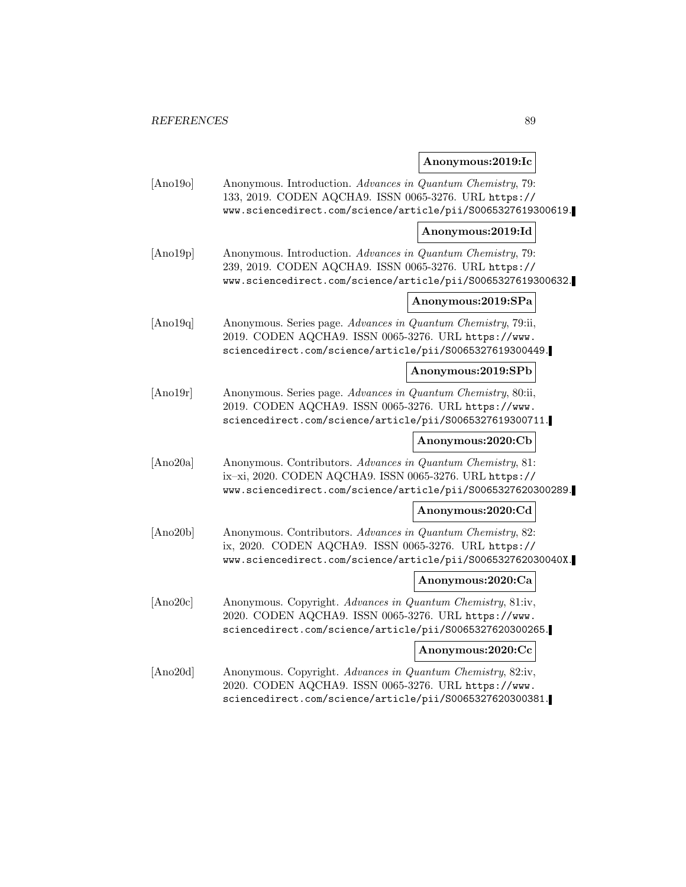**Anonymous:2019:Ic**

[Ano19o] Anonymous. Introduction. *Advances in Quantum Chemistry*, 79: 133, 2019. CODEN AQCHA9. ISSN 0065-3276. URL https://www.sciencedirect.com/science/article/pii/S0065327619300619.

**Anonymous:2019:Id**

[Ano19p] Anonymous. Introduction. *Advances in Quantum Chemistry*, 79: 239, 2019. CODEN AQCHA9. ISSN 0065-3276. URL https://www.sciencedirect.com/science/article/pii/S0065327619300632.

**Anonymous:2019:SPa**

[Ano19q] Anonymous. Series page. *Advances in Quantum Chemistry*, 79:ii, 2019. CODEN AQCHA9. ISSN 0065-3276. URL https://www.sciencedirect.com/science/article/pii/S0065327619300449.

**Anonymous:2019:SPb**

[Ano19r] Anonymous. Series page. *Advances in Quantum Chemistry*, 80:ii, 2019. CODEN AQCHA9. ISSN 0065-3276. URL https://www.sciencedirect.com/science/article/pii/S0065327619300711.

**Anonymous:2020:Cb**

[Ano20a] Anonymous. Contributors. *Advances in Quantum Chemistry*, 81: ix–xi, 2020. CODEN AQCHA9. ISSN 0065-3276. URL https://www.sciencedirect.com/science/article/pii/S0065327620300289.

**Anonymous:2020:Cd**

[Ano20b] Anonymous. Contributors. *Advances in Quantum Chemistry*, 82: ix, 2020. CODEN AQCHA9. ISSN 0065-3276. URL https://www.sciencedirect.com/science/article/pii/S006532762030040X.

**Anonymous:2020:Ca**

[Ano20c] Anonymous. Copyright. *Advances in Quantum Chemistry*, 81:iv, 2020. CODEN AQCHA9. ISSN 0065-3276. URL https://www.sciencedirect.com/science/article/pii/S0065327620300265.

**Anonymous:2020:Cc**

[Ano20d] Anonymous. Copyright. *Advances in Quantum Chemistry*, 82:iv, 2020. CODEN AQCHA9. ISSN 0065-3276. URL https://www.sciencedirect.com/science/article/pii/S0065327620300381.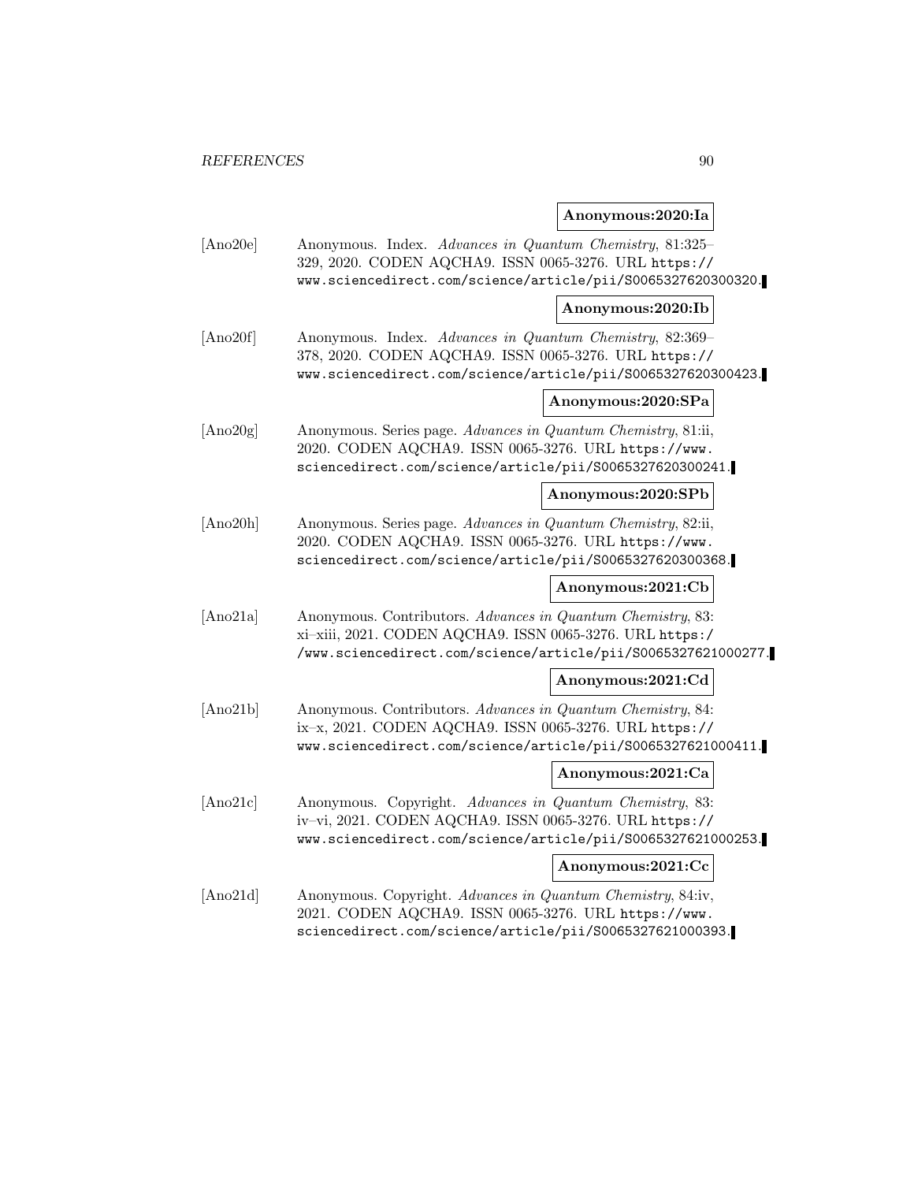**Anonymous:2020:Ia**

[Ano20e] Anonymous. Index. *Advances in Quantum Chemistry*, 81:325–329, 2020. CODEN AQCHA9. ISSN 0065-3276. URL https://www.sciencedirect.com/science/article/pii/S0065327620300320.

**Anonymous:2020:Ib**

[Ano20f] Anonymous. Index. *Advances in Quantum Chemistry*, 82:369–378, 2020. CODEN AQCHA9. ISSN 0065-3276. URL https://www.sciencedirect.com/science/article/pii/S0065327620300423.

**Anonymous:2020:SPa**

[Ano20g] Anonymous. Series page. *Advances in Quantum Chemistry*, 81:ii, 2020. CODEN AQCHA9. ISSN 0065-3276. URL https://www.sciencedirect.com/science/article/pii/S0065327620300241.

**Anonymous:2020:SPb**

[Ano20h] Anonymous. Series page. *Advances in Quantum Chemistry*, 82:ii, 2020. CODEN AQCHA9. ISSN 0065-3276. URL https://www.sciencedirect.com/science/article/pii/S0065327620300368.

**Anonymous:2021:Cb**

[Ano21a] Anonymous. Contributors. *Advances in Quantum Chemistry*, 83:xi–xiii, 2021. CODEN AQCHA9. ISSN 0065-3276. URL https://www.sciencedirect.com/science/article/pii/S0065327621000277.

**Anonymous:2021:Cd**

[Ano21b] Anonymous. Contributors. *Advances in Quantum Chemistry*, 84:ix–x, 2021. CODEN AQCHA9. ISSN 0065-3276. URL https://www.sciencedirect.com/science/article/pii/S0065327621000411.

**Anonymous:2021:Ca**

[Ano21c] Anonymous. Copyright. *Advances in Quantum Chemistry*, 83:iv–vi, 2021. CODEN AQCHA9. ISSN 0065-3276. URL https://www.sciencedirect.com/science/article/pii/S0065327621000253.

**Anonymous:2021:Cc**

[Ano21d] Anonymous. Copyright. *Advances in Quantum Chemistry*, 84:iv, 2021. CODEN AQCHA9. ISSN 0065-3276. URL https://www.sciencedirect.com/science/article/pii/S0065327621000393.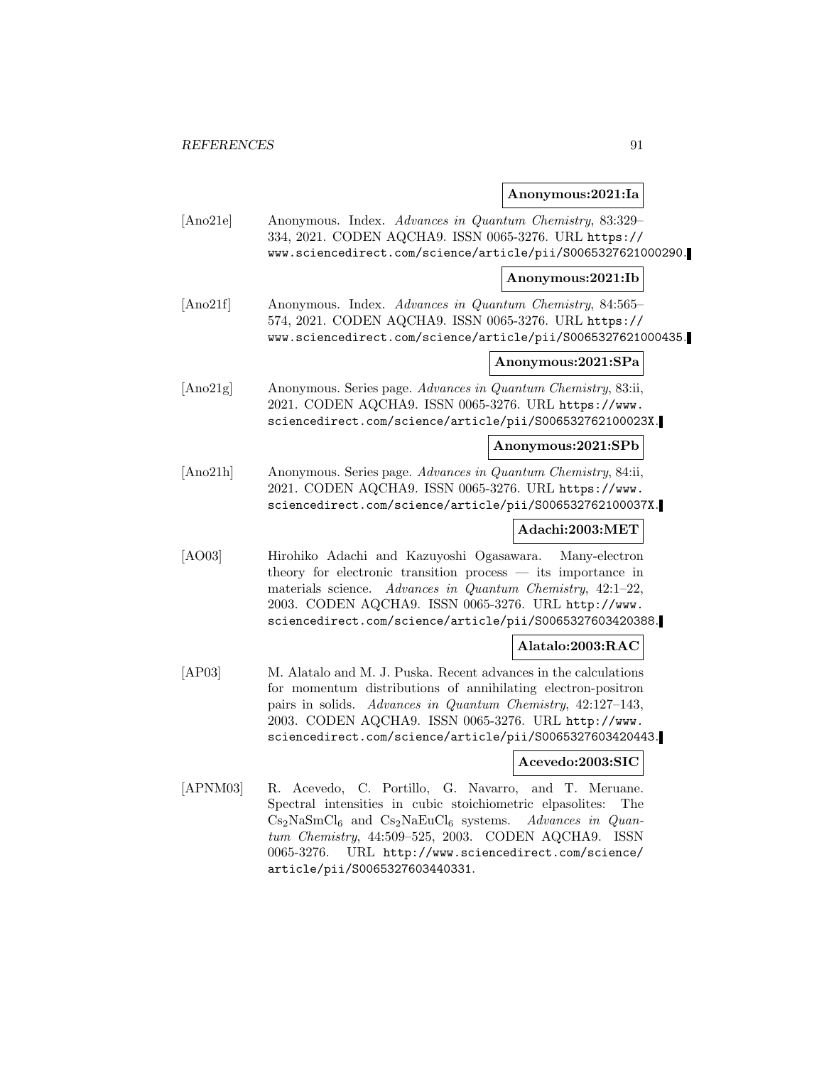**Anonymous:2021:Ia**

[Ano21e] Anonymous. Index. *Advances in Quantum Chemistry*, 83:329–334, 2021. CODEN AQCHA9. ISSN 0065-3276. URL https://www.sciencedirect.com/science/article/pii/S0065327621000290.

**Anonymous:2021:Ib**

[Ano21f] Anonymous. Index. *Advances in Quantum Chemistry*, 84:565–574, 2021. CODEN AQCHA9. ISSN 0065-3276. URL https://www.sciencedirect.com/science/article/pii/S0065327621000435.

**Anonymous:2021:SPa**

[Ano21g] Anonymous. Series page. *Advances in Quantum Chemistry*, 83:ii, 2021. CODEN AQCHA9. ISSN 0065-3276. URL https://www.sciencedirect.com/science/article/pii/S006532762100023X.

**Anonymous:2021:SPb**

[Ano21h] Anonymous. Series page. *Advances in Quantum Chemistry*, 84:ii, 2021. CODEN AQCHA9. ISSN 0065-3276. URL https://www.sciencedirect.com/science/article/pii/S006532762100037X.

**Adachi:2003:MET**

[AO03] Hirohiko Adachi and Kazuyoshi Ogasawara. Many-electron theory for electronic transition process — its importance in materials science. *Advances in Quantum Chemistry*, 42:1–22, 2003. CODEN AQCHA9. ISSN 0065-3276. URL http://www.sciencedirect.com/science/article/pii/S0065327603420388.

**Alatalo:2003:RAC**

[AP03] M. Alatalo and M. J. Puska. Recent advances in the calculations for momentum distributions of annihilating electron-positron pairs in solids. *Advances in Quantum Chemistry*, 42:127–143, 2003. CODEN AQCHA9. ISSN 0065-3276. URL http://www.sciencedirect.com/science/article/pii/S0065327603420443.

**Acevedo:2003:SIC**

[APNM03] R. Acevedo, C. Portillo, G. Navarro, and T. Meruane. Spectral intensities in cubic stoichiometric elpasolites: The $Cs_2NaSmCl_6$ and $Cs_2NaEuCl_6$ systems. *Advances in Quantum Chemistry*, 44:509–525, 2003. CODEN AQCHA9. ISSN 0065-3276. URL http://www.sciencedirect.com/science/article/pii/S0065327603440331.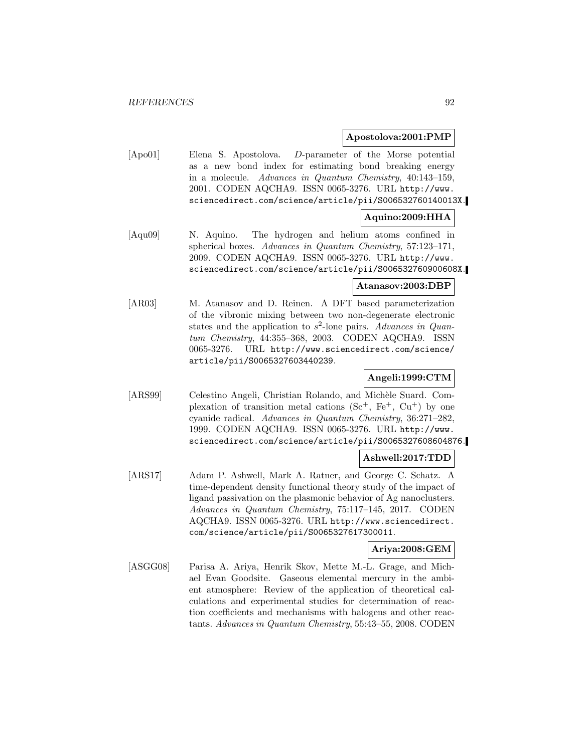**Apostolova:2001:PMP**

[Apo01] Elena S. Apostolova. *D*-parameter of the Morse potential as a new bond index for estimating bond breaking energy in a molecule. *Advances in Quantum Chemistry*, 40:143–159, 2001. CODEN AQCHA9. ISSN 0065-3276. URL http://www.sciencedirect.com/science/article/pii/S006532760140013X.

**Aquino:2009:HHA**

[Aqu09] N. Aquino. The hydrogen and helium atoms confined in spherical boxes. *Advances in Quantum Chemistry*, 57:123–171, 2009. CODEN AQCHA9. ISSN 0065-3276. URL http://www.sciencedirect.com/science/article/pii/S006532760900608X.

**Atanasov:2003:DBP**

[AR03] M. Atanasov and D. Reinen. A DFT based parameterization of the vibronic mixing between two non-degenerate electronic states and the application to $s^2$-lone pairs. *Advances in Quantum Chemistry*, 44:355–368, 2003. CODEN AQCHA9. ISSN 0065-3276. URL http://www.sciencedirect.com/science/article/pii/S0065327603440239.

**Angeli:1999:CTM**

[ARS99] Celestino Angeli, Christian Rolando, and Michèle Suard. Complexation of transition metal cations ($Sc^+$, $Fe^+$, $Cu^+$) by one cyanide radical. *Advances in Quantum Chemistry*, 36:271–282, 1999. CODEN AQCHA9. ISSN 0065-3276. URL http://www.sciencedirect.com/science/article/pii/S0065327608604876.

**Ashwell:2017:TDD**

[ARS17] Adam P. Ashwell, Mark A. Ratner, and George C. Schatz. A time-dependent density functional theory study of the impact of ligand passivation on the plasmonic behavior of Ag nanoclusters. *Advances in Quantum Chemistry*, 75:117–145, 2017. CODEN AQCHA9. ISSN 0065-3276. URL http://www.sciencedirect.com/science/article/pii/S0065327617300011.

**Ariya:2008:GEM**

[ASGG08] Parisa A. Ariya, Henrik Skov, Mette M.-L. Grage, and Michael Evan Goodsite. Gaseous elemental mercury in the ambient atmosphere: Review of the application of theoretical calculations and experimental studies for determination of reaction coefficients and mechanisms with halogens and other reactants. *Advances in Quantum Chemistry*, 55:43–55, 2008. CODEN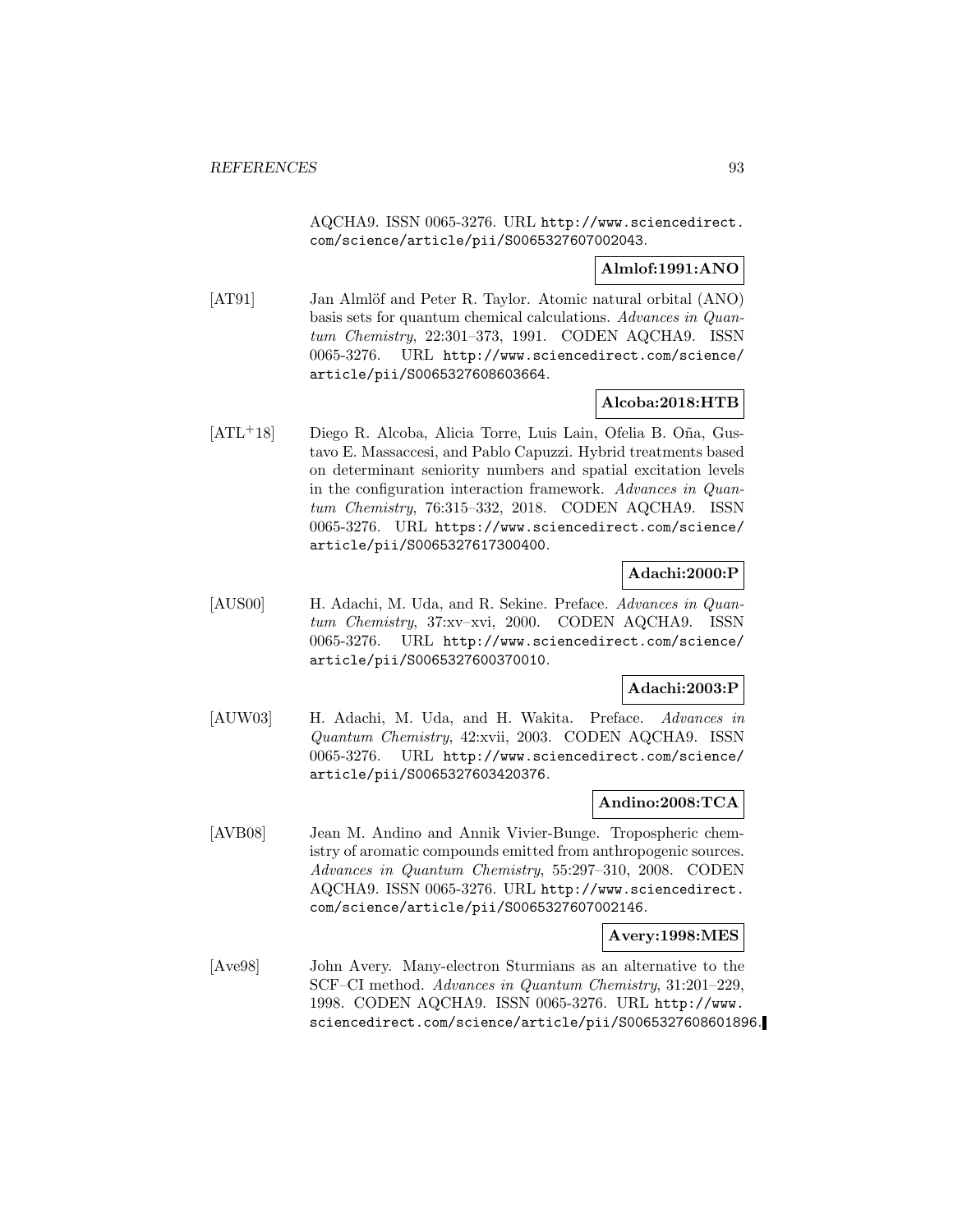AQCHA9. ISSN 0065-3276. URL http://www.sciencedirect.com/science/article/pii/S0065327607002043.

**Almlof:1991:ANO**

[AT91] Jan Almlöf and Peter R. Taylor. Atomic natural orbital (ANO) basis sets for quantum chemical calculations. *Advances in Quantum Chemistry*, 22:301–373, 1991. CODEN AQCHA9. ISSN 0065-3276. URL http://www.sciencedirect.com/science/article/pii/S0065327608603664.

**Alcoba:2018:HTB**

[ATL+18] Diego R. Alcoba, Alicia Torre, Luis Lain, Ofelia B. Oña, Gustavo E. Massaccesi, and Pablo Capuzzi. Hybrid treatments based on determinant seniority numbers and spatial excitation levels in the configuration interaction framework. *Advances in Quantum Chemistry*, 76:315–332, 2018. CODEN AQCHA9. ISSN 0065-3276. URL https://www.sciencedirect.com/science/article/pii/S0065327617300400.

**Adachi:2000:P**

[AUS00] H. Adachi, M. Uda, and R. Sekine. Preface. *Advances in Quantum Chemistry*, 37:xv–xvi, 2000. CODEN AQCHA9. ISSN 0065-3276. URL http://www.sciencedirect.com/science/article/pii/S0065327600370010.

**Adachi:2003:P**

[AUW03] H. Adachi, M. Uda, and H. Wakita. Preface. *Advances in Quantum Chemistry*, 42:xvii, 2003. CODEN AQCHA9. ISSN 0065-3276. URL http://www.sciencedirect.com/science/article/pii/S0065327603420376.

**Andino:2008:TCA**

[AVB08] Jean M. Andino and Annik Vivier-Bunge. Tropospheric chemistry of aromatic compounds emitted from anthropogenic sources. *Advances in Quantum Chemistry*, 55:297–310, 2008. CODEN AQCHA9. ISSN 0065-3276. URL http://www.sciencedirect.com/science/article/pii/S0065327607002146.

**Avery:1998:MES**

[Ave98] John Avery. Many-electron Sturmians as an alternative to the SCF–CI method. *Advances in Quantum Chemistry*, 31:201–229, 1998. CODEN AQCHA9. ISSN 0065-3276. URL http://www.sciencedirect.com/science/article/pii/S0065327608601896.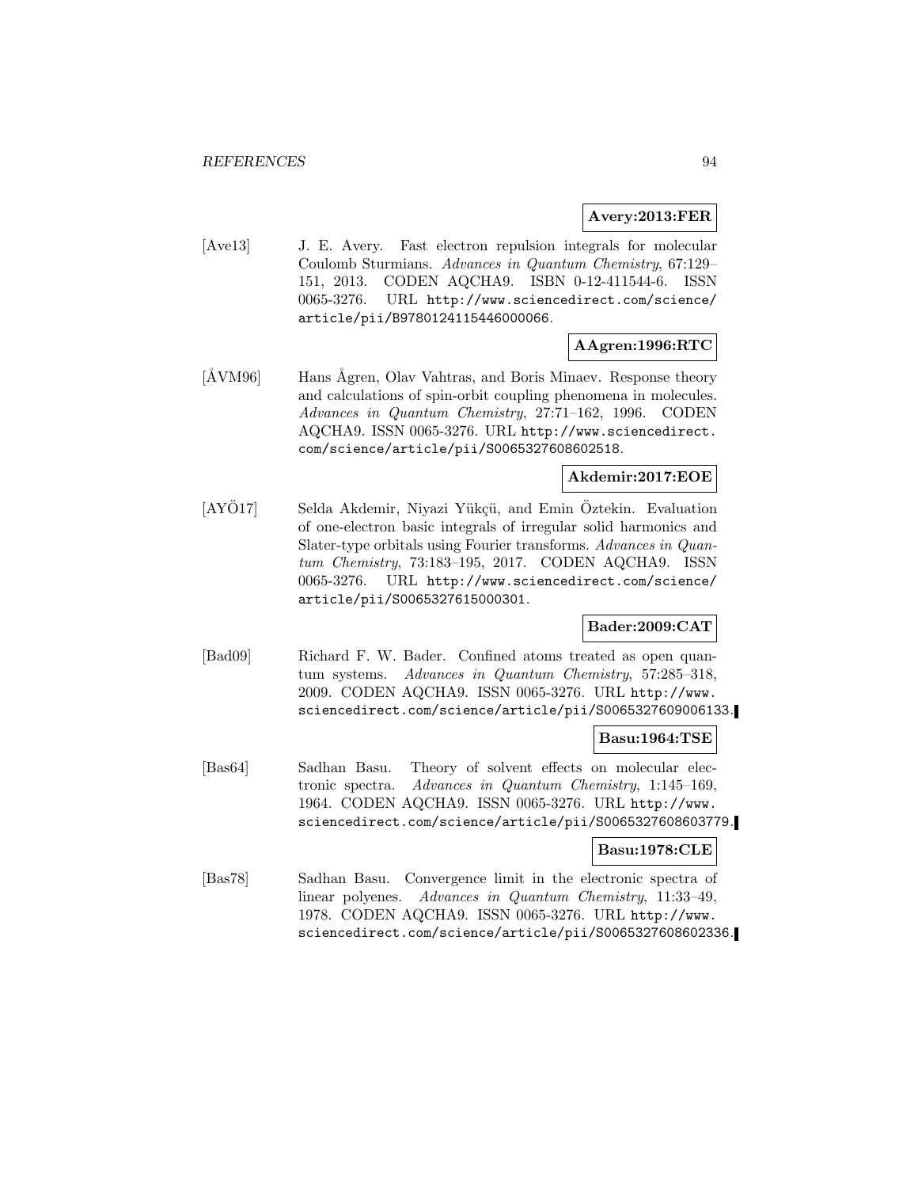**Avery:2013:FER**

[Ave13] J. E. Avery. Fast electron repulsion integrals for molecular Coulomb Sturmians. *Advances in Quantum Chemistry*, 67:129–151, 2013. CODEN AQCHA9. ISBN 0-12-411544-6. ISSN 0065-3276. URL http://www.sciencedirect.com/science/article/pii/B9780124115446000066.

**AAgren:1996:RTC**

[ÅVM96] Hans Ågren, Olav Vahtras, and Boris Minaev. Response theory and calculations of spin-orbit coupling phenomena in molecules. *Advances in Quantum Chemistry*, 27:71–162, 1996. CODEN AQCHA9. ISSN 0065-3276. URL http://www.sciencedirect.com/science/article/pii/S0065327608602518.

**Akdemir:2017:EOE**

[AYÖ17] Selda Akdemir, Niyazi Yükçü, and Emin Öztekin. Evaluation of one-electron basic integrals of irregular solid harmonics and Slater-type orbitals using Fourier transforms. *Advances in Quantum Chemistry*, 73:183–195, 2017. CODEN AQCHA9. ISSN 0065-3276. URL http://www.sciencedirect.com/science/article/pii/S0065327615000301.

**Bader:2009:CAT**

[Bad09] Richard F. W. Bader. Confined atoms treated as open quantum systems. *Advances in Quantum Chemistry*, 57:285–318, 2009. CODEN AQCHA9. ISSN 0065-3276. URL http://www.sciencedirect.com/science/article/pii/S0065327609006133.

**Basu:1964:TSE**

[Bas64] Sadhan Basu. Theory of solvent effects on molecular electronic spectra. *Advances in Quantum Chemistry*, 1:145–169, 1964. CODEN AQCHA9. ISSN 0065-3276. URL http://www.sciencedirect.com/science/article/pii/S0065327608603779.

**Basu:1978:CLE**

[Bas78] Sadhan Basu. Convergence limit in the electronic spectra of linear polyenes. *Advances in Quantum Chemistry*, 11:33–49, 1978. CODEN AQCHA9. ISSN 0065-3276. URL http://www.sciencedirect.com/science/article/pii/S0065327608602336.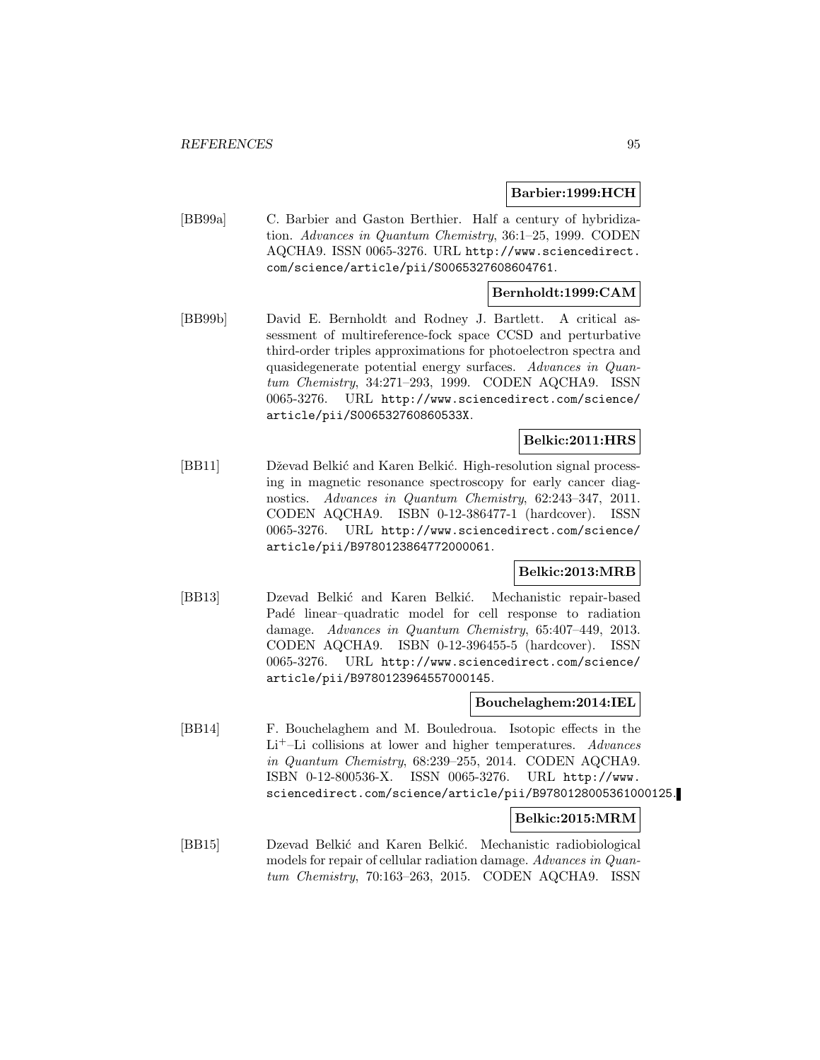**Barbier:1999:HCH**

[BB99a] C. Barbier and Gaston Berthier. Half a century of hybridization. *Advances in Quantum Chemistry*, 36:1–25, 1999. CODEN AQCHA9. ISSN 0065-3276. URL http://www.sciencedirect.com/science/article/pii/S0065327608604761.

**Bernholdt:1999:CAM**

[BB99b] David E. Bernholdt and Rodney J. Bartlett. A critical assessment of multireference-fock space CCSD and perturbative third-order triples approximations for photoelectron spectra and quasidegenerate potential energy surfaces. *Advances in Quantum Chemistry*, 34:271–293, 1999. CODEN AQCHA9. ISSN 0065-3276. URL http://www.sciencedirect.com/science/article/pii/S006532760860533X.

**Belkic:2011:HRS**

[BB11] Dževad Belkić and Karen Belkić. High-resolution signal processing in magnetic resonance spectroscopy for early cancer diagnostics. *Advances in Quantum Chemistry*, 62:243–347, 2011. CODEN AQCHA9. ISBN 0-12-386477-1 (hardcover). ISSN 0065-3276. URL http://www.sciencedirect.com/science/article/pii/B9780123864772000061.

**Belkic:2013:MRB**

[BB13] Dzevad Belkić and Karen Belkić. Mechanistic repair-based Padé linear–quadratic model for cell response to radiation damage. *Advances in Quantum Chemistry*, 65:407–449, 2013. CODEN AQCHA9. ISBN 0-12-396455-5 (hardcover). ISSN 0065-3276. URL http://www.sciencedirect.com/science/article/pii/B9780123964557000145.

**Bouchelaghem:2014:IEL**

[BB14] F. Bouchelaghem and M. Bouledroua. Isotopic effects in the $Li^+$–Li collisions at lower and higher temperatures. *Advances in Quantum Chemistry*, 68:239–255, 2014. CODEN AQCHA9. ISBN 0-12-800536-X. ISSN 0065-3276. URL http://www.sciencedirect.com/science/article/pii/B9780128005361000125.

**Belkic:2015:MRM**

[BB15] Dzevad Belkić and Karen Belkić. Mechanistic radiobiological models for repair of cellular radiation damage. *Advances in Quantum Chemistry*, 70:163–263, 2015. CODEN AQCHA9. ISSN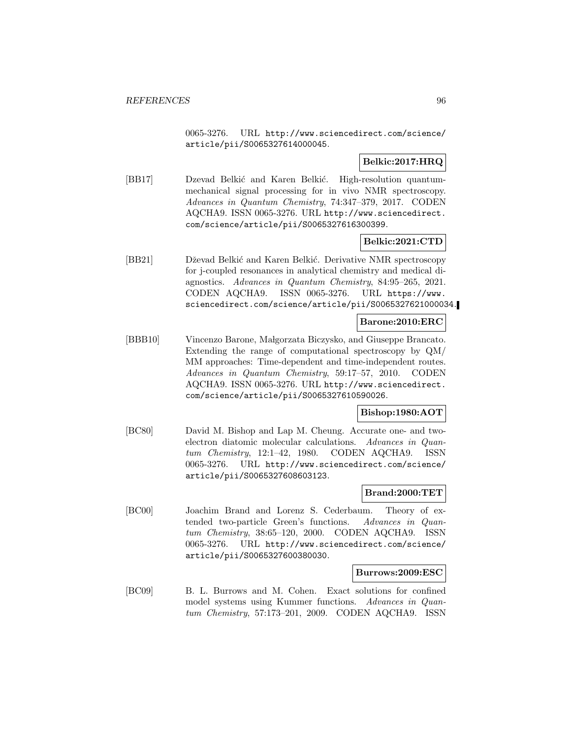0065-3276. URL http://www.sciencedirect.com/science/article/pii/S0065327614000045.

**Belkic:2017:HRQ**

[BB17] Dzevad Belkić and Karen Belkić. High-resolution quantum-mechanical signal processing for in vivo NMR spectroscopy. *Advances in Quantum Chemistry*, 74:347–379, 2017. CODEN AQCHA9. ISSN 0065-3276. URL http://www.sciencedirect.com/science/article/pii/S0065327616300399.

**Belkic:2021:CTD**

[BB21] Dževad Belkić and Karen Belkić. Derivative NMR spectroscopy for j-coupled resonances in analytical chemistry and medical diagnostics. *Advances in Quantum Chemistry*, 84:95–265, 2021. CODEN AQCHA9. ISSN 0065-3276. URL https://www.sciencedirect.com/science/article/pii/S0065327621000034.

**Barone:2010:ERC**

[BBB10] Vincenzo Barone, Małgorzata Biczysko, and Giuseppe Brancato. Extending the range of computational spectroscopy by QM/MM approaches: Time-dependent and time-independent routes. *Advances in Quantum Chemistry*, 59:17–57, 2010. CODEN AQCHA9. ISSN 0065-3276. URL http://www.sciencedirect.com/science/article/pii/S0065327610590026.

**Bishop:1980:AOT**

[BC80] David M. Bishop and Lap M. Cheung. Accurate one- and two-electron diatomic molecular calculations. *Advances in Quantum Chemistry*, 12:1–42, 1980. CODEN AQCHA9. ISSN 0065-3276. URL http://www.sciencedirect.com/science/article/pii/S0065327608603123.

**Brand:2000:TET**

[BC00] Joachim Brand and Lorenz S. Cederbaum. Theory of extended two-particle Green's functions. *Advances in Quantum Chemistry*, 38:65–120, 2000. CODEN AQCHA9. ISSN 0065-3276. URL http://www.sciencedirect.com/science/article/pii/S0065327600380030.

**Burrows:2009:ESC**

[BC09] B. L. Burrows and M. Cohen. Exact solutions for confined model systems using Kummer functions. *Advances in Quantum Chemistry*, 57:173–201, 2009. CODEN AQCHA9. ISSN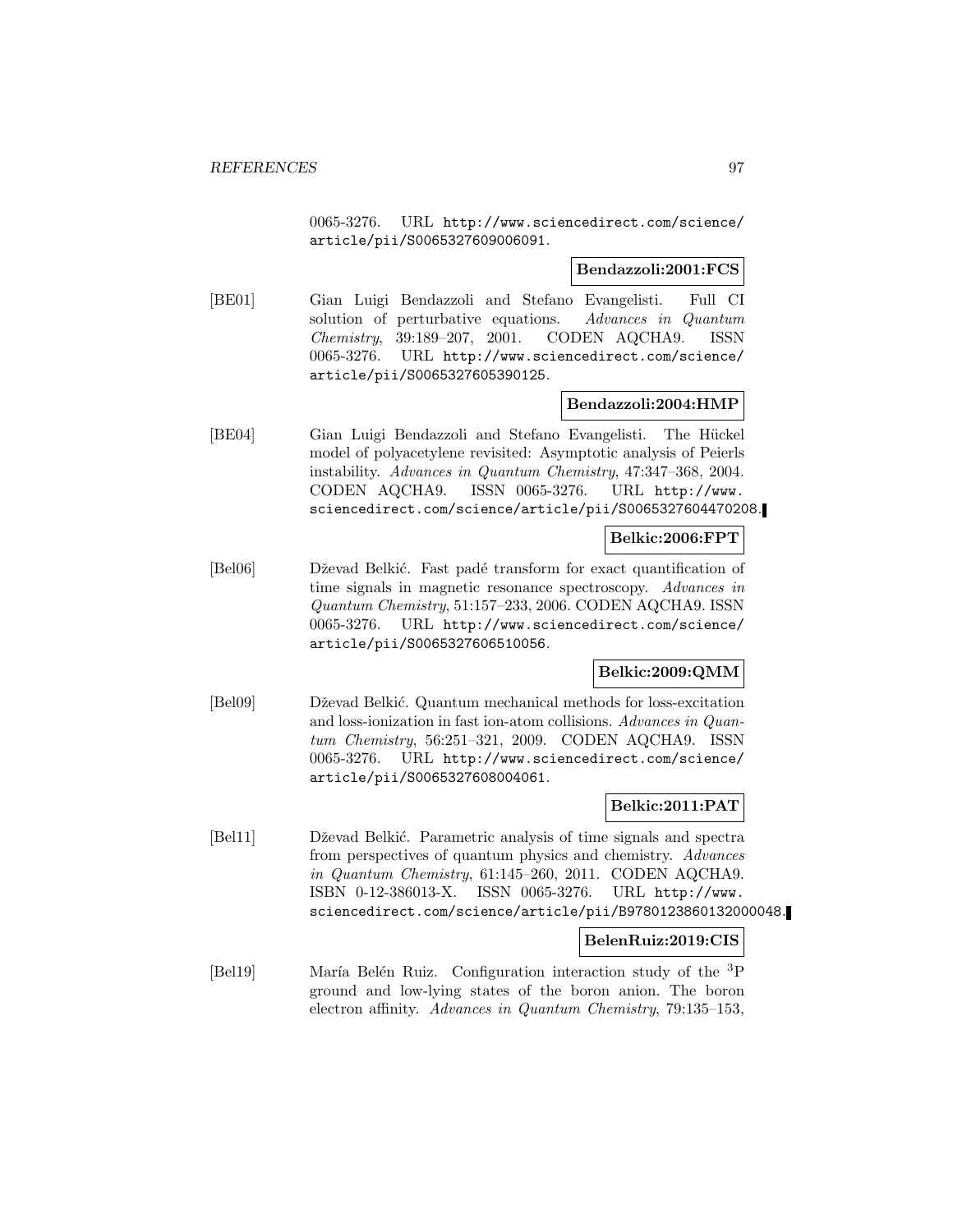0065-3276. URL http://www.sciencedirect.com/science/article/pii/S0065327609006091.

**Bendazzoli:2001:FCS**

[BE01] Gian Luigi Bendazzoli and Stefano Evangelisti. Full CI solution of perturbative equations. *Advances in Quantum Chemistry*, 39:189–207, 2001. CODEN AQCHA9. ISSN 0065-3276. URL http://www.sciencedirect.com/science/article/pii/S0065327605390125.

**Bendazzoli:2004:HMP**

[BE04] Gian Luigi Bendazzoli and Stefano Evangelisti. The Hückel model of polyacetylene revisited: Asymptotic analysis of Peierls instability. *Advances in Quantum Chemistry*, 47:347–368, 2004. CODEN AQCHA9. ISSN 0065-3276. URL http://www.sciencedirect.com/science/article/pii/S0065327604470208.

**Belkic:2006:FPT**

[Bel06] Dževad Belkić. Fast padé transform for exact quantification of time signals in magnetic resonance spectroscopy. *Advances in Quantum Chemistry*, 51:157–233, 2006. CODEN AQCHA9. ISSN 0065-3276. URL http://www.sciencedirect.com/science/article/pii/S0065327606510056.

**Belkic:2009:QMM**

[Bel09] Dževad Belkić. Quantum mechanical methods for loss-excitation and loss-ionization in fast ion-atom collisions. *Advances in Quantum Chemistry*, 56:251–321, 2009. CODEN AQCHA9. ISSN 0065-3276. URL http://www.sciencedirect.com/science/article/pii/S0065327608004061.

**Belkic:2011:PAT**

[Bel11] Dževad Belkić. Parametric analysis of time signals and spectra from perspectives of quantum physics and chemistry. *Advances in Quantum Chemistry*, 61:145–260, 2011. CODEN AQCHA9. ISBN 0-12-386013-X. ISSN 0065-3276. URL http://www.sciencedirect.com/science/article/pii/B9780123860132000048.

**BelenRuiz:2019:CIS**

[Bel19] María Belén Ruiz. Configuration interaction study of the $^3$P ground and low-lying states of the boron anion. The boron electron affinity. *Advances in Quantum Chemistry*, 79:135–153,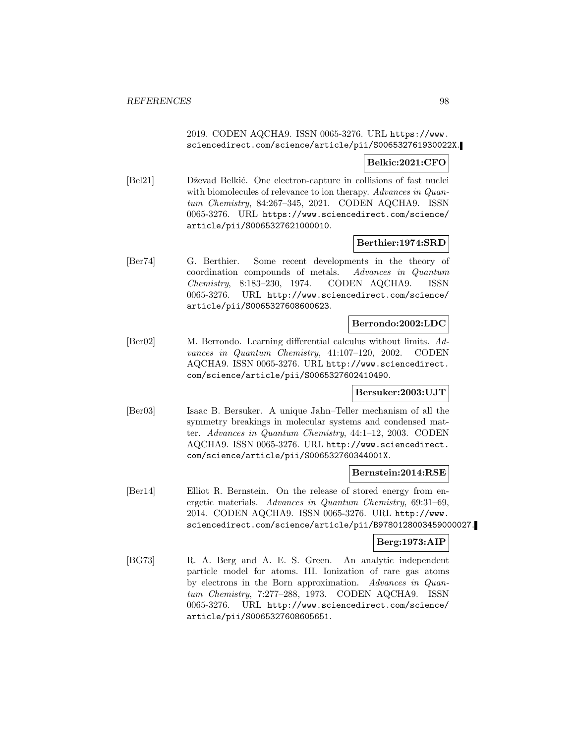2019. CODEN AQCHA9. ISSN 0065-3276. URL https://www.sciencedirect.com/science/article/pii/S006532761930022X.

**Belkic:2021:CFO**

[Bel21] Dževad Belkić. One electron-capture in collisions of fast nuclei with biomolecules of relevance to ion therapy. *Advances in Quantum Chemistry*, 84:267–345, 2021. CODEN AQCHA9. ISSN 0065-3276. URL https://www.sciencedirect.com/science/article/pii/S0065327621000010.

**Berthier:1974:SRD**

[Ber74] G. Berthier. Some recent developments in the theory of coordination compounds of metals. *Advances in Quantum Chemistry*, 8:183–230, 1974. CODEN AQCHA9. ISSN 0065-3276. URL http://www.sciencedirect.com/science/article/pii/S0065327608600623.

**Berrondo:2002:LDC**

[Ber02] M. Berrondo. Learning differential calculus without limits. *Advances in Quantum Chemistry*, 41:107–120, 2002. CODEN AQCHA9. ISSN 0065-3276. URL http://www.sciencedirect.com/science/article/pii/S0065327602410490.

**Bersuker:2003:UJT**

[Ber03] Isaac B. Bersuker. A unique Jahn–Teller mechanism of all the symmetry breakings in molecular systems and condensed matter. *Advances in Quantum Chemistry*, 44:1–12, 2003. CODEN AQCHA9. ISSN 0065-3276. URL http://www.sciencedirect.com/science/article/pii/S006532760344001X.

**Bernstein:2014:RSE**

[Ber14] Elliot R. Bernstein. On the release of stored energy from energetic materials. *Advances in Quantum Chemistry*, 69:31–69, 2014. CODEN AQCHA9. ISSN 0065-3276. URL http://www.sciencedirect.com/science/article/pii/B9780128003459000027.

**Berg:1973:AIP**

[BG73] R. A. Berg and A. E. S. Green. An analytic independent particle model for atoms. III. Ionization of rare gas atoms by electrons in the Born approximation. *Advances in Quantum Chemistry*, 7:277–288, 1973. CODEN AQCHA9. ISSN 0065-3276. URL http://www.sciencedirect.com/science/article/pii/S0065327608605651.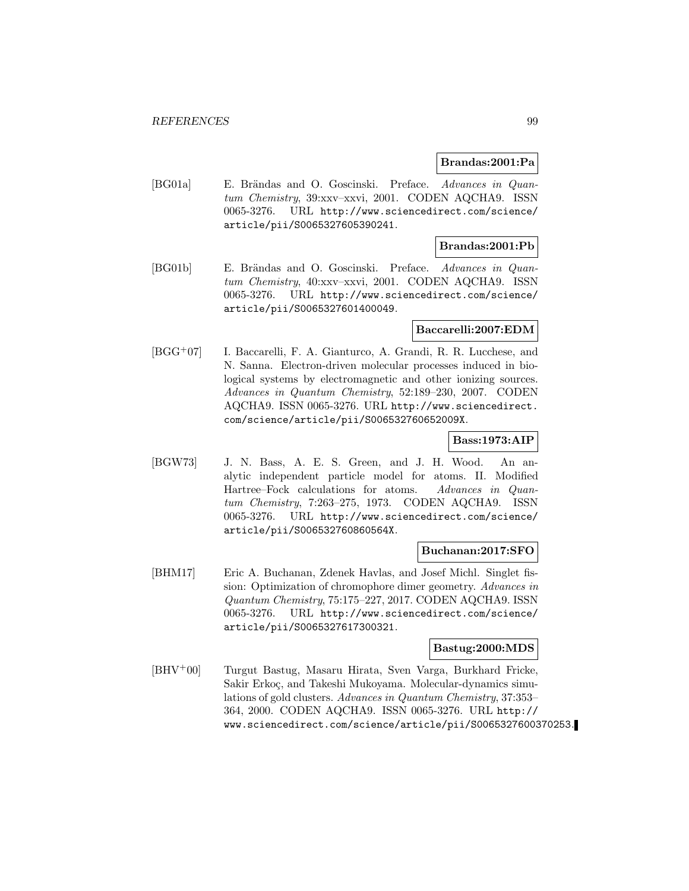**Brandas:2001:Pa**

[BG01a] E. Brändas and O. Goscinski. Preface. *Advances in Quantum Chemistry*, 39:xxv–xxvi, 2001. CODEN AQCHA9. ISSN 0065-3276. URL http://www.sciencedirect.com/science/article/pii/S0065327605390241.

**Brandas:2001:Pb**

[BG01b] E. Brändas and O. Goscinski. Preface. *Advances in Quantum Chemistry*, 40:xxv–xxvi, 2001. CODEN AQCHA9. ISSN 0065-3276. URL http://www.sciencedirect.com/science/article/pii/S0065327601400049.

**Baccarelli:2007:EDM**

[BGG+07] I. Baccarelli, F. A. Gianturco, A. Grandi, R. R. Lucchese, and N. Sanna. Electron-driven molecular processes induced in biological systems by electromagnetic and other ionizing sources. *Advances in Quantum Chemistry*, 52:189–230, 2007. CODEN AQCHA9. ISSN 0065-3276. URL http://www.sciencedirect.com/science/article/pii/S006532760652009X.

**Bass:1973:AIP**

[BGW73] J. N. Bass, A. E. S. Green, and J. H. Wood. An analytic independent particle model for atoms. II. Modified Hartree–Fock calculations for atoms. *Advances in Quantum Chemistry*, 7:263–275, 1973. CODEN AQCHA9. ISSN 0065-3276. URL http://www.sciencedirect.com/science/article/pii/S006532760860564X.

**Buchanan:2017:SFO**

[BHM17] Eric A. Buchanan, Zdenek Havlas, and Josef Michl. Singlet fission: Optimization of chromophore dimer geometry. *Advances in Quantum Chemistry*, 75:175–227, 2017. CODEN AQCHA9. ISSN 0065-3276. URL http://www.sciencedirect.com/science/article/pii/S0065327617300321.

**Bastug:2000:MDS**

[BHV+00] Turgut Bastug, Masaru Hirata, Sven Varga, Burkhard Fricke, Sakir Erkoç, and Takeshi Mukoyama. Molecular-dynamics simulations of gold clusters. *Advances in Quantum Chemistry*, 37:353–364, 2000. CODEN AQCHA9. ISSN 0065-3276. URL http://www.sciencedirect.com/science/article/pii/S0065327600370253.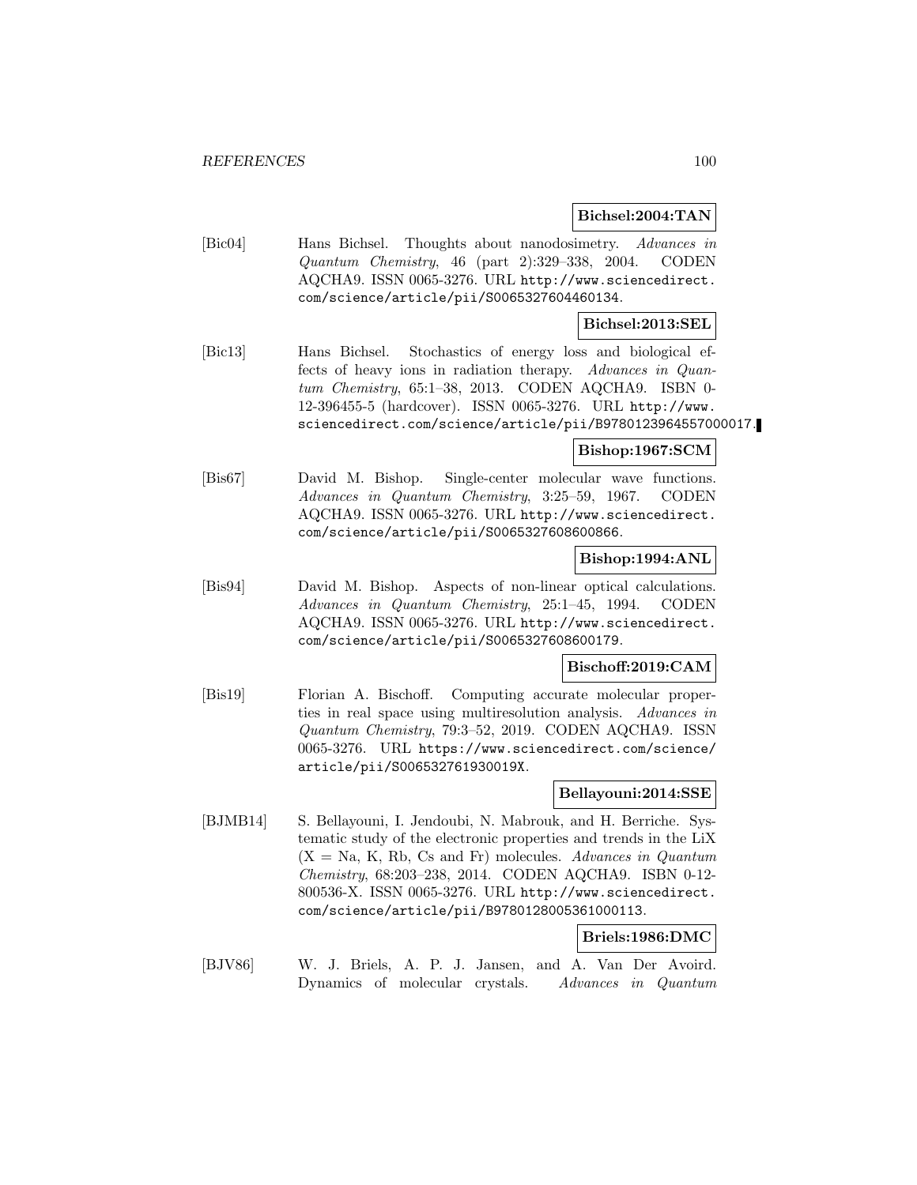**Bichsel:2004:TAN**

[Bic04] Hans Bichsel. Thoughts about nanodosimetry. *Advances in Quantum Chemistry*, 46 (part 2):329–338, 2004. CODEN AQCHA9. ISSN 0065-3276. URL http://www.sciencedirect.com/science/article/pii/S0065327604460134.

**Bichsel:2013:SEL**

[Bic13] Hans Bichsel. Stochastics of energy loss and biological effects of heavy ions in radiation therapy. *Advances in Quantum Chemistry*, 65:1–38, 2013. CODEN AQCHA9. ISBN 0-12-396455-5 (hardcover). ISSN 0065-3276. URL http://www.sciencedirect.com/science/article/pii/B9780123964557000017.

**Bishop:1967:SCM**

[Bis67] David M. Bishop. Single-center molecular wave functions. *Advances in Quantum Chemistry*, 3:25–59, 1967. CODEN AQCHA9. ISSN 0065-3276. URL http://www.sciencedirect.com/science/article/pii/S0065327608600866.

**Bishop:1994:ANL**

[Bis94] David M. Bishop. Aspects of non-linear optical calculations. *Advances in Quantum Chemistry*, 25:1–45, 1994. CODEN AQCHA9. ISSN 0065-3276. URL http://www.sciencedirect.com/science/article/pii/S0065327608600179.

**Bischoff:2019:CAM**

[Bis19] Florian A. Bischoff. Computing accurate molecular properties in real space using multiresolution analysis. *Advances in Quantum Chemistry*, 79:3–52, 2019. CODEN AQCHA9. ISSN 0065-3276. URL https://www.sciencedirect.com/science/article/pii/S006532761930019X.

**Bellayouni:2014:SSE**

[BJMB14] S. Bellayouni, I. Jendoubi, N. Mabrouk, and H. Berriche. Systematic study of the electronic properties and trends in the LiX (X = Na, K, Rb, Cs and Fr) molecules. *Advances in Quantum Chemistry*, 68:203–238, 2014. CODEN AQCHA9. ISBN 0-12-800536-X. ISSN 0065-3276. URL http://www.sciencedirect.com/science/article/pii/B9780128005361000113.

**Briels:1986:DMC**

[BJV86] W. J. Briels, A. P. J. Jansen, and A. Van Der Avoird. Dynamics of molecular crystals. *Advances in Quantum*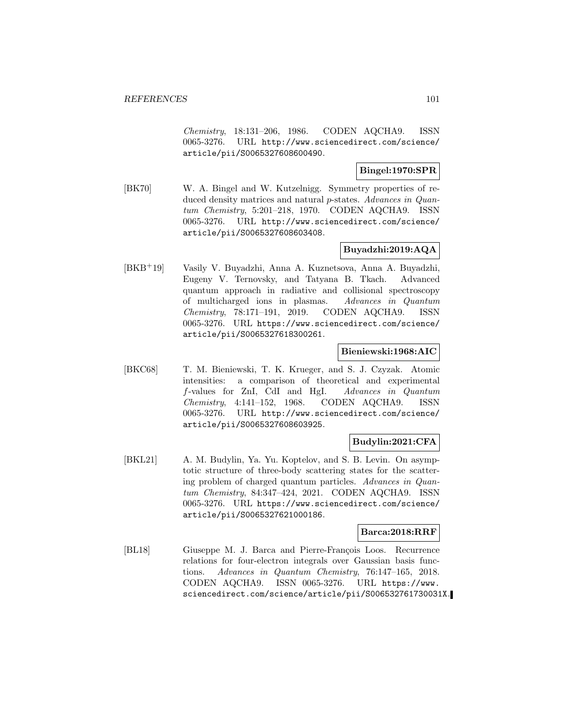*Chemistry*, 18:131–206, 1986. CODEN AQCHA9. ISSN 0065-3276. URL http://www.sciencedirect.com/science/article/pii/S0065327608600490.

**Bingel:1970:SPR**

[BK70] W. A. Bingel and W. Kutzelnigg. Symmetry properties of reduced density matrices and natural *p*-states. *Advances in Quantum Chemistry*, 5:201–218, 1970. CODEN AQCHA9. ISSN 0065-3276. URL http://www.sciencedirect.com/science/article/pii/S0065327608603408.

**Buyadzhi:2019:AQA**

[BKB+19] Vasily V. Buyadzhi, Anna A. Kuznetsova, Anna A. Buyadzhi, Eugeny V. Ternovsky, and Tatyana B. Tkach. Advanced quantum approach in radiative and collisional spectroscopy of multicharged ions in plasmas. *Advances in Quantum Chemistry*, 78:171–191, 2019. CODEN AQCHA9. ISSN 0065-3276. URL https://www.sciencedirect.com/science/article/pii/S0065327618300261.

**Bieniewski:1968:AIC**

[BKC68] T. M. Bieniewski, T. K. Krueger, and S. J. Czyzak. Atomic intensities: a comparison of theoretical and experimental *f*-values for ZnI, CdI and HgI. *Advances in Quantum Chemistry*, 4:141–152, 1968. CODEN AQCHA9. ISSN 0065-3276. URL http://www.sciencedirect.com/science/article/pii/S0065327608603925.

**Budylin:2021:CFA**

[BKL21] A. M. Budylin, Ya. Yu. Koptelov, and S. B. Levin. On asymptotic structure of three-body scattering states for the scattering problem of charged quantum particles. *Advances in Quantum Chemistry*, 84:347–424, 2021. CODEN AQCHA9. ISSN 0065-3276. URL https://www.sciencedirect.com/science/article/pii/S0065327621000186.

**Barca:2018:RRF**

[BL18] Giuseppe M. J. Barca and Pierre-François Loos. Recurrence relations for four-electron integrals over Gaussian basis functions. *Advances in Quantum Chemistry*, 76:147–165, 2018. CODEN AQCHA9. ISSN 0065-3276. URL https://www.sciencedirect.com/science/article/pii/S006532761730031X.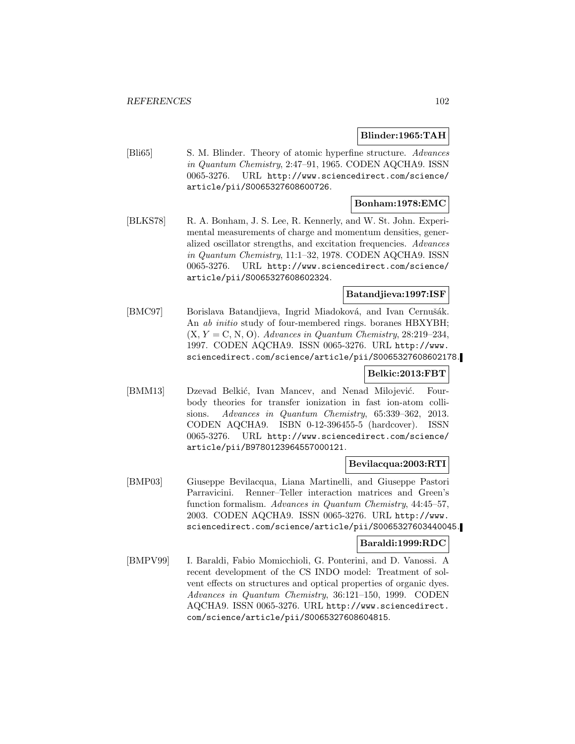**Blinder:1965:TAH**

[Bli65] S. M. Blinder. Theory of atomic hyperfine structure. *Advances in Quantum Chemistry*, 2:47–91, 1965. CODEN AQCHA9. ISSN 0065-3276. URL http://www.sciencedirect.com/science/article/pii/S0065327608600726.

**Bonham:1978:EMC**

[BLKS78] R. A. Bonham, J. S. Lee, R. Kennerly, and W. St. John. Experimental measurements of charge and momentum densities, generalized oscillator strengths, and excitation frequencies. *Advances in Quantum Chemistry*, 11:1–32, 1978. CODEN AQCHA9. ISSN 0065-3276. URL http://www.sciencedirect.com/science/article/pii/S0065327608602324.

**Batandjieva:1997:ISF**

[BMC97] Borislava Batandjieva, Ingrid Miadoková, and Ivan Cernušák. An *ab initio* study of four-membered rings. boranes HBXYBH; $(X, Y = C, N, O)$. *Advances in Quantum Chemistry*, 28:219–234, 1997. CODEN AQCHA9. ISSN 0065-3276. URL http://www.sciencedirect.com/science/article/pii/S0065327608602178.

**Belkic:2013:FBT**

[BMM13] Dzevad Belkić, Ivan Mancev, and Nenad Milojević. Four-body theories for transfer ionization in fast ion-atom collisions. *Advances in Quantum Chemistry*, 65:339–362, 2013. CODEN AQCHA9. ISBN 0-12-396455-5 (hardcover). ISSN 0065-3276. URL http://www.sciencedirect.com/science/article/pii/B9780123964557000121.

**Bevilacqua:2003:RTI**

[BMP03] Giuseppe Bevilacqua, Liana Martinelli, and Giuseppe Pastori Parravicini. Renner–Teller interaction matrices and Green's function formalism. *Advances in Quantum Chemistry*, 44:45–57, 2003. CODEN AQCHA9. ISSN 0065-3276. URL http://www.sciencedirect.com/science/article/pii/S0065327603440045.

**Baraldi:1999:RDC**

[BMPV99] I. Baraldi, Fabio Momicchioli, G. Ponterini, and D. Vanossi. A recent development of the CS INDO model: Treatment of solvent effects on structures and optical properties of organic dyes. *Advances in Quantum Chemistry*, 36:121–150, 1999. CODEN AQCHA9. ISSN 0065-3276. URL http://www.sciencedirect.com/science/article/pii/S0065327608604815.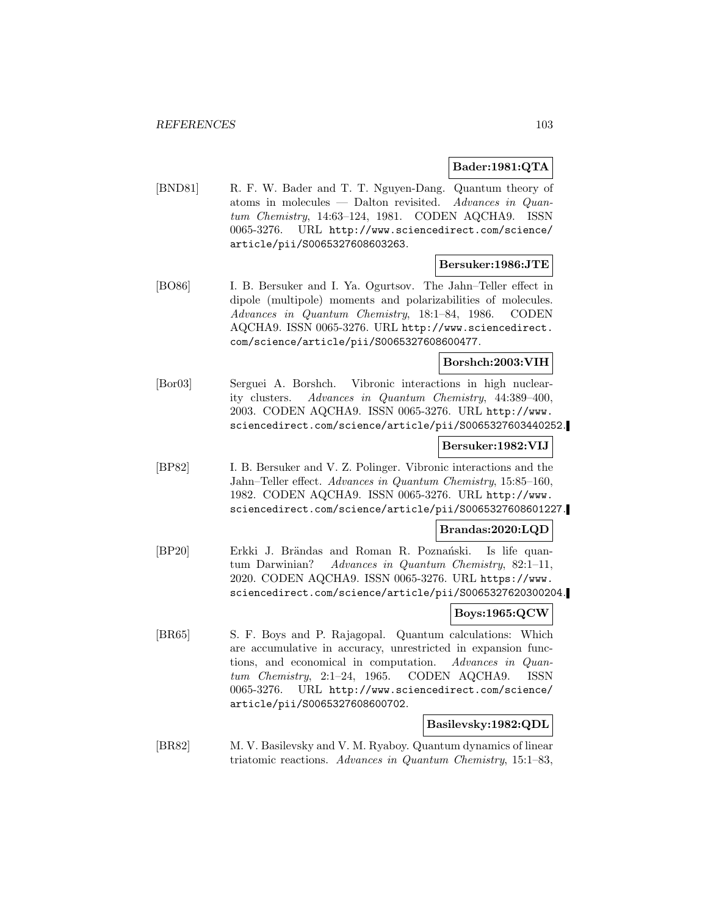**Bader:1981:QTA**

[BND81] R. F. W. Bader and T. T. Nguyen-Dang. Quantum theory of atoms in molecules — Dalton revisited. *Advances in Quantum Chemistry*, 14:63–124, 1981. CODEN AQCHA9. ISSN 0065-3276. URL http://www.sciencedirect.com/science/article/pii/S0065327608603263.

**Bersuker:1986:JTE**

[BO86] I. B. Bersuker and I. Ya. Ogurtsov. The Jahn–Teller effect in dipole (multipole) moments and polarizabilities of molecules. *Advances in Quantum Chemistry*, 18:1–84, 1986. CODEN AQCHA9. ISSN 0065-3276. URL http://www.sciencedirect.com/science/article/pii/S0065327608600477.

**Borshch:2003:VIH**

[Bor03] Serguei A. Borshch. Vibronic interactions in high nuclearity clusters. *Advances in Quantum Chemistry*, 44:389–400, 2003. CODEN AQCHA9. ISSN 0065-3276. URL http://www.sciencedirect.com/science/article/pii/S0065327603440252.

**Bersuker:1982:VIJ**

[BP82] I. B. Bersuker and V. Z. Polinger. Vibronic interactions and the Jahn–Teller effect. *Advances in Quantum Chemistry*, 15:85–160, 1982. CODEN AQCHA9. ISSN 0065-3276. URL http://www.sciencedirect.com/science/article/pii/S0065327608601227.

**Brandas:2020:LQD**

[BP20] Erkki J. Brändas and Roman R. Poznański. Is life quantum Darwinian? *Advances in Quantum Chemistry*, 82:1–11, 2020. CODEN AQCHA9. ISSN 0065-3276. URL https://www.sciencedirect.com/science/article/pii/S0065327620300204.

**Boys:1965:QCW**

[BR65] S. F. Boys and P. Rajagopal. Quantum calculations: Which are accumulative in accuracy, unrestricted in expansion functions, and economical in computation. *Advances in Quantum Chemistry*, 2:1–24, 1965. CODEN AQCHA9. ISSN 0065-3276. URL http://www.sciencedirect.com/science/article/pii/S0065327608600702.

**Basilevsky:1982:QDL**

[BR82] M. V. Basilevsky and V. M. Ryaboy. Quantum dynamics of linear triatomic reactions. *Advances in Quantum Chemistry*, 15:1–83,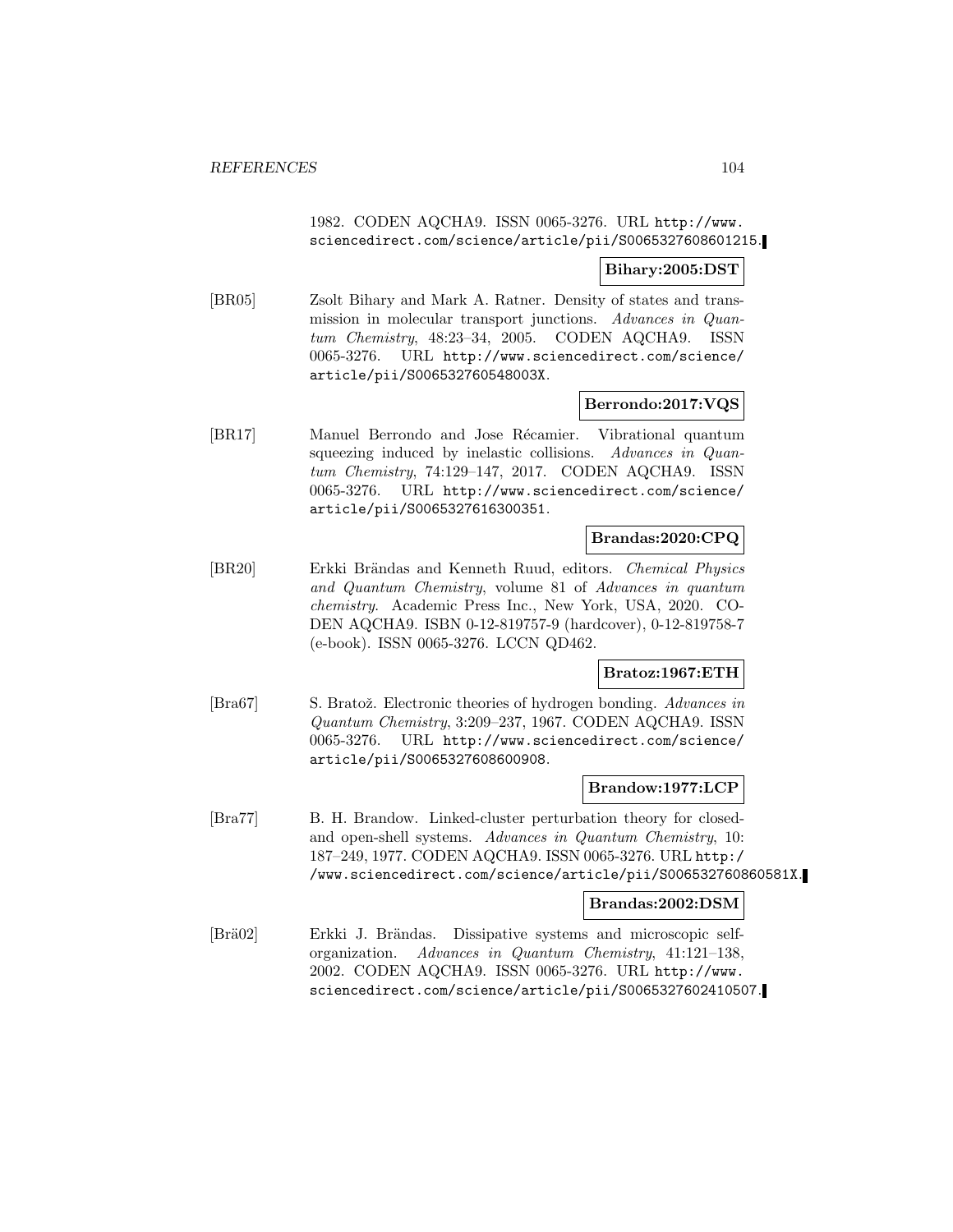1982. CODEN AQCHA9. ISSN 0065-3276. URL http://www.sciencedirect.com/science/article/pii/S0065327608601215.

**Bihary:2005:DST**

[BR05] Zsolt Bihary and Mark A. Ratner. Density of states and transmission in molecular transport junctions. *Advances in Quantum Chemistry*, 48:23–34, 2005. CODEN AQCHA9. ISSN 0065-3276. URL http://www.sciencedirect.com/science/article/pii/S006532760548003X.

**Berrondo:2017:VQS**

[BR17] Manuel Berrondo and Jose Récamier. Vibrational quantum squeezing induced by inelastic collisions. *Advances in Quantum Chemistry*, 74:129–147, 2017. CODEN AQCHA9. ISSN 0065-3276. URL http://www.sciencedirect.com/science/article/pii/S0065327616300351.

**Brandas:2020:CPQ**

[BR20] Erkki Brändas and Kenneth Ruud, editors. *Chemical Physics and Quantum Chemistry*, volume 81 of *Advances in quantum chemistry*. Academic Press Inc., New York, USA, 2020. CODEN AQCHA9. ISBN 0-12-819757-9 (hardcover), 0-12-819758-7 (e-book). ISSN 0065-3276. LCCN QD462.

**Bratoz:1967:ETH**

[Bra67] S. Bratož. Electronic theories of hydrogen bonding. *Advances in Quantum Chemistry*, 3:209–237, 1967. CODEN AQCHA9. ISSN 0065-3276. URL http://www.sciencedirect.com/science/article/pii/S0065327608600908.

**Brandow:1977:LCP**

[Bra77] B. H. Brandow. Linked-cluster perturbation theory for closed- and open-shell systems. *Advances in Quantum Chemistry*, 10: 187–249, 1977. CODEN AQCHA9. ISSN 0065-3276. URL http://www.sciencedirect.com/science/article/pii/S006532760860581X.

**Brandas:2002:DSM**

[Brä02] Erkki J. Brändas. Dissipative systems and microscopic self-organization. *Advances in Quantum Chemistry*, 41:121–138, 2002. CODEN AQCHA9. ISSN 0065-3276. URL http://www.sciencedirect.com/science/article/pii/S0065327602410507.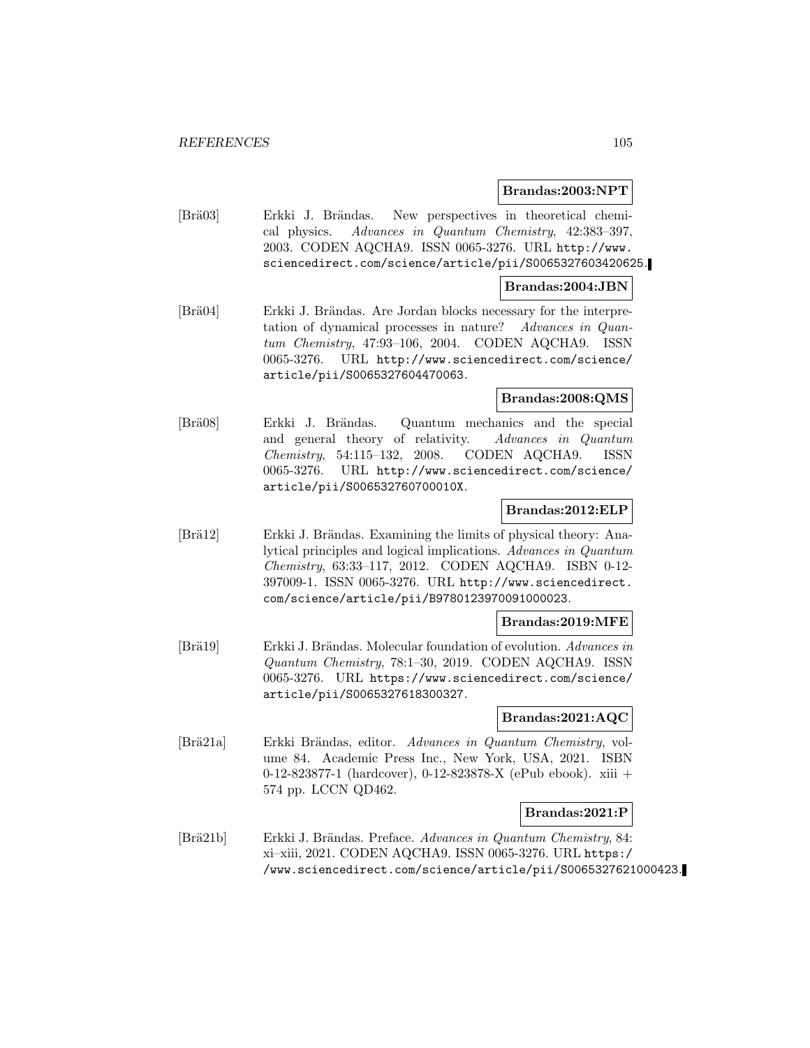**Brandas:2003:NPT**

[Brä03] Erkki J. Brändas. New perspectives in theoretical chemical physics. *Advances in Quantum Chemistry*, 42:383–397, 2003. CODEN AQCHA9. ISSN 0065-3276. URL http://www.sciencedirect.com/science/article/pii/S0065327603420625.

**Brandas:2004:JBN**

[Brä04] Erkki J. Brändas. Are Jordan blocks necessary for the interpretation of dynamical processes in nature? *Advances in Quantum Chemistry*, 47:93–106, 2004. CODEN AQCHA9. ISSN 0065-3276. URL http://www.sciencedirect.com/science/article/pii/S0065327604470063.

**Brandas:2008:QMS**

[Brä08] Erkki J. Brändas. Quantum mechanics and the special and general theory of relativity. *Advances in Quantum Chemistry*, 54:115–132, 2008. CODEN AQCHA9. ISSN 0065-3276. URL http://www.sciencedirect.com/science/article/pii/S006532760700010X.

**Brandas:2012:ELP**

[Brä12] Erkki J. Brändas. Examining the limits of physical theory: Analytical principles and logical implications. *Advances in Quantum Chemistry*, 63:33–117, 2012. CODEN AQCHA9. ISBN 0-12-397009-1. ISSN 0065-3276. URL http://www.sciencedirect.com/science/article/pii/B9780123970091000023.

**Brandas:2019:MFE**

[Brä19] Erkki J. Brändas. Molecular foundation of evolution. *Advances in Quantum Chemistry*, 78:1–30, 2019. CODEN AQCHA9. ISSN 0065-3276. URL https://www.sciencedirect.com/science/article/pii/S0065327618300327.

**Brandas:2021:AQC**

[Brä21a] Erkki Brändas, editor. *Advances in Quantum Chemistry*, volume 84. Academic Press Inc., New York, USA, 2021. ISBN 0-12-823877-1 (hardcover), 0-12-823878-X (ePub ebook). xiii + 574 pp. LCCN QD462.

**Brandas:2021:P**

[Brä21b] Erkki J. Brändas. Preface. *Advances in Quantum Chemistry*, 84: xi–xiii, 2021. CODEN AQCHA9. ISSN 0065-3276. URL https://www.sciencedirect.com/science/article/pii/S0065327621000423.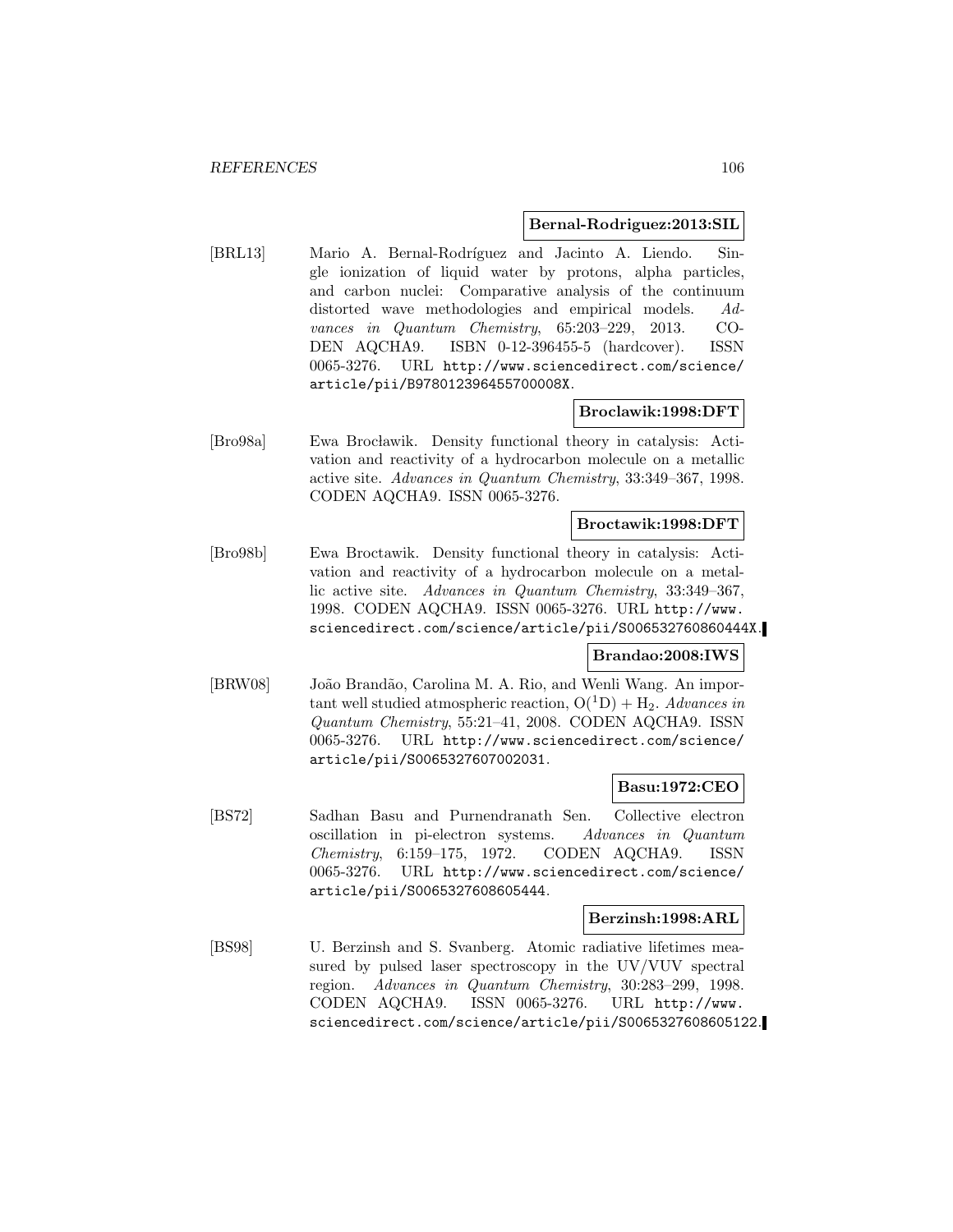**Bernal-Rodriguez:2013:SIL**

[BRL13] Mario A. Bernal-Rodríguez and Jacinto A. Liendo. Single ionization of liquid water by protons, alpha particles, and carbon nuclei: Comparative analysis of the continuum distorted wave methodologies and empirical models. *Advances in Quantum Chemistry*, 65:203–229, 2013. CODEN AQCHA9. ISBN 0-12-396455-5 (hardcover). ISSN 0065-3276. URL http://www.sciencedirect.com/science/article/pii/B978012396455700008X.

**Broclawik:1998:DFT**

[Bro98a] Ewa Brocławik. Density functional theory in catalysis: Activation and reactivity of a hydrocarbon molecule on a metallic active site. *Advances in Quantum Chemistry*, 33:349–367, 1998. CODEN AQCHA9. ISSN 0065-3276.

**Broctawik:1998:DFT**

[Bro98b] Ewa Broctawik. Density functional theory in catalysis: Activation and reactivity of a hydrocarbon molecule on a metallic active site. *Advances in Quantum Chemistry*, 33:349–367, 1998. CODEN AQCHA9. ISSN 0065-3276. URL http://www.sciencedirect.com/science/article/pii/S006532760860444X.

**Brandao:2008:IWS**

[BRW08] João Brandão, Carolina M. A. Rio, and Wenli Wang. An important well studied atmospheric reaction, $O(^1D) + H_2$. *Advances in Quantum Chemistry*, 55:21–41, 2008. CODEN AQCHA9. ISSN 0065-3276. URL http://www.sciencedirect.com/science/article/pii/S0065327607002031.

**Basu:1972:CEO**

[BS72] Sadhan Basu and Purnendranath Sen. Collective electron oscillation in pi-electron systems. *Advances in Quantum Chemistry*, 6:159–175, 1972. CODEN AQCHA9. ISSN 0065-3276. URL http://www.sciencedirect.com/science/article/pii/S0065327608605444.

**Berzinsh:1998:ARL**

[BS98] U. Berzinsh and S. Svanberg. Atomic radiative lifetimes measured by pulsed laser spectroscopy in the UV/VUV spectral region. *Advances in Quantum Chemistry*, 30:283–299, 1998. CODEN AQCHA9. ISSN 0065-3276. URL http://www.sciencedirect.com/science/article/pii/S0065327608605122.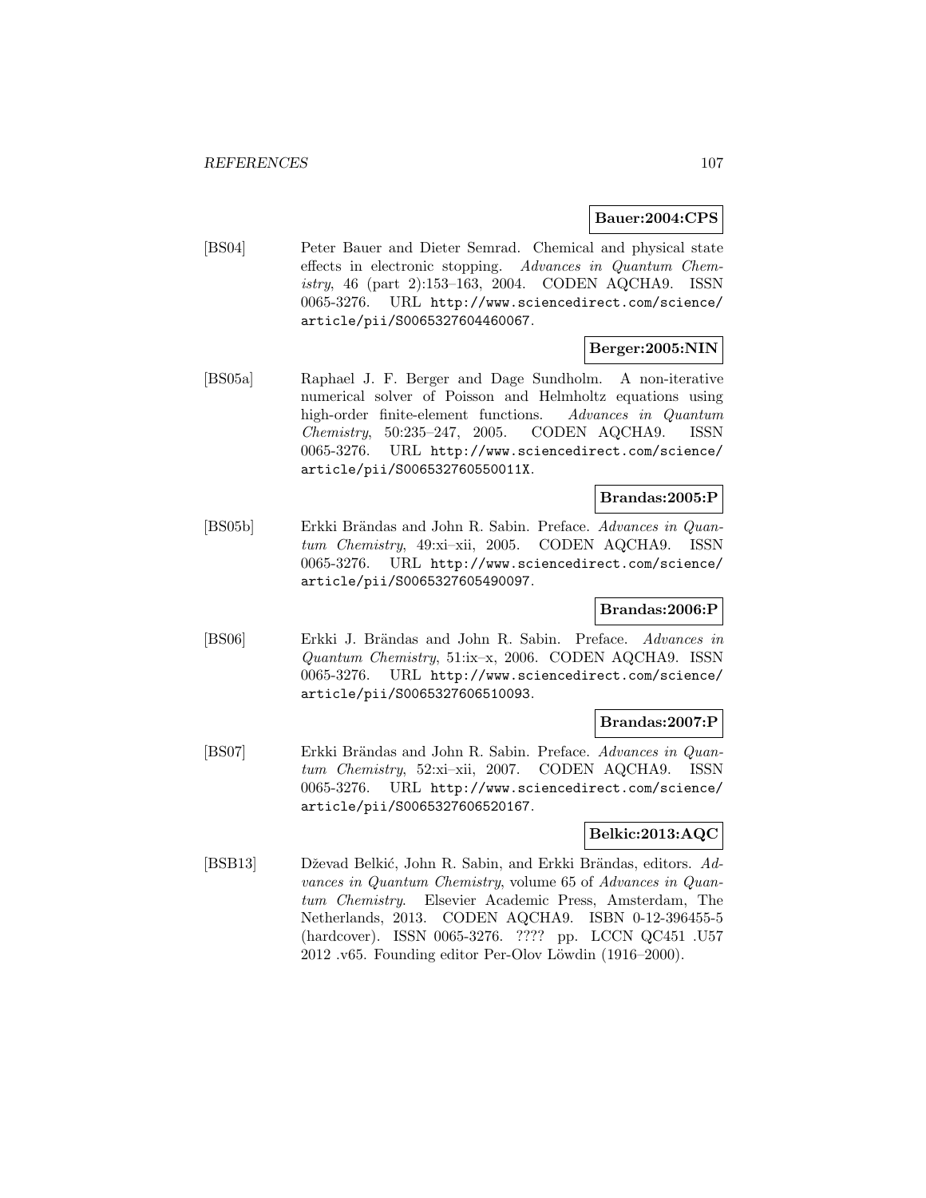**Bauer:2004:CPS**

[BS04] Peter Bauer and Dieter Semrad. Chemical and physical state effects in electronic stopping. *Advances in Quantum Chemistry*, 46 (part 2):153–163, 2004. CODEN AQCHA9. ISSN 0065-3276. URL http://www.sciencedirect.com/science/article/pii/S0065327604460067.

**Berger:2005:NIN**

[BS05a] Raphael J. F. Berger and Dage Sundholm. A non-iterative numerical solver of Poisson and Helmholtz equations using high-order finite-element functions. *Advances in Quantum Chemistry*, 50:235–247, 2005. CODEN AQCHA9. ISSN 0065-3276. URL http://www.sciencedirect.com/science/article/pii/S006532760550011X.

**Brandas:2005:P**

[BS05b] Erkki Brändas and John R. Sabin. Preface. *Advances in Quantum Chemistry*, 49:xi–xii, 2005. CODEN AQCHA9. ISSN 0065-3276. URL http://www.sciencedirect.com/science/article/pii/S0065327605490097.

**Brandas:2006:P**

[BS06] Erkki J. Brändas and John R. Sabin. Preface. *Advances in Quantum Chemistry*, 51:ix–x, 2006. CODEN AQCHA9. ISSN 0065-3276. URL http://www.sciencedirect.com/science/article/pii/S0065327606510093.

**Brandas:2007:P**

[BS07] Erkki Brändas and John R. Sabin. Preface. *Advances in Quantum Chemistry*, 52:xi–xii, 2007. CODEN AQCHA9. ISSN 0065-3276. URL http://www.sciencedirect.com/science/article/pii/S0065327606520167.

**Belkic:2013:AQC**

[BSB13] Dževad Belkić, John R. Sabin, and Erkki Brändas, editors. *Advances in Quantum Chemistry*, volume 65 of *Advances in Quantum Chemistry*. Elsevier Academic Press, Amsterdam, The Netherlands, 2013. CODEN AQCHA9. ISBN 0-12-396455-5 (hardcover). ISSN 0065-3276. ???? pp. LCCN QC451 .U57 2012 .v65. Founding editor Per-Olov Löwdin (1916–2000).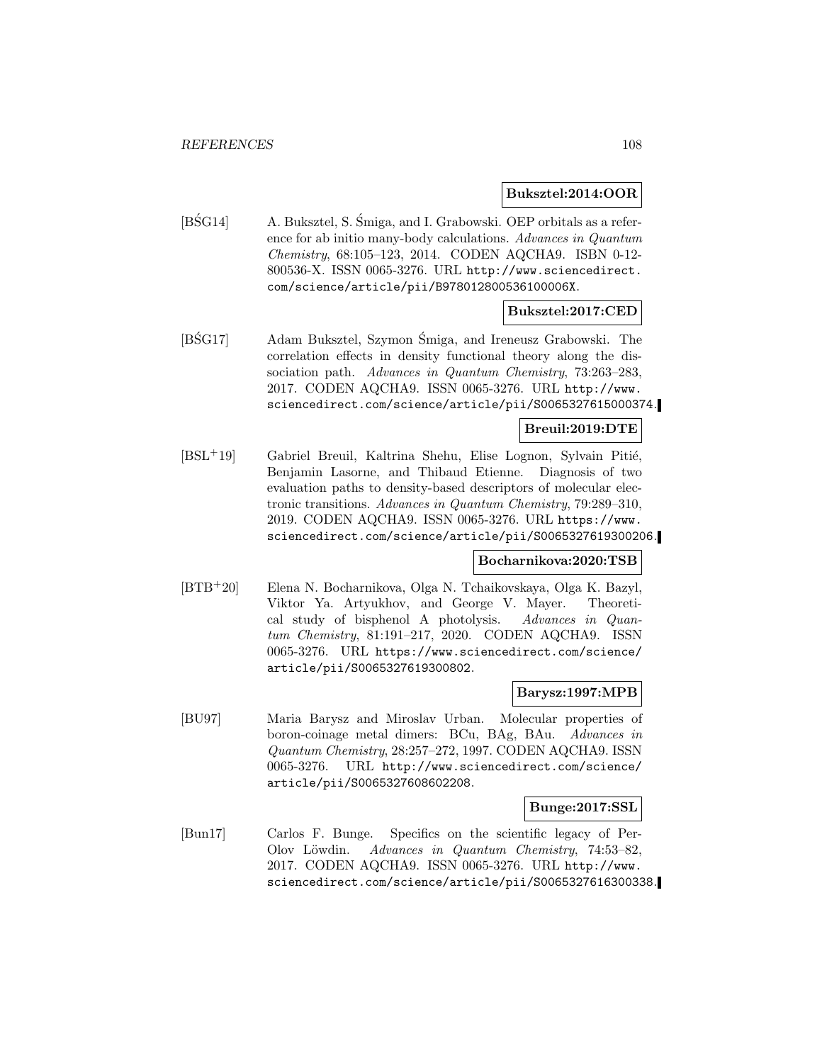**Buksztel:2014:OOR**

[BŚG14] A. Buksztel, S. Śmiga, and I. Grabowski. OEP orbitals as a reference for ab initio many-body calculations. *Advances in Quantum Chemistry*, 68:105–123, 2014. CODEN AQCHA9. ISBN 0-12-800536-X. ISSN 0065-3276. URL http://www.sciencedirect.com/science/article/pii/B978012800536100006X.

**Buksztel:2017:CED**

[BŚG17] Adam Buksztel, Szymon Śmiga, and Ireneusz Grabowski. The correlation effects in density functional theory along the dissociation path. *Advances in Quantum Chemistry*, 73:263–283, 2017. CODEN AQCHA9. ISSN 0065-3276. URL http://www.sciencedirect.com/science/article/pii/S0065327615000374.

**Breuil:2019:DTE**

[BSL+19] Gabriel Breuil, Kaltrina Shehu, Elise Lognon, Sylvain Pitié, Benjamin Lasorne, and Thibaud Etienne. Diagnosis of two evaluation paths to density-based descriptors of molecular electronic transitions. *Advances in Quantum Chemistry*, 79:289–310, 2019. CODEN AQCHA9. ISSN 0065-3276. URL https://www.sciencedirect.com/science/article/pii/S0065327619300206.

**Bocharnikova:2020:TSB**

[BTB+20] Elena N. Bocharnikova, Olga N. Tchaikovskaya, Olga K. Bazyl, Viktor Ya. Artyukhov, and George V. Mayer. Theoretical study of bisphenol A photolysis. *Advances in Quantum Chemistry*, 81:191–217, 2020. CODEN AQCHA9. ISSN 0065-3276. URL https://www.sciencedirect.com/science/article/pii/S0065327619300802.

**Barysz:1997:MPB**

[BU97] Maria Barysz and Miroslav Urban. Molecular properties of boron-coinage metal dimers: BCu, BAg, BAu. *Advances in Quantum Chemistry*, 28:257–272, 1997. CODEN AQCHA9. ISSN 0065-3276. URL http://www.sciencedirect.com/science/article/pii/S0065327608602208.

**Bunge:2017:SSL**

[Bun17] Carlos F. Bunge. Specifics on the scientific legacy of Per-Olov Löwdin. *Advances in Quantum Chemistry*, 74:53–82, 2017. CODEN AQCHA9. ISSN 0065-3276. URL http://www.sciencedirect.com/science/article/pii/S0065327616300338.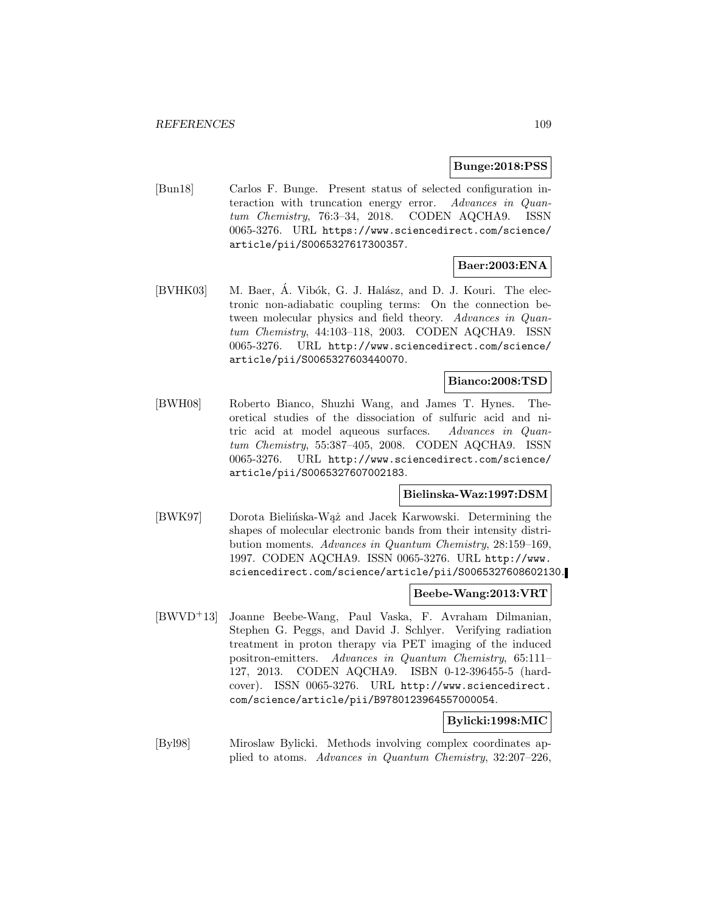**Bunge:2018:PSS**

[Bun18] Carlos F. Bunge. Present status of selected configuration interaction with truncation energy error. *Advances in Quantum Chemistry*, 76:3–34, 2018. CODEN AQCHA9. ISSN 0065-3276. URL https://www.sciencedirect.com/science/article/pii/S0065327617300357.

**Baer:2003:ENA**

[BVHK03] M. Baer, Á. Vibók, G. J. Halász, and D. J. Kouri. The electronic non-adiabatic coupling terms: On the connection between molecular physics and field theory. *Advances in Quantum Chemistry*, 44:103–118, 2003. CODEN AQCHA9. ISSN 0065-3276. URL http://www.sciencedirect.com/science/article/pii/S0065327603440070.

**Bianco:2008:TSD**

[BWH08] Roberto Bianco, Shuzhi Wang, and James T. Hynes. Theoretical studies of the dissociation of sulfuric acid and nitric acid at model aqueous surfaces. *Advances in Quantum Chemistry*, 55:387–405, 2008. CODEN AQCHA9. ISSN 0065-3276. URL http://www.sciencedirect.com/science/article/pii/S0065327607002183.

**Bielinska-Waz:1997:DSM**

[BWK97] Dorota Bielińska-Wąż and Jacek Karwowski. Determining the shapes of molecular electronic bands from their intensity distribution moments. *Advances in Quantum Chemistry*, 28:159–169, 1997. CODEN AQCHA9. ISSN 0065-3276. URL http://www.sciencedirect.com/science/article/pii/S0065327608602130.

**Beebe-Wang:2013:VRT**

[BWVD+13] Joanne Beebe-Wang, Paul Vaska, F. Avraham Dilmanian, Stephen G. Peggs, and David J. Schlyer. Verifying radiation treatment in proton therapy via PET imaging of the induced positron-emitters. *Advances in Quantum Chemistry*, 65:111–127, 2013. CODEN AQCHA9. ISBN 0-12-396455-5 (hardcover). ISSN 0065-3276. URL http://www.sciencedirect.com/science/article/pii/B9780123964557000054.

**Bylicki:1998:MIC**

[Byl98] Miroslaw Bylicki. Methods involving complex coordinates applied to atoms. *Advances in Quantum Chemistry*, 32:207–226,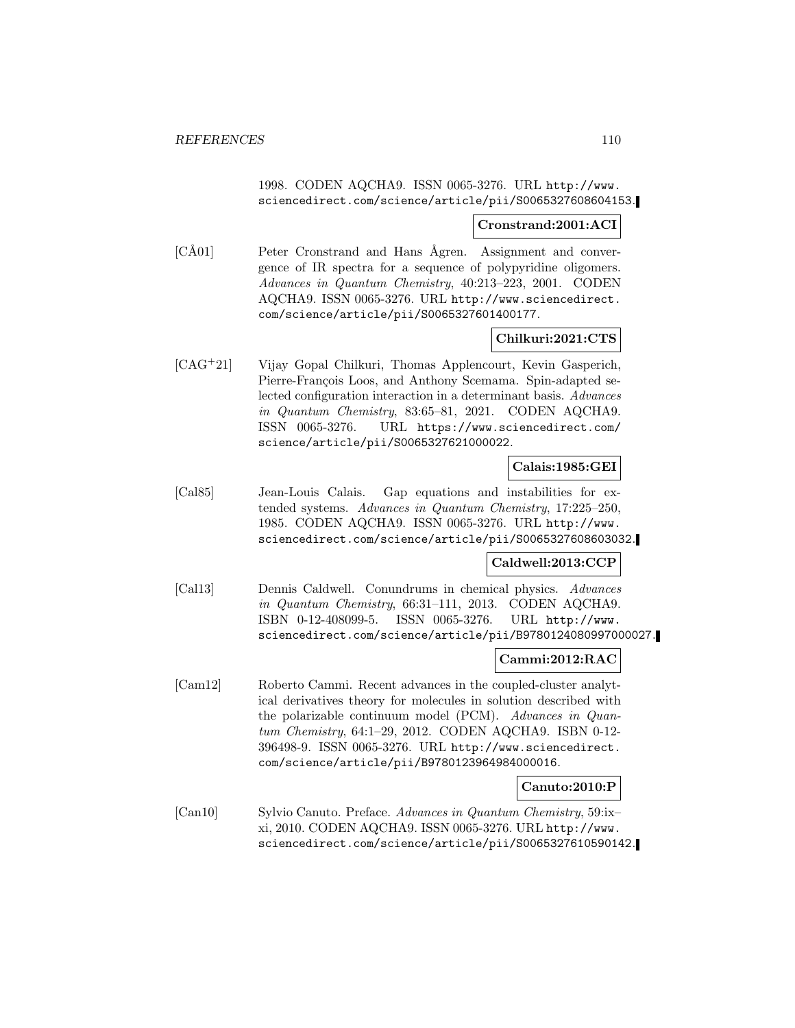1998. CODEN AQCHA9. ISSN 0065-3276. URL http://www.sciencedirect.com/science/article/pii/S0065327608604153.

**Cronstrand:2001:ACI**

[CÅ01] Peter Cronstrand and Hans Ågren. Assignment and convergence of IR spectra for a sequence of polypyridine oligomers. *Advances in Quantum Chemistry*, 40:213–223, 2001. CODEN AQCHA9. ISSN 0065-3276. URL http://www.sciencedirect.com/science/article/pii/S0065327601400177.

**Chilkuri:2021:CTS**

[CAG+21] Vijay Gopal Chilkuri, Thomas Applencourt, Kevin Gasperich, Pierre-François Loos, and Anthony Scemama. Spin-adapted selected configuration interaction in a determinant basis. *Advances in Quantum Chemistry*, 83:65–81, 2021. CODEN AQCHA9. ISSN 0065-3276. URL https://www.sciencedirect.com/science/article/pii/S0065327621000022.

**Calais:1985:GEI**

[Cal85] Jean-Louis Calais. Gap equations and instabilities for extended systems. *Advances in Quantum Chemistry*, 17:225–250, 1985. CODEN AQCHA9. ISSN 0065-3276. URL http://www.sciencedirect.com/science/article/pii/S0065327608603032.

**Caldwell:2013:CCP**

[Cal13] Dennis Caldwell. Conundrums in chemical physics. *Advances in Quantum Chemistry*, 66:31–111, 2013. CODEN AQCHA9. ISBN 0-12-408099-5. ISSN 0065-3276. URL http://www.sciencedirect.com/science/article/pii/B9780124080997000027.

**Cammi:2012:RAC**

[Cam12] Roberto Cammi. Recent advances in the coupled-cluster analytical derivatives theory for molecules in solution described with the polarizable continuum model (PCM). *Advances in Quantum Chemistry*, 64:1–29, 2012. CODEN AQCHA9. ISBN 0-12-396498-9. ISSN 0065-3276. URL http://www.sciencedirect.com/science/article/pii/B9780123964984000016.

**Canuto:2010:P**

[Can10] Sylvio Canuto. Preface. *Advances in Quantum Chemistry*, 59:ix–xi, 2010. CODEN AQCHA9. ISSN 0065-3276. URL http://www.sciencedirect.com/science/article/pii/S0065327610590142.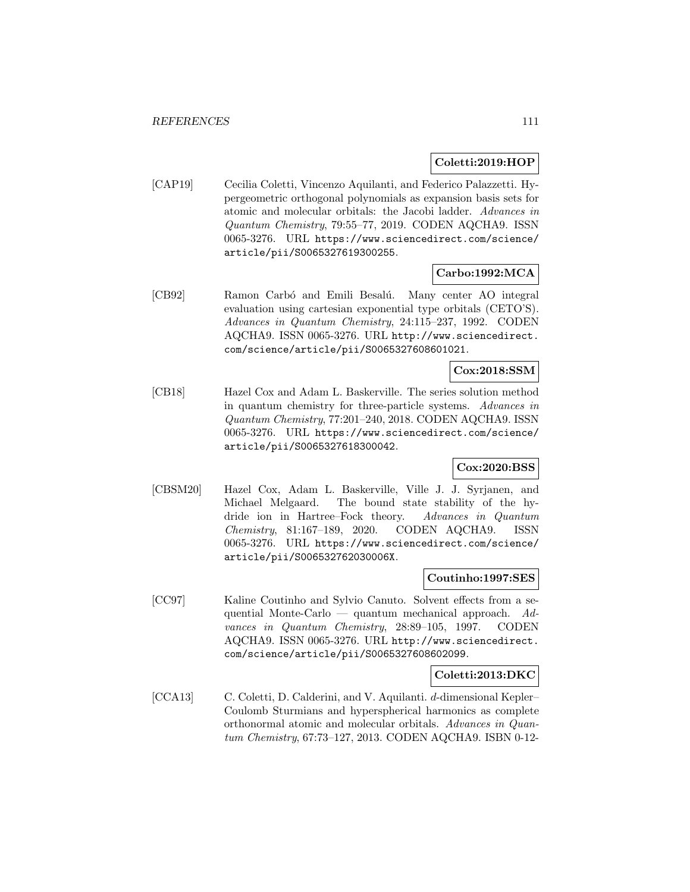**Coletti:2019:HOP**

[CAP19] Cecilia Coletti, Vincenzo Aquilanti, and Federico Palazzetti. Hypergeometric orthogonal polynomials as expansion basis sets for atomic and molecular orbitals: the Jacobi ladder. *Advances in Quantum Chemistry*, 79:55–77, 2019. CODEN AQCHA9. ISSN 0065-3276. URL https://www.sciencedirect.com/science/article/pii/S0065327619300255.

**Carbo:1992:MCA**

[CB92] Ramon Carbó and Emili Besalú. Many center AO integral evaluation using cartesian exponential type orbitals (CETO'S). *Advances in Quantum Chemistry*, 24:115–237, 1992. CODEN AQCHA9. ISSN 0065-3276. URL http://www.sciencedirect.com/science/article/pii/S0065327608601021.

**Cox:2018:SSM**

[CB18] Hazel Cox and Adam L. Baskerville. The series solution method in quantum chemistry for three-particle systems. *Advances in Quantum Chemistry*, 77:201–240, 2018. CODEN AQCHA9. ISSN 0065-3276. URL https://www.sciencedirect.com/science/article/pii/S0065327618300042.

**Cox:2020:BSS**

[CBSM20] Hazel Cox, Adam L. Baskerville, Ville J. J. Syrjanen, and Michael Melgaard. The bound state stability of the hydride ion in Hartree–Fock theory. *Advances in Quantum Chemistry*, 81:167–189, 2020. CODEN AQCHA9. ISSN 0065-3276. URL https://www.sciencedirect.com/science/article/pii/S006532762030006X.

**Coutinho:1997:SES**

[CC97] Kaline Coutinho and Sylvio Canuto. Solvent effects from a sequential Monte-Carlo — quantum mechanical approach. *Advances in Quantum Chemistry*, 28:89–105, 1997. CODEN AQCHA9. ISSN 0065-3276. URL http://www.sciencedirect.com/science/article/pii/S0065327608602099.

**Coletti:2013:DKC**

[CCA13] C. Coletti, D. Calderini, and V. Aquilanti. $d$-dimensional Kepler–Coulomb Sturmians and hyperspherical harmonics as complete orthonormal atomic and molecular orbitals. *Advances in Quantum Chemistry*, 67:73–127, 2013. CODEN AQCHA9. ISBN 0-12-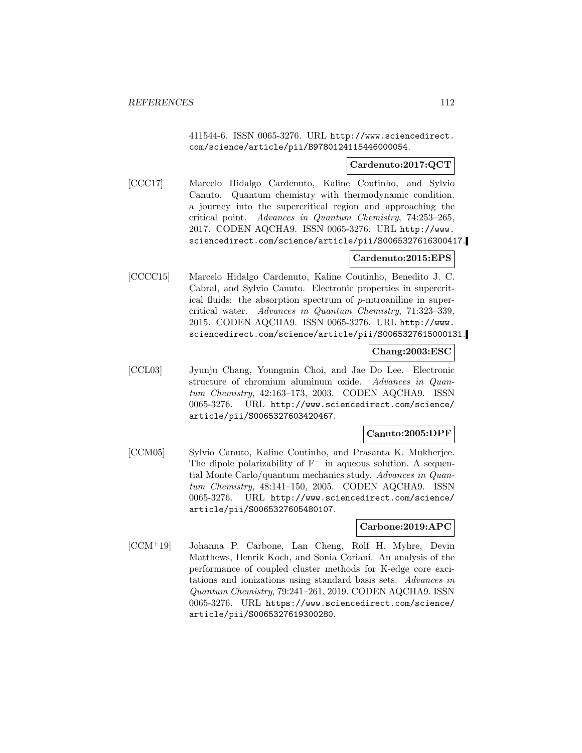411544-6. ISSN 0065-3276. URL http://www.sciencedirect.com/science/article/pii/B9780124115446000054.

**Cardenuto:2017:QCT**

[CCC17] Marcelo Hidalgo Cardenuto, Kaline Coutinho, and Sylvio Canuto. Quantum chemistry with thermodynamic condition. a journey into the supercritical region and approaching the critical point. *Advances in Quantum Chemistry*, 74:253–265, 2017. CODEN AQCHA9. ISSN 0065-3276. URL http://www.sciencedirect.com/science/article/pii/S0065327616300417.

**Cardenuto:2015:EPS**

[CCCC15] Marcelo Hidalgo Cardenuto, Kaline Coutinho, Benedito J. C. Cabral, and Sylvio Canuto. Electronic properties in supercritical fluids: the absorption spectrum of *p*-nitroaniline in supercritical water. *Advances in Quantum Chemistry*, 71:323–339, 2015. CODEN AQCHA9. ISSN 0065-3276. URL http://www.sciencedirect.com/science/article/pii/S0065327615000131.

**Chang:2003:ESC**

[CCL03] Jyunju Chang, Youngmin Choi, and Jae Do Lee. Electronic structure of chromium aluminum oxide. *Advances in Quantum Chemistry*, 42:163–173, 2003. CODEN AQCHA9. ISSN 0065-3276. URL http://www.sciencedirect.com/science/article/pii/S0065327603420467.

**Canuto:2005:DPF**

[CCM05] Sylvio Canuto, Kaline Coutinho, and Prasanta K. Mukherjee. The dipole polarizability of $F^-$ in aqueous solution. A sequential Monte Carlo/quantum mechanics study. *Advances in Quantum Chemistry*, 48:141–150, 2005. CODEN AQCHA9. ISSN 0065-3276. URL http://www.sciencedirect.com/science/article/pii/S0065327605480107.

**Carbone:2019:APC**

[CCM+19] Johanna P. Carbone, Lan Cheng, Rolf H. Myhre, Devin Matthews, Henrik Koch, and Sonia Coriani. An analysis of the performance of coupled cluster methods for K-edge core excitations and ionizations using standard basis sets. *Advances in Quantum Chemistry*, 79:241–261, 2019. CODEN AQCHA9. ISSN 0065-3276. URL https://www.sciencedirect.com/science/article/pii/S0065327619300280.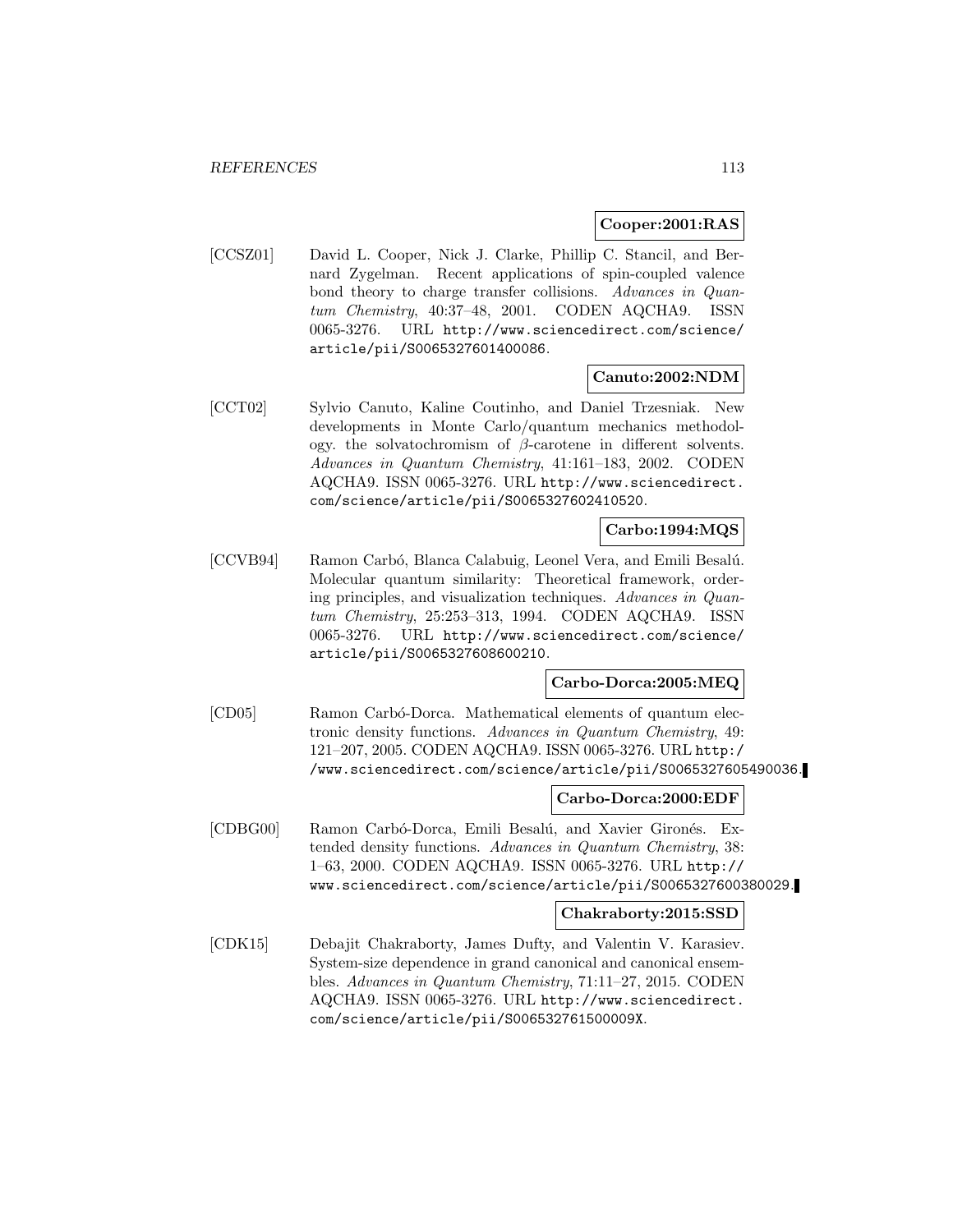**Cooper:2001:RAS**

[CCSZ01] David L. Cooper, Nick J. Clarke, Phillip C. Stancil, and Bernard Zygelman. Recent applications of spin-coupled valence bond theory to charge transfer collisions. *Advances in Quantum Chemistry*, 40:37–48, 2001. CODEN AQCHA9. ISSN 0065-3276. URL http://www.sciencedirect.com/science/article/pii/S0065327601400086.

**Canuto:2002:NDM**

[CCT02] Sylvio Canuto, Kaline Coutinho, and Daniel Trzesniak. New developments in Monte Carlo/quantum mechanics methodology. the solvatochromism of $\beta$-carotene in different solvents. *Advances in Quantum Chemistry*, 41:161–183, 2002. CODEN AQCHA9. ISSN 0065-3276. URL http://www.sciencedirect.com/science/article/pii/S0065327602410520.

**Carbo:1994:MQS**

[CCVB94] Ramon Carbó, Blanca Calabuig, Leonel Vera, and Emili Besalú. Molecular quantum similarity: Theoretical framework, ordering principles, and visualization techniques. *Advances in Quantum Chemistry*, 25:253–313, 1994. CODEN AQCHA9. ISSN 0065-3276. URL http://www.sciencedirect.com/science/article/pii/S0065327608600210.

**Carbo-Dorca:2005:MEQ**

[CD05] Ramon Carbó-Dorca. Mathematical elements of quantum electronic density functions. *Advances in Quantum Chemistry*, 49: 121–207, 2005. CODEN AQCHA9. ISSN 0065-3276. URL http://www.sciencedirect.com/science/article/pii/S0065327605490036.

**Carbo-Dorca:2000:EDF**

[CDBG00] Ramon Carbó-Dorca, Emili Besalú, and Xavier Gironés. Extended density functions. *Advances in Quantum Chemistry*, 38: 1–63, 2000. CODEN AQCHA9. ISSN 0065-3276. URL http://www.sciencedirect.com/science/article/pii/S0065327600380029.

**Chakraborty:2015:SSD**

[CDK15] Debajit Chakraborty, James Dufty, and Valentin V. Karasiev. System-size dependence in grand canonical and canonical ensembles. *Advances in Quantum Chemistry*, 71:11–27, 2015. CODEN AQCHA9. ISSN 0065-3276. URL http://www.sciencedirect.com/science/article/pii/S006532761500009X.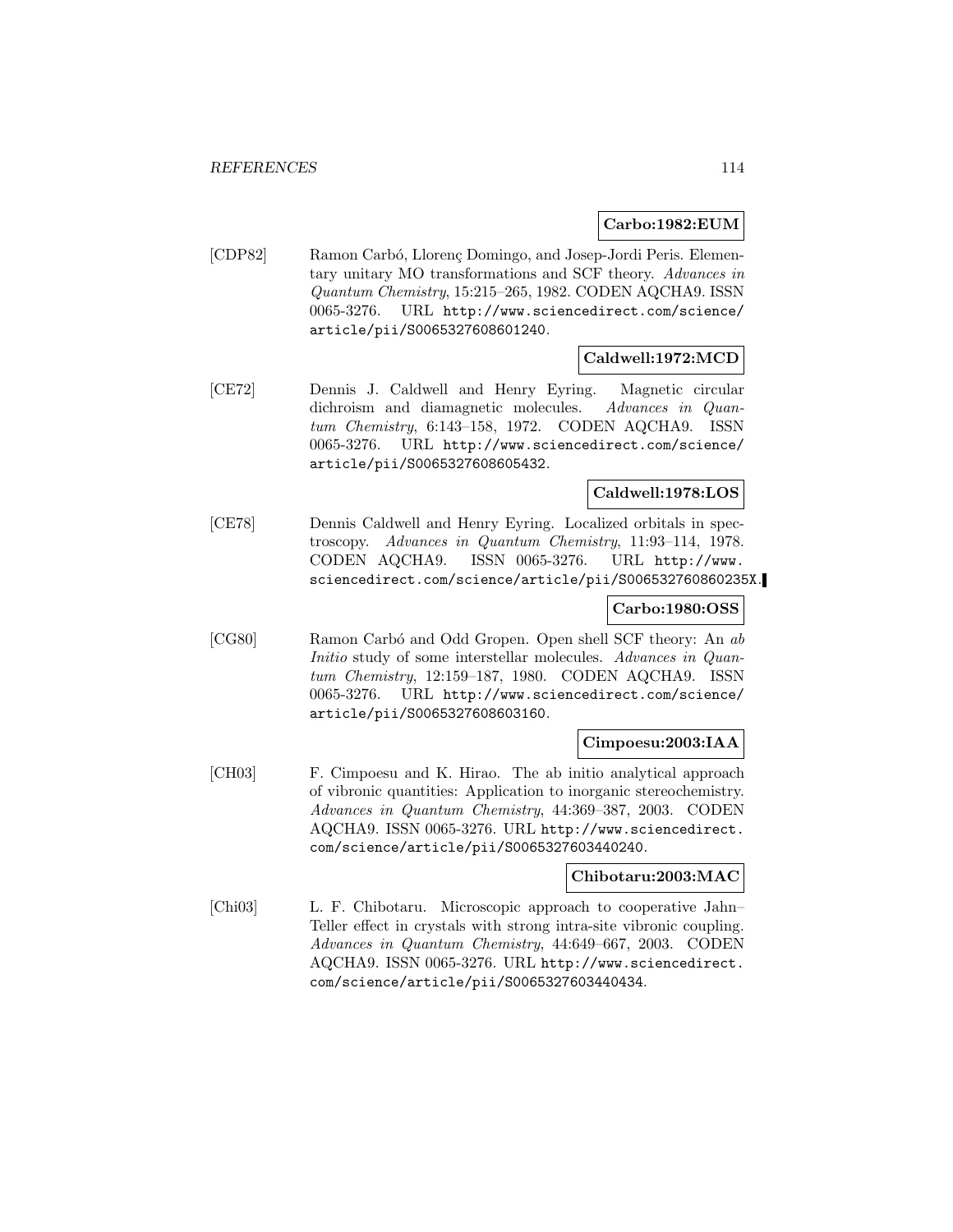**Carbo:1982:EUM**

[CDP82] Ramon Carbó, Llorenç Domingo, and Josep-Jordi Peris. Elementary unitary MO transformations and SCF theory. *Advances in Quantum Chemistry*, 15:215–265, 1982. CODEN AQCHA9. ISSN 0065-3276. URL http://www.sciencedirect.com/science/article/pii/S0065327608601240.

**Caldwell:1972:MCD**

[CE72] Dennis J. Caldwell and Henry Eyring. Magnetic circular dichroism and diamagnetic molecules. *Advances in Quantum Chemistry*, 6:143–158, 1972. CODEN AQCHA9. ISSN 0065-3276. URL http://www.sciencedirect.com/science/article/pii/S0065327608605432.

**Caldwell:1978:LOS**

[CE78] Dennis Caldwell and Henry Eyring. Localized orbitals in spectroscopy. *Advances in Quantum Chemistry*, 11:93–114, 1978. CODEN AQCHA9. ISSN 0065-3276. URL http://www.sciencedirect.com/science/article/pii/S006532760860235X.

**Carbo:1980:OSS**

[CG80] Ramon Carbó and Odd Gropen. Open shell SCF theory: An *ab Initio* study of some interstellar molecules. *Advances in Quantum Chemistry*, 12:159–187, 1980. CODEN AQCHA9. ISSN 0065-3276. URL http://www.sciencedirect.com/science/article/pii/S0065327608603160.

**Cimpoesu:2003:IAA**

[CH03] F. Cimpoesu and K. Hirao. The ab initio analytical approach of vibronic quantities: Application to inorganic stereochemistry. *Advances in Quantum Chemistry*, 44:369–387, 2003. CODEN AQCHA9. ISSN 0065-3276. URL http://www.sciencedirect.com/science/article/pii/S0065327603440240.

**Chibotaru:2003:MAC**

[Chi03] L. F. Chibotaru. Microscopic approach to cooperative Jahn–Teller effect in crystals with strong intra-site vibronic coupling. *Advances in Quantum Chemistry*, 44:649–667, 2003. CODEN AQCHA9. ISSN 0065-3276. URL http://www.sciencedirect.com/science/article/pii/S0065327603440434.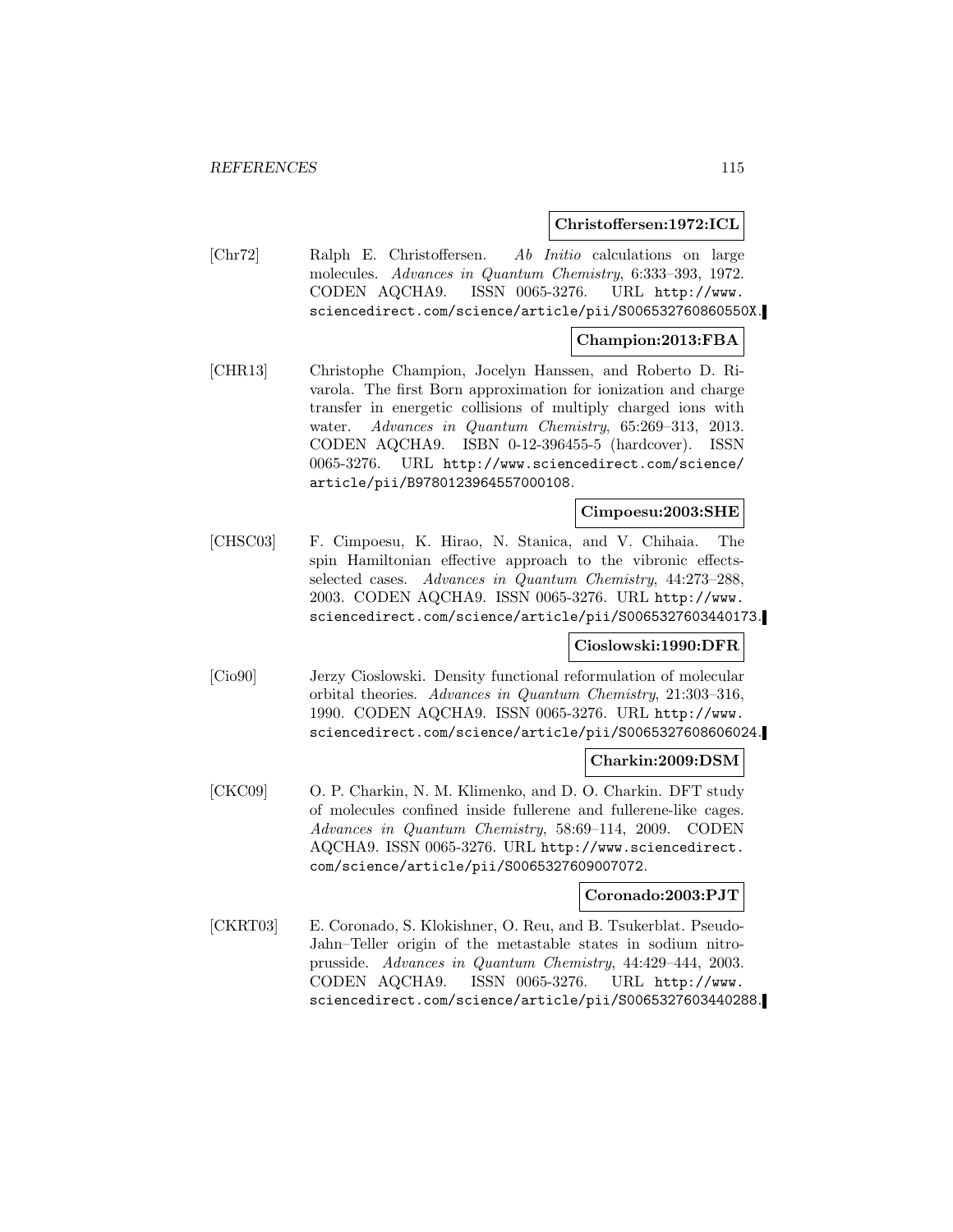**Christoffersen:1972:ICL**

[Chr72] Ralph E. Christoffersen. *Ab Initio* calculations on large molecules. *Advances in Quantum Chemistry*, 6:333–393, 1972. CODEN AQCHA9. ISSN 0065-3276. URL http://www.sciencedirect.com/science/article/pii/S006532760860550X.

**Champion:2013:FBA**

[CHR13] Christophe Champion, Jocelyn Hanssen, and Roberto D. Rivarola. The first Born approximation for ionization and charge transfer in energetic collisions of multiply charged ions with water. *Advances in Quantum Chemistry*, 65:269–313, 2013. CODEN AQCHA9. ISBN 0-12-396455-5 (hardcover). ISSN 0065-3276. URL http://www.sciencedirect.com/science/article/pii/B9780123964557000108.

**Cimpoesu:2003:SHE**

[CHSC03] F. Cimpoesu, K. Hirao, N. Stanica, and V. Chihaia. The spin Hamiltonian effective approach to the vibronic effects-selected cases. *Advances in Quantum Chemistry*, 44:273–288, 2003. CODEN AQCHA9. ISSN 0065-3276. URL http://www.sciencedirect.com/science/article/pii/S0065327603440173.

**Cioslowski:1990:DFR**

[Cio90] Jerzy Cioslowski. Density functional reformulation of molecular orbital theories. *Advances in Quantum Chemistry*, 21:303–316, 1990. CODEN AQCHA9. ISSN 0065-3276. URL http://www.sciencedirect.com/science/article/pii/S0065327608606024.

**Charkin:2009:DSM**

[CKC09] O. P. Charkin, N. M. Klimenko, and D. O. Charkin. DFT study of molecules confined inside fullerene and fullerene-like cages. *Advances in Quantum Chemistry*, 58:69–114, 2009. CODEN AQCHA9. ISSN 0065-3276. URL http://www.sciencedirect.com/science/article/pii/S0065327609007072.

**Coronado:2003:PJT**

[CKRT03] E. Coronado, S. Klokishner, O. Reu, and B. Tsukerblat. Pseudo-Jahn–Teller origin of the metastable states in sodium nitroprusside. *Advances in Quantum Chemistry*, 44:429–444, 2003. CODEN AQCHA9. ISSN 0065-3276. URL http://www.sciencedirect.com/science/article/pii/S0065327603440288.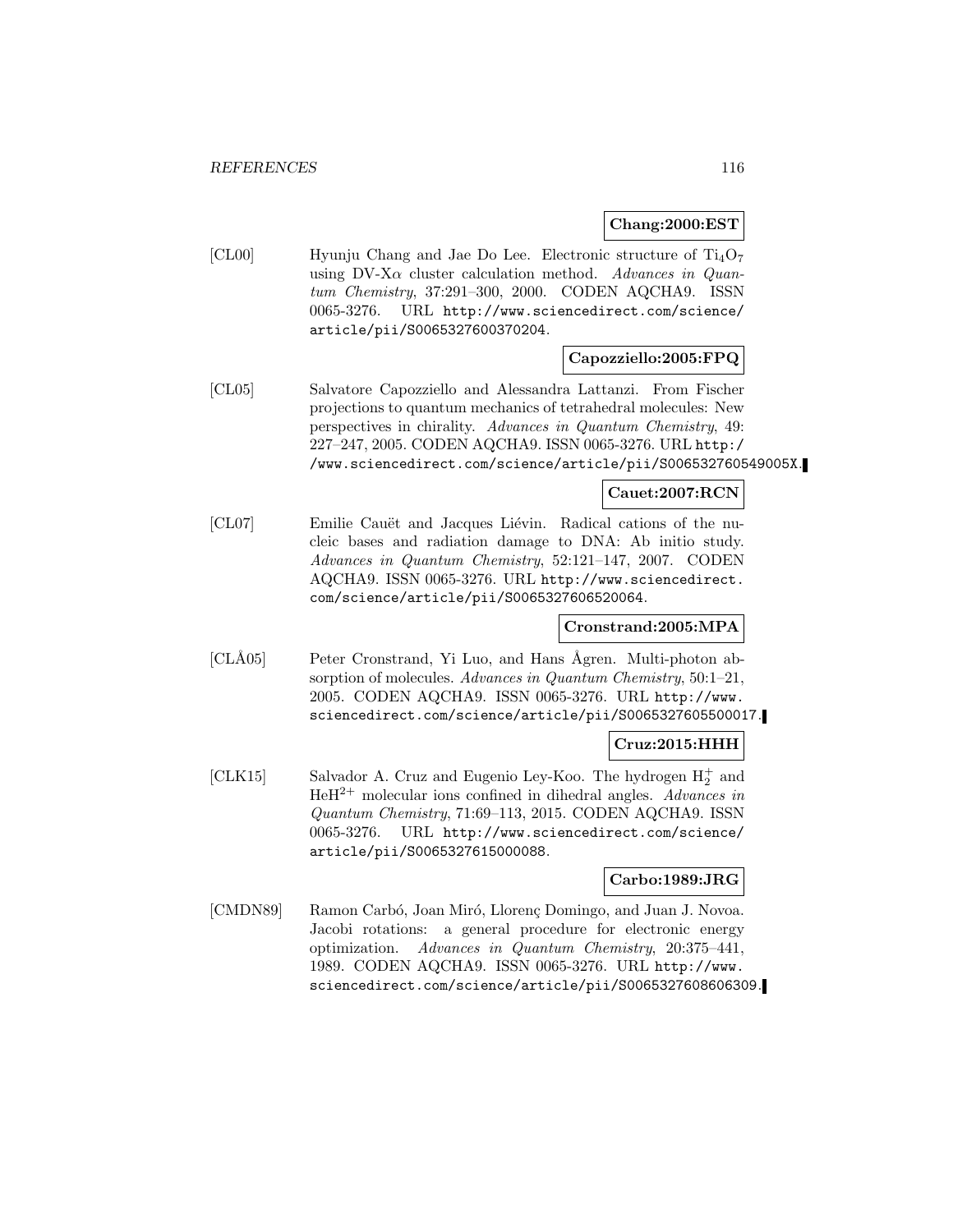**Chang:2000:EST**

[CL00] Hyunju Chang and Jae Do Lee. Electronic structure of $Ti_4O_7$ using DV-X$\alpha$ cluster calculation method. *Advances in Quantum Chemistry*, 37:291–300, 2000. CODEN AQCHA9. ISSN 0065-3276. URL http://www.sciencedirect.com/science/article/pii/S0065327600370204.

**Capozziello:2005:FPQ**

[CL05] Salvatore Capozziello and Alessandra Lattanzi. From Fischer projections to quantum mechanics of tetrahedral molecules: New perspectives in chirality. *Advances in Quantum Chemistry*, 49: 227–247, 2005. CODEN AQCHA9. ISSN 0065-3276. URL http://www.sciencedirect.com/science/article/pii/S006532760549005X.

**Cauet:2007:RCN**

[CL07] Emilie Cauët and Jacques Liévin. Radical cations of the nucleic bases and radiation damage to DNA: Ab initio study. *Advances in Quantum Chemistry*, 52:121–147, 2007. CODEN AQCHA9. ISSN 0065-3276. URL http://www.sciencedirect.com/science/article/pii/S0065327606520064.

**Cronstrand:2005:MPA**

[CLÅ05] Peter Cronstrand, Yi Luo, and Hans Ågren. Multi-photon absorption of molecules. *Advances in Quantum Chemistry*, 50:1–21, 2005. CODEN AQCHA9. ISSN 0065-3276. URL http://www.sciencedirect.com/science/article/pii/S0065327605500017.

**Cruz:2015:HHH**

[CLK15] Salvador A. Cruz and Eugenio Ley-Koo. The hydrogen $H_2^+$ and $HeH^{2+}$ molecular ions confined in dihedral angles. *Advances in Quantum Chemistry*, 71:69–113, 2015. CODEN AQCHA9. ISSN 0065-3276. URL http://www.sciencedirect.com/science/article/pii/S0065327615000088.

**Carbo:1989:JRG**

[CMDN89] Ramon Carbó, Joan Miró, Llorenç Domingo, and Juan J. Novoa. Jacobi rotations: a general procedure for electronic energy optimization. *Advances in Quantum Chemistry*, 20:375–441, 1989. CODEN AQCHA9. ISSN 0065-3276. URL http://www.sciencedirect.com/science/article/pii/S0065327608606309.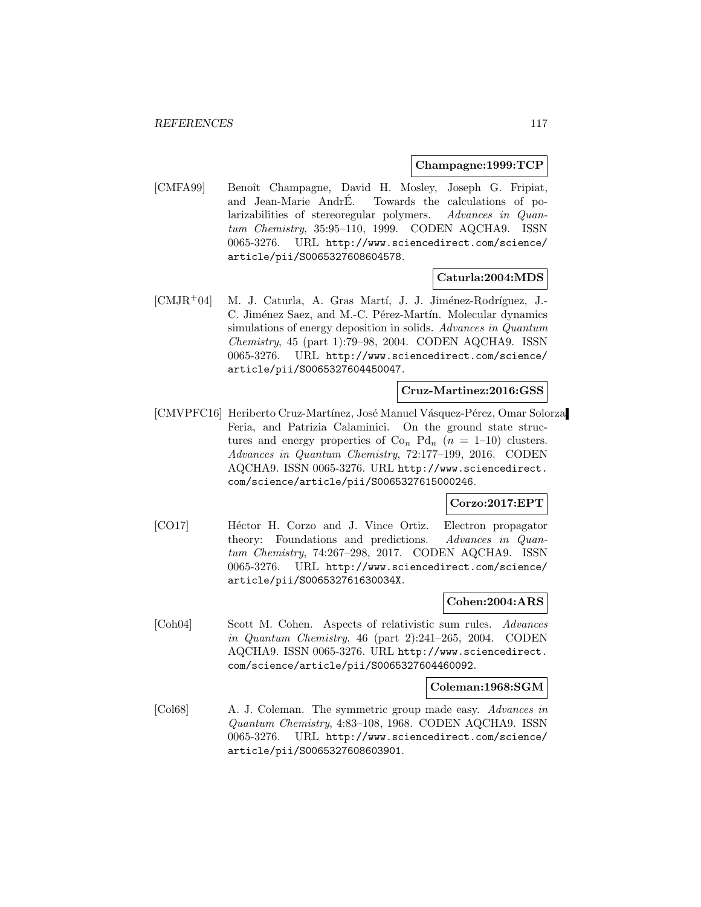**Champagne:1999:TCP**

[CMFA99] Benoît Champagne, David H. Mosley, Joseph G. Fripiat, and Jean-Marie AndrÉ. Towards the calculations of polarizabilities of stereoregular polymers. *Advances in Quantum Chemistry*, 35:95–110, 1999. CODEN AQCHA9. ISSN 0065-3276. URL http://www.sciencedirect.com/science/article/pii/S0065327608604578.

**Caturla:2004:MDS**

[CMJR+04] M. J. Caturla, A. Gras Martí, J. J. Jiménez-Rodríguez, J.-C. Jiménez Saez, and M.-C. Pérez-Martín. Molecular dynamics simulations of energy deposition in solids. *Advances in Quantum Chemistry*, 45 (part 1):79–98, 2004. CODEN AQCHA9. ISSN 0065-3276. URL http://www.sciencedirect.com/science/article/pii/S0065327604450047.

**Cruz-Martinez:2016:GSS**

[CMVPFC16] Heriberto Cruz-Martínez, José Manuel Vásquez-Pérez, Omar Solorza Feria, and Patrizia Calaminici. On the ground state structures and energy properties of $Co_n$ $Pd_n$ ($n$ = 1–10) clusters. *Advances in Quantum Chemistry*, 72:177–199, 2016. CODEN AQCHA9. ISSN 0065-3276. URL http://www.sciencedirect.com/science/article/pii/S0065327615000246.

**Corzo:2017:EPT**

[CO17] Héctor H. Corzo and J. Vince Ortiz. Electron propagator theory: Foundations and predictions. *Advances in Quantum Chemistry*, 74:267–298, 2017. CODEN AQCHA9. ISSN 0065-3276. URL http://www.sciencedirect.com/science/article/pii/S006532761630034X.

**Cohen:2004:ARS**

[Coh04] Scott M. Cohen. Aspects of relativistic sum rules. *Advances in Quantum Chemistry*, 46 (part 2):241–265, 2004. CODEN AQCHA9. ISSN 0065-3276. URL http://www.sciencedirect.com/science/article/pii/S0065327604460092.

**Coleman:1968:SGM**

[Col68] A. J. Coleman. The symmetric group made easy. *Advances in Quantum Chemistry*, 4:83–108, 1968. CODEN AQCHA9. ISSN 0065-3276. URL http://www.sciencedirect.com/science/article/pii/S0065327608603901.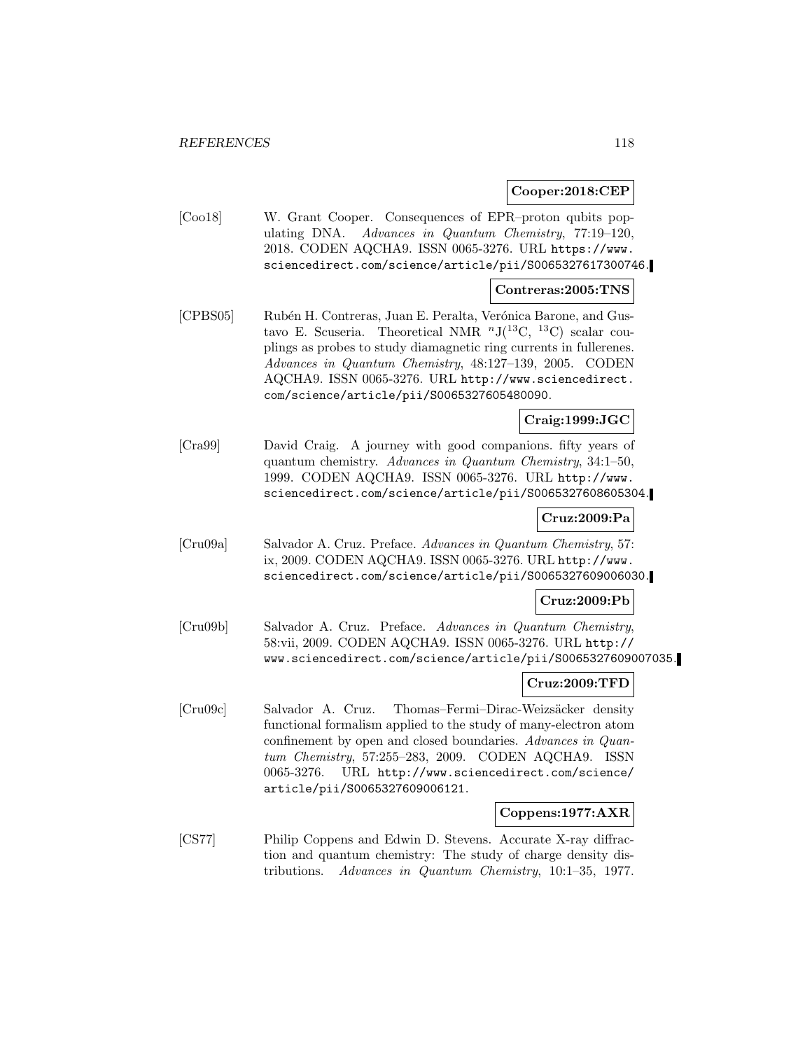**Cooper:2018:CEP**

[Coo18] W. Grant Cooper. Consequences of EPR–proton qubits populating DNA. *Advances in Quantum Chemistry*, 77:19–120, 2018. CODEN AQCHA9. ISSN 0065-3276. URL https://www.sciencedirect.com/science/article/pii/S0065327617300746.

**Contreras:2005:TNS**

[CPBS05] Rubén H. Contreras, Juan E. Peralta, Verónica Barone, and Gustavo E. Scuseria. Theoretical NMR $^{n}$J($^{13}$C, $^{13}$C) scalar couplings as probes to study diamagnetic ring currents in fullerenes. *Advances in Quantum Chemistry*, 48:127–139, 2005. CODEN AQCHA9. ISSN 0065-3276. URL http://www.sciencedirect.com/science/article/pii/S0065327605480090.

**Craig:1999:JGC**

[Cra99] David Craig. A journey with good companions. fifty years of quantum chemistry. *Advances in Quantum Chemistry*, 34:1–50, 1999. CODEN AQCHA9. ISSN 0065-3276. URL http://www.sciencedirect.com/science/article/pii/S0065327608605304.

**Cruz:2009:Pa**

[Cru09a] Salvador A. Cruz. Preface. *Advances in Quantum Chemistry*, 57: ix, 2009. CODEN AQCHA9. ISSN 0065-3276. URL http://www.sciencedirect.com/science/article/pii/S0065327609006030.

**Cruz:2009:Pb**

[Cru09b] Salvador A. Cruz. Preface. *Advances in Quantum Chemistry*, 58:vii, 2009. CODEN AQCHA9. ISSN 0065-3276. URL http://www.sciencedirect.com/science/article/pii/S0065327609007035.

**Cruz:2009:TFD**

[Cru09c] Salvador A. Cruz. Thomas–Fermi–Dirac-Weizsäcker density functional formalism applied to the study of many-electron atom confinement by open and closed boundaries. *Advances in Quantum Chemistry*, 57:255–283, 2009. CODEN AQCHA9. ISSN 0065-3276. URL http://www.sciencedirect.com/science/article/pii/S0065327609006121.

**Coppens:1977:AXR**

[CS77] Philip Coppens and Edwin D. Stevens. Accurate X-ray diffraction and quantum chemistry: The study of charge density distributions. *Advances in Quantum Chemistry*, 10:1–35, 1977.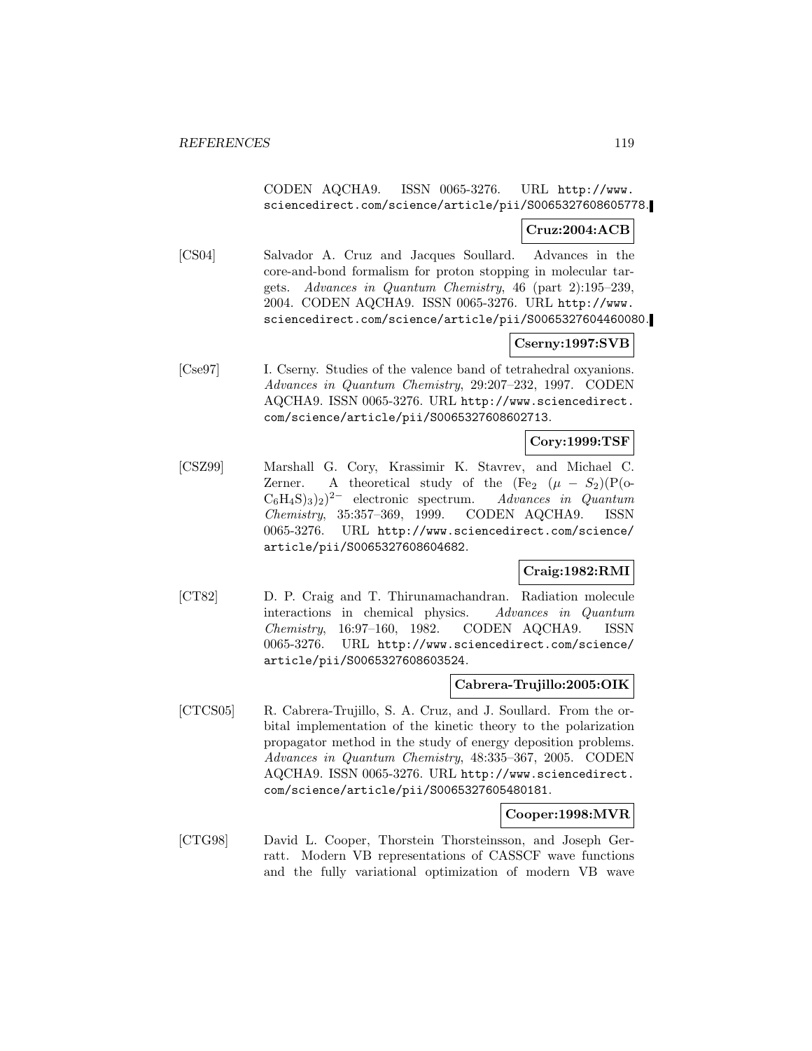CODEN AQCHA9. ISSN 0065-3276. URL http://www.sciencedirect.com/science/article/pii/S0065327608605778.

**Cruz:2004:ACB**

[CS04] Salvador A. Cruz and Jacques Soullard. Advances in the core-and-bond formalism for proton stopping in molecular targets. *Advances in Quantum Chemistry*, 46 (part 2):195–239, 2004. CODEN AQCHA9. ISSN 0065-3276. URL http://www.sciencedirect.com/science/article/pii/S0065327604460080.

**Cserny:1997:SVB**

[Cse97] I. Cserny. Studies of the valence band of tetrahedral oxyanions. *Advances in Quantum Chemistry*, 29:207–232, 1997. CODEN AQCHA9. ISSN 0065-3276. URL http://www.sciencedirect.com/science/article/pii/S0065327608602713.

**Cory:1999:TSF**

[CSZ99] Marshall G. Cory, Krassimir K. Stavrev, and Michael C. Zerner. A theoretical study of the $(Fe_2\ (\mu - S_2)(P(o\text{-}C_6H_4S)_3)_2)^{2-}$ electronic spectrum. *Advances in Quantum Chemistry*, 35:357–369, 1999. CODEN AQCHA9. ISSN 0065-3276. URL http://www.sciencedirect.com/science/article/pii/S0065327608604682.

**Craig:1982:RMI**

[CT82] D. P. Craig and T. Thirunamachandran. Radiation molecule interactions in chemical physics. *Advances in Quantum Chemistry*, 16:97–160, 1982. CODEN AQCHA9. ISSN 0065-3276. URL http://www.sciencedirect.com/science/article/pii/S0065327608603524.

**Cabrera-Trujillo:2005:OIK**

[CTCS05] R. Cabrera-Trujillo, S. A. Cruz, and J. Soullard. From the orbital implementation of the kinetic theory to the polarization propagator method in the study of energy deposition problems. *Advances in Quantum Chemistry*, 48:335–367, 2005. CODEN AQCHA9. ISSN 0065-3276. URL http://www.sciencedirect.com/science/article/pii/S0065327605480181.

**Cooper:1998:MVR**

[CTG98] David L. Cooper, Thorstein Thorsteinsson, and Joseph Gerratt. Modern VB representations of CASSCF wave functions and the fully variational optimization of modern VB wave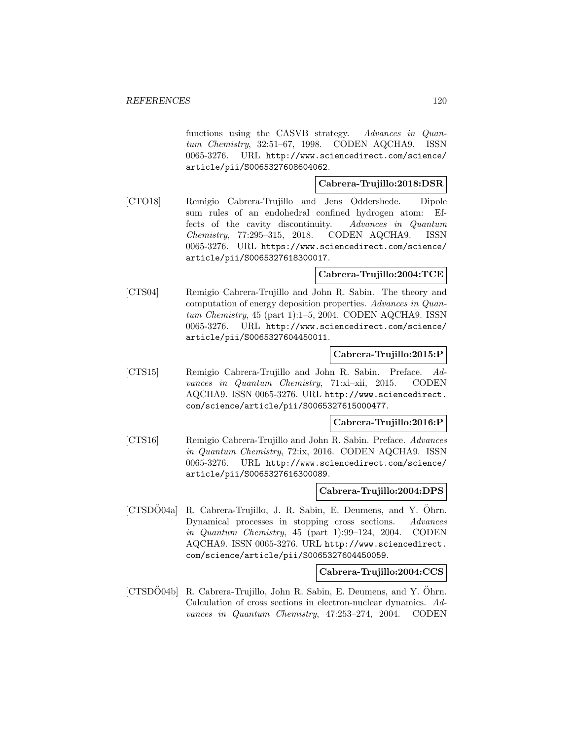functions using the CASVB strategy. *Advances in Quantum Chemistry*, 32:51–67, 1998. CODEN AQCHA9. ISSN 0065-3276. URL http://www.sciencedirect.com/science/article/pii/S0065327608604062.

**Cabrera-Trujillo:2018:DSR**

[CTO18] Remigio Cabrera-Trujillo and Jens Oddershede. Dipole sum rules of an endohedral confined hydrogen atom: Effects of the cavity discontinuity. *Advances in Quantum Chemistry*, 77:295–315, 2018. CODEN AQCHA9. ISSN 0065-3276. URL https://www.sciencedirect.com/science/article/pii/S0065327618300017.

**Cabrera-Trujillo:2004:TCE**

[CTS04] Remigio Cabrera-Trujillo and John R. Sabin. The theory and computation of energy deposition properties. *Advances in Quantum Chemistry*, 45 (part 1):1–5, 2004. CODEN AQCHA9. ISSN 0065-3276. URL http://www.sciencedirect.com/science/article/pii/S0065327604450011.

**Cabrera-Trujillo:2015:P**

[CTS15] Remigio Cabrera-Trujillo and John R. Sabin. Preface. *Advances in Quantum Chemistry*, 71:xi–xii, 2015. CODEN AQCHA9. ISSN 0065-3276. URL http://www.sciencedirect.com/science/article/pii/S0065327615000477.

**Cabrera-Trujillo:2016:P**

[CTS16] Remigio Cabrera-Trujillo and John R. Sabin. Preface. *Advances in Quantum Chemistry*, 72:ix, 2016. CODEN AQCHA9. ISSN 0065-3276. URL http://www.sciencedirect.com/science/article/pii/S0065327616300089.

**Cabrera-Trujillo:2004:DPS**

[CTSDÖ04a] R. Cabrera-Trujillo, J. R. Sabin, E. Deumens, and Y. Öhrn. Dynamical processes in stopping cross sections. *Advances in Quantum Chemistry*, 45 (part 1):99–124, 2004. CODEN AQCHA9. ISSN 0065-3276. URL http://www.sciencedirect.com/science/article/pii/S0065327604450059.

**Cabrera-Trujillo:2004:CCS**

[CTSDÖ04b] R. Cabrera-Trujillo, John R. Sabin, E. Deumens, and Y. Öhrn. Calculation of cross sections in electron-nuclear dynamics. *Advances in Quantum Chemistry*, 47:253–274, 2004. CODEN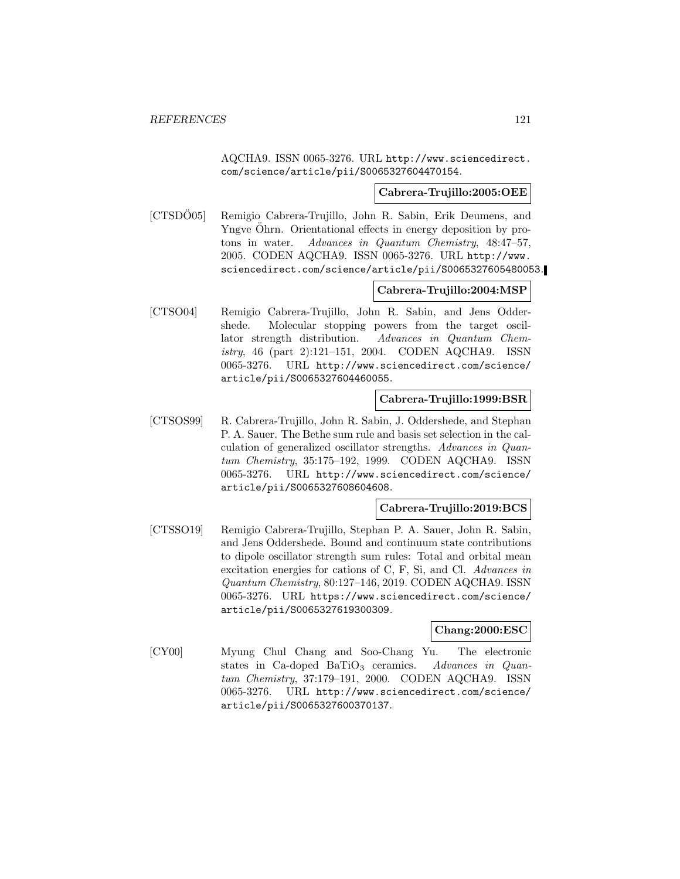AQCHA9. ISSN 0065-3276. URL http://www.sciencedirect.com/science/article/pii/S0065327604470154.

**Cabrera-Trujillo:2005:OEE**

[CTSDÖ05] Remigio Cabrera-Trujillo, John R. Sabin, Erik Deumens, and Yngve Öhrn. Orientational effects in energy deposition by protons in water. *Advances in Quantum Chemistry*, 48:47–57, 2005. CODEN AQCHA9. ISSN 0065-3276. URL http://www.sciencedirect.com/science/article/pii/S0065327605480053.

**Cabrera-Trujillo:2004:MSP**

[CTSO04] Remigio Cabrera-Trujillo, John R. Sabin, and Jens Oddershede. Molecular stopping powers from the target oscillator strength distribution. *Advances in Quantum Chemistry*, 46 (part 2):121–151, 2004. CODEN AQCHA9. ISSN 0065-3276. URL http://www.sciencedirect.com/science/article/pii/S0065327604460055.

**Cabrera-Trujillo:1999:BSR**

[CTSOS99] R. Cabrera-Trujillo, John R. Sabin, J. Oddershede, and Stephan P. A. Sauer. The Bethe sum rule and basis set selection in the calculation of generalized oscillator strengths. *Advances in Quantum Chemistry*, 35:175–192, 1999. CODEN AQCHA9. ISSN 0065-3276. URL http://www.sciencedirect.com/science/article/pii/S0065327608604608.

**Cabrera-Trujillo:2019:BCS**

[CTSSO19] Remigio Cabrera-Trujillo, Stephan P. A. Sauer, John R. Sabin, and Jens Oddershede. Bound and continuum state contributions to dipole oscillator strength sum rules: Total and orbital mean excitation energies for cations of C, F, Si, and Cl. *Advances in Quantum Chemistry*, 80:127–146, 2019. CODEN AQCHA9. ISSN 0065-3276. URL https://www.sciencedirect.com/science/article/pii/S0065327619300309.

**Chang:2000:ESC**

[CY00] Myung Chul Chang and Soo-Chang Yu. The electronic states in Ca-doped $BaTiO_3$ ceramics. *Advances in Quantum Chemistry*, 37:179–191, 2000. CODEN AQCHA9. ISSN 0065-3276. URL http://www.sciencedirect.com/science/article/pii/S0065327600370137.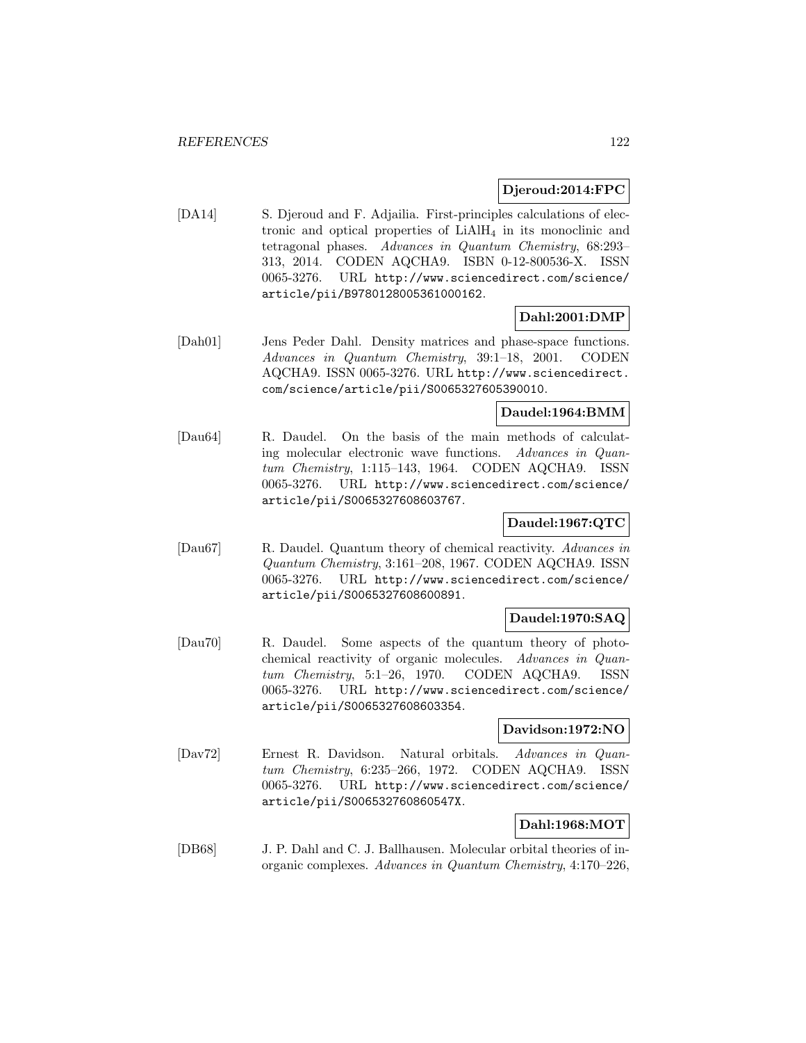**Djeroud:2014:FPC**

[DA14] S. Djeroud and F. Adjailia. First-principles calculations of electronic and optical properties of $LiAlH_4$ in its monoclinic and tetragonal phases. *Advances in Quantum Chemistry*, 68:293–313, 2014. CODEN AQCHA9. ISBN 0-12-800536-X. ISSN 0065-3276. URL http://www.sciencedirect.com/science/article/pii/B9780128005361000162.

**Dahl:2001:DMP**

[Dah01] Jens Peder Dahl. Density matrices and phase-space functions. *Advances in Quantum Chemistry*, 39:1–18, 2001. CODEN AQCHA9. ISSN 0065-3276. URL http://www.sciencedirect.com/science/article/pii/S0065327605390010.

**Daudel:1964:BMM**

[Dau64] R. Daudel. On the basis of the main methods of calculating molecular electronic wave functions. *Advances in Quantum Chemistry*, 1:115–143, 1964. CODEN AQCHA9. ISSN 0065-3276. URL http://www.sciencedirect.com/science/article/pii/S0065327608603767.

**Daudel:1967:QTC**

[Dau67] R. Daudel. Quantum theory of chemical reactivity. *Advances in Quantum Chemistry*, 3:161–208, 1967. CODEN AQCHA9. ISSN 0065-3276. URL http://www.sciencedirect.com/science/article/pii/S0065327608600891.

**Daudel:1970:SAQ**

[Dau70] R. Daudel. Some aspects of the quantum theory of photochemical reactivity of organic molecules. *Advances in Quantum Chemistry*, 5:1–26, 1970. CODEN AQCHA9. ISSN 0065-3276. URL http://www.sciencedirect.com/science/article/pii/S0065327608603354.

**Davidson:1972:NO**

[Dav72] Ernest R. Davidson. Natural orbitals. *Advances in Quantum Chemistry*, 6:235–266, 1972. CODEN AQCHA9. ISSN 0065-3276. URL http://www.sciencedirect.com/science/article/pii/S006532760860547X.

**Dahl:1968:MOT**

[DB68] J. P. Dahl and C. J. Ballhausen. Molecular orbital theories of inorganic complexes. *Advances in Quantum Chemistry*, 4:170–226,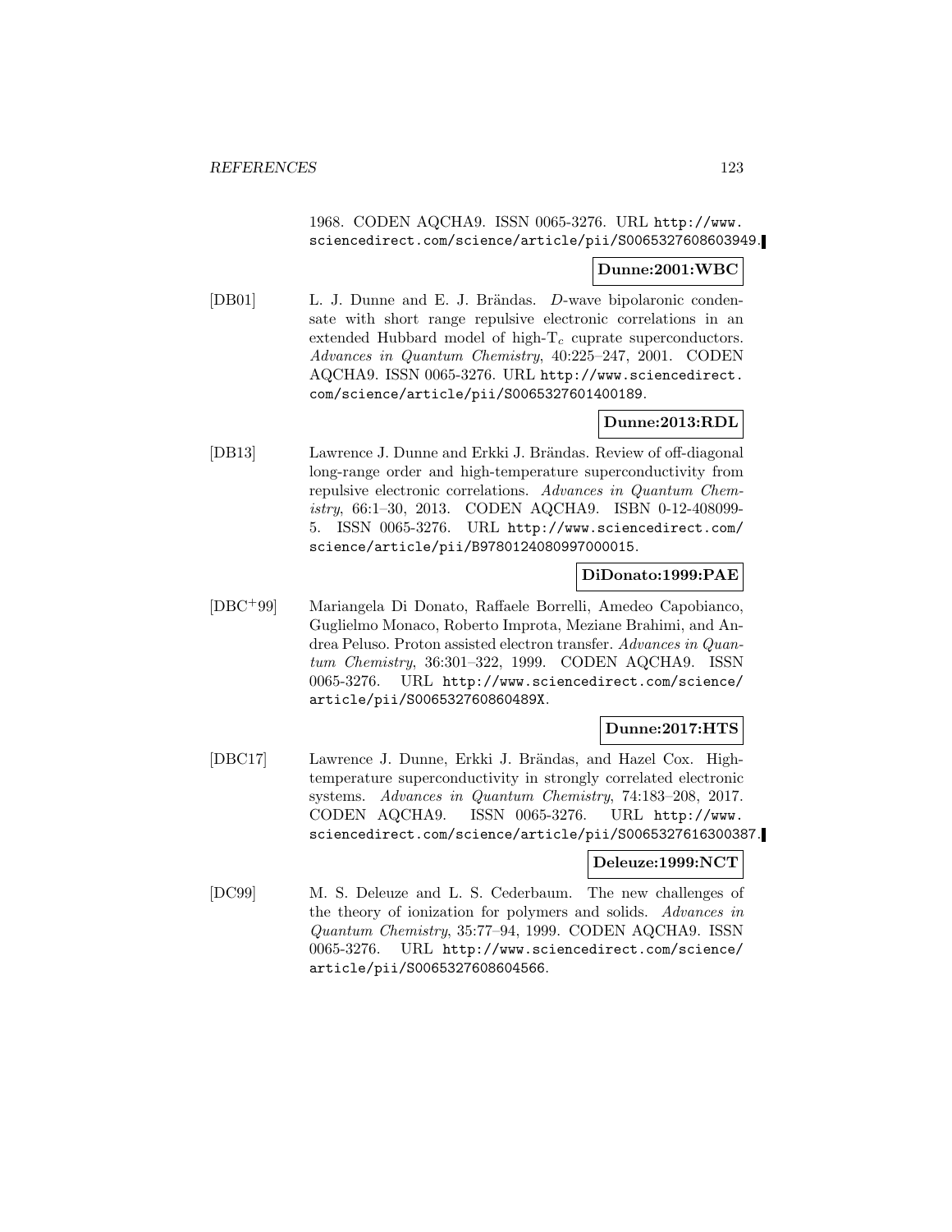1968. CODEN AQCHA9. ISSN 0065-3276. URL http://www.sciencedirect.com/science/article/pii/S0065327608603949.

**Dunne:2001:WBC**

[DB01] L. J. Dunne and E. J. Brändas. *D*-wave bipolaronic condensate with short range repulsive electronic correlations in an extended Hubbard model of high-$T_c$ cuprate superconductors. *Advances in Quantum Chemistry*, 40:225–247, 2001. CODEN AQCHA9. ISSN 0065-3276. URL http://www.sciencedirect.com/science/article/pii/S0065327601400189.

**Dunne:2013:RDL**

[DB13] Lawrence J. Dunne and Erkki J. Brändas. Review of off-diagonal long-range order and high-temperature superconductivity from repulsive electronic correlations. *Advances in Quantum Chemistry*, 66:1–30, 2013. CODEN AQCHA9. ISBN 0-12-408099-5. ISSN 0065-3276. URL http://www.sciencedirect.com/science/article/pii/B9780124080997000015.

**DiDonato:1999:PAE**

[DBC+99] Mariangela Di Donato, Raffaele Borrelli, Amedeo Capobianco, Guglielmo Monaco, Roberto Improta, Meziane Brahimi, and Andrea Peluso. Proton assisted electron transfer. *Advances in Quantum Chemistry*, 36:301–322, 1999. CODEN AQCHA9. ISSN 0065-3276. URL http://www.sciencedirect.com/science/article/pii/S006532760860489X.

**Dunne:2017:HTS**

[DBC17] Lawrence J. Dunne, Erkki J. Brändas, and Hazel Cox. High-temperature superconductivity in strongly correlated electronic systems. *Advances in Quantum Chemistry*, 74:183–208, 2017. CODEN AQCHA9. ISSN 0065-3276. URL http://www.sciencedirect.com/science/article/pii/S0065327616300387.

**Deleuze:1999:NCT**

[DC99] M. S. Deleuze and L. S. Cederbaum. The new challenges of the theory of ionization for polymers and solids. *Advances in Quantum Chemistry*, 35:77–94, 1999. CODEN AQCHA9. ISSN 0065-3276. URL http://www.sciencedirect.com/science/article/pii/S0065327608604566.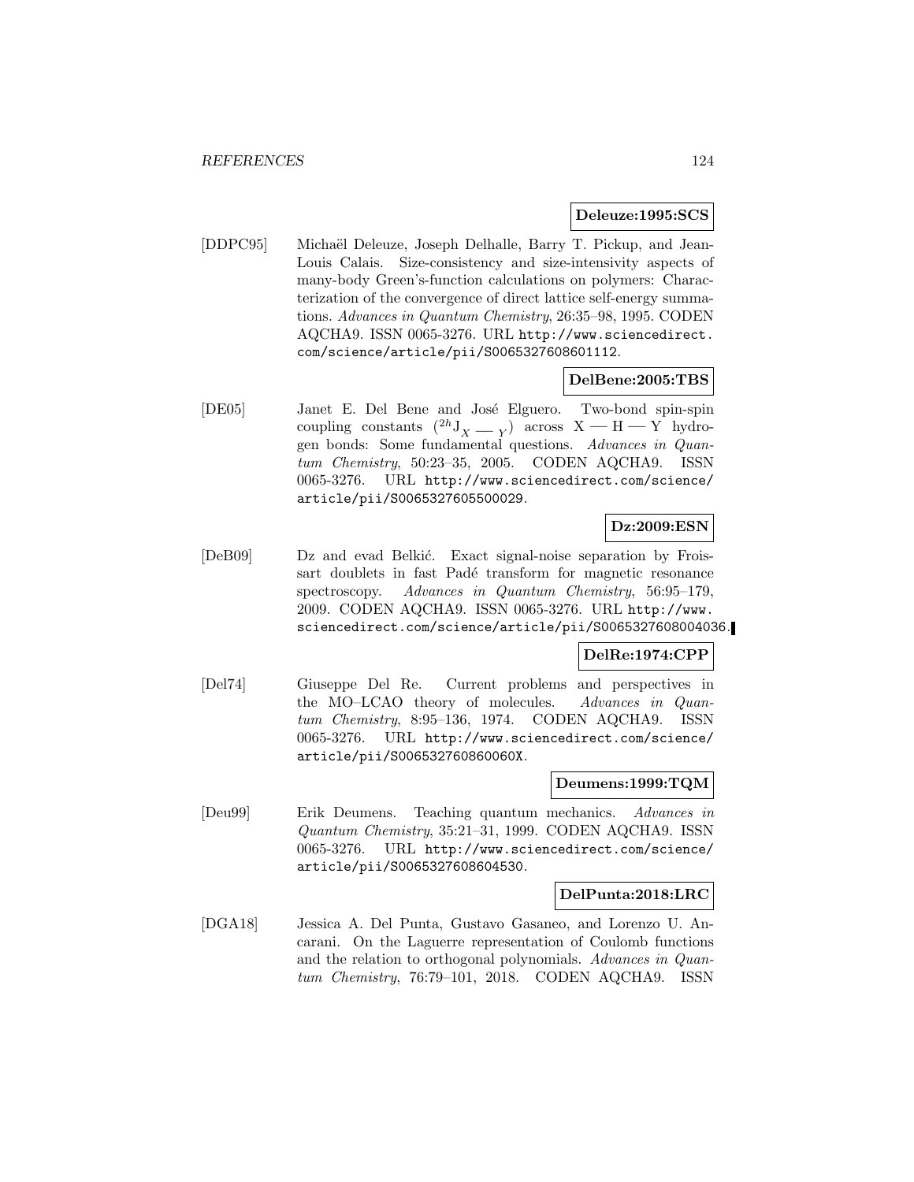**Deleuze:1995:SCS**

[DDPC95] Michaël Deleuze, Joseph Delhalle, Barry T. Pickup, and Jean-Louis Calais. Size-consistency and size-intensivity aspects of many-body Green's-function calculations on polymers: Characterization of the convergence of direct lattice self-energy summations. *Advances in Quantum Chemistry*, 26:35–98, 1995. CODEN AQCHA9. ISSN 0065-3276. URL http://www.sciencedirect.com/science/article/pii/S0065327608601112.

**DelBene:2005:TBS**

[DE05] Janet E. Del Bene and José Elguero. Two-bond spin-spin coupling constants ($^{2h}J_{X — Y}$) across X — H — Y hydrogen bonds: Some fundamental questions. *Advances in Quantum Chemistry*, 50:23–35, 2005. CODEN AQCHA9. ISSN 0065-3276. URL http://www.sciencedirect.com/science/article/pii/S0065327605500029.

**Dz:2009:ESN**

[DeB09] Dz and evad Belkić. Exact signal-noise separation by Froissart doublets in fast Padé transform for magnetic resonance spectroscopy. *Advances in Quantum Chemistry*, 56:95–179, 2009. CODEN AQCHA9. ISSN 0065-3276. URL http://www.sciencedirect.com/science/article/pii/S0065327608004036.

**DelRe:1974:CPP**

[Del74] Giuseppe Del Re. Current problems and perspectives in the MO–LCAO theory of molecules. *Advances in Quantum Chemistry*, 8:95–136, 1974. CODEN AQCHA9. ISSN 0065-3276. URL http://www.sciencedirect.com/science/article/pii/S006532760860060X.

**Deumens:1999:TQM**

[Deu99] Erik Deumens. Teaching quantum mechanics. *Advances in Quantum Chemistry*, 35:21–31, 1999. CODEN AQCHA9. ISSN 0065-3276. URL http://www.sciencedirect.com/science/article/pii/S0065327608604530.

**DelPunta:2018:LRC**

[DGA18] Jessica A. Del Punta, Gustavo Gasaneo, and Lorenzo U. Ancarani. On the Laguerre representation of Coulomb functions and the relation to orthogonal polynomials. *Advances in Quantum Chemistry*, 76:79–101, 2018. CODEN AQCHA9. ISSN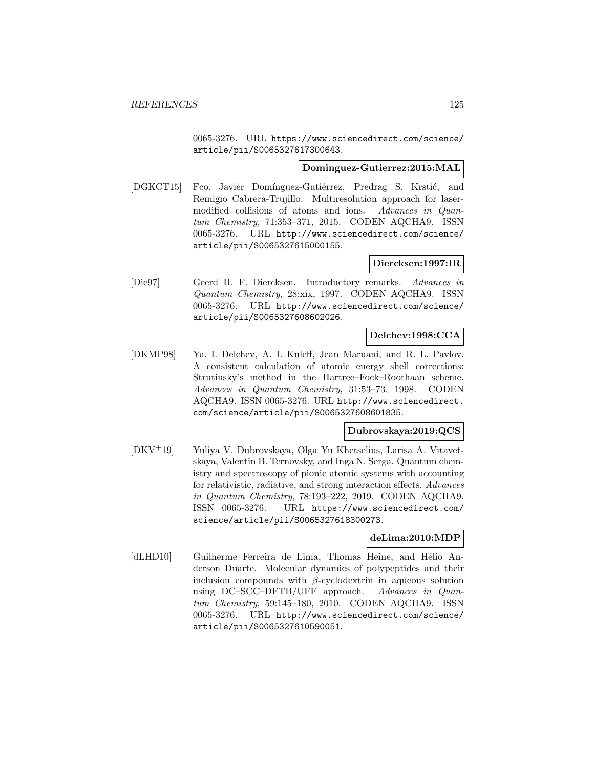0065-3276. URL https://www.sciencedirect.com/science/article/pii/S0065327617300643.

**Dominguez-Gutierrez:2015:MAL**

[DGKCT15] Fco. Javier Domínguez-Gutiérrez, Predrag S. Krstić, and Remigio Cabrera-Trujillo. Multiresolution approach for laser-modified collisions of atoms and ions. *Advances in Quantum Chemistry*, 71:353–371, 2015. CODEN AQCHA9. ISSN 0065-3276. URL http://www.sciencedirect.com/science/article/pii/S0065327615000155.

**Diercksen:1997:IR**

[Die97] Geerd H. F. Diercksen. Introductory remarks. *Advances in Quantum Chemistry*, 28:xix, 1997. CODEN AQCHA9. ISSN 0065-3276. URL http://www.sciencedirect.com/science/article/pii/S0065327608602026.

**Delchev:1998:CCA**

[DKMP98] Ya. I. Delchev, A. I. Kuleff, Jean Maruani, and R. L. Pavlov. A consistent calculation of atomic energy shell corrections: Strutinsky's method in the Hartree–Fock–Roothaan scheme. *Advances in Quantum Chemistry*, 31:53–73, 1998. CODEN AQCHA9. ISSN 0065-3276. URL http://www.sciencedirect.com/science/article/pii/S0065327608601835.

**Dubrovskaya:2019:QCS**

[DKV+19] Yuliya V. Dubrovskaya, Olga Yu Khetselius, Larisa A. Vitavetskaya, Valentin B. Ternovsky, and Inga N. Serga. Quantum chemistry and spectroscopy of pionic atomic systems with accounting for relativistic, radiative, and strong interaction effects. *Advances in Quantum Chemistry*, 78:193–222, 2019. CODEN AQCHA9. ISSN 0065-3276. URL https://www.sciencedirect.com/science/article/pii/S0065327618300273.

**deLima:2010:MDP**

[dLHD10] Guilherme Ferreira de Lima, Thomas Heine, and Hélio Anderson Duarte. Molecular dynamics of polypeptides and their inclusion compounds with $\beta$-cyclodextrin in aqueous solution using DC–SCC–DFTB/UFF approach. *Advances in Quantum Chemistry*, 59:145–180, 2010. CODEN AQCHA9. ISSN 0065-3276. URL http://www.sciencedirect.com/science/article/pii/S0065327610590051.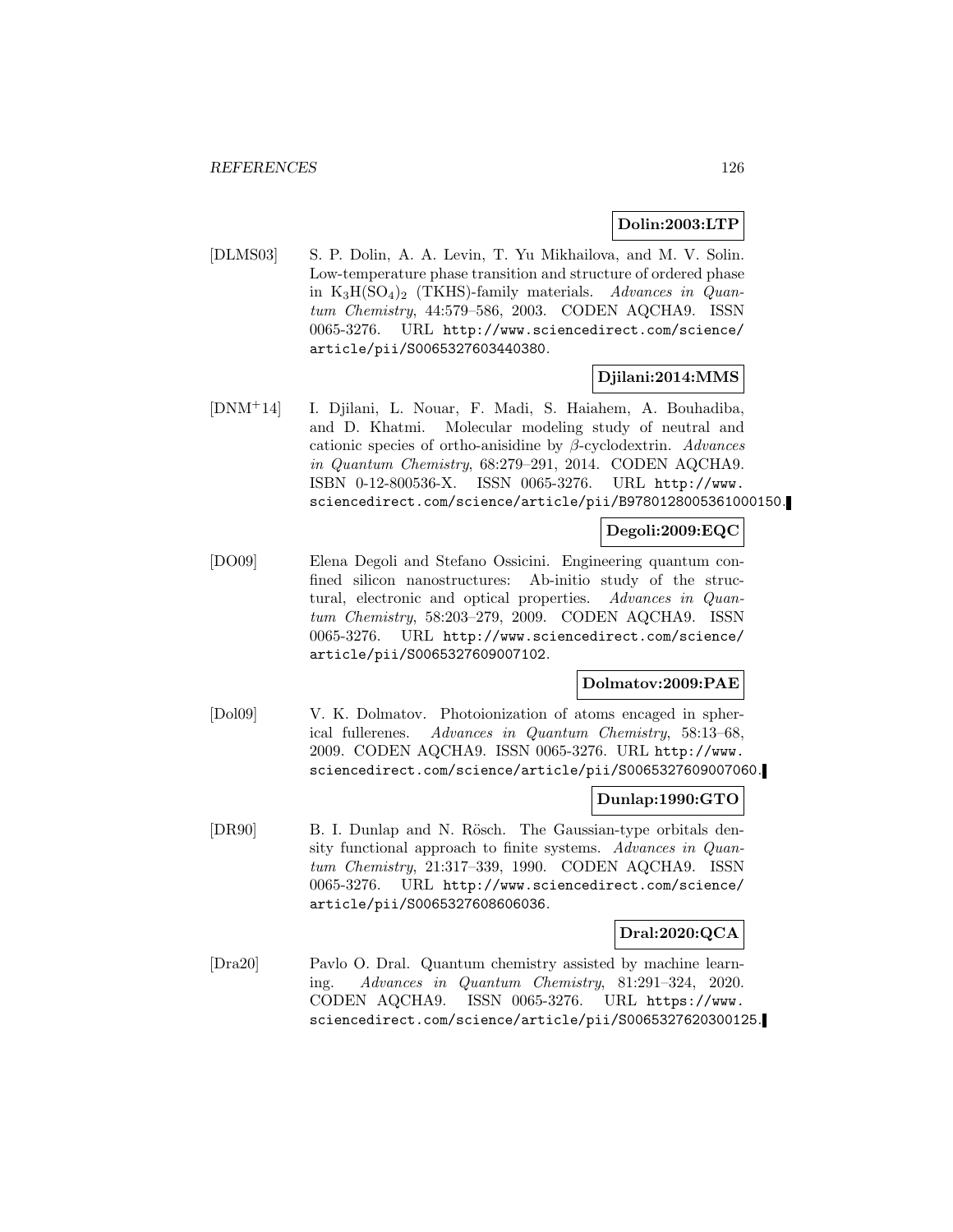**Dolin:2003:LTP**

[DLMS03] S. P. Dolin, A. A. Levin, T. Yu Mikhailova, and M. V. Solin. Low-temperature phase transition and structure of ordered phase in $K_3H(SO_4)_2$ (TKHS)-family materials. *Advances in Quantum Chemistry*, 44:579–586, 2003. CODEN AQCHA9. ISSN 0065-3276. URL http://www.sciencedirect.com/science/article/pii/S0065327603440380.

**Djilani:2014:MMS**

[DNM+14] I. Djilani, L. Nouar, F. Madi, S. Haiahem, A. Bouhadiba, and D. Khatmi. Molecular modeling study of neutral and cationic species of ortho-anisidine by $\beta$-cyclodextrin. *Advances in Quantum Chemistry*, 68:279–291, 2014. CODEN AQCHA9. ISBN 0-12-800536-X. ISSN 0065-3276. URL http://www.sciencedirect.com/science/article/pii/B9780128005361000150.

**Degoli:2009:EQC**

[DO09] Elena Degoli and Stefano Ossicini. Engineering quantum confined silicon nanostructures: Ab-initio study of the structural, electronic and optical properties. *Advances in Quantum Chemistry*, 58:203–279, 2009. CODEN AQCHA9. ISSN 0065-3276. URL http://www.sciencedirect.com/science/article/pii/S0065327609007102.

**Dolmatov:2009:PAE**

[Dol09] V. K. Dolmatov. Photoionization of atoms encaged in spherical fullerenes. *Advances in Quantum Chemistry*, 58:13–68, 2009. CODEN AQCHA9. ISSN 0065-3276. URL http://www.sciencedirect.com/science/article/pii/S0065327609007060.

**Dunlap:1990:GTO**

[DR90] B. I. Dunlap and N. Rösch. The Gaussian-type orbitals density functional approach to finite systems. *Advances in Quantum Chemistry*, 21:317–339, 1990. CODEN AQCHA9. ISSN 0065-3276. URL http://www.sciencedirect.com/science/article/pii/S0065327608606036.

**Dral:2020:QCA**

[Dra20] Pavlo O. Dral. Quantum chemistry assisted by machine learning. *Advances in Quantum Chemistry*, 81:291–324, 2020. CODEN AQCHA9. ISSN 0065-3276. URL https://www.sciencedirect.com/science/article/pii/S0065327620300125.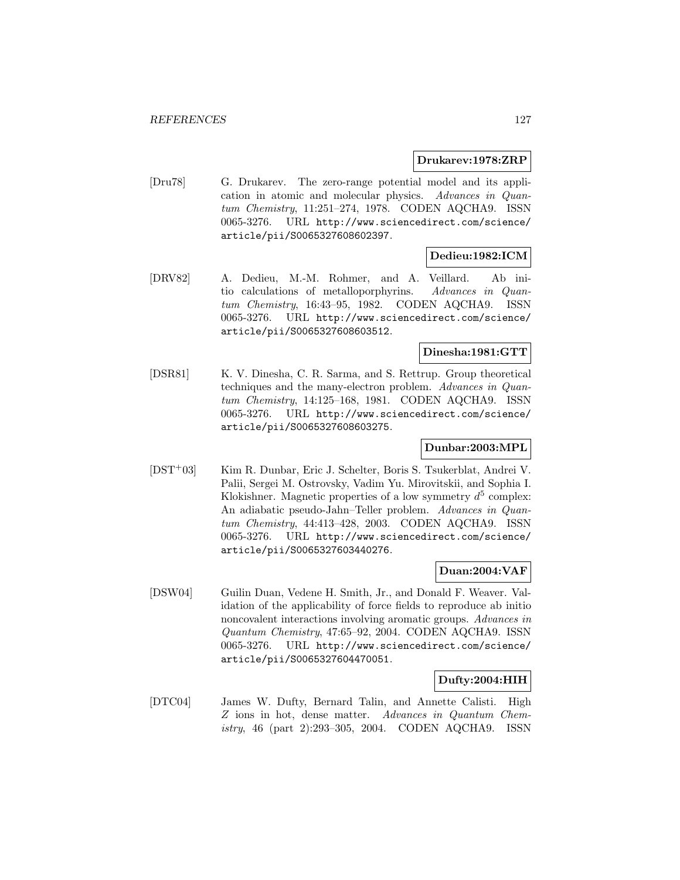**Drukarev:1978:ZRP**

[Dru78] G. Drukarev. The zero-range potential model and its application in atomic and molecular physics. *Advances in Quantum Chemistry*, 11:251–274, 1978. CODEN AQCHA9. ISSN 0065-3276. URL http://www.sciencedirect.com/science/article/pii/S0065327608602397.

**Dedieu:1982:ICM**

[DRV82] A. Dedieu, M.-M. Rohmer, and A. Veillard. Ab initio calculations of metalloporphyrins. *Advances in Quantum Chemistry*, 16:43–95, 1982. CODEN AQCHA9. ISSN 0065-3276. URL http://www.sciencedirect.com/science/article/pii/S0065327608603512.

**Dinesha:1981:GTT**

[DSR81] K. V. Dinesha, C. R. Sarma, and S. Rettrup. Group theoretical techniques and the many-electron problem. *Advances in Quantum Chemistry*, 14:125–168, 1981. CODEN AQCHA9. ISSN 0065-3276. URL http://www.sciencedirect.com/science/article/pii/S0065327608603275.

**Dunbar:2003:MPL**

[DST+03] Kim R. Dunbar, Eric J. Schelter, Boris S. Tsukerblat, Andrei V. Palii, Sergei M. Ostrovsky, Vadim Yu. Mirovitskii, and Sophia I. Klokishner. Magnetic properties of a low symmetry $d^5$ complex: An adiabatic pseudo-Jahn–Teller problem. *Advances in Quantum Chemistry*, 44:413–428, 2003. CODEN AQCHA9. ISSN 0065-3276. URL http://www.sciencedirect.com/science/article/pii/S0065327603440276.

**Duan:2004:VAF**

[DSW04] Guilin Duan, Vedene H. Smith, Jr., and Donald F. Weaver. Validation of the applicability of force fields to reproduce ab initio noncovalent interactions involving aromatic groups. *Advances in Quantum Chemistry*, 47:65–92, 2004. CODEN AQCHA9. ISSN 0065-3276. URL http://www.sciencedirect.com/science/article/pii/S0065327604470051.

**Dufty:2004:HIH**

[DTC04] James W. Dufty, Bernard Talin, and Annette Calisti. High $Z$ ions in hot, dense matter. *Advances in Quantum Chemistry*, 46 (part 2):293–305, 2004. CODEN AQCHA9. ISSN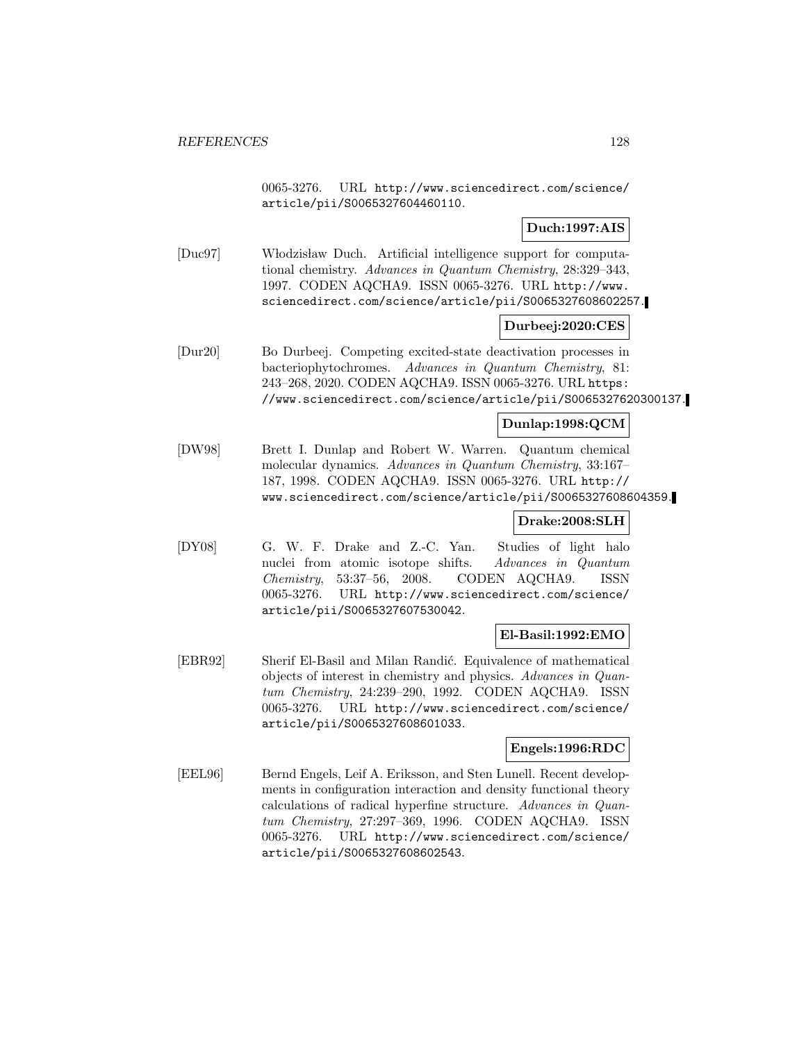0065-3276. URL http://www.sciencedirect.com/science/article/pii/S0065327604460110.

**Duch:1997:AIS**

[Duc97] Włodzisław Duch. Artificial intelligence support for computational chemistry. *Advances in Quantum Chemistry*, 28:329–343, 1997. CODEN AQCHA9. ISSN 0065-3276. URL http://www.sciencedirect.com/science/article/pii/S0065327608602257.

**Durbeej:2020:CES**

[Dur20] Bo Durbeej. Competing excited-state deactivation processes in bacteriophytochromes. *Advances in Quantum Chemistry*, 81: 243–268, 2020. CODEN AQCHA9. ISSN 0065-3276. URL https://www.sciencedirect.com/science/article/pii/S0065327620300137.

**Dunlap:1998:QCM**

[DW98] Brett I. Dunlap and Robert W. Warren. Quantum chemical molecular dynamics. *Advances in Quantum Chemistry*, 33:167–187, 1998. CODEN AQCHA9. ISSN 0065-3276. URL http://www.sciencedirect.com/science/article/pii/S0065327608604359.

**Drake:2008:SLH**

[DY08] G. W. F. Drake and Z.-C. Yan. Studies of light halo nuclei from atomic isotope shifts. *Advances in Quantum Chemistry*, 53:37–56, 2008. CODEN AQCHA9. ISSN 0065-3276. URL http://www.sciencedirect.com/science/article/pii/S0065327607530042.

**El-Basil:1992:EMO**

[EBR92] Sherif El-Basil and Milan Randić. Equivalence of mathematical objects of interest in chemistry and physics. *Advances in Quantum Chemistry*, 24:239–290, 1992. CODEN AQCHA9. ISSN 0065-3276. URL http://www.sciencedirect.com/science/article/pii/S0065327608601033.

**Engels:1996:RDC**

[EEL96] Bernd Engels, Leif A. Eriksson, and Sten Lunell. Recent developments in configuration interaction and density functional theory calculations of radical hyperfine structure. *Advances in Quantum Chemistry*, 27:297–369, 1996. CODEN AQCHA9. ISSN 0065-3276. URL http://www.sciencedirect.com/science/article/pii/S0065327608602543.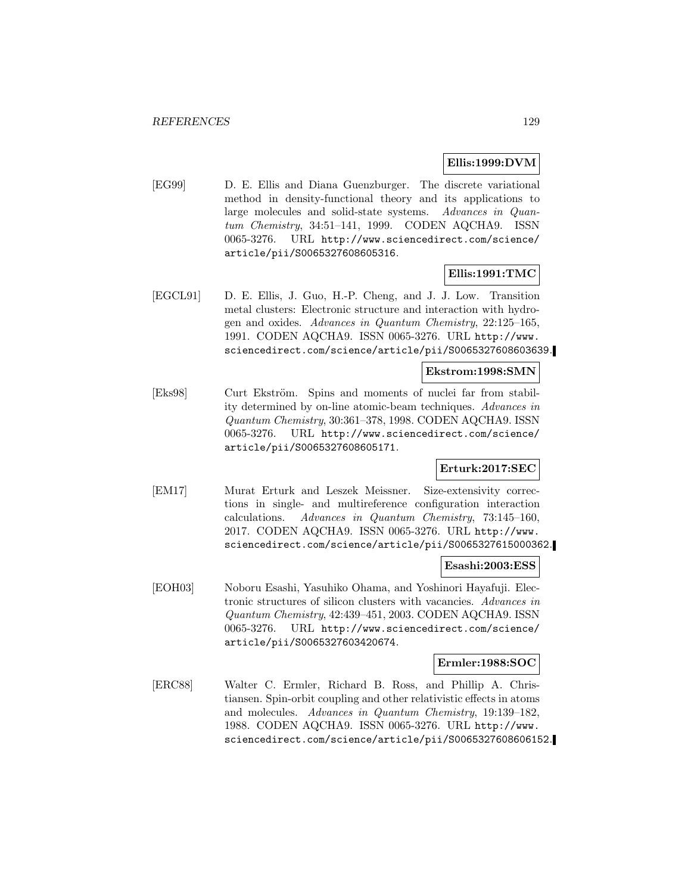**Ellis:1999:DVM**

[EG99] D. E. Ellis and Diana Guenzburger. The discrete variational method in density-functional theory and its applications to large molecules and solid-state systems. *Advances in Quantum Chemistry*, 34:51–141, 1999. CODEN AQCHA9. ISSN 0065-3276. URL http://www.sciencedirect.com/science/article/pii/S0065327608605316.

**Ellis:1991:TMC**

[EGCL91] D. E. Ellis, J. Guo, H.-P. Cheng, and J. J. Low. Transition metal clusters: Electronic structure and interaction with hydrogen and oxides. *Advances in Quantum Chemistry*, 22:125–165, 1991. CODEN AQCHA9. ISSN 0065-3276. URL http://www.sciencedirect.com/science/article/pii/S0065327608603639.

**Ekstrom:1998:SMN**

[Eks98] Curt Ekström. Spins and moments of nuclei far from stability determined by on-line atomic-beam techniques. *Advances in Quantum Chemistry*, 30:361–378, 1998. CODEN AQCHA9. ISSN 0065-3276. URL http://www.sciencedirect.com/science/article/pii/S0065327608605171.

**Erturk:2017:SEC**

[EM17] Murat Erturk and Leszek Meissner. Size-extensivity corrections in single- and multireference configuration interaction calculations. *Advances in Quantum Chemistry*, 73:145–160, 2017. CODEN AQCHA9. ISSN 0065-3276. URL http://www.sciencedirect.com/science/article/pii/S0065327615000362.

**Esashi:2003:ESS**

[EOH03] Noboru Esashi, Yasuhiko Ohama, and Yoshinori Hayafuji. Electronic structures of silicon clusters with vacancies. *Advances in Quantum Chemistry*, 42:439–451, 2003. CODEN AQCHA9. ISSN 0065-3276. URL http://www.sciencedirect.com/science/article/pii/S0065327603420674.

**Ermler:1988:SOC**

[ERC88] Walter C. Ermler, Richard B. Ross, and Phillip A. Christiansen. Spin-orbit coupling and other relativistic effects in atoms and molecules. *Advances in Quantum Chemistry*, 19:139–182, 1988. CODEN AQCHA9. ISSN 0065-3276. URL http://www.sciencedirect.com/science/article/pii/S0065327608606152.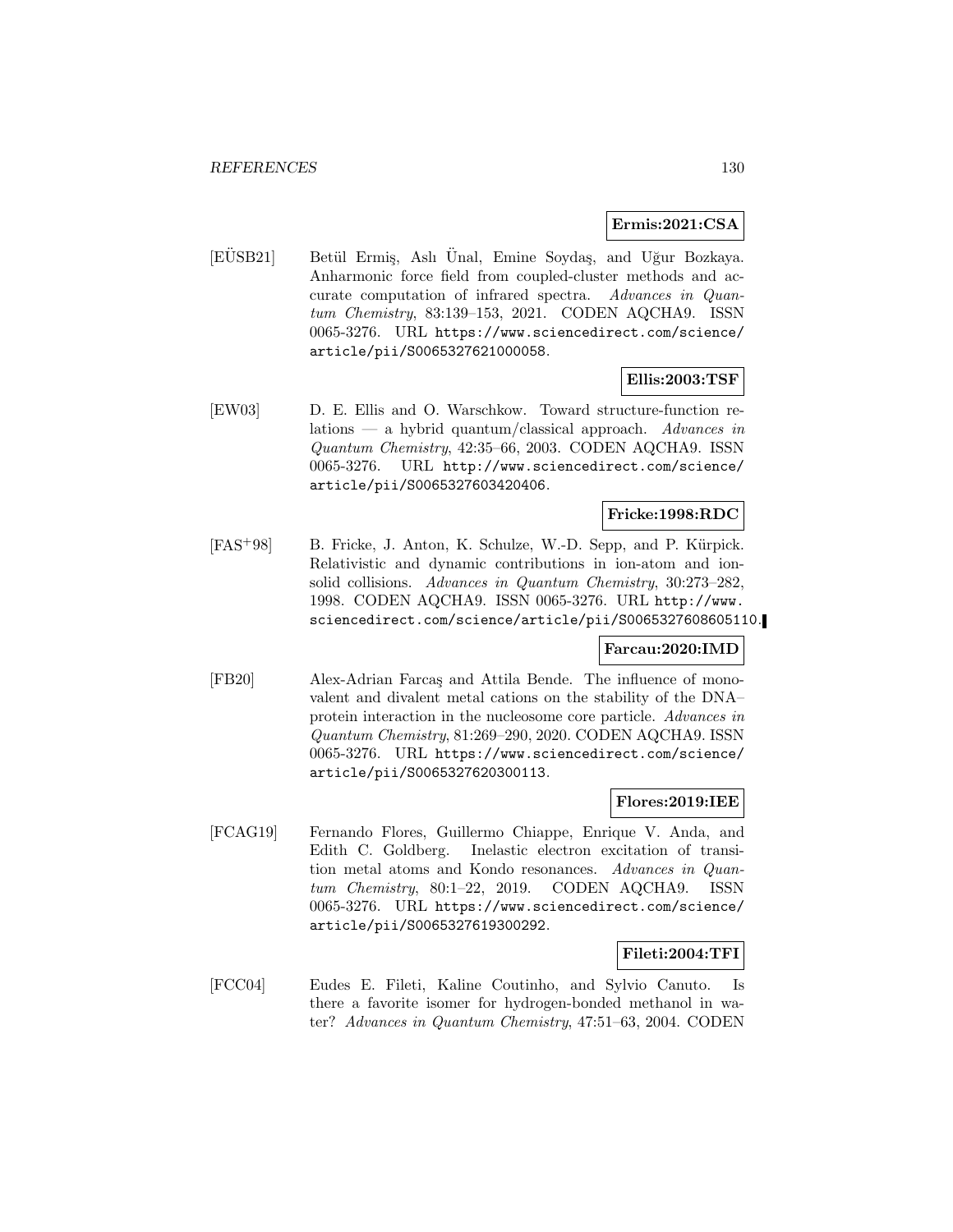**Ermis:2021:CSA**

[EÜSB21] Betül Ermiş, Aslı Ünal, Emine Soydaş, and Uğur Bozkaya. Anharmonic force field from coupled-cluster methods and accurate computation of infrared spectra. *Advances in Quantum Chemistry*, 83:139–153, 2021. CODEN AQCHA9. ISSN 0065-3276. URL `https://www.sciencedirect.com/science/article/pii/S0065327621000058`.

**Ellis:2003:TSF**

[EW03] D. E. Ellis and O. Warschkow. Toward structure-function relations — a hybrid quantum/classical approach. *Advances in Quantum Chemistry*, 42:35–66, 2003. CODEN AQCHA9. ISSN 0065-3276. URL `http://www.sciencedirect.com/science/article/pii/S0065327603420406`.

**Fricke:1998:RDC**

[FAS+98] B. Fricke, J. Anton, K. Schulze, W.-D. Sepp, and P. Kürpick. Relativistic and dynamic contributions in ion-atom and ion-solid collisions. *Advances in Quantum Chemistry*, 30:273–282, 1998. CODEN AQCHA9. ISSN 0065-3276. URL `http://www.sciencedirect.com/science/article/pii/S0065327608605110`.

**Farcau:2020:IMD**

[FB20] Alex-Adrian Farcaş and Attila Bende. The influence of monovalent and divalent metal cations on the stability of the DNA–protein interaction in the nucleosome core particle. *Advances in Quantum Chemistry*, 81:269–290, 2020. CODEN AQCHA9. ISSN 0065-3276. URL `https://www.sciencedirect.com/science/article/pii/S0065327620300113`.

**Flores:2019:IEE**

[FCAG19] Fernando Flores, Guillermo Chiappe, Enrique V. Anda, and Edith C. Goldberg. Inelastic electron excitation of transition metal atoms and Kondo resonances. *Advances in Quantum Chemistry*, 80:1–22, 2019. CODEN AQCHA9. ISSN 0065-3276. URL `https://www.sciencedirect.com/science/article/pii/S0065327619300292`.

**Fileti:2004:TFI**

[FCC04] Eudes E. Fileti, Kaline Coutinho, and Sylvio Canuto. Is there a favorite isomer for hydrogen-bonded methanol in water? *Advances in Quantum Chemistry*, 47:51–63, 2004. CODEN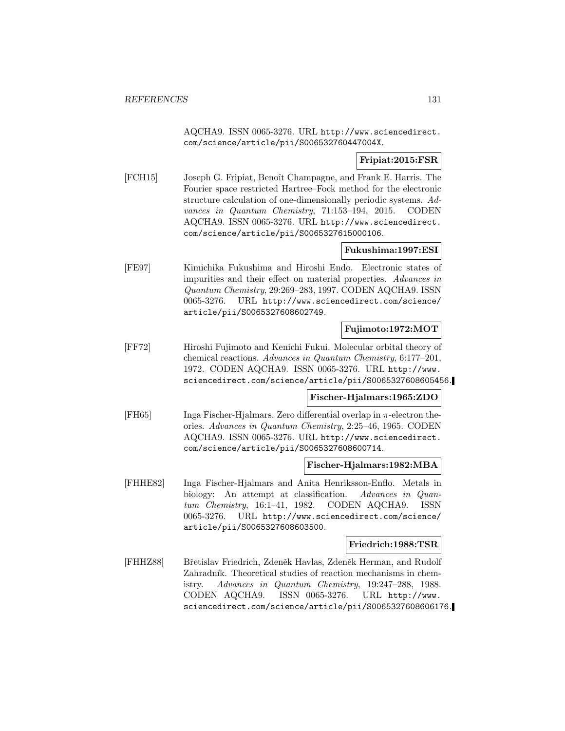AQCHA9. ISSN 0065-3276. URL http://www.sciencedirect.com/science/article/pii/S006532760447004X.

**Fripiat:2015:FSR**

[FCH15] Joseph G. Fripiat, Benoît Champagne, and Frank E. Harris. The Fourier space restricted Hartree–Fock method for the electronic structure calculation of one-dimensionally periodic systems. *Advances in Quantum Chemistry*, 71:153–194, 2015. CODEN AQCHA9. ISSN 0065-3276. URL http://www.sciencedirect.com/science/article/pii/S0065327615000106.

**Fukushima:1997:ESI**

[FE97] Kimichika Fukushima and Hiroshi Endo. Electronic states of impurities and their effect on material properties. *Advances in Quantum Chemistry*, 29:269–283, 1997. CODEN AQCHA9. ISSN 0065-3276. URL http://www.sciencedirect.com/science/article/pii/S0065327608602749.

**Fujimoto:1972:MOT**

[FF72] Hiroshi Fujimoto and Kenichi Fukui. Molecular orbital theory of chemical reactions. *Advances in Quantum Chemistry*, 6:177–201, 1972. CODEN AQCHA9. ISSN 0065-3276. URL http://www.sciencedirect.com/science/article/pii/S0065327608605456.

**Fischer-Hjalmars:1965:ZDO**

[FH65] Inga Fischer-Hjalmars. Zero differential overlap in $\pi$-electron theories. *Advances in Quantum Chemistry*, 2:25–46, 1965. CODEN AQCHA9. ISSN 0065-3276. URL http://www.sciencedirect.com/science/article/pii/S0065327608600714.

**Fischer-Hjalmars:1982:MBA**

[FHHE82] Inga Fischer-Hjalmars and Anita Henriksson-Enflo. Metals in biology: An attempt at classification. *Advances in Quantum Chemistry*, 16:1–41, 1982. CODEN AQCHA9. ISSN 0065-3276. URL http://www.sciencedirect.com/science/article/pii/S0065327608603500.

**Friedrich:1988:TSR**

[FHHZ88] Břetislav Friedrich, Zdeněk Havlas, Zdeněk Herman, and Rudolf Zahradník. Theoretical studies of reaction mechanisms in chemistry. *Advances in Quantum Chemistry*, 19:247–288, 1988. CODEN AQCHA9. ISSN 0065-3276. URL http://www.sciencedirect.com/science/article/pii/S0065327608606176.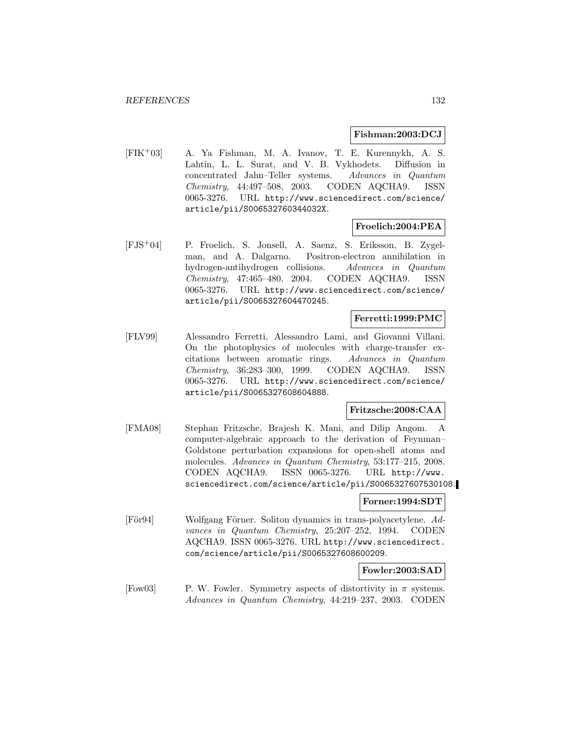**Fishman:2003:DCJ**

[FIK+03] A. Ya Fishman, M. A. Ivanov, T. E. Kurennykh, A. S. Lahtin, L. L. Surat, and V. B. Vykhodets. Diffusion in concentrated Jahn–Teller systems. *Advances in Quantum Chemistry*, 44:497–508, 2003. CODEN AQCHA9. ISSN 0065-3276. URL http://www.sciencedirect.com/science/article/pii/S006532760344032X.

**Froelich:2004:PEA**

[FJS+04] P. Froelich, S. Jonsell, A. Saenz, S. Eriksson, B. Zygelman, and A. Dalgarno. Positron-electron annihilation in hydrogen-antihydrogen collisions. *Advances in Quantum Chemistry*, 47:465–480, 2004. CODEN AQCHA9. ISSN 0065-3276. URL http://www.sciencedirect.com/science/article/pii/S0065327604470245.

**Ferretti:1999:PMC**

[FLV99] Alessandro Ferretti, Alessandro Lami, and Giovanni Villani. On the photophysics of molecules with charge-transfer excitations between aromatic rings. *Advances in Quantum Chemistry*, 36:283–300, 1999. CODEN AQCHA9. ISSN 0065-3276. URL http://www.sciencedirect.com/science/article/pii/S0065327608604888.

**Fritzsche:2008:CAA**

[FMA08] Stephan Fritzsche, Brajesh K. Mani, and Dilip Angom. A computer-algebraic approach to the derivation of Feynman–Goldstone perturbation expansions for open-shell atoms and molecules. *Advances in Quantum Chemistry*, 53:177–215, 2008. CODEN AQCHA9. ISSN 0065-3276. URL http://www.sciencedirect.com/science/article/pii/S0065327607530108.

**Forner:1994:SDT**

[För94] Wolfgang Förner. Soliton dynamics in trans-polyacetylene. *Advances in Quantum Chemistry*, 25:207–252, 1994. CODEN AQCHA9. ISSN 0065-3276. URL http://www.sciencedirect.com/science/article/pii/S0065327608600209.

**Fowler:2003:SAD**

[Fow03] P. W. Fowler. Symmetry aspects of distortivity in $\pi$ systems. *Advances in Quantum Chemistry*, 44:219–237, 2003. CODEN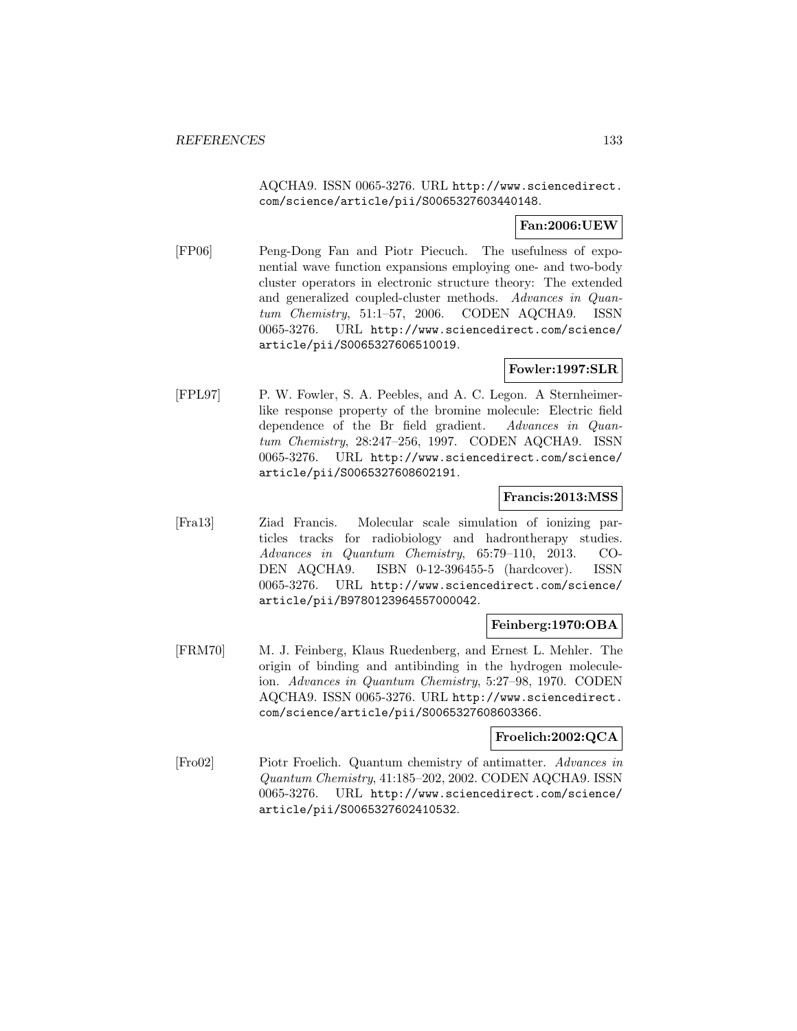AQCHA9. ISSN 0065-3276. URL http://www.sciencedirect.com/science/article/pii/S0065327603440148.

**Fan:2006:UEW**

[FP06] Peng-Dong Fan and Piotr Piecuch. The usefulness of exponential wave function expansions employing one- and two-body cluster operators in electronic structure theory: The extended and generalized coupled-cluster methods. *Advances in Quantum Chemistry*, 51:1–57, 2006. CODEN AQCHA9. ISSN 0065-3276. URL http://www.sciencedirect.com/science/article/pii/S0065327606510019.

**Fowler:1997:SLR**

[FPL97] P. W. Fowler, S. A. Peebles, and A. C. Legon. A Sternheimer-like response property of the bromine molecule: Electric field dependence of the Br field gradient. *Advances in Quantum Chemistry*, 28:247–256, 1997. CODEN AQCHA9. ISSN 0065-3276. URL http://www.sciencedirect.com/science/article/pii/S0065327608602191.

**Francis:2013:MSS**

[Fra13] Ziad Francis. Molecular scale simulation of ionizing particles tracks for radiobiology and hadrontherapy studies. *Advances in Quantum Chemistry*, 65:79–110, 2013. CODEN AQCHA9. ISBN 0-12-396455-5 (hardcover). ISSN 0065-3276. URL http://www.sciencedirect.com/science/article/pii/B9780123964557000042.

**Feinberg:1970:OBA**

[FRM70] M. J. Feinberg, Klaus Ruedenberg, and Ernest L. Mehler. The origin of binding and antibinding in the hydrogen molecule-ion. *Advances in Quantum Chemistry*, 5:27–98, 1970. CODEN AQCHA9. ISSN 0065-3276. URL http://www.sciencedirect.com/science/article/pii/S0065327608603366.

**Froelich:2002:QCA**

[Fro02] Piotr Froelich. Quantum chemistry of antimatter. *Advances in Quantum Chemistry*, 41:185–202, 2002. CODEN AQCHA9. ISSN 0065-3276. URL http://www.sciencedirect.com/science/article/pii/S0065327602410532.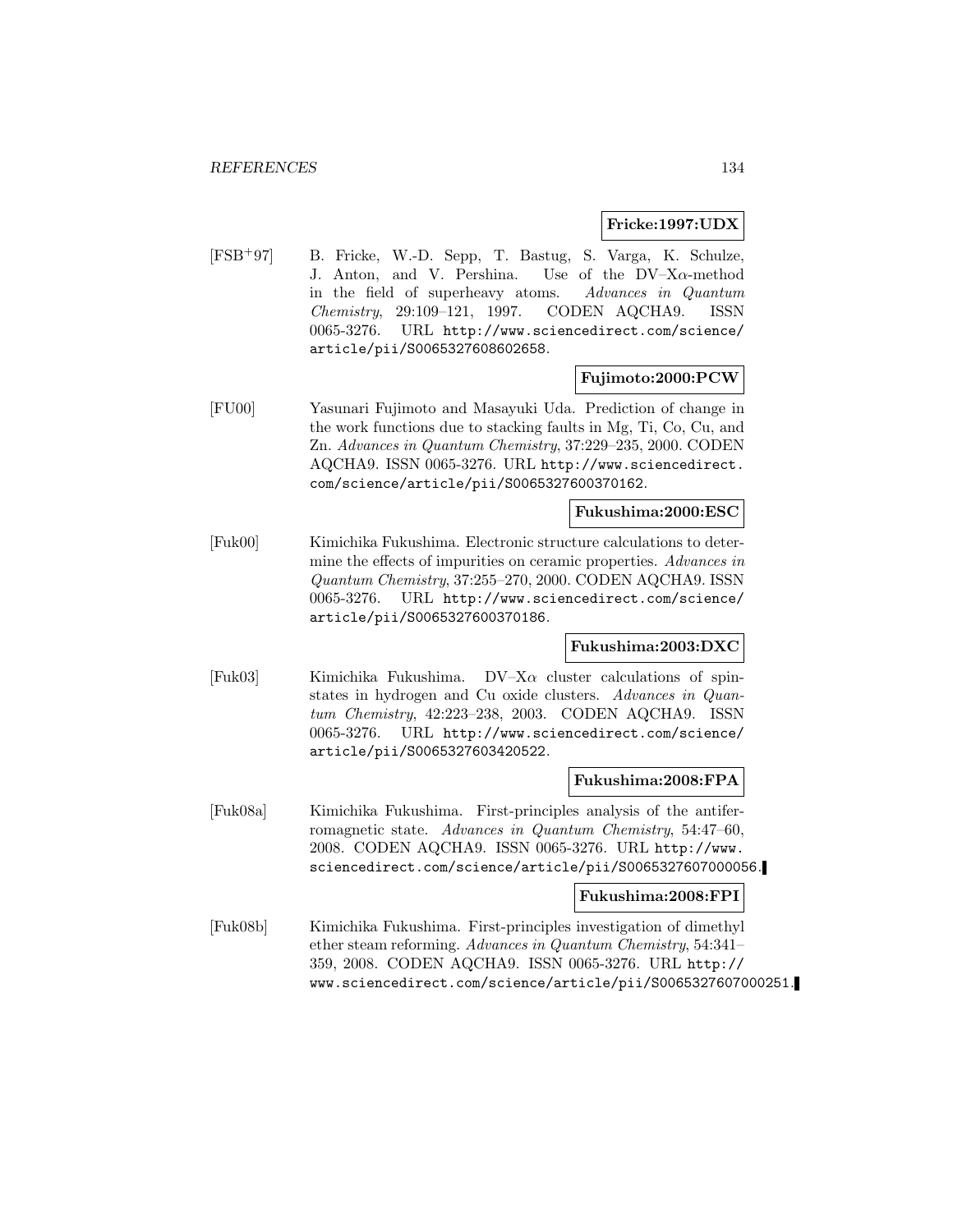**Fricke:1997:UDX**

[FSB+97] B. Fricke, W.-D. Sepp, T. Bastug, S. Varga, K. Schulze, J. Anton, and V. Pershina. Use of the DV–X$\alpha$-method in the field of superheavy atoms. *Advances in Quantum Chemistry*, 29:109–121, 1997. CODEN AQCHA9. ISSN 0065-3276. URL http://www.sciencedirect.com/science/article/pii/S0065327608602658.

**Fujimoto:2000:PCW**

[FU00] Yasunari Fujimoto and Masayuki Uda. Prediction of change in the work functions due to stacking faults in Mg, Ti, Co, Cu, and Zn. *Advances in Quantum Chemistry*, 37:229–235, 2000. CODEN AQCHA9. ISSN 0065-3276. URL http://www.sciencedirect.com/science/article/pii/S0065327600370162.

**Fukushima:2000:ESC**

[Fuk00] Kimichika Fukushima. Electronic structure calculations to determine the effects of impurities on ceramic properties. *Advances in Quantum Chemistry*, 37:255–270, 2000. CODEN AQCHA9. ISSN 0065-3276. URL http://www.sciencedirect.com/science/article/pii/S0065327600370186.

**Fukushima:2003:DXC**

[Fuk03] Kimichika Fukushima. DV–X$\alpha$ cluster calculations of spin-states in hydrogen and Cu oxide clusters. *Advances in Quantum Chemistry*, 42:223–238, 2003. CODEN AQCHA9. ISSN 0065-3276. URL http://www.sciencedirect.com/science/article/pii/S0065327603420522.

**Fukushima:2008:FPA**

[Fuk08a] Kimichika Fukushima. First-principles analysis of the antiferromagnetic state. *Advances in Quantum Chemistry*, 54:47–60, 2008. CODEN AQCHA9. ISSN 0065-3276. URL http://www.sciencedirect.com/science/article/pii/S0065327607000056.

**Fukushima:2008:FPI**

[Fuk08b] Kimichika Fukushima. First-principles investigation of dimethyl ether steam reforming. *Advances in Quantum Chemistry*, 54:341–359, 2008. CODEN AQCHA9. ISSN 0065-3276. URL http://www.sciencedirect.com/science/article/pii/S0065327607000251.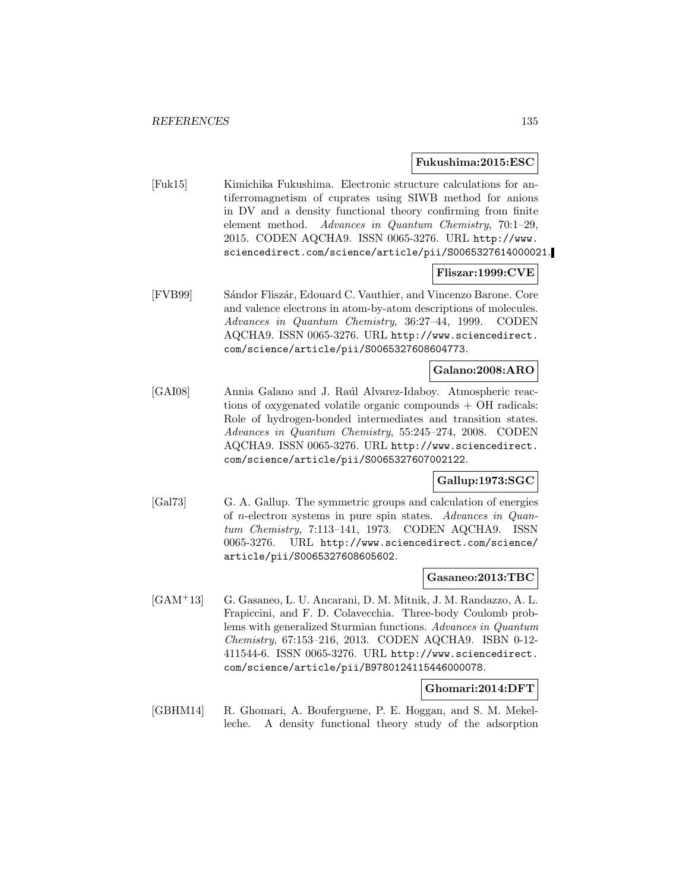**Fukushima:2015:ESC**

[Fuk15] Kimichika Fukushima. Electronic structure calculations for antiferromagnetism of cuprates using SIWB method for anions in DV and a density functional theory confirming from finite element method. *Advances in Quantum Chemistry*, 70:1–29, 2015. CODEN AQCHA9. ISSN 0065-3276. URL http://www.sciencedirect.com/science/article/pii/S0065327614000021.

**Fliszar:1999:CVE**

[FVB99] Sándor Fliszár, Edouard C. Vauthier, and Vincenzo Barone. Core and valence electrons in atom-by-atom descriptions of molecules. *Advances in Quantum Chemistry*, 36:27–44, 1999. CODEN AQCHA9. ISSN 0065-3276. URL http://www.sciencedirect.com/science/article/pii/S0065327608604773.

**Galano:2008:ARO**

[GAI08] Annia Galano and J. Raúl Alvarez-Idaboy. Atmospheric reactions of oxygenated volatile organic compounds + OH radicals: Role of hydrogen-bonded intermediates and transition states. *Advances in Quantum Chemistry*, 55:245–274, 2008. CODEN AQCHA9. ISSN 0065-3276. URL http://www.sciencedirect.com/science/article/pii/S0065327607002122.

**Gallup:1973:SGC**

[Gal73] G. A. Gallup. The symmetric groups and calculation of energies of $n$-electron systems in pure spin states. *Advances in Quantum Chemistry*, 7:113–141, 1973. CODEN AQCHA9. ISSN 0065-3276. URL http://www.sciencedirect.com/science/article/pii/S0065327608605602.

**Gasaneo:2013:TBC**

[GAM+13] G. Gasaneo, L. U. Ancarani, D. M. Mitnik, J. M. Randazzo, A. L. Frapiccini, and F. D. Colavecchia. Three-body Coulomb problems with generalized Sturmian functions. *Advances in Quantum Chemistry*, 67:153–216, 2013. CODEN AQCHA9. ISBN 0-12-411544-6. ISSN 0065-3276. URL http://www.sciencedirect.com/science/article/pii/B9780124115446000078.

**Ghomari:2014:DFT**

[GBHM14] R. Ghomari, A. Bouferguene, P. E. Hoggan, and S. M. Mekelleche. A density functional theory study of the adsorption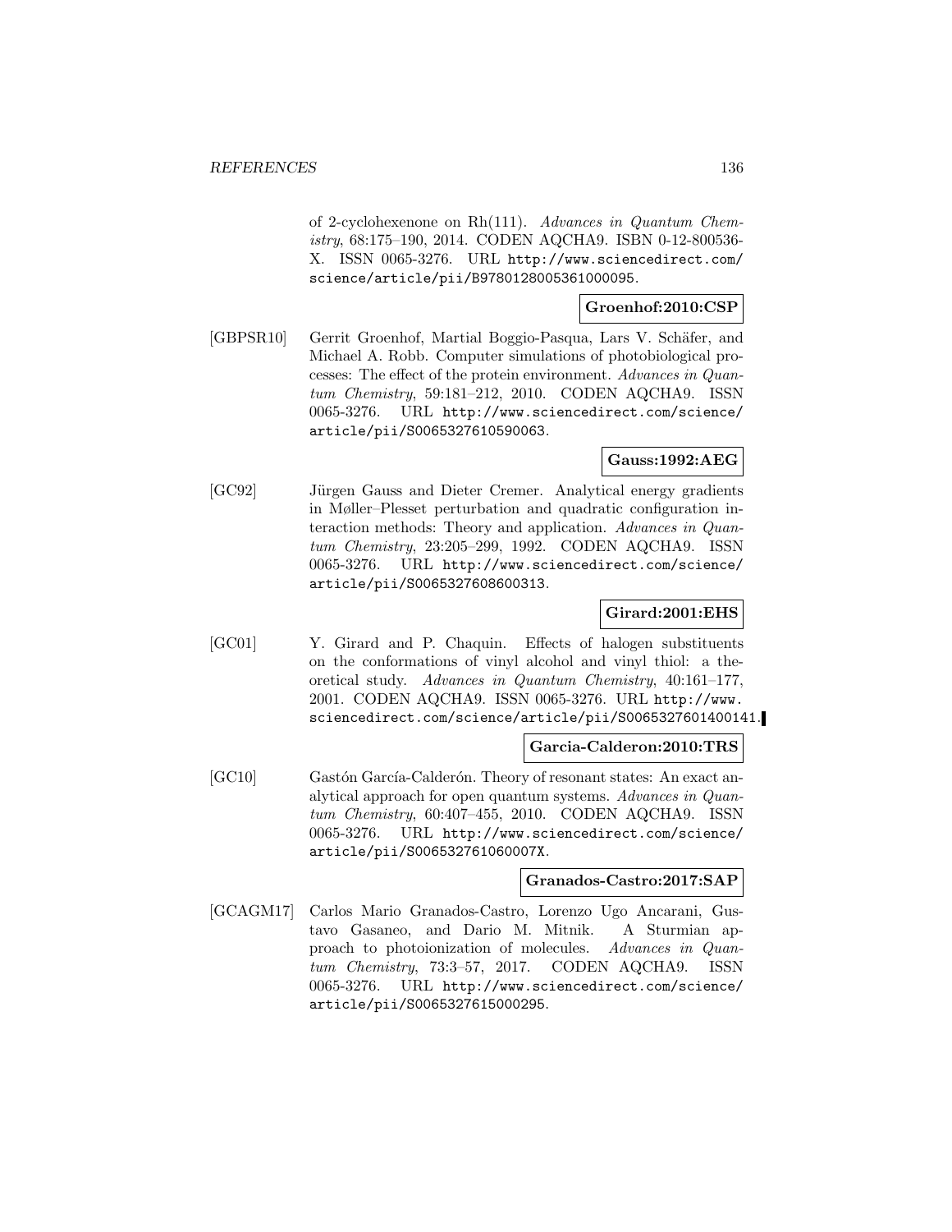of 2-cyclohexenone on Rh(111). *Advances in Quantum Chemistry*, 68:175–190, 2014. CODEN AQCHA9. ISBN 0-12-800536-X. ISSN 0065-3276. URL http://www.sciencedirect.com/science/article/pii/B9780128005361000095.

**Groenhof:2010:CSP**

[GBPSR10] Gerrit Groenhof, Martial Boggio-Pasqua, Lars V. Schäfer, and Michael A. Robb. Computer simulations of photobiological processes: The effect of the protein environment. *Advances in Quantum Chemistry*, 59:181–212, 2010. CODEN AQCHA9. ISSN 0065-3276. URL http://www.sciencedirect.com/science/article/pii/S0065327610590063.

**Gauss:1992:AEG**

[GC92] Jürgen Gauss and Dieter Cremer. Analytical energy gradients in Møller–Plesset perturbation and quadratic configuration interaction methods: Theory and application. *Advances in Quantum Chemistry*, 23:205–299, 1992. CODEN AQCHA9. ISSN 0065-3276. URL http://www.sciencedirect.com/science/article/pii/S0065327608600313.

**Girard:2001:EHS**

[GC01] Y. Girard and P. Chaquin. Effects of halogen substituents on the conformations of vinyl alcohol and vinyl thiol: a theoretical study. *Advances in Quantum Chemistry*, 40:161–177, 2001. CODEN AQCHA9. ISSN 0065-3276. URL http://www.sciencedirect.com/science/article/pii/S0065327601400141.

**Garcia-Calderon:2010:TRS**

[GC10] Gastón García-Calderón. Theory of resonant states: An exact analytical approach for open quantum systems. *Advances in Quantum Chemistry*, 60:407–455, 2010. CODEN AQCHA9. ISSN 0065-3276. URL http://www.sciencedirect.com/science/article/pii/S006532761060007X.

**Granados-Castro:2017:SAP**

[GCAGM17] Carlos Mario Granados-Castro, Lorenzo Ugo Ancarani, Gustavo Gasaneo, and Dario M. Mitnik. A Sturmian approach to photoionization of molecules. *Advances in Quantum Chemistry*, 73:3–57, 2017. CODEN AQCHA9. ISSN 0065-3276. URL http://www.sciencedirect.com/science/article/pii/S0065327615000295.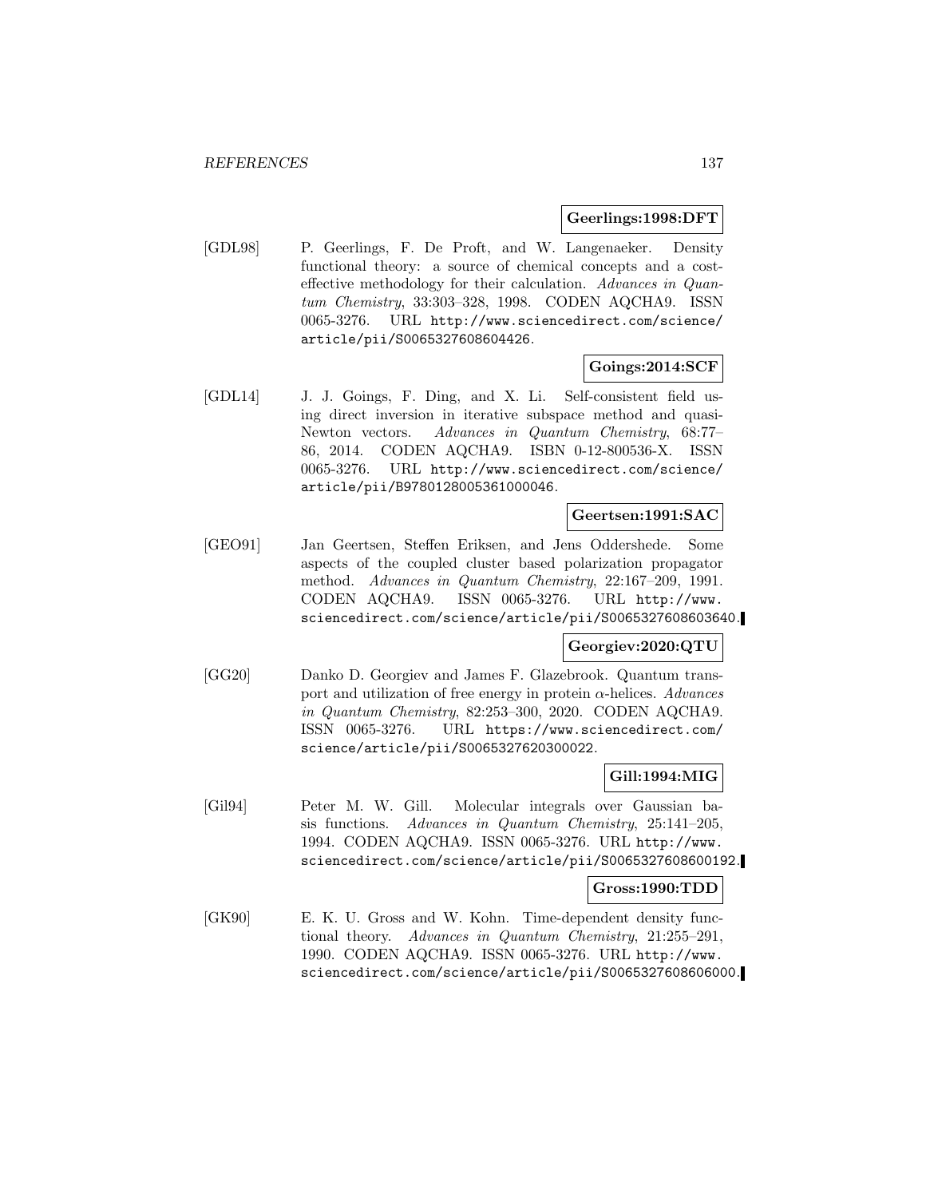**Geerlings:1998:DFT**

[GDL98] P. Geerlings, F. De Proft, and W. Langenaeker. Density functional theory: a source of chemical concepts and a cost-effective methodology for their calculation. *Advances in Quantum Chemistry*, 33:303–328, 1998. CODEN AQCHA9. ISSN 0065-3276. URL http://www.sciencedirect.com/science/article/pii/S0065327608604426.

**Goings:2014:SCF**

[GDL14] J. J. Goings, F. Ding, and X. Li. Self-consistent field using direct inversion in iterative subspace method and quasi-Newton vectors. *Advances in Quantum Chemistry*, 68:77–86, 2014. CODEN AQCHA9. ISBN 0-12-800536-X. ISSN 0065-3276. URL http://www.sciencedirect.com/science/article/pii/B9780128005361000046.

**Geertsen:1991:SAC**

[GEO91] Jan Geertsen, Steffen Eriksen, and Jens Oddershede. Some aspects of the coupled cluster based polarization propagator method. *Advances in Quantum Chemistry*, 22:167–209, 1991. CODEN AQCHA9. ISSN 0065-3276. URL http://www.sciencedirect.com/science/article/pii/S0065327608603640.

**Georgiev:2020:QTU**

[GG20] Danko D. Georgiev and James F. Glazebrook. Quantum transport and utilization of free energy in protein $\alpha$-helices. *Advances in Quantum Chemistry*, 82:253–300, 2020. CODEN AQCHA9. ISSN 0065-3276. URL https://www.sciencedirect.com/science/article/pii/S0065327620300022.

**Gill:1994:MIG**

[Gil94] Peter M. W. Gill. Molecular integrals over Gaussian basis functions. *Advances in Quantum Chemistry*, 25:141–205, 1994. CODEN AQCHA9. ISSN 0065-3276. URL http://www.sciencedirect.com/science/article/pii/S0065327608600192.

**Gross:1990:TDD**

[GK90] E. K. U. Gross and W. Kohn. Time-dependent density functional theory. *Advances in Quantum Chemistry*, 21:255–291, 1990. CODEN AQCHA9. ISSN 0065-3276. URL http://www.sciencedirect.com/science/article/pii/S0065327608606000.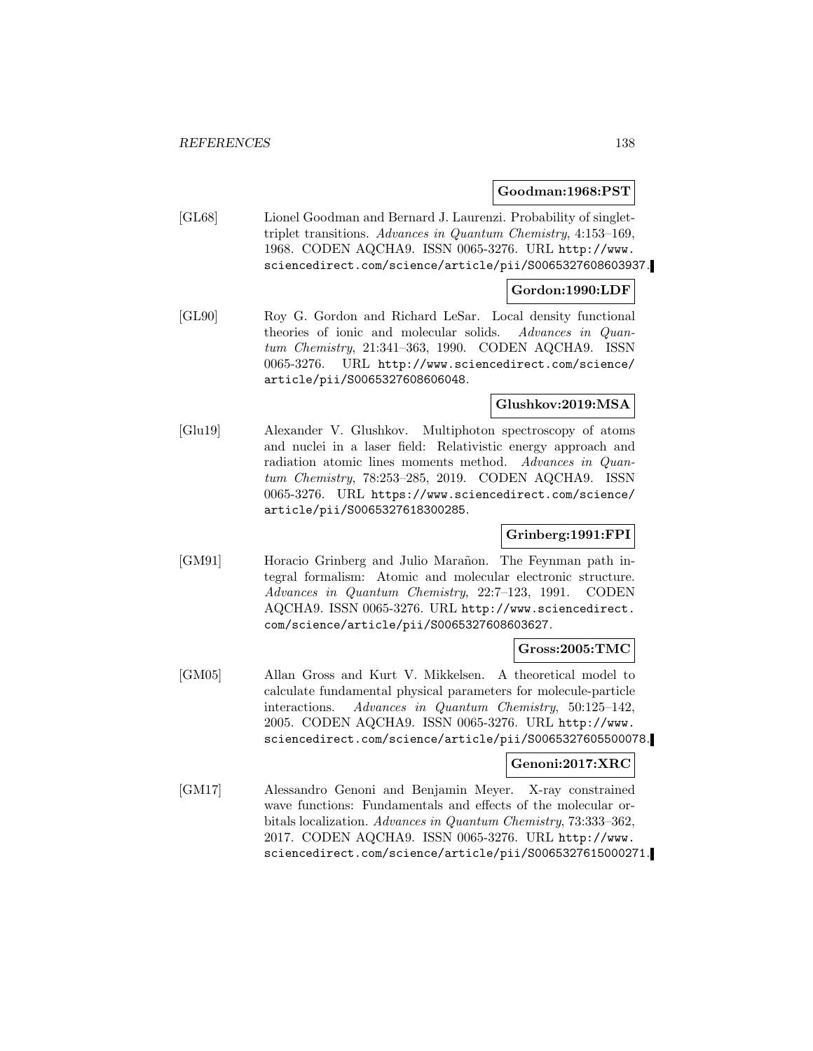**Goodman:1968:PST**

[GL68] Lionel Goodman and Bernard J. Laurenzi. Probability of singlet-triplet transitions. *Advances in Quantum Chemistry*, 4:153–169, 1968. CODEN AQCHA9. ISSN 0065-3276. URL http://www.sciencedirect.com/science/article/pii/S0065327608603937.

**Gordon:1990:LDF**

[GL90] Roy G. Gordon and Richard LeSar. Local density functional theories of ionic and molecular solids. *Advances in Quantum Chemistry*, 21:341–363, 1990. CODEN AQCHA9. ISSN 0065-3276. URL http://www.sciencedirect.com/science/article/pii/S0065327608606048.

**Glushkov:2019:MSA**

[Glu19] Alexander V. Glushkov. Multiphoton spectroscopy of atoms and nuclei in a laser field: Relativistic energy approach and radiation atomic lines moments method. *Advances in Quantum Chemistry*, 78:253–285, 2019. CODEN AQCHA9. ISSN 0065-3276. URL https://www.sciencedirect.com/science/article/pii/S0065327618300285.

**Grinberg:1991:FPI**

[GM91] Horacio Grinberg and Julio Marañon. The Feynman path integral formalism: Atomic and molecular electronic structure. *Advances in Quantum Chemistry*, 22:7–123, 1991. CODEN AQCHA9. ISSN 0065-3276. URL http://www.sciencedirect.com/science/article/pii/S0065327608603627.

**Gross:2005:TMC**

[GM05] Allan Gross and Kurt V. Mikkelsen. A theoretical model to calculate fundamental physical parameters for molecule-particle interactions. *Advances in Quantum Chemistry*, 50:125–142, 2005. CODEN AQCHA9. ISSN 0065-3276. URL http://www.sciencedirect.com/science/article/pii/S0065327605500078.

**Genoni:2017:XRC**

[GM17] Alessandro Genoni and Benjamin Meyer. X-ray constrained wave functions: Fundamentals and effects of the molecular orbitals localization. *Advances in Quantum Chemistry*, 73:333–362, 2017. CODEN AQCHA9. ISSN 0065-3276. URL http://www.sciencedirect.com/science/article/pii/S0065327615000271.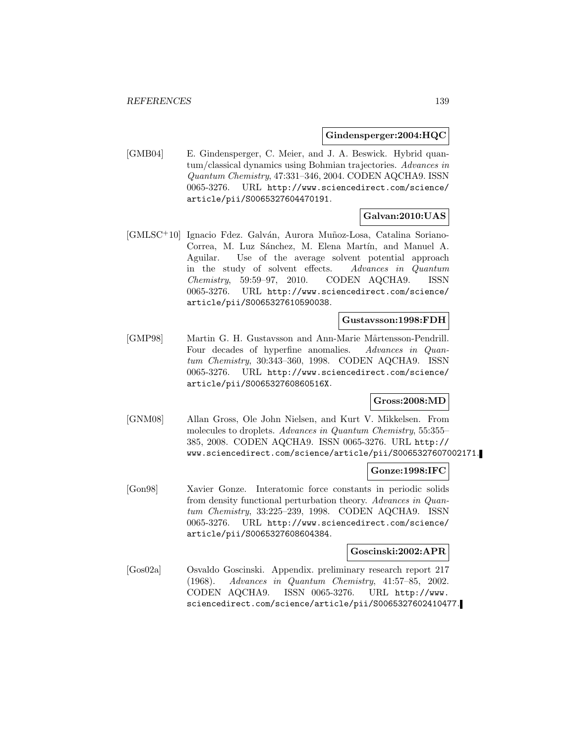**Gindensperger:2004:HQC**

[GMB04] E. Gindensperger, C. Meier, and J. A. Beswick. Hybrid quantum/classical dynamics using Bohmian trajectories. *Advances in Quantum Chemistry*, 47:331–346, 2004. CODEN AQCHA9. ISSN 0065-3276. URL http://www.sciencedirect.com/science/article/pii/S0065327604470191.

**Galvan:2010:UAS**

[GMLSC+10] Ignacio Fdez. Galván, Aurora Muñoz-Losa, Catalina Soriano-Correa, M. Luz Sánchez, M. Elena Martín, and Manuel A. Aguilar. Use of the average solvent potential approach in the study of solvent effects. *Advances in Quantum Chemistry*, 59:59–97, 2010. CODEN AQCHA9. ISSN 0065-3276. URL http://www.sciencedirect.com/science/article/pii/S0065327610590038.

**Gustavsson:1998:FDH**

[GMP98] Martin G. H. Gustavsson and Ann-Marie Mårtensson-Pendrill. Four decades of hyperfine anomalies. *Advances in Quantum Chemistry*, 30:343–360, 1998. CODEN AQCHA9. ISSN 0065-3276. URL http://www.sciencedirect.com/science/article/pii/S006532760860516X.

**Gross:2008:MD**

[GNM08] Allan Gross, Ole John Nielsen, and Kurt V. Mikkelsen. From molecules to droplets. *Advances in Quantum Chemistry*, 55:355–385, 2008. CODEN AQCHA9. ISSN 0065-3276. URL http://www.sciencedirect.com/science/article/pii/S0065327607002171.

**Gonze:1998:IFC**

[Gon98] Xavier Gonze. Interatomic force constants in periodic solids from density functional perturbation theory. *Advances in Quantum Chemistry*, 33:225–239, 1998. CODEN AQCHA9. ISSN 0065-3276. URL http://www.sciencedirect.com/science/article/pii/S0065327608604384.

**Goscinski:2002:APR**

[Gos02a] Osvaldo Goscinski. Appendix. preliminary research report 217 (1968). *Advances in Quantum Chemistry*, 41:57–85, 2002. CODEN AQCHA9. ISSN 0065-3276. URL http://www.sciencedirect.com/science/article/pii/S0065327602410477.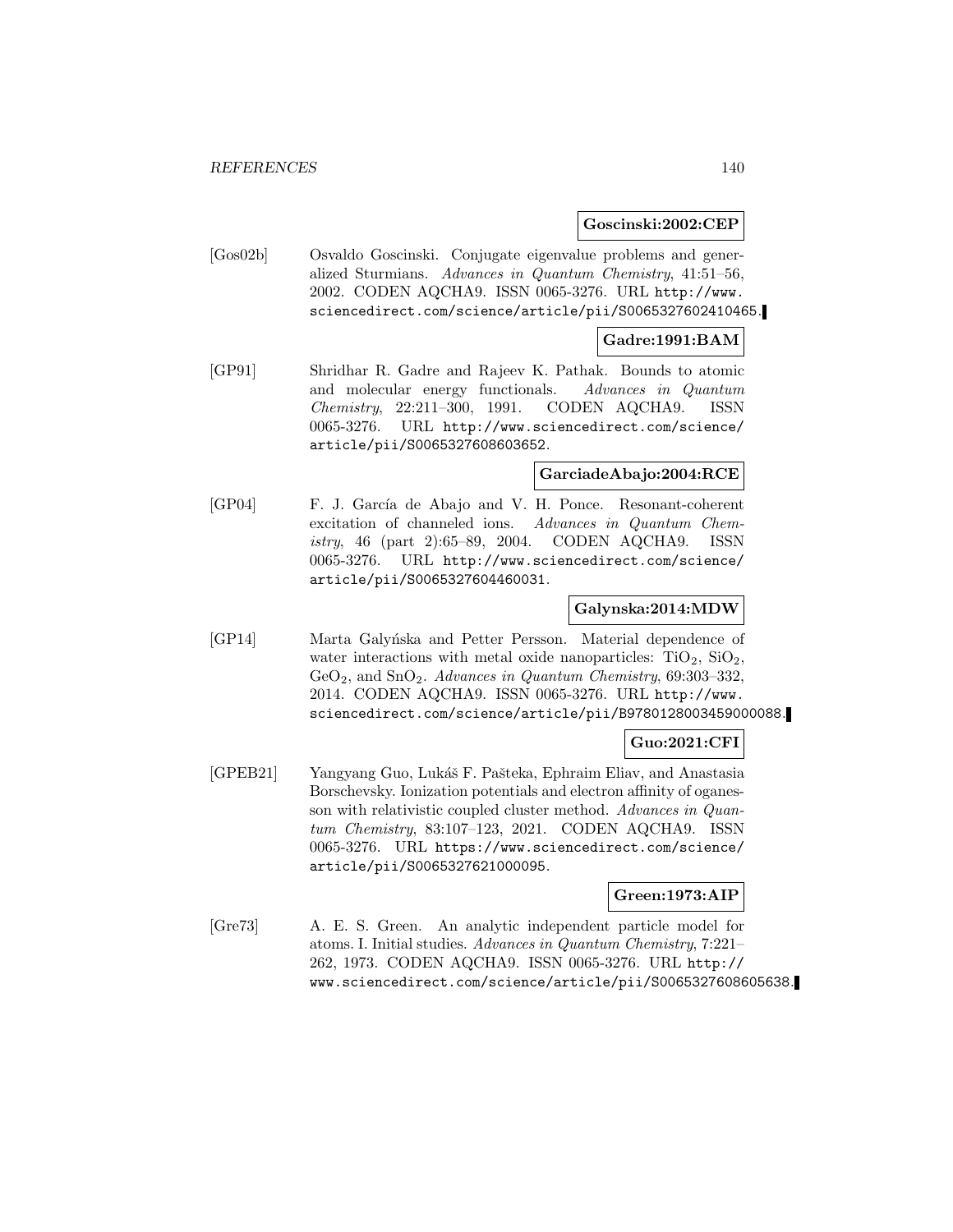**Goscinski:2002:CEP**

[Gos02b] Osvaldo Goscinski. Conjugate eigenvalue problems and generalized Sturmians. *Advances in Quantum Chemistry*, 41:51–56, 2002. CODEN AQCHA9. ISSN 0065-3276. URL http://www.sciencedirect.com/science/article/pii/S0065327602410465.

**Gadre:1991:BAM**

[GP91] Shridhar R. Gadre and Rajeev K. Pathak. Bounds to atomic and molecular energy functionals. *Advances in Quantum Chemistry*, 22:211–300, 1991. CODEN AQCHA9. ISSN 0065-3276. URL http://www.sciencedirect.com/science/article/pii/S0065327608603652.

**GarciadeAbajo:2004:RCE**

[GP04] F. J. García de Abajo and V. H. Ponce. Resonant-coherent excitation of channeled ions. *Advances in Quantum Chemistry*, 46 (part 2):65–89, 2004. CODEN AQCHA9. ISSN 0065-3276. URL http://www.sciencedirect.com/science/article/pii/S0065327604460031.

**Galynska:2014:MDW**

[GP14] Marta Galyńska and Petter Persson. Material dependence of water interactions with metal oxide nanoparticles: $TiO_2$, $SiO_2$, $GeO_2$, and $SnO_2$. *Advances in Quantum Chemistry*, 69:303–332, 2014. CODEN AQCHA9. ISSN 0065-3276. URL http://www.sciencedirect.com/science/article/pii/B9780128003459000088.

**Guo:2021:CFI**

[GPEB21] Yangyang Guo, Lukáš F. Pašteka, Ephraim Eliav, and Anastasia Borschevsky. Ionization potentials and electron affinity of oganesson with relativistic coupled cluster method. *Advances in Quantum Chemistry*, 83:107–123, 2021. CODEN AQCHA9. ISSN 0065-3276. URL https://www.sciencedirect.com/science/article/pii/S0065327621000095.

**Green:1973:AIP**

[Gre73] A. E. S. Green. An analytic independent particle model for atoms. I. Initial studies. *Advances in Quantum Chemistry*, 7:221–262, 1973. CODEN AQCHA9. ISSN 0065-3276. URL http://www.sciencedirect.com/science/article/pii/S0065327608605638.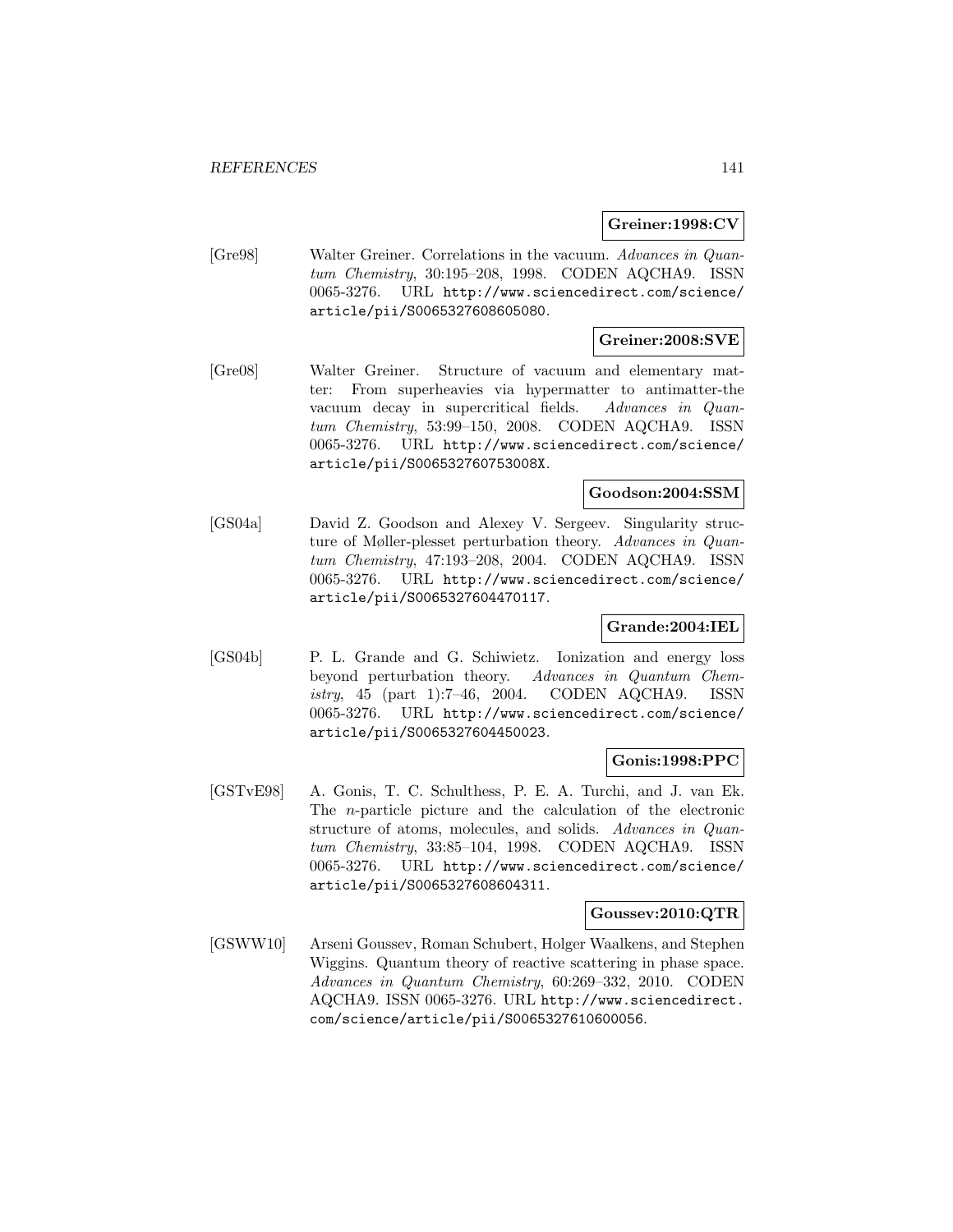**Greiner:1998:CV**

[Gre98] Walter Greiner. Correlations in the vacuum. *Advances in Quantum Chemistry*, 30:195–208, 1998. CODEN AQCHA9. ISSN 0065-3276. URL http://www.sciencedirect.com/science/article/pii/S0065327608605080.

**Greiner:2008:SVE**

[Gre08] Walter Greiner. Structure of vacuum and elementary matter: From superheavies via hypermatter to antimatter-the vacuum decay in supercritical fields. *Advances in Quantum Chemistry*, 53:99–150, 2008. CODEN AQCHA9. ISSN 0065-3276. URL http://www.sciencedirect.com/science/article/pii/S006532760753008X.

**Goodson:2004:SSM**

[GS04a] David Z. Goodson and Alexey V. Sergeev. Singularity structure of Møller-plesset perturbation theory. *Advances in Quantum Chemistry*, 47:193–208, 2004. CODEN AQCHA9. ISSN 0065-3276. URL http://www.sciencedirect.com/science/article/pii/S0065327604470117.

**Grande:2004:IEL**

[GS04b] P. L. Grande and G. Schiwietz. Ionization and energy loss beyond perturbation theory. *Advances in Quantum Chemistry*, 45 (part 1):7–46, 2004. CODEN AQCHA9. ISSN 0065-3276. URL http://www.sciencedirect.com/science/article/pii/S0065327604450023.

**Gonis:1998:PPC**

[GSTvE98] A. Gonis, T. C. Schulthess, P. E. A. Turchi, and J. van Ek. The $n$-particle picture and the calculation of the electronic structure of atoms, molecules, and solids. *Advances in Quantum Chemistry*, 33:85–104, 1998. CODEN AQCHA9. ISSN 0065-3276. URL http://www.sciencedirect.com/science/article/pii/S0065327608604311.

**Goussev:2010:QTR**

[GSWW10] Arseni Goussev, Roman Schubert, Holger Waalkens, and Stephen Wiggins. Quantum theory of reactive scattering in phase space. *Advances in Quantum Chemistry*, 60:269–332, 2010. CODEN AQCHA9. ISSN 0065-3276. URL http://www.sciencedirect.com/science/article/pii/S0065327610600056.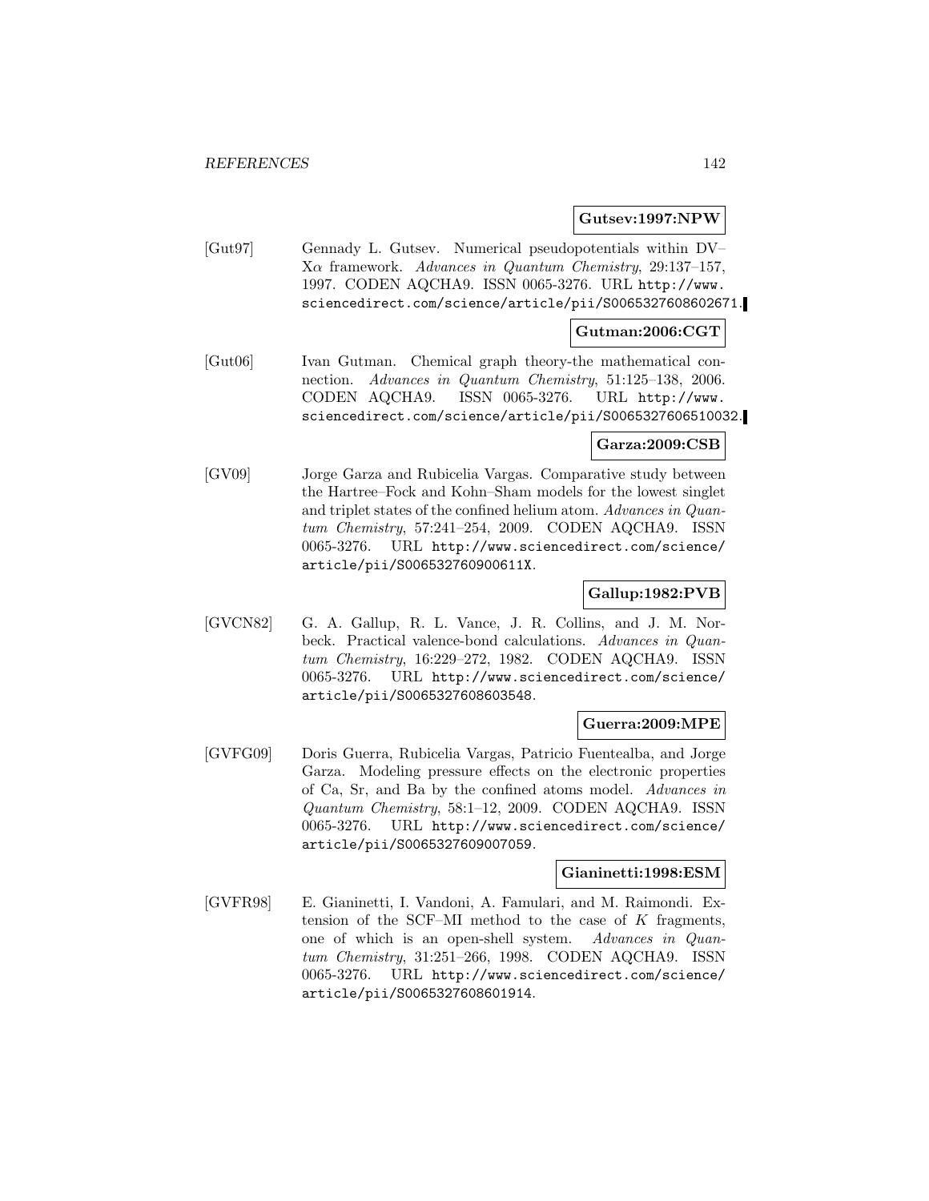**Gutsev:1997:NPW**

[Gut97] Gennady L. Gutsev. Numerical pseudopotentials within DV–X$\alpha$ framework. *Advances in Quantum Chemistry*, 29:137–157, 1997. CODEN AQCHA9. ISSN 0065-3276. URL http://www.sciencedirect.com/science/article/pii/S0065327608602671.

**Gutman:2006:CGT**

[Gut06] Ivan Gutman. Chemical graph theory-the mathematical connection. *Advances in Quantum Chemistry*, 51:125–138, 2006. CODEN AQCHA9. ISSN 0065-3276. URL http://www.sciencedirect.com/science/article/pii/S0065327606510032.

**Garza:2009:CSB**

[GV09] Jorge Garza and Rubicelia Vargas. Comparative study between the Hartree–Fock and Kohn–Sham models for the lowest singlet and triplet states of the confined helium atom. *Advances in Quantum Chemistry*, 57:241–254, 2009. CODEN AQCHA9. ISSN 0065-3276. URL http://www.sciencedirect.com/science/article/pii/S006532760900611X.

**Gallup:1982:PVB**

[GVCN82] G. A. Gallup, R. L. Vance, J. R. Collins, and J. M. Norbeck. Practical valence-bond calculations. *Advances in Quantum Chemistry*, 16:229–272, 1982. CODEN AQCHA9. ISSN 0065-3276. URL http://www.sciencedirect.com/science/article/pii/S0065327608603548.

**Guerra:2009:MPE**

[GVFG09] Doris Guerra, Rubicelia Vargas, Patricio Fuentealba, and Jorge Garza. Modeling pressure effects on the electronic properties of Ca, Sr, and Ba by the confined atoms model. *Advances in Quantum Chemistry*, 58:1–12, 2009. CODEN AQCHA9. ISSN 0065-3276. URL http://www.sciencedirect.com/science/article/pii/S0065327609007059.

**Gianinetti:1998:ESM**

[GVFR98] E. Gianinetti, I. Vandoni, A. Famulari, and M. Raimondi. Extension of the SCF–MI method to the case of $K$ fragments, one of which is an open-shell system. *Advances in Quantum Chemistry*, 31:251–266, 1998. CODEN AQCHA9. ISSN 0065-3276. URL http://www.sciencedirect.com/science/article/pii/S0065327608601914.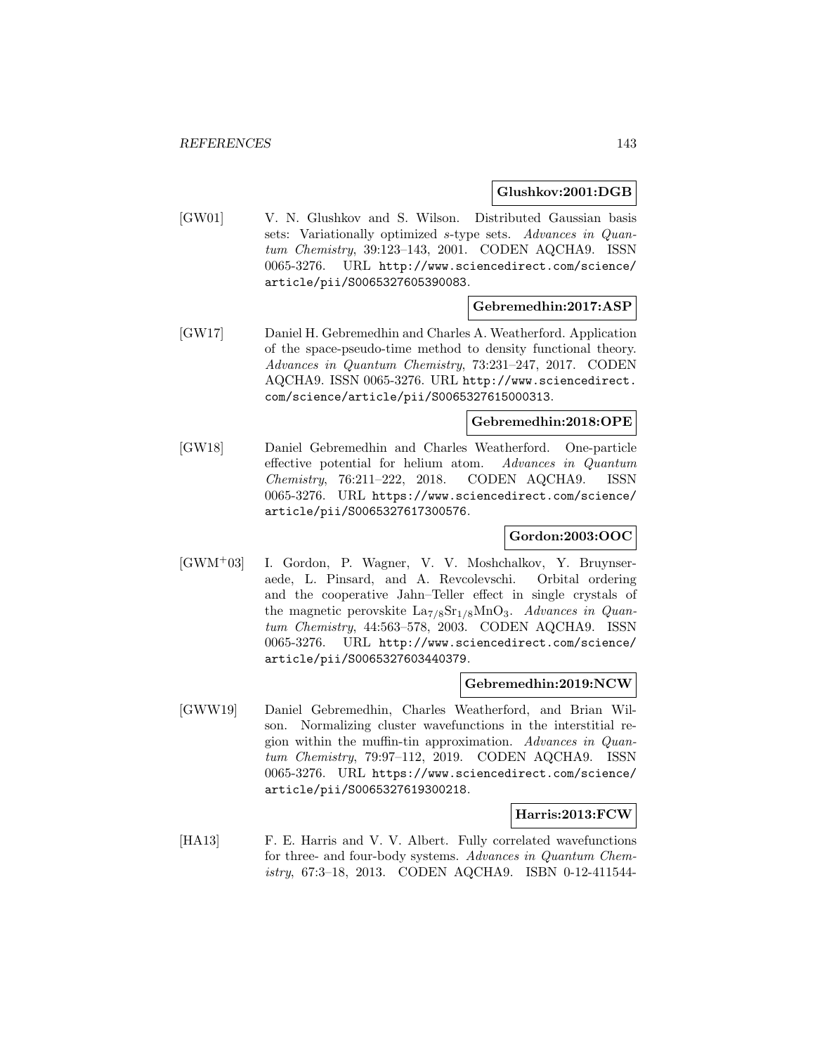**Glushkov:2001:DGB**

[GW01] V. N. Glushkov and S. Wilson. Distributed Gaussian basis sets: Variationally optimized *s*-type sets. *Advances in Quantum Chemistry*, 39:123–143, 2001. CODEN AQCHA9. ISSN 0065-3276. URL http://www.sciencedirect.com/science/article/pii/S0065327605390083.

**Gebremedhin:2017:ASP**

[GW17] Daniel H. Gebremedhin and Charles A. Weatherford. Application of the space-pseudo-time method to density functional theory. *Advances in Quantum Chemistry*, 73:231–247, 2017. CODEN AQCHA9. ISSN 0065-3276. URL http://www.sciencedirect.com/science/article/pii/S0065327615000313.

**Gebremedhin:2018:OPE**

[GW18] Daniel Gebremedhin and Charles Weatherford. One-particle effective potential for helium atom. *Advances in Quantum Chemistry*, 76:211–222, 2018. CODEN AQCHA9. ISSN 0065-3276. URL https://www.sciencedirect.com/science/article/pii/S0065327617300576.

**Gordon:2003:OOC**

[GWM+03] I. Gordon, P. Wagner, V. V. Moshchalkov, Y. Bruynseraede, L. Pinsard, and A. Revcolevschi. Orbital ordering and the cooperative Jahn–Teller effect in single crystals of the magnetic perovskite $La_{7/8}Sr_{1/8}MnO_3$. *Advances in Quantum Chemistry*, 44:563–578, 2003. CODEN AQCHA9. ISSN 0065-3276. URL http://www.sciencedirect.com/science/article/pii/S0065327603440379.

**Gebremedhin:2019:NCW**

[GWW19] Daniel Gebremedhin, Charles Weatherford, and Brian Wilson. Normalizing cluster wavefunctions in the interstitial region within the muffin-tin approximation. *Advances in Quantum Chemistry*, 79:97–112, 2019. CODEN AQCHA9. ISSN 0065-3276. URL https://www.sciencedirect.com/science/article/pii/S0065327619300218.

**Harris:2013:FCW**

[HA13] F. E. Harris and V. V. Albert. Fully correlated wavefunctions for three- and four-body systems. *Advances in Quantum Chemistry*, 67:3–18, 2013. CODEN AQCHA9. ISBN 0-12-411544-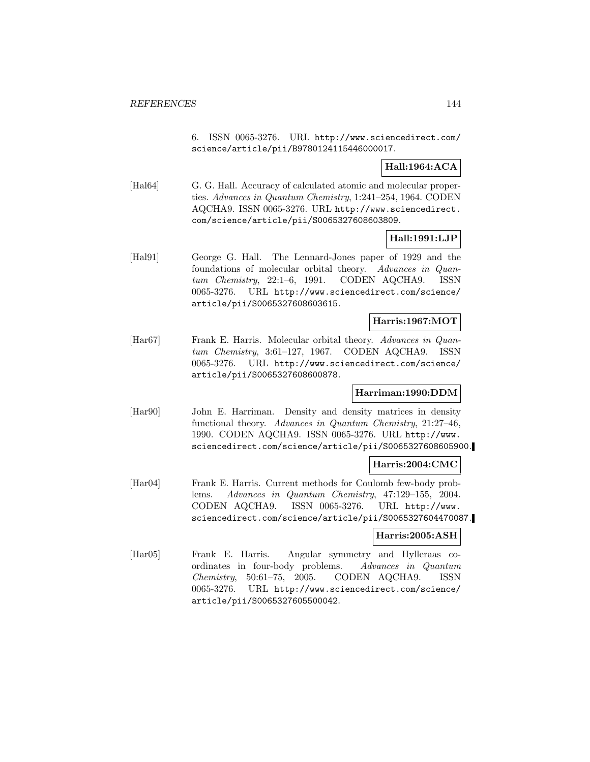6. ISSN 0065-3276. URL http://www.sciencedirect.com/science/article/pii/B9780124115446000017.

**Hall:1964:ACA**

[Hal64] G. G. Hall. Accuracy of calculated atomic and molecular properties. *Advances in Quantum Chemistry*, 1:241–254, 1964. CODEN AQCHA9. ISSN 0065-3276. URL http://www.sciencedirect.com/science/article/pii/S0065327608603809.

**Hall:1991:LJP**

[Hal91] George G. Hall. The Lennard-Jones paper of 1929 and the foundations of molecular orbital theory. *Advances in Quantum Chemistry*, 22:1–6, 1991. CODEN AQCHA9. ISSN 0065-3276. URL http://www.sciencedirect.com/science/article/pii/S0065327608603615.

**Harris:1967:MOT**

[Har67] Frank E. Harris. Molecular orbital theory. *Advances in Quantum Chemistry*, 3:61–127, 1967. CODEN AQCHA9. ISSN 0065-3276. URL http://www.sciencedirect.com/science/article/pii/S0065327608600878.

**Harriman:1990:DDM**

[Har90] John E. Harriman. Density and density matrices in density functional theory. *Advances in Quantum Chemistry*, 21:27–46, 1990. CODEN AQCHA9. ISSN 0065-3276. URL http://www.sciencedirect.com/science/article/pii/S0065327608605900.

**Harris:2004:CMC**

[Har04] Frank E. Harris. Current methods for Coulomb few-body problems. *Advances in Quantum Chemistry*, 47:129–155, 2004. CODEN AQCHA9. ISSN 0065-3276. URL http://www.sciencedirect.com/science/article/pii/S0065327604470087.

**Harris:2005:ASH**

[Har05] Frank E. Harris. Angular symmetry and Hylleraas coordinates in four-body problems. *Advances in Quantum Chemistry*, 50:61–75, 2005. CODEN AQCHA9. ISSN 0065-3276. URL http://www.sciencedirect.com/science/article/pii/S0065327605500042.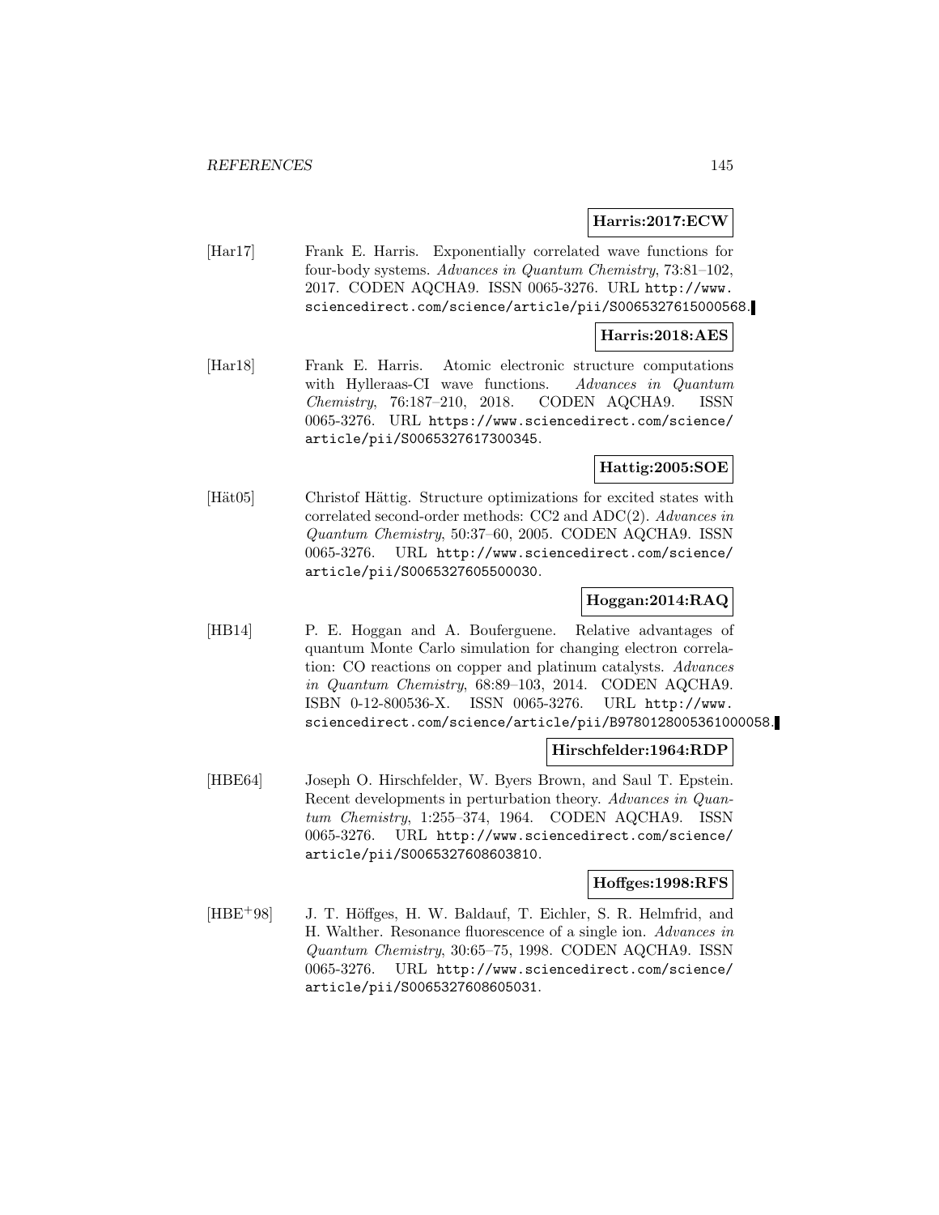**Harris:2017:ECW**

[Har17] Frank E. Harris. Exponentially correlated wave functions for four-body systems. *Advances in Quantum Chemistry*, 73:81–102, 2017. CODEN AQCHA9. ISSN 0065-3276. URL http://www.sciencedirect.com/science/article/pii/S0065327615000568.

**Harris:2018:AES**

[Har18] Frank E. Harris. Atomic electronic structure computations with Hylleraas-CI wave functions. *Advances in Quantum Chemistry*, 76:187–210, 2018. CODEN AQCHA9. ISSN 0065-3276. URL https://www.sciencedirect.com/science/article/pii/S0065327617300345.

**Hattig:2005:SOE**

[Hät05] Christof Hättig. Structure optimizations for excited states with correlated second-order methods: CC2 and ADC(2). *Advances in Quantum Chemistry*, 50:37–60, 2005. CODEN AQCHA9. ISSN 0065-3276. URL http://www.sciencedirect.com/science/article/pii/S0065327605500030.

**Hoggan:2014:RAQ**

[HB14] P. E. Hoggan and A. Bouferguene. Relative advantages of quantum Monte Carlo simulation for changing electron correlation: CO reactions on copper and platinum catalysts. *Advances in Quantum Chemistry*, 68:89–103, 2014. CODEN AQCHA9. ISBN 0-12-800536-X. ISSN 0065-3276. URL http://www.sciencedirect.com/science/article/pii/B9780128005361000058.

**Hirschfelder:1964:RDP**

[HBE64] Joseph O. Hirschfelder, W. Byers Brown, and Saul T. Epstein. Recent developments in perturbation theory. *Advances in Quantum Chemistry*, 1:255–374, 1964. CODEN AQCHA9. ISSN 0065-3276. URL http://www.sciencedirect.com/science/article/pii/S0065327608603810.

**Hoffges:1998:RFS**

[HBE+98] J. T. Höffges, H. W. Baldauf, T. Eichler, S. R. Helmfrid, and H. Walther. Resonance fluorescence of a single ion. *Advances in Quantum Chemistry*, 30:65–75, 1998. CODEN AQCHA9. ISSN 0065-3276. URL http://www.sciencedirect.com/science/article/pii/S0065327608605031.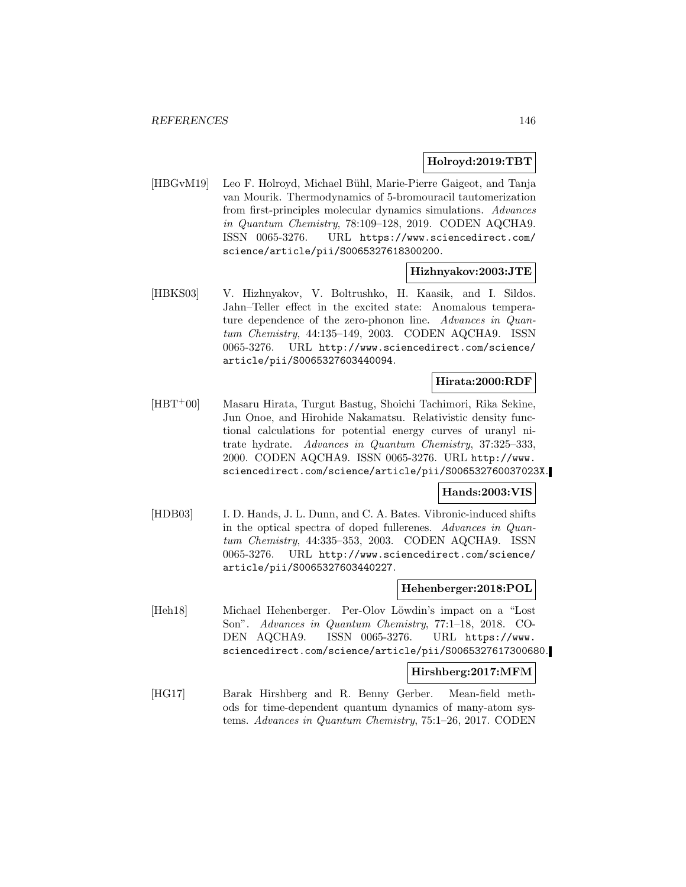**Holroyd:2019:TBT**

[HBGvM19] Leo F. Holroyd, Michael Bühl, Marie-Pierre Gaigeot, and Tanja van Mourik. Thermodynamics of 5-bromouracil tautomerization from first-principles molecular dynamics simulations. *Advances in Quantum Chemistry*, 78:109–128, 2019. CODEN AQCHA9. ISSN 0065-3276. URL `https://www.sciencedirect.com/science/article/pii/S0065327618300200`.

**Hizhnyakov:2003:JTE**

[HBKS03] V. Hizhnyakov, V. Boltrushko, H. Kaasik, and I. Sildos. Jahn–Teller effect in the excited state: Anomalous temperature dependence of the zero-phonon line. *Advances in Quantum Chemistry*, 44:135–149, 2003. CODEN AQCHA9. ISSN 0065-3276. URL `http://www.sciencedirect.com/science/article/pii/S0065327603440094`.

**Hirata:2000:RDF**

[HBT+00] Masaru Hirata, Turgut Bastug, Shoichi Tachimori, Rika Sekine, Jun Onoe, and Hirohide Nakamatsu. Relativistic density functional calculations for potential energy curves of uranyl nitrate hydrate. *Advances in Quantum Chemistry*, 37:325–333, 2000. CODEN AQCHA9. ISSN 0065-3276. URL `http://www.sciencedirect.com/science/article/pii/S006532760037023X`.

**Hands:2003:VIS**

[HDB03] I. D. Hands, J. L. Dunn, and C. A. Bates. Vibronic-induced shifts in the optical spectra of doped fullerenes. *Advances in Quantum Chemistry*, 44:335–353, 2003. CODEN AQCHA9. ISSN 0065-3276. URL `http://www.sciencedirect.com/science/article/pii/S0065327603440227`.

**Hehenberger:2018:POL**

[Heh18] Michael Hehenberger. Per-Olov Löwdin's impact on a "Lost Son". *Advances in Quantum Chemistry*, 77:1–18, 2018. CODEN AQCHA9. ISSN 0065-3276. URL `https://www.sciencedirect.com/science/article/pii/S0065327617300680`.

**Hirshberg:2017:MFM**

[HG17] Barak Hirshberg and R. Benny Gerber. Mean-field methods for time-dependent quantum dynamics of many-atom systems. *Advances in Quantum Chemistry*, 75:1–26, 2017. CODEN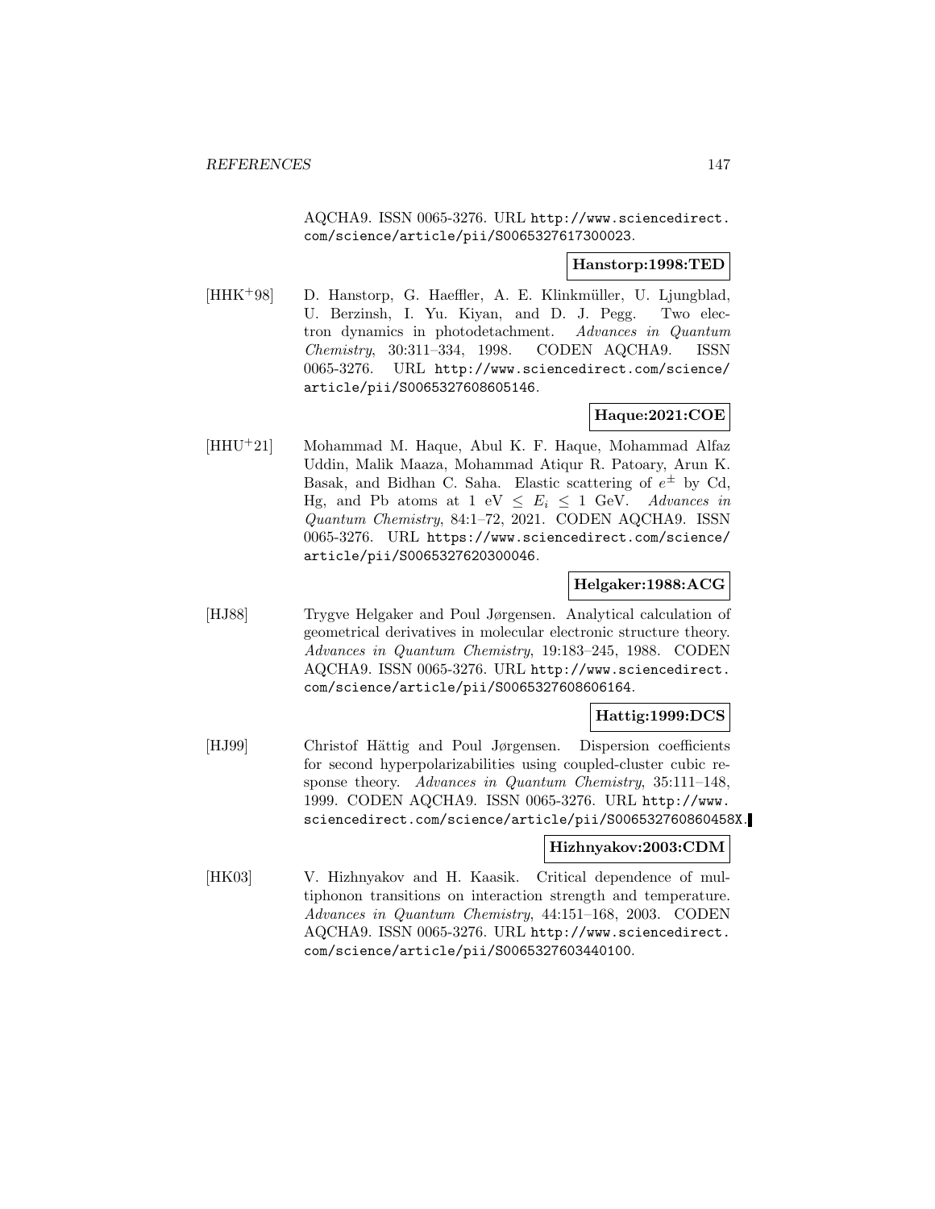AQCHA9. ISSN 0065-3276. URL http://www.sciencedirect.com/science/article/pii/S0065327617300023.

**Hanstorp:1998:TED**

[HHK+98] D. Hanstorp, G. Haeffler, A. E. Klinkmüller, U. Ljungblad, U. Berzinsh, I. Yu. Kiyan, and D. J. Pegg. Two electron dynamics in photodetachment. *Advances in Quantum Chemistry*, 30:311–334, 1998. CODEN AQCHA9. ISSN 0065-3276. URL http://www.sciencedirect.com/science/article/pii/S0065327608605146.

**Haque:2021:COE**

[HHU+21] Mohammad M. Haque, Abul K. F. Haque, Mohammad Alfaz Uddin, Malik Maaza, Mohammad Atiqur R. Patoary, Arun K. Basak, and Bidhan C. Saha. Elastic scattering of $e^{\pm}$ by Cd, Hg, and Pb atoms at 1 eV $\leq E_i \leq$ 1 GeV. *Advances in Quantum Chemistry*, 84:1–72, 2021. CODEN AQCHA9. ISSN 0065-3276. URL https://www.sciencedirect.com/science/article/pii/S0065327620300046.

**Helgaker:1988:ACG**

[HJ88] Trygve Helgaker and Poul Jørgensen. Analytical calculation of geometrical derivatives in molecular electronic structure theory. *Advances in Quantum Chemistry*, 19:183–245, 1988. CODEN AQCHA9. ISSN 0065-3276. URL http://www.sciencedirect.com/science/article/pii/S0065327608606164.

**Hattig:1999:DCS**

[HJ99] Christof Hättig and Poul Jørgensen. Dispersion coefficients for second hyperpolarizabilities using coupled-cluster cubic response theory. *Advances in Quantum Chemistry*, 35:111–148, 1999. CODEN AQCHA9. ISSN 0065-3276. URL http://www.sciencedirect.com/science/article/pii/S006532760860458X.

**Hizhnyakov:2003:CDM**

[HK03] V. Hizhnyakov and H. Kaasik. Critical dependence of multiphonon transitions on interaction strength and temperature. *Advances in Quantum Chemistry*, 44:151–168, 2003. CODEN AQCHA9. ISSN 0065-3276. URL http://www.sciencedirect.com/science/article/pii/S0065327603440100.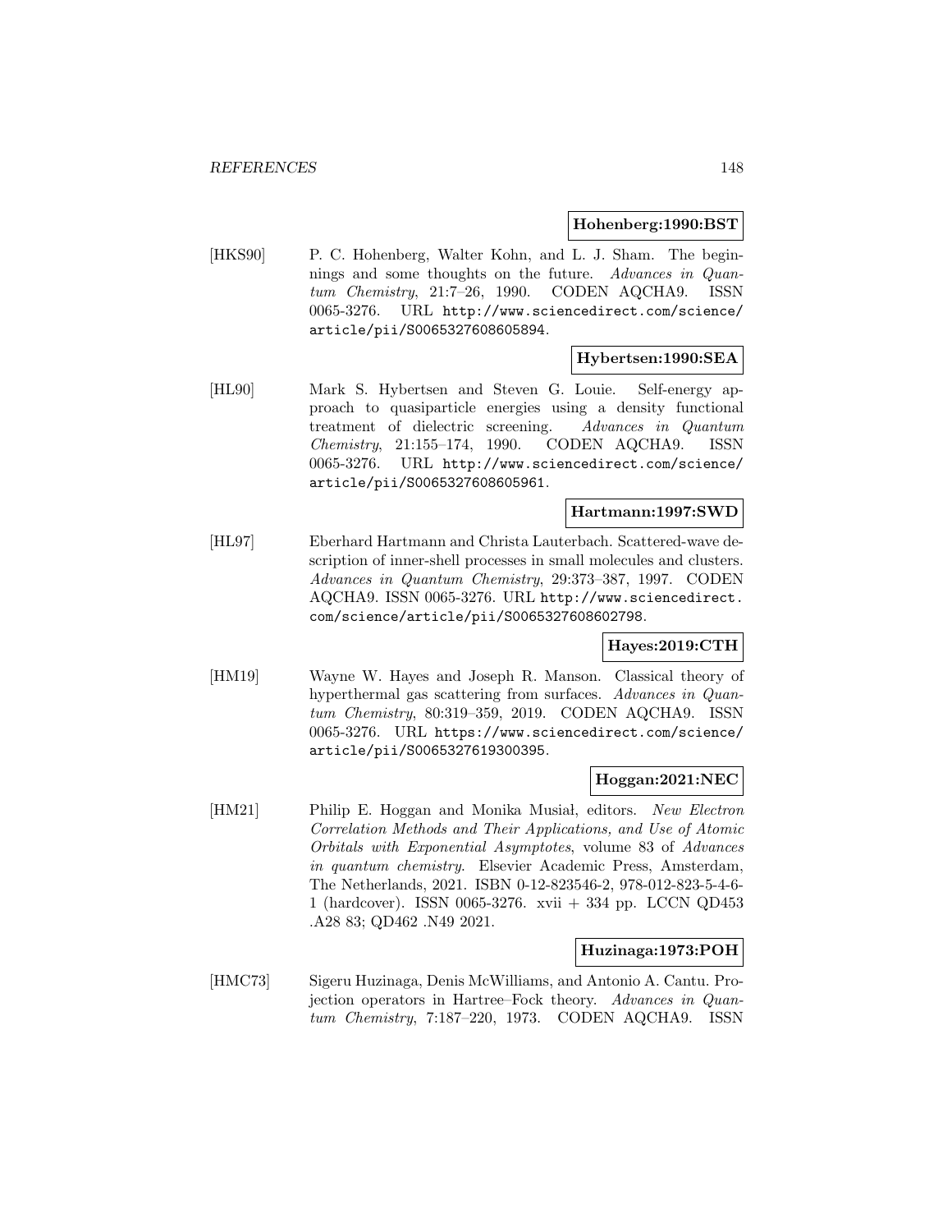**Hohenberg:1990:BST**

[HKS90] P. C. Hohenberg, Walter Kohn, and L. J. Sham. The beginnings and some thoughts on the future. *Advances in Quantum Chemistry*, 21:7–26, 1990. CODEN AQCHA9. ISSN 0065-3276. URL http://www.sciencedirect.com/science/article/pii/S0065327608605894.

**Hybertsen:1990:SEA**

[HL90] Mark S. Hybertsen and Steven G. Louie. Self-energy approach to quasiparticle energies using a density functional treatment of dielectric screening. *Advances in Quantum Chemistry*, 21:155–174, 1990. CODEN AQCHA9. ISSN 0065-3276. URL http://www.sciencedirect.com/science/article/pii/S0065327608605961.

**Hartmann:1997:SWD**

[HL97] Eberhard Hartmann and Christa Lauterbach. Scattered-wave description of inner-shell processes in small molecules and clusters. *Advances in Quantum Chemistry*, 29:373–387, 1997. CODEN AQCHA9. ISSN 0065-3276. URL http://www.sciencedirect.com/science/article/pii/S0065327608602798.

**Hayes:2019:CTH**

[HM19] Wayne W. Hayes and Joseph R. Manson. Classical theory of hyperthermal gas scattering from surfaces. *Advances in Quantum Chemistry*, 80:319–359, 2019. CODEN AQCHA9. ISSN 0065-3276. URL https://www.sciencedirect.com/science/article/pii/S0065327619300395.

**Hoggan:2021:NEC**

[HM21] Philip E. Hoggan and Monika Musiał, editors. *New Electron Correlation Methods and Their Applications, and Use of Atomic Orbitals with Exponential Asymptotes*, volume 83 of *Advances in quantum chemistry*. Elsevier Academic Press, Amsterdam, The Netherlands, 2021. ISBN 0-12-823546-2, 978-012-823-5-4-6-1 (hardcover). ISSN 0065-3276. xvii + 334 pp. LCCN QD453 .A28 83; QD462 .N49 2021.

**Huzinaga:1973:POH**

[HMC73] Sigeru Huzinaga, Denis McWilliams, and Antonio A. Cantu. Projection operators in Hartree–Fock theory. *Advances in Quantum Chemistry*, 7:187–220, 1973. CODEN AQCHA9. ISSN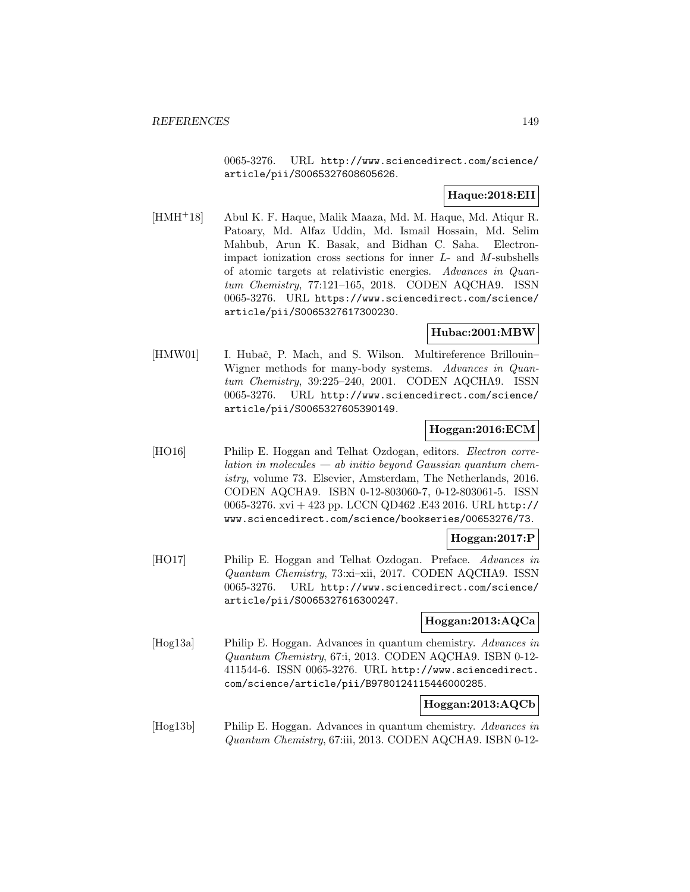0065-3276. URL http://www.sciencedirect.com/science/article/pii/S0065327608605626.

**Haque:2018:EII**

[HMH+18] Abul K. F. Haque, Malik Maaza, Md. M. Haque, Md. Atiqur R. Patoary, Md. Alfaz Uddin, Md. Ismail Hossain, Md. Selim Mahbub, Arun K. Basak, and Bidhan C. Saha. Electron-impact ionization cross sections for inner $L$- and $M$-subshells of atomic targets at relativistic energies. *Advances in Quantum Chemistry*, 77:121–165, 2018. CODEN AQCHA9. ISSN 0065-3276. URL https://www.sciencedirect.com/science/article/pii/S0065327617300230.

**Hubac:2001:MBW**

[HMW01] I. Hubač, P. Mach, and S. Wilson. Multireference Brillouin–Wigner methods for many-body systems. *Advances in Quantum Chemistry*, 39:225–240, 2001. CODEN AQCHA9. ISSN 0065-3276. URL http://www.sciencedirect.com/science/article/pii/S0065327605390149.

**Hoggan:2016:ECM**

[HO16] Philip E. Hoggan and Telhat Ozdogan, editors. *Electron correlation in molecules — ab initio beyond Gaussian quantum chemistry*, volume 73. Elsevier, Amsterdam, The Netherlands, 2016. CODEN AQCHA9. ISBN 0-12-803060-7, 0-12-803061-5. ISSN 0065-3276. xvi + 423 pp. LCCN QD462 .E43 2016. URL http://www.sciencedirect.com/science/bookseries/00653276/73.

**Hoggan:2017:P**

[HO17] Philip E. Hoggan and Telhat Ozdogan. Preface. *Advances in Quantum Chemistry*, 73:xi–xii, 2017. CODEN AQCHA9. ISSN 0065-3276. URL http://www.sciencedirect.com/science/article/pii/S0065327616300247.

**Hoggan:2013:AQCa**

[Hog13a] Philip E. Hoggan. Advances in quantum chemistry. *Advances in Quantum Chemistry*, 67:i, 2013. CODEN AQCHA9. ISBN 0-12-411544-6. ISSN 0065-3276. URL http://www.sciencedirect.com/science/article/pii/B9780124115446000285.

**Hoggan:2013:AQCb**

[Hog13b] Philip E. Hoggan. Advances in quantum chemistry. *Advances in Quantum Chemistry*, 67:iii, 2013. CODEN AQCHA9. ISBN 0-12-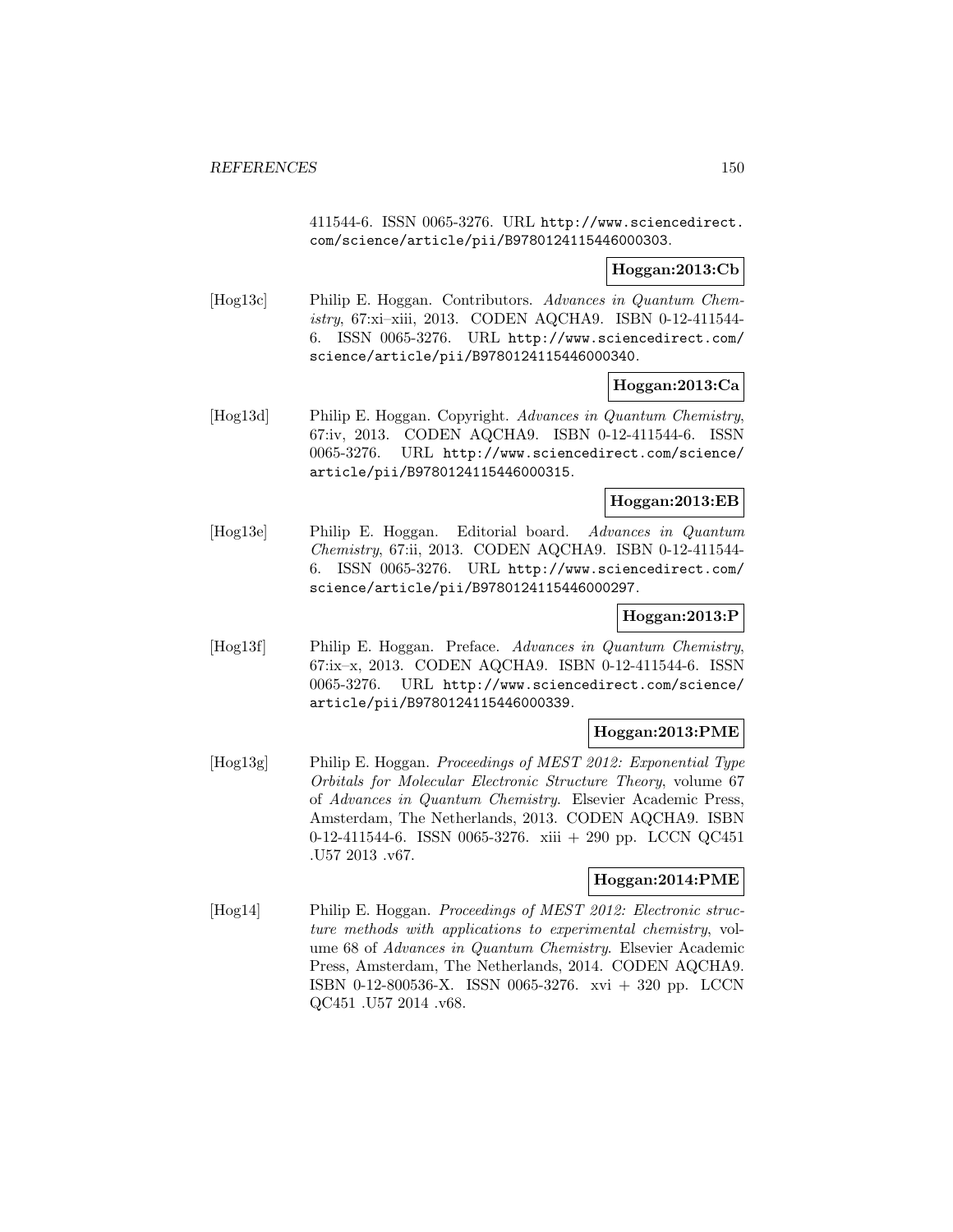411544-6. ISSN 0065-3276. URL http://www.sciencedirect.com/science/article/pii/B9780124115446000303.

**Hoggan:2013:Cb**

[Hog13c] Philip E. Hoggan. Contributors. *Advances in Quantum Chemistry*, 67:xi–xiii, 2013. CODEN AQCHA9. ISBN 0-12-411544-6. ISSN 0065-3276. URL http://www.sciencedirect.com/science/article/pii/B9780124115446000340.

**Hoggan:2013:Ca**

[Hog13d] Philip E. Hoggan. Copyright. *Advances in Quantum Chemistry*, 67:iv, 2013. CODEN AQCHA9. ISBN 0-12-411544-6. ISSN 0065-3276. URL http://www.sciencedirect.com/science/article/pii/B9780124115446000315.

**Hoggan:2013:EB**

[Hog13e] Philip E. Hoggan. Editorial board. *Advances in Quantum Chemistry*, 67:ii, 2013. CODEN AQCHA9. ISBN 0-12-411544-6. ISSN 0065-3276. URL http://www.sciencedirect.com/science/article/pii/B9780124115446000297.

**Hoggan:2013:P**

[Hog13f] Philip E. Hoggan. Preface. *Advances in Quantum Chemistry*, 67:ix–x, 2013. CODEN AQCHA9. ISBN 0-12-411544-6. ISSN 0065-3276. URL http://www.sciencedirect.com/science/article/pii/B9780124115446000339.

**Hoggan:2013:PME**

[Hog13g] Philip E. Hoggan. *Proceedings of MEST 2012: Exponential Type Orbitals for Molecular Electronic Structure Theory*, volume 67 of *Advances in Quantum Chemistry*. Elsevier Academic Press, Amsterdam, The Netherlands, 2013. CODEN AQCHA9. ISBN 0-12-411544-6. ISSN 0065-3276. xiii + 290 pp. LCCN QC451 .U57 2013 .v67.

**Hoggan:2014:PME**

[Hog14] Philip E. Hoggan. *Proceedings of MEST 2012: Electronic structure methods with applications to experimental chemistry*, volume 68 of *Advances in Quantum Chemistry*. Elsevier Academic Press, Amsterdam, The Netherlands, 2014. CODEN AQCHA9. ISBN 0-12-800536-X. ISSN 0065-3276. xvi + 320 pp. LCCN QC451 .U57 2014 .v68.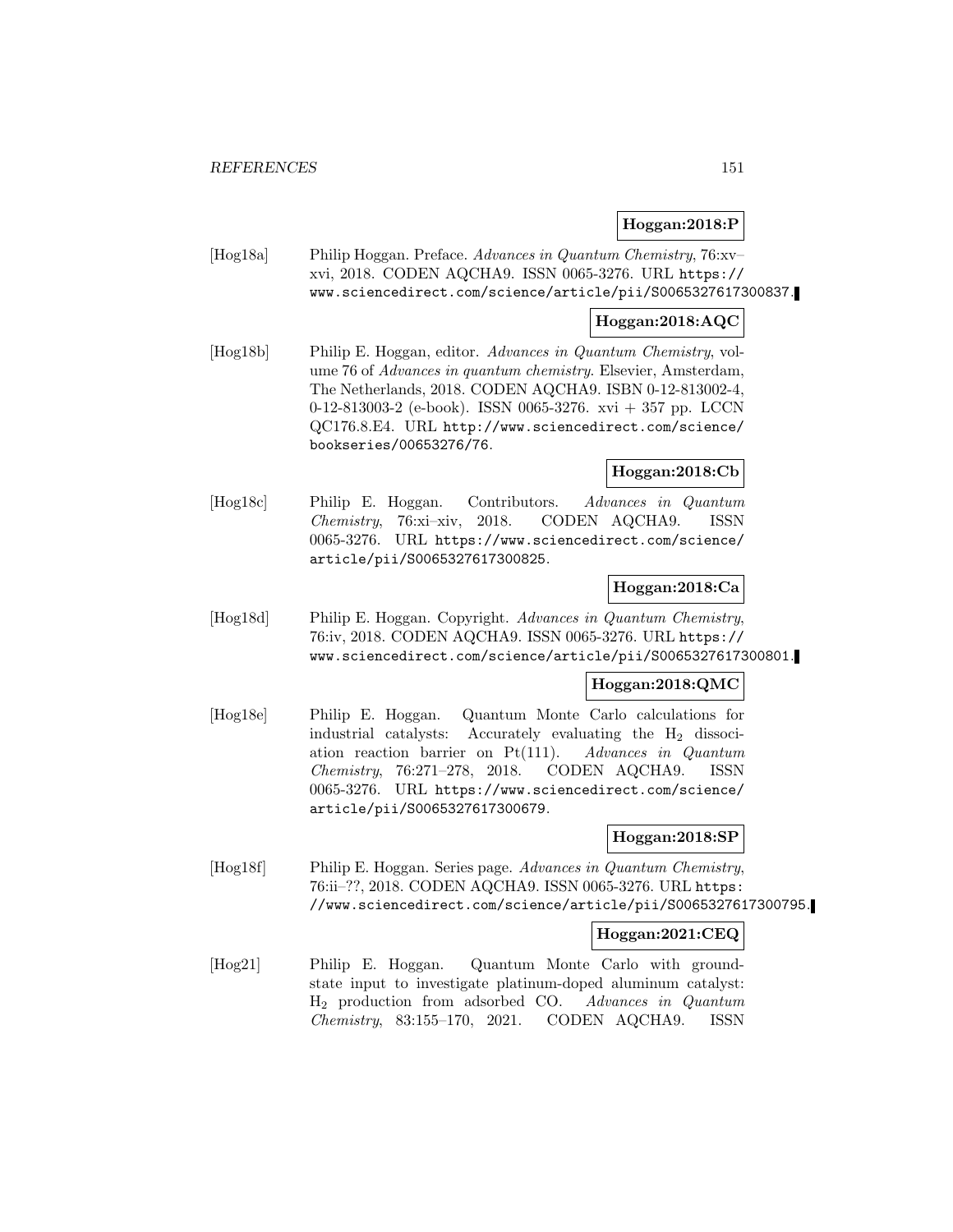**Hoggan:2018:P**

[Hog18a] Philip Hoggan. Preface. *Advances in Quantum Chemistry*, 76:xv–xvi, 2018. CODEN AQCHA9. ISSN 0065-3276. URL https://www.sciencedirect.com/science/article/pii/S0065327617300837.

**Hoggan:2018:AQC**

[Hog18b] Philip E. Hoggan, editor. *Advances in Quantum Chemistry*, volume 76 of *Advances in quantum chemistry*. Elsevier, Amsterdam, The Netherlands, 2018. CODEN AQCHA9. ISBN 0-12-813002-4, 0-12-813003-2 (e-book). ISSN 0065-3276. xvi + 357 pp. LCCN QC176.8.E4. URL http://www.sciencedirect.com/science/bookseries/00653276/76.

**Hoggan:2018:Cb**

[Hog18c] Philip E. Hoggan. Contributors. *Advances in Quantum Chemistry*, 76:xi–xiv, 2018. CODEN AQCHA9. ISSN 0065-3276. URL https://www.sciencedirect.com/science/article/pii/S0065327617300825.

**Hoggan:2018:Ca**

[Hog18d] Philip E. Hoggan. Copyright. *Advances in Quantum Chemistry*, 76:iv, 2018. CODEN AQCHA9. ISSN 0065-3276. URL https://www.sciencedirect.com/science/article/pii/S0065327617300801.

**Hoggan:2018:QMC**

[Hog18e] Philip E. Hoggan. Quantum Monte Carlo calculations for industrial catalysts: Accurately evaluating the $H_2$ dissociation reaction barrier on Pt(111). *Advances in Quantum Chemistry*, 76:271–278, 2018. CODEN AQCHA9. ISSN 0065-3276. URL https://www.sciencedirect.com/science/article/pii/S0065327617300679.

**Hoggan:2018:SP**

[Hog18f] Philip E. Hoggan. Series page. *Advances in Quantum Chemistry*, 76:ii–??, 2018. CODEN AQCHA9. ISSN 0065-3276. URL https://www.sciencedirect.com/science/article/pii/S0065327617300795.

**Hoggan:2021:CEQ**

[Hog21] Philip E. Hoggan. Quantum Monte Carlo with ground-state input to investigate platinum-doped aluminum catalyst: $H_2$ production from adsorbed CO. *Advances in Quantum Chemistry*, 83:155–170, 2021. CODEN AQCHA9. ISSN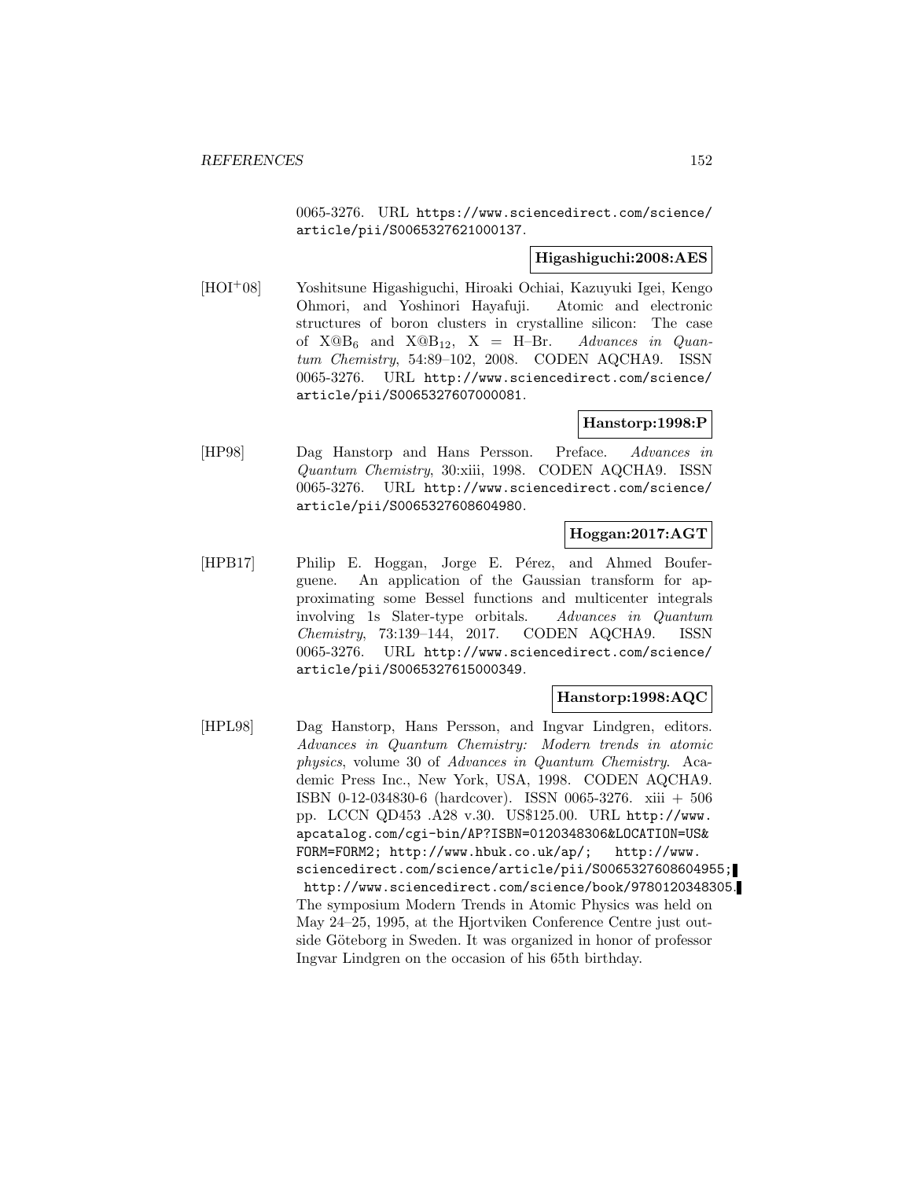0065-3276. URL https://www.sciencedirect.com/science/article/pii/S0065327621000137.

**Higashiguchi:2008:AES**

[HOI[+]08] Yoshitsune Higashiguchi, Hiroaki Ochiai, Kazuyuki Igei, Kengo Ohmori, and Yoshinori Hayafuji. Atomic and electronic structures of boron clusters in crystalline silicon: The case of $X@B_6$ and $X@B_{12}$, X = H–Br. *Advances in Quantum Chemistry*, 54:89–102, 2008. CODEN AQCHA9. ISSN 0065-3276. URL http://www.sciencedirect.com/science/article/pii/S0065327607000081.

**Hanstorp:1998:P**

[HP98] Dag Hanstorp and Hans Persson. Preface. *Advances in Quantum Chemistry*, 30:xiii, 1998. CODEN AQCHA9. ISSN 0065-3276. URL http://www.sciencedirect.com/science/article/pii/S0065327608604980.

**Hoggan:2017:AGT**

[HPB17] Philip E. Hoggan, Jorge E. Pérez, and Ahmed Bouferguene. An application of the Gaussian transform for approximating some Bessel functions and multicenter integrals involving 1s Slater-type orbitals. *Advances in Quantum Chemistry*, 73:139–144, 2017. CODEN AQCHA9. ISSN 0065-3276. URL http://www.sciencedirect.com/science/article/pii/S0065327615000349.

**Hanstorp:1998:AQC**

[HPL98] Dag Hanstorp, Hans Persson, and Ingvar Lindgren, editors. *Advances in Quantum Chemistry: Modern trends in atomic physics*, volume 30 of *Advances in Quantum Chemistry*. Academic Press Inc., New York, USA, 1998. CODEN AQCHA9. ISBN 0-12-034830-6 (hardcover). ISSN 0065-3276. xiii + 506 pp. LCCN QD453 .A28 v.30. US$125.00. URL http://www.apcatalog.com/cgi-bin/AP?ISBN=0120348306&LOCATION=US&FORM=FORM2; http://www.hbuk.co.uk/ap/; http://www.sciencedirect.com/science/article/pii/S0065327608604955; http://www.sciencedirect.com/science/book/9780120348305. The symposium Modern Trends in Atomic Physics was held on May 24–25, 1995, at the Hjortviken Conference Centre just outside Göteborg in Sweden. It was organized in honor of professor Ingvar Lindgren on the occasion of his 65th birthday.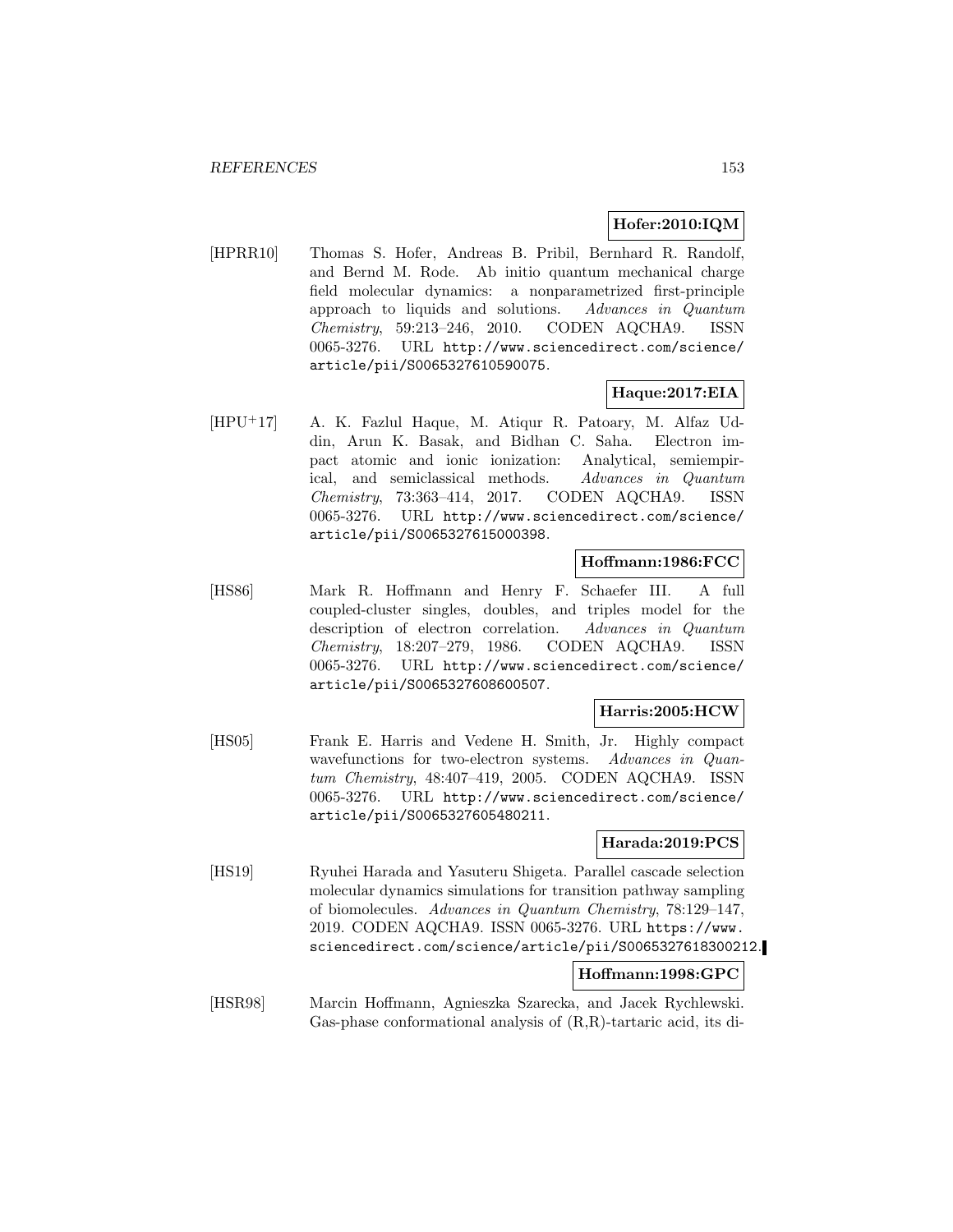**Hofer:2010:IQM**

[HPRR10] Thomas S. Hofer, Andreas B. Pribil, Bernhard R. Randolf, and Bernd M. Rode. Ab initio quantum mechanical charge field molecular dynamics: a nonparametrized first-principle approach to liquids and solutions. *Advances in Quantum Chemistry*, 59:213–246, 2010. CODEN AQCHA9. ISSN 0065-3276. URL http://www.sciencedirect.com/science/article/pii/S0065327610590075.

**Haque:2017:EIA**

[HPU+17] A. K. Fazlul Haque, M. Atiqur R. Patoary, M. Alfaz Uddin, Arun K. Basak, and Bidhan C. Saha. Electron impact atomic and ionic ionization: Analytical, semiempirical, and semiclassical methods. *Advances in Quantum Chemistry*, 73:363–414, 2017. CODEN AQCHA9. ISSN 0065-3276. URL http://www.sciencedirect.com/science/article/pii/S0065327615000398.

**Hoffmann:1986:FCC**

[HS86] Mark R. Hoffmann and Henry F. Schaefer III. A full coupled-cluster singles, doubles, and triples model for the description of electron correlation. *Advances in Quantum Chemistry*, 18:207–279, 1986. CODEN AQCHA9. ISSN 0065-3276. URL http://www.sciencedirect.com/science/article/pii/S0065327608600507.

**Harris:2005:HCW**

[HS05] Frank E. Harris and Vedene H. Smith, Jr. Highly compact wavefunctions for two-electron systems. *Advances in Quantum Chemistry*, 48:407–419, 2005. CODEN AQCHA9. ISSN 0065-3276. URL http://www.sciencedirect.com/science/article/pii/S0065327605480211.

**Harada:2019:PCS**

[HS19] Ryuhei Harada and Yasuteru Shigeta. Parallel cascade selection molecular dynamics simulations for transition pathway sampling of biomolecules. *Advances in Quantum Chemistry*, 78:129–147, 2019. CODEN AQCHA9. ISSN 0065-3276. URL https://www.sciencedirect.com/science/article/pii/S0065327618300212.

**Hoffmann:1998:GPC**

[HSR98] Marcin Hoffmann, Agnieszka Szarecka, and Jacek Rychlewski. Gas-phase conformational analysis of (R,R)-tartaric acid, its di-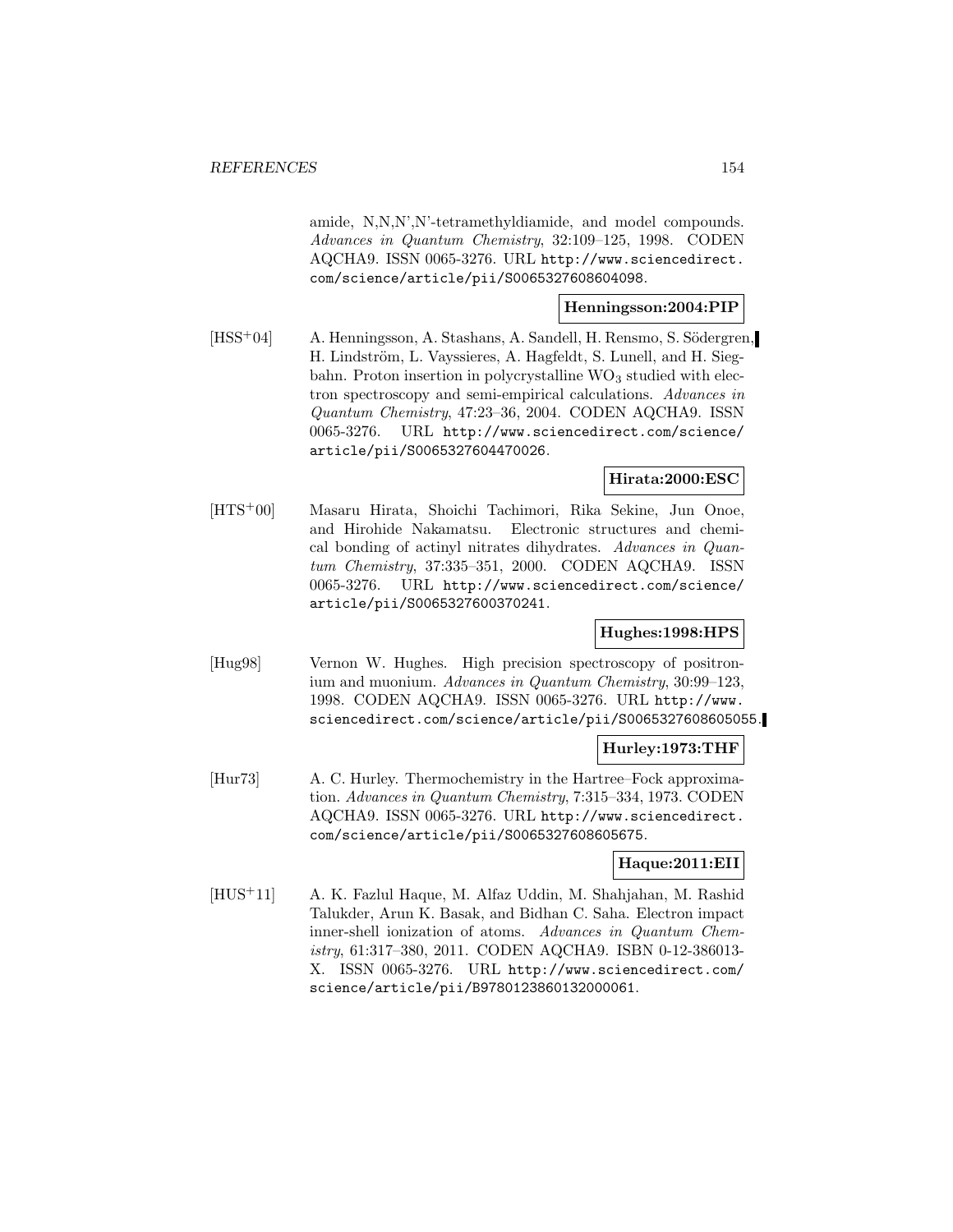amide, N,N,N',N'-tetramethyldiamide, and model compounds. *Advances in Quantum Chemistry*, 32:109–125, 1998. CODEN AQCHA9. ISSN 0065-3276. URL http://www.sciencedirect.com/science/article/pii/S0065327608604098.

**Henningsson:2004:PIP**

[HSS+04] A. Henningsson, A. Stashans, A. Sandell, H. Rensmo, S. Södergren, H. Lindström, L. Vayssieres, A. Hagfeldt, S. Lunell, and H. Siegbahn. Proton insertion in polycrystalline $WO_3$ studied with electron spectroscopy and semi-empirical calculations. *Advances in Quantum Chemistry*, 47:23–36, 2004. CODEN AQCHA9. ISSN 0065-3276. URL http://www.sciencedirect.com/science/article/pii/S0065327604470026.

**Hirata:2000:ESC**

[HTS+00] Masaru Hirata, Shoichi Tachimori, Rika Sekine, Jun Onoe, and Hirohide Nakamatsu. Electronic structures and chemical bonding of actinyl nitrates dihydrates. *Advances in Quantum Chemistry*, 37:335–351, 2000. CODEN AQCHA9. ISSN 0065-3276. URL http://www.sciencedirect.com/science/article/pii/S0065327600370241.

**Hughes:1998:HPS**

[Hug98] Vernon W. Hughes. High precision spectroscopy of positronium and muonium. *Advances in Quantum Chemistry*, 30:99–123, 1998. CODEN AQCHA9. ISSN 0065-3276. URL http://www.sciencedirect.com/science/article/pii/S0065327608605055.

**Hurley:1973:THF**

[Hur73] A. C. Hurley. Thermochemistry in the Hartree–Fock approximation. *Advances in Quantum Chemistry*, 7:315–334, 1973. CODEN AQCHA9. ISSN 0065-3276. URL http://www.sciencedirect.com/science/article/pii/S0065327608605675.

**Haque:2011:EII**

[HUS+11] A. K. Fazlul Haque, M. Alfaz Uddin, M. Shahjahan, M. Rashid Talukder, Arun K. Basak, and Bidhan C. Saha. Electron impact inner-shell ionization of atoms. *Advances in Quantum Chemistry*, 61:317–380, 2011. CODEN AQCHA9. ISBN 0-12-386013-X. ISSN 0065-3276. URL http://www.sciencedirect.com/science/article/pii/B9780123860132000061.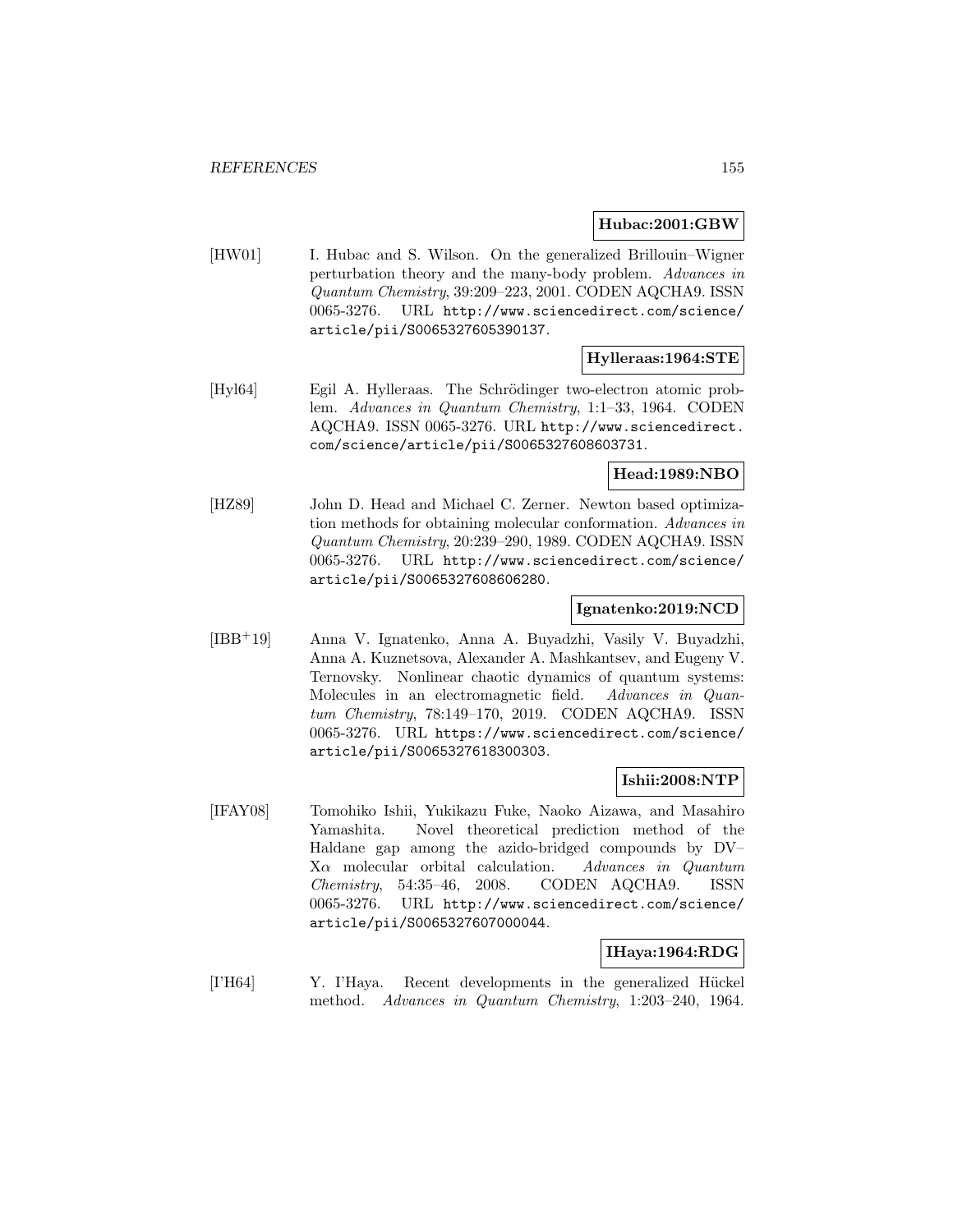**Hubac:2001:GBW**

[HW01] I. Hubac and S. Wilson. On the generalized Brillouin–Wigner perturbation theory and the many-body problem. *Advances in Quantum Chemistry*, 39:209–223, 2001. CODEN AQCHA9. ISSN 0065-3276. URL http://www.sciencedirect.com/science/article/pii/S0065327605390137.

**Hylleraas:1964:STE**

[Hyl64] Egil A. Hylleraas. The Schrödinger two-electron atomic problem. *Advances in Quantum Chemistry*, 1:1–33, 1964. CODEN AQCHA9. ISSN 0065-3276. URL http://www.sciencedirect.com/science/article/pii/S0065327608603731.

**Head:1989:NBO**

[HZ89] John D. Head and Michael C. Zerner. Newton based optimization methods for obtaining molecular conformation. *Advances in Quantum Chemistry*, 20:239–290, 1989. CODEN AQCHA9. ISSN 0065-3276. URL http://www.sciencedirect.com/science/article/pii/S0065327608606280.

**Ignatenko:2019:NCD**

[IBB+19] Anna V. Ignatenko, Anna A. Buyadzhi, Vasily V. Buyadzhi, Anna A. Kuznetsova, Alexander A. Mashkantsev, and Eugeny V. Ternovsky. Nonlinear chaotic dynamics of quantum systems: Molecules in an electromagnetic field. *Advances in Quantum Chemistry*, 78:149–170, 2019. CODEN AQCHA9. ISSN 0065-3276. URL https://www.sciencedirect.com/science/article/pii/S0065327618300303.

**Ishii:2008:NTP**

[IFAY08] Tomohiko Ishii, Yukikazu Fuke, Naoko Aizawa, and Masahiro Yamashita. Novel theoretical prediction method of the Haldane gap among the azido-bridged compounds by DV–X$\alpha$ molecular orbital calculation. *Advances in Quantum Chemistry*, 54:35–46, 2008. CODEN AQCHA9. ISSN 0065-3276. URL http://www.sciencedirect.com/science/article/pii/S0065327607000044.

**IHaya:1964:RDG**

[I'H64] Y. I'Haya. Recent developments in the generalized Hückel method. *Advances in Quantum Chemistry*, 1:203–240, 1964.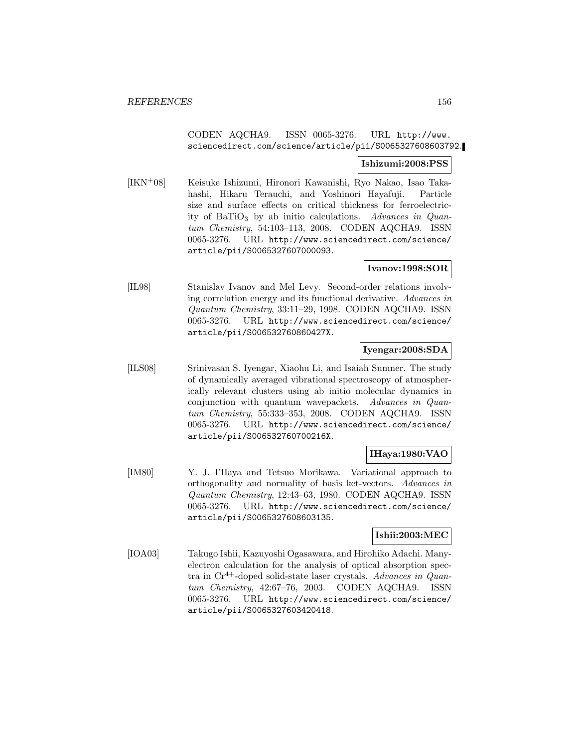CODEN AQCHA9. ISSN 0065-3276. URL http://www.sciencedirect.com/science/article/pii/S0065327608603792.

**Ishizumi:2008:PSS**

[IKN+08] Keisuke Ishizumi, Hironori Kawanishi, Ryo Nakao, Isao Takahashi, Hikaru Terauchi, and Yoshinori Hayafuji. Particle size and surface effects on critical thickness for ferroelectricity of $BaTiO_3$ by ab initio calculations. *Advances in Quantum Chemistry*, 54:103–113, 2008. CODEN AQCHA9. ISSN 0065-3276. URL http://www.sciencedirect.com/science/article/pii/S0065327607000093.

**Ivanov:1998:SOR**

[IL98] Stanislav Ivanov and Mel Levy. Second-order relations involving correlation energy and its functional derivative. *Advances in Quantum Chemistry*, 33:11–29, 1998. CODEN AQCHA9. ISSN 0065-3276. URL http://www.sciencedirect.com/science/article/pii/S006532760860427X.

**Iyengar:2008:SDA**

[ILS08] Srinivasan S. Iyengar, Xiaohu Li, and Isaiah Sumner. The study of dynamically averaged vibrational spectroscopy of atmospherically relevant clusters using ab initio molecular dynamics in conjunction with quantum wavepackets. *Advances in Quantum Chemistry*, 55:333–353, 2008. CODEN AQCHA9. ISSN 0065-3276. URL http://www.sciencedirect.com/science/article/pii/S006532760700216X.

**IHaya:1980:VAO**

[IM80] Y. J. I'Haya and Tetsuo Morikawa. Variational approach to orthogonality and normality of basis ket-vectors. *Advances in Quantum Chemistry*, 12:43–63, 1980. CODEN AQCHA9. ISSN 0065-3276. URL http://www.sciencedirect.com/science/article/pii/S0065327608603135.

**Ishii:2003:MEC**

[IOA03] Takugo Ishii, Kazuyoshi Ogasawara, and Hirohiko Adachi. Many-electron calculation for the analysis of optical absorption spectra in $Cr^{4+}$-doped solid-state laser crystals. *Advances in Quantum Chemistry*, 42:67–76, 2003. CODEN AQCHA9. ISSN 0065-3276. URL http://www.sciencedirect.com/science/article/pii/S0065327603420418.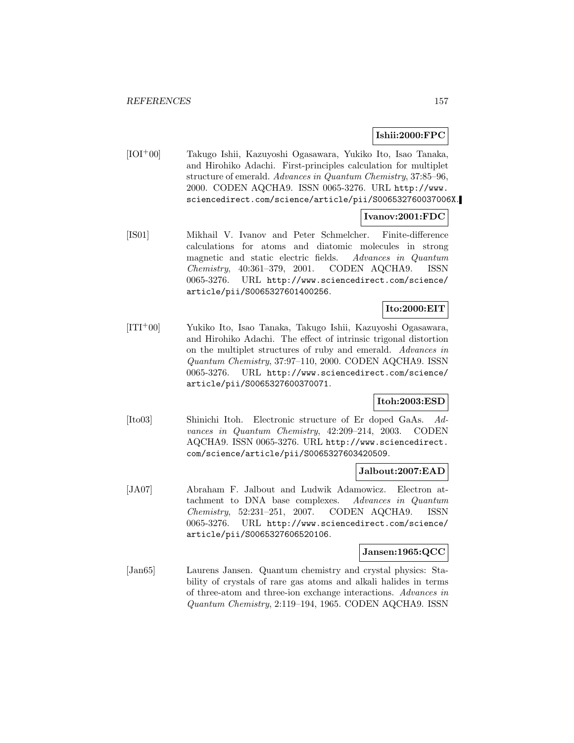**Ishii:2000:FPC**

[IOI+00] Takugo Ishii, Kazuyoshi Ogasawara, Yukiko Ito, Isao Tanaka, and Hirohiko Adachi. First-principles calculation for multiplet structure of emerald. *Advances in Quantum Chemistry*, 37:85–96, 2000. CODEN AQCHA9. ISSN 0065-3276. URL http://www.sciencedirect.com/science/article/pii/S006532760037006X.

**Ivanov:2001:FDC**

[IS01] Mikhail V. Ivanov and Peter Schmelcher. Finite-difference calculations for atoms and diatomic molecules in strong magnetic and static electric fields. *Advances in Quantum Chemistry*, 40:361–379, 2001. CODEN AQCHA9. ISSN 0065-3276. URL http://www.sciencedirect.com/science/article/pii/S0065327601400256.

**Ito:2000:EIT**

[ITI+00] Yukiko Ito, Isao Tanaka, Takugo Ishii, Kazuyoshi Ogasawara, and Hirohiko Adachi. The effect of intrinsic trigonal distortion on the multiplet structures of ruby and emerald. *Advances in Quantum Chemistry*, 37:97–110, 2000. CODEN AQCHA9. ISSN 0065-3276. URL http://www.sciencedirect.com/science/article/pii/S0065327600370071.

**Itoh:2003:ESD**

[Ito03] Shinichi Itoh. Electronic structure of Er doped GaAs. *Advances in Quantum Chemistry*, 42:209–214, 2003. CODEN AQCHA9. ISSN 0065-3276. URL http://www.sciencedirect.com/science/article/pii/S0065327603420509.

**Jalbout:2007:EAD**

[JA07] Abraham F. Jalbout and Ludwik Adamowicz. Electron attachment to DNA base complexes. *Advances in Quantum Chemistry*, 52:231–251, 2007. CODEN AQCHA9. ISSN 0065-3276. URL http://www.sciencedirect.com/science/article/pii/S0065327606520106.

**Jansen:1965:QCC**

[Jan65] Laurens Jansen. Quantum chemistry and crystal physics: Stability of crystals of rare gas atoms and alkali halides in terms of three-atom and three-ion exchange interactions. *Advances in Quantum Chemistry*, 2:119–194, 1965. CODEN AQCHA9. ISSN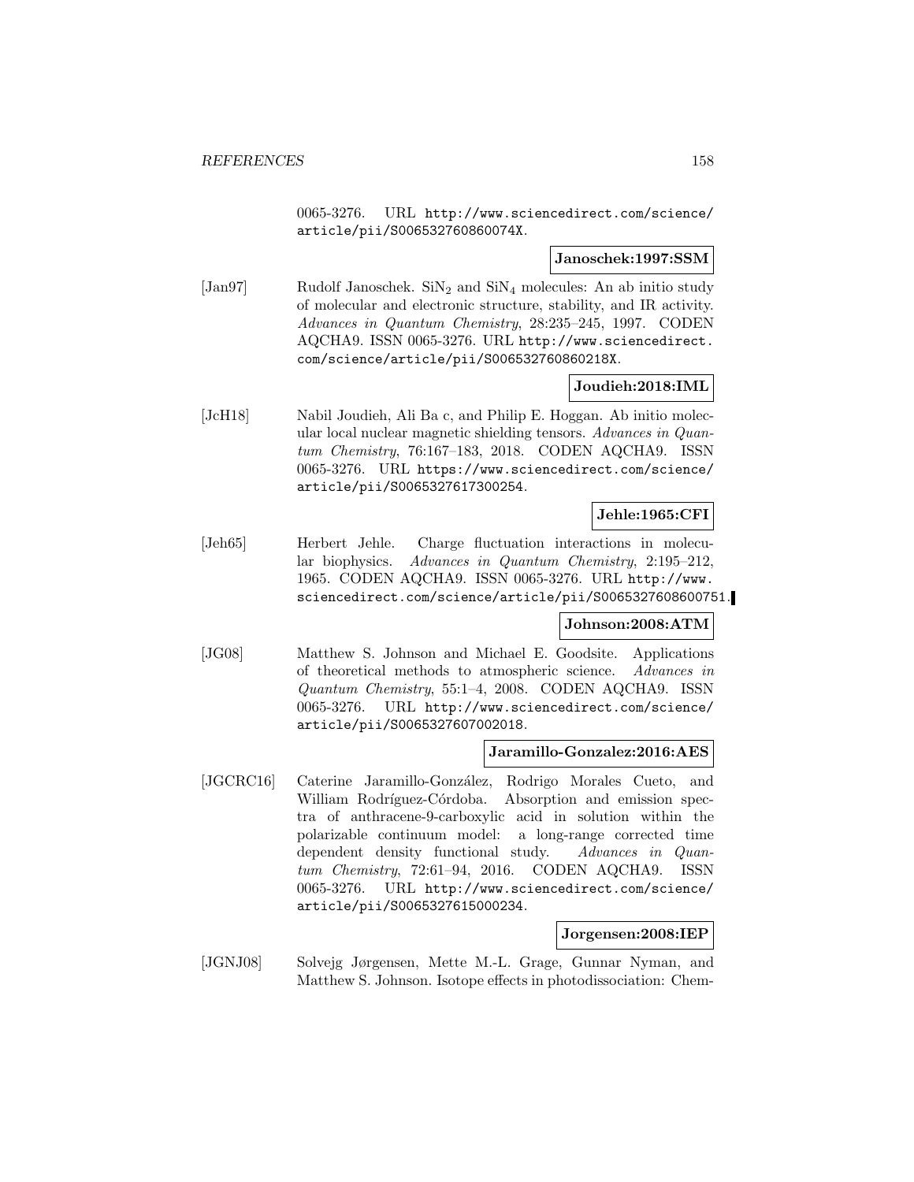0065-3276. URL http://www.sciencedirect.com/science/article/pii/S006532760860074X.

**Janoschek:1997:SSM**

[Jan97] Rudolf Janoschek. $SiN_2$ and $SiN_4$ molecules: An ab initio study of molecular and electronic structure, stability, and IR activity. *Advances in Quantum Chemistry*, 28:235–245, 1997. CODEN AQCHA9. ISSN 0065-3276. URL http://www.sciencedirect.com/science/article/pii/S006532760860218X.

**Joudieh:2018:IML**

[JcH18] Nabil Joudieh, Ali Ba c, and Philip E. Hoggan. Ab initio molecular local nuclear magnetic shielding tensors. *Advances in Quantum Chemistry*, 76:167–183, 2018. CODEN AQCHA9. ISSN 0065-3276. URL https://www.sciencedirect.com/science/article/pii/S0065327617300254.

**Jehle:1965:CFI**

[Jeh65] Herbert Jehle. Charge fluctuation interactions in molecular biophysics. *Advances in Quantum Chemistry*, 2:195–212, 1965. CODEN AQCHA9. ISSN 0065-3276. URL http://www.sciencedirect.com/science/article/pii/S0065327608600751.

**Johnson:2008:ATM**

[JG08] Matthew S. Johnson and Michael E. Goodsite. Applications of theoretical methods to atmospheric science. *Advances in Quantum Chemistry*, 55:1–4, 2008. CODEN AQCHA9. ISSN 0065-3276. URL http://www.sciencedirect.com/science/article/pii/S0065327607002018.

**Jaramillo-Gonzalez:2016:AES**

[JGCRC16] Caterine Jaramillo-González, Rodrigo Morales Cueto, and William Rodríguez-Córdoba. Absorption and emission spectra of anthracene-9-carboxylic acid in solution within the polarizable continuum model: a long-range corrected time dependent density functional study. *Advances in Quantum Chemistry*, 72:61–94, 2016. CODEN AQCHA9. ISSN 0065-3276. URL http://www.sciencedirect.com/science/article/pii/S0065327615000234.

**Jorgensen:2008:IEP**

[JGNJ08] Solvejg Jørgensen, Mette M.-L. Grage, Gunnar Nyman, and Matthew S. Johnson. Isotope effects in photodissociation: Chem-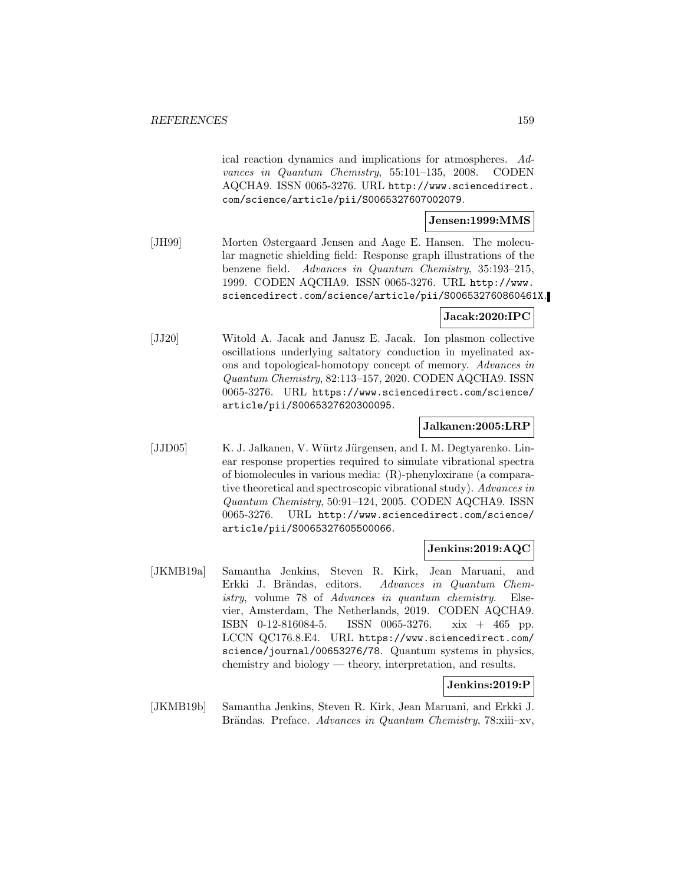ical reaction dynamics and implications for atmospheres. *Advances in Quantum Chemistry*, 55:101–135, 2008. CODEN AQCHA9. ISSN 0065-3276. URL http://www.sciencedirect.com/science/article/pii/S0065327607002079.

**Jensen:1999:MMS**

[JH99] Morten Østergaard Jensen and Aage E. Hansen. The molecular magnetic shielding field: Response graph illustrations of the benzene field. *Advances in Quantum Chemistry*, 35:193–215, 1999. CODEN AQCHA9. ISSN 0065-3276. URL http://www.sciencedirect.com/science/article/pii/S006532760860461X.

**Jacak:2020:IPC**

[JJ20] Witold A. Jacak and Janusz E. Jacak. Ion plasmon collective oscillations underlying saltatory conduction in myelinated axons and topological-homotopy concept of memory. *Advances in Quantum Chemistry*, 82:113–157, 2020. CODEN AQCHA9. ISSN 0065-3276. URL https://www.sciencedirect.com/science/article/pii/S0065327620300095.

**Jalkanen:2005:LRP**

[JJD05] K. J. Jalkanen, V. Würtz Jürgensen, and I. M. Degtyarenko. Linear response properties required to simulate vibrational spectra of biomolecules in various media: (R)-phenyloxirane (a comparative theoretical and spectroscopic vibrational study). *Advances in Quantum Chemistry*, 50:91–124, 2005. CODEN AQCHA9. ISSN 0065-3276. URL http://www.sciencedirect.com/science/article/pii/S0065327605500066.

**Jenkins:2019:AQC**

[JKMB19a] Samantha Jenkins, Steven R. Kirk, Jean Maruani, and Erkki J. Brändas, editors. *Advances in Quantum Chemistry*, volume 78 of *Advances in quantum chemistry*. Elsevier, Amsterdam, The Netherlands, 2019. CODEN AQCHA9. ISBN 0-12-816084-5. ISSN 0065-3276. xix + 465 pp. LCCN QC176.8.E4. URL https://www.sciencedirect.com/science/journal/00653276/78. Quantum systems in physics, chemistry and biology — theory, interpretation, and results.

**Jenkins:2019:P**

[JKMB19b] Samantha Jenkins, Steven R. Kirk, Jean Maruani, and Erkki J. Brändas. Preface. *Advances in Quantum Chemistry*, 78:xiii–xv,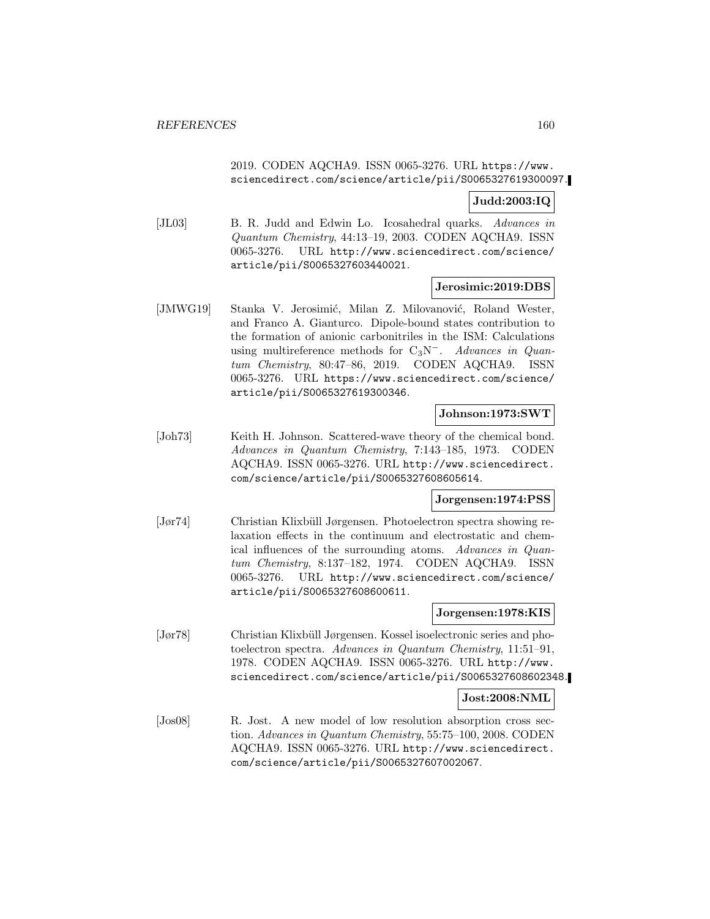2019. CODEN AQCHA9. ISSN 0065-3276. URL https://www.sciencedirect.com/science/article/pii/S0065327619300097.

**Judd:2003:IQ**

[JL03] B. R. Judd and Edwin Lo. Icosahedral quarks. *Advances in Quantum Chemistry*, 44:13–19, 2003. CODEN AQCHA9. ISSN 0065-3276. URL http://www.sciencedirect.com/science/article/pii/S0065327603440021.

**Jerosimic:2019:DBS**

[JMWG19] Stanka V. Jerosimić, Milan Z. Milovanović, Roland Wester, and Franco A. Gianturco. Dipole-bound states contribution to the formation of anionic carbonitriles in the ISM: Calculations using multireference methods for $C_3N^-$. *Advances in Quantum Chemistry*, 80:47–86, 2019. CODEN AQCHA9. ISSN 0065-3276. URL https://www.sciencedirect.com/science/article/pii/S0065327619300346.

**Johnson:1973:SWT**

[Joh73] Keith H. Johnson. Scattered-wave theory of the chemical bond. *Advances in Quantum Chemistry*, 7:143–185, 1973. CODEN AQCHA9. ISSN 0065-3276. URL http://www.sciencedirect.com/science/article/pii/S0065327608605614.

**Jorgensen:1974:PSS**

[Jør74] Christian Klixbüll Jørgensen. Photoelectron spectra showing relaxation effects in the continuum and electrostatic and chemical influences of the surrounding atoms. *Advances in Quantum Chemistry*, 8:137–182, 1974. CODEN AQCHA9. ISSN 0065-3276. URL http://www.sciencedirect.com/science/article/pii/S0065327608600611.

**Jorgensen:1978:KIS**

[Jør78] Christian Klixbüll Jørgensen. Kossel isoelectronic series and photoelectron spectra. *Advances in Quantum Chemistry*, 11:51–91, 1978. CODEN AQCHA9. ISSN 0065-3276. URL http://www.sciencedirect.com/science/article/pii/S0065327608602348.

**Jost:2008:NML**

[Jos08] R. Jost. A new model of low resolution absorption cross section. *Advances in Quantum Chemistry*, 55:75–100, 2008. CODEN AQCHA9. ISSN 0065-3276. URL http://www.sciencedirect.com/science/article/pii/S0065327607002067.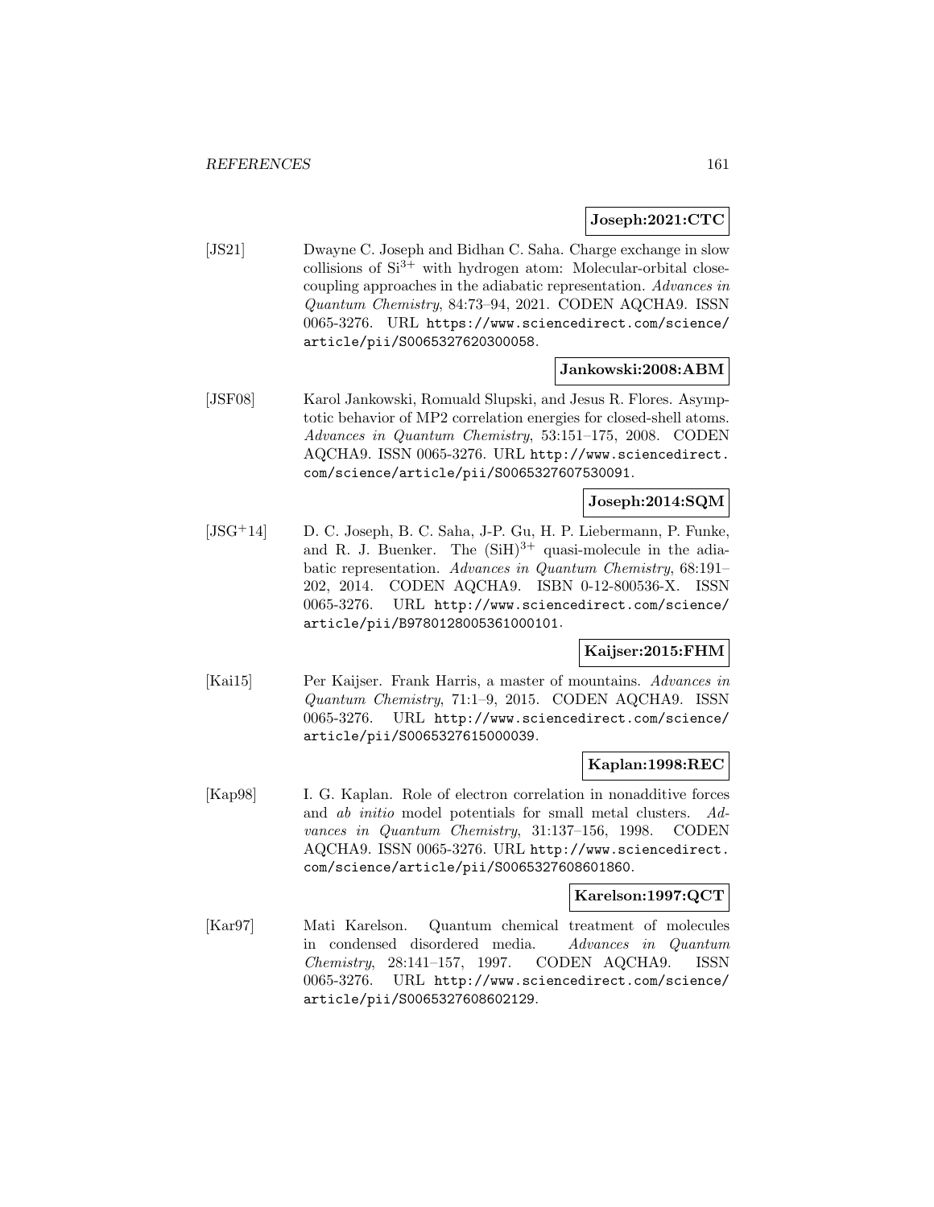**Joseph:2021:CTC**

[JS21] Dwayne C. Joseph and Bidhan C. Saha. Charge exchange in slow collisions of $Si^{3+}$ with hydrogen atom: Molecular-orbital close-coupling approaches in the adiabatic representation. *Advances in Quantum Chemistry*, 84:73–94, 2021. CODEN AQCHA9. ISSN 0065-3276. URL https://www.sciencedirect.com/science/article/pii/S0065327620300058.

**Jankowski:2008:ABM**

[JSF08] Karol Jankowski, Romuald Slupski, and Jesus R. Flores. Asymptotic behavior of MP2 correlation energies for closed-shell atoms. *Advances in Quantum Chemistry*, 53:151–175, 2008. CODEN AQCHA9. ISSN 0065-3276. URL http://www.sciencedirect.com/science/article/pii/S0065327607530091.

**Joseph:2014:SQM**

[JSG+14] D. C. Joseph, B. C. Saha, J-P. Gu, H. P. Liebermann, P. Funke, and R. J. Buenker. The $(SiH)^{3+}$ quasi-molecule in the adiabatic representation. *Advances in Quantum Chemistry*, 68:191–202, 2014. CODEN AQCHA9. ISBN 0-12-800536-X. ISSN 0065-3276. URL http://www.sciencedirect.com/science/article/pii/B9780128005361000101.

**Kaijser:2015:FHM**

[Kai15] Per Kaijser. Frank Harris, a master of mountains. *Advances in Quantum Chemistry*, 71:1–9, 2015. CODEN AQCHA9. ISSN 0065-3276. URL http://www.sciencedirect.com/science/article/pii/S0065327615000039.

**Kaplan:1998:REC**

[Kap98] I. G. Kaplan. Role of electron correlation in nonadditive forces and *ab initio* model potentials for small metal clusters. *Advances in Quantum Chemistry*, 31:137–156, 1998. CODEN AQCHA9. ISSN 0065-3276. URL http://www.sciencedirect.com/science/article/pii/S0065327608601860.

**Karelson:1997:QCT**

[Kar97] Mati Karelson. Quantum chemical treatment of molecules in condensed disordered media. *Advances in Quantum Chemistry*, 28:141–157, 1997. CODEN AQCHA9. ISSN 0065-3276. URL http://www.sciencedirect.com/science/article/pii/S0065327608602129.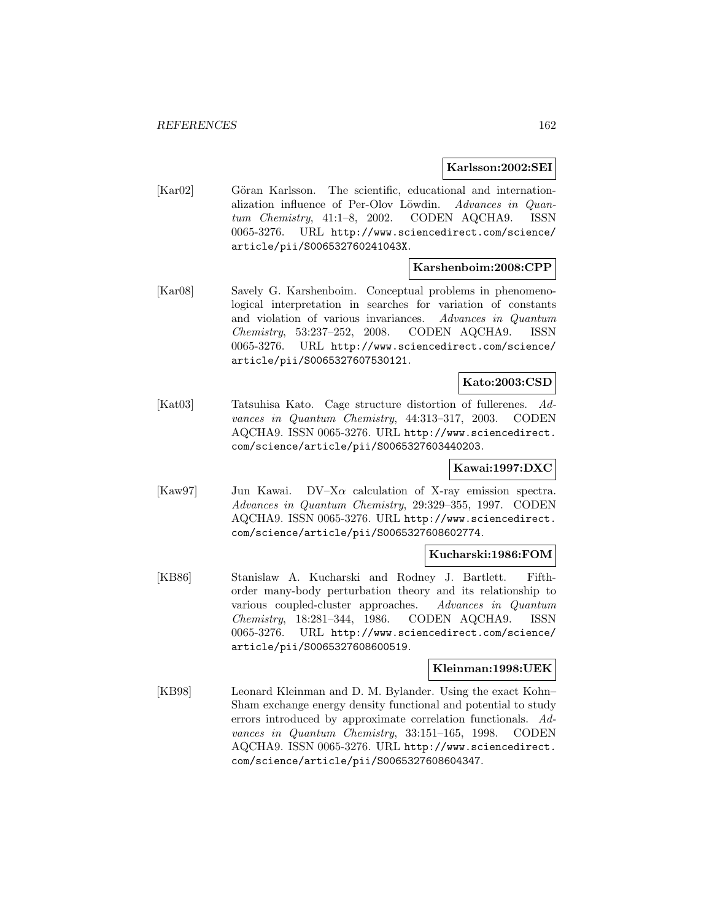**Karlsson:2002:SEI**

[Kar02] Göran Karlsson. The scientific, educational and internationalization influence of Per-Olov Löwdin. *Advances in Quantum Chemistry*, 41:1–8, 2002. CODEN AQCHA9. ISSN 0065-3276. URL http://www.sciencedirect.com/science/article/pii/S006532760241043X.

**Karshenboim:2008:CPP**

[Kar08] Savely G. Karshenboim. Conceptual problems in phenomenological interpretation in searches for variation of constants and violation of various invariances. *Advances in Quantum Chemistry*, 53:237–252, 2008. CODEN AQCHA9. ISSN 0065-3276. URL http://www.sciencedirect.com/science/article/pii/S0065327607530121.

**Kato:2003:CSD**

[Kat03] Tatsuhisa Kato. Cage structure distortion of fullerenes. *Advances in Quantum Chemistry*, 44:313–317, 2003. CODEN AQCHA9. ISSN 0065-3276. URL http://www.sciencedirect.com/science/article/pii/S0065327603440203.

**Kawai:1997:DXC**

[Kaw97] Jun Kawai. DV–X$\alpha$ calculation of X-ray emission spectra. *Advances in Quantum Chemistry*, 29:329–355, 1997. CODEN AQCHA9. ISSN 0065-3276. URL http://www.sciencedirect.com/science/article/pii/S0065327608602774.

**Kucharski:1986:FOM**

[KB86] Stanislaw A. Kucharski and Rodney J. Bartlett. Fifth-order many-body perturbation theory and its relationship to various coupled-cluster approaches. *Advances in Quantum Chemistry*, 18:281–344, 1986. CODEN AQCHA9. ISSN 0065-3276. URL http://www.sciencedirect.com/science/article/pii/S0065327608600519.

**Kleinman:1998:UEK**

[KB98] Leonard Kleinman and D. M. Bylander. Using the exact Kohn–Sham exchange energy density functional and potential to study errors introduced by approximate correlation functionals. *Advances in Quantum Chemistry*, 33:151–165, 1998. CODEN AQCHA9. ISSN 0065-3276. URL http://www.sciencedirect.com/science/article/pii/S0065327608604347.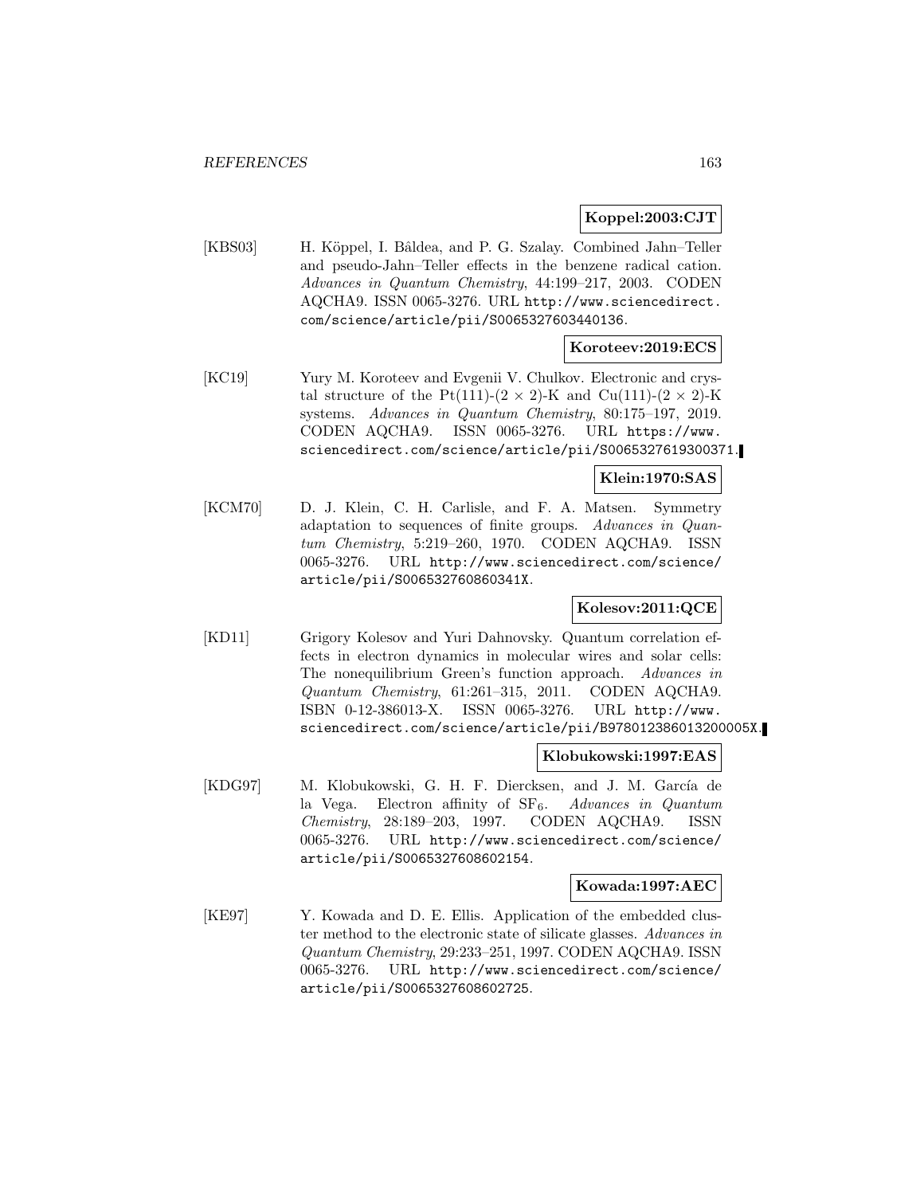**Koppel:2003:CJT**

[KBS03] H. Köppel, I. Bâldea, and P. G. Szalay. Combined Jahn–Teller and pseudo-Jahn–Teller effects in the benzene radical cation. *Advances in Quantum Chemistry*, 44:199–217, 2003. CODEN AQCHA9. ISSN 0065-3276. URL http://www.sciencedirect.com/science/article/pii/S0065327603440136.

**Koroteev:2019:ECS**

[KC19] Yury M. Koroteev and Evgenii V. Chulkov. Electronic and crystal structure of the Pt(111)-($2 \times 2$)-K and Cu(111)-($2 \times 2$)-K systems. *Advances in Quantum Chemistry*, 80:175–197, 2019. CODEN AQCHA9. ISSN 0065-3276. URL https://www.sciencedirect.com/science/article/pii/S0065327619300371.

**Klein:1970:SAS**

[KCM70] D. J. Klein, C. H. Carlisle, and F. A. Matsen. Symmetry adaptation to sequences of finite groups. *Advances in Quantum Chemistry*, 5:219–260, 1970. CODEN AQCHA9. ISSN 0065-3276. URL http://www.sciencedirect.com/science/article/pii/S006532760860341X.

**Kolesov:2011:QCE**

[KD11] Grigory Kolesov and Yuri Dahnovsky. Quantum correlation effects in electron dynamics in molecular wires and solar cells: The nonequilibrium Green's function approach. *Advances in Quantum Chemistry*, 61:261–315, 2011. CODEN AQCHA9. ISBN 0-12-386013-X. ISSN 0065-3276. URL http://www.sciencedirect.com/science/article/pii/B978012386013200005X.

**Klobukowski:1997:EAS**

[KDG97] M. Klobukowski, G. H. F. Diercksen, and J. M. García de la Vega. Electron affinity of $SF_6$. *Advances in Quantum Chemistry*, 28:189–203, 1997. CODEN AQCHA9. ISSN 0065-3276. URL http://www.sciencedirect.com/science/article/pii/S0065327608602154.

**Kowada:1997:AEC**

[KE97] Y. Kowada and D. E. Ellis. Application of the embedded cluster method to the electronic state of silicate glasses. *Advances in Quantum Chemistry*, 29:233–251, 1997. CODEN AQCHA9. ISSN 0065-3276. URL http://www.sciencedirect.com/science/article/pii/S0065327608602725.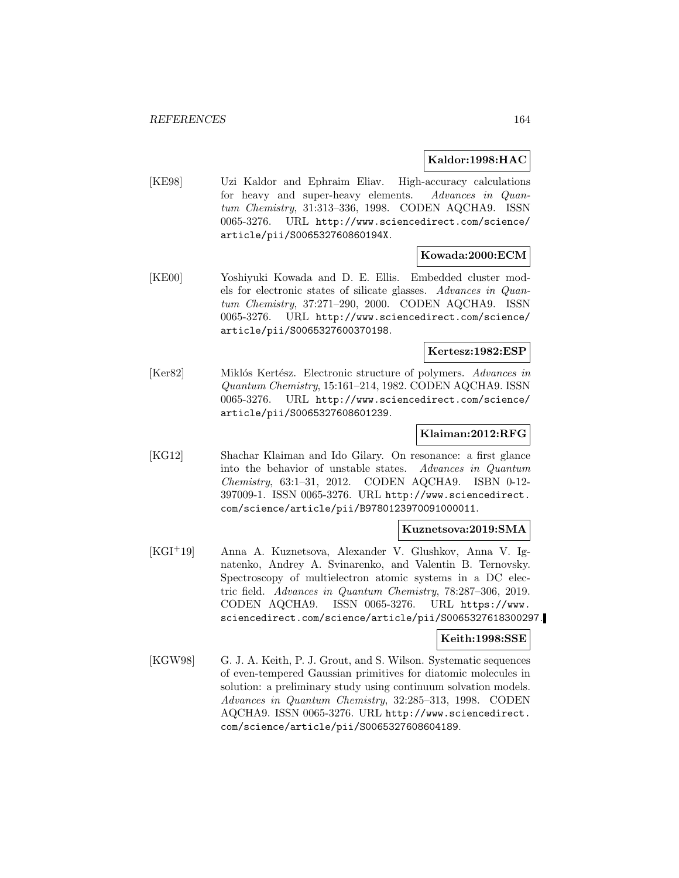**Kaldor:1998:HAC**

[KE98] Uzi Kaldor and Ephraim Eliav. High-accuracy calculations for heavy and super-heavy elements. *Advances in Quantum Chemistry*, 31:313–336, 1998. CODEN AQCHA9. ISSN 0065-3276. URL http://www.sciencedirect.com/science/article/pii/S006532760860194X.

**Kowada:2000:ECM**

[KE00] Yoshiyuki Kowada and D. E. Ellis. Embedded cluster models for electronic states of silicate glasses. *Advances in Quantum Chemistry*, 37:271–290, 2000. CODEN AQCHA9. ISSN 0065-3276. URL http://www.sciencedirect.com/science/article/pii/S0065327600370198.

**Kertesz:1982:ESP**

[Ker82] Miklós Kertész. Electronic structure of polymers. *Advances in Quantum Chemistry*, 15:161–214, 1982. CODEN AQCHA9. ISSN 0065-3276. URL http://www.sciencedirect.com/science/article/pii/S0065327608601239.

**Klaiman:2012:RFG**

[KG12] Shachar Klaiman and Ido Gilary. On resonance: a first glance into the behavior of unstable states. *Advances in Quantum Chemistry*, 63:1–31, 2012. CODEN AQCHA9. ISBN 0-12-397009-1. ISSN 0065-3276. URL http://www.sciencedirect.com/science/article/pii/B9780123970091000011.

**Kuznetsova:2019:SMA**

[KGI+19] Anna A. Kuznetsova, Alexander V. Glushkov, Anna V. Ignatenko, Andrey A. Svinarenko, and Valentin B. Ternovsky. Spectroscopy of multielectron atomic systems in a DC electric field. *Advances in Quantum Chemistry*, 78:287–306, 2019. CODEN AQCHA9. ISSN 0065-3276. URL https://www.sciencedirect.com/science/article/pii/S0065327618300297.

**Keith:1998:SSE**

[KGW98] G. J. A. Keith, P. J. Grout, and S. Wilson. Systematic sequences of even-tempered Gaussian primitives for diatomic molecules in solution: a preliminary study using continuum solvation models. *Advances in Quantum Chemistry*, 32:285–313, 1998. CODEN AQCHA9. ISSN 0065-3276. URL http://www.sciencedirect.com/science/article/pii/S0065327608604189.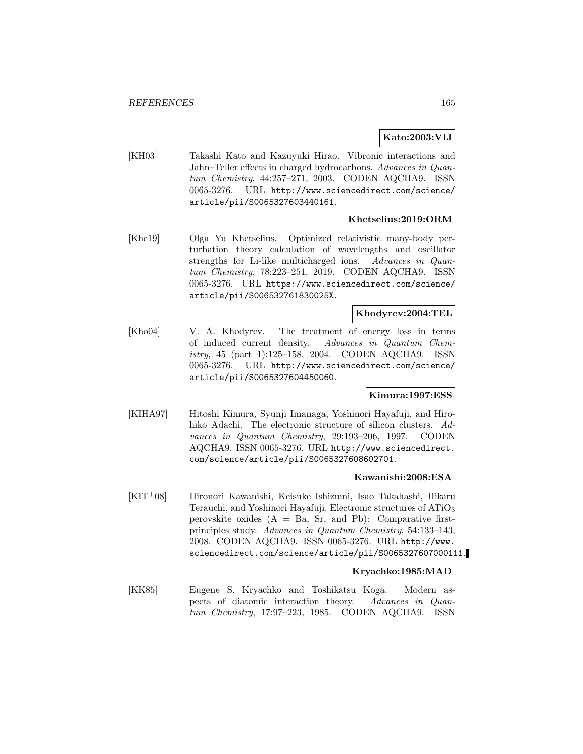**Kato:2003:VIJ**

[KH03] Takashi Kato and Kazuyuki Hirao. Vibronic interactions and Jahn–Teller effects in charged hydrocarbons. *Advances in Quantum Chemistry*, 44:257–271, 2003. CODEN AQCHA9. ISSN 0065-3276. URL http://www.sciencedirect.com/science/article/pii/S0065327603440161.

**Khetselius:2019:ORM**

[Khe19] Olga Yu Khetselius. Optimized relativistic many-body perturbation theory calculation of wavelengths and oscillator strengths for Li-like multicharged ions. *Advances in Quantum Chemistry*, 78:223–251, 2019. CODEN AQCHA9. ISSN 0065-3276. URL https://www.sciencedirect.com/science/article/pii/S006532761830025X.

**Khodyrev:2004:TEL**

[Kho04] V. A. Khodyrev. The treatment of energy loss in terms of induced current density. *Advances in Quantum Chemistry*, 45 (part 1):125–158, 2004. CODEN AQCHA9. ISSN 0065-3276. URL http://www.sciencedirect.com/science/article/pii/S0065327604450060.

**Kimura:1997:ESS**

[KIHA97] Hitoshi Kimura, Syunji Imanaga, Yoshinori Hayafuji, and Hirohiko Adachi. The electronic structure of silicon clusters. *Advances in Quantum Chemistry*, 29:193–206, 1997. CODEN AQCHA9. ISSN 0065-3276. URL http://www.sciencedirect.com/science/article/pii/S0065327608602701.

**Kawanishi:2008:ESA**

[KIT+08] Hironori Kawanishi, Keisuke Ishizumi, Isao Takahashi, Hikaru Terauchi, and Yoshinori Hayafuji. Electronic structures of $ATiO_3$ perovskite oxides (A = Ba, Sr, and Pb): Comparative first-principles study. *Advances in Quantum Chemistry*, 54:133–143, 2008. CODEN AQCHA9. ISSN 0065-3276. URL http://www.sciencedirect.com/science/article/pii/S0065327607000111.

**Kryachko:1985:MAD**

[KK85] Eugene S. Kryachko and Toshikatsu Koga. Modern aspects of diatomic interaction theory. *Advances in Quantum Chemistry*, 17:97–223, 1985. CODEN AQCHA9. ISSN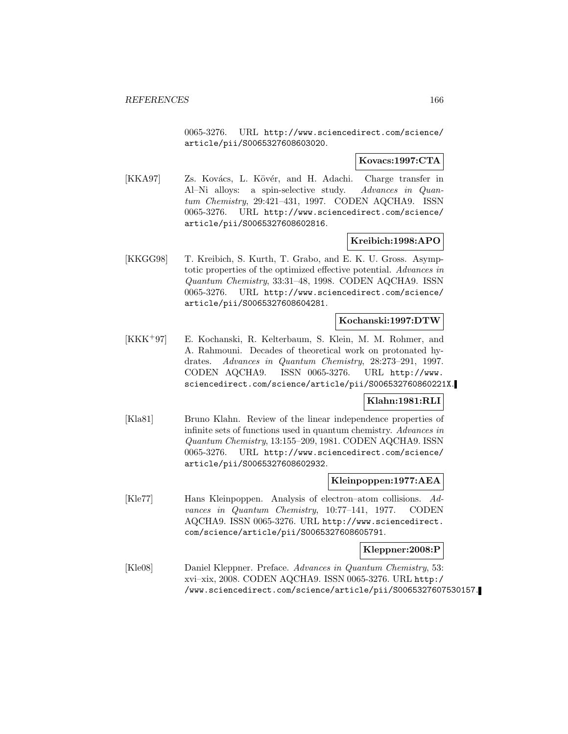0065-3276. URL http://www.sciencedirect.com/science/article/pii/S0065327608603020.

**Kovacs:1997:CTA**

[KKA97] Zs. Kovács, L. Kövér, and H. Adachi. Charge transfer in Al–Ni alloys: a spin-selective study. *Advances in Quantum Chemistry*, 29:421–431, 1997. CODEN AQCHA9. ISSN 0065-3276. URL http://www.sciencedirect.com/science/article/pii/S0065327608602816.

**Kreibich:1998:APO**

[KKGG98] T. Kreibich, S. Kurth, T. Grabo, and E. K. U. Gross. Asymptotic properties of the optimized effective potential. *Advances in Quantum Chemistry*, 33:31–48, 1998. CODEN AQCHA9. ISSN 0065-3276. URL http://www.sciencedirect.com/science/article/pii/S0065327608604281.

**Kochanski:1997:DTW**

[KKK+97] E. Kochanski, R. Kelterbaum, S. Klein, M. M. Rohmer, and A. Rahmouni. Decades of theoretical work on protonated hydrates. *Advances in Quantum Chemistry*, 28:273–291, 1997. CODEN AQCHA9. ISSN 0065-3276. URL http://www.sciencedirect.com/science/article/pii/S006532760860221X.

**Klahn:1981:RLI**

[Kla81] Bruno Klahn. Review of the linear independence properties of infinite sets of functions used in quantum chemistry. *Advances in Quantum Chemistry*, 13:155–209, 1981. CODEN AQCHA9. ISSN 0065-3276. URL http://www.sciencedirect.com/science/article/pii/S0065327608602932.

**Kleinpoppen:1977:AEA**

[Kle77] Hans Kleinpoppen. Analysis of electron–atom collisions. *Advances in Quantum Chemistry*, 10:77–141, 1977. CODEN AQCHA9. ISSN 0065-3276. URL http://www.sciencedirect.com/science/article/pii/S0065327608605791.

**Kleppner:2008:P**

[Kle08] Daniel Kleppner. Preface. *Advances in Quantum Chemistry*, 53: xvi–xix, 2008. CODEN AQCHA9. ISSN 0065-3276. URL http://www.sciencedirect.com/science/article/pii/S0065327607530157.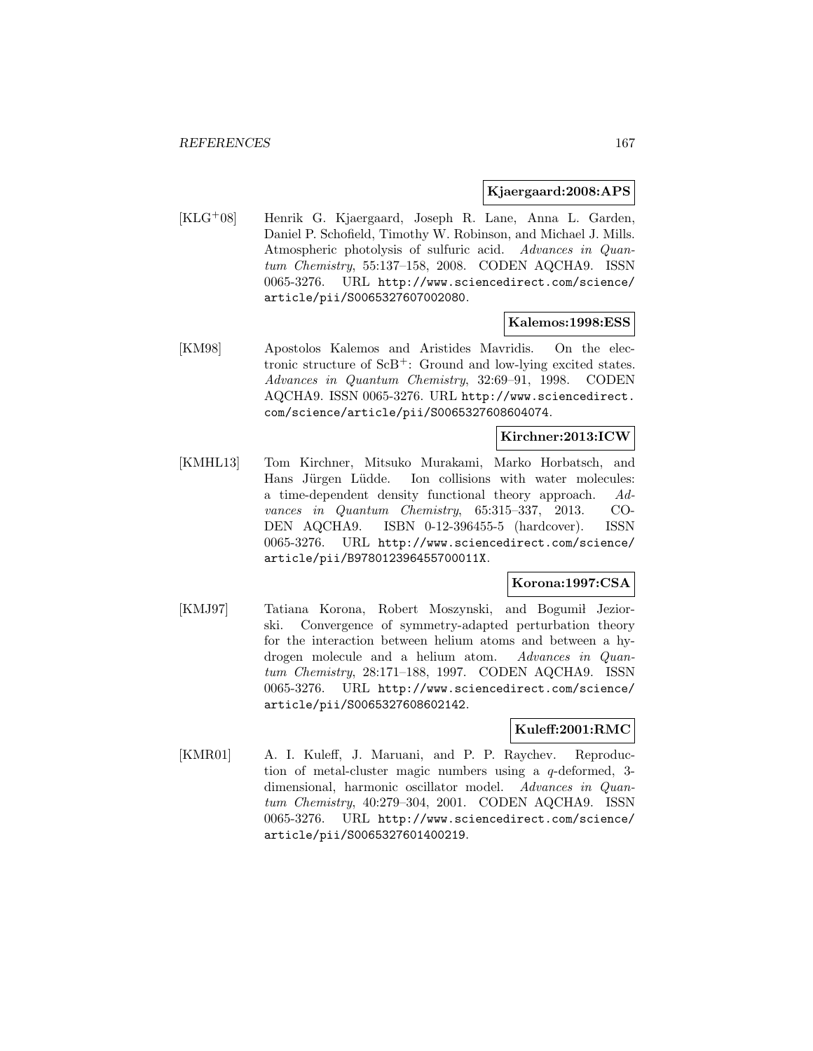**Kjaergaard:2008:APS**

[KLG+08] Henrik G. Kjaergaard, Joseph R. Lane, Anna L. Garden, Daniel P. Schofield, Timothy W. Robinson, and Michael J. Mills. Atmospheric photolysis of sulfuric acid. *Advances in Quantum Chemistry*, 55:137–158, 2008. CODEN AQCHA9. ISSN 0065-3276. URL http://www.sciencedirect.com/science/article/pii/S0065327607002080.

**Kalemos:1998:ESS**

[KM98] Apostolos Kalemos and Aristides Mavridis. On the electronic structure of $ScB^+$: Ground and low-lying excited states. *Advances in Quantum Chemistry*, 32:69–91, 1998. CODEN AQCHA9. ISSN 0065-3276. URL http://www.sciencedirect.com/science/article/pii/S0065327608604074.

**Kirchner:2013:ICW**

[KMHL13] Tom Kirchner, Mitsuko Murakami, Marko Horbatsch, and Hans Jürgen Lüdde. Ion collisions with water molecules: a time-dependent density functional theory approach. *Advances in Quantum Chemistry*, 65:315–337, 2013. CODEN AQCHA9. ISBN 0-12-396455-5 (hardcover). ISSN 0065-3276. URL http://www.sciencedirect.com/science/article/pii/B978012396455700011X.

**Korona:1997:CSA**

[KMJ97] Tatiana Korona, Robert Moszynski, and Bogumił Jeziorski. Convergence of symmetry-adapted perturbation theory for the interaction between helium atoms and between a hydrogen molecule and a helium atom. *Advances in Quantum Chemistry*, 28:171–188, 1997. CODEN AQCHA9. ISSN 0065-3276. URL http://www.sciencedirect.com/science/article/pii/S0065327608602142.

**Kuleff:2001:RMC**

[KMR01] A. I. Kuleff, J. Maruani, and P. P. Raychev. Reproduction of metal-cluster magic numbers using a $q$-deformed, 3-dimensional, harmonic oscillator model. *Advances in Quantum Chemistry*, 40:279–304, 2001. CODEN AQCHA9. ISSN 0065-3276. URL http://www.sciencedirect.com/science/article/pii/S0065327601400219.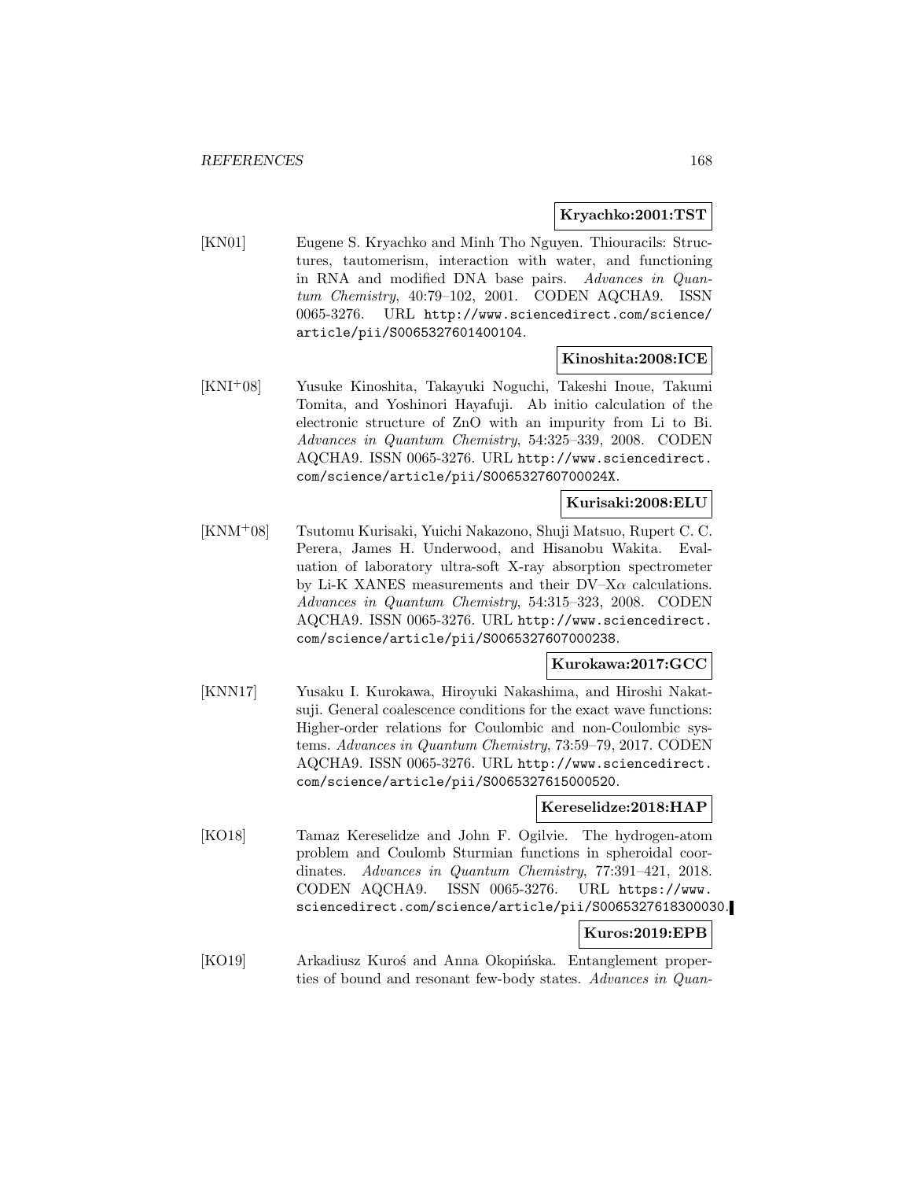**Kryachko:2001:TST**

[KN01] Eugene S. Kryachko and Minh Tho Nguyen. Thiouracils: Structures, tautomerism, interaction with water, and functioning in RNA and modified DNA base pairs. *Advances in Quantum Chemistry*, 40:79–102, 2001. CODEN AQCHA9. ISSN 0065-3276. URL http://www.sciencedirect.com/science/article/pii/S0065327601400104.

**Kinoshita:2008:ICE**

[KNI+08] Yusuke Kinoshita, Takayuki Noguchi, Takeshi Inoue, Takumi Tomita, and Yoshinori Hayafuji. Ab initio calculation of the electronic structure of ZnO with an impurity from Li to Bi. *Advances in Quantum Chemistry*, 54:325–339, 2008. CODEN AQCHA9. ISSN 0065-3276. URL http://www.sciencedirect.com/science/article/pii/S006532760700024X.

**Kurisaki:2008:ELU**

[KNM+08] Tsutomu Kurisaki, Yuichi Nakazono, Shuji Matsuo, Rupert C. C. Perera, James H. Underwood, and Hisanobu Wakita. Evaluation of laboratory ultra-soft X-ray absorption spectrometer by Li-K XANES measurements and their DV–X$\alpha$ calculations. *Advances in Quantum Chemistry*, 54:315–323, 2008. CODEN AQCHA9. ISSN 0065-3276. URL http://www.sciencedirect.com/science/article/pii/S0065327607000238.

**Kurokawa:2017:GCC**

[KNN17] Yusaku I. Kurokawa, Hiroyuki Nakashima, and Hiroshi Nakatsuji. General coalescence conditions for the exact wave functions: Higher-order relations for Coulombic and non-Coulombic systems. *Advances in Quantum Chemistry*, 73:59–79, 2017. CODEN AQCHA9. ISSN 0065-3276. URL http://www.sciencedirect.com/science/article/pii/S0065327615000520.

**Kereselidze:2018:HAP**

[KO18] Tamaz Kereselidze and John F. Ogilvie. The hydrogen-atom problem and Coulomb Sturmian functions in spheroidal coordinates. *Advances in Quantum Chemistry*, 77:391–421, 2018. CODEN AQCHA9. ISSN 0065-3276. URL https://www.sciencedirect.com/science/article/pii/S0065327618300030.

**Kuros:2019:EPB**

[KO19] Arkadiusz Kuroś and Anna Okopińska. Entanglement properties of bound and resonant few-body states. *Advances in Quan-*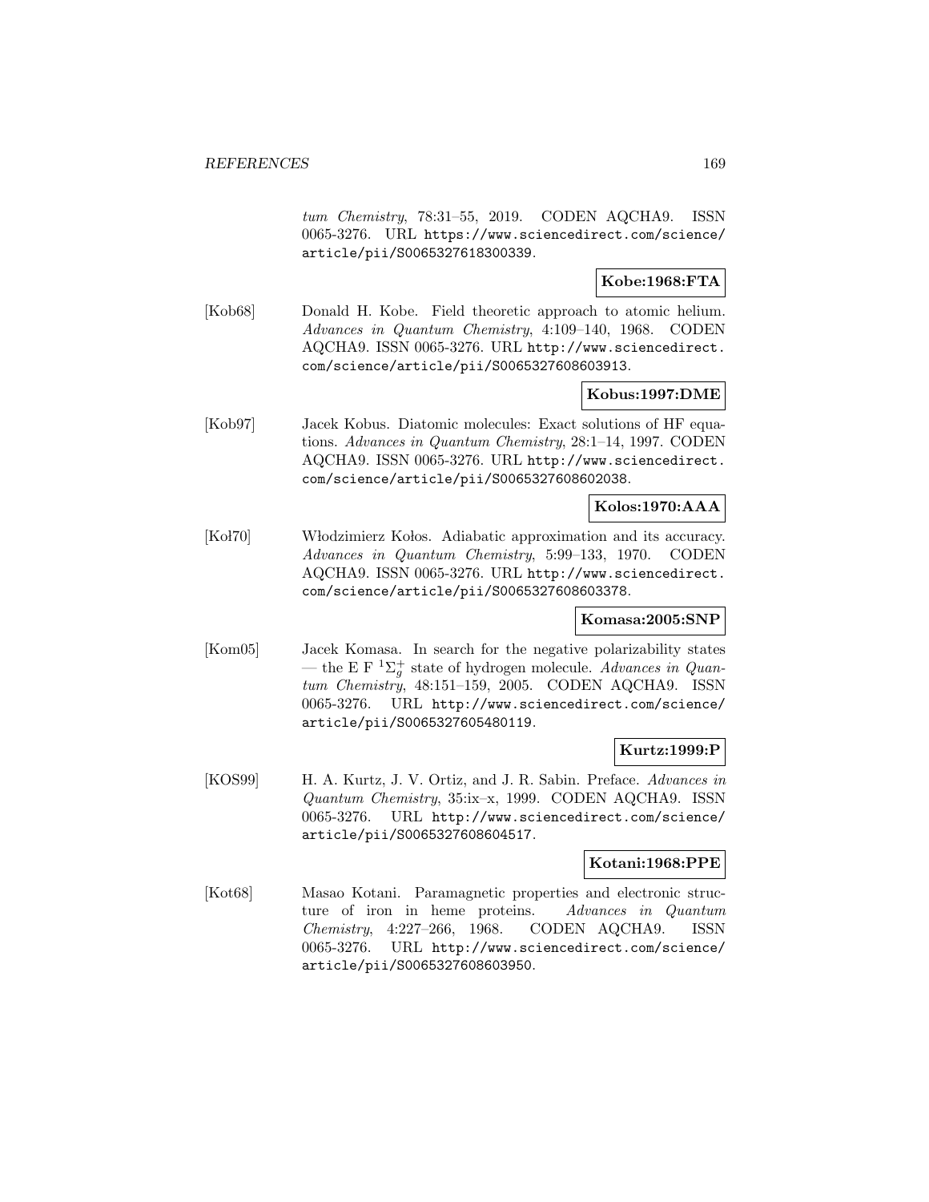*tum Chemistry*, 78:31–55, 2019. CODEN AQCHA9. ISSN 0065-3276. URL https://www.sciencedirect.com/science/article/pii/S0065327618300339.

**Kobe:1968:FTA**

[Kob68] Donald H. Kobe. Field theoretic approach to atomic helium. *Advances in Quantum Chemistry*, 4:109–140, 1968. CODEN AQCHA9. ISSN 0065-3276. URL http://www.sciencedirect.com/science/article/pii/S0065327608603913.

**Kobus:1997:DME**

[Kob97] Jacek Kobus. Diatomic molecules: Exact solutions of HF equations. *Advances in Quantum Chemistry*, 28:1–14, 1997. CODEN AQCHA9. ISSN 0065-3276. URL http://www.sciencedirect.com/science/article/pii/S0065327608602038.

**Kolos:1970:AAA**

[Kol70] Włodzimierz Kołos. Adiabatic approximation and its accuracy. *Advances in Quantum Chemistry*, 5:99–133, 1970. CODEN AQCHA9. ISSN 0065-3276. URL http://www.sciencedirect.com/science/article/pii/S0065327608603378.

**Komasa:2005:SNP**

[Kom05] Jacek Komasa. In search for the negative polarizability states — the E F $^1\Sigma_g^+$ state of hydrogen molecule. *Advances in Quantum Chemistry*, 48:151–159, 2005. CODEN AQCHA9. ISSN 0065-3276. URL http://www.sciencedirect.com/science/article/pii/S0065327605480119.

**Kurtz:1999:P**

[KOS99] H. A. Kurtz, J. V. Ortiz, and J. R. Sabin. Preface. *Advances in Quantum Chemistry*, 35:ix–x, 1999. CODEN AQCHA9. ISSN 0065-3276. URL http://www.sciencedirect.com/science/article/pii/S0065327608604517.

**Kotani:1968:PPE**

[Kot68] Masao Kotani. Paramagnetic properties and electronic structure of iron in heme proteins. *Advances in Quantum Chemistry*, 4:227–266, 1968. CODEN AQCHA9. ISSN 0065-3276. URL http://www.sciencedirect.com/science/article/pii/S0065327608603950.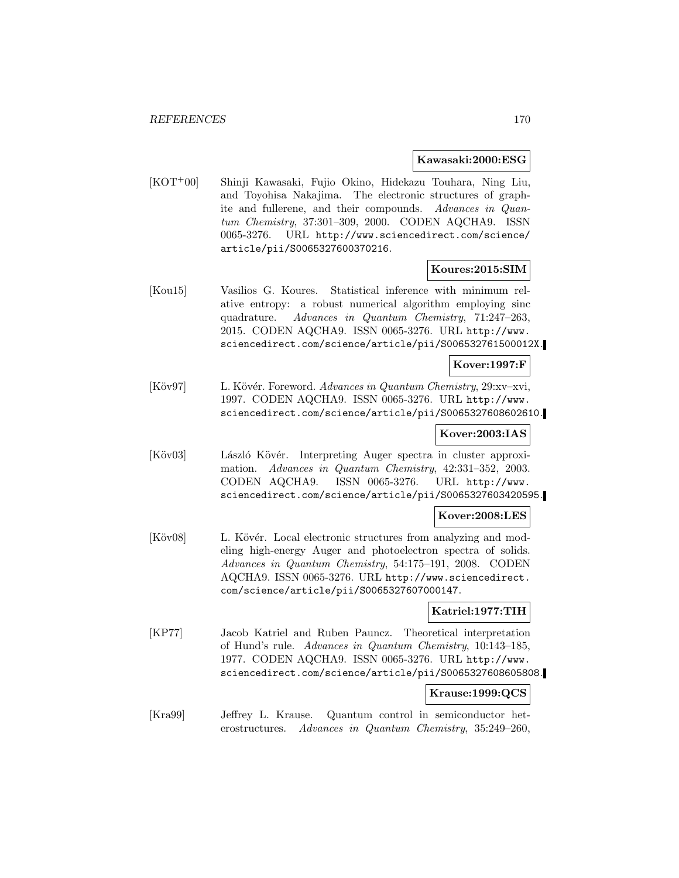**Kawasaki:2000:ESG**

[KOT+00] Shinji Kawasaki, Fujio Okino, Hidekazu Touhara, Ning Liu, and Toyohisa Nakajima. The electronic structures of graphite and fullerene, and their compounds. *Advances in Quantum Chemistry*, 37:301–309, 2000. CODEN AQCHA9. ISSN 0065-3276. URL http://www.sciencedirect.com/science/article/pii/S0065327600370216.

**Koures:2015:SIM**

[Kou15] Vasilios G. Koures. Statistical inference with minimum relative entropy: a robust numerical algorithm employing sinc quadrature. *Advances in Quantum Chemistry*, 71:247–263, 2015. CODEN AQCHA9. ISSN 0065-3276. URL http://www.sciencedirect.com/science/article/pii/S006532761500012X.

**Kover:1997:F**

[Köv97] L. Kövér. Foreword. *Advances in Quantum Chemistry*, 29:xv–xvi, 1997. CODEN AQCHA9. ISSN 0065-3276. URL http://www.sciencedirect.com/science/article/pii/S0065327608602610.

**Kover:2003:IAS**

[Köv03] László Kövér. Interpreting Auger spectra in cluster approximation. *Advances in Quantum Chemistry*, 42:331–352, 2003. CODEN AQCHA9. ISSN 0065-3276. URL http://www.sciencedirect.com/science/article/pii/S0065327603420595.

**Kover:2008:LES**

[Köv08] L. Kövér. Local electronic structures from analyzing and modeling high-energy Auger and photoelectron spectra of solids. *Advances in Quantum Chemistry*, 54:175–191, 2008. CODEN AQCHA9. ISSN 0065-3276. URL http://www.sciencedirect.com/science/article/pii/S0065327607000147.

**Katriel:1977:TIH**

[KP77] Jacob Katriel and Ruben Pauncz. Theoretical interpretation of Hund's rule. *Advances in Quantum Chemistry*, 10:143–185, 1977. CODEN AQCHA9. ISSN 0065-3276. URL http://www.sciencedirect.com/science/article/pii/S0065327608605808.

**Krause:1999:QCS**

[Kra99] Jeffrey L. Krause. Quantum control in semiconductor heterostructures. *Advances in Quantum Chemistry*, 35:249–260,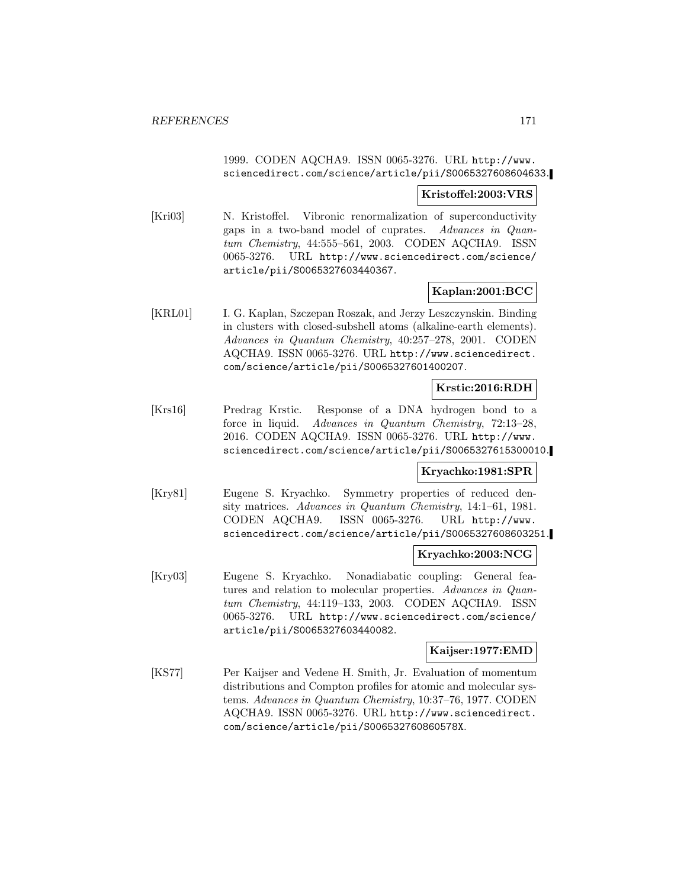1999. CODEN AQCHA9. ISSN 0065-3276. URL http://www.sciencedirect.com/science/article/pii/S0065327608604633.

**Kristoffel:2003:VRS**

[Kri03] N. Kristoffel. Vibronic renormalization of superconductivity gaps in a two-band model of cuprates. *Advances in Quantum Chemistry*, 44:555–561, 2003. CODEN AQCHA9. ISSN 0065-3276. URL http://www.sciencedirect.com/science/article/pii/S0065327603440367.

**Kaplan:2001:BCC**

[KRL01] I. G. Kaplan, Szczepan Roszak, and Jerzy Leszczynskin. Binding in clusters with closed-subshell atoms (alkaline-earth elements). *Advances in Quantum Chemistry*, 40:257–278, 2001. CODEN AQCHA9. ISSN 0065-3276. URL http://www.sciencedirect.com/science/article/pii/S0065327601400207.

**Krstic:2016:RDH**

[Krs16] Predrag Krstic. Response of a DNA hydrogen bond to a force in liquid. *Advances in Quantum Chemistry*, 72:13–28, 2016. CODEN AQCHA9. ISSN 0065-3276. URL http://www.sciencedirect.com/science/article/pii/S0065327615300010.

**Kryachko:1981:SPR**

[Kry81] Eugene S. Kryachko. Symmetry properties of reduced density matrices. *Advances in Quantum Chemistry*, 14:1–61, 1981. CODEN AQCHA9. ISSN 0065-3276. URL http://www.sciencedirect.com/science/article/pii/S0065327608603251.

**Kryachko:2003:NCG**

[Kry03] Eugene S. Kryachko. Nonadiabatic coupling: General features and relation to molecular properties. *Advances in Quantum Chemistry*, 44:119–133, 2003. CODEN AQCHA9. ISSN 0065-3276. URL http://www.sciencedirect.com/science/article/pii/S0065327603440082.

**Kaijser:1977:EMD**

[KS77] Per Kaijser and Vedene H. Smith, Jr. Evaluation of momentum distributions and Compton profiles for atomic and molecular systems. *Advances in Quantum Chemistry*, 10:37–76, 1977. CODEN AQCHA9. ISSN 0065-3276. URL http://www.sciencedirect.com/science/article/pii/S006532760860578X.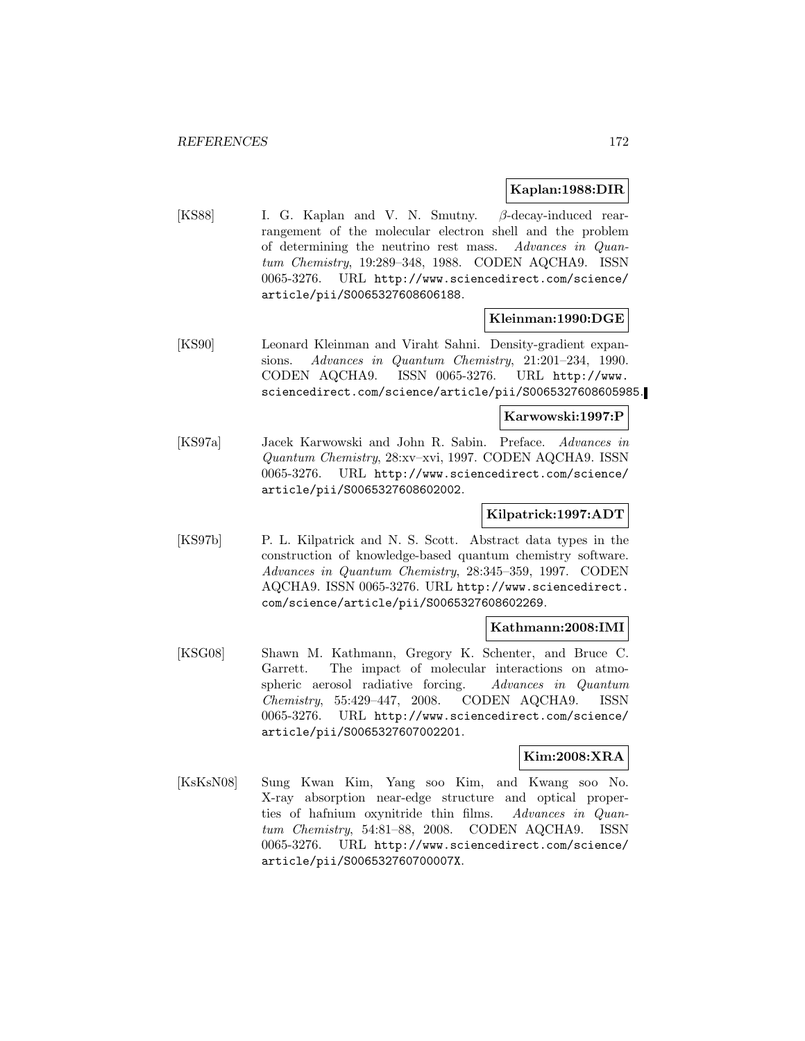**Kaplan:1988:DIR**

[KS88] I. G. Kaplan and V. N. Smutny. $\beta$-decay-induced rearrangement of the molecular electron shell and the problem of determining the neutrino rest mass. *Advances in Quantum Chemistry*, 19:289–348, 1988. CODEN AQCHA9. ISSN 0065-3276. URL http://www.sciencedirect.com/science/article/pii/S0065327608606188.

**Kleinman:1990:DGE**

[KS90] Leonard Kleinman and Viraht Sahni. Density-gradient expansions. *Advances in Quantum Chemistry*, 21:201–234, 1990. CODEN AQCHA9. ISSN 0065-3276. URL http://www.sciencedirect.com/science/article/pii/S0065327608605985.

**Karwowski:1997:P**

[KS97a] Jacek Karwowski and John R. Sabin. Preface. *Advances in Quantum Chemistry*, 28:xv–xvi, 1997. CODEN AQCHA9. ISSN 0065-3276. URL http://www.sciencedirect.com/science/article/pii/S0065327608602002.

**Kilpatrick:1997:ADT**

[KS97b] P. L. Kilpatrick and N. S. Scott. Abstract data types in the construction of knowledge-based quantum chemistry software. *Advances in Quantum Chemistry*, 28:345–359, 1997. CODEN AQCHA9. ISSN 0065-3276. URL http://www.sciencedirect.com/science/article/pii/S0065327608602269.

**Kathmann:2008:IMI**

[KSG08] Shawn M. Kathmann, Gregory K. Schenter, and Bruce C. Garrett. The impact of molecular interactions on atmospheric aerosol radiative forcing. *Advances in Quantum Chemistry*, 55:429–447, 2008. CODEN AQCHA9. ISSN 0065-3276. URL http://www.sciencedirect.com/science/article/pii/S0065327607002201.

**Kim:2008:XRA**

[KsKsN08] Sung Kwan Kim, Yang soo Kim, and Kwang soo No. X-ray absorption near-edge structure and optical properties of hafnium oxynitride thin films. *Advances in Quantum Chemistry*, 54:81–88, 2008. CODEN AQCHA9. ISSN 0065-3276. URL http://www.sciencedirect.com/science/article/pii/S006532760700007X.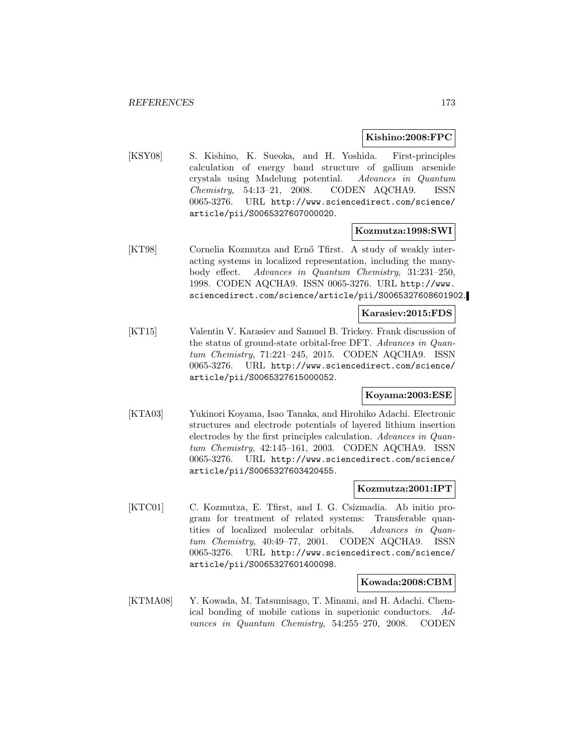**Kishino:2008:FPC**

[KSY08] S. Kishino, K. Sueoka, and H. Yoshida. First-principles calculation of energy band structure of gallium arsenide crystals using Madelung potential. *Advances in Quantum Chemistry*, 54:13–21, 2008. CODEN AQCHA9. ISSN 0065-3276. URL http://www.sciencedirect.com/science/article/pii/S0065327607000020.

**Kozmutza:1998:SWI**

[KT98] Cornelia Kozmutza and Ernő Tfirst. A study of weakly interacting systems in localized representation, including the many-body effect. *Advances in Quantum Chemistry*, 31:231–250, 1998. CODEN AQCHA9. ISSN 0065-3276. URL http://www.sciencedirect.com/science/article/pii/S0065327608601902.

**Karasiev:2015:FDS**

[KT15] Valentin V. Karasiev and Samuel B. Trickey. Frank discussion of the status of ground-state orbital-free DFT. *Advances in Quantum Chemistry*, 71:221–245, 2015. CODEN AQCHA9. ISSN 0065-3276. URL http://www.sciencedirect.com/science/article/pii/S0065327615000052.

**Koyama:2003:ESE**

[KTA03] Yukinori Koyama, Isao Tanaka, and Hirohiko Adachi. Electronic structures and electrode potentials of layered lithium insertion electrodes by the first principles calculation. *Advances in Quantum Chemistry*, 42:145–161, 2003. CODEN AQCHA9. ISSN 0065-3276. URL http://www.sciencedirect.com/science/article/pii/S0065327603420455.

**Kozmutza:2001:IPT**

[KTC01] C. Kozmutza, E. Tfirst, and I. G. Csizmadia. Ab initio program for treatment of related systems: Transferable quantities of localized molecular orbitals. *Advances in Quantum Chemistry*, 40:49–77, 2001. CODEN AQCHA9. ISSN 0065-3276. URL http://www.sciencedirect.com/science/article/pii/S0065327601400098.

**Kowada:2008:CBM**

[KTMA08] Y. Kowada, M. Tatsumisago, T. Minami, and H. Adachi. Chemical bonding of mobile cations in superionic conductors. *Advances in Quantum Chemistry*, 54:255–270, 2008. CODEN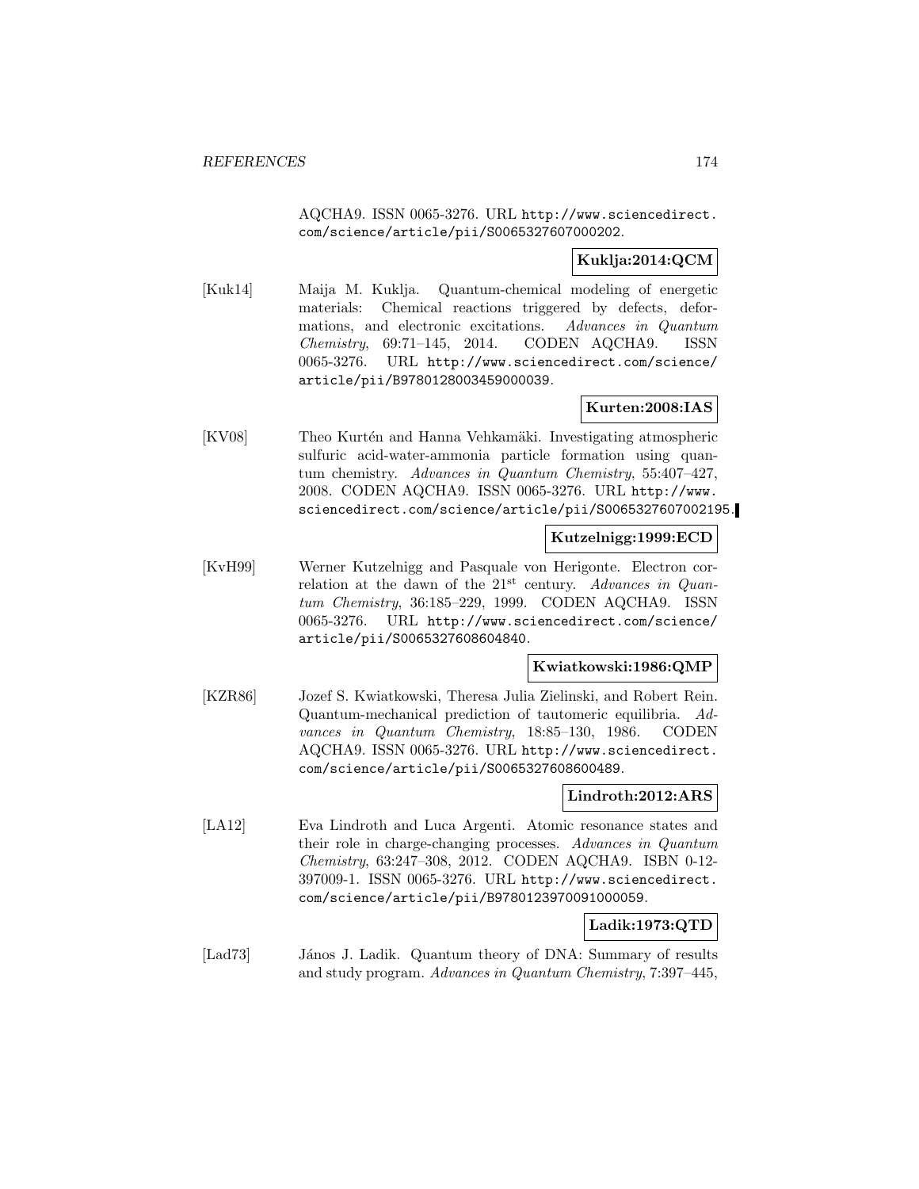AQCHA9. ISSN 0065-3276. URL http://www.sciencedirect.com/science/article/pii/S0065327607000202.

**Kuklja:2014:QCM**

[Kuk14] Maija M. Kuklja. Quantum-chemical modeling of energetic materials: Chemical reactions triggered by defects, deformations, and electronic excitations. *Advances in Quantum Chemistry*, 69:71–145, 2014. CODEN AQCHA9. ISSN 0065-3276. URL http://www.sciencedirect.com/science/article/pii/B9780128003459000039.

**Kurten:2008:IAS**

[KV08] Theo Kurtén and Hanna Vehkamäki. Investigating atmospheric sulfuric acid-water-ammonia particle formation using quantum chemistry. *Advances in Quantum Chemistry*, 55:407–427, 2008. CODEN AQCHA9. ISSN 0065-3276. URL http://www.sciencedirect.com/science/article/pii/S0065327607002195.

**Kutzelnigg:1999:ECD**

[KvH99] Werner Kutzelnigg and Pasquale von Herigonte. Electron correlation at the dawn of the 21st century. *Advances in Quantum Chemistry*, 36:185–229, 1999. CODEN AQCHA9. ISSN 0065-3276. URL http://www.sciencedirect.com/science/article/pii/S0065327608604840.

**Kwiatkowski:1986:QMP**

[KZR86] Jozef S. Kwiatkowski, Theresa Julia Zielinski, and Robert Rein. Quantum-mechanical prediction of tautomeric equilibria. *Advances in Quantum Chemistry*, 18:85–130, 1986. CODEN AQCHA9. ISSN 0065-3276. URL http://www.sciencedirect.com/science/article/pii/S0065327608600489.

**Lindroth:2012:ARS**

[LA12] Eva Lindroth and Luca Argenti. Atomic resonance states and their role in charge-changing processes. *Advances in Quantum Chemistry*, 63:247–308, 2012. CODEN AQCHA9. ISBN 0-12-397009-1. ISSN 0065-3276. URL http://www.sciencedirect.com/science/article/pii/B9780123970091000059.

**Ladik:1973:QTD**

[Lad73] János J. Ladik. Quantum theory of DNA: Summary of results and study program. *Advances in Quantum Chemistry*, 7:397–445,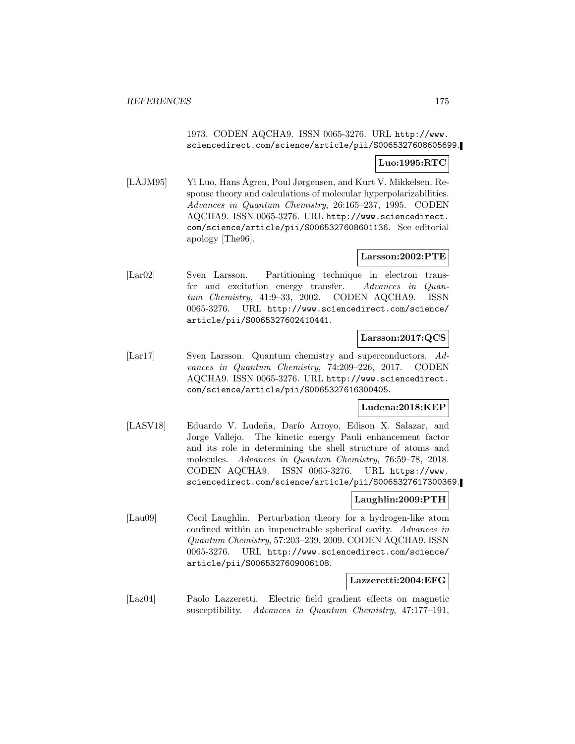1973. CODEN AQCHA9. ISSN 0065-3276. URL http://www.sciencedirect.com/science/article/pii/S0065327608605699.

**Luo:1995:RTC**

[LÅJM95] Yi Luo, Hans Ågren, Poul Jørgensen, and Kurt V. Mikkelsen. Response theory and calculations of molecular hyperpolarizabilities. *Advances in Quantum Chemistry*, 26:165–237, 1995. CODEN AQCHA9. ISSN 0065-3276. URL http://www.sciencedirect.com/science/article/pii/S0065327608601136. See editorial apology [The96].

**Larsson:2002:PTE**

[Lar02] Sven Larsson. Partitioning technique in electron transfer and excitation energy transfer. *Advances in Quantum Chemistry*, 41:9–33, 2002. CODEN AQCHA9. ISSN 0065-3276. URL http://www.sciencedirect.com/science/article/pii/S0065327602410441.

**Larsson:2017:QCS**

[Lar17] Sven Larsson. Quantum chemistry and superconductors. *Advances in Quantum Chemistry*, 74:209–226, 2017. CODEN AQCHA9. ISSN 0065-3276. URL http://www.sciencedirect.com/science/article/pii/S0065327616300405.

**Ludena:2018:KEP**

[LASV18] Eduardo V. Ludeña, Darío Arroyo, Edison X. Salazar, and Jorge Vallejo. The kinetic energy Pauli enhancement factor and its role in determining the shell structure of atoms and molecules. *Advances in Quantum Chemistry*, 76:59–78, 2018. CODEN AQCHA9. ISSN 0065-3276. URL https://www.sciencedirect.com/science/article/pii/S0065327617300369.

**Laughlin:2009:PTH**

[Lau09] Cecil Laughlin. Perturbation theory for a hydrogen-like atom confined within an impenetrable spherical cavity. *Advances in Quantum Chemistry*, 57:203–239, 2009. CODEN AQCHA9. ISSN 0065-3276. URL http://www.sciencedirect.com/science/article/pii/S0065327609006108.

**Lazzeretti:2004:EFG**

[Laz04] Paolo Lazzeretti. Electric field gradient effects on magnetic susceptibility. *Advances in Quantum Chemistry*, 47:177–191,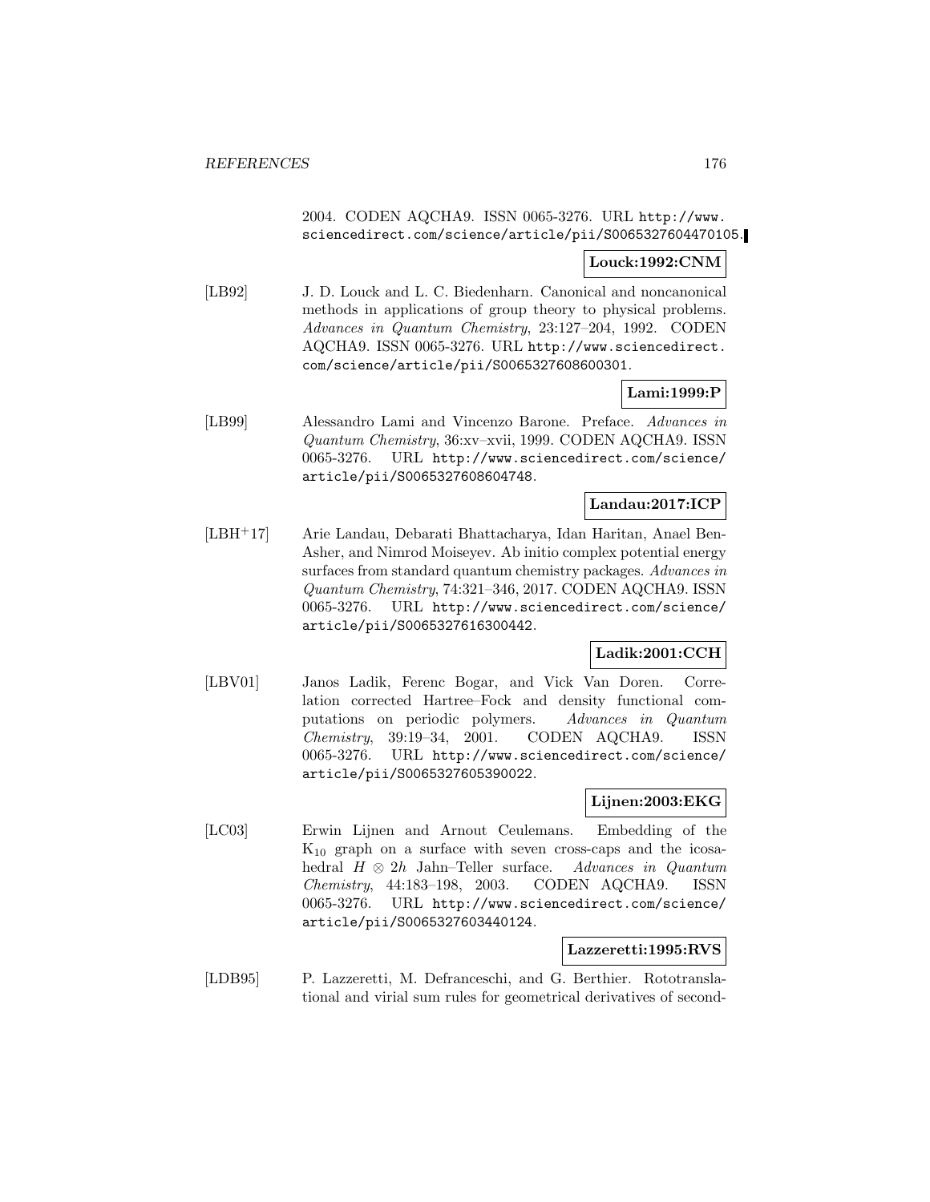2004. CODEN AQCHA9. ISSN 0065-3276. URL http://www.sciencedirect.com/science/article/pii/S0065327604470105.

**Louck:1992:CNM**

[LB92] J. D. Louck and L. C. Biedenharn. Canonical and noncanonical methods in applications of group theory to physical problems. *Advances in Quantum Chemistry*, 23:127–204, 1992. CODEN AQCHA9. ISSN 0065-3276. URL http://www.sciencedirect.com/science/article/pii/S0065327608600301.

**Lami:1999:P**

[LB99] Alessandro Lami and Vincenzo Barone. Preface. *Advances in Quantum Chemistry*, 36:xv–xvii, 1999. CODEN AQCHA9. ISSN 0065-3276. URL http://www.sciencedirect.com/science/article/pii/S0065327608604748.

**Landau:2017:ICP**

[LBH+17] Arie Landau, Debarati Bhattacharya, Idan Haritan, Anael Ben-Asher, and Nimrod Moiseyev. Ab initio complex potential energy surfaces from standard quantum chemistry packages. *Advances in Quantum Chemistry*, 74:321–346, 2017. CODEN AQCHA9. ISSN 0065-3276. URL http://www.sciencedirect.com/science/article/pii/S0065327616300442.

**Ladik:2001:CCH**

[LBV01] Janos Ladik, Ferenc Bogar, and Vick Van Doren. Correlation corrected Hartree–Fock and density functional computations on periodic polymers. *Advances in Quantum Chemistry*, 39:19–34, 2001. CODEN AQCHA9. ISSN 0065-3276. URL http://www.sciencedirect.com/science/article/pii/S0065327605390022.

**Lijnen:2003:EKG**

[LC03] Erwin Lijnen and Arnout Ceulemans. Embedding of the $K_{10}$ graph on a surface with seven cross-caps and the icosahedral $H \otimes 2h$ Jahn–Teller surface. *Advances in Quantum Chemistry*, 44:183–198, 2003. CODEN AQCHA9. ISSN 0065-3276. URL http://www.sciencedirect.com/science/article/pii/S0065327603440124.

**Lazzeretti:1995:RVS**

[LDB95] P. Lazzeretti, M. Defranceschi, and G. Berthier. Rototranslational and virial sum rules for geometrical derivatives of second-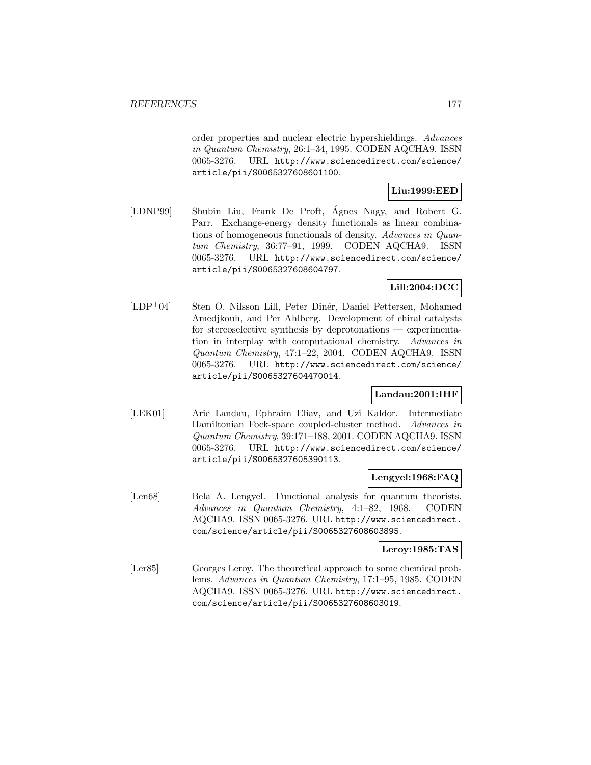order properties and nuclear electric hypershieldings. *Advances in Quantum Chemistry*, 26:1–34, 1995. CODEN AQCHA9. ISSN 0065-3276. URL http://www.sciencedirect.com/science/article/pii/S0065327608601100.

**Liu:1999:EED**

[LDNP99] Shubin Liu, Frank De Proft, Ágnes Nagy, and Robert G. Parr. Exchange-energy density functionals as linear combinations of homogeneous functionals of density. *Advances in Quantum Chemistry*, 36:77–91, 1999. CODEN AQCHA9. ISSN 0065-3276. URL http://www.sciencedirect.com/science/article/pii/S0065327608604797.

**Lill:2004:DCC**

[LDP+04] Sten O. Nilsson Lill, Peter Dinér, Daniel Pettersen, Mohamed Amedjkouh, and Per Ahlberg. Development of chiral catalysts for stereoselective synthesis by deprotonations — experimentation in interplay with computational chemistry. *Advances in Quantum Chemistry*, 47:1–22, 2004. CODEN AQCHA9. ISSN 0065-3276. URL http://www.sciencedirect.com/science/article/pii/S0065327604470014.

**Landau:2001:IHF**

[LEK01] Arie Landau, Ephraim Eliav, and Uzi Kaldor. Intermediate Hamiltonian Fock-space coupled-cluster method. *Advances in Quantum Chemistry*, 39:171–188, 2001. CODEN AQCHA9. ISSN 0065-3276. URL http://www.sciencedirect.com/science/article/pii/S0065327605390113.

**Lengyel:1968:FAQ**

[Len68] Bela A. Lengyel. Functional analysis for quantum theorists. *Advances in Quantum Chemistry*, 4:1–82, 1968. CODEN AQCHA9. ISSN 0065-3276. URL http://www.sciencedirect.com/science/article/pii/S0065327608603895.

**Leroy:1985:TAS**

[Ler85] Georges Leroy. The theoretical approach to some chemical problems. *Advances in Quantum Chemistry*, 17:1–95, 1985. CODEN AQCHA9. ISSN 0065-3276. URL http://www.sciencedirect.com/science/article/pii/S0065327608603019.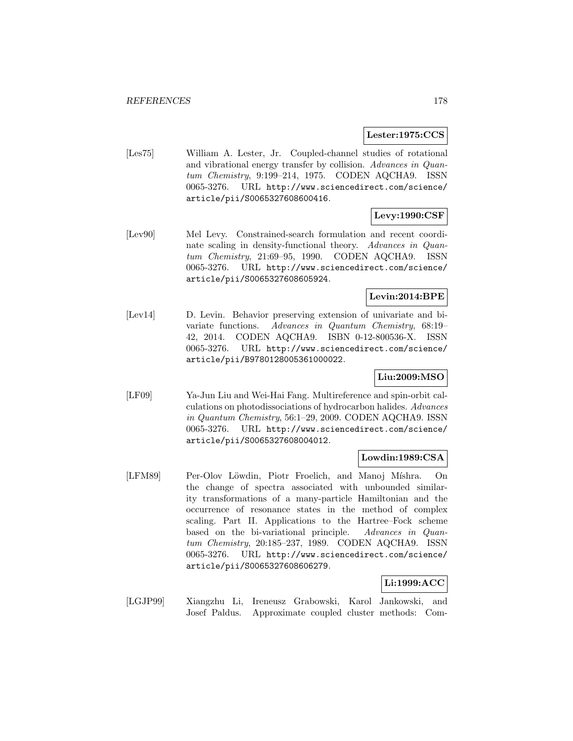**Lester:1975:CCS**

[Les75] William A. Lester, Jr. Coupled-channel studies of rotational and vibrational energy transfer by collision. *Advances in Quantum Chemistry*, 9:199–214, 1975. CODEN AQCHA9. ISSN 0065-3276. URL http://www.sciencedirect.com/science/article/pii/S0065327608600416.

**Levy:1990:CSF**

[Lev90] Mel Levy. Constrained-search formulation and recent coordinate scaling in density-functional theory. *Advances in Quantum Chemistry*, 21:69–95, 1990. CODEN AQCHA9. ISSN 0065-3276. URL http://www.sciencedirect.com/science/article/pii/S0065327608605924.

**Levin:2014:BPE**

[Lev14] D. Levin. Behavior preserving extension of univariate and bivariate functions. *Advances in Quantum Chemistry*, 68:19–42, 2014. CODEN AQCHA9. ISBN 0-12-800536-X. ISSN 0065-3276. URL http://www.sciencedirect.com/science/article/pii/B9780128005361000022.

**Liu:2009:MSO**

[LF09] Ya-Jun Liu and Wei-Hai Fang. Multireference and spin-orbit calculations on photodissociations of hydrocarbon halides. *Advances in Quantum Chemistry*, 56:1–29, 2009. CODEN AQCHA9. ISSN 0065-3276. URL http://www.sciencedirect.com/science/article/pii/S0065327608004012.

**Lowdin:1989:CSA**

[LFM89] Per-Olov Löwdin, Piotr Froelich, and Manoj Míshra. On the change of spectra associated with unbounded similarity transformations of a many-particle Hamiltonian and the occurrence of resonance states in the method of complex scaling. Part II. Applications to the Hartree–Fock scheme based on the bi-variational principle. *Advances in Quantum Chemistry*, 20:185–237, 1989. CODEN AQCHA9. ISSN 0065-3276. URL http://www.sciencedirect.com/science/article/pii/S0065327608606279.

**Li:1999:ACC**

[LGJP99] Xiangzhu Li, Ireneusz Grabowski, Karol Jankowski, and Josef Paldus. Approximate coupled cluster methods: Com-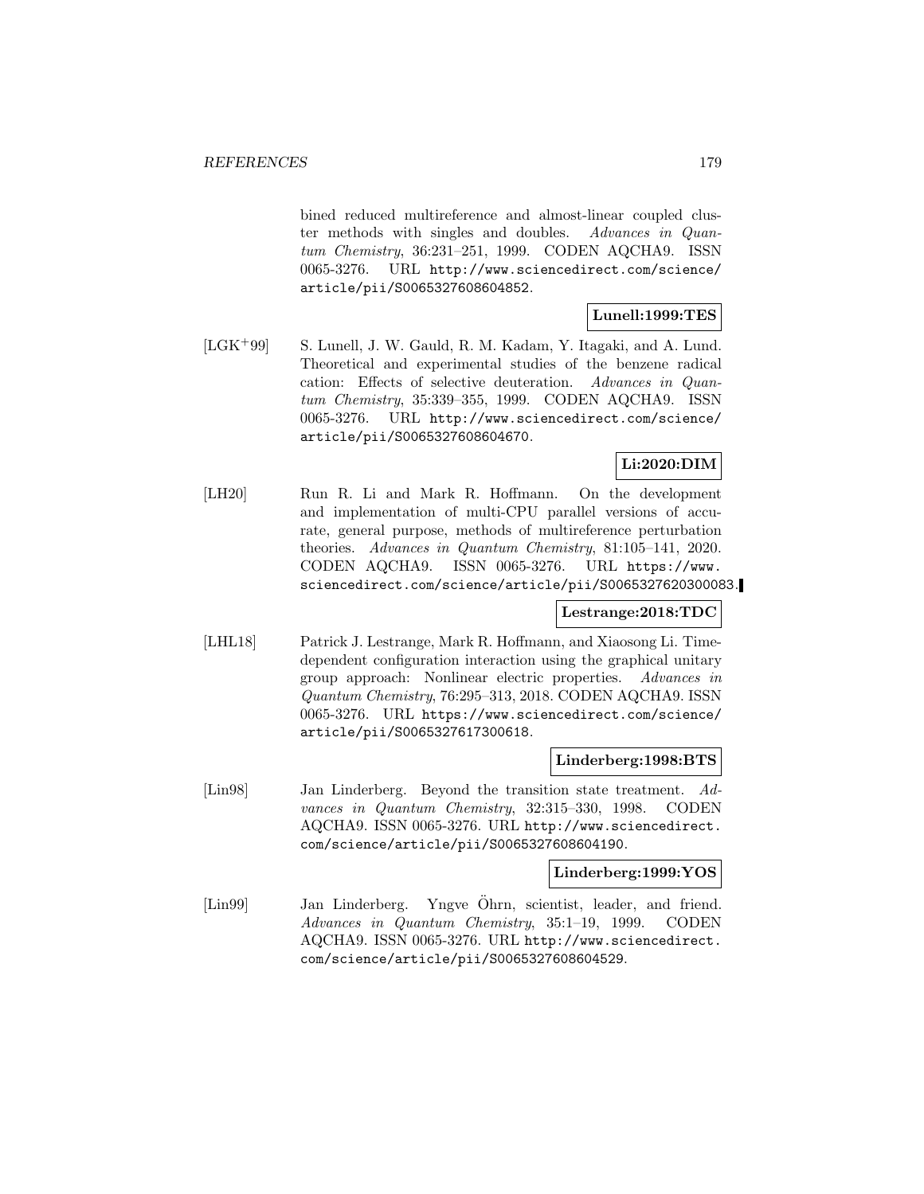bined reduced multireference and almost-linear coupled cluster methods with singles and doubles. *Advances in Quantum Chemistry*, 36:231–251, 1999. CODEN AQCHA9. ISSN 0065-3276. URL http://www.sciencedirect.com/science/article/pii/S0065327608604852.

**Lunell:1999:TES**

[LGK+99] S. Lunell, J. W. Gauld, R. M. Kadam, Y. Itagaki, and A. Lund. Theoretical and experimental studies of the benzene radical cation: Effects of selective deuteration. *Advances in Quantum Chemistry*, 35:339–355, 1999. CODEN AQCHA9. ISSN 0065-3276. URL http://www.sciencedirect.com/science/article/pii/S0065327608604670.

**Li:2020:DIM**

[LH20] Run R. Li and Mark R. Hoffmann. On the development and implementation of multi-CPU parallel versions of accurate, general purpose, methods of multireference perturbation theories. *Advances in Quantum Chemistry*, 81:105–141, 2020. CODEN AQCHA9. ISSN 0065-3276. URL https://www.sciencedirect.com/science/article/pii/S0065327620300083.

**Lestrange:2018:TDC**

[LHL18] Patrick J. Lestrange, Mark R. Hoffmann, and Xiaosong Li. Time-dependent configuration interaction using the graphical unitary group approach: Nonlinear electric properties. *Advances in Quantum Chemistry*, 76:295–313, 2018. CODEN AQCHA9. ISSN 0065-3276. URL https://www.sciencedirect.com/science/article/pii/S0065327617300618.

**Linderberg:1998:BTS**

[Lin98] Jan Linderberg. Beyond the transition state treatment. *Advances in Quantum Chemistry*, 32:315–330, 1998. CODEN AQCHA9. ISSN 0065-3276. URL http://www.sciencedirect.com/science/article/pii/S0065327608604190.

**Linderberg:1999:YOS**

[Lin99] Jan Linderberg. Yngve Öhrn, scientist, leader, and friend. *Advances in Quantum Chemistry*, 35:1–19, 1999. CODEN AQCHA9. ISSN 0065-3276. URL http://www.sciencedirect.com/science/article/pii/S0065327608604529.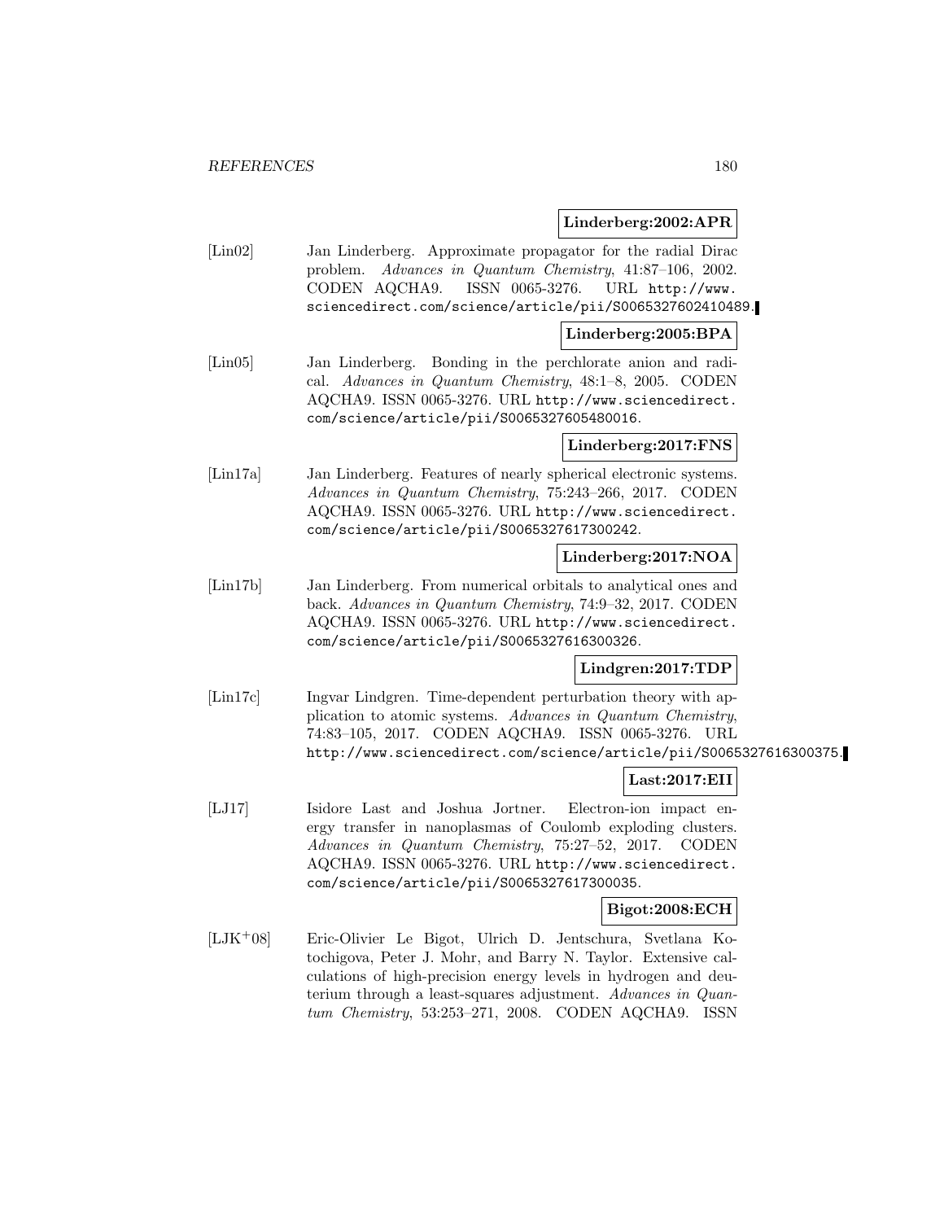**Linderberg:2002:APR**

[Lin02] Jan Linderberg. Approximate propagator for the radial Dirac problem. *Advances in Quantum Chemistry*, 41:87–106, 2002. CODEN AQCHA9. ISSN 0065-3276. URL http://www.sciencedirect.com/science/article/pii/S0065327602410489.

**Linderberg:2005:BPA**

[Lin05] Jan Linderberg. Bonding in the perchlorate anion and radical. *Advances in Quantum Chemistry*, 48:1–8, 2005. CODEN AQCHA9. ISSN 0065-3276. URL http://www.sciencedirect.com/science/article/pii/S0065327605480016.

**Linderberg:2017:FNS**

[Lin17a] Jan Linderberg. Features of nearly spherical electronic systems. *Advances in Quantum Chemistry*, 75:243–266, 2017. CODEN AQCHA9. ISSN 0065-3276. URL http://www.sciencedirect.com/science/article/pii/S0065327617300242.

**Linderberg:2017:NOA**

[Lin17b] Jan Linderberg. From numerical orbitals to analytical ones and back. *Advances in Quantum Chemistry*, 74:9–32, 2017. CODEN AQCHA9. ISSN 0065-3276. URL http://www.sciencedirect.com/science/article/pii/S0065327616300326.

**Lindgren:2017:TDP**

[Lin17c] Ingvar Lindgren. Time-dependent perturbation theory with application to atomic systems. *Advances in Quantum Chemistry*, 74:83–105, 2017. CODEN AQCHA9. ISSN 0065-3276. URL http://www.sciencedirect.com/science/article/pii/S0065327616300375.

**Last:2017:EII**

[LJ17] Isidore Last and Joshua Jortner. Electron-ion impact energy transfer in nanoplasmas of Coulomb exploding clusters. *Advances in Quantum Chemistry*, 75:27–52, 2017. CODEN AQCHA9. ISSN 0065-3276. URL http://www.sciencedirect.com/science/article/pii/S0065327617300035.

**Bigot:2008:ECH**

[LJK+08] Eric-Olivier Le Bigot, Ulrich D. Jentschura, Svetlana Kotochigova, Peter J. Mohr, and Barry N. Taylor. Extensive calculations of high-precision energy levels in hydrogen and deuterium through a least-squares adjustment. *Advances in Quantum Chemistry*, 53:253–271, 2008. CODEN AQCHA9. ISSN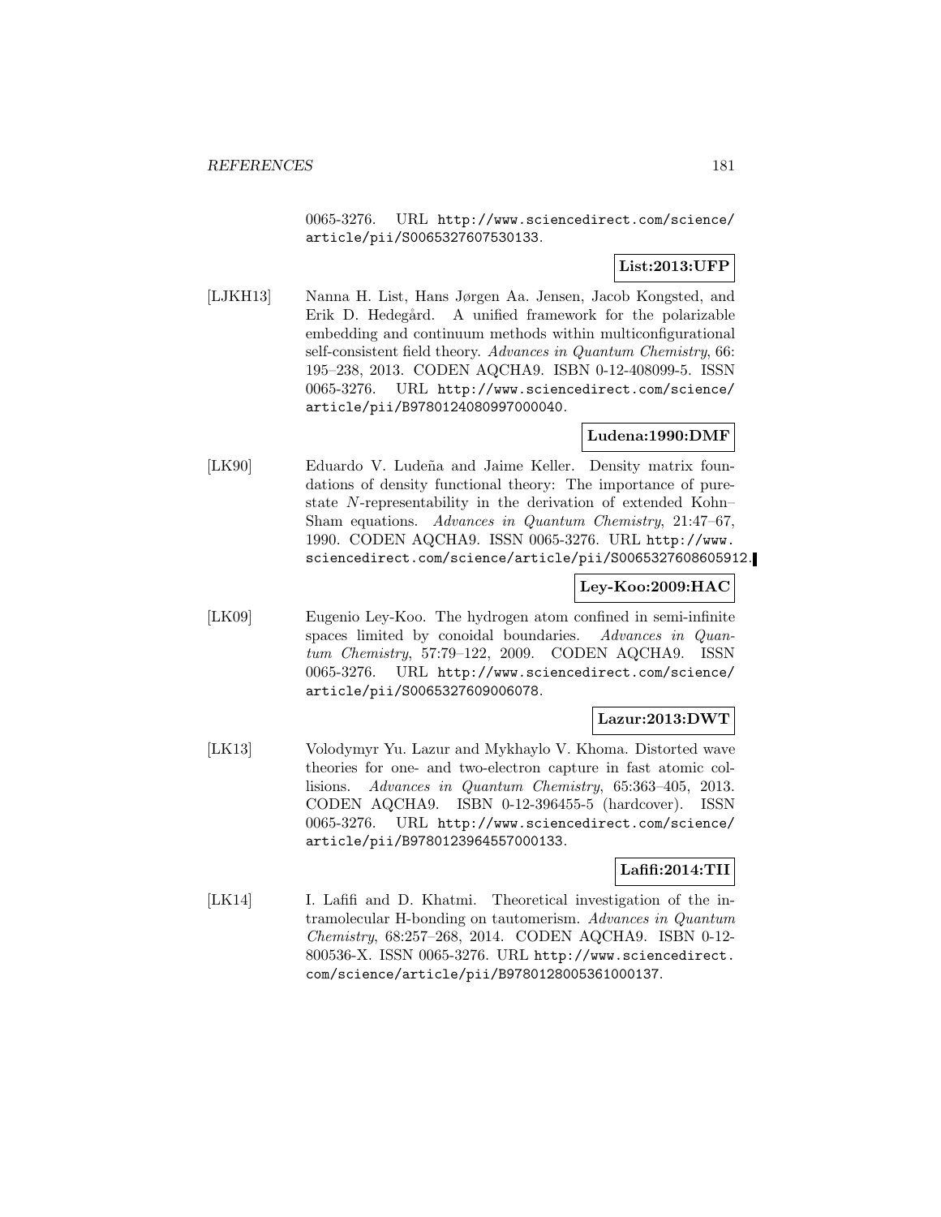0065-3276. URL http://www.sciencedirect.com/science/article/pii/S0065327607530133.

**List:2013:UFP**

[LJKH13] Nanna H. List, Hans Jørgen Aa. Jensen, Jacob Kongsted, and Erik D. Hedegård. A unified framework for the polarizable embedding and continuum methods within multiconfigurational self-consistent field theory. *Advances in Quantum Chemistry*, 66: 195–238, 2013. CODEN AQCHA9. ISBN 0-12-408099-5. ISSN 0065-3276. URL http://www.sciencedirect.com/science/article/pii/B9780124080997000040.

**Ludena:1990:DMF**

[LK90] Eduardo V. Ludeña and Jaime Keller. Density matrix foundations of density functional theory: The importance of pure-state $N$-representability in the derivation of extended Kohn–Sham equations. *Advances in Quantum Chemistry*, 21:47–67, 1990. CODEN AQCHA9. ISSN 0065-3276. URL http://www.sciencedirect.com/science/article/pii/S0065327608605912.

**Ley-Koo:2009:HAC**

[LK09] Eugenio Ley-Koo. The hydrogen atom confined in semi-infinite spaces limited by conoidal boundaries. *Advances in Quantum Chemistry*, 57:79–122, 2009. CODEN AQCHA9. ISSN 0065-3276. URL http://www.sciencedirect.com/science/article/pii/S0065327609006078.

**Lazur:2013:DWT**

[LK13] Volodymyr Yu. Lazur and Mykhaylo V. Khoma. Distorted wave theories for one- and two-electron capture in fast atomic collisions. *Advances in Quantum Chemistry*, 65:363–405, 2013. CODEN AQCHA9. ISBN 0-12-396455-5 (hardcover). ISSN 0065-3276. URL http://www.sciencedirect.com/science/article/pii/B9780123964557000133.

**Lafifi:2014:TII**

[LK14] I. Lafifi and D. Khatmi. Theoretical investigation of the intramolecular H-bonding on tautomerism. *Advances in Quantum Chemistry*, 68:257–268, 2014. CODEN AQCHA9. ISBN 0-12-800536-X. ISSN 0065-3276. URL http://www.sciencedirect.com/science/article/pii/B9780128005361000137.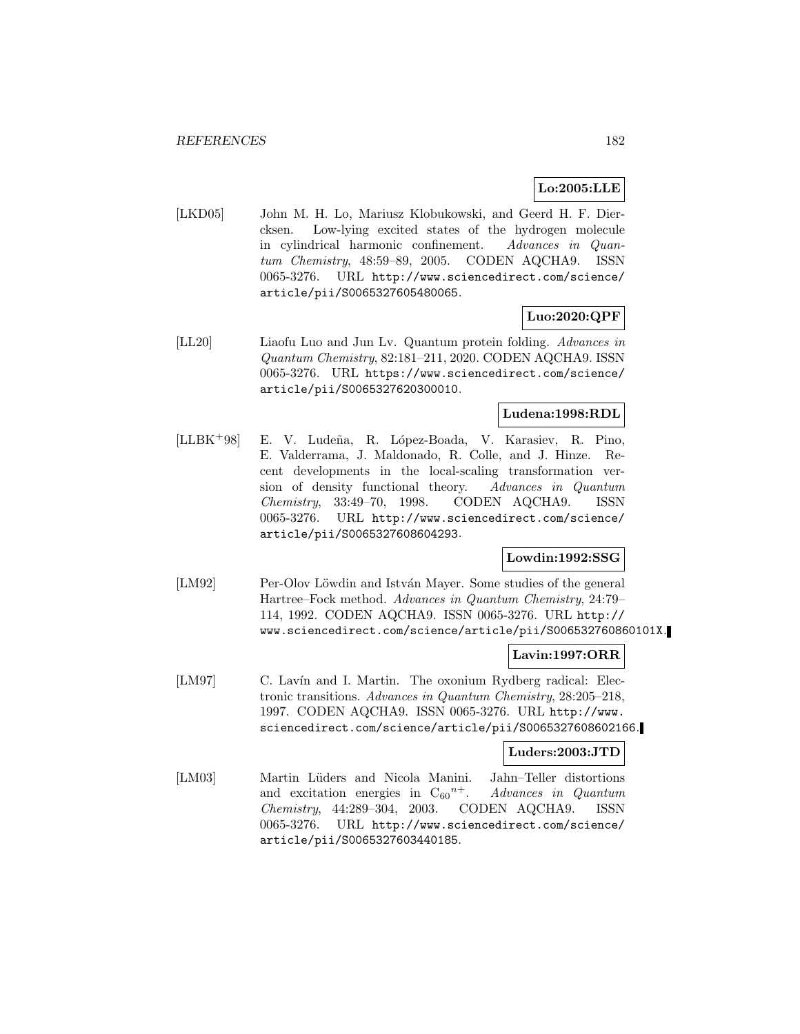**Lo:2005:LLE**

[LKD05] John M. H. Lo, Mariusz Klobukowski, and Geerd H. F. Diercksen. Low-lying excited states of the hydrogen molecule in cylindrical harmonic confinement. *Advances in Quantum Chemistry*, 48:59–89, 2005. CODEN AQCHA9. ISSN 0065-3276. URL http://www.sciencedirect.com/science/article/pii/S0065327605480065.

**Luo:2020:QPF**

[LL20] Liaofu Luo and Jun Lv. Quantum protein folding. *Advances in Quantum Chemistry*, 82:181–211, 2020. CODEN AQCHA9. ISSN 0065-3276. URL https://www.sciencedirect.com/science/article/pii/S0065327620300010.

**Ludena:1998:RDL**

[LLBK+98] E. V. Ludeña, R. López-Boada, V. Karasiev, R. Pino, E. Valderrama, J. Maldonado, R. Colle, and J. Hinze. Recent developments in the local-scaling transformation version of density functional theory. *Advances in Quantum Chemistry*, 33:49–70, 1998. CODEN AQCHA9. ISSN 0065-3276. URL http://www.sciencedirect.com/science/article/pii/S0065327608604293.

**Lowdin:1992:SSG**

[LM92] Per-Olov Löwdin and István Mayer. Some studies of the general Hartree–Fock method. *Advances in Quantum Chemistry*, 24:79–114, 1992. CODEN AQCHA9. ISSN 0065-3276. URL http://www.sciencedirect.com/science/article/pii/S006532760860101X.

**Lavin:1997:ORR**

[LM97] C. Lavín and I. Martin. The oxonium Rydberg radical: Electronic transitions. *Advances in Quantum Chemistry*, 28:205–218, 1997. CODEN AQCHA9. ISSN 0065-3276. URL http://www.sciencedirect.com/science/article/pii/S0065327608602166.

**Luders:2003:JTD**

[LM03] Martin Lüders and Nicola Manini. Jahn–Teller distortions and excitation energies in ${C_{60}}^{n+}$. *Advances in Quantum Chemistry*, 44:289–304, 2003. CODEN AQCHA9. ISSN 0065-3276. URL http://www.sciencedirect.com/science/article/pii/S0065327603440185.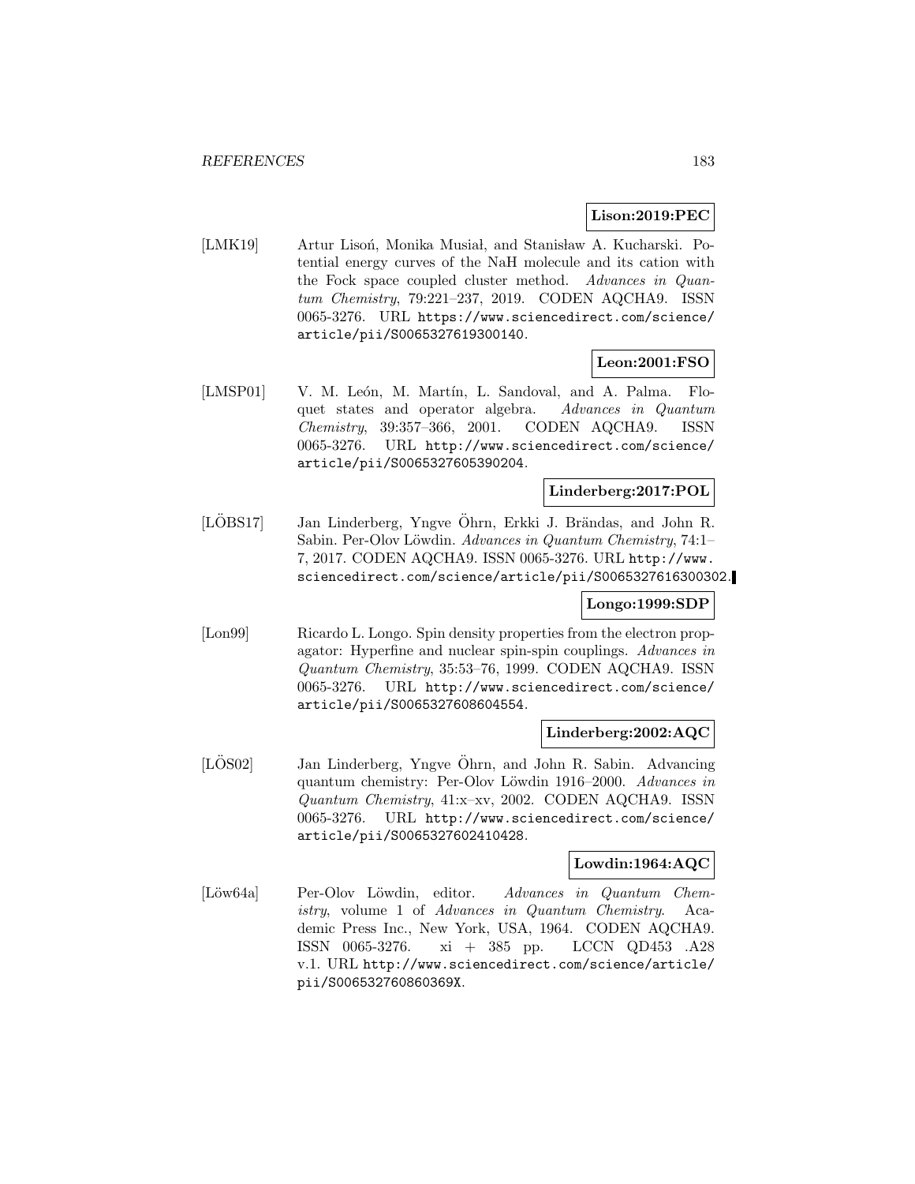**Lison:2019:PEC**

[LMK19] Artur Lisoń, Monika Musiał, and Stanisław A. Kucharski. Potential energy curves of the NaH molecule and its cation with the Fock space coupled cluster method. *Advances in Quantum Chemistry*, 79:221–237, 2019. CODEN AQCHA9. ISSN 0065-3276. URL https://www.sciencedirect.com/science/article/pii/S0065327619300140.

**Leon:2001:FSO**

[LMSP01] V. M. León, M. Martín, L. Sandoval, and A. Palma. Floquet states and operator algebra. *Advances in Quantum Chemistry*, 39:357–366, 2001. CODEN AQCHA9. ISSN 0065-3276. URL http://www.sciencedirect.com/science/article/pii/S0065327605390204.

**Linderberg:2017:POL**

[LÖBS17] Jan Linderberg, Yngve Öhrn, Erkki J. Brändas, and John R. Sabin. Per-Olov Löwdin. *Advances in Quantum Chemistry*, 74:1–7, 2017. CODEN AQCHA9. ISSN 0065-3276. URL http://www.sciencedirect.com/science/article/pii/S0065327616300302.

**Longo:1999:SDP**

[Lon99] Ricardo L. Longo. Spin density properties from the electron propagator: Hyperfine and nuclear spin-spin couplings. *Advances in Quantum Chemistry*, 35:53–76, 1999. CODEN AQCHA9. ISSN 0065-3276. URL http://www.sciencedirect.com/science/article/pii/S0065327608604554.

**Linderberg:2002:AQC**

[LÖS02] Jan Linderberg, Yngve Öhrn, and John R. Sabin. Advancing quantum chemistry: Per-Olov Löwdin 1916–2000. *Advances in Quantum Chemistry*, 41:x–xv, 2002. CODEN AQCHA9. ISSN 0065-3276. URL http://www.sciencedirect.com/science/article/pii/S0065327602410428.

**Lowdin:1964:AQC**

[Löw64a] Per-Olov Löwdin, editor. *Advances in Quantum Chemistry*, volume 1 of *Advances in Quantum Chemistry*. Academic Press Inc., New York, USA, 1964. CODEN AQCHA9. ISSN 0065-3276. xi + 385 pp. LCCN QD453 .A28 v.1. URL http://www.sciencedirect.com/science/article/pii/S006532760860369X.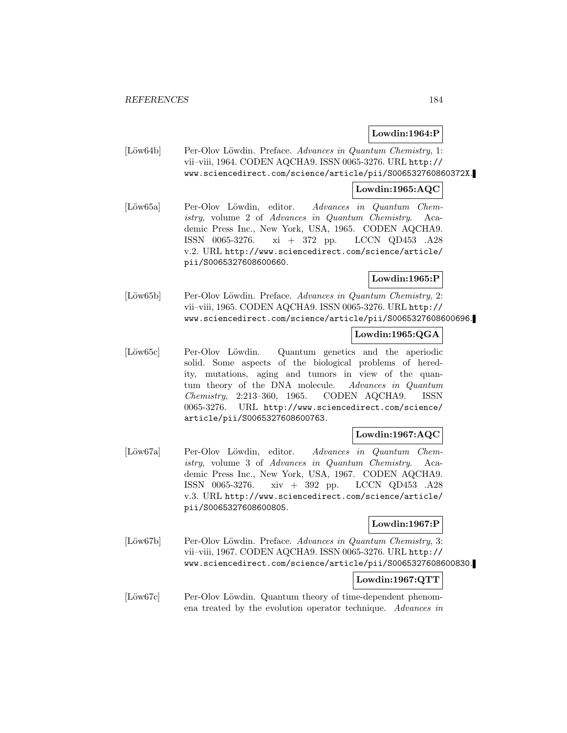**Lowdin:1964:P**

[Löw64b] Per-Olov Löwdin. Preface. *Advances in Quantum Chemistry*, 1: vii–viii, 1964. CODEN AQCHA9. ISSN 0065-3276. URL http://www.sciencedirect.com/science/article/pii/S006532760860372X.

**Lowdin:1965:AQC**

[Löw65a] Per-Olov Löwdin, editor. *Advances in Quantum Chemistry*, volume 2 of *Advances in Quantum Chemistry*. Academic Press Inc., New York, USA, 1965. CODEN AQCHA9. ISSN 0065-3276. xi + 372 pp. LCCN QD453 .A28 v.2. URL http://www.sciencedirect.com/science/article/pii/S0065327608600660.

**Lowdin:1965:P**

[Löw65b] Per-Olov Löwdin. Preface. *Advances in Quantum Chemistry*, 2: vii–viii, 1965. CODEN AQCHA9. ISSN 0065-3276. URL http://www.sciencedirect.com/science/article/pii/S0065327608600696.

**Lowdin:1965:QGA**

[Löw65c] Per-Olov Löwdin. Quantum genetics and the aperiodic solid. Some aspects of the biological problems of heredity, mutations, aging and tumors in view of the quantum theory of the DNA molecule. *Advances in Quantum Chemistry*, 2:213–360, 1965. CODEN AQCHA9. ISSN 0065-3276. URL http://www.sciencedirect.com/science/article/pii/S0065327608600763.

**Lowdin:1967:AQC**

[Löw67a] Per-Olov Löwdin, editor. *Advances in Quantum Chemistry*, volume 3 of *Advances in Quantum Chemistry*. Academic Press Inc., New York, USA, 1967. CODEN AQCHA9. ISSN 0065-3276. xiv + 392 pp. LCCN QD453 .A28 v.3. URL http://www.sciencedirect.com/science/article/pii/S0065327608600805.

**Lowdin:1967:P**

[Löw67b] Per-Olov Löwdin. Preface. *Advances in Quantum Chemistry*, 3: vii–viii, 1967. CODEN AQCHA9. ISSN 0065-3276. URL http://www.sciencedirect.com/science/article/pii/S0065327608600830.

**Lowdin:1967:QTT**

[Löw67c] Per-Olov Löwdin. Quantum theory of time-dependent phenomena treated by the evolution operator technique. *Advances in*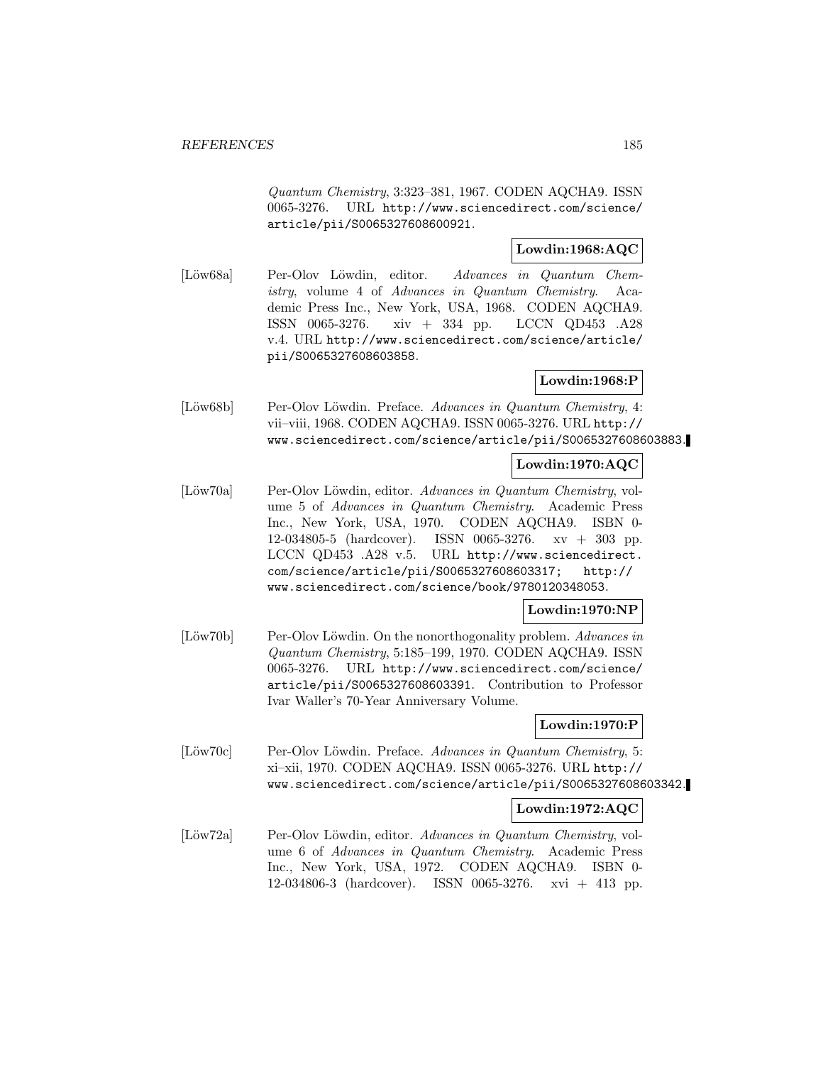*Quantum Chemistry*, 3:323–381, 1967. CODEN AQCHA9. ISSN 0065-3276. URL http://www.sciencedirect.com/science/article/pii/S0065327608600921.

**Lowdin:1968:AQC**

[Löw68a] Per-Olov Löwdin, editor. *Advances in Quantum Chemistry*, volume 4 of *Advances in Quantum Chemistry*. Academic Press Inc., New York, USA, 1968. CODEN AQCHA9. ISSN 0065-3276. xiv + 334 pp. LCCN QD453 .A28 v.4. URL http://www.sciencedirect.com/science/article/pii/S0065327608603858.

**Lowdin:1968:P**

[Löw68b] Per-Olov Löwdin. Preface. *Advances in Quantum Chemistry*, 4: vii–viii, 1968. CODEN AQCHA9. ISSN 0065-3276. URL http://www.sciencedirect.com/science/article/pii/S0065327608603883.

**Lowdin:1970:AQC**

[Löw70a] Per-Olov Löwdin, editor. *Advances in Quantum Chemistry*, volume 5 of *Advances in Quantum Chemistry*. Academic Press Inc., New York, USA, 1970. CODEN AQCHA9. ISBN 0-12-034805-5 (hardcover). ISSN 0065-3276. xv + 303 pp. LCCN QD453 .A28 v.5. URL http://www.sciencedirect.com/science/article/pii/S0065327608603317; http://www.sciencedirect.com/science/book/9780120348053.

**Lowdin:1970:NP**

[Löw70b] Per-Olov Löwdin. On the nonorthogonality problem. *Advances in Quantum Chemistry*, 5:185–199, 1970. CODEN AQCHA9. ISSN 0065-3276. URL http://www.sciencedirect.com/science/article/pii/S0065327608603391. Contribution to Professor Ivar Waller's 70-Year Anniversary Volume.

**Lowdin:1970:P**

[Löw70c] Per-Olov Löwdin. Preface. *Advances in Quantum Chemistry*, 5: xi–xii, 1970. CODEN AQCHA9. ISSN 0065-3276. URL http://www.sciencedirect.com/science/article/pii/S0065327608603342.

**Lowdin:1972:AQC**

[Löw72a] Per-Olov Löwdin, editor. *Advances in Quantum Chemistry*, volume 6 of *Advances in Quantum Chemistry*. Academic Press Inc., New York, USA, 1972. CODEN AQCHA9. ISBN 0-12-034806-3 (hardcover). ISSN 0065-3276. xvi + 413 pp.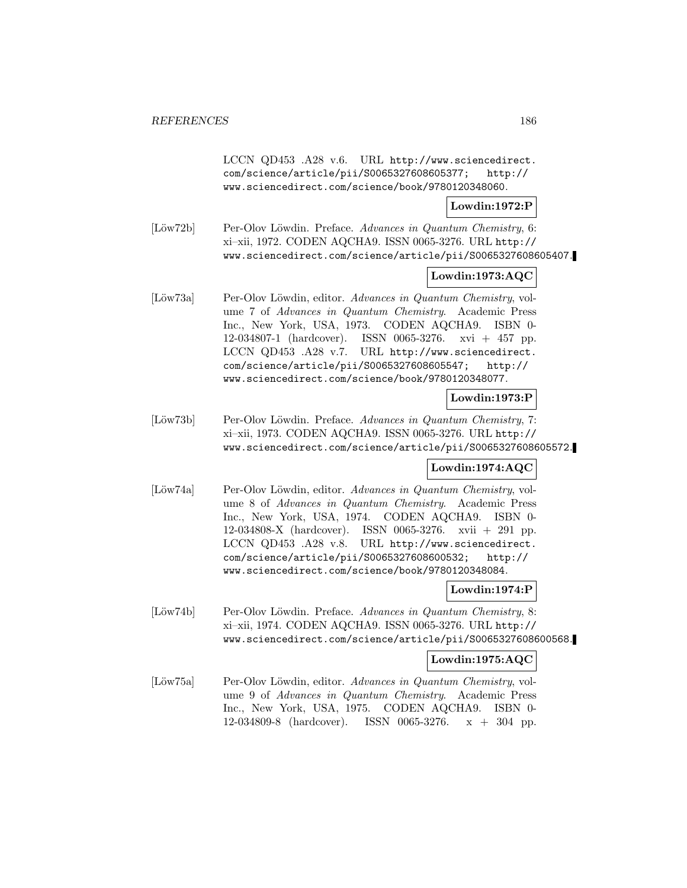LCCN QD453 .A28 v.6. URL http://www.sciencedirect.com/science/article/pii/S0065327608605377; http://www.sciencedirect.com/science/book/9780120348060.

**Lowdin:1972:P**

[Löw72b] Per-Olov Löwdin. Preface. *Advances in Quantum Chemistry*, 6: xi–xii, 1972. CODEN AQCHA9. ISSN 0065-3276. URL http://www.sciencedirect.com/science/article/pii/S0065327608605407.

**Lowdin:1973:AQC**

[Löw73a] Per-Olov Löwdin, editor. *Advances in Quantum Chemistry*, volume 7 of *Advances in Quantum Chemistry*. Academic Press Inc., New York, USA, 1973. CODEN AQCHA9. ISBN 0-12-034807-1 (hardcover). ISSN 0065-3276. xvi + 457 pp. LCCN QD453 .A28 v.7. URL http://www.sciencedirect.com/science/article/pii/S0065327608605547; http://www.sciencedirect.com/science/book/9780120348077.

**Lowdin:1973:P**

[Löw73b] Per-Olov Löwdin. Preface. *Advances in Quantum Chemistry*, 7: xi–xii, 1973. CODEN AQCHA9. ISSN 0065-3276. URL http://www.sciencedirect.com/science/article/pii/S0065327608605572.

**Lowdin:1974:AQC**

[Löw74a] Per-Olov Löwdin, editor. *Advances in Quantum Chemistry*, volume 8 of *Advances in Quantum Chemistry*. Academic Press Inc., New York, USA, 1974. CODEN AQCHA9. ISBN 0-12-034808-X (hardcover). ISSN 0065-3276. xvii + 291 pp. LCCN QD453 .A28 v.8. URL http://www.sciencedirect.com/science/article/pii/S0065327608600532; http://www.sciencedirect.com/science/book/9780120348084.

**Lowdin:1974:P**

[Löw74b] Per-Olov Löwdin. Preface. *Advances in Quantum Chemistry*, 8: xi–xii, 1974. CODEN AQCHA9. ISSN 0065-3276. URL http://www.sciencedirect.com/science/article/pii/S0065327608600568.

**Lowdin:1975:AQC**

[Löw75a] Per-Olov Löwdin, editor. *Advances in Quantum Chemistry*, volume 9 of *Advances in Quantum Chemistry*. Academic Press Inc., New York, USA, 1975. CODEN AQCHA9. ISBN 0-12-034809-8 (hardcover). ISSN 0065-3276. x + 304 pp.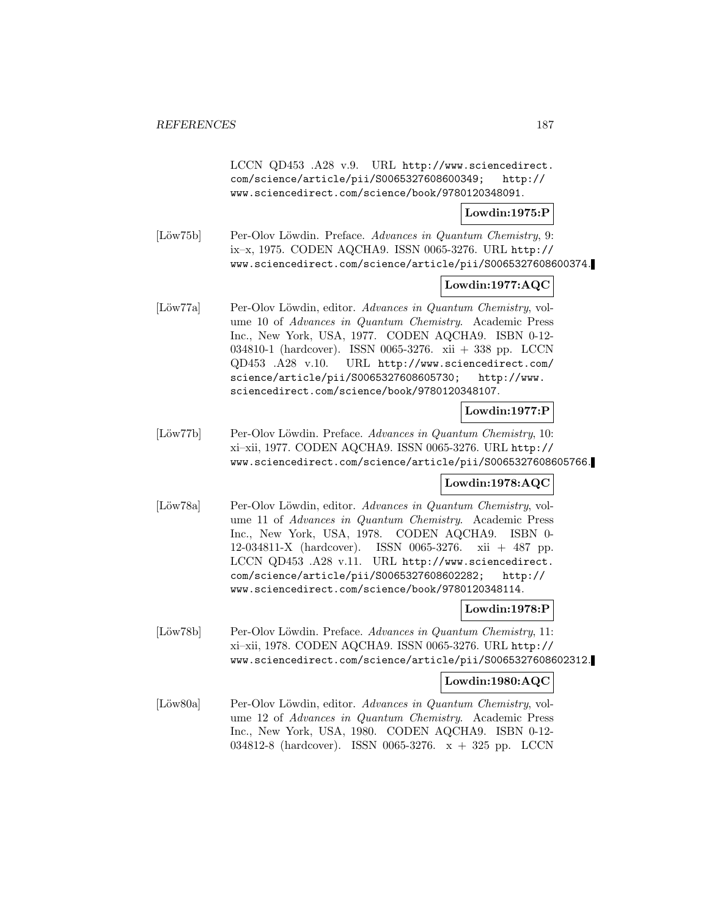LCCN QD453 .A28 v.9. URL http://www.sciencedirect.com/science/article/pii/S0065327608600349; http://www.sciencedirect.com/science/book/9780120348091.

**Lowdin:1975:P**

[Löw75b] Per-Olov Löwdin. Preface. *Advances in Quantum Chemistry*, 9: ix–x, 1975. CODEN AQCHA9. ISSN 0065-3276. URL http://www.sciencedirect.com/science/article/pii/S0065327608600374.

**Lowdin:1977:AQC**

[Löw77a] Per-Olov Löwdin, editor. *Advances in Quantum Chemistry*, volume 10 of *Advances in Quantum Chemistry*. Academic Press Inc., New York, USA, 1977. CODEN AQCHA9. ISBN 0-12-034810-1 (hardcover). ISSN 0065-3276. xii + 338 pp. LCCN QD453 .A28 v.10. URL http://www.sciencedirect.com/science/article/pii/S0065327608605730; http://www.sciencedirect.com/science/book/9780120348107.

**Lowdin:1977:P**

[Löw77b] Per-Olov Löwdin. Preface. *Advances in Quantum Chemistry*, 10: xi–xii, 1977. CODEN AQCHA9. ISSN 0065-3276. URL http://www.sciencedirect.com/science/article/pii/S0065327608605766.

**Lowdin:1978:AQC**

[Löw78a] Per-Olov Löwdin, editor. *Advances in Quantum Chemistry*, volume 11 of *Advances in Quantum Chemistry*. Academic Press Inc., New York, USA, 1978. CODEN AQCHA9. ISBN 0-12-034811-X (hardcover). ISSN 0065-3276. xii + 487 pp. LCCN QD453 .A28 v.11. URL http://www.sciencedirect.com/science/article/pii/S0065327608602282; http://www.sciencedirect.com/science/book/9780120348114.

**Lowdin:1978:P**

[Löw78b] Per-Olov Löwdin. Preface. *Advances in Quantum Chemistry*, 11: xi–xii, 1978. CODEN AQCHA9. ISSN 0065-3276. URL http://www.sciencedirect.com/science/article/pii/S0065327608602312.

**Lowdin:1980:AQC**

[Löw80a] Per-Olov Löwdin, editor. *Advances in Quantum Chemistry*, volume 12 of *Advances in Quantum Chemistry*. Academic Press Inc., New York, USA, 1980. CODEN AQCHA9. ISBN 0-12-034812-8 (hardcover). ISSN 0065-3276. x + 325 pp. LCCN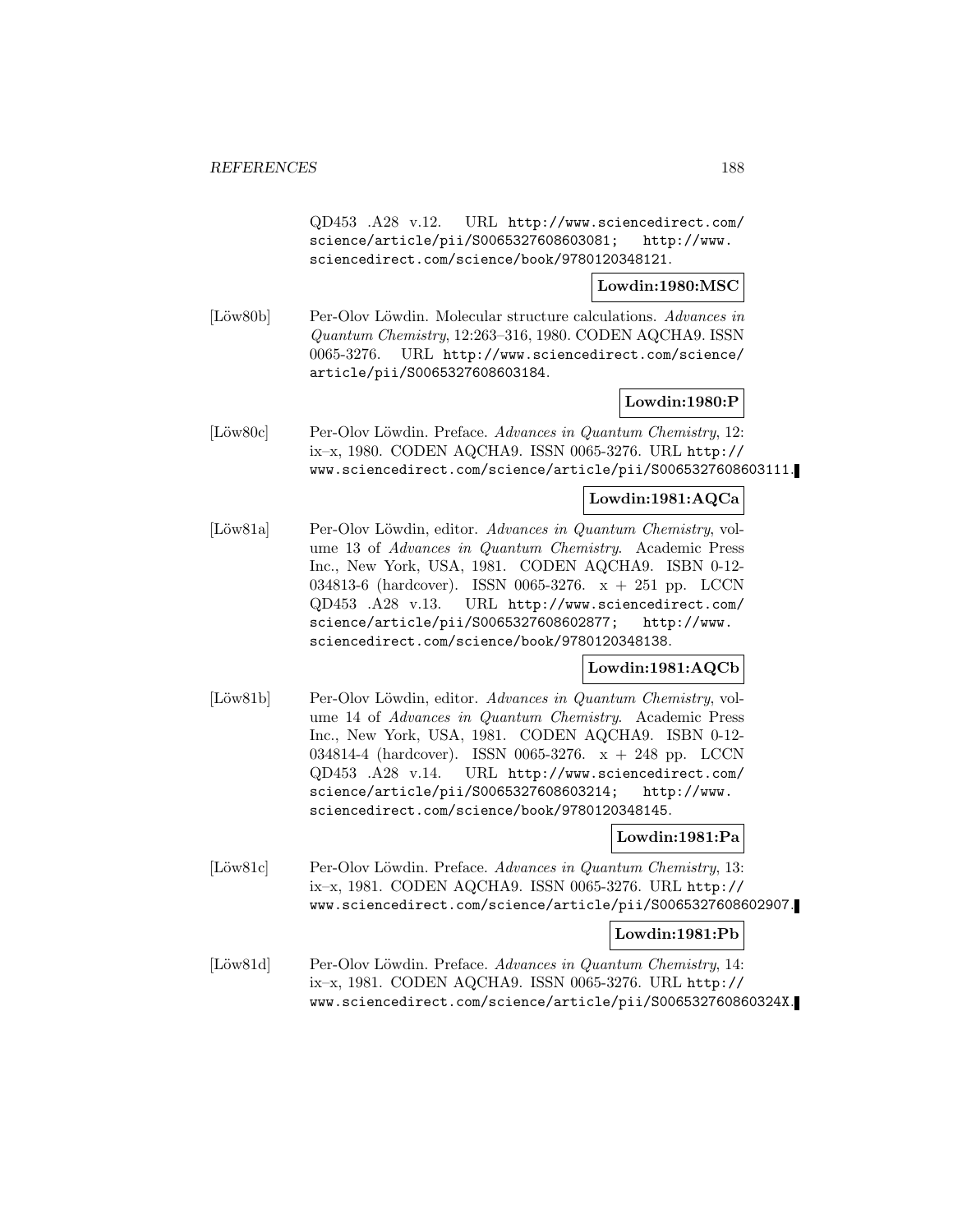QD453 .A28 v.12. URL http://www.sciencedirect.com/science/article/pii/S0065327608603081; http://www.sciencedirect.com/science/book/9780120348121.

**Lowdin:1980:MSC**

[Löw80b] Per-Olov Löwdin. Molecular structure calculations. *Advances in Quantum Chemistry*, 12:263–316, 1980. CODEN AQCHA9. ISSN 0065-3276. URL http://www.sciencedirect.com/science/article/pii/S0065327608603184.

**Lowdin:1980:P**

[Löw80c] Per-Olov Löwdin. Preface. *Advances in Quantum Chemistry*, 12: ix–x, 1980. CODEN AQCHA9. ISSN 0065-3276. URL http://www.sciencedirect.com/science/article/pii/S0065327608603111.

**Lowdin:1981:AQCa**

[Löw81a] Per-Olov Löwdin, editor. *Advances in Quantum Chemistry*, volume 13 of *Advances in Quantum Chemistry*. Academic Press Inc., New York, USA, 1981. CODEN AQCHA9. ISBN 0-12-034813-6 (hardcover). ISSN 0065-3276. x + 251 pp. LCCN QD453 .A28 v.13. URL http://www.sciencedirect.com/science/article/pii/S0065327608602877; http://www.sciencedirect.com/science/book/9780120348138.

**Lowdin:1981:AQCb**

[Löw81b] Per-Olov Löwdin, editor. *Advances in Quantum Chemistry*, volume 14 of *Advances in Quantum Chemistry*. Academic Press Inc., New York, USA, 1981. CODEN AQCHA9. ISBN 0-12-034814-4 (hardcover). ISSN 0065-3276. x + 248 pp. LCCN QD453 .A28 v.14. URL http://www.sciencedirect.com/science/article/pii/S0065327608603214; http://www.sciencedirect.com/science/book/9780120348145.

**Lowdin:1981:Pa**

[Löw81c] Per-Olov Löwdin. Preface. *Advances in Quantum Chemistry*, 13: ix–x, 1981. CODEN AQCHA9. ISSN 0065-3276. URL http://www.sciencedirect.com/science/article/pii/S0065327608602907.

**Lowdin:1981:Pb**

[Löw81d] Per-Olov Löwdin. Preface. *Advances in Quantum Chemistry*, 14: ix–x, 1981. CODEN AQCHA9. ISSN 0065-3276. URL http://www.sciencedirect.com/science/article/pii/S006532760860324X.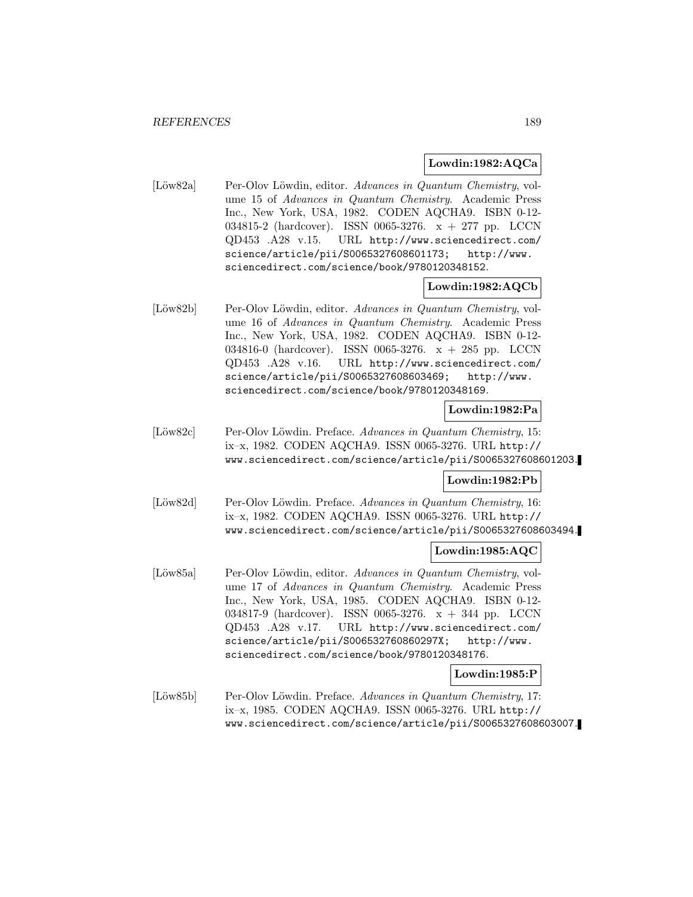**Lowdin:1982:AQCa**

[Löw82a] Per-Olov Löwdin, editor. *Advances in Quantum Chemistry*, volume 15 of *Advances in Quantum Chemistry*. Academic Press Inc., New York, USA, 1982. CODEN AQCHA9. ISBN 0-12-034815-2 (hardcover). ISSN 0065-3276. x + 277 pp. LCCN QD453 .A28 v.15. URL http://www.sciencedirect.com/science/article/pii/S0065327608601173; http://www.sciencedirect.com/science/book/9780120348152.

**Lowdin:1982:AQCb**

[Löw82b] Per-Olov Löwdin, editor. *Advances in Quantum Chemistry*, volume 16 of *Advances in Quantum Chemistry*. Academic Press Inc., New York, USA, 1982. CODEN AQCHA9. ISBN 0-12-034816-0 (hardcover). ISSN 0065-3276. x + 285 pp. LCCN QD453 .A28 v.16. URL http://www.sciencedirect.com/science/article/pii/S0065327608603469; http://www.sciencedirect.com/science/book/9780120348169.

**Lowdin:1982:Pa**

[Löw82c] Per-Olov Löwdin. Preface. *Advances in Quantum Chemistry*, 15: ix–x, 1982. CODEN AQCHA9. ISSN 0065-3276. URL http://www.sciencedirect.com/science/article/pii/S0065327608601203.

**Lowdin:1982:Pb**

[Löw82d] Per-Olov Löwdin. Preface. *Advances in Quantum Chemistry*, 16: ix–x, 1982. CODEN AQCHA9. ISSN 0065-3276. URL http://www.sciencedirect.com/science/article/pii/S0065327608603494.

**Lowdin:1985:AQC**

[Löw85a] Per-Olov Löwdin, editor. *Advances in Quantum Chemistry*, volume 17 of *Advances in Quantum Chemistry*. Academic Press Inc., New York, USA, 1985. CODEN AQCHA9. ISBN 0-12-034817-9 (hardcover). ISSN 0065-3276. x + 344 pp. LCCN QD453 .A28 v.17. URL http://www.sciencedirect.com/science/article/pii/S006532760860297X; http://www.sciencedirect.com/science/book/9780120348176.

**Lowdin:1985:P**

[Löw85b] Per-Olov Löwdin. Preface. *Advances in Quantum Chemistry*, 17: ix–x, 1985. CODEN AQCHA9. ISSN 0065-3276. URL http://www.sciencedirect.com/science/article/pii/S0065327608603007.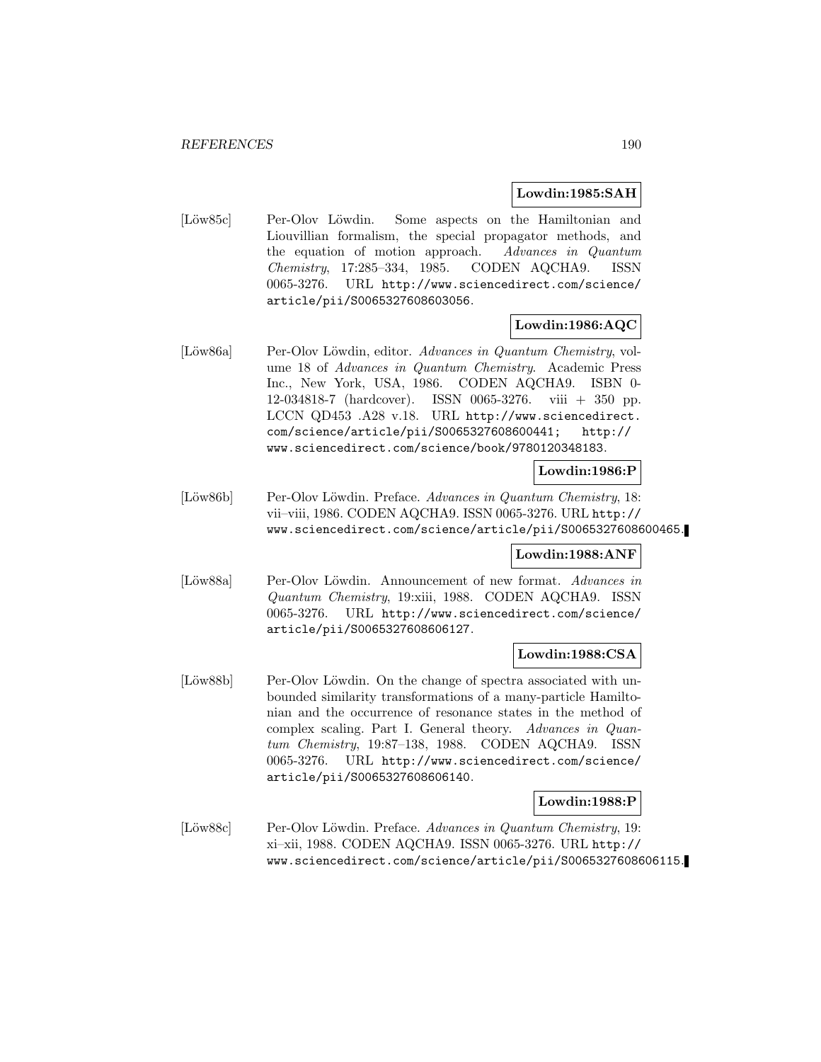**Lowdin:1985:SAH**

[Löw85c] Per-Olov Löwdin. Some aspects on the Hamiltonian and Liouvillian formalism, the special propagator methods, and the equation of motion approach. *Advances in Quantum Chemistry*, 17:285–334, 1985. CODEN AQCHA9. ISSN 0065-3276. URL http://www.sciencedirect.com/science/article/pii/S0065327608603056.

**Lowdin:1986:AQC**

[Löw86a] Per-Olov Löwdin, editor. *Advances in Quantum Chemistry*, volume 18 of *Advances in Quantum Chemistry*. Academic Press Inc., New York, USA, 1986. CODEN AQCHA9. ISBN 0-12-034818-7 (hardcover). ISSN 0065-3276. viii + 350 pp. LCCN QD453 .A28 v.18. URL http://www.sciencedirect.com/science/article/pii/S0065327608600441; http://www.sciencedirect.com/science/book/9780120348183.

**Lowdin:1986:P**

[Löw86b] Per-Olov Löwdin. Preface. *Advances in Quantum Chemistry*, 18: vii–viii, 1986. CODEN AQCHA9. ISSN 0065-3276. URL http://www.sciencedirect.com/science/article/pii/S0065327608600465.

**Lowdin:1988:ANF**

[Löw88a] Per-Olov Löwdin. Announcement of new format. *Advances in Quantum Chemistry*, 19:xiii, 1988. CODEN AQCHA9. ISSN 0065-3276. URL http://www.sciencedirect.com/science/article/pii/S0065327608606127.

**Lowdin:1988:CSA**

[Löw88b] Per-Olov Löwdin. On the change of spectra associated with unbounded similarity transformations of a many-particle Hamiltonian and the occurrence of resonance states in the method of complex scaling. Part I. General theory. *Advances in Quantum Chemistry*, 19:87–138, 1988. CODEN AQCHA9. ISSN 0065-3276. URL http://www.sciencedirect.com/science/article/pii/S0065327608606140.

**Lowdin:1988:P**

[Löw88c] Per-Olov Löwdin. Preface. *Advances in Quantum Chemistry*, 19: xi–xii, 1988. CODEN AQCHA9. ISSN 0065-3276. URL http://www.sciencedirect.com/science/article/pii/S0065327608606115.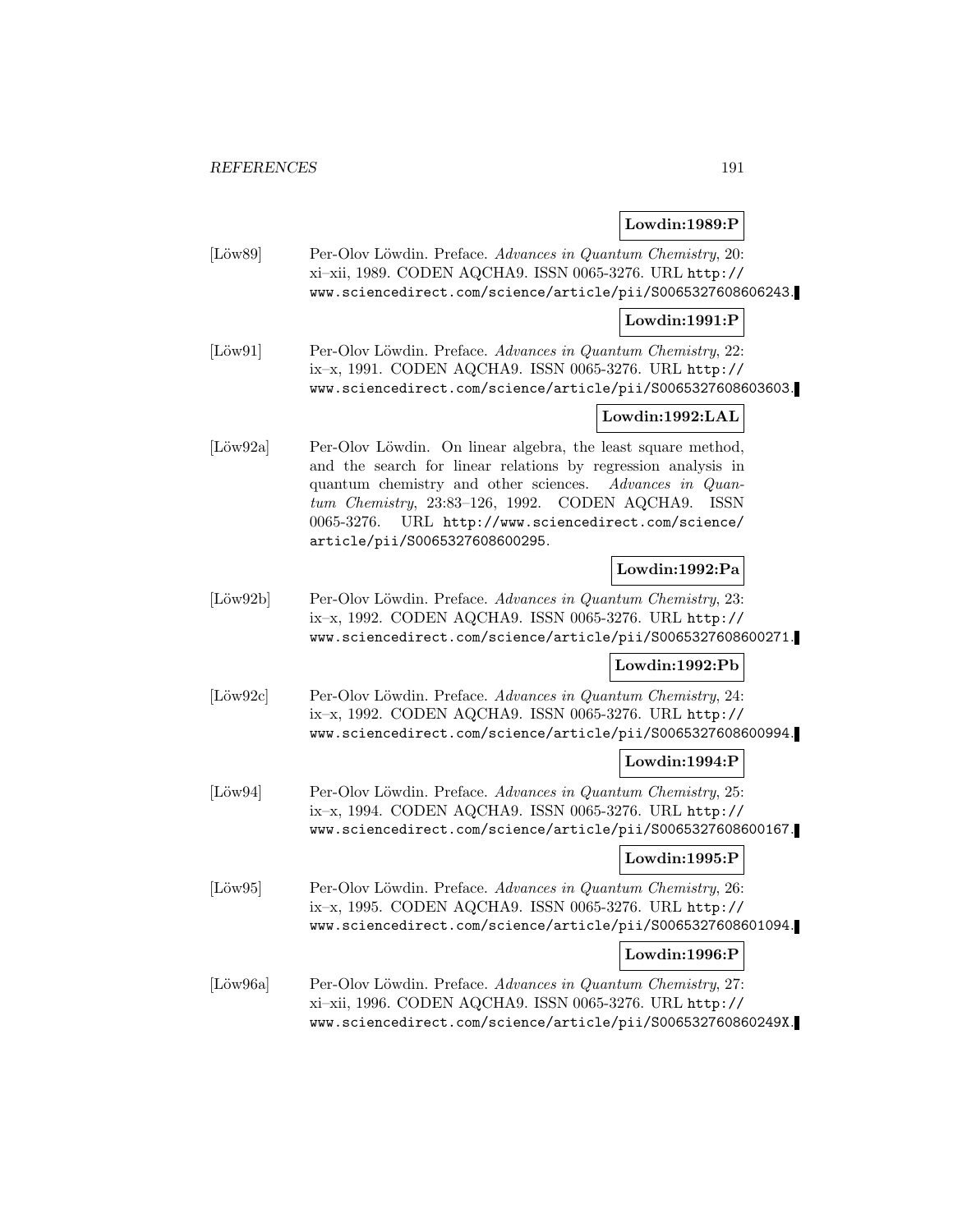**Lowdin:1989:P**

[Löw89] Per-Olov Löwdin. Preface. *Advances in Quantum Chemistry*, 20: xi–xii, 1989. CODEN AQCHA9. ISSN 0065-3276. URL http://www.sciencedirect.com/science/article/pii/S0065327608606243.

**Lowdin:1991:P**

[Löw91] Per-Olov Löwdin. Preface. *Advances in Quantum Chemistry*, 22: ix–x, 1991. CODEN AQCHA9. ISSN 0065-3276. URL http://www.sciencedirect.com/science/article/pii/S0065327608603603.

**Lowdin:1992:LAL**

[Löw92a] Per-Olov Löwdin. On linear algebra, the least square method, and the search for linear relations by regression analysis in quantum chemistry and other sciences. *Advances in Quantum Chemistry*, 23:83–126, 1992. CODEN AQCHA9. ISSN 0065-3276. URL http://www.sciencedirect.com/science/article/pii/S0065327608600295.

**Lowdin:1992:Pa**

[Löw92b] Per-Olov Löwdin. Preface. *Advances in Quantum Chemistry*, 23: ix–x, 1992. CODEN AQCHA9. ISSN 0065-3276. URL http://www.sciencedirect.com/science/article/pii/S0065327608600271.

**Lowdin:1992:Pb**

[Löw92c] Per-Olov Löwdin. Preface. *Advances in Quantum Chemistry*, 24: ix–x, 1992. CODEN AQCHA9. ISSN 0065-3276. URL http://www.sciencedirect.com/science/article/pii/S0065327608600994.

**Lowdin:1994:P**

[Löw94] Per-Olov Löwdin. Preface. *Advances in Quantum Chemistry*, 25: ix–x, 1994. CODEN AQCHA9. ISSN 0065-3276. URL http://www.sciencedirect.com/science/article/pii/S0065327608600167.

**Lowdin:1995:P**

[Löw95] Per-Olov Löwdin. Preface. *Advances in Quantum Chemistry*, 26: ix–x, 1995. CODEN AQCHA9. ISSN 0065-3276. URL http://www.sciencedirect.com/science/article/pii/S0065327608601094.

**Lowdin:1996:P**

[Löw96a] Per-Olov Löwdin. Preface. *Advances in Quantum Chemistry*, 27: xi–xii, 1996. CODEN AQCHA9. ISSN 0065-3276. URL http://www.sciencedirect.com/science/article/pii/S006532760860249X.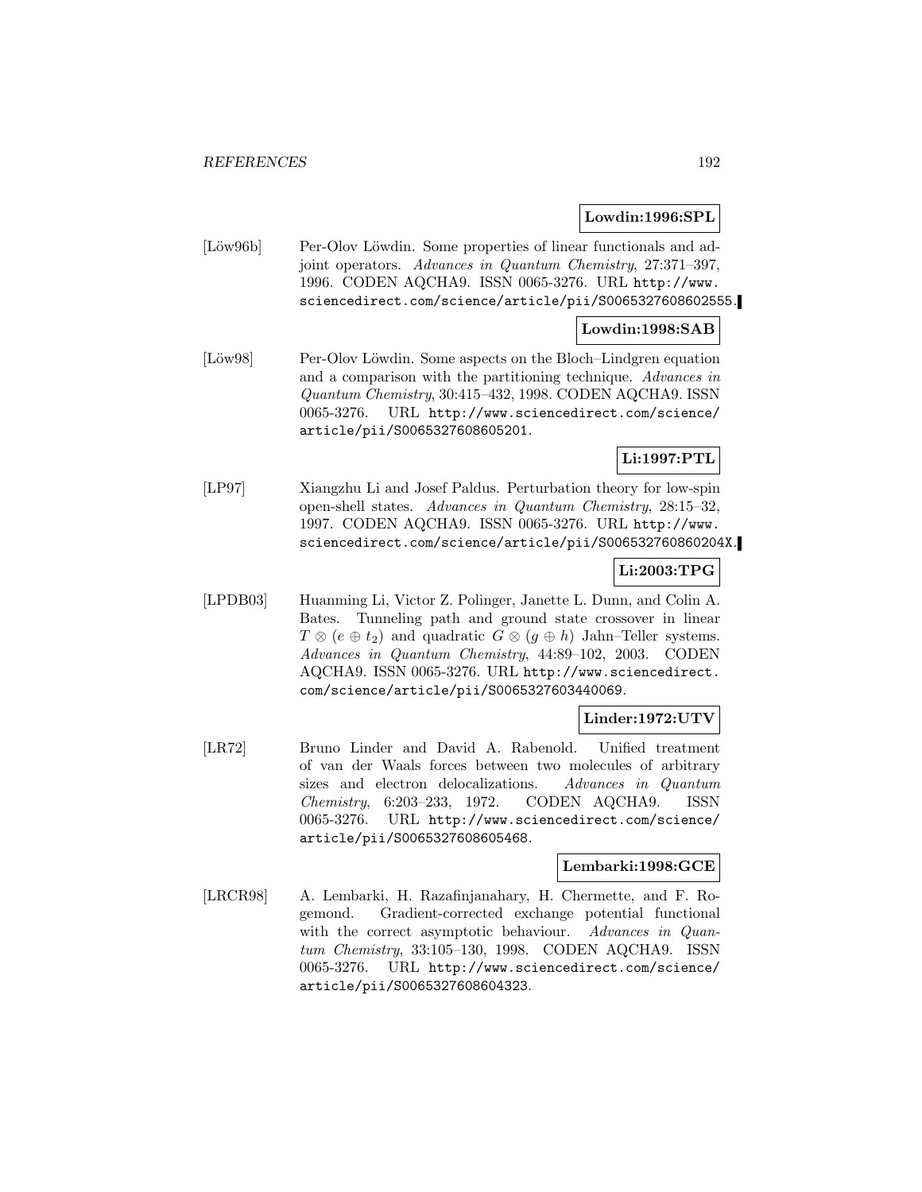**Lowdin:1996:SPL**

[Löw96b] Per-Olov Löwdin. Some properties of linear functionals and adjoint operators. *Advances in Quantum Chemistry*, 27:371–397, 1996. CODEN AQCHA9. ISSN 0065-3276. URL http://www.sciencedirect.com/science/article/pii/S0065327608602555.

**Lowdin:1998:SAB**

[Löw98] Per-Olov Löwdin. Some aspects on the Bloch–Lindgren equation and a comparison with the partitioning technique. *Advances in Quantum Chemistry*, 30:415–432, 1998. CODEN AQCHA9. ISSN 0065-3276. URL http://www.sciencedirect.com/science/article/pii/S0065327608605201.

**Li:1997:PTL**

[LP97] Xiangzhu Li and Josef Paldus. Perturbation theory for low-spin open-shell states. *Advances in Quantum Chemistry*, 28:15–32, 1997. CODEN AQCHA9. ISSN 0065-3276. URL http://www.sciencedirect.com/science/article/pii/S006532760860204X.

**Li:2003:TPG**

[LPDB03] Huanming Li, Victor Z. Polinger, Janette L. Dunn, and Colin A. Bates. Tunneling path and ground state crossover in linear $T \otimes (e \oplus t_2)$ and quadratic $G \otimes (g \oplus h)$ Jahn–Teller systems. *Advances in Quantum Chemistry*, 44:89–102, 2003. CODEN AQCHA9. ISSN 0065-3276. URL http://www.sciencedirect.com/science/article/pii/S0065327603440069.

**Linder:1972:UTV**

[LR72] Bruno Linder and David A. Rabenold. Unified treatment of van der Waals forces between two molecules of arbitrary sizes and electron delocalizations. *Advances in Quantum Chemistry*, 6:203–233, 1972. CODEN AQCHA9. ISSN 0065-3276. URL http://www.sciencedirect.com/science/article/pii/S0065327608605468.

**Lembarki:1998:GCE**

[LRCR98] A. Lembarki, H. Razafinjanahary, H. Chermette, and F. Rogemond. Gradient-corrected exchange potential functional with the correct asymptotic behaviour. *Advances in Quantum Chemistry*, 33:105–130, 1998. CODEN AQCHA9. ISSN 0065-3276. URL http://www.sciencedirect.com/science/article/pii/S0065327608604323.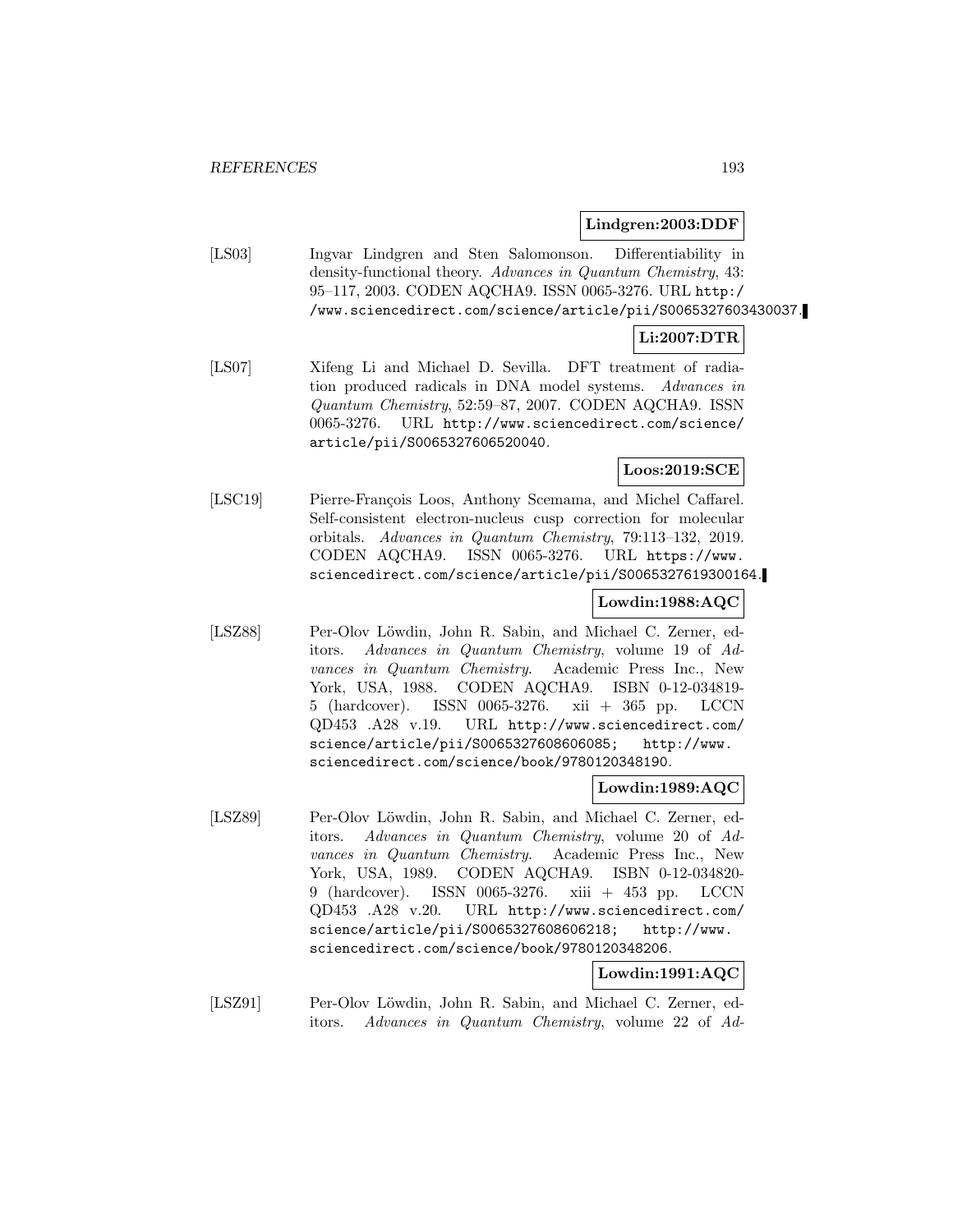**Lindgren:2003:DDF**

[LS03] Ingvar Lindgren and Sten Salomonson. Differentiability in density-functional theory. *Advances in Quantum Chemistry*, 43: 95–117, 2003. CODEN AQCHA9. ISSN 0065-3276. URL http://www.sciencedirect.com/science/article/pii/S0065327603430037.

**Li:2007:DTR**

[LS07] Xifeng Li and Michael D. Sevilla. DFT treatment of radiation produced radicals in DNA model systems. *Advances in Quantum Chemistry*, 52:59–87, 2007. CODEN AQCHA9. ISSN 0065-3276. URL http://www.sciencedirect.com/science/article/pii/S0065327606520040.

**Loos:2019:SCE**

[LSC19] Pierre-François Loos, Anthony Scemama, and Michel Caffarel. Self-consistent electron-nucleus cusp correction for molecular orbitals. *Advances in Quantum Chemistry*, 79:113–132, 2019. CODEN AQCHA9. ISSN 0065-3276. URL https://www.sciencedirect.com/science/article/pii/S0065327619300164.

**Lowdin:1988:AQC**

[LSZ88] Per-Olov Löwdin, John R. Sabin, and Michael C. Zerner, editors. *Advances in Quantum Chemistry*, volume 19 of *Advances in Quantum Chemistry*. Academic Press Inc., New York, USA, 1988. CODEN AQCHA9. ISBN 0-12-034819-5 (hardcover). ISSN 0065-3276. xii + 365 pp. LCCN QD453 .A28 v.19. URL http://www.sciencedirect.com/science/article/pii/S0065327608606085; http://www.sciencedirect.com/science/book/9780120348190.

**Lowdin:1989:AQC**

[LSZ89] Per-Olov Löwdin, John R. Sabin, and Michael C. Zerner, editors. *Advances in Quantum Chemistry*, volume 20 of *Advances in Quantum Chemistry*. Academic Press Inc., New York, USA, 1989. CODEN AQCHA9. ISBN 0-12-034820-9 (hardcover). ISSN 0065-3276. xiii + 453 pp. LCCN QD453 .A28 v.20. URL http://www.sciencedirect.com/science/article/pii/S0065327608606218; http://www.sciencedirect.com/science/book/9780120348206.

**Lowdin:1991:AQC**

[LSZ91] Per-Olov Löwdin, John R. Sabin, and Michael C. Zerner, editors. *Advances in Quantum Chemistry*, volume 22 of *Ad-*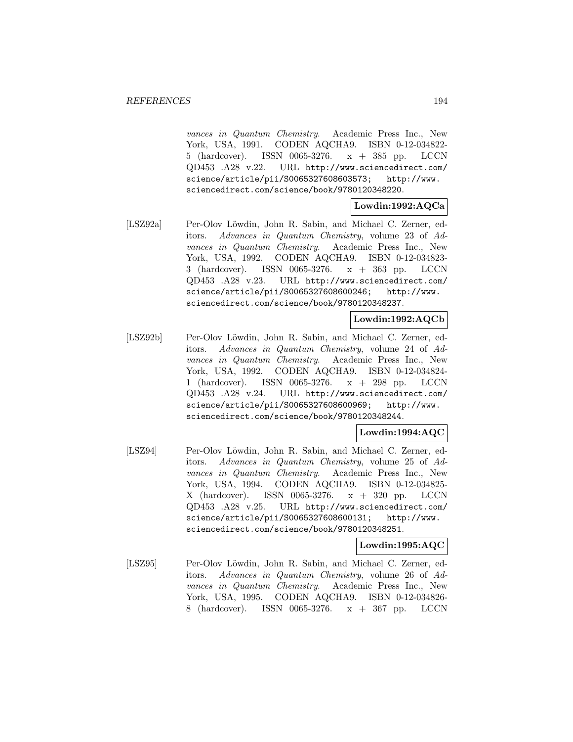vances in Quantum Chemistry*. Academic Press Inc., New York, USA, 1991. CODEN AQCHA9. ISBN 0-12-034822-5 (hardcover). ISSN 0065-3276. x + 385 pp. LCCN QD453 .A28 v.22. URL http://www.sciencedirect.com/science/article/pii/S0065327608603573; http://www.sciencedirect.com/science/book/9780120348220.

**Lowdin:1992:AQCa**

[LSZ92a] Per-Olov Löwdin, John R. Sabin, and Michael C. Zerner, editors. *Advances in Quantum Chemistry*, volume 23 of *Advances in Quantum Chemistry*. Academic Press Inc., New York, USA, 1992. CODEN AQCHA9. ISBN 0-12-034823-3 (hardcover). ISSN 0065-3276. x + 363 pp. LCCN QD453 .A28 v.23. URL http://www.sciencedirect.com/science/article/pii/S0065327608600246; http://www.sciencedirect.com/science/book/9780120348237.

**Lowdin:1992:AQCb**

[LSZ92b] Per-Olov Löwdin, John R. Sabin, and Michael C. Zerner, editors. *Advances in Quantum Chemistry*, volume 24 of *Advances in Quantum Chemistry*. Academic Press Inc., New York, USA, 1992. CODEN AQCHA9. ISBN 0-12-034824-1 (hardcover). ISSN 0065-3276. x + 298 pp. LCCN QD453 .A28 v.24. URL http://www.sciencedirect.com/science/article/pii/S0065327608600969; http://www.sciencedirect.com/science/book/9780120348244.

**Lowdin:1994:AQC**

[LSZ94] Per-Olov Löwdin, John R. Sabin, and Michael C. Zerner, editors. *Advances in Quantum Chemistry*, volume 25 of *Advances in Quantum Chemistry*. Academic Press Inc., New York, USA, 1994. CODEN AQCHA9. ISBN 0-12-034825-X (hardcover). ISSN 0065-3276. x + 320 pp. LCCN QD453 .A28 v.25. URL http://www.sciencedirect.com/science/article/pii/S0065327608600131; http://www.sciencedirect.com/science/book/9780120348251.

**Lowdin:1995:AQC**

[LSZ95] Per-Olov Löwdin, John R. Sabin, and Michael C. Zerner, editors. *Advances in Quantum Chemistry*, volume 26 of *Advances in Quantum Chemistry*. Academic Press Inc., New York, USA, 1995. CODEN AQCHA9. ISBN 0-12-034826-8 (hardcover). ISSN 0065-3276. x + 367 pp. LCCN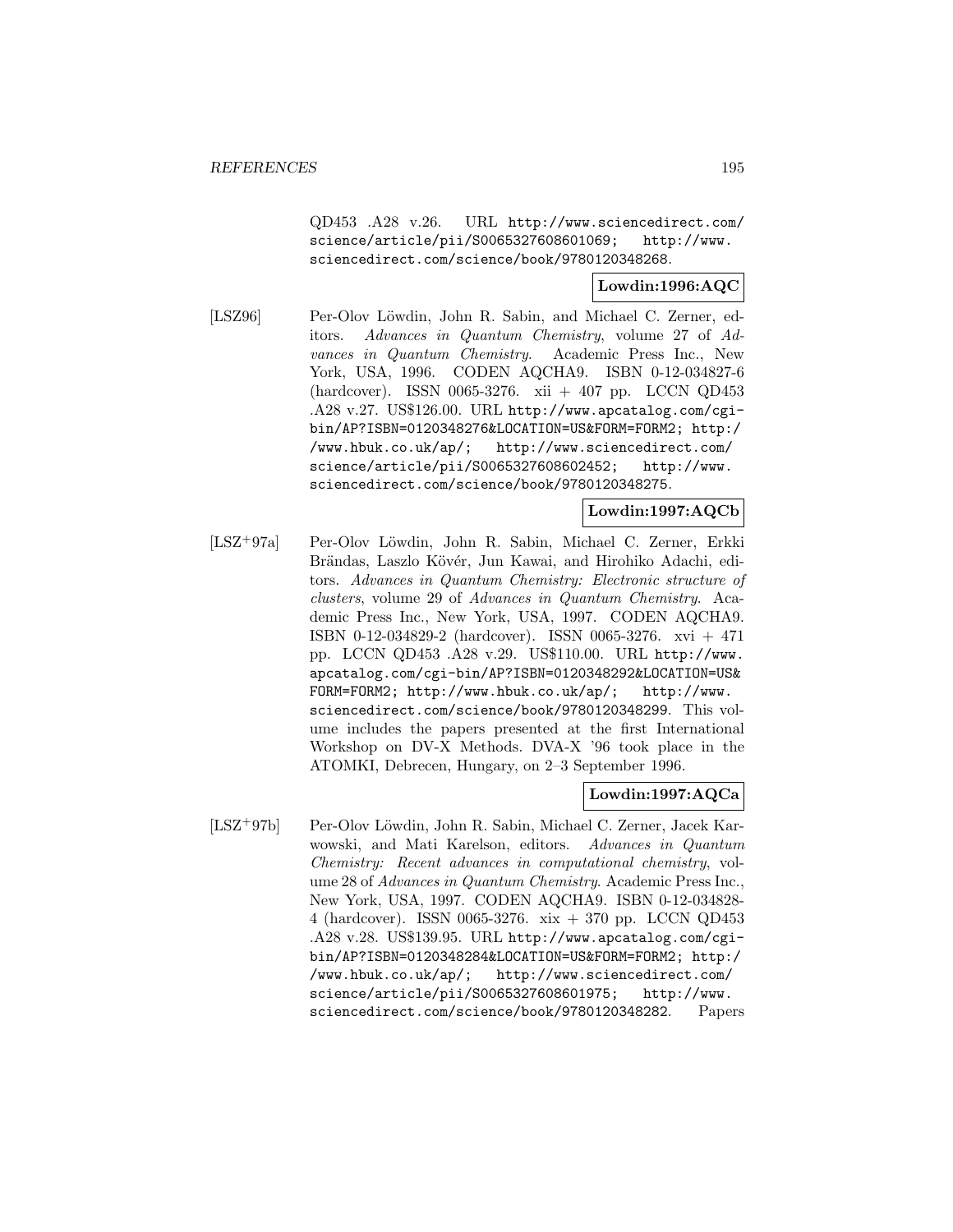QD453 .A28 v.26. URL http://www.sciencedirect.com/science/article/pii/S0065327608601069; http://www.sciencedirect.com/science/book/9780120348268.

**Lowdin:1996:AQC**

[LSZ96] Per-Olov Löwdin, John R. Sabin, and Michael C. Zerner, editors. *Advances in Quantum Chemistry*, volume 27 of *Advances in Quantum Chemistry*. Academic Press Inc., New York, USA, 1996. CODEN AQCHA9. ISBN 0-12-034827-6 (hardcover). ISSN 0065-3276. xii + 407 pp. LCCN QD453 .A28 v.27. US$126.00. URL http://www.apcatalog.com/cgi-bin/AP?ISBN=0120348276&LOCATION=US&FORM=FORM2; http://www.hbuk.co.uk/ap/; http://www.sciencedirect.com/science/article/pii/S0065327608602452; http://www.sciencedirect.com/science/book/9780120348275.

**Lowdin:1997:AQCb**

[LSZ+97a] Per-Olov Löwdin, John R. Sabin, Michael C. Zerner, Erkki Brändas, Laszlo Kövér, Jun Kawai, and Hirohiko Adachi, editors. *Advances in Quantum Chemistry: Electronic structure of clusters*, volume 29 of *Advances in Quantum Chemistry*. Academic Press Inc., New York, USA, 1997. CODEN AQCHA9. ISBN 0-12-034829-2 (hardcover). ISSN 0065-3276. xvi + 471 pp. LCCN QD453 .A28 v.29. US$110.00. URL http://www.apcatalog.com/cgi-bin/AP?ISBN=0120348292&LOCATION=US&FORM=FORM2; http://www.hbuk.co.uk/ap/; http://www.sciencedirect.com/science/book/9780120348299. This volume includes the papers presented at the first International Workshop on DV-X Methods. DVA-X '96 took place in the ATOMKI, Debrecen, Hungary, on 2–3 September 1996.

**Lowdin:1997:AQCa**

[LSZ+97b] Per-Olov Löwdin, John R. Sabin, Michael C. Zerner, Jacek Karwowski, and Mati Karelson, editors. *Advances in Quantum Chemistry: Recent advances in computational chemistry*, volume 28 of *Advances in Quantum Chemistry*. Academic Press Inc., New York, USA, 1997. CODEN AQCHA9. ISBN 0-12-034828-4 (hardcover). ISSN 0065-3276. xix + 370 pp. LCCN QD453 .A28 v.28. US$139.95. URL http://www.apcatalog.com/cgi-bin/AP?ISBN=0120348284&LOCATION=US&FORM=FORM2; http://www.hbuk.co.uk/ap/; http://www.sciencedirect.com/science/article/pii/S0065327608601975; http://www.sciencedirect.com/science/book/9780120348282. Papers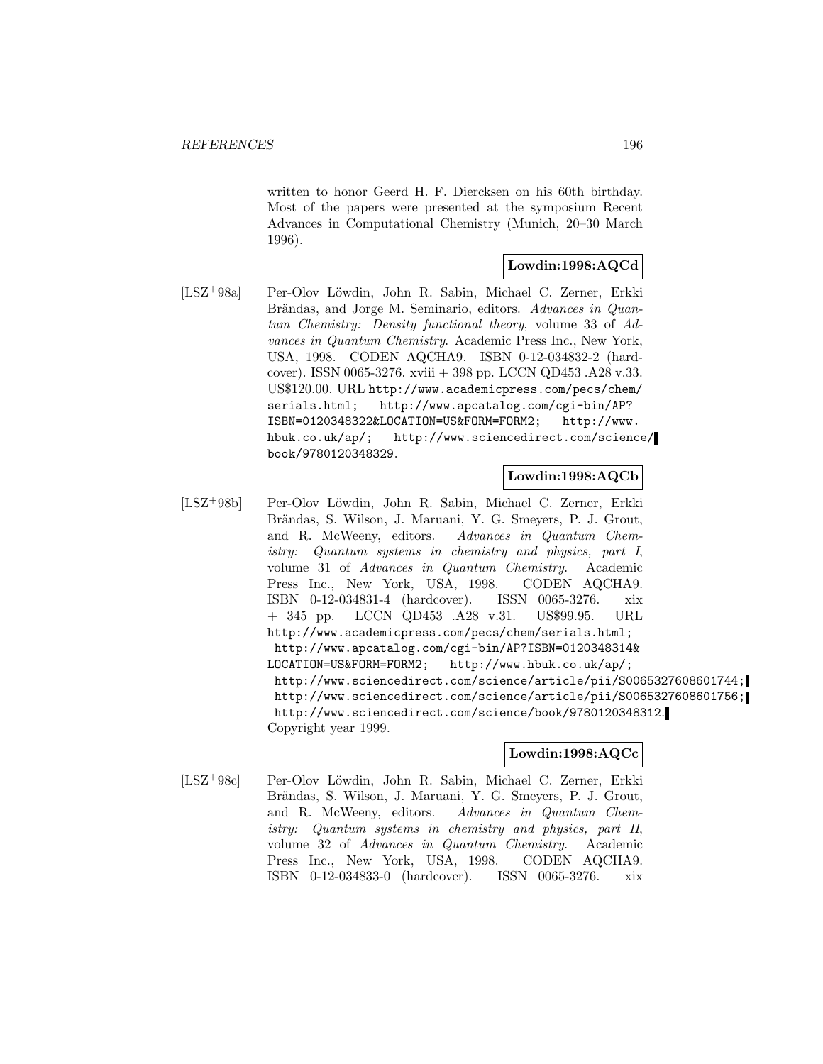written to honor Geerd H. F. Diercksen on his 60th birthday. Most of the papers were presented at the symposium Recent Advances in Computational Chemistry (Munich, 20–30 March 1996).

**Lowdin:1998:AQCd**

[LSZ+98a] Per-Olov Löwdin, John R. Sabin, Michael C. Zerner, Erkki Brändas, and Jorge M. Seminario, editors. *Advances in Quantum Chemistry: Density functional theory*, volume 33 of *Advances in Quantum Chemistry*. Academic Press Inc., New York, USA, 1998. CODEN AQCHA9. ISBN 0-12-034832-2 (hardcover). ISSN 0065-3276. xviii + 398 pp. LCCN QD453 .A28 v.33. US$120.00. URL http://www.academicpress.com/pecs/chem/serials.html; http://www.apcatalog.com/cgi-bin/AP?ISBN=0120348322&LOCATION=US&FORM=FORM2; http://www.hbuk.co.uk/ap/; http://www.sciencedirect.com/science/book/9780120348329.

**Lowdin:1998:AQCb**

[LSZ+98b] Per-Olov Löwdin, John R. Sabin, Michael C. Zerner, Erkki Brändas, S. Wilson, J. Maruani, Y. G. Smeyers, P. J. Grout, and R. McWeeny, editors. *Advances in Quantum Chemistry: Quantum systems in chemistry and physics, part I*, volume 31 of *Advances in Quantum Chemistry*. Academic Press Inc., New York, USA, 1998. CODEN AQCHA9. ISBN 0-12-034831-4 (hardcover). ISSN 0065-3276. xix + 345 pp. LCCN QD453 .A28 v.31. US$99.95. URL http://www.academicpress.com/pecs/chem/serials.html; http://www.apcatalog.com/cgi-bin/AP?ISBN=0120348314&LOCATION=US&FORM=FORM2; http://www.hbuk.co.uk/ap/; http://www.sciencedirect.com/science/article/pii/S0065327608601744; http://www.sciencedirect.com/science/article/pii/S0065327608601756; http://www.sciencedirect.com/science/book/9780120348312. Copyright year 1999.

**Lowdin:1998:AQCc**

[LSZ+98c] Per-Olov Löwdin, John R. Sabin, Michael C. Zerner, Erkki Brändas, S. Wilson, J. Maruani, Y. G. Smeyers, P. J. Grout, and R. McWeeny, editors. *Advances in Quantum Chemistry: Quantum systems in chemistry and physics, part II*, volume 32 of *Advances in Quantum Chemistry*. Academic Press Inc., New York, USA, 1998. CODEN AQCHA9. ISBN 0-12-034833-0 (hardcover). ISSN 0065-3276. xix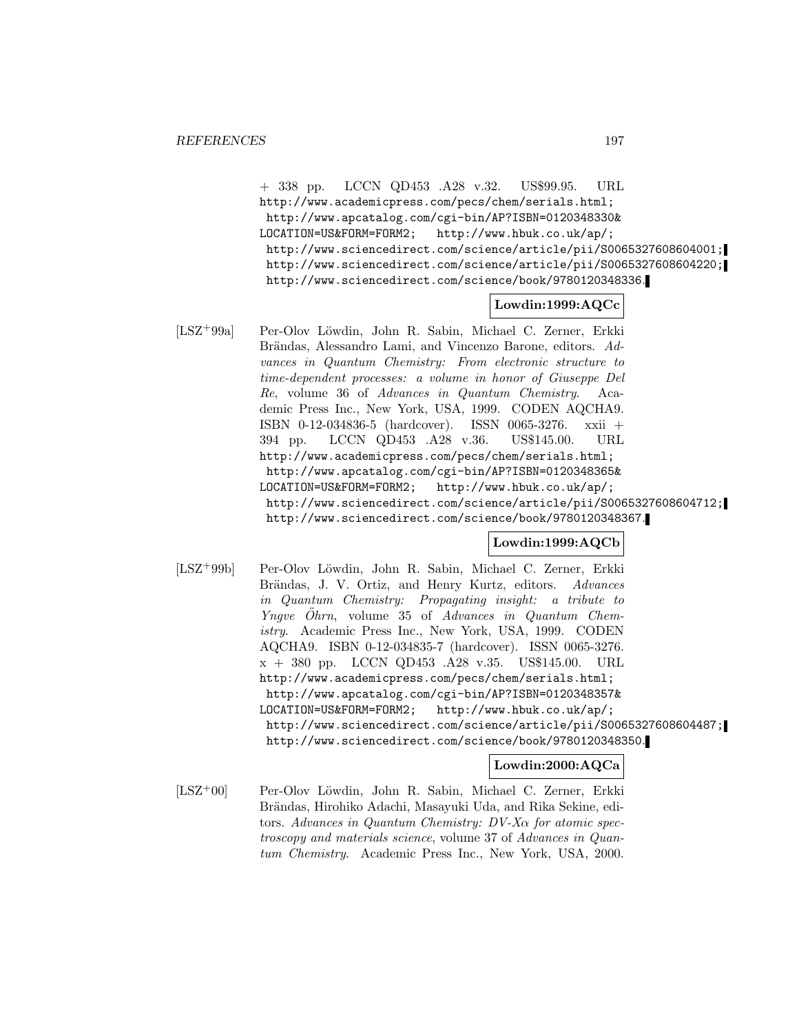+ 338 pp. LCCN QD453 .A28 v.32. US\$99.95. URL http://www.academicpress.com/pecs/chem/serials.html; http://www.apcatalog.com/cgi-bin/AP?ISBN=0120348330&LOCATION=US&FORM=FORM2; http://www.hbuk.co.uk/ap/; http://www.sciencedirect.com/science/article/pii/S0065327608604001; http://www.sciencedirect.com/science/article/pii/S0065327608604220; http://www.sciencedirect.com/science/book/9780120348336.

**Lowdin:1999:AQCc**

[LSZ+99a] Per-Olov Löwdin, John R. Sabin, Michael C. Zerner, Erkki Brändas, Alessandro Lami, and Vincenzo Barone, editors. *Advances in Quantum Chemistry: From electronic structure to time-dependent processes: a volume in honor of Giuseppe Del Re*, volume 36 of *Advances in Quantum Chemistry*. Academic Press Inc., New York, USA, 1999. CODEN AQCHA9. ISBN 0-12-034836-5 (hardcover). ISSN 0065-3276. xxii + 394 pp. LCCN QD453 .A28 v.36. US\$145.00. URL http://www.academicpress.com/pecs/chem/serials.html; http://www.apcatalog.com/cgi-bin/AP?ISBN=0120348365&LOCATION=US&FORM=FORM2; http://www.hbuk.co.uk/ap/; http://www.sciencedirect.com/science/article/pii/S0065327608604712; http://www.sciencedirect.com/science/book/9780120348367.

**Lowdin:1999:AQCb**

[LSZ+99b] Per-Olov Löwdin, John R. Sabin, Michael C. Zerner, Erkki Brändas, J. V. Ortiz, and Henry Kurtz, editors. *Advances in Quantum Chemistry: Propagating insight: a tribute to Yngve Öhrn*, volume 35 of *Advances in Quantum Chemistry*. Academic Press Inc., New York, USA, 1999. CODEN AQCHA9. ISBN 0-12-034835-7 (hardcover). ISSN 0065-3276. x + 380 pp. LCCN QD453 .A28 v.35. US\$145.00. URL http://www.academicpress.com/pecs/chem/serials.html; http://www.apcatalog.com/cgi-bin/AP?ISBN=0120348357&LOCATION=US&FORM=FORM2; http://www.hbuk.co.uk/ap/; http://www.sciencedirect.com/science/article/pii/S0065327608604487; http://www.sciencedirect.com/science/book/9780120348350.

**Lowdin:2000:AQCa**

[LSZ+00] Per-Olov Löwdin, John R. Sabin, Michael C. Zerner, Erkki Brändas, Hirohiko Adachi, Masayuki Uda, and Rika Sekine, editors. *Advances in Quantum Chemistry: DV-X$\alpha$ for atomic spectroscopy and materials science*, volume 37 of *Advances in Quantum Chemistry*. Academic Press Inc., New York, USA, 2000.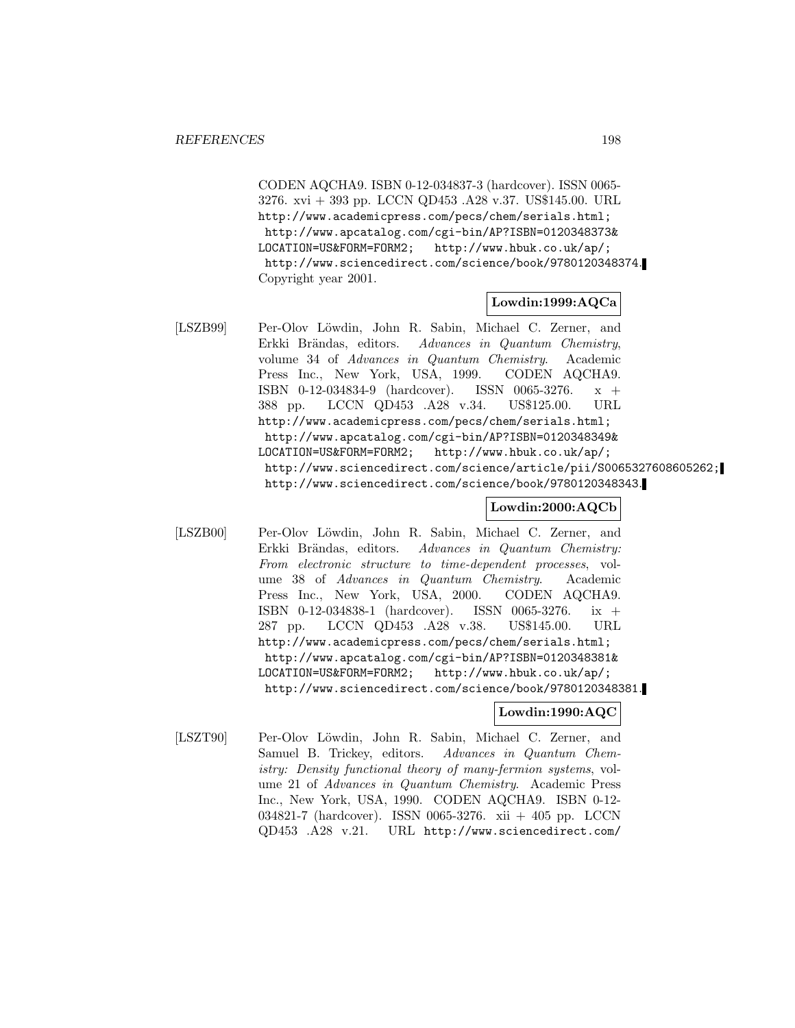CODEN AQCHA9. ISBN 0-12-034837-3 (hardcover). ISSN 0065-3276. xvi + 393 pp. LCCN QD453 .A28 v.37. US$145.00. URL http://www.academicpress.com/pecs/chem/serials.html; http://www.apcatalog.com/cgi-bin/AP?ISBN=0120348373&LOCATION=US&FORM=FORM2; http://www.hbuk.co.uk/ap/; http://www.sciencedirect.com/science/book/9780120348374. Copyright year 2001.

**Lowdin:1999:AQCa**

[LSZB99] Per-Olov Löwdin, John R. Sabin, Michael C. Zerner, and Erkki Brändas, editors. *Advances in Quantum Chemistry*, volume 34 of *Advances in Quantum Chemistry*. Academic Press Inc., New York, USA, 1999. CODEN AQCHA9. ISBN 0-12-034834-9 (hardcover). ISSN 0065-3276. x + 388 pp. LCCN QD453 .A28 v.34. US$125.00. URL http://www.academicpress.com/pecs/chem/serials.html; http://www.apcatalog.com/cgi-bin/AP?ISBN=0120348349&LOCATION=US&FORM=FORM2; http://www.hbuk.co.uk/ap/; http://www.sciencedirect.com/science/article/pii/S0065327608605262; http://www.sciencedirect.com/science/book/9780120348343.

**Lowdin:2000:AQCb**

[LSZB00] Per-Olov Löwdin, John R. Sabin, Michael C. Zerner, and Erkki Brändas, editors. *Advances in Quantum Chemistry: From electronic structure to time-dependent processes*, volume 38 of *Advances in Quantum Chemistry*. Academic Press Inc., New York, USA, 2000. CODEN AQCHA9. ISBN 0-12-034838-1 (hardcover). ISSN 0065-3276. ix + 287 pp. LCCN QD453 .A28 v.38. US$145.00. URL http://www.academicpress.com/pecs/chem/serials.html; http://www.apcatalog.com/cgi-bin/AP?ISBN=0120348381&LOCATION=US&FORM=FORM2; http://www.hbuk.co.uk/ap/; http://www.sciencedirect.com/science/book/9780120348381.

**Lowdin:1990:AQC**

[LSZT90] Per-Olov Löwdin, John R. Sabin, Michael C. Zerner, and Samuel B. Trickey, editors. *Advances in Quantum Chemistry: Density functional theory of many-fermion systems*, volume 21 of *Advances in Quantum Chemistry*. Academic Press Inc., New York, USA, 1990. CODEN AQCHA9. ISBN 0-12-034821-7 (hardcover). ISSN 0065-3276. xii + 405 pp. LCCN QD453 .A28 v.21. URL http://www.sciencedirect.com/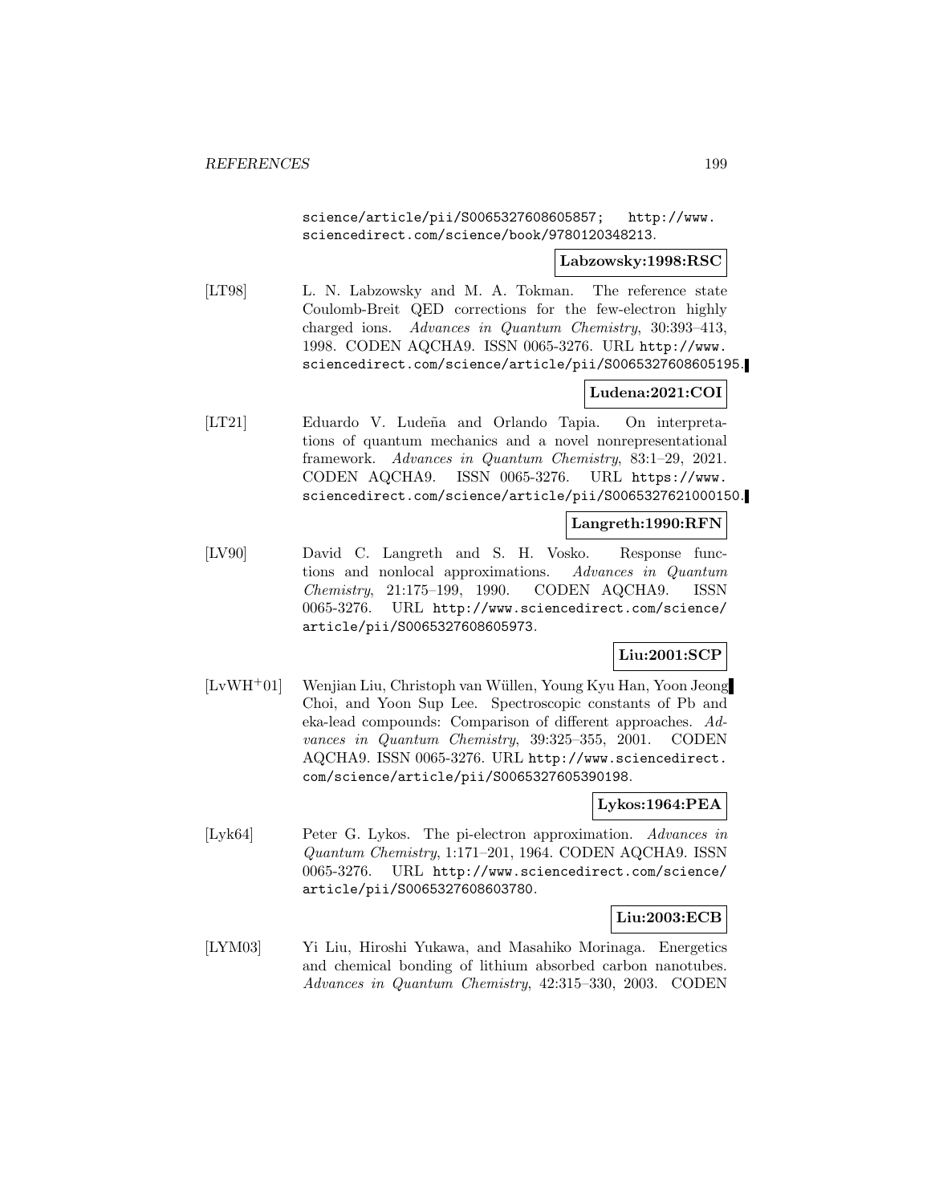science/article/pii/S0065327608605857; http://www.sciencedirect.com/science/book/9780120348213.

**Labzowsky:1998:RSC**

[LT98] L. N. Labzowsky and M. A. Tokman. The reference state Coulomb-Breit QED corrections for the few-electron highly charged ions. *Advances in Quantum Chemistry*, 30:393–413, 1998. CODEN AQCHA9. ISSN 0065-3276. URL http://www.sciencedirect.com/science/article/pii/S0065327608605195.

**Ludena:2021:COI**

[LT21] Eduardo V. Ludeña and Orlando Tapia. On interpretations of quantum mechanics and a novel nonrepresentational framework. *Advances in Quantum Chemistry*, 83:1–29, 2021. CODEN AQCHA9. ISSN 0065-3276. URL https://www.sciencedirect.com/science/article/pii/S0065327621000150.

**Langreth:1990:RFN**

[LV90] David C. Langreth and S. H. Vosko. Response functions and nonlocal approximations. *Advances in Quantum Chemistry*, 21:175–199, 1990. CODEN AQCHA9. ISSN 0065-3276. URL http://www.sciencedirect.com/science/article/pii/S0065327608605973.

**Liu:2001:SCP**

[LvWH+01] Wenjian Liu, Christoph van Wüllen, Young Kyu Han, Yoon Jeong Choi, and Yoon Sup Lee. Spectroscopic constants of Pb and eka-lead compounds: Comparison of different approaches. *Advances in Quantum Chemistry*, 39:325–355, 2001. CODEN AQCHA9. ISSN 0065-3276. URL http://www.sciencedirect.com/science/article/pii/S0065327605390198.

**Lykos:1964:PEA**

[Lyk64] Peter G. Lykos. The pi-electron approximation. *Advances in Quantum Chemistry*, 1:171–201, 1964. CODEN AQCHA9. ISSN 0065-3276. URL http://www.sciencedirect.com/science/article/pii/S0065327608603780.

**Liu:2003:ECB**

[LYM03] Yi Liu, Hiroshi Yukawa, and Masahiko Morinaga. Energetics and chemical bonding of lithium absorbed carbon nanotubes. *Advances in Quantum Chemistry*, 42:315–330, 2003. CODEN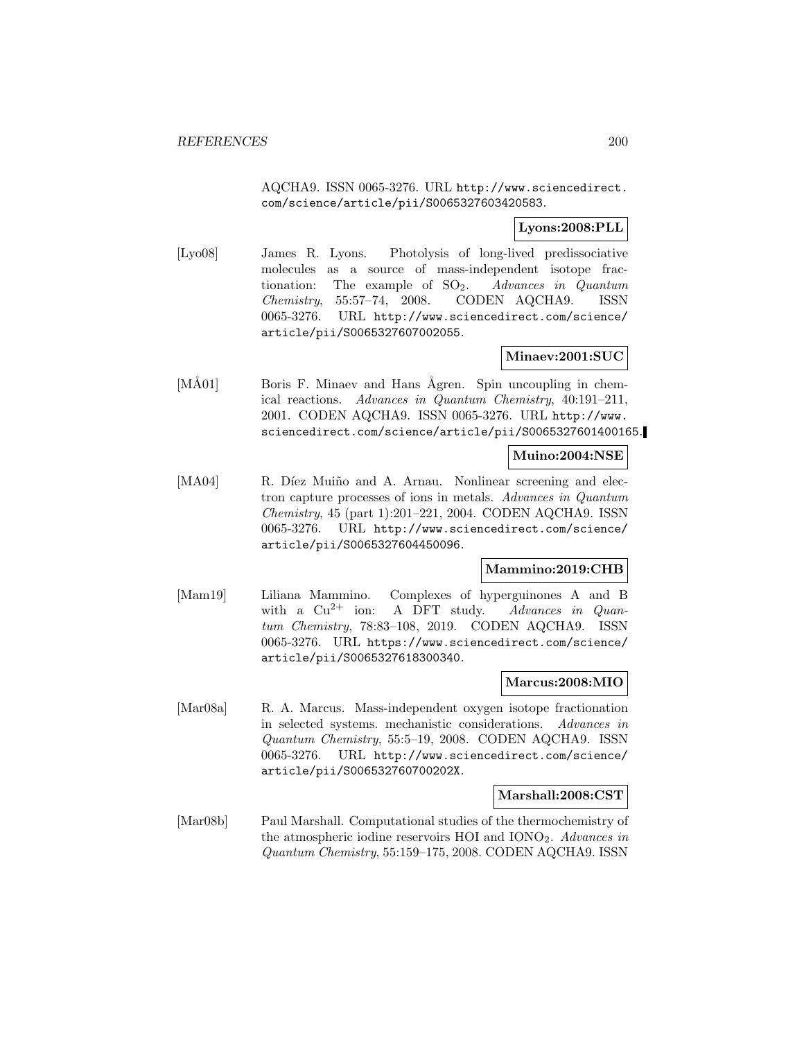AQCHA9. ISSN 0065-3276. URL http://www.sciencedirect.com/science/article/pii/S0065327603420583.

**Lyons:2008:PLL**

[Lyo08] James R. Lyons. Photolysis of long-lived predissociative molecules as a source of mass-independent isotope fractionation: The example of $SO_2$. *Advances in Quantum Chemistry*, 55:57–74, 2008. CODEN AQCHA9. ISSN 0065-3276. URL http://www.sciencedirect.com/science/article/pii/S0065327607002055.

**Minaev:2001:SUC**

[MÅ01] Boris F. Minaev and Hans Ågren. Spin uncoupling in chemical reactions. *Advances in Quantum Chemistry*, 40:191–211, 2001. CODEN AQCHA9. ISSN 0065-3276. URL http://www.sciencedirect.com/science/article/pii/S0065327601400165.

**Muino:2004:NSE**

[MA04] R. Díez Muiño and A. Arnau. Nonlinear screening and electron capture processes of ions in metals. *Advances in Quantum Chemistry*, 45 (part 1):201–221, 2004. CODEN AQCHA9. ISSN 0065-3276. URL http://www.sciencedirect.com/science/article/pii/S0065327604450096.

**Mammino:2019:CHB**

[Mam19] Liliana Mammino. Complexes of hyperguinones A and B with a $Cu^{2+}$ ion: A DFT study. *Advances in Quantum Chemistry*, 78:83–108, 2019. CODEN AQCHA9. ISSN 0065-3276. URL https://www.sciencedirect.com/science/article/pii/S0065327618300340.

**Marcus:2008:MIO**

[Mar08a] R. A. Marcus. Mass-independent oxygen isotope fractionation in selected systems. mechanistic considerations. *Advances in Quantum Chemistry*, 55:5–19, 2008. CODEN AQCHA9. ISSN 0065-3276. URL http://www.sciencedirect.com/science/article/pii/S006532760700202X.

**Marshall:2008:CST**

[Mar08b] Paul Marshall. Computational studies of the thermochemistry of the atmospheric iodine reservoirs HOI and $IONO_2$. *Advances in Quantum Chemistry*, 55:159–175, 2008. CODEN AQCHA9. ISSN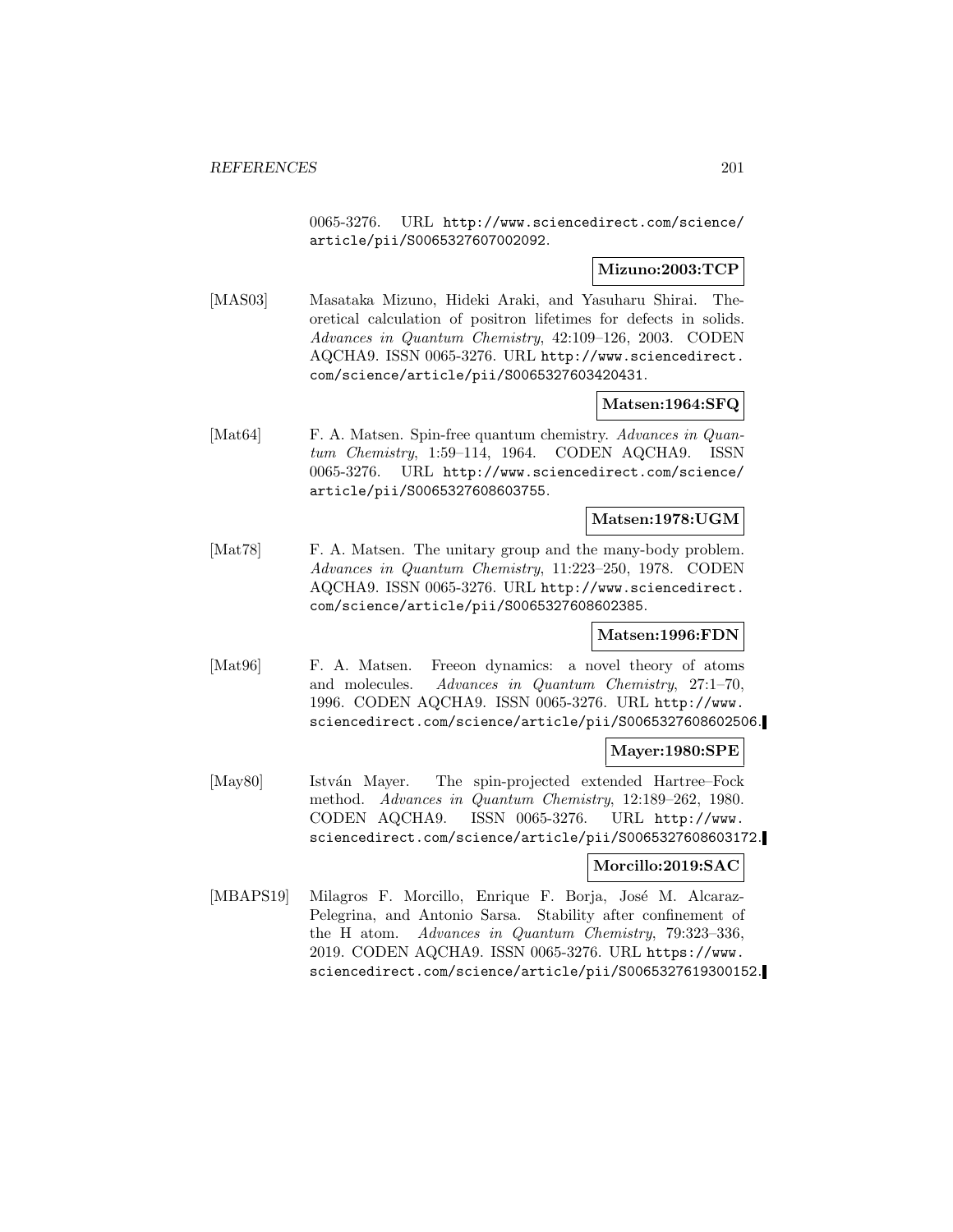0065-3276. URL http://www.sciencedirect.com/science/article/pii/S0065327607002092.

**Mizuno:2003:TCP**

[MAS03] Masataka Mizuno, Hideki Araki, and Yasuharu Shirai. Theoretical calculation of positron lifetimes for defects in solids. *Advances in Quantum Chemistry*, 42:109–126, 2003. CODEN AQCHA9. ISSN 0065-3276. URL http://www.sciencedirect.com/science/article/pii/S0065327603420431.

**Matsen:1964:SFQ**

[Mat64] F. A. Matsen. Spin-free quantum chemistry. *Advances in Quantum Chemistry*, 1:59–114, 1964. CODEN AQCHA9. ISSN 0065-3276. URL http://www.sciencedirect.com/science/article/pii/S0065327608603755.

**Matsen:1978:UGM**

[Mat78] F. A. Matsen. The unitary group and the many-body problem. *Advances in Quantum Chemistry*, 11:223–250, 1978. CODEN AQCHA9. ISSN 0065-3276. URL http://www.sciencedirect.com/science/article/pii/S0065327608602385.

**Matsen:1996:FDN**

[Mat96] F. A. Matsen. Freeon dynamics: a novel theory of atoms and molecules. *Advances in Quantum Chemistry*, 27:1–70, 1996. CODEN AQCHA9. ISSN 0065-3276. URL http://www.sciencedirect.com/science/article/pii/S0065327608602506.

**Mayer:1980:SPE**

[May80] István Mayer. The spin-projected extended Hartree–Fock method. *Advances in Quantum Chemistry*, 12:189–262, 1980. CODEN AQCHA9. ISSN 0065-3276. URL http://www.sciencedirect.com/science/article/pii/S0065327608603172.

**Morcillo:2019:SAC**

[MBAPS19] Milagros F. Morcillo, Enrique F. Borja, José M. Alcaraz-Pelegrina, and Antonio Sarsa. Stability after confinement of the H atom. *Advances in Quantum Chemistry*, 79:323–336, 2019. CODEN AQCHA9. ISSN 0065-3276. URL https://www.sciencedirect.com/science/article/pii/S0065327619300152.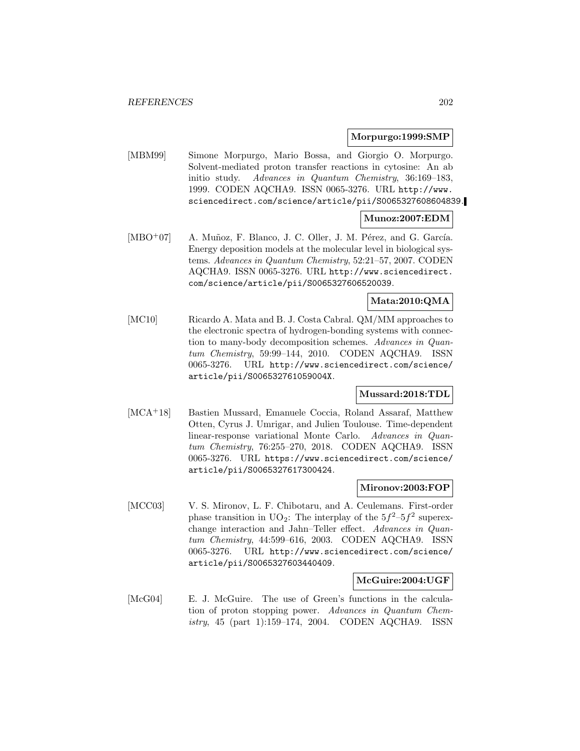**Morpurgo:1999:SMP**

[MBM99] Simone Morpurgo, Mario Bossa, and Giorgio O. Morpurgo. Solvent-mediated proton transfer reactions in cytosine: An ab initio study. *Advances in Quantum Chemistry*, 36:169–183, 1999. CODEN AQCHA9. ISSN 0065-3276. URL `http://www.sciencedirect.com/science/article/pii/S0065327608604839`.

**Munoz:2007:EDM**

[MBO+07] A. Muñoz, F. Blanco, J. C. Oller, J. M. Pérez, and G. García. Energy deposition models at the molecular level in biological systems. *Advances in Quantum Chemistry*, 52:21–57, 2007. CODEN AQCHA9. ISSN 0065-3276. URL `http://www.sciencedirect.com/science/article/pii/S0065327606520039`.

**Mata:2010:QMA**

[MC10] Ricardo A. Mata and B. J. Costa Cabral. QM/MM approaches to the electronic spectra of hydrogen-bonding systems with connection to many-body decomposition schemes. *Advances in Quantum Chemistry*, 59:99–144, 2010. CODEN AQCHA9. ISSN 0065-3276. URL `http://www.sciencedirect.com/science/article/pii/S006532761059004X`.

**Mussard:2018:TDL**

[MCA+18] Bastien Mussard, Emanuele Coccia, Roland Assaraf, Matthew Otten, Cyrus J. Umrigar, and Julien Toulouse. Time-dependent linear-response variational Monte Carlo. *Advances in Quantum Chemistry*, 76:255–270, 2018. CODEN AQCHA9. ISSN 0065-3276. URL `https://www.sciencedirect.com/science/article/pii/S0065327617300424`.

**Mironov:2003:FOP**

[MCC03] V. S. Mironov, L. F. Chibotaru, and A. Ceulemans. First-order phase transition in $UO_2$: The interplay of the $5f^2$–$5f^2$ superexchange interaction and Jahn–Teller effect. *Advances in Quantum Chemistry*, 44:599–616, 2003. CODEN AQCHA9. ISSN 0065-3276. URL `http://www.sciencedirect.com/science/article/pii/S0065327603440409`.

**McGuire:2004:UGF**

[McG04] E. J. McGuire. The use of Green's functions in the calculation of proton stopping power. *Advances in Quantum Chemistry*, 45 (part 1):159–174, 2004. CODEN AQCHA9. ISSN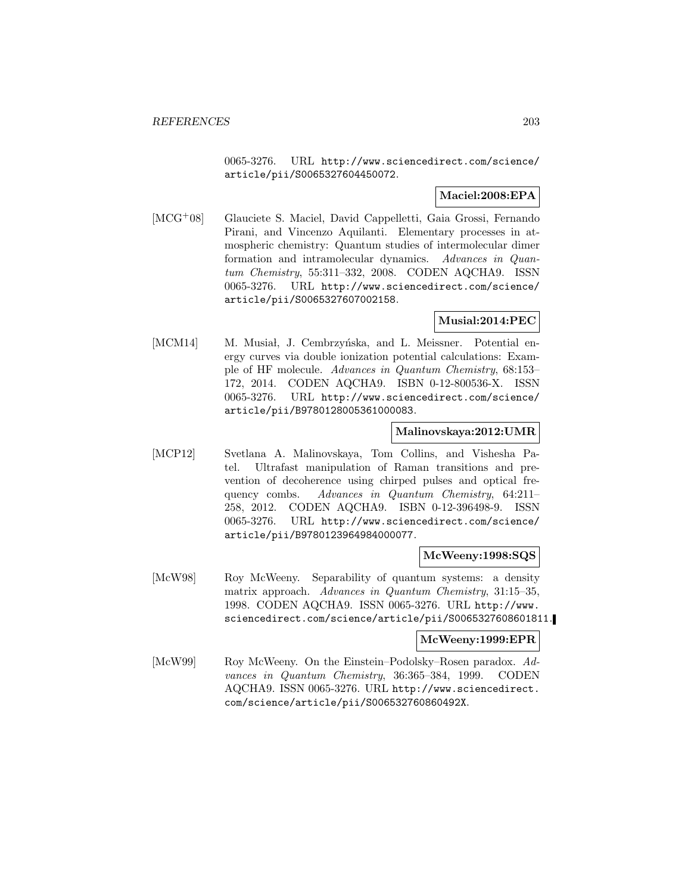0065-3276. URL http://www.sciencedirect.com/science/article/pii/S0065327604450072.

**Maciel:2008:EPA**

[MCG+08] Glauciete S. Maciel, David Cappelletti, Gaia Grossi, Fernando Pirani, and Vincenzo Aquilanti. Elementary processes in atmospheric chemistry: Quantum studies of intermolecular dimer formation and intramolecular dynamics. *Advances in Quantum Chemistry*, 55:311–332, 2008. CODEN AQCHA9. ISSN 0065-3276. URL http://www.sciencedirect.com/science/article/pii/S0065327607002158.

**Musial:2014:PEC**

[MCM14] M. Musiał, J. Cembrzyńska, and L. Meissner. Potential energy curves via double ionization potential calculations: Example of HF molecule. *Advances in Quantum Chemistry*, 68:153–172, 2014. CODEN AQCHA9. ISBN 0-12-800536-X. ISSN 0065-3276. URL http://www.sciencedirect.com/science/article/pii/B9780128005361000083.

**Malinovskaya:2012:UMR**

[MCP12] Svetlana A. Malinovskaya, Tom Collins, and Vishesha Patel. Ultrafast manipulation of Raman transitions and prevention of decoherence using chirped pulses and optical frequency combs. *Advances in Quantum Chemistry*, 64:211–258, 2012. CODEN AQCHA9. ISBN 0-12-396498-9. ISSN 0065-3276. URL http://www.sciencedirect.com/science/article/pii/B9780123964984000077.

**McWeeny:1998:SQS**

[McW98] Roy McWeeny. Separability of quantum systems: a density matrix approach. *Advances in Quantum Chemistry*, 31:15–35, 1998. CODEN AQCHA9. ISSN 0065-3276. URL http://www.sciencedirect.com/science/article/pii/S0065327608601811.

**McWeeny:1999:EPR**

[McW99] Roy McWeeny. On the Einstein–Podolsky–Rosen paradox. *Advances in Quantum Chemistry*, 36:365–384, 1999. CODEN AQCHA9. ISSN 0065-3276. URL http://www.sciencedirect.com/science/article/pii/S006532760860492X.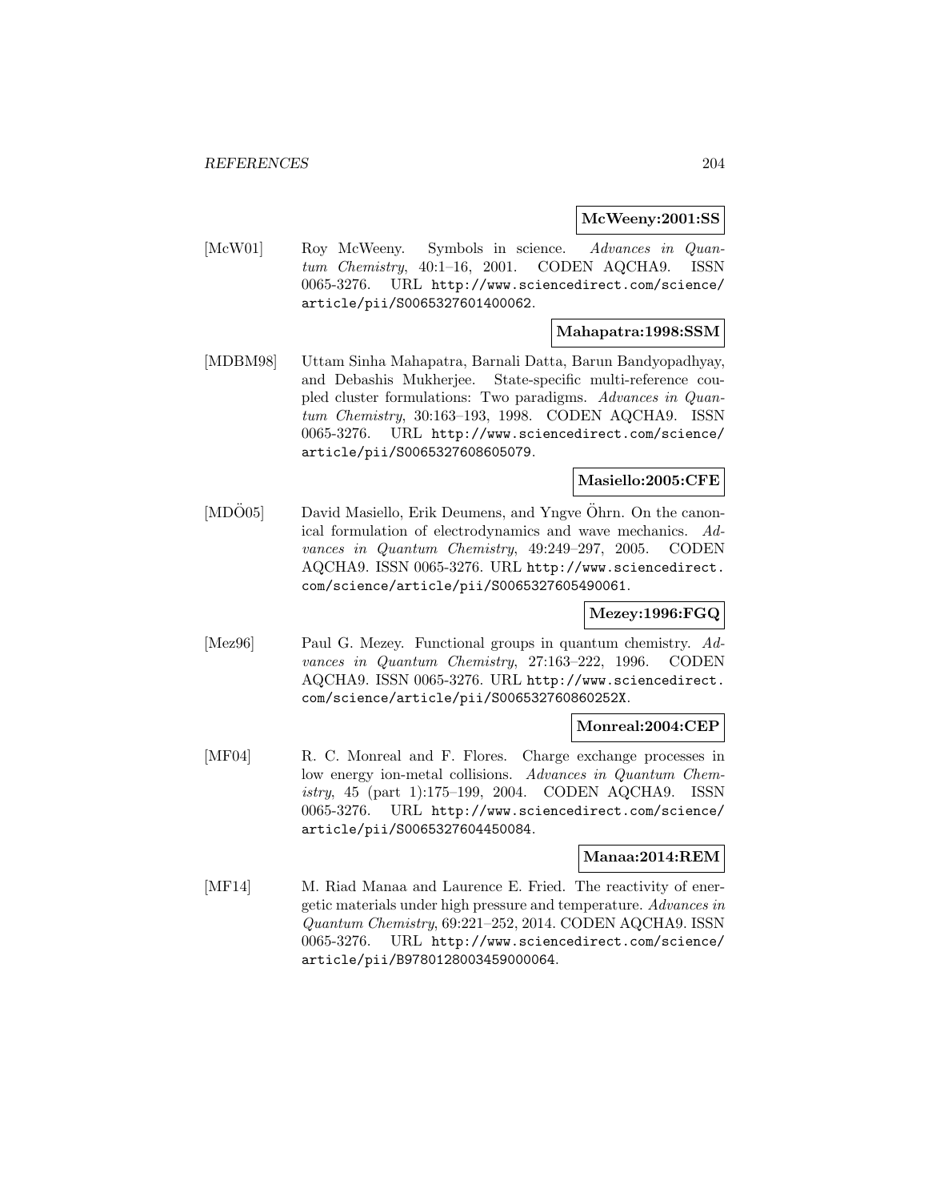**McWeeny:2001:SS**

[McW01] Roy McWeeny. Symbols in science. *Advances in Quantum Chemistry*, 40:1–16, 2001. CODEN AQCHA9. ISSN 0065-3276. URL http://www.sciencedirect.com/science/article/pii/S0065327601400062.

**Mahapatra:1998:SSM**

[MDBM98] Uttam Sinha Mahapatra, Barnali Datta, Barun Bandyopadhyay, and Debashis Mukherjee. State-specific multi-reference coupled cluster formulations: Two paradigms. *Advances in Quantum Chemistry*, 30:163–193, 1998. CODEN AQCHA9. ISSN 0065-3276. URL http://www.sciencedirect.com/science/article/pii/S0065327608605079.

**Masiello:2005:CFE**

[MDÖ05] David Masiello, Erik Deumens, and Yngve Öhrn. On the canonical formulation of electrodynamics and wave mechanics. *Advances in Quantum Chemistry*, 49:249–297, 2005. CODEN AQCHA9. ISSN 0065-3276. URL http://www.sciencedirect.com/science/article/pii/S0065327605490061.

**Mezey:1996:FGQ**

[Mez96] Paul G. Mezey. Functional groups in quantum chemistry. *Advances in Quantum Chemistry*, 27:163–222, 1996. CODEN AQCHA9. ISSN 0065-3276. URL http://www.sciencedirect.com/science/article/pii/S006532760860252X.

**Monreal:2004:CEP**

[MF04] R. C. Monreal and F. Flores. Charge exchange processes in low energy ion-metal collisions. *Advances in Quantum Chemistry*, 45 (part 1):175–199, 2004. CODEN AQCHA9. ISSN 0065-3276. URL http://www.sciencedirect.com/science/article/pii/S0065327604450084.

**Manaa:2014:REM**

[MF14] M. Riad Manaa and Laurence E. Fried. The reactivity of energetic materials under high pressure and temperature. *Advances in Quantum Chemistry*, 69:221–252, 2014. CODEN AQCHA9. ISSN 0065-3276. URL http://www.sciencedirect.com/science/article/pii/B9780128003459000064.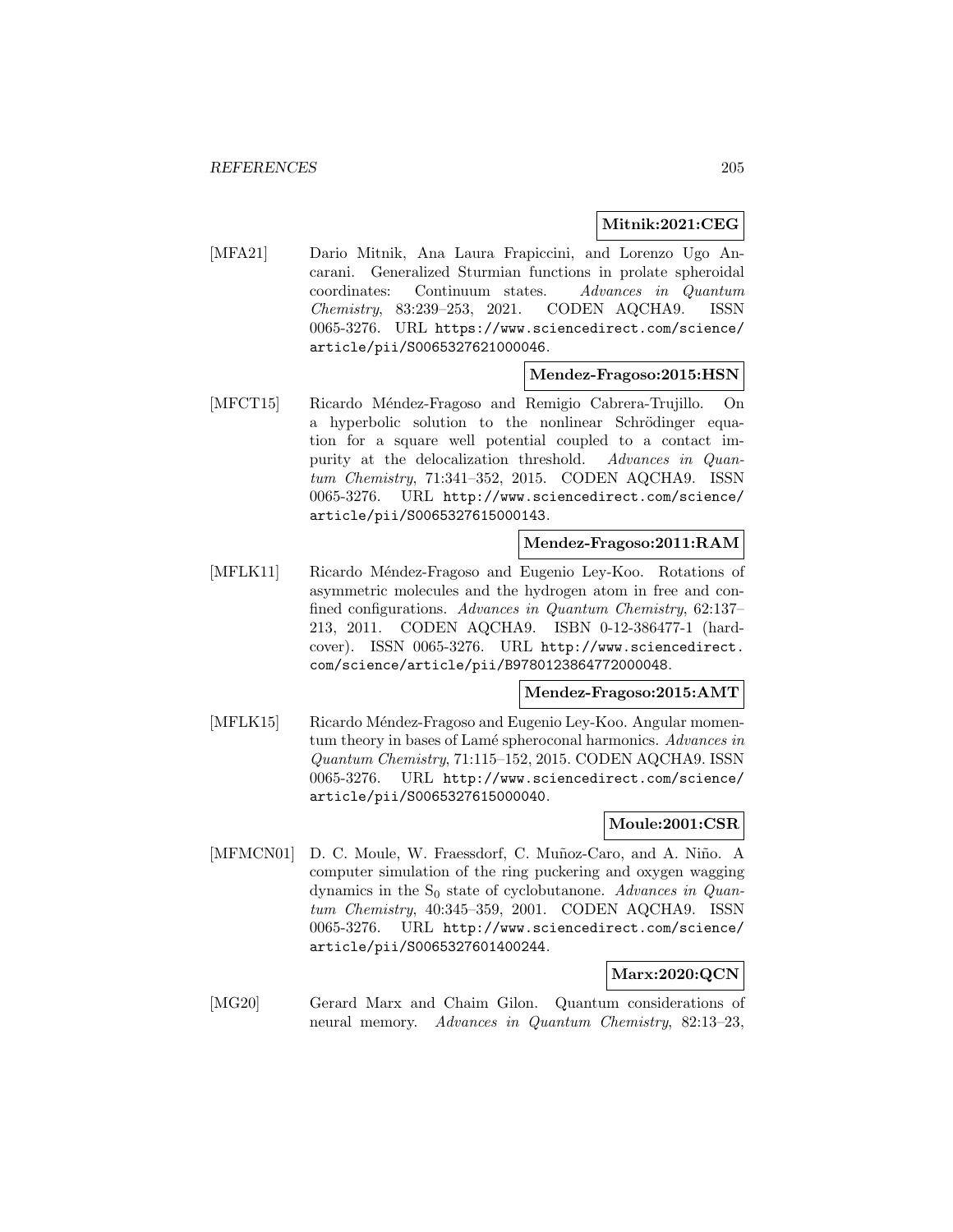**Mitnik:2021:CEG**

[MFA21] Dario Mitnik, Ana Laura Frapiccini, and Lorenzo Ugo Ancarani. Generalized Sturmian functions in prolate spheroidal coordinates: Continuum states. *Advances in Quantum Chemistry*, 83:239–253, 2021. CODEN AQCHA9. ISSN 0065-3276. URL https://www.sciencedirect.com/science/article/pii/S0065327621000046.

**Mendez-Fragoso:2015:HSN**

[MFCT15] Ricardo Méndez-Fragoso and Remigio Cabrera-Trujillo. On a hyperbolic solution to the nonlinear Schrödinger equation for a square well potential coupled to a contact impurity at the delocalization threshold. *Advances in Quantum Chemistry*, 71:341–352, 2015. CODEN AQCHA9. ISSN 0065-3276. URL http://www.sciencedirect.com/science/article/pii/S0065327615000143.

**Mendez-Fragoso:2011:RAM**

[MFLK11] Ricardo Méndez-Fragoso and Eugenio Ley-Koo. Rotations of asymmetric molecules and the hydrogen atom in free and confined configurations. *Advances in Quantum Chemistry*, 62:137–213, 2011. CODEN AQCHA9. ISBN 0-12-386477-1 (hardcover). ISSN 0065-3276. URL http://www.sciencedirect.com/science/article/pii/B9780123864772000048.

**Mendez-Fragoso:2015:AMT**

[MFLK15] Ricardo Méndez-Fragoso and Eugenio Ley-Koo. Angular momentum theory in bases of Lamé spheroconal harmonics. *Advances in Quantum Chemistry*, 71:115–152, 2015. CODEN AQCHA9. ISSN 0065-3276. URL http://www.sciencedirect.com/science/article/pii/S0065327615000040.

**Moule:2001:CSR**

[MFMCN01] D. C. Moule, W. Fraessdorf, C. Muñoz-Caro, and A. Niño. A computer simulation of the ring puckering and oxygen wagging dynamics in the $S_0$ state of cyclobutanone. *Advances in Quantum Chemistry*, 40:345–359, 2001. CODEN AQCHA9. ISSN 0065-3276. URL http://www.sciencedirect.com/science/article/pii/S0065327601400244.

**Marx:2020:QCN**

[MG20] Gerard Marx and Chaim Gilon. Quantum considerations of neural memory. *Advances in Quantum Chemistry*, 82:13–23,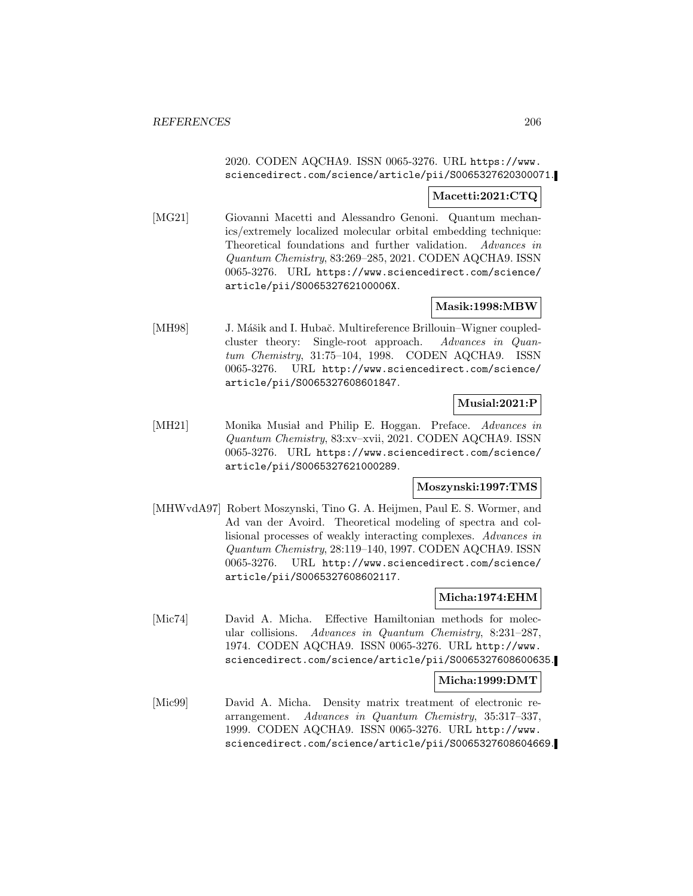2020. CODEN AQCHA9. ISSN 0065-3276. URL https://www.sciencedirect.com/science/article/pii/S0065327620300071.

**Macetti:2021:CTQ**

[MG21] Giovanni Macetti and Alessandro Genoni. Quantum mechanics/extremely localized molecular orbital embedding technique: Theoretical foundations and further validation. *Advances in Quantum Chemistry*, 83:269–285, 2021. CODEN AQCHA9. ISSN 0065-3276. URL https://www.sciencedirect.com/science/article/pii/S006532762100006X.

**Masik:1998:MBW**

[MH98] J. Mášik and I. Hubač. Multireference Brillouin–Wigner coupled-cluster theory: Single-root approach. *Advances in Quantum Chemistry*, 31:75–104, 1998. CODEN AQCHA9. ISSN 0065-3276. URL http://www.sciencedirect.com/science/article/pii/S0065327608601847.

**Musial:2021:P**

[MH21] Monika Musiał and Philip E. Hoggan. Preface. *Advances in Quantum Chemistry*, 83:xv–xvii, 2021. CODEN AQCHA9. ISSN 0065-3276. URL https://www.sciencedirect.com/science/article/pii/S0065327621000289.

**Moszynski:1997:TMS**

[MHWvdA97] Robert Moszynski, Tino G. A. Heijmen, Paul E. S. Wormer, and Ad van der Avoird. Theoretical modeling of spectra and collisional processes of weakly interacting complexes. *Advances in Quantum Chemistry*, 28:119–140, 1997. CODEN AQCHA9. ISSN 0065-3276. URL http://www.sciencedirect.com/science/article/pii/S0065327608602117.

**Micha:1974:EHM**

[Mic74] David A. Micha. Effective Hamiltonian methods for molecular collisions. *Advances in Quantum Chemistry*, 8:231–287, 1974. CODEN AQCHA9. ISSN 0065-3276. URL http://www.sciencedirect.com/science/article/pii/S0065327608600635.

**Micha:1999:DMT**

[Mic99] David A. Micha. Density matrix treatment of electronic rearrangement. *Advances in Quantum Chemistry*, 35:317–337, 1999. CODEN AQCHA9. ISSN 0065-3276. URL http://www.sciencedirect.com/science/article/pii/S0065327608604669.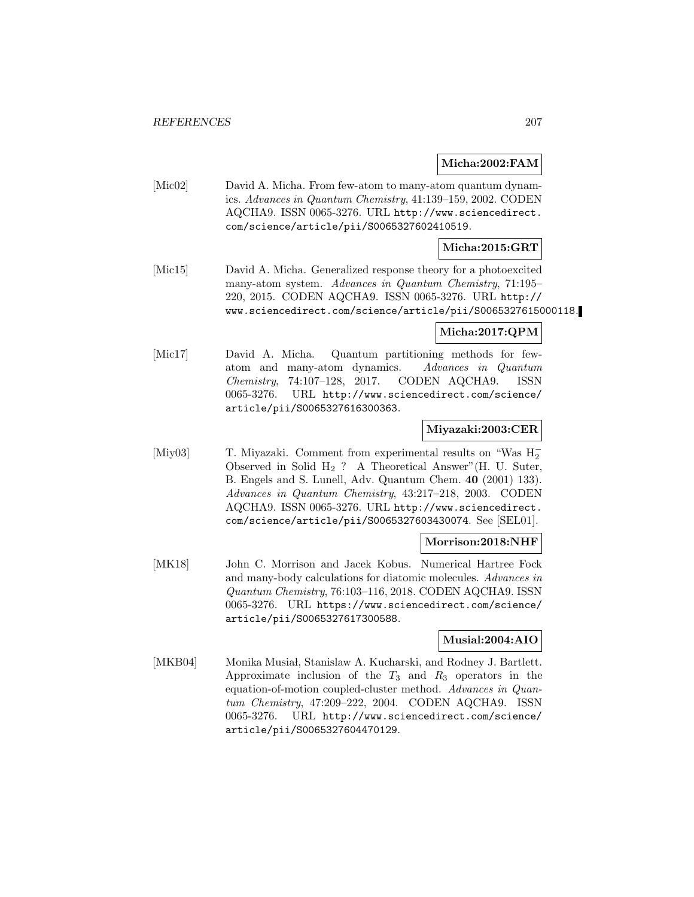**Micha:2002:FAM**

[Mic02] David A. Micha. From few-atom to many-atom quantum dynamics. *Advances in Quantum Chemistry*, 41:139–159, 2002. CODEN AQCHA9. ISSN 0065-3276. URL http://www.sciencedirect.com/science/article/pii/S0065327602410519.

**Micha:2015:GRT**

[Mic15] David A. Micha. Generalized response theory for a photoexcited many-atom system. *Advances in Quantum Chemistry*, 71:195–220, 2015. CODEN AQCHA9. ISSN 0065-3276. URL http://www.sciencedirect.com/science/article/pii/S0065327615000118.

**Micha:2017:QPM**

[Mic17] David A. Micha. Quantum partitioning methods for few-atom and many-atom dynamics. *Advances in Quantum Chemistry*, 74:107–128, 2017. CODEN AQCHA9. ISSN 0065-3276. URL http://www.sciencedirect.com/science/article/pii/S0065327616300363.

**Miyazaki:2003:CER**

[Miy03] T. Miyazaki. Comment from experimental results on "Was $H_2^-$ Observed in Solid $H_2$ ? A Theoretical Answer"(H. U. Suter, B. Engels and S. Lunell, Adv. Quantum Chem. **40** (2001) 133). *Advances in Quantum Chemistry*, 43:217–218, 2003. CODEN AQCHA9. ISSN 0065-3276. URL http://www.sciencedirect.com/science/article/pii/S0065327603430074. See [SEL01].

**Morrison:2018:NHF**

[MK18] John C. Morrison and Jacek Kobus. Numerical Hartree Fock and many-body calculations for diatomic molecules. *Advances in Quantum Chemistry*, 76:103–116, 2018. CODEN AQCHA9. ISSN 0065-3276. URL https://www.sciencedirect.com/science/article/pii/S0065327617300588.

**Musial:2004:AIO**

[MKB04] Monika Musiał, Stanislaw A. Kucharski, and Rodney J. Bartlett. Approximate inclusion of the $T_3$ and $R_3$ operators in the equation-of-motion coupled-cluster method. *Advances in Quantum Chemistry*, 47:209–222, 2004. CODEN AQCHA9. ISSN 0065-3276. URL http://www.sciencedirect.com/science/article/pii/S0065327604470129.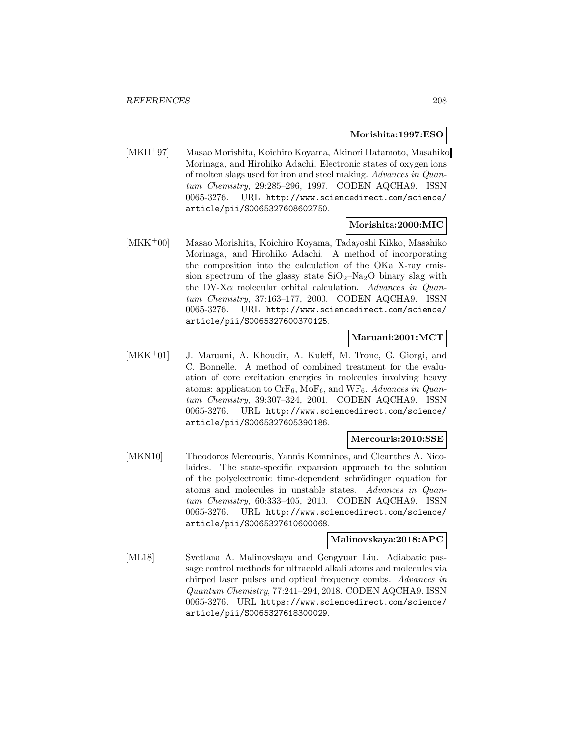**Morishita:1997:ESO**

[MKH+97] Masao Morishita, Koichiro Koyama, Akinori Hatamoto, Masahiko Morinaga, and Hirohiko Adachi. Electronic states of oxygen ions of molten slags used for iron and steel making. *Advances in Quantum Chemistry*, 29:285–296, 1997. CODEN AQCHA9. ISSN 0065-3276. URL http://www.sciencedirect.com/science/article/pii/S0065327608602750.

**Morishita:2000:MIC**

[MKK+00] Masao Morishita, Koichiro Koyama, Tadayoshi Kikko, Masahiko Morinaga, and Hirohiko Adachi. A method of incorporating the composition into the calculation of the OKa X-ray emission spectrum of the glassy state $SiO_2$–$Na_2O$ binary slag with the DV-X$\alpha$ molecular orbital calculation. *Advances in Quantum Chemistry*, 37:163–177, 2000. CODEN AQCHA9. ISSN 0065-3276. URL http://www.sciencedirect.com/science/article/pii/S0065327600370125.

**Maruani:2001:MCT**

[MKK+01] J. Maruani, A. Khoudir, A. Kuleff, M. Tronc, G. Giorgi, and C. Bonnelle. A method of combined treatment for the evaluation of core excitation energies in molecules involving heavy atoms: application to $CrF_6$, $MoF_6$, and $WF_6$. *Advances in Quantum Chemistry*, 39:307–324, 2001. CODEN AQCHA9. ISSN 0065-3276. URL http://www.sciencedirect.com/science/article/pii/S0065327605390186.

**Mercouris:2010:SSE**

[MKN10] Theodoros Mercouris, Yannis Komninos, and Cleanthes A. Nicolaides. The state-specific expansion approach to the solution of the polyelectronic time-dependent schrödinger equation for atoms and molecules in unstable states. *Advances in Quantum Chemistry*, 60:333–405, 2010. CODEN AQCHA9. ISSN 0065-3276. URL http://www.sciencedirect.com/science/article/pii/S0065327610600068.

**Malinovskaya:2018:APC**

[ML18] Svetlana A. Malinovskaya and Gengyuan Liu. Adiabatic passage control methods for ultracold alkali atoms and molecules via chirped laser pulses and optical frequency combs. *Advances in Quantum Chemistry*, 77:241–294, 2018. CODEN AQCHA9. ISSN 0065-3276. URL https://www.sciencedirect.com/science/article/pii/S0065327618300029.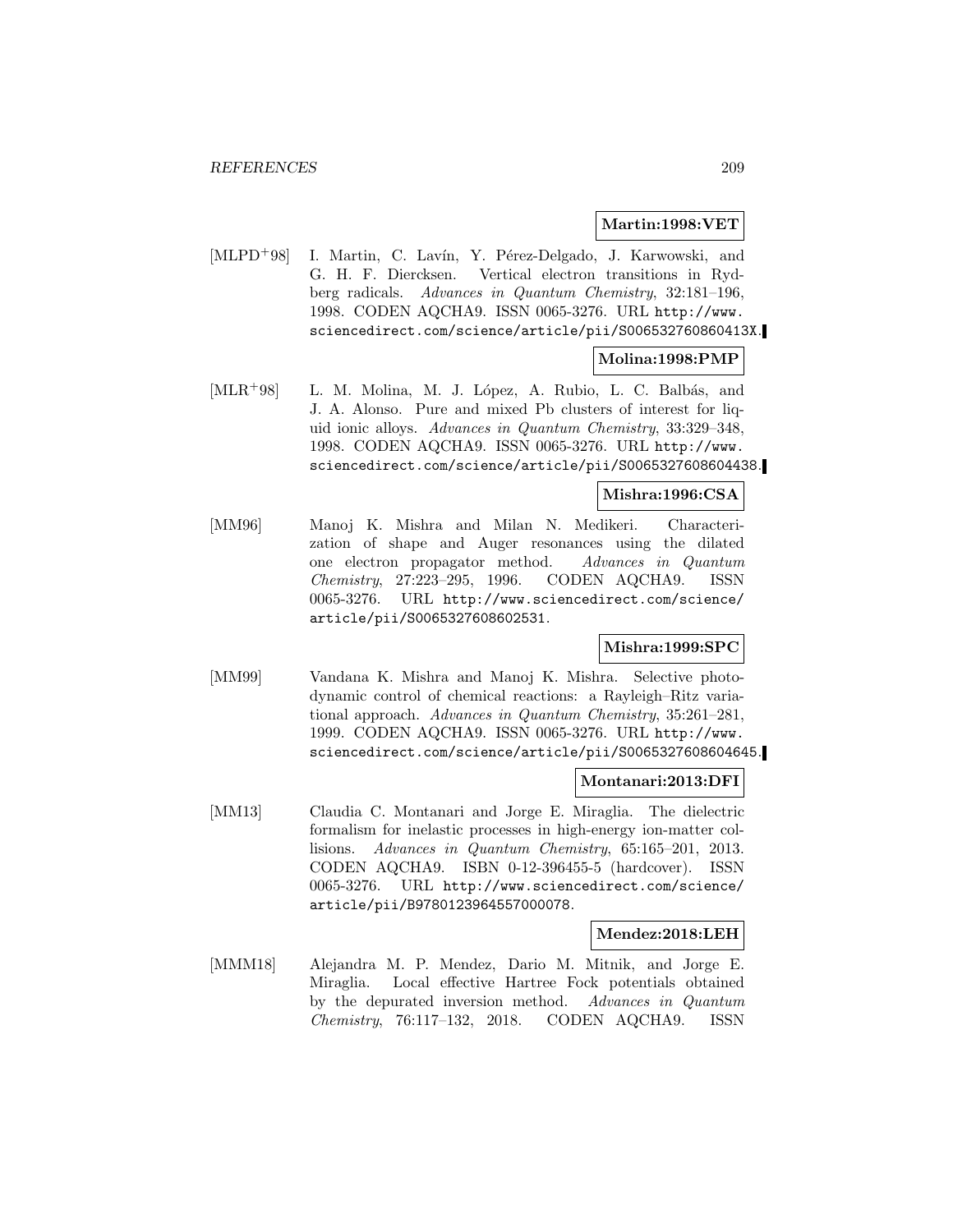**Martin:1998:VET**

[MLPD+98] I. Martin, C. Lavín, Y. Pérez-Delgado, J. Karwowski, and G. H. F. Diercksen. Vertical electron transitions in Rydberg radicals. *Advances in Quantum Chemistry*, 32:181–196, 1998. CODEN AQCHA9. ISSN 0065-3276. URL http://www.sciencedirect.com/science/article/pii/S006532760860413X.

**Molina:1998:PMP**

[MLR+98] L. M. Molina, M. J. López, A. Rubio, L. C. Balbás, and J. A. Alonso. Pure and mixed Pb clusters of interest for liquid ionic alloys. *Advances in Quantum Chemistry*, 33:329–348, 1998. CODEN AQCHA9. ISSN 0065-3276. URL http://www.sciencedirect.com/science/article/pii/S0065327608604438.

**Mishra:1996:CSA**

[MM96] Manoj K. Mishra and Milan N. Medikeri. Characterization of shape and Auger resonances using the dilated one electron propagator method. *Advances in Quantum Chemistry*, 27:223–295, 1996. CODEN AQCHA9. ISSN 0065-3276. URL http://www.sciencedirect.com/science/article/pii/S0065327608602531.

**Mishra:1999:SPC**

[MM99] Vandana K. Mishra and Manoj K. Mishra. Selective photodynamic control of chemical reactions: a Rayleigh–Ritz variational approach. *Advances in Quantum Chemistry*, 35:261–281, 1999. CODEN AQCHA9. ISSN 0065-3276. URL http://www.sciencedirect.com/science/article/pii/S0065327608604645.

**Montanari:2013:DFI**

[MM13] Claudia C. Montanari and Jorge E. Miraglia. The dielectric formalism for inelastic processes in high-energy ion-matter collisions. *Advances in Quantum Chemistry*, 65:165–201, 2013. CODEN AQCHA9. ISBN 0-12-396455-5 (hardcover). ISSN 0065-3276. URL http://www.sciencedirect.com/science/article/pii/B9780123964557000078.

**Mendez:2018:LEH**

[MMM18] Alejandra M. P. Mendez, Dario M. Mitnik, and Jorge E. Miraglia. Local effective Hartree Fock potentials obtained by the depurated inversion method. *Advances in Quantum Chemistry*, 76:117–132, 2018. CODEN AQCHA9. ISSN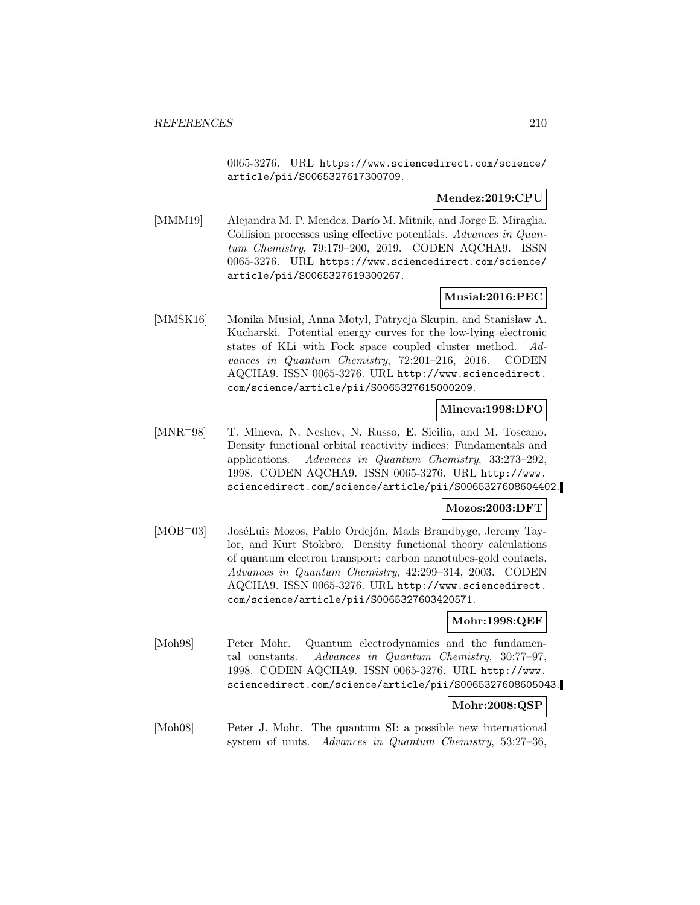0065-3276. URL https://www.sciencedirect.com/science/article/pii/S0065327617300709.

**Mendez:2019:CPU**

[MMM19] Alejandra M. P. Mendez, Darío M. Mitnik, and Jorge E. Miraglia. Collision processes using effective potentials. *Advances in Quantum Chemistry*, 79:179–200, 2019. CODEN AQCHA9. ISSN 0065-3276. URL https://www.sciencedirect.com/science/article/pii/S0065327619300267.

**Musial:2016:PEC**

[MMSK16] Monika Musiał, Anna Motyl, Patrycja Skupin, and Stanisław A. Kucharski. Potential energy curves for the low-lying electronic states of KLi with Fock space coupled cluster method. *Advances in Quantum Chemistry*, 72:201–216, 2016. CODEN AQCHA9. ISSN 0065-3276. URL http://www.sciencedirect.com/science/article/pii/S0065327615000209.

**Mineva:1998:DFO**

[MNR+98] T. Mineva, N. Neshev, N. Russo, E. Sicilia, and M. Toscano. Density functional orbital reactivity indices: Fundamentals and applications. *Advances in Quantum Chemistry*, 33:273–292, 1998. CODEN AQCHA9. ISSN 0065-3276. URL http://www.sciencedirect.com/science/article/pii/S0065327608604402.

**Mozos:2003:DFT**

[MOB+03] JoséLuis Mozos, Pablo Ordejón, Mads Brandbyge, Jeremy Taylor, and Kurt Stokbro. Density functional theory calculations of quantum electron transport: carbon nanotubes-gold contacts. *Advances in Quantum Chemistry*, 42:299–314, 2003. CODEN AQCHA9. ISSN 0065-3276. URL http://www.sciencedirect.com/science/article/pii/S0065327603420571.

**Mohr:1998:QEF**

[Moh98] Peter Mohr. Quantum electrodynamics and the fundamental constants. *Advances in Quantum Chemistry*, 30:77–97, 1998. CODEN AQCHA9. ISSN 0065-3276. URL http://www.sciencedirect.com/science/article/pii/S0065327608605043.

**Mohr:2008:QSP**

[Moh08] Peter J. Mohr. The quantum SI: a possible new international system of units. *Advances in Quantum Chemistry*, 53:27–36,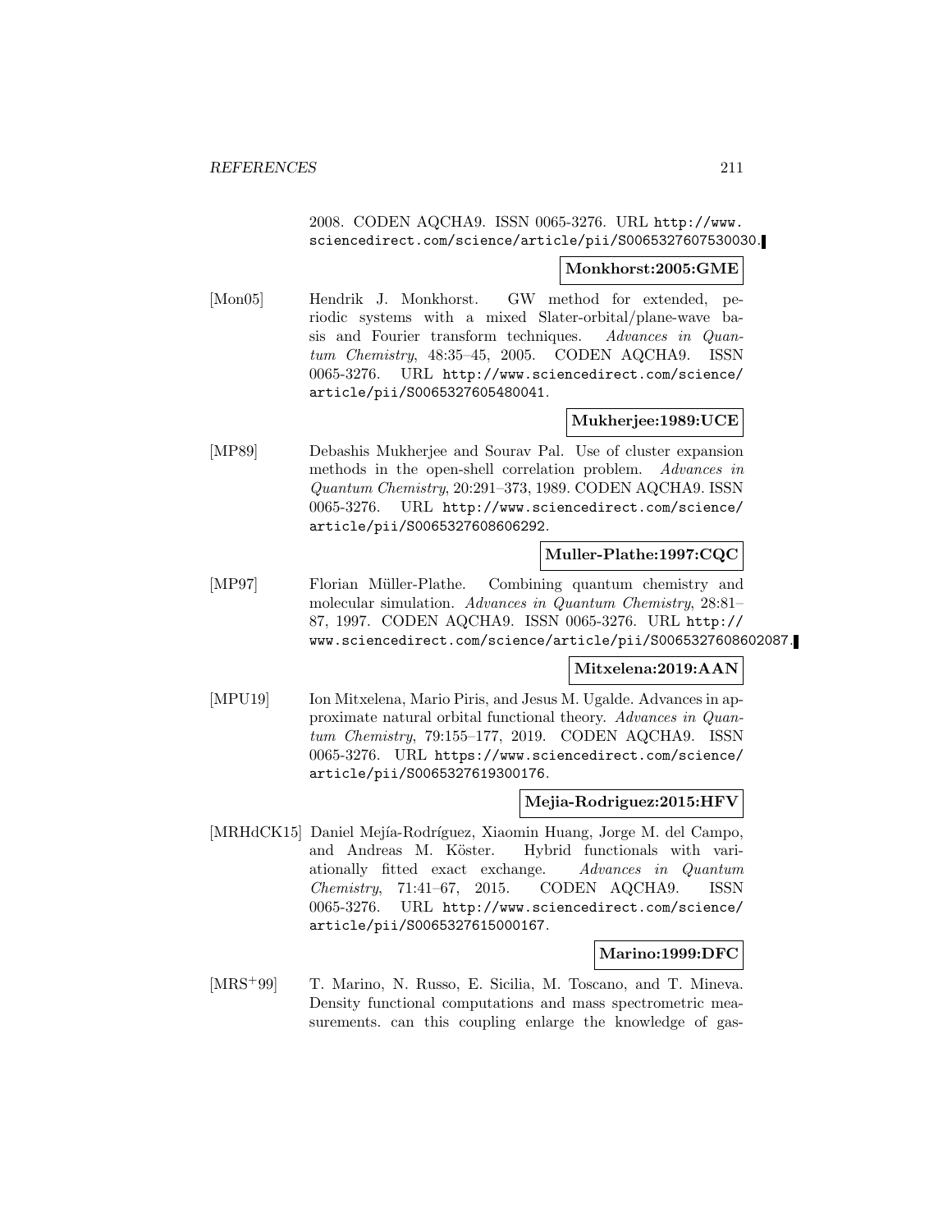2008. CODEN AQCHA9. ISSN 0065-3276. URL http://www.sciencedirect.com/science/article/pii/S0065327607530030.

**Monkhorst:2005:GME**

[Mon05] Hendrik J. Monkhorst. GW method for extended, periodic systems with a mixed Slater-orbital/plane-wave basis and Fourier transform techniques. *Advances in Quantum Chemistry*, 48:35–45, 2005. CODEN AQCHA9. ISSN 0065-3276. URL http://www.sciencedirect.com/science/article/pii/S0065327605480041.

**Mukherjee:1989:UCE**

[MP89] Debashis Mukherjee and Sourav Pal. Use of cluster expansion methods in the open-shell correlation problem. *Advances in Quantum Chemistry*, 20:291–373, 1989. CODEN AQCHA9. ISSN 0065-3276. URL http://www.sciencedirect.com/science/article/pii/S0065327608606292.

**Muller-Plathe:1997:CQC**

[MP97] Florian Müller-Plathe. Combining quantum chemistry and molecular simulation. *Advances in Quantum Chemistry*, 28:81–87, 1997. CODEN AQCHA9. ISSN 0065-3276. URL http://www.sciencedirect.com/science/article/pii/S0065327608602087.

**Mitxelena:2019:AAN**

[MPU19] Ion Mitxelena, Mario Piris, and Jesus M. Ugalde. Advances in approximate natural orbital functional theory. *Advances in Quantum Chemistry*, 79:155–177, 2019. CODEN AQCHA9. ISSN 0065-3276. URL https://www.sciencedirect.com/science/article/pii/S0065327619300176.

**Mejia-Rodriguez:2015:HFV**

[MRHdCK15] Daniel Mejía-Rodríguez, Xiaomin Huang, Jorge M. del Campo, and Andreas M. Köster. Hybrid functionals with variationally fitted exact exchange. *Advances in Quantum Chemistry*, 71:41–67, 2015. CODEN AQCHA9. ISSN 0065-3276. URL http://www.sciencedirect.com/science/article/pii/S0065327615000167.

**Marino:1999:DFC**

[MRS+99] T. Marino, N. Russo, E. Sicilia, M. Toscano, and T. Mineva. Density functional computations and mass spectrometric measurements. can this coupling enlarge the knowledge of gas-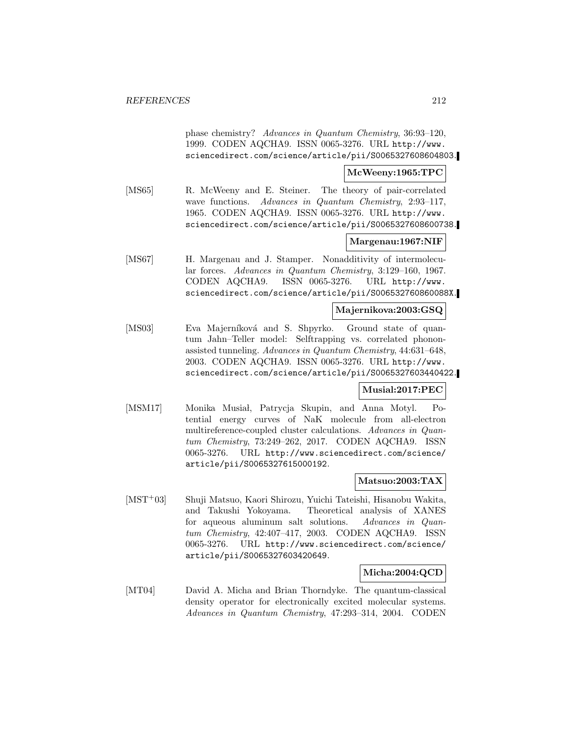phase chemistry? *Advances in Quantum Chemistry*, 36:93–120, 1999. CODEN AQCHA9. ISSN 0065-3276. URL http://www.sciencedirect.com/science/article/pii/S0065327608604803.

**McWeeny:1965:TPC**

[MS65] R. McWeeny and E. Steiner. The theory of pair-correlated wave functions. *Advances in Quantum Chemistry*, 2:93–117, 1965. CODEN AQCHA9. ISSN 0065-3276. URL http://www.sciencedirect.com/science/article/pii/S0065327608600738.

**Margenau:1967:NIF**

[MS67] H. Margenau and J. Stamper. Nonadditivity of intermolecular forces. *Advances in Quantum Chemistry*, 3:129–160, 1967. CODEN AQCHA9. ISSN 0065-3276. URL http://www.sciencedirect.com/science/article/pii/S006532760860088X.

**Majernikova:2003:GSQ**

[MS03] Eva Majerníková and S. Shpyrko. Ground state of quantum Jahn–Teller model: Selftrapping vs. correlated phonon-assisted tunneling. *Advances in Quantum Chemistry*, 44:631–648, 2003. CODEN AQCHA9. ISSN 0065-3276. URL http://www.sciencedirect.com/science/article/pii/S0065327603440422.

**Musial:2017:PEC**

[MSM17] Monika Musiał, Patrycja Skupin, and Anna Motyl. Potential energy curves of NaK molecule from all-electron multireference-coupled cluster calculations. *Advances in Quantum Chemistry*, 73:249–262, 2017. CODEN AQCHA9. ISSN 0065-3276. URL http://www.sciencedirect.com/science/article/pii/S0065327615000192.

**Matsuo:2003:TAX**

[MST+03] Shuji Matsuo, Kaori Shirozu, Yuichi Tateishi, Hisanobu Wakita, and Takushi Yokoyama. Theoretical analysis of XANES for aqueous aluminum salt solutions. *Advances in Quantum Chemistry*, 42:407–417, 2003. CODEN AQCHA9. ISSN 0065-3276. URL http://www.sciencedirect.com/science/article/pii/S0065327603420649.

**Micha:2004:QCD**

[MT04] David A. Micha and Brian Thorndyke. The quantum-classical density operator for electronically excited molecular systems. *Advances in Quantum Chemistry*, 47:293–314, 2004. CODEN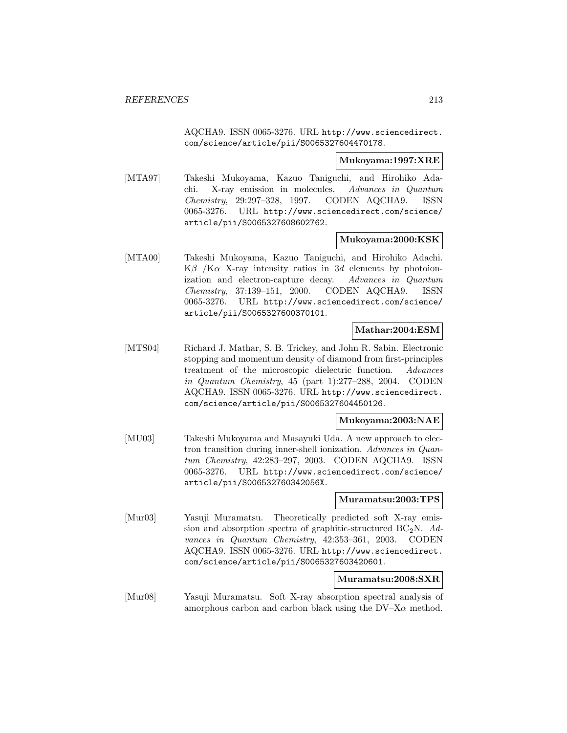AQCHA9. ISSN 0065-3276. URL http://www.sciencedirect.com/science/article/pii/S0065327604470178.

**Mukoyama:1997:XRE**

[MTA97] Takeshi Mukoyama, Kazuo Taniguchi, and Hirohiko Adachi. X-ray emission in molecules. *Advances in Quantum Chemistry*, 29:297–328, 1997. CODEN AQCHA9. ISSN 0065-3276. URL http://www.sciencedirect.com/science/article/pii/S0065327608602762.

**Mukoyama:2000:KSK**

[MTA00] Takeshi Mukoyama, Kazuo Taniguchi, and Hirohiko Adachi. $K\beta$ /$K\alpha$ X-ray intensity ratios in $3d$ elements by photoionization and electron-capture decay. *Advances in Quantum Chemistry*, 37:139–151, 2000. CODEN AQCHA9. ISSN 0065-3276. URL http://www.sciencedirect.com/science/article/pii/S0065327600370101.

**Mathar:2004:ESM**

[MTS04] Richard J. Mathar, S. B. Trickey, and John R. Sabin. Electronic stopping and momentum density of diamond from first-principles treatment of the microscopic dielectric function. *Advances in Quantum Chemistry*, 45 (part 1):277–288, 2004. CODEN AQCHA9. ISSN 0065-3276. URL http://www.sciencedirect.com/science/article/pii/S0065327604450126.

**Mukoyama:2003:NAE**

[MU03] Takeshi Mukoyama and Masayuki Uda. A new approach to electron transition during inner-shell ionization. *Advances in Quantum Chemistry*, 42:283–297, 2003. CODEN AQCHA9. ISSN 0065-3276. URL http://www.sciencedirect.com/science/article/pii/S006532760342056X.

**Muramatsu:2003:TPS**

[Mur03] Yasuji Muramatsu. Theoretically predicted soft X-ray emission and absorption spectra of graphitic-structured $BC_2N$. *Advances in Quantum Chemistry*, 42:353–361, 2003. CODEN AQCHA9. ISSN 0065-3276. URL http://www.sciencedirect.com/science/article/pii/S0065327603420601.

**Muramatsu:2008:SXR**

[Mur08] Yasuji Muramatsu. Soft X-ray absorption spectral analysis of amorphous carbon and carbon black using the DV–X$\alpha$ method.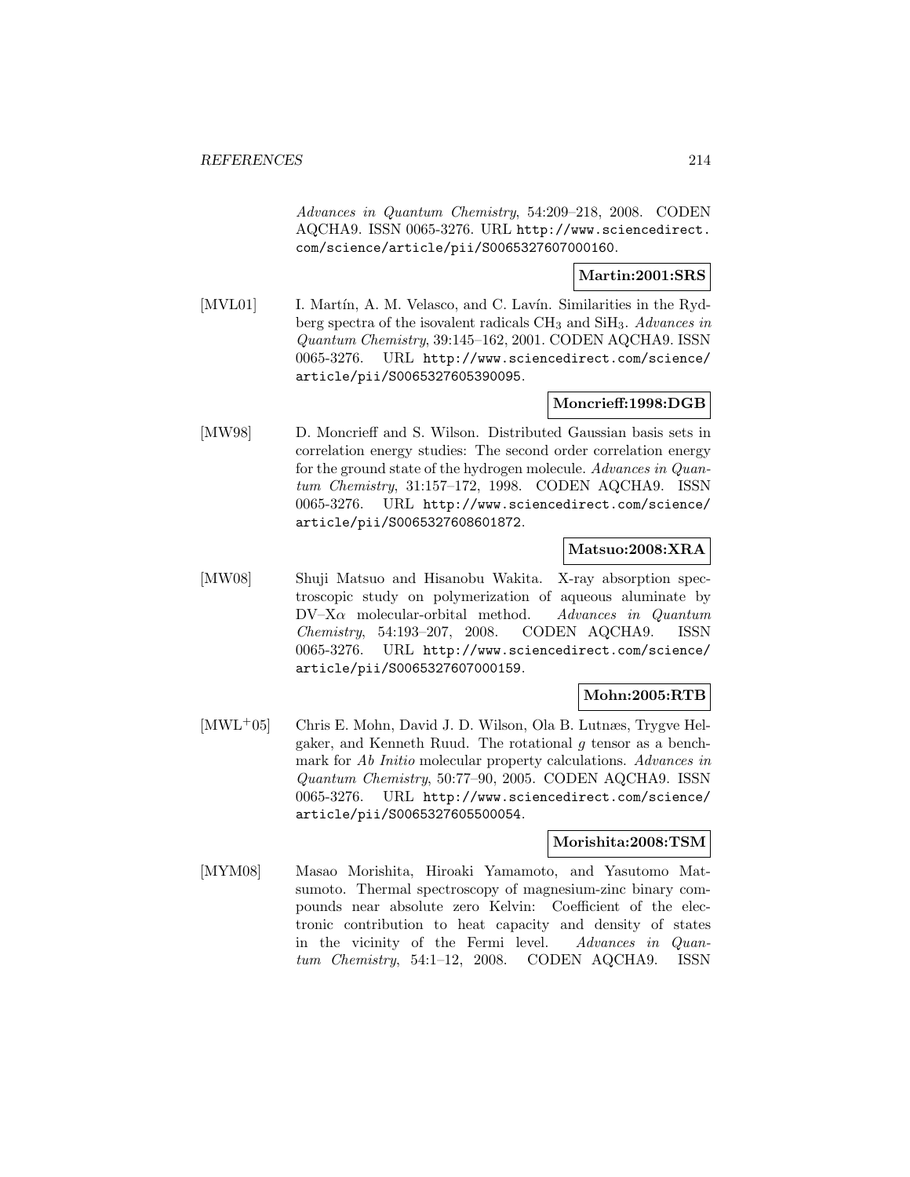*Advances in Quantum Chemistry*, 54:209–218, 2008. CODEN AQCHA9. ISSN 0065-3276. URL http://www.sciencedirect.com/science/article/pii/S0065327607000160.

**Martin:2001:SRS**

[MVL01] I. Martín, A. M. Velasco, and C. Lavín. Similarities in the Rydberg spectra of the isovalent radicals $CH_3$ and $SiH_3$. *Advances in Quantum Chemistry*, 39:145–162, 2001. CODEN AQCHA9. ISSN 0065-3276. URL http://www.sciencedirect.com/science/article/pii/S0065327605390095.

**Moncrieff:1998:DGB**

[MW98] D. Moncrieff and S. Wilson. Distributed Gaussian basis sets in correlation energy studies: The second order correlation energy for the ground state of the hydrogen molecule. *Advances in Quantum Chemistry*, 31:157–172, 1998. CODEN AQCHA9. ISSN 0065-3276. URL http://www.sciencedirect.com/science/article/pii/S0065327608601872.

**Matsuo:2008:XRA**

[MW08] Shuji Matsuo and Hisanobu Wakita. X-ray absorption spectroscopic study on polymerization of aqueous aluminate by DV–X$\alpha$ molecular-orbital method. *Advances in Quantum Chemistry*, 54:193–207, 2008. CODEN AQCHA9. ISSN 0065-3276. URL http://www.sciencedirect.com/science/article/pii/S0065327607000159.

**Mohn:2005:RTB**

[MWL+05] Chris E. Mohn, David J. D. Wilson, Ola B. Lutnæs, Trygve Helgaker, and Kenneth Ruud. The rotational $g$ tensor as a benchmark for *Ab Initio* molecular property calculations. *Advances in Quantum Chemistry*, 50:77–90, 2005. CODEN AQCHA9. ISSN 0065-3276. URL http://www.sciencedirect.com/science/article/pii/S0065327605500054.

**Morishita:2008:TSM**

[MYM08] Masao Morishita, Hiroaki Yamamoto, and Yasutomo Matsumoto. Thermal spectroscopy of magnesium-zinc binary compounds near absolute zero Kelvin: Coefficient of the electronic contribution to heat capacity and density of states in the vicinity of the Fermi level. *Advances in Quantum Chemistry*, 54:1–12, 2008. CODEN AQCHA9. ISSN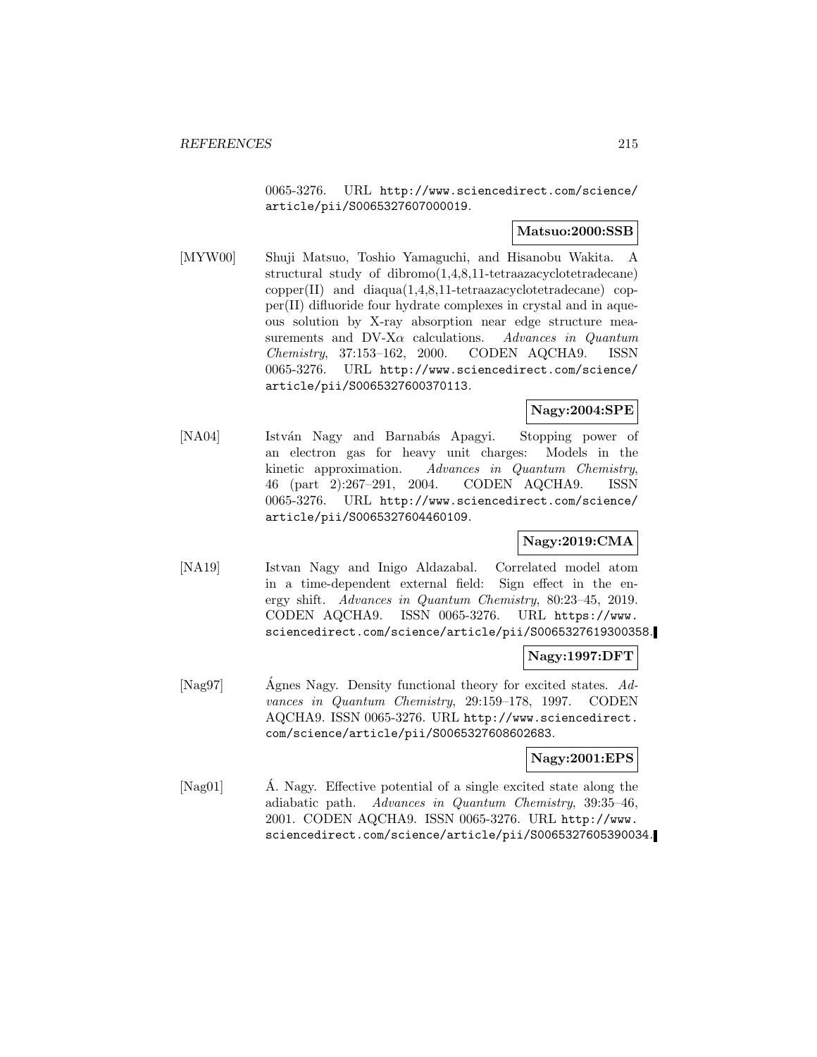0065-3276. URL http://www.sciencedirect.com/science/article/pii/S0065327607000019.

**Matsuo:2000:SSB**

[MYW00] Shuji Matsuo, Toshio Yamaguchi, and Hisanobu Wakita. A structural study of dibromo(1,4,8,11-tetraazacyclotetradecane) copper(II) and diaqua(1,4,8,11-tetraazacyclotetradecane) copper(II) difluoride four hydrate complexes in crystal and in aqueous solution by X-ray absorption near edge structure measurements and DV-X$\alpha$ calculations. *Advances in Quantum Chemistry*, 37:153–162, 2000. CODEN AQCHA9. ISSN 0065-3276. URL http://www.sciencedirect.com/science/article/pii/S0065327600370113.

**Nagy:2004:SPE**

[NA04] István Nagy and Barnabás Apagyi. Stopping power of an electron gas for heavy unit charges: Models in the kinetic approximation. *Advances in Quantum Chemistry*, 46 (part 2):267–291, 2004. CODEN AQCHA9. ISSN 0065-3276. URL http://www.sciencedirect.com/science/article/pii/S0065327604460109.

**Nagy:2019:CMA**

[NA19] Istvan Nagy and Inigo Aldazabal. Correlated model atom in a time-dependent external field: Sign effect in the energy shift. *Advances in Quantum Chemistry*, 80:23–45, 2019. CODEN AQCHA9. ISSN 0065-3276. URL https://www.sciencedirect.com/science/article/pii/S0065327619300358.

**Nagy:1997:DFT**

[Nag97] Ágnes Nagy. Density functional theory for excited states. *Advances in Quantum Chemistry*, 29:159–178, 1997. CODEN AQCHA9. ISSN 0065-3276. URL http://www.sciencedirect.com/science/article/pii/S0065327608602683.

**Nagy:2001:EPS**

[Nag01] Á. Nagy. Effective potential of a single excited state along the adiabatic path. *Advances in Quantum Chemistry*, 39:35–46, 2001. CODEN AQCHA9. ISSN 0065-3276. URL http://www.sciencedirect.com/science/article/pii/S0065327605390034.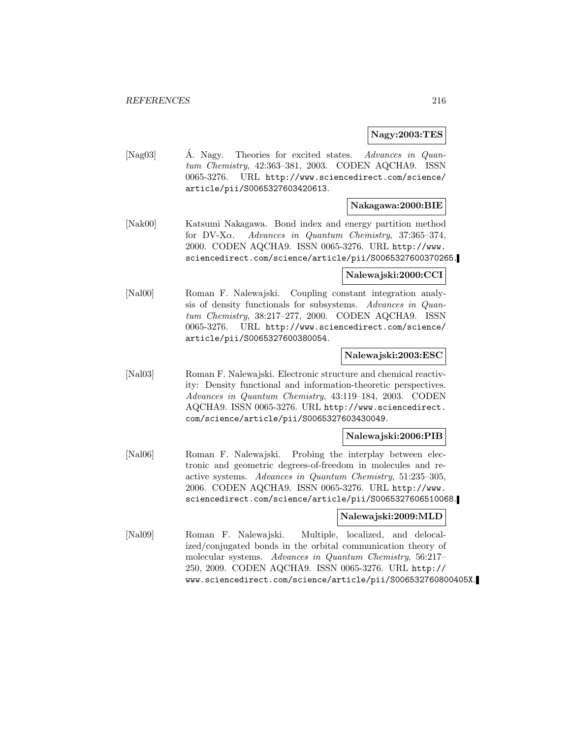**Nagy:2003:TES**

[Nag03] Á. Nagy. Theories for excited states. *Advances in Quantum Chemistry*, 42:363–381, 2003. CODEN AQCHA9. ISSN 0065-3276. URL http://www.sciencedirect.com/science/article/pii/S0065327603420613.

**Nakagawa:2000:BIE**

[Nak00] Katsumi Nakagawa. Bond index and energy partition method for DV-X$\alpha$. *Advances in Quantum Chemistry*, 37:365–374, 2000. CODEN AQCHA9. ISSN 0065-3276. URL http://www.sciencedirect.com/science/article/pii/S0065327600370265.

**Nalewajski:2000:CCI**

[Nal00] Roman F. Nalewajski. Coupling constant integration analysis of density functionals for subsystems. *Advances in Quantum Chemistry*, 38:217–277, 2000. CODEN AQCHA9. ISSN 0065-3276. URL http://www.sciencedirect.com/science/article/pii/S0065327600380054.

**Nalewajski:2003:ESC**

[Nal03] Roman F. Nalewajski. Electronic structure and chemical reactivity: Density functional and information-theoretic perspectives. *Advances in Quantum Chemistry*, 43:119–184, 2003. CODEN AQCHA9. ISSN 0065-3276. URL http://www.sciencedirect.com/science/article/pii/S0065327603430049.

**Nalewajski:2006:PIB**

[Nal06] Roman F. Nalewajski. Probing the interplay between electronic and geometric degrees-of-freedom in molecules and reactive systems. *Advances in Quantum Chemistry*, 51:235–305, 2006. CODEN AQCHA9. ISSN 0065-3276. URL http://www.sciencedirect.com/science/article/pii/S0065327606510068.

**Nalewajski:2009:MLD**

[Nal09] Roman F. Nalewajski. Multiple, localized, and delocalized/conjugated bonds in the orbital communication theory of molecular systems. *Advances in Quantum Chemistry*, 56:217–250, 2009. CODEN AQCHA9. ISSN 0065-3276. URL http://www.sciencedirect.com/science/article/pii/S006532760800405X.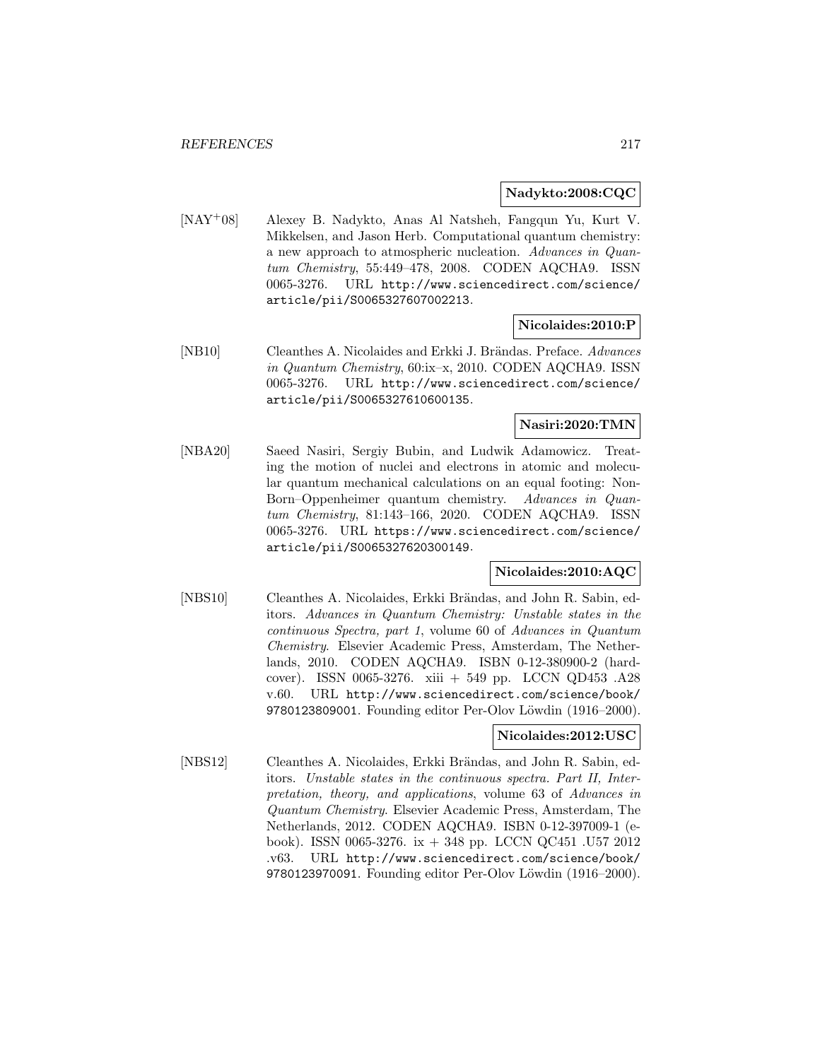**Nadykto:2008:CQC**

[NAY+08] Alexey B. Nadykto, Anas Al Natsheh, Fangqun Yu, Kurt V. Mikkelsen, and Jason Herb. Computational quantum chemistry: a new approach to atmospheric nucleation. *Advances in Quantum Chemistry*, 55:449–478, 2008. CODEN AQCHA9. ISSN 0065-3276. URL http://www.sciencedirect.com/science/article/pii/S0065327607002213.

**Nicolaides:2010:P**

[NB10] Cleanthes A. Nicolaides and Erkki J. Brändas. Preface. *Advances in Quantum Chemistry*, 60:ix–x, 2010. CODEN AQCHA9. ISSN 0065-3276. URL http://www.sciencedirect.com/science/article/pii/S0065327610600135.

**Nasiri:2020:TMN**

[NBA20] Saeed Nasiri, Sergiy Bubin, and Ludwik Adamowicz. Treating the motion of nuclei and electrons in atomic and molecular quantum mechanical calculations on an equal footing: Non-Born–Oppenheimer quantum chemistry. *Advances in Quantum Chemistry*, 81:143–166, 2020. CODEN AQCHA9. ISSN 0065-3276. URL https://www.sciencedirect.com/science/article/pii/S0065327620300149.

**Nicolaides:2010:AQC**

[NBS10] Cleanthes A. Nicolaides, Erkki Brändas, and John R. Sabin, editors. *Advances in Quantum Chemistry: Unstable states in the continuous Spectra, part 1*, volume 60 of *Advances in Quantum Chemistry*. Elsevier Academic Press, Amsterdam, The Netherlands, 2010. CODEN AQCHA9. ISBN 0-12-380900-2 (hardcover). ISSN 0065-3276. xiii + 549 pp. LCCN QD453 .A28 v.60. URL http://www.sciencedirect.com/science/book/9780123809001. Founding editor Per-Olov Löwdin (1916–2000).

**Nicolaides:2012:USC**

[NBS12] Cleanthes A. Nicolaides, Erkki Brändas, and John R. Sabin, editors. *Unstable states in the continuous spectra. Part II, Interpretation, theory, and applications*, volume 63 of *Advances in Quantum Chemistry*. Elsevier Academic Press, Amsterdam, The Netherlands, 2012. CODEN AQCHA9. ISBN 0-12-397009-1 (e-book). ISSN 0065-3276. ix + 348 pp. LCCN QC451 .U57 2012 .v63. URL http://www.sciencedirect.com/science/book/9780123970091. Founding editor Per-Olov Löwdin (1916–2000).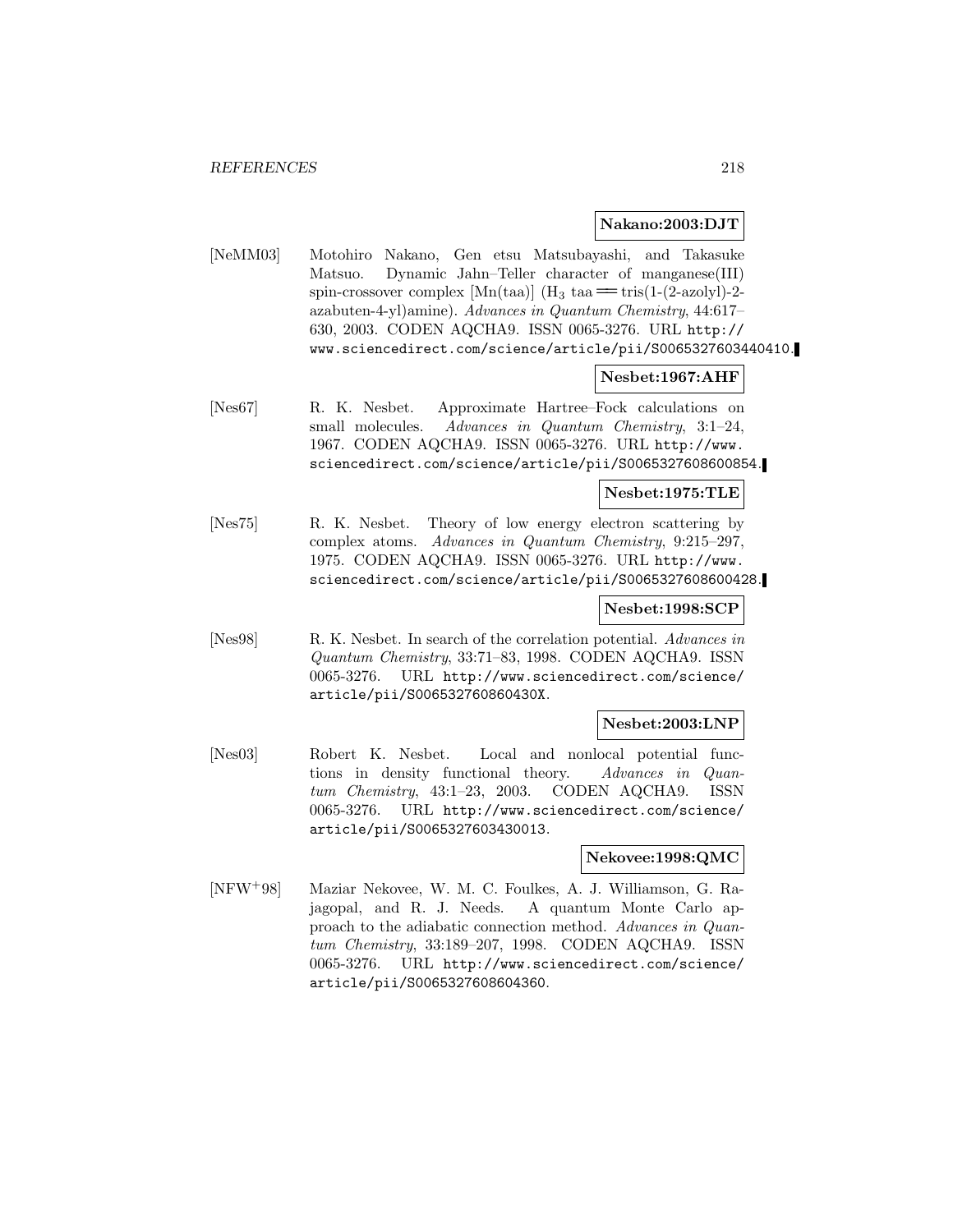**Nakano:2003:DJT**

[NeMM03] Motohiro Nakano, Gen etsu Matsubayashi, and Takasuke Matsuo. Dynamic Jahn–Teller character of manganese(III) spin-crossover complex [Mn(taa)] ($H_3$ taa = tris(1-(2-azolyl)-2-azabuten-4-yl)amine). *Advances in Quantum Chemistry*, 44:617–630, 2003. CODEN AQCHA9. ISSN 0065-3276. URL http://www.sciencedirect.com/science/article/pii/S0065327603440410.

**Nesbet:1967:AHF**

[Nes67] R. K. Nesbet. Approximate Hartree–Fock calculations on small molecules. *Advances in Quantum Chemistry*, 3:1–24, 1967. CODEN AQCHA9. ISSN 0065-3276. URL http://www.sciencedirect.com/science/article/pii/S0065327608600854.

**Nesbet:1975:TLE**

[Nes75] R. K. Nesbet. Theory of low energy electron scattering by complex atoms. *Advances in Quantum Chemistry*, 9:215–297, 1975. CODEN AQCHA9. ISSN 0065-3276. URL http://www.sciencedirect.com/science/article/pii/S0065327608600428.

**Nesbet:1998:SCP**

[Nes98] R. K. Nesbet. In search of the correlation potential. *Advances in Quantum Chemistry*, 33:71–83, 1998. CODEN AQCHA9. ISSN 0065-3276. URL http://www.sciencedirect.com/science/article/pii/S006532760860430X.

**Nesbet:2003:LNP**

[Nes03] Robert K. Nesbet. Local and nonlocal potential functions in density functional theory. *Advances in Quantum Chemistry*, 43:1–23, 2003. CODEN AQCHA9. ISSN 0065-3276. URL http://www.sciencedirect.com/science/article/pii/S0065327603430013.

**Nekovee:1998:QMC**

[NFW+98] Maziar Nekovee, W. M. C. Foulkes, A. J. Williamson, G. Rajagopal, and R. J. Needs. A quantum Monte Carlo approach to the adiabatic connection method. *Advances in Quantum Chemistry*, 33:189–207, 1998. CODEN AQCHA9. ISSN 0065-3276. URL http://www.sciencedirect.com/science/article/pii/S0065327608604360.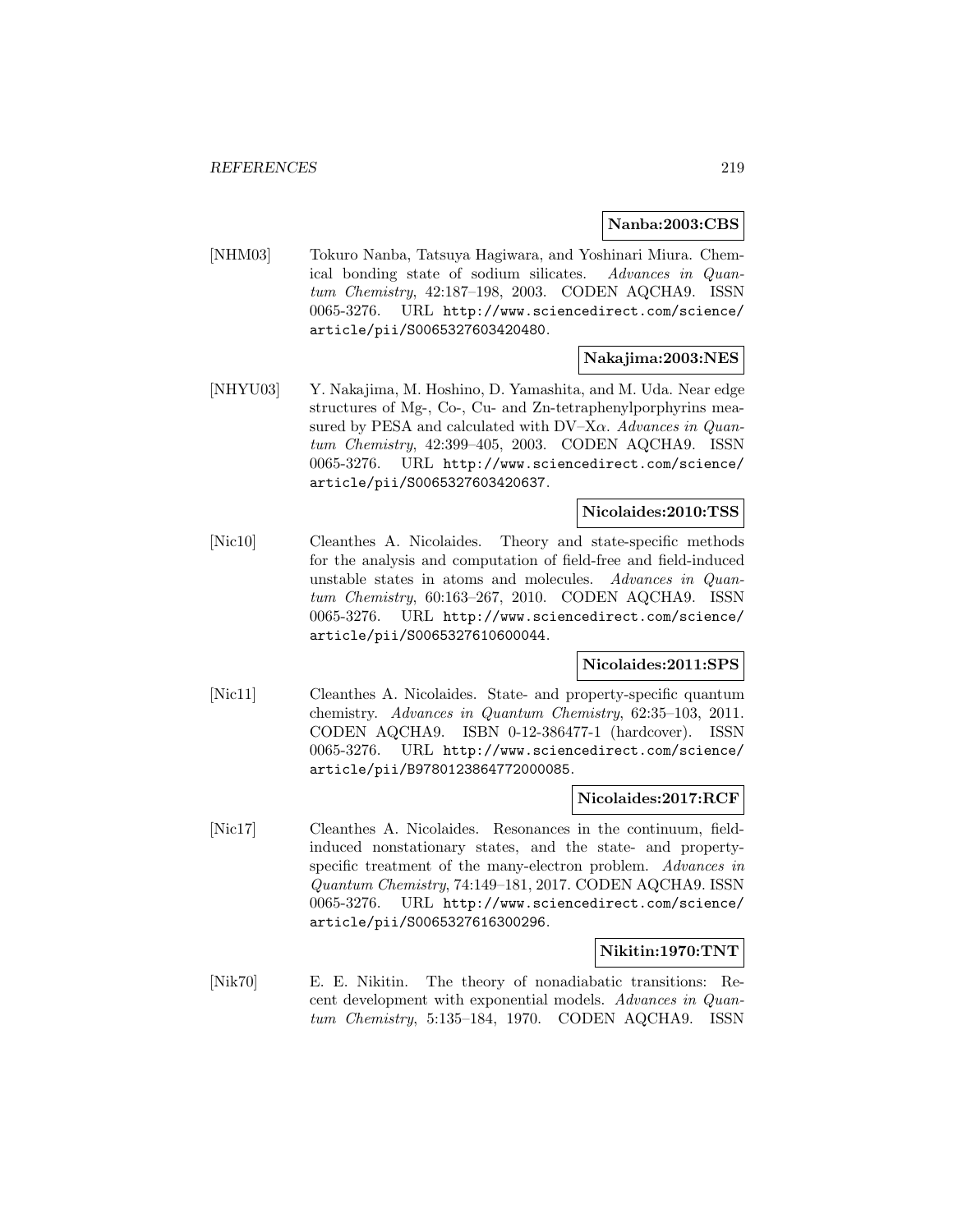**Nanba:2003:CBS**

[NHM03] Tokuro Nanba, Tatsuya Hagiwara, and Yoshinari Miura. Chemical bonding state of sodium silicates. *Advances in Quantum Chemistry*, 42:187–198, 2003. CODEN AQCHA9. ISSN 0065-3276. URL http://www.sciencedirect.com/science/article/pii/S0065327603420480.

**Nakajima:2003:NES**

[NHYU03] Y. Nakajima, M. Hoshino, D. Yamashita, and M. Uda. Near edge structures of Mg-, Co-, Cu- and Zn-tetraphenylporphyrins measured by PESA and calculated with DV–X$\alpha$. *Advances in Quantum Chemistry*, 42:399–405, 2003. CODEN AQCHA9. ISSN 0065-3276. URL http://www.sciencedirect.com/science/article/pii/S0065327603420637.

**Nicolaides:2010:TSS**

[Nic10] Cleanthes A. Nicolaides. Theory and state-specific methods for the analysis and computation of field-free and field-induced unstable states in atoms and molecules. *Advances in Quantum Chemistry*, 60:163–267, 2010. CODEN AQCHA9. ISSN 0065-3276. URL http://www.sciencedirect.com/science/article/pii/S0065327610600044.

**Nicolaides:2011:SPS**

[Nic11] Cleanthes A. Nicolaides. State- and property-specific quantum chemistry. *Advances in Quantum Chemistry*, 62:35–103, 2011. CODEN AQCHA9. ISBN 0-12-386477-1 (hardcover). ISSN 0065-3276. URL http://www.sciencedirect.com/science/article/pii/B9780123864772000085.

**Nicolaides:2017:RCF**

[Nic17] Cleanthes A. Nicolaides. Resonances in the continuum, field-induced nonstationary states, and the state- and property-specific treatment of the many-electron problem. *Advances in Quantum Chemistry*, 74:149–181, 2017. CODEN AQCHA9. ISSN 0065-3276. URL http://www.sciencedirect.com/science/article/pii/S0065327616300296.

**Nikitin:1970:TNT**

[Nik70] E. E. Nikitin. The theory of nonadiabatic transitions: Recent development with exponential models. *Advances in Quantum Chemistry*, 5:135–184, 1970. CODEN AQCHA9. ISSN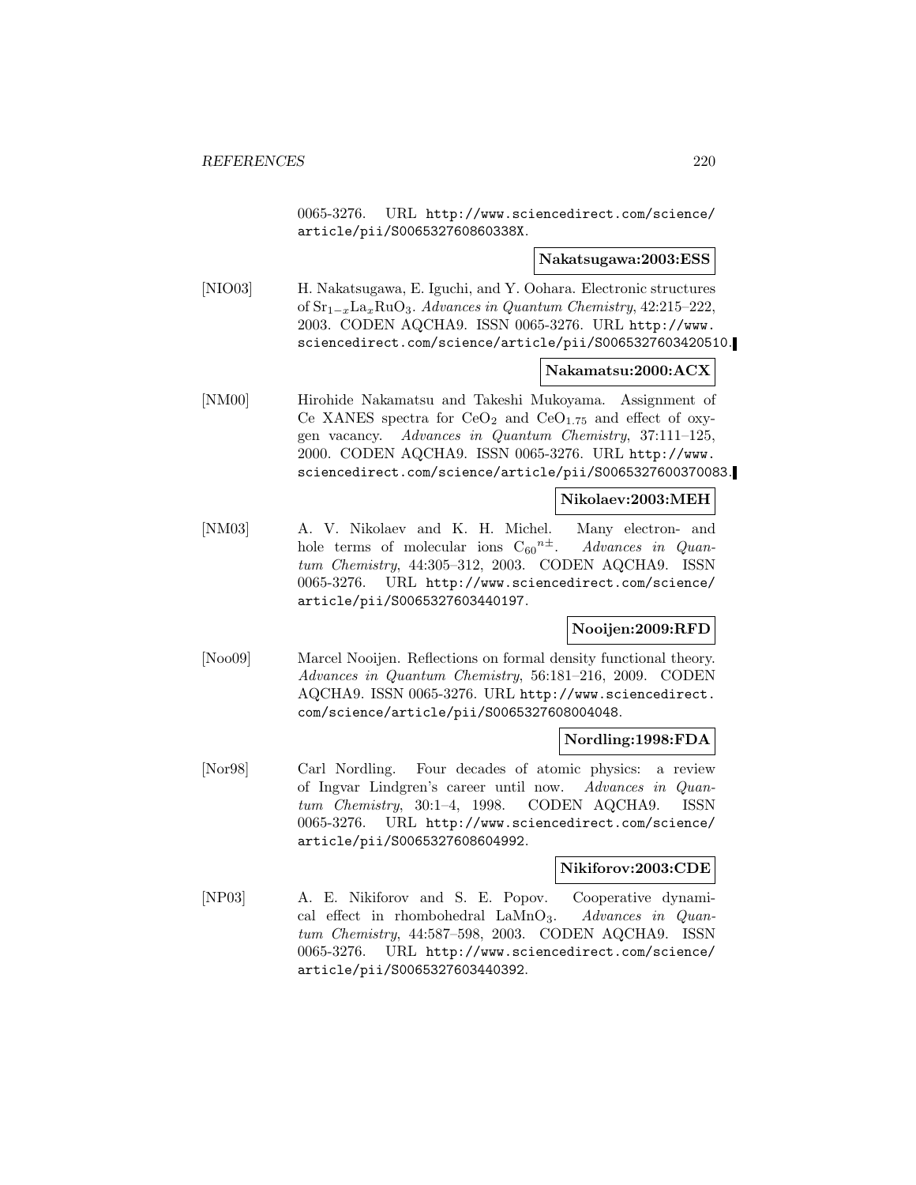0065-3276. URL http://www.sciencedirect.com/science/article/pii/S006532760860338X.

**Nakatsugawa:2003:ESS**

[NIO03] H. Nakatsugawa, E. Iguchi, and Y. Oohara. Electronic structures of $Sr_{1-x}La_xRuO_3$. *Advances in Quantum Chemistry*, 42:215–222, 2003. CODEN AQCHA9. ISSN 0065-3276. URL http://www.sciencedirect.com/science/article/pii/S0065327603420510.

**Nakamatsu:2000:ACX**

[NM00] Hirohide Nakamatsu and Takeshi Mukoyama. Assignment of Ce XANES spectra for $CeO_2$ and $CeO_{1.75}$ and effect of oxygen vacancy. *Advances in Quantum Chemistry*, 37:111–125, 2000. CODEN AQCHA9. ISSN 0065-3276. URL http://www.sciencedirect.com/science/article/pii/S0065327600370083.

**Nikolaev:2003:MEH**

[NM03] A. V. Nikolaev and K. H. Michel. Many electron- and hole terms of molecular ions ${C_{60}}^{n\pm}$. *Advances in Quantum Chemistry*, 44:305–312, 2003. CODEN AQCHA9. ISSN 0065-3276. URL http://www.sciencedirect.com/science/article/pii/S0065327603440197.

**Nooijen:2009:RFD**

[Noo09] Marcel Nooijen. Reflections on formal density functional theory. *Advances in Quantum Chemistry*, 56:181–216, 2009. CODEN AQCHA9. ISSN 0065-3276. URL http://www.sciencedirect.com/science/article/pii/S0065327608004048.

**Nordling:1998:FDA**

[Nor98] Carl Nordling. Four decades of atomic physics: a review of Ingvar Lindgren's career until now. *Advances in Quantum Chemistry*, 30:1–4, 1998. CODEN AQCHA9. ISSN 0065-3276. URL http://www.sciencedirect.com/science/article/pii/S0065327608604992.

**Nikiforov:2003:CDE**

[NP03] A. E. Nikiforov and S. E. Popov. Cooperative dynamical effect in rhombohedral $LaMnO_3$. *Advances in Quantum Chemistry*, 44:587–598, 2003. CODEN AQCHA9. ISSN 0065-3276. URL http://www.sciencedirect.com/science/article/pii/S0065327603440392.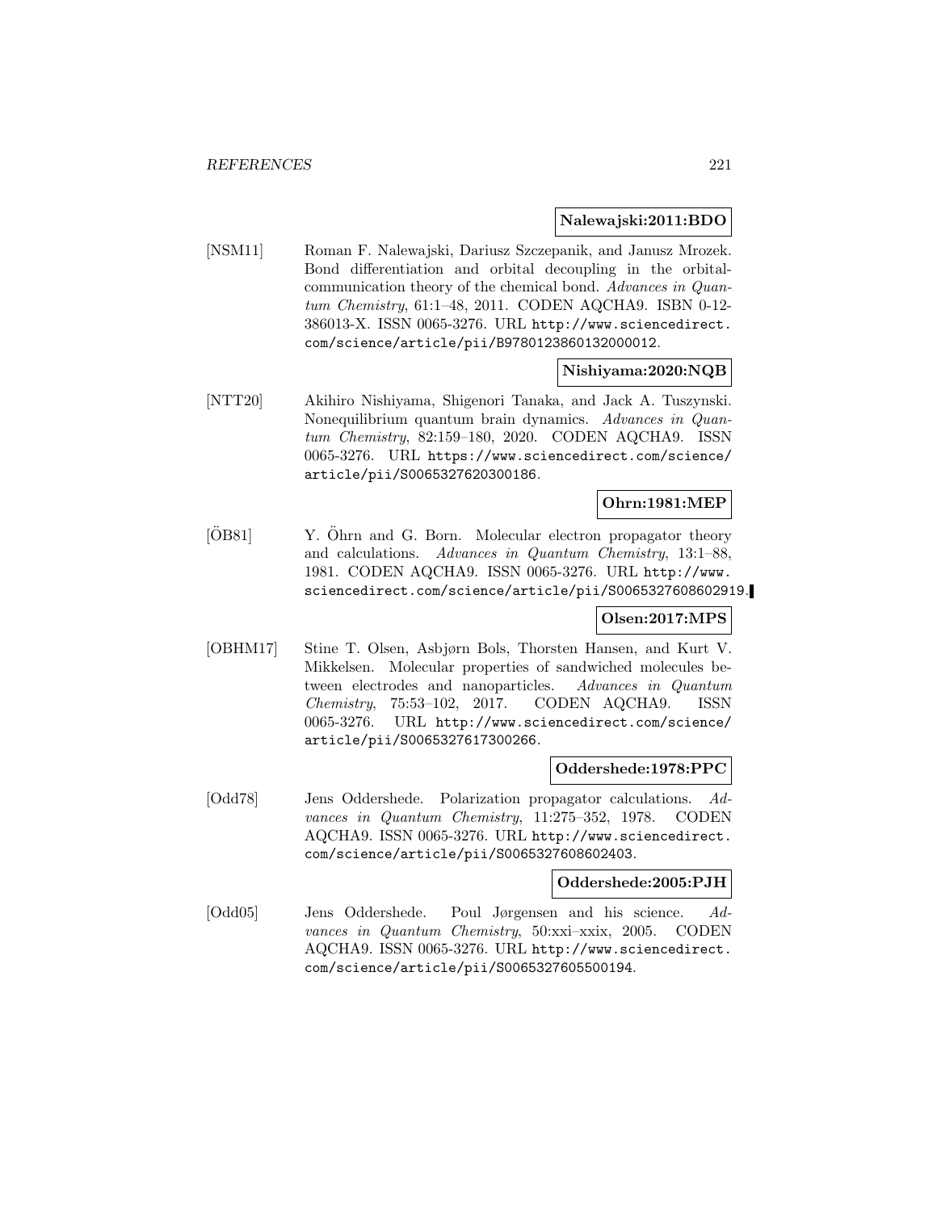**Nalewajski:2011:BDO**

[NSM11] Roman F. Nalewajski, Dariusz Szczepanik, and Janusz Mrozek. Bond differentiation and orbital decoupling in the orbital-communication theory of the chemical bond. *Advances in Quantum Chemistry*, 61:1–48, 2011. CODEN AQCHA9. ISBN 0-12-386013-X. ISSN 0065-3276. URL http://www.sciencedirect.com/science/article/pii/B9780123860132000012.

**Nishiyama:2020:NQB**

[NTT20] Akihiro Nishiyama, Shigenori Tanaka, and Jack A. Tuszynski. Nonequilibrium quantum brain dynamics. *Advances in Quantum Chemistry*, 82:159–180, 2020. CODEN AQCHA9. ISSN 0065-3276. URL https://www.sciencedirect.com/science/article/pii/S0065327620300186.

**Ohrn:1981:MEP**

[ÖB81] Y. Öhrn and G. Born. Molecular electron propagator theory and calculations. *Advances in Quantum Chemistry*, 13:1–88, 1981. CODEN AQCHA9. ISSN 0065-3276. URL http://www.sciencedirect.com/science/article/pii/S0065327608602919.

**Olsen:2017:MPS**

[OBHM17] Stine T. Olsen, Asbjørn Bols, Thorsten Hansen, and Kurt V. Mikkelsen. Molecular properties of sandwiched molecules between electrodes and nanoparticles. *Advances in Quantum Chemistry*, 75:53–102, 2017. CODEN AQCHA9. ISSN 0065-3276. URL http://www.sciencedirect.com/science/article/pii/S0065327617300266.

**Oddershede:1978:PPC**

[Odd78] Jens Oddershede. Polarization propagator calculations. *Advances in Quantum Chemistry*, 11:275–352, 1978. CODEN AQCHA9. ISSN 0065-3276. URL http://www.sciencedirect.com/science/article/pii/S0065327608602403.

**Oddershede:2005:PJH**

[Odd05] Jens Oddershede. Poul Jørgensen and his science. *Advances in Quantum Chemistry*, 50:xxi–xxix, 2005. CODEN AQCHA9. ISSN 0065-3276. URL http://www.sciencedirect.com/science/article/pii/S0065327605500194.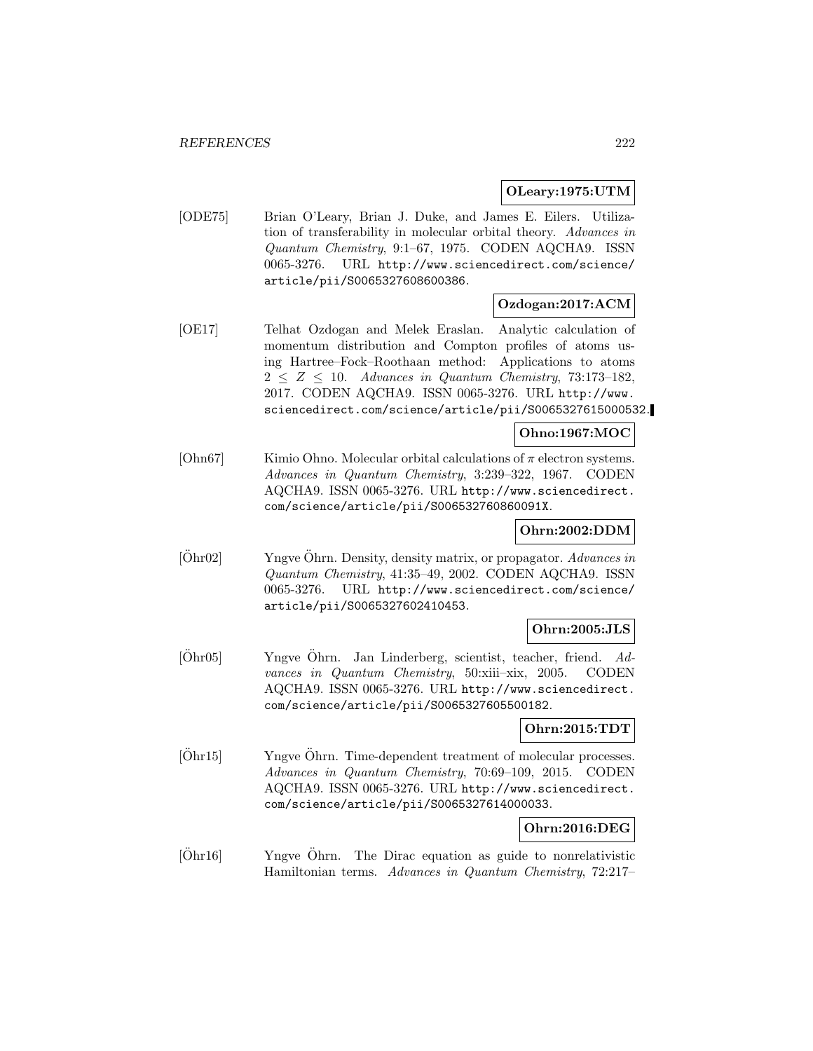**OLeary:1975:UTM**

[ODE75] Brian O'Leary, Brian J. Duke, and James E. Eilers. Utilization of transferability in molecular orbital theory. *Advances in Quantum Chemistry*, 9:1–67, 1975. CODEN AQCHA9. ISSN 0065-3276. URL http://www.sciencedirect.com/science/article/pii/S0065327608600386.

**Ozdogan:2017:ACM**

[OE17] Telhat Ozdogan and Melek Eraslan. Analytic calculation of momentum distribution and Compton profiles of atoms using Hartree–Fock–Roothaan method: Applications to atoms $2 \leq Z \leq 10$. *Advances in Quantum Chemistry*, 73:173–182, 2017. CODEN AQCHA9. ISSN 0065-3276. URL http://www.sciencedirect.com/science/article/pii/S0065327615000532.

**Ohno:1967:MOC**

[Ohn67] Kimio Ohno. Molecular orbital calculations of $\pi$ electron systems. *Advances in Quantum Chemistry*, 3:239–322, 1967. CODEN AQCHA9. ISSN 0065-3276. URL http://www.sciencedirect.com/science/article/pii/S006532760860091X.

**Ohrn:2002:DDM**

[Öhr02] Yngve Öhrn. Density, density matrix, or propagator. *Advances in Quantum Chemistry*, 41:35–49, 2002. CODEN AQCHA9. ISSN 0065-3276. URL http://www.sciencedirect.com/science/article/pii/S0065327602410453.

**Ohrn:2005:JLS**

[Öhr05] Yngve Öhrn. Jan Linderberg, scientist, teacher, friend. *Advances in Quantum Chemistry*, 50:xiii–xix, 2005. CODEN AQCHA9. ISSN 0065-3276. URL http://www.sciencedirect.com/science/article/pii/S0065327605500182.

**Ohrn:2015:TDT**

[Öhr15] Yngve Öhrn. Time-dependent treatment of molecular processes. *Advances in Quantum Chemistry*, 70:69–109, 2015. CODEN AQCHA9. ISSN 0065-3276. URL http://www.sciencedirect.com/science/article/pii/S0065327614000033.

**Ohrn:2016:DEG**

[Öhr16] Yngve Öhrn. The Dirac equation as guide to nonrelativistic Hamiltonian terms. *Advances in Quantum Chemistry*, 72:217–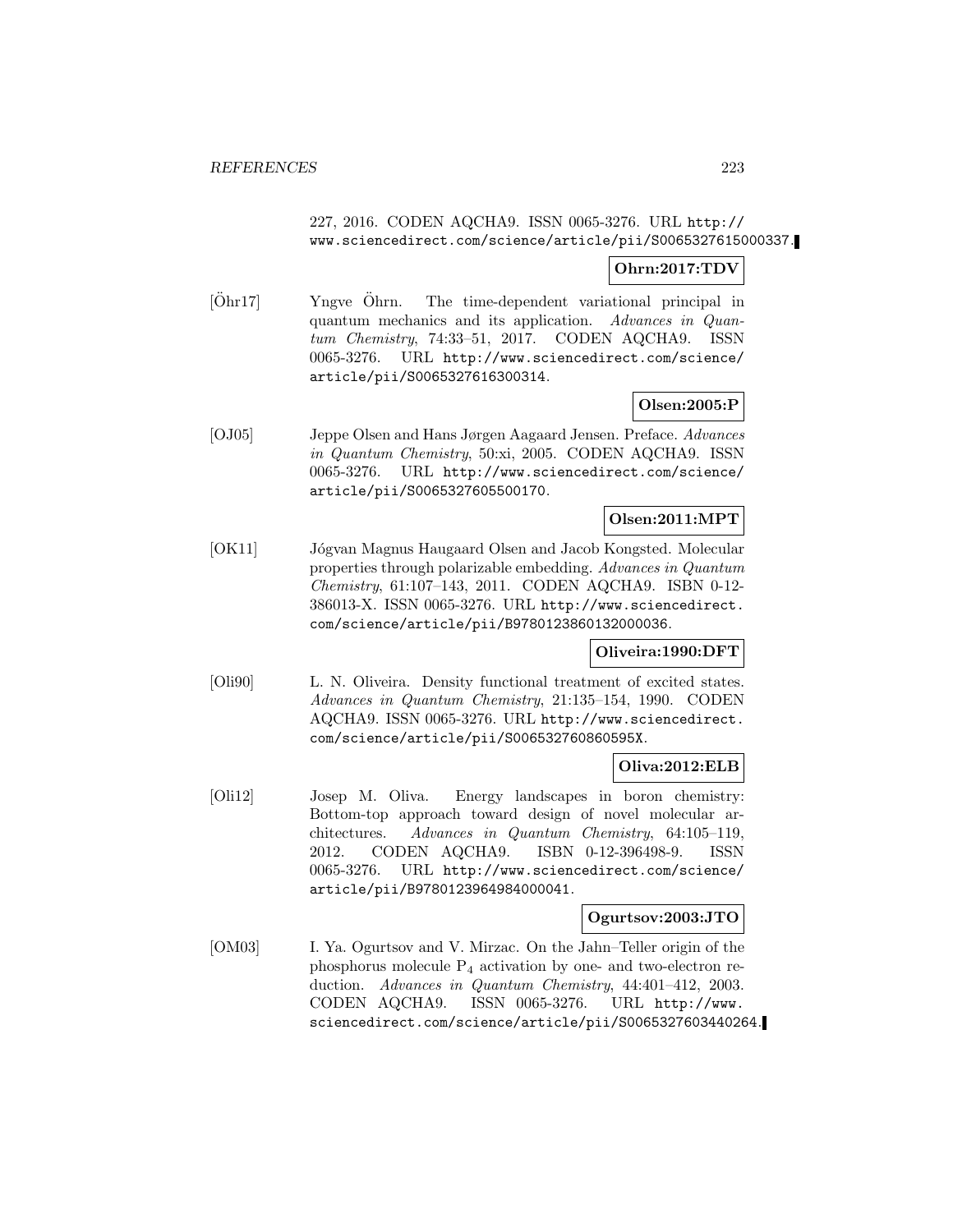227, 2016. CODEN AQCHA9. ISSN 0065-3276. URL http://www.sciencedirect.com/science/article/pii/S0065327615000337.

**Ohrn:2017:TDV**

[Öhr17] Yngve Öhrn. The time-dependent variational principal in quantum mechanics and its application. *Advances in Quantum Chemistry*, 74:33–51, 2017. CODEN AQCHA9. ISSN 0065-3276. URL http://www.sciencedirect.com/science/article/pii/S0065327616300314.

**Olsen:2005:P**

[OJ05] Jeppe Olsen and Hans Jørgen Aagaard Jensen. Preface. *Advances in Quantum Chemistry*, 50:xi, 2005. CODEN AQCHA9. ISSN 0065-3276. URL http://www.sciencedirect.com/science/article/pii/S0065327605500170.

**Olsen:2011:MPT**

[OK11] Jógvan Magnus Haugaard Olsen and Jacob Kongsted. Molecular properties through polarizable embedding. *Advances in Quantum Chemistry*, 61:107–143, 2011. CODEN AQCHA9. ISBN 0-12-386013-X. ISSN 0065-3276. URL http://www.sciencedirect.com/science/article/pii/B9780123860132000036.

**Oliveira:1990:DFT**

[Oli90] L. N. Oliveira. Density functional treatment of excited states. *Advances in Quantum Chemistry*, 21:135–154, 1990. CODEN AQCHA9. ISSN 0065-3276. URL http://www.sciencedirect.com/science/article/pii/S006532760860595X.

**Oliva:2012:ELB**

[Oli12] Josep M. Oliva. Energy landscapes in boron chemistry: Bottom-top approach toward design of novel molecular architectures. *Advances in Quantum Chemistry*, 64:105–119, 2012. CODEN AQCHA9. ISBN 0-12-396498-9. ISSN 0065-3276. URL http://www.sciencedirect.com/science/article/pii/B9780123964984000041.

**Ogurtsov:2003:JTO**

[OM03] I. Ya. Ogurtsov and V. Mirzac. On the Jahn–Teller origin of the phosphorus molecule $P_4$ activation by one- and two-electron reduction. *Advances in Quantum Chemistry*, 44:401–412, 2003. CODEN AQCHA9. ISSN 0065-3276. URL http://www.sciencedirect.com/science/article/pii/S0065327603440264.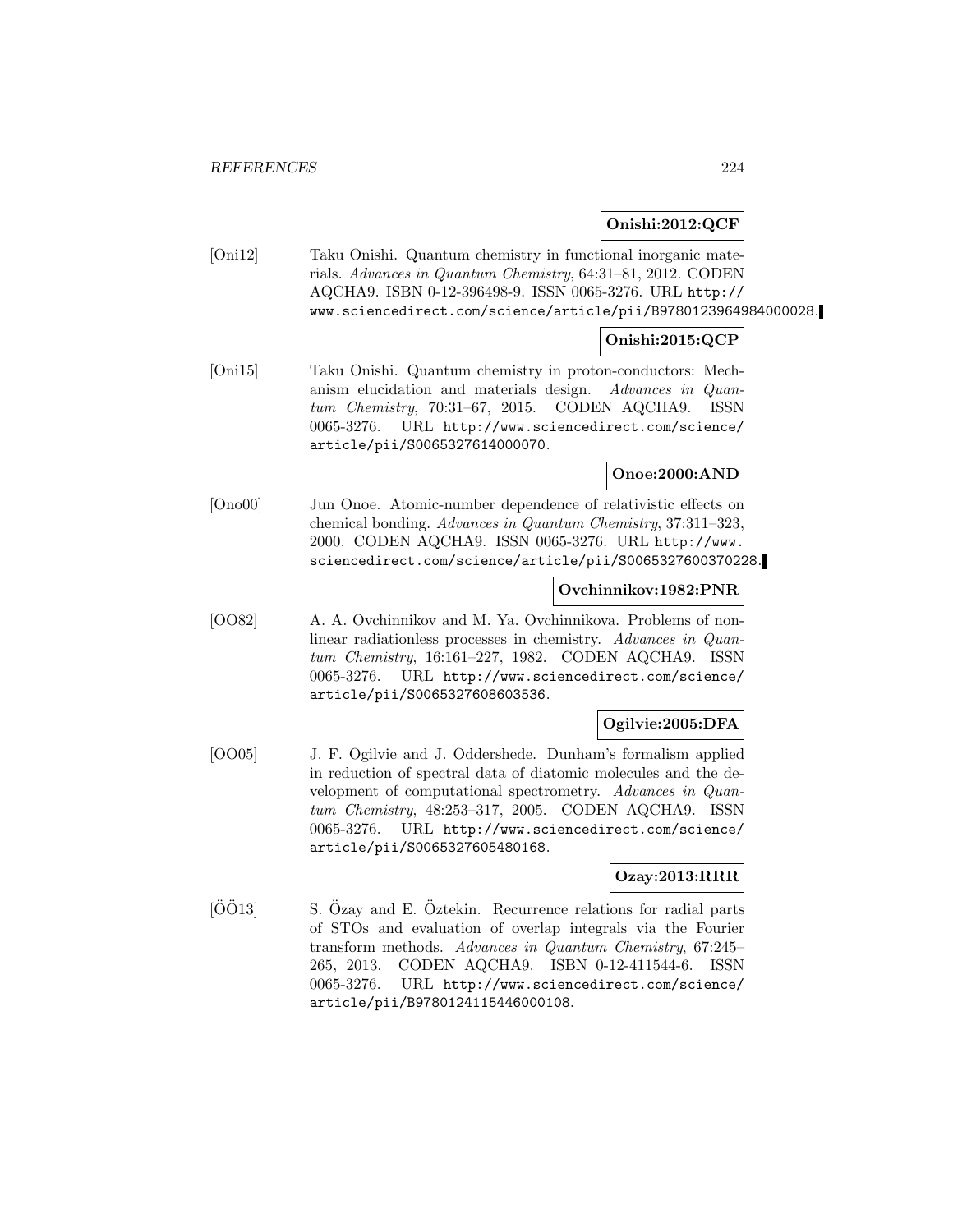**Onishi:2012:QCF**

[Oni12] Taku Onishi. Quantum chemistry in functional inorganic materials. *Advances in Quantum Chemistry*, 64:31–81, 2012. CODEN AQCHA9. ISBN 0-12-396498-9. ISSN 0065-3276. URL http://www.sciencedirect.com/science/article/pii/B9780123964984000028.

**Onishi:2015:QCP**

[Oni15] Taku Onishi. Quantum chemistry in proton-conductors: Mechanism elucidation and materials design. *Advances in Quantum Chemistry*, 70:31–67, 2015. CODEN AQCHA9. ISSN 0065-3276. URL http://www.sciencedirect.com/science/article/pii/S0065327614000070.

**Onoe:2000:AND**

[Ono00] Jun Onoe. Atomic-number dependence of relativistic effects on chemical bonding. *Advances in Quantum Chemistry*, 37:311–323, 2000. CODEN AQCHA9. ISSN 0065-3276. URL http://www.sciencedirect.com/science/article/pii/S0065327600370228.

**Ovchinnikov:1982:PNR**

[OO82] A. A. Ovchinnikov and M. Ya. Ovchinnikova. Problems of nonlinear radiationless processes in chemistry. *Advances in Quantum Chemistry*, 16:161–227, 1982. CODEN AQCHA9. ISSN 0065-3276. URL http://www.sciencedirect.com/science/article/pii/S0065327608603536.

**Ogilvie:2005:DFA**

[OO05] J. F. Ogilvie and J. Oddershede. Dunham's formalism applied in reduction of spectral data of diatomic molecules and the development of computational spectrometry. *Advances in Quantum Chemistry*, 48:253–317, 2005. CODEN AQCHA9. ISSN 0065-3276. URL http://www.sciencedirect.com/science/article/pii/S0065327605480168.

**Ozay:2013:RRR**

[ÖÖ13] S. Özay and E. Öztekin. Recurrence relations for radial parts of STOs and evaluation of overlap integrals via the Fourier transform methods. *Advances in Quantum Chemistry*, 67:245–265, 2013. CODEN AQCHA9. ISBN 0-12-411544-6. ISSN 0065-3276. URL http://www.sciencedirect.com/science/article/pii/B9780124115446000108.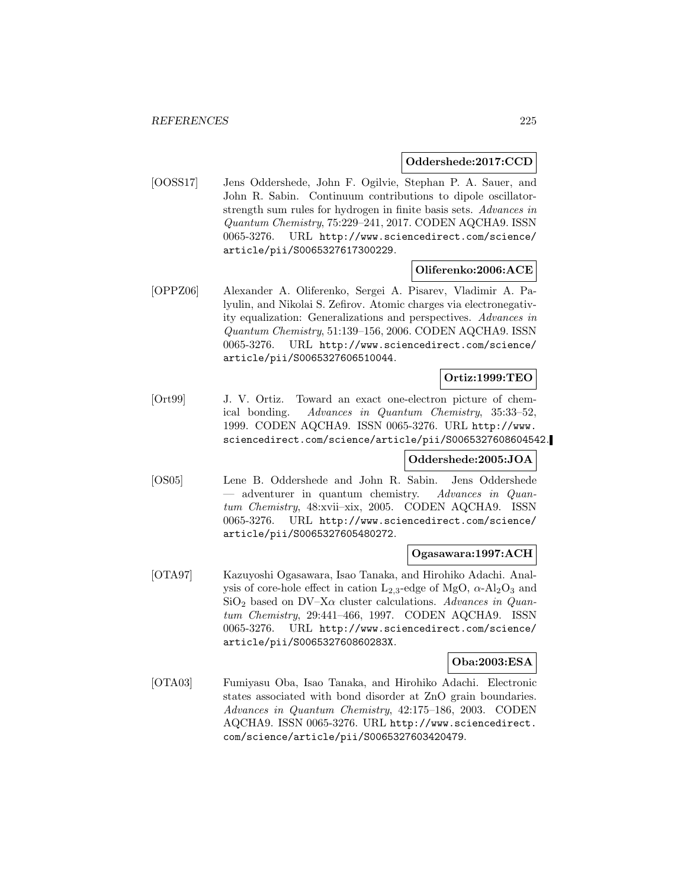**Oddershede:2017:CCD**

[OOSS17] Jens Oddershede, John F. Ogilvie, Stephan P. A. Sauer, and John R. Sabin. Continuum contributions to dipole oscillator-strength sum rules for hydrogen in finite basis sets. *Advances in Quantum Chemistry*, 75:229–241, 2017. CODEN AQCHA9. ISSN 0065-3276. URL http://www.sciencedirect.com/science/article/pii/S0065327617300229.

**Oliferenko:2006:ACE**

[OPPZ06] Alexander A. Oliferenko, Sergei A. Pisarev, Vladimir A. Palyulin, and Nikolai S. Zefirov. Atomic charges via electronegativity equalization: Generalizations and perspectives. *Advances in Quantum Chemistry*, 51:139–156, 2006. CODEN AQCHA9. ISSN 0065-3276. URL http://www.sciencedirect.com/science/article/pii/S0065327606510044.

**Ortiz:1999:TEO**

[Ort99] J. V. Ortiz. Toward an exact one-electron picture of chemical bonding. *Advances in Quantum Chemistry*, 35:33–52, 1999. CODEN AQCHA9. ISSN 0065-3276. URL http://www.sciencedirect.com/science/article/pii/S0065327608604542.

**Oddershede:2005:JOA**

[OS05] Lene B. Oddershede and John R. Sabin. Jens Oddershede — adventurer in quantum chemistry. *Advances in Quantum Chemistry*, 48:xvii–xix, 2005. CODEN AQCHA9. ISSN 0065-3276. URL http://www.sciencedirect.com/science/article/pii/S0065327605480272.

**Ogasawara:1997:ACH**

[OTA97] Kazuyoshi Ogasawara, Isao Tanaka, and Hirohiko Adachi. Analysis of core-hole effect in cation $L_{2,3}$-edge of MgO, $\alpha$-$Al_2O_3$ and $SiO_2$ based on DV–X$\alpha$ cluster calculations. *Advances in Quantum Chemistry*, 29:441–466, 1997. CODEN AQCHA9. ISSN 0065-3276. URL http://www.sciencedirect.com/science/article/pii/S006532760860283X.

**Oba:2003:ESA**

[OTA03] Fumiyasu Oba, Isao Tanaka, and Hirohiko Adachi. Electronic states associated with bond disorder at ZnO grain boundaries. *Advances in Quantum Chemistry*, 42:175–186, 2003. CODEN AQCHA9. ISSN 0065-3276. URL http://www.sciencedirect.com/science/article/pii/S0065327603420479.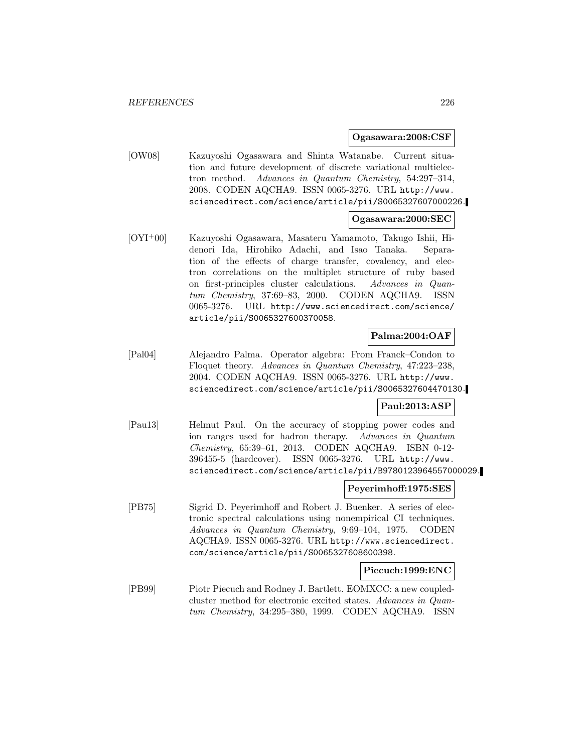**Ogasawara:2008:CSF**

[OW08] Kazuyoshi Ogasawara and Shinta Watanabe. Current situation and future development of discrete variational multielectron method. *Advances in Quantum Chemistry*, 54:297–314, 2008. CODEN AQCHA9. ISSN 0065-3276. URL http://www.sciencedirect.com/science/article/pii/S0065327607000226.

**Ogasawara:2000:SEC**

[OYI+00] Kazuyoshi Ogasawara, Masateru Yamamoto, Takugo Ishii, Hidenori Ida, Hirohiko Adachi, and Isao Tanaka. Separation of the effects of charge transfer, covalency, and electron correlations on the multiplet structure of ruby based on first-principles cluster calculations. *Advances in Quantum Chemistry*, 37:69–83, 2000. CODEN AQCHA9. ISSN 0065-3276. URL http://www.sciencedirect.com/science/article/pii/S0065327600370058.

**Palma:2004:OAF**

[Pal04] Alejandro Palma. Operator algebra: From Franck–Condon to Floquet theory. *Advances in Quantum Chemistry*, 47:223–238, 2004. CODEN AQCHA9. ISSN 0065-3276. URL http://www.sciencedirect.com/science/article/pii/S0065327604470130.

**Paul:2013:ASP**

[Pau13] Helmut Paul. On the accuracy of stopping power codes and ion ranges used for hadron therapy. *Advances in Quantum Chemistry*, 65:39–61, 2013. CODEN AQCHA9. ISBN 0-12-396455-5 (hardcover). ISSN 0065-3276. URL http://www.sciencedirect.com/science/article/pii/B9780123964557000029.

**Peyerimhoff:1975:SES**

[PB75] Sigrid D. Peyerimhoff and Robert J. Buenker. A series of electronic spectral calculations using nonempirical CI techniques. *Advances in Quantum Chemistry*, 9:69–104, 1975. CODEN AQCHA9. ISSN 0065-3276. URL http://www.sciencedirect.com/science/article/pii/S0065327608600398.

**Piecuch:1999:ENC**

[PB99] Piotr Piecuch and Rodney J. Bartlett. EOMXCC: a new coupled-cluster method for electronic excited states. *Advances in Quantum Chemistry*, 34:295–380, 1999. CODEN AQCHA9. ISSN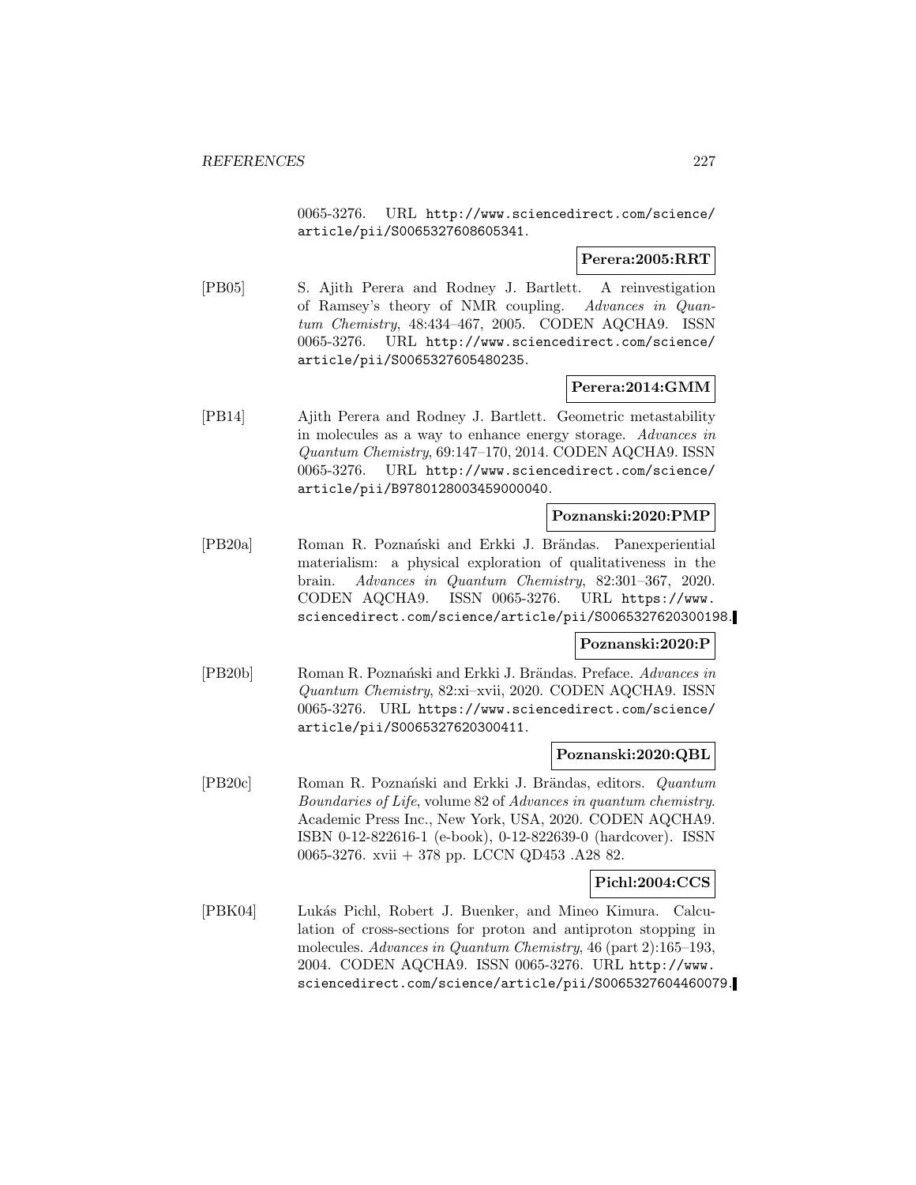0065-3276. URL http://www.sciencedirect.com/science/article/pii/S0065327608605341.

**Perera:2005:RRT**

[PB05] S. Ajith Perera and Rodney J. Bartlett. A reinvestigation of Ramsey's theory of NMR coupling. *Advances in Quantum Chemistry*, 48:434–467, 2005. CODEN AQCHA9. ISSN 0065-3276. URL http://www.sciencedirect.com/science/article/pii/S0065327605480235.

**Perera:2014:GMM**

[PB14] Ajith Perera and Rodney J. Bartlett. Geometric metastability in molecules as a way to enhance energy storage. *Advances in Quantum Chemistry*, 69:147–170, 2014. CODEN AQCHA9. ISSN 0065-3276. URL http://www.sciencedirect.com/science/article/pii/B9780128003459000040.

**Poznanski:2020:PMP**

[PB20a] Roman R. Poznański and Erkki J. Brändas. Panexperiential materialism: a physical exploration of qualitativeness in the brain. *Advances in Quantum Chemistry*, 82:301–367, 2020. CODEN AQCHA9. ISSN 0065-3276. URL https://www.sciencedirect.com/science/article/pii/S0065327620300198.

**Poznanski:2020:P**

[PB20b] Roman R. Poznański and Erkki J. Brändas. Preface. *Advances in Quantum Chemistry*, 82:xi–xvii, 2020. CODEN AQCHA9. ISSN 0065-3276. URL https://www.sciencedirect.com/science/article/pii/S0065327620300411.

**Poznanski:2020:QBL**

[PB20c] Roman R. Poznański and Erkki J. Brändas, editors. *Quantum Boundaries of Life*, volume 82 of *Advances in quantum chemistry*. Academic Press Inc., New York, USA, 2020. CODEN AQCHA9. ISBN 0-12-822616-1 (e-book), 0-12-822639-0 (hardcover). ISSN 0065-3276. xvii + 378 pp. LCCN QD453 .A28 82.

**Pichl:2004:CCS**

[PBK04] Lukás Pichl, Robert J. Buenker, and Mineo Kimura. Calculation of cross-sections for proton and antiproton stopping in molecules. *Advances in Quantum Chemistry*, 46 (part 2):165–193, 2004. CODEN AQCHA9. ISSN 0065-3276. URL http://www.sciencedirect.com/science/article/pii/S0065327604460079.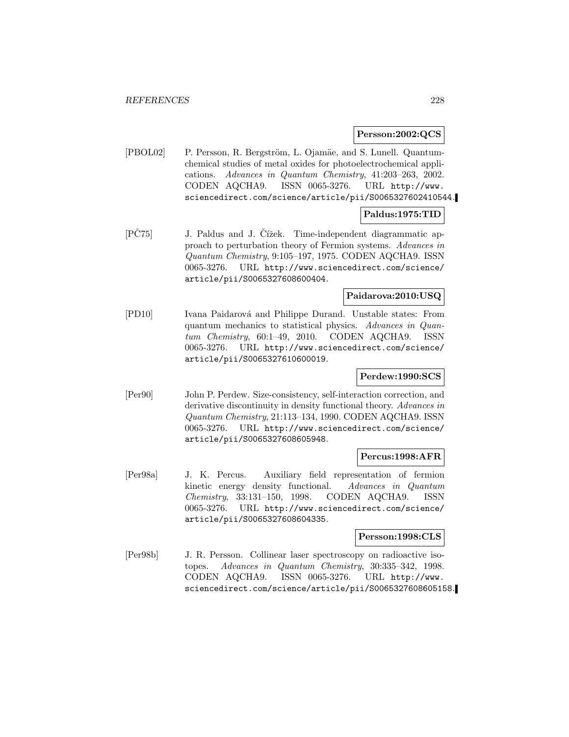**Persson:2002:QCS**

[PBOL02] P. Persson, R. Bergström, L. Ojamäe, and S. Lunell. Quantum-chemical studies of metal oxides for photoelectrochemical applications. *Advances in Quantum Chemistry*, 41:203–263, 2002. CODEN AQCHA9. ISSN 0065-3276. URL http://www.sciencedirect.com/science/article/pii/S0065327602410544.

**Paldus:1975:TID**

[PČ75] J. Paldus and J. Čížek. Time-independent diagrammatic approach to perturbation theory of Fermion systems. *Advances in Quantum Chemistry*, 9:105–197, 1975. CODEN AQCHA9. ISSN 0065-3276. URL http://www.sciencedirect.com/science/article/pii/S0065327608600404.

**Paidarova:2010:USQ**

[PD10] Ivana Paidarová and Philippe Durand. Unstable states: From quantum mechanics to statistical physics. *Advances in Quantum Chemistry*, 60:1–49, 2010. CODEN AQCHA9. ISSN 0065-3276. URL http://www.sciencedirect.com/science/article/pii/S0065327610600019.

**Perdew:1990:SCS**

[Per90] John P. Perdew. Size-consistency, self-interaction correction, and derivative discontinuity in density functional theory. *Advances in Quantum Chemistry*, 21:113–134, 1990. CODEN AQCHA9. ISSN 0065-3276. URL http://www.sciencedirect.com/science/article/pii/S0065327608605948.

**Percus:1998:AFR**

[Per98a] J. K. Percus. Auxiliary field representation of fermion kinetic energy density functional. *Advances in Quantum Chemistry*, 33:131–150, 1998. CODEN AQCHA9. ISSN 0065-3276. URL http://www.sciencedirect.com/science/article/pii/S0065327608604335.

**Persson:1998:CLS**

[Per98b] J. R. Persson. Collinear laser spectroscopy on radioactive isotopes. *Advances in Quantum Chemistry*, 30:335–342, 1998. CODEN AQCHA9. ISSN 0065-3276. URL http://www.sciencedirect.com/science/article/pii/S0065327608605158.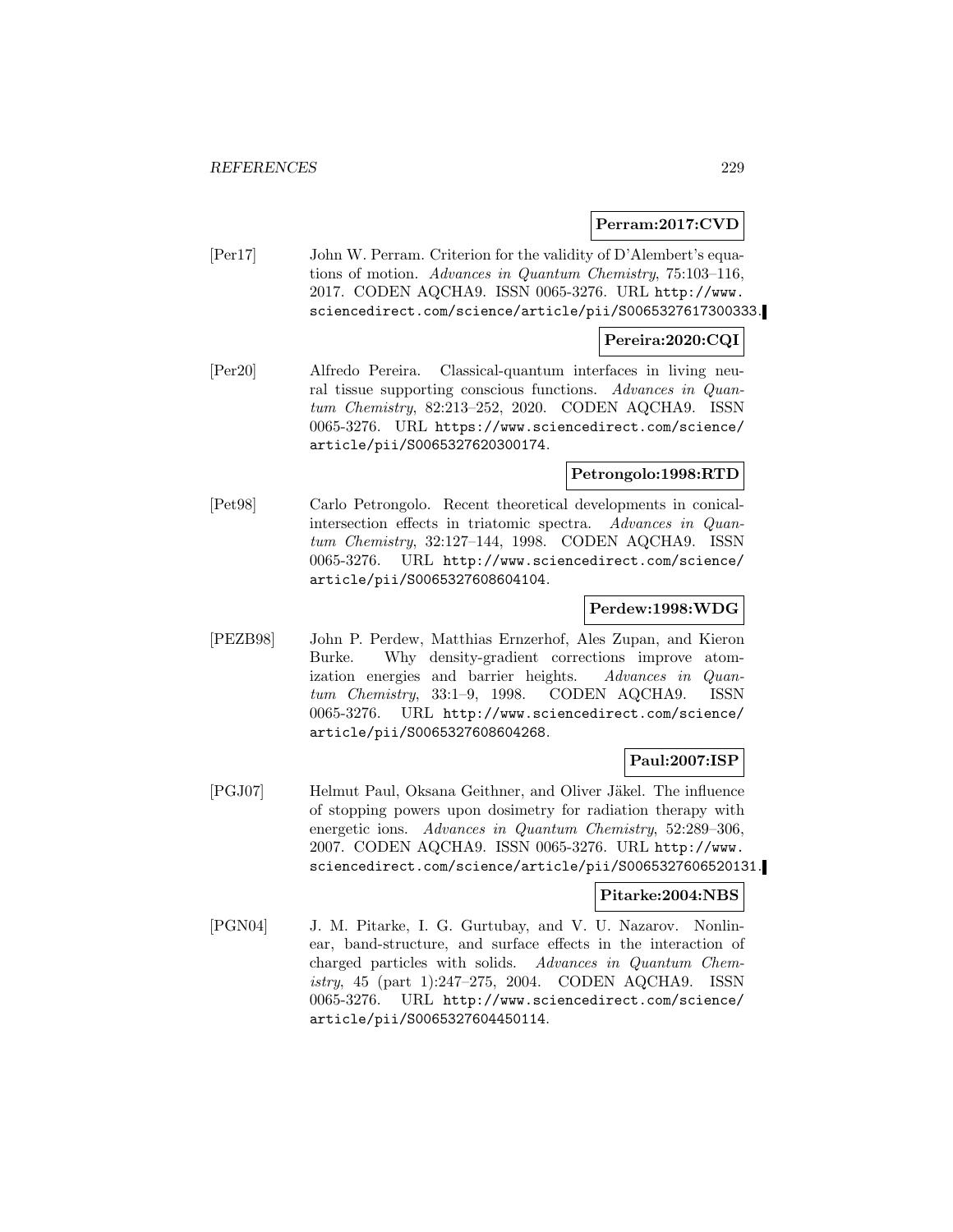**Perram:2017:CVD**

[Per17] John W. Perram. Criterion for the validity of D'Alembert's equations of motion. *Advances in Quantum Chemistry*, 75:103–116, 2017. CODEN AQCHA9. ISSN 0065-3276. URL http://www.sciencedirect.com/science/article/pii/S0065327617300333.

**Pereira:2020:CQI**

[Per20] Alfredo Pereira. Classical-quantum interfaces in living neural tissue supporting conscious functions. *Advances in Quantum Chemistry*, 82:213–252, 2020. CODEN AQCHA9. ISSN 0065-3276. URL https://www.sciencedirect.com/science/article/pii/S0065327620300174.

**Petrongolo:1998:RTD**

[Pet98] Carlo Petrongolo. Recent theoretical developments in conical-intersection effects in triatomic spectra. *Advances in Quantum Chemistry*, 32:127–144, 1998. CODEN AQCHA9. ISSN 0065-3276. URL http://www.sciencedirect.com/science/article/pii/S0065327608604104.

**Perdew:1998:WDG**

[PEZB98] John P. Perdew, Matthias Ernzerhof, Ales Zupan, and Kieron Burke. Why density-gradient corrections improve atomization energies and barrier heights. *Advances in Quantum Chemistry*, 33:1–9, 1998. CODEN AQCHA9. ISSN 0065-3276. URL http://www.sciencedirect.com/science/article/pii/S0065327608604268.

**Paul:2007:ISP**

[PGJ07] Helmut Paul, Oksana Geithner, and Oliver Jäkel. The influence of stopping powers upon dosimetry for radiation therapy with energetic ions. *Advances in Quantum Chemistry*, 52:289–306, 2007. CODEN AQCHA9. ISSN 0065-3276. URL http://www.sciencedirect.com/science/article/pii/S0065327606520131.

**Pitarke:2004:NBS**

[PGN04] J. M. Pitarke, I. G. Gurtubay, and V. U. Nazarov. Nonlinear, band-structure, and surface effects in the interaction of charged particles with solids. *Advances in Quantum Chemistry*, 45 (part 1):247–275, 2004. CODEN AQCHA9. ISSN 0065-3276. URL http://www.sciencedirect.com/science/article/pii/S0065327604450114.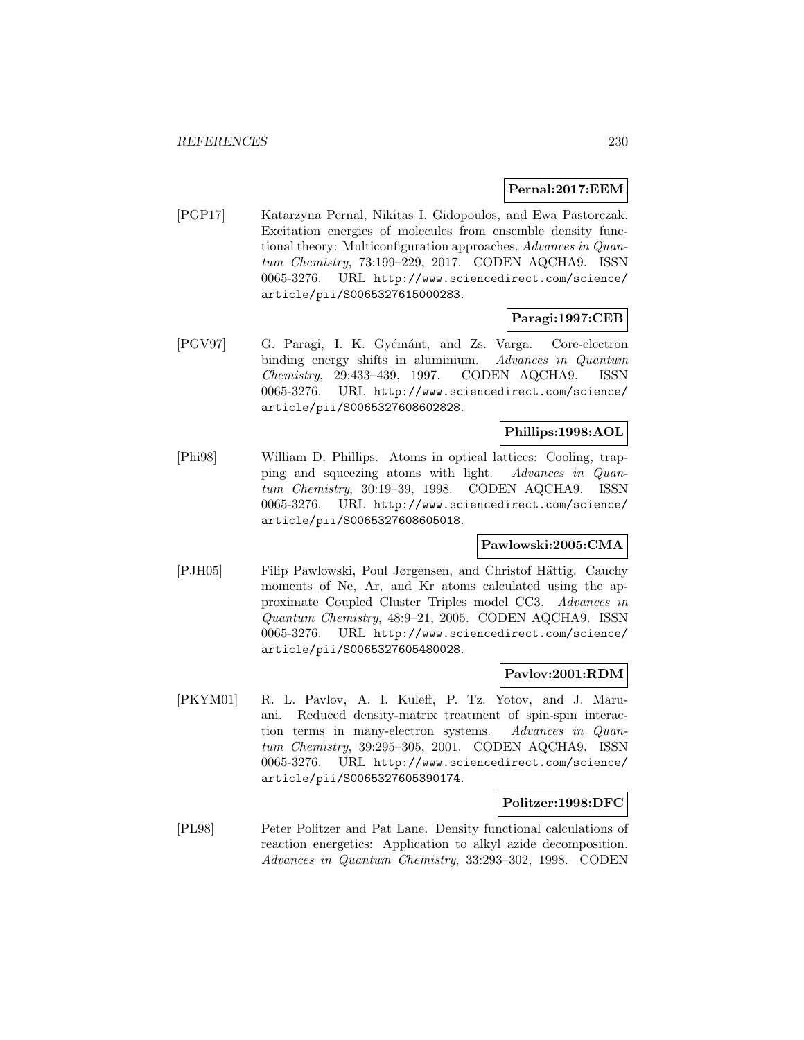**Pernal:2017:EEM**

[PGP17] Katarzyna Pernal, Nikitas I. Gidopoulos, and Ewa Pastorczak. Excitation energies of molecules from ensemble density functional theory: Multiconfiguration approaches. *Advances in Quantum Chemistry*, 73:199–229, 2017. CODEN AQCHA9. ISSN 0065-3276. URL http://www.sciencedirect.com/science/article/pii/S0065327615000283.

**Paragi:1997:CEB**

[PGV97] G. Paragi, I. K. Gyémánt, and Zs. Varga. Core-electron binding energy shifts in aluminium. *Advances in Quantum Chemistry*, 29:433–439, 1997. CODEN AQCHA9. ISSN 0065-3276. URL http://www.sciencedirect.com/science/article/pii/S0065327608602828.

**Phillips:1998:AOL**

[Phi98] William D. Phillips. Atoms in optical lattices: Cooling, trapping and squeezing atoms with light. *Advances in Quantum Chemistry*, 30:19–39, 1998. CODEN AQCHA9. ISSN 0065-3276. URL http://www.sciencedirect.com/science/article/pii/S0065327608605018.

**Pawlowski:2005:CMA**

[PJH05] Filip Pawlowski, Poul Jørgensen, and Christof Hättig. Cauchy moments of Ne, Ar, and Kr atoms calculated using the approximate Coupled Cluster Triples model CC3. *Advances in Quantum Chemistry*, 48:9–21, 2005. CODEN AQCHA9. ISSN 0065-3276. URL http://www.sciencedirect.com/science/article/pii/S0065327605480028.

**Pavlov:2001:RDM**

[PKYM01] R. L. Pavlov, A. I. Kuleff, P. Tz. Yotov, and J. Maruani. Reduced density-matrix treatment of spin-spin interaction terms in many-electron systems. *Advances in Quantum Chemistry*, 39:295–305, 2001. CODEN AQCHA9. ISSN 0065-3276. URL http://www.sciencedirect.com/science/article/pii/S0065327605390174.

**Politzer:1998:DFC**

[PL98] Peter Politzer and Pat Lane. Density functional calculations of reaction energetics: Application to alkyl azide decomposition. *Advances in Quantum Chemistry*, 33:293–302, 1998. CODEN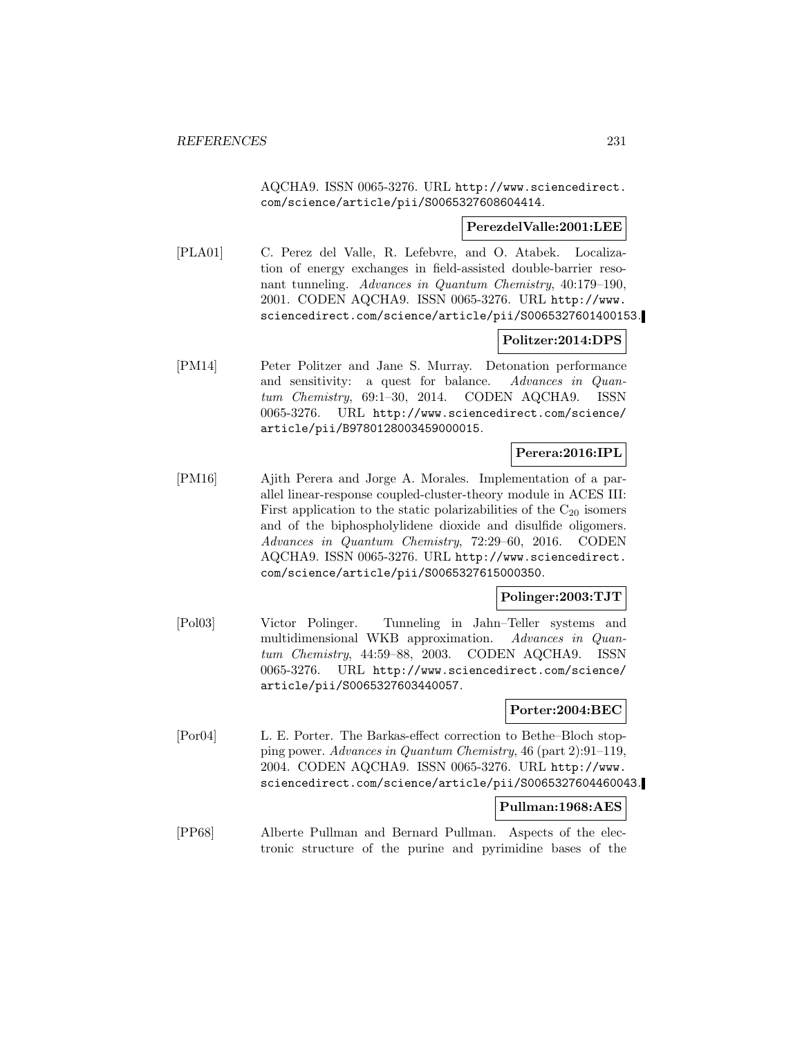AQCHA9. ISSN 0065-3276. URL http://www.sciencedirect.com/science/article/pii/S0065327608604414.

**PerezdelValle:2001:LEE**

[PLA01] C. Perez del Valle, R. Lefebvre, and O. Atabek. Localization of energy exchanges in field-assisted double-barrier resonant tunneling. *Advances in Quantum Chemistry*, 40:179–190, 2001. CODEN AQCHA9. ISSN 0065-3276. URL http://www.sciencedirect.com/science/article/pii/S0065327601400153.

**Politzer:2014:DPS**

[PM14] Peter Politzer and Jane S. Murray. Detonation performance and sensitivity: a quest for balance. *Advances in Quantum Chemistry*, 69:1–30, 2014. CODEN AQCHA9. ISSN 0065-3276. URL http://www.sciencedirect.com/science/article/pii/B9780128003459000015.

**Perera:2016:IPL**

[PM16] Ajith Perera and Jorge A. Morales. Implementation of a parallel linear-response coupled-cluster-theory module in ACES III: First application to the static polarizabilities of the $C_{20}$ isomers and of the biphospholylidene dioxide and disulfide oligomers. *Advances in Quantum Chemistry*, 72:29–60, 2016. CODEN AQCHA9. ISSN 0065-3276. URL http://www.sciencedirect.com/science/article/pii/S0065327615000350.

**Polinger:2003:TJT**

[Pol03] Victor Polinger. Tunneling in Jahn–Teller systems and multidimensional WKB approximation. *Advances in Quantum Chemistry*, 44:59–88, 2003. CODEN AQCHA9. ISSN 0065-3276. URL http://www.sciencedirect.com/science/article/pii/S0065327603440057.

**Porter:2004:BEC**

[Por04] L. E. Porter. The Barkas-effect correction to Bethe–Bloch stopping power. *Advances in Quantum Chemistry*, 46 (part 2):91–119, 2004. CODEN AQCHA9. ISSN 0065-3276. URL http://www.sciencedirect.com/science/article/pii/S0065327604460043.

**Pullman:1968:AES**

[PP68] Alberte Pullman and Bernard Pullman. Aspects of the electronic structure of the purine and pyrimidine bases of the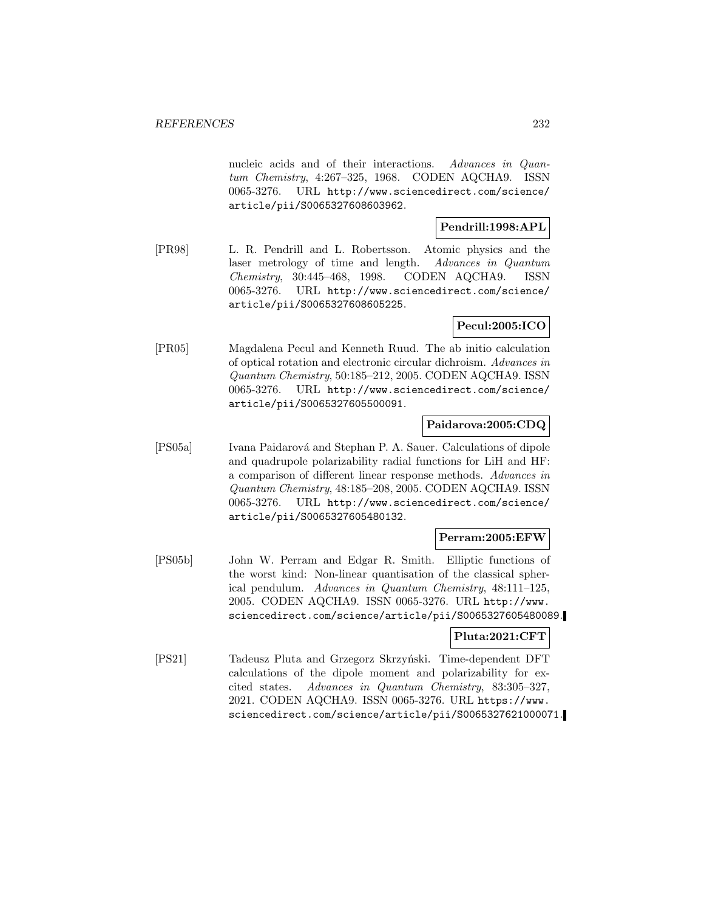nucleic acids and of their interactions. *Advances in Quantum Chemistry*, 4:267–325, 1968. CODEN AQCHA9. ISSN 0065-3276. URL http://www.sciencedirect.com/science/article/pii/S0065327608603962.

**Pendrill:1998:APL**

[PR98] L. R. Pendrill and L. Robertsson. Atomic physics and the laser metrology of time and length. *Advances in Quantum Chemistry*, 30:445–468, 1998. CODEN AQCHA9. ISSN 0065-3276. URL http://www.sciencedirect.com/science/article/pii/S0065327608605225.

**Pecul:2005:ICO**

[PR05] Magdalena Pecul and Kenneth Ruud. The ab initio calculation of optical rotation and electronic circular dichroism. *Advances in Quantum Chemistry*, 50:185–212, 2005. CODEN AQCHA9. ISSN 0065-3276. URL http://www.sciencedirect.com/science/article/pii/S0065327605500091.

**Paidarova:2005:CDQ**

[PS05a] Ivana Paidarová and Stephan P. A. Sauer. Calculations of dipole and quadrupole polarizability radial functions for LiH and HF: a comparison of different linear response methods. *Advances in Quantum Chemistry*, 48:185–208, 2005. CODEN AQCHA9. ISSN 0065-3276. URL http://www.sciencedirect.com/science/article/pii/S0065327605480132.

**Perram:2005:EFW**

[PS05b] John W. Perram and Edgar R. Smith. Elliptic functions of the worst kind: Non-linear quantisation of the classical spherical pendulum. *Advances in Quantum Chemistry*, 48:111–125, 2005. CODEN AQCHA9. ISSN 0065-3276. URL http://www.sciencedirect.com/science/article/pii/S0065327605480089.

**Pluta:2021:CFT**

[PS21] Tadeusz Pluta and Grzegorz Skrzyński. Time-dependent DFT calculations of the dipole moment and polarizability for excited states. *Advances in Quantum Chemistry*, 83:305–327, 2021. CODEN AQCHA9. ISSN 0065-3276. URL https://www.sciencedirect.com/science/article/pii/S0065327621000071.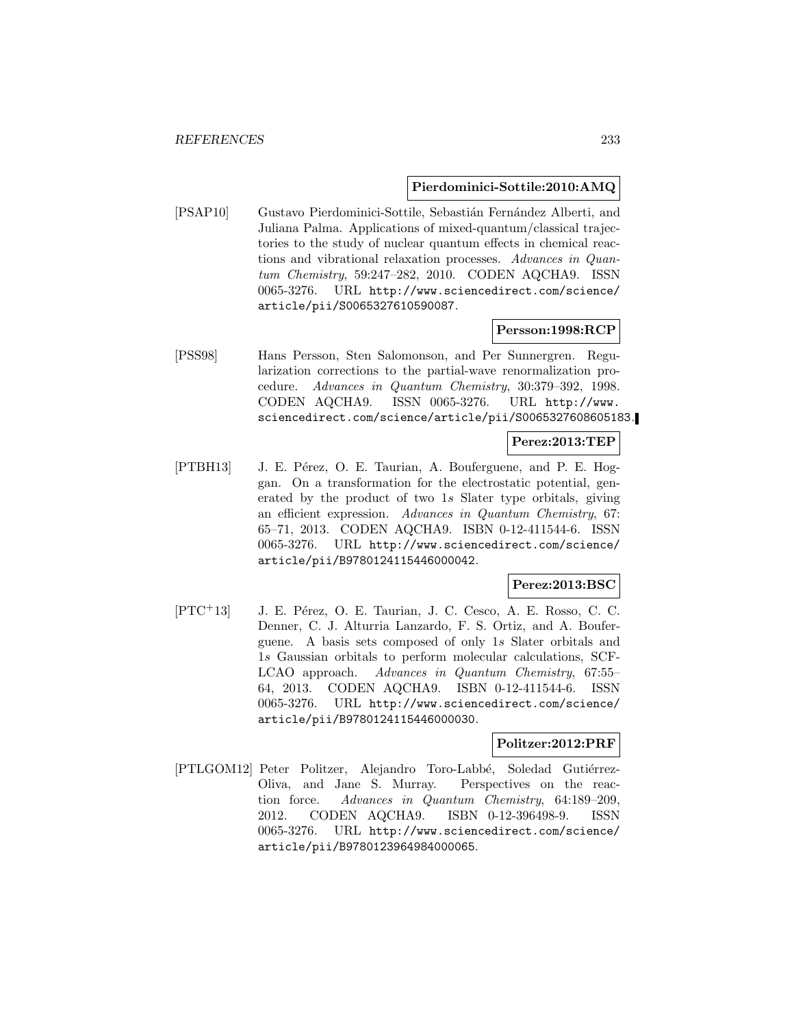**Pierdominici-Sottile:2010:AMQ**

[PSAP10] Gustavo Pierdominici-Sottile, Sebastián Fernández Alberti, and Juliana Palma. Applications of mixed-quantum/classical trajectories to the study of nuclear quantum effects in chemical reactions and vibrational relaxation processes. *Advances in Quantum Chemistry*, 59:247–282, 2010. CODEN AQCHA9. ISSN 0065-3276. URL http://www.sciencedirect.com/science/article/pii/S0065327610590087.

**Persson:1998:RCP**

[PSS98] Hans Persson, Sten Salomonson, and Per Sunnergren. Regularization corrections to the partial-wave renormalization procedure. *Advances in Quantum Chemistry*, 30:379–392, 1998. CODEN AQCHA9. ISSN 0065-3276. URL http://www.sciencedirect.com/science/article/pii/S0065327608605183.

**Perez:2013:TEP**

[PTBH13] J. E. Pérez, O. E. Taurian, A. Bouferguene, and P. E. Hoggan. On a transformation for the electrostatic potential, generated by the product of two 1*s* Slater type orbitals, giving an efficient expression. *Advances in Quantum Chemistry*, 67:65–71, 2013. CODEN AQCHA9. ISBN 0-12-411544-6. ISSN 0065-3276. URL http://www.sciencedirect.com/science/article/pii/B9780124115446000042.

**Perez:2013:BSC**

[PTC+13] J. E. Pérez, O. E. Taurian, J. C. Cesco, A. E. Rosso, C. C. Denner, C. J. Alturria Lanzardo, F. S. Ortiz, and A. Bouferguene. A basis sets composed of only 1*s* Slater orbitals and 1*s* Gaussian orbitals to perform molecular calculations, SCF-LCAO approach. *Advances in Quantum Chemistry*, 67:55–64, 2013. CODEN AQCHA9. ISBN 0-12-411544-6. ISSN 0065-3276. URL http://www.sciencedirect.com/science/article/pii/B9780124115446000030.

**Politzer:2012:PRF**

[PTLGOM12] Peter Politzer, Alejandro Toro-Labbé, Soledad Gutiérrez-Oliva, and Jane S. Murray. Perspectives on the reaction force. *Advances in Quantum Chemistry*, 64:189–209, 2012. CODEN AQCHA9. ISBN 0-12-396498-9. ISSN 0065-3276. URL http://www.sciencedirect.com/science/article/pii/B9780123964984000065.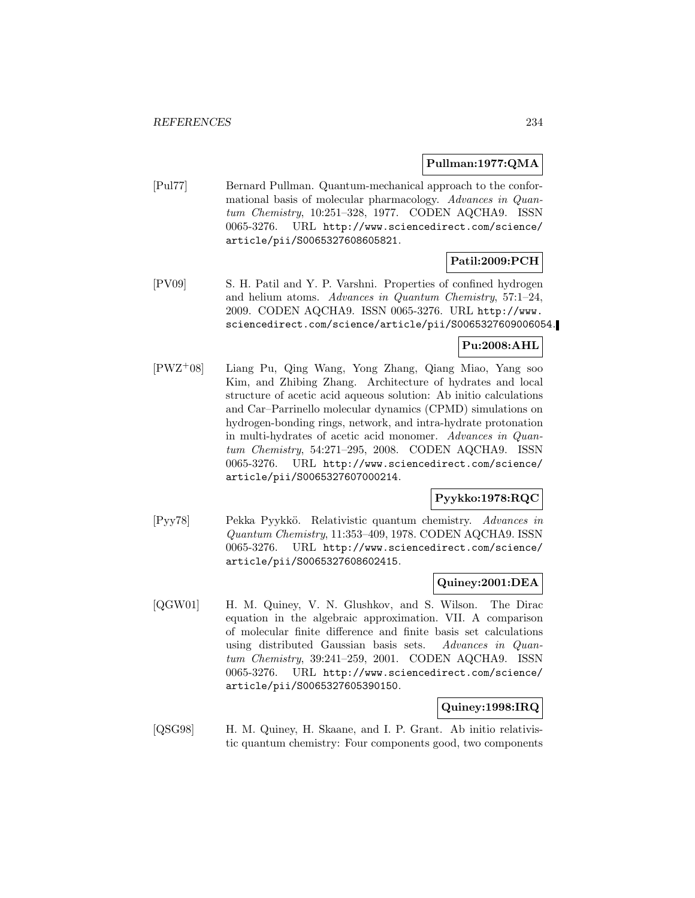**Pullman:1977:QMA**

[Pul77] Bernard Pullman. Quantum-mechanical approach to the conformational basis of molecular pharmacology. *Advances in Quantum Chemistry*, 10:251–328, 1977. CODEN AQCHA9. ISSN 0065-3276. URL http://www.sciencedirect.com/science/article/pii/S0065327608605821.

**Patil:2009:PCH**

[PV09] S. H. Patil and Y. P. Varshni. Properties of confined hydrogen and helium atoms. *Advances in Quantum Chemistry*, 57:1–24, 2009. CODEN AQCHA9. ISSN 0065-3276. URL http://www.sciencedirect.com/science/article/pii/S0065327609006054.

**Pu:2008:AHL**

[PWZ+08] Liang Pu, Qing Wang, Yong Zhang, Qiang Miao, Yang soo Kim, and Zhibing Zhang. Architecture of hydrates and local structure of acetic acid aqueous solution: Ab initio calculations and Car–Parrinello molecular dynamics (CPMD) simulations on hydrogen-bonding rings, network, and intra-hydrate protonation in multi-hydrates of acetic acid monomer. *Advances in Quantum Chemistry*, 54:271–295, 2008. CODEN AQCHA9. ISSN 0065-3276. URL http://www.sciencedirect.com/science/article/pii/S0065327607000214.

**Pyykko:1978:RQC**

[Pyy78] Pekka Pyykkö. Relativistic quantum chemistry. *Advances in Quantum Chemistry*, 11:353–409, 1978. CODEN AQCHA9. ISSN 0065-3276. URL http://www.sciencedirect.com/science/article/pii/S0065327608602415.

**Quiney:2001:DEA**

[QGW01] H. M. Quiney, V. N. Glushkov, and S. Wilson. The Dirac equation in the algebraic approximation. VII. A comparison of molecular finite difference and finite basis set calculations using distributed Gaussian basis sets. *Advances in Quantum Chemistry*, 39:241–259, 2001. CODEN AQCHA9. ISSN 0065-3276. URL http://www.sciencedirect.com/science/article/pii/S0065327605390150.

**Quiney:1998:IRQ**

[QSG98] H. M. Quiney, H. Skaane, and I. P. Grant. Ab initio relativistic quantum chemistry: Four components good, two components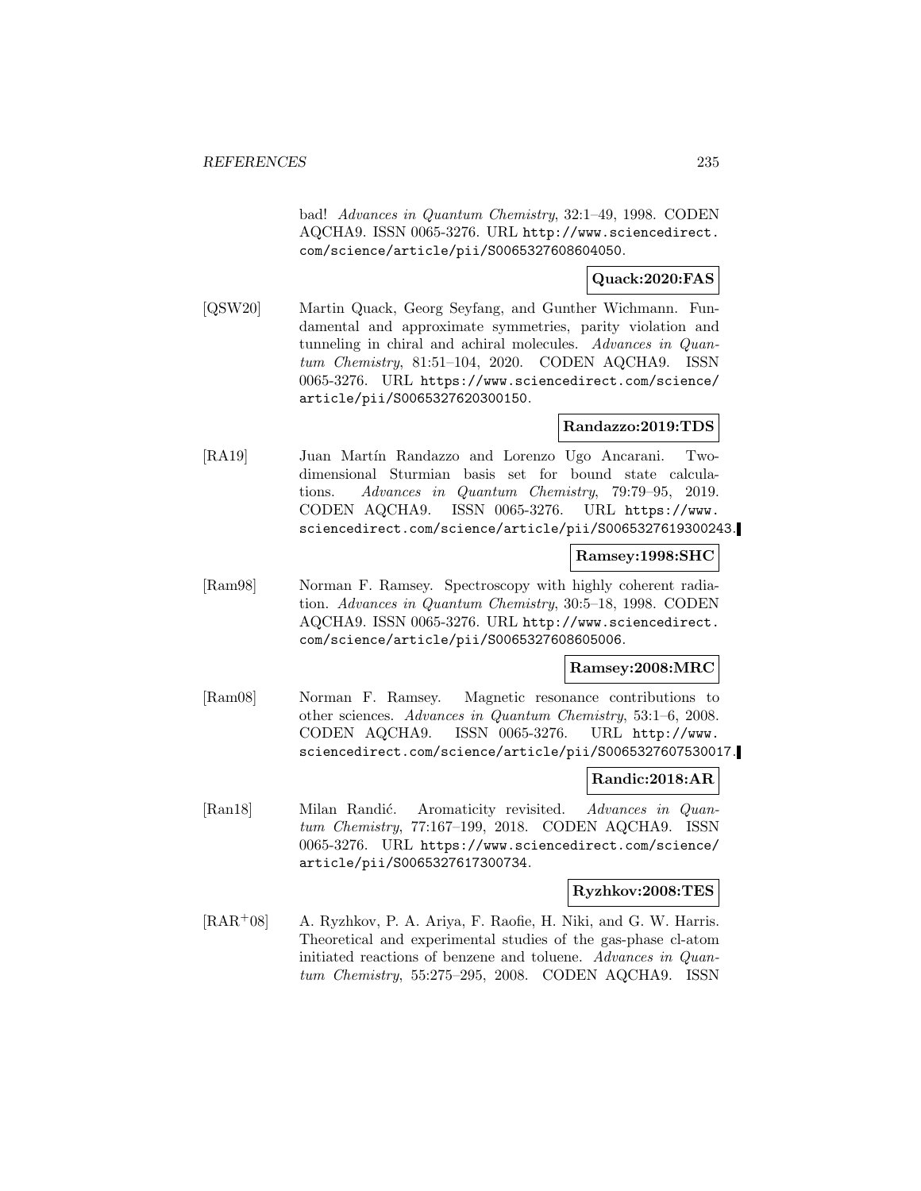bad! *Advances in Quantum Chemistry*, 32:1–49, 1998. CODEN AQCHA9. ISSN 0065-3276. URL http://www.sciencedirect.com/science/article/pii/S0065327608604050.

**Quack:2020:FAS**

[QSW20] Martin Quack, Georg Seyfang, and Gunther Wichmann. Fundamental and approximate symmetries, parity violation and tunneling in chiral and achiral molecules. *Advances in Quantum Chemistry*, 81:51–104, 2020. CODEN AQCHA9. ISSN 0065-3276. URL https://www.sciencedirect.com/science/article/pii/S0065327620300150.

**Randazzo:2019:TDS**

[RA19] Juan Martín Randazzo and Lorenzo Ugo Ancarani. Two-dimensional Sturmian basis set for bound state calculations. *Advances in Quantum Chemistry*, 79:79–95, 2019. CODEN AQCHA9. ISSN 0065-3276. URL https://www.sciencedirect.com/science/article/pii/S0065327619300243.

**Ramsey:1998:SHC**

[Ram98] Norman F. Ramsey. Spectroscopy with highly coherent radiation. *Advances in Quantum Chemistry*, 30:5–18, 1998. CODEN AQCHA9. ISSN 0065-3276. URL http://www.sciencedirect.com/science/article/pii/S0065327608605006.

**Ramsey:2008:MRC**

[Ram08] Norman F. Ramsey. Magnetic resonance contributions to other sciences. *Advances in Quantum Chemistry*, 53:1–6, 2008. CODEN AQCHA9. ISSN 0065-3276. URL http://www.sciencedirect.com/science/article/pii/S0065327607530017.

**Randic:2018:AR**

[Ran18] Milan Randić. Aromaticity revisited. *Advances in Quantum Chemistry*, 77:167–199, 2018. CODEN AQCHA9. ISSN 0065-3276. URL https://www.sciencedirect.com/science/article/pii/S0065327617300734.

**Ryzhkov:2008:TES**

[RAR+08] A. Ryzhkov, P. A. Ariya, F. Raofie, H. Niki, and G. W. Harris. Theoretical and experimental studies of the gas-phase cl-atom initiated reactions of benzene and toluene. *Advances in Quantum Chemistry*, 55:275–295, 2008. CODEN AQCHA9. ISSN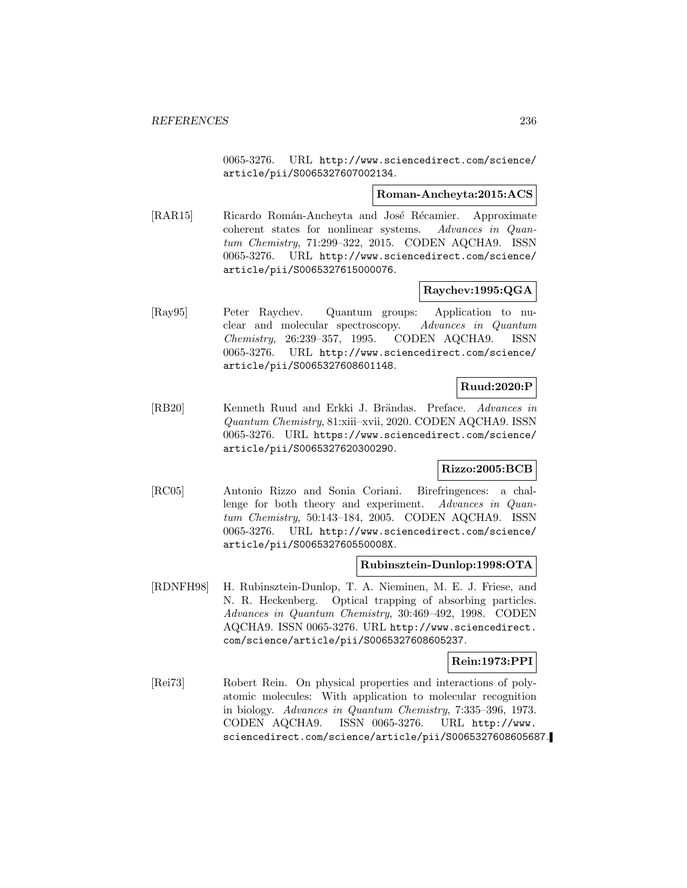0065-3276. URL http://www.sciencedirect.com/science/article/pii/S0065327607002134.

**Roman-Ancheyta:2015:ACS**

[RAR15] Ricardo Román-Ancheyta and José Récamier. Approximate coherent states for nonlinear systems. *Advances in Quantum Chemistry*, 71:299–322, 2015. CODEN AQCHA9. ISSN 0065-3276. URL http://www.sciencedirect.com/science/article/pii/S0065327615000076.

**Raychev:1995:QGA**

[Ray95] Peter Raychev. Quantum groups: Application to nuclear and molecular spectroscopy. *Advances in Quantum Chemistry*, 26:239–357, 1995. CODEN AQCHA9. ISSN 0065-3276. URL http://www.sciencedirect.com/science/article/pii/S0065327608601148.

**Ruud:2020:P**

[RB20] Kenneth Ruud and Erkki J. Brändas. Preface. *Advances in Quantum Chemistry*, 81:xiii–xvii, 2020. CODEN AQCHA9. ISSN 0065-3276. URL https://www.sciencedirect.com/science/article/pii/S0065327620300290.

**Rizzo:2005:BCB**

[RC05] Antonio Rizzo and Sonia Coriani. Birefringences: a challenge for both theory and experiment. *Advances in Quantum Chemistry*, 50:143–184, 2005. CODEN AQCHA9. ISSN 0065-3276. URL http://www.sciencedirect.com/science/article/pii/S006532760550008X.

**Rubinsztein-Dunlop:1998:OTA**

[RDNFH98] H. Rubinsztein-Dunlop, T. A. Nieminen, M. E. J. Friese, and N. R. Heckenberg. Optical trapping of absorbing particles. *Advances in Quantum Chemistry*, 30:469–492, 1998. CODEN AQCHA9. ISSN 0065-3276. URL http://www.sciencedirect.com/science/article/pii/S0065327608605237.

**Rein:1973:PPI**

[Rei73] Robert Rein. On physical properties and interactions of polyatomic molecules: With application to molecular recognition in biology. *Advances in Quantum Chemistry*, 7:335–396, 1973. CODEN AQCHA9. ISSN 0065-3276. URL http://www.sciencedirect.com/science/article/pii/S0065327608605687.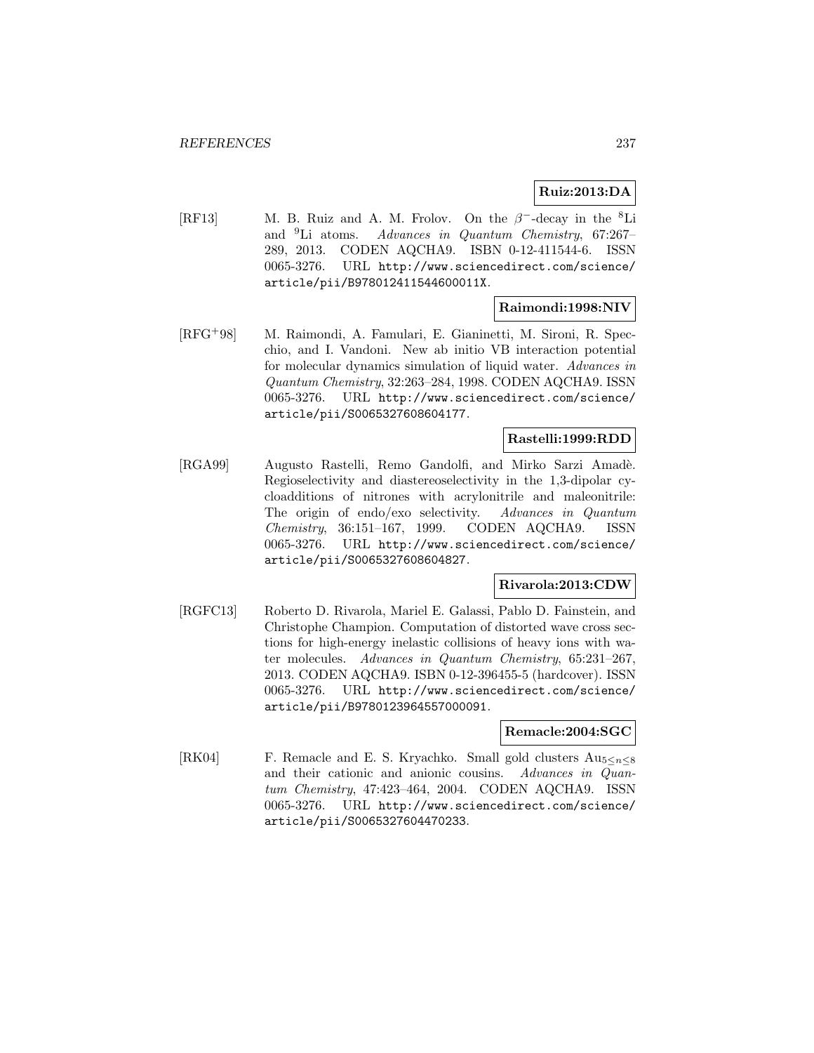**Ruiz:2013:DA**

[RF13] M. B. Ruiz and A. M. Frolov. On the $\beta^-$-decay in the $^8$Li and $^9$Li atoms. *Advances in Quantum Chemistry*, 67:267–289, 2013. CODEN AQCHA9. ISBN 0-12-411544-6. ISSN 0065-3276. URL http://www.sciencedirect.com/science/article/pii/B978012411544600011X.

**Raimondi:1998:NIV**

[RFG+98] M. Raimondi, A. Famulari, E. Gianinetti, M. Sironi, R. Specchio, and I. Vandoni. New ab initio VB interaction potential for molecular dynamics simulation of liquid water. *Advances in Quantum Chemistry*, 32:263–284, 1998. CODEN AQCHA9. ISSN 0065-3276. URL http://www.sciencedirect.com/science/article/pii/S0065327608604177.

**Rastelli:1999:RDD**

[RGA99] Augusto Rastelli, Remo Gandolfi, and Mirko Sarzi Amadè. Regioselectivity and diastereoselectivity in the 1,3-dipolar cycloadditions of nitrones with acrylonitrile and maleonitrile: The origin of endo/exo selectivity. *Advances in Quantum Chemistry*, 36:151–167, 1999. CODEN AQCHA9. ISSN 0065-3276. URL http://www.sciencedirect.com/science/article/pii/S0065327608604827.

**Rivarola:2013:CDW**

[RGFC13] Roberto D. Rivarola, Mariel E. Galassi, Pablo D. Fainstein, and Christophe Champion. Computation of distorted wave cross sections for high-energy inelastic collisions of heavy ions with water molecules. *Advances in Quantum Chemistry*, 65:231–267, 2013. CODEN AQCHA9. ISBN 0-12-396455-5 (hardcover). ISSN 0065-3276. URL http://www.sciencedirect.com/science/article/pii/B9780123964557000091.

**Remacle:2004:SGC**

[RK04] F. Remacle and E. S. Kryachko. Small gold clusters $Au_{5\leq n\leq 8}$ and their cationic and anionic cousins. *Advances in Quantum Chemistry*, 47:423–464, 2004. CODEN AQCHA9. ISSN 0065-3276. URL http://www.sciencedirect.com/science/article/pii/S0065327604470233.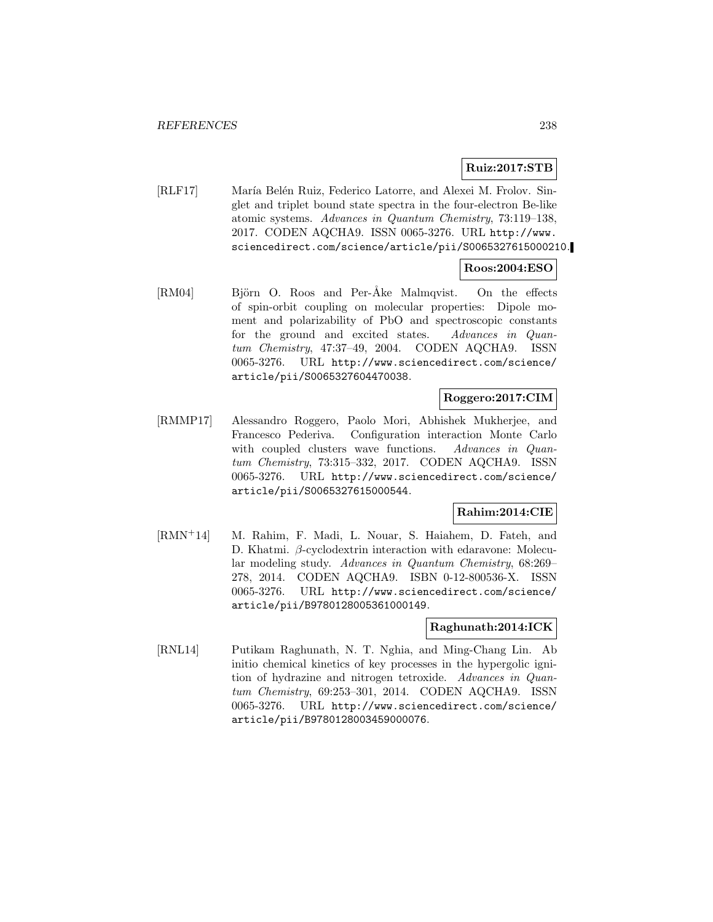**Ruiz:2017:STB**

[RLF17] María Belén Ruiz, Federico Latorre, and Alexei M. Frolov. Singlet and triplet bound state spectra in the four-electron Be-like atomic systems. *Advances in Quantum Chemistry*, 73:119–138, 2017. CODEN AQCHA9. ISSN 0065-3276. URL http://www.sciencedirect.com/science/article/pii/S0065327615000210.

**Roos:2004:ESO**

[RM04] Björn O. Roos and Per-Åke Malmqvist. On the effects of spin-orbit coupling on molecular properties: Dipole moment and polarizability of PbO and spectroscopic constants for the ground and excited states. *Advances in Quantum Chemistry*, 47:37–49, 2004. CODEN AQCHA9. ISSN 0065-3276. URL http://www.sciencedirect.com/science/article/pii/S0065327604470038.

**Roggero:2017:CIM**

[RMMP17] Alessandro Roggero, Paolo Mori, Abhishek Mukherjee, and Francesco Pederiva. Configuration interaction Monte Carlo with coupled clusters wave functions. *Advances in Quantum Chemistry*, 73:315–332, 2017. CODEN AQCHA9. ISSN 0065-3276. URL http://www.sciencedirect.com/science/article/pii/S0065327615000544.

**Rahim:2014:CIE**

[RMN+14] M. Rahim, F. Madi, L. Nouar, S. Haiahem, D. Fateh, and D. Khatmi. $\beta$-cyclodextrin interaction with edaravone: Molecular modeling study. *Advances in Quantum Chemistry*, 68:269–278, 2014. CODEN AQCHA9. ISBN 0-12-800536-X. ISSN 0065-3276. URL http://www.sciencedirect.com/science/article/pii/B9780128005361000149.

**Raghunath:2014:ICK**

[RNL14] Putikam Raghunath, N. T. Nghia, and Ming-Chang Lin. Ab initio chemical kinetics of key processes in the hypergolic ignition of hydrazine and nitrogen tetroxide. *Advances in Quantum Chemistry*, 69:253–301, 2014. CODEN AQCHA9. ISSN 0065-3276. URL http://www.sciencedirect.com/science/article/pii/B9780128003459000076.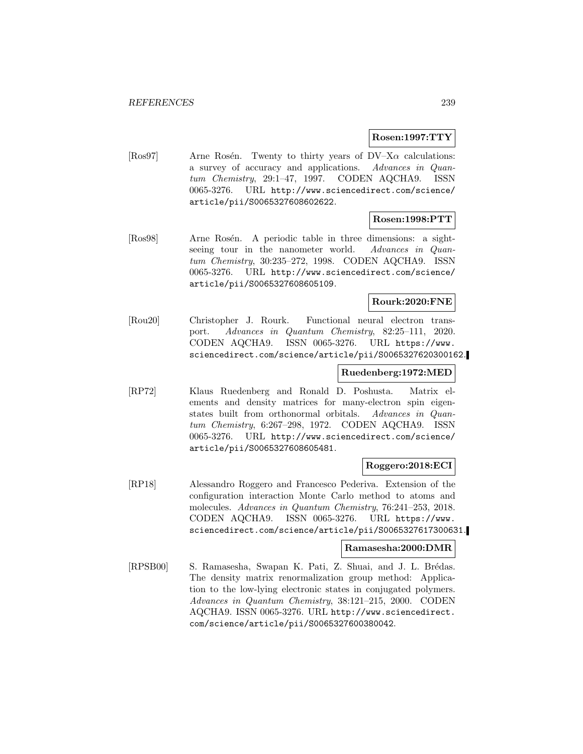**Rosen:1997:TTY**

[Ros97] Arne Rosén. Twenty to thirty years of DV–X$\alpha$ calculations: a survey of accuracy and applications. *Advances in Quantum Chemistry*, 29:1–47, 1997. CODEN AQCHA9. ISSN 0065-3276. URL http://www.sciencedirect.com/science/article/pii/S0065327608602622.

**Rosen:1998:PTT**

[Ros98] Arne Rosén. A periodic table in three dimensions: a sightseeing tour in the nanometer world. *Advances in Quantum Chemistry*, 30:235–272, 1998. CODEN AQCHA9. ISSN 0065-3276. URL http://www.sciencedirect.com/science/article/pii/S0065327608605109.

**Rourk:2020:FNE**

[Rou20] Christopher J. Rourk. Functional neural electron transport. *Advances in Quantum Chemistry*, 82:25–111, 2020. CODEN AQCHA9. ISSN 0065-3276. URL https://www.sciencedirect.com/science/article/pii/S0065327620300162.

**Ruedenberg:1972:MED**

[RP72] Klaus Ruedenberg and Ronald D. Poshusta. Matrix elements and density matrices for many-electron spin eigenstates built from orthonormal orbitals. *Advances in Quantum Chemistry*, 6:267–298, 1972. CODEN AQCHA9. ISSN 0065-3276. URL http://www.sciencedirect.com/science/article/pii/S0065327608605481.

**Roggero:2018:ECI**

[RP18] Alessandro Roggero and Francesco Pederiva. Extension of the configuration interaction Monte Carlo method to atoms and molecules. *Advances in Quantum Chemistry*, 76:241–253, 2018. CODEN AQCHA9. ISSN 0065-3276. URL https://www.sciencedirect.com/science/article/pii/S0065327617300631.

**Ramasesha:2000:DMR**

[RPSB00] S. Ramasesha, Swapan K. Pati, Z. Shuai, and J. L. Brédas. The density matrix renormalization group method: Application to the low-lying electronic states in conjugated polymers. *Advances in Quantum Chemistry*, 38:121–215, 2000. CODEN AQCHA9. ISSN 0065-3276. URL http://www.sciencedirect.com/science/article/pii/S0065327600380042.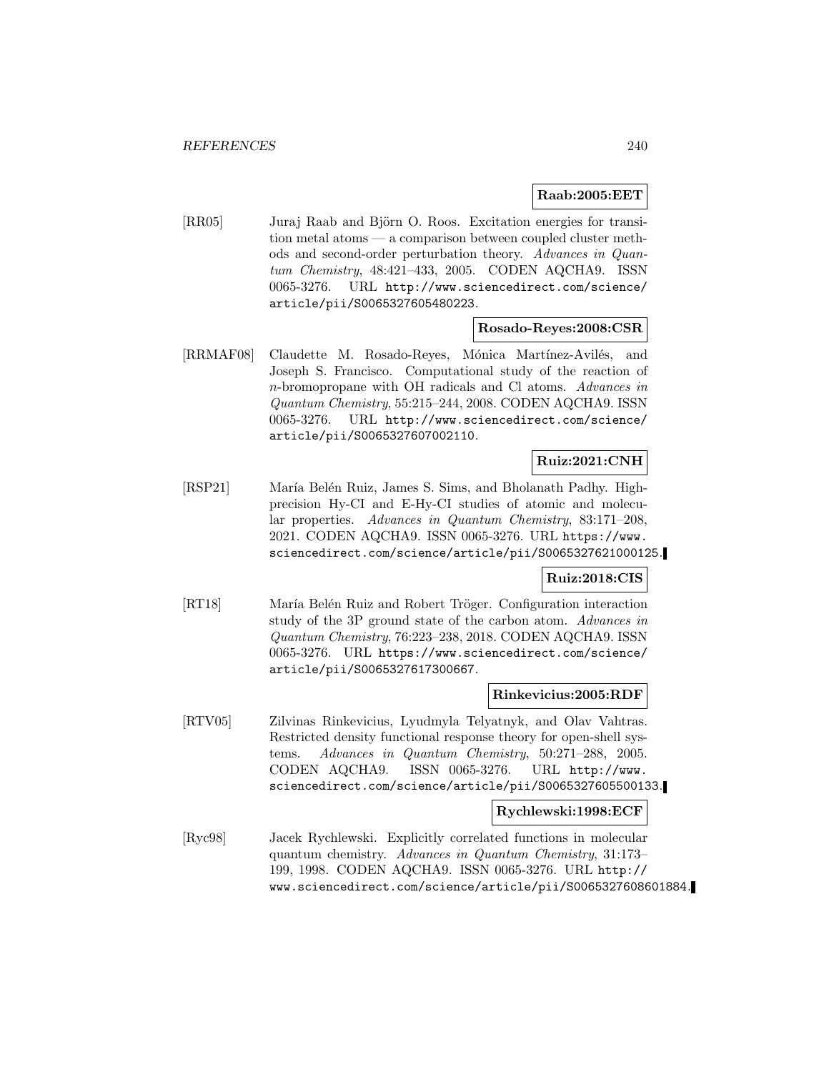**Raab:2005:EET**

[RR05] Juraj Raab and Björn O. Roos. Excitation energies for transition metal atoms — a comparison between coupled cluster methods and second-order perturbation theory. *Advances in Quantum Chemistry*, 48:421–433, 2005. CODEN AQCHA9. ISSN 0065-3276. URL http://www.sciencedirect.com/science/article/pii/S0065327605480223.

**Rosado-Reyes:2008:CSR**

[RRMAF08] Claudette M. Rosado-Reyes, Mónica Martínez-Avilés, and Joseph S. Francisco. Computational study of the reaction of *n*-bromopropane with OH radicals and Cl atoms. *Advances in Quantum Chemistry*, 55:215–244, 2008. CODEN AQCHA9. ISSN 0065-3276. URL http://www.sciencedirect.com/science/article/pii/S0065327607002110.

**Ruiz:2021:CNH**

[RSP21] María Belén Ruiz, James S. Sims, and Bholanath Padhy. High-precision Hy-CI and E-Hy-CI studies of atomic and molecular properties. *Advances in Quantum Chemistry*, 83:171–208, 2021. CODEN AQCHA9. ISSN 0065-3276. URL https://www.sciencedirect.com/science/article/pii/S0065327621000125.

**Ruiz:2018:CIS**

[RT18] María Belén Ruiz and Robert Tröger. Configuration interaction study of the 3P ground state of the carbon atom. *Advances in Quantum Chemistry*, 76:223–238, 2018. CODEN AQCHA9. ISSN 0065-3276. URL https://www.sciencedirect.com/science/article/pii/S0065327617300667.

**Rinkevicius:2005:RDF**

[RTV05] Zilvinas Rinkevicius, Lyudmyla Telyatnyk, and Olav Vahtras. Restricted density functional response theory for open-shell systems. *Advances in Quantum Chemistry*, 50:271–288, 2005. CODEN AQCHA9. ISSN 0065-3276. URL http://www.sciencedirect.com/science/article/pii/S0065327605500133.

**Rychlewski:1998:ECF**

[Ryc98] Jacek Rychlewski. Explicitly correlated functions in molecular quantum chemistry. *Advances in Quantum Chemistry*, 31:173–199, 1998. CODEN AQCHA9. ISSN 0065-3276. URL http://www.sciencedirect.com/science/article/pii/S0065327608601884.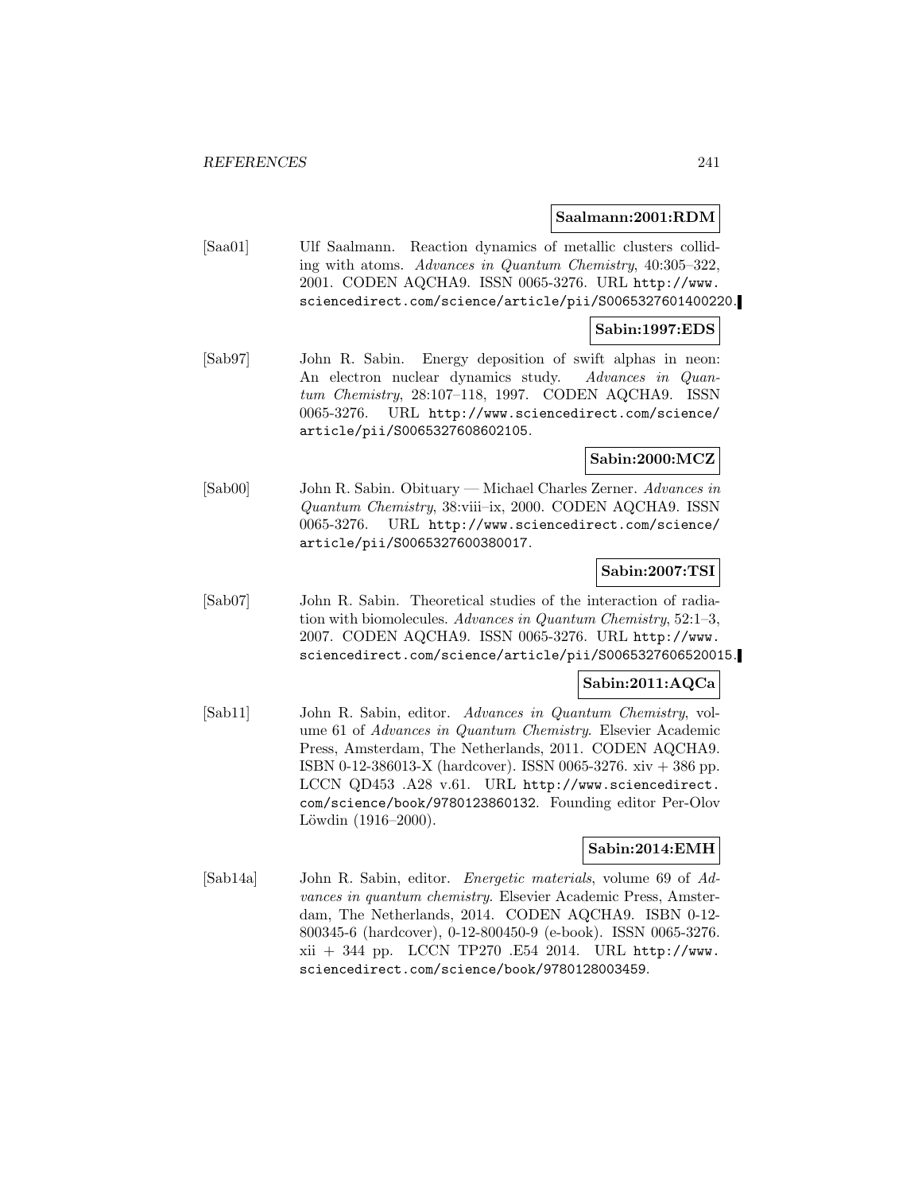**Saalmann:2001:RDM**

[Saa01] Ulf Saalmann. Reaction dynamics of metallic clusters colliding with atoms. *Advances in Quantum Chemistry*, 40:305–322, 2001. CODEN AQCHA9. ISSN 0065-3276. URL http://www.sciencedirect.com/science/article/pii/S0065327601400220.

**Sabin:1997:EDS**

[Sab97] John R. Sabin. Energy deposition of swift alphas in neon: An electron nuclear dynamics study. *Advances in Quantum Chemistry*, 28:107–118, 1997. CODEN AQCHA9. ISSN 0065-3276. URL http://www.sciencedirect.com/science/article/pii/S0065327608602105.

**Sabin:2000:MCZ**

[Sab00] John R. Sabin. Obituary — Michael Charles Zerner. *Advances in Quantum Chemistry*, 38:viii–ix, 2000. CODEN AQCHA9. ISSN 0065-3276. URL http://www.sciencedirect.com/science/article/pii/S0065327600380017.

**Sabin:2007:TSI**

[Sab07] John R. Sabin. Theoretical studies of the interaction of radiation with biomolecules. *Advances in Quantum Chemistry*, 52:1–3, 2007. CODEN AQCHA9. ISSN 0065-3276. URL http://www.sciencedirect.com/science/article/pii/S0065327606520015.

**Sabin:2011:AQCa**

[Sab11] John R. Sabin, editor. *Advances in Quantum Chemistry*, volume 61 of *Advances in Quantum Chemistry*. Elsevier Academic Press, Amsterdam, The Netherlands, 2011. CODEN AQCHA9. ISBN 0-12-386013-X (hardcover). ISSN 0065-3276. xiv + 386 pp. LCCN QD453 .A28 v.61. URL http://www.sciencedirect.com/science/book/9780123860132. Founding editor Per-Olov Löwdin (1916–2000).

**Sabin:2014:EMH**

[Sab14a] John R. Sabin, editor. *Energetic materials*, volume 69 of *Advances in quantum chemistry*. Elsevier Academic Press, Amsterdam, The Netherlands, 2014. CODEN AQCHA9. ISBN 0-12-800345-6 (hardcover), 0-12-800450-9 (e-book). ISSN 0065-3276. xii + 344 pp. LCCN TP270 .E54 2014. URL http://www.sciencedirect.com/science/book/9780128003459.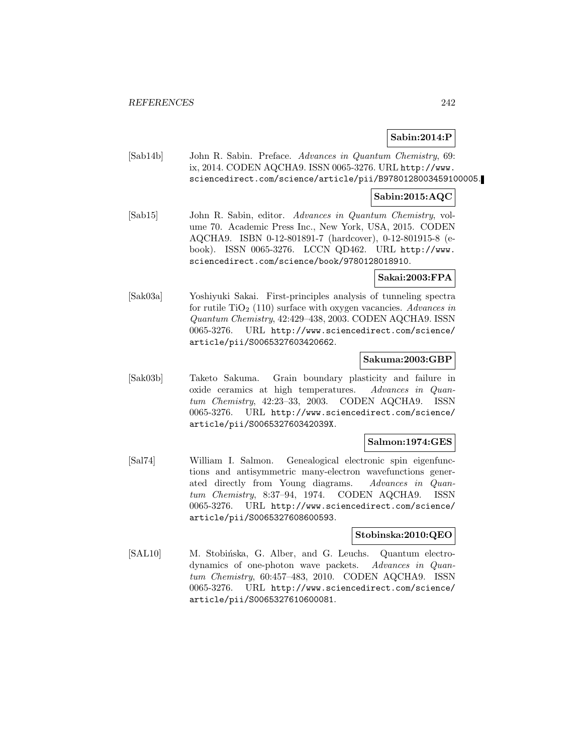**Sabin:2014:P**

[Sab14b] John R. Sabin. Preface. *Advances in Quantum Chemistry*, 69: ix, 2014. CODEN AQCHA9. ISSN 0065-3276. URL http://www.sciencedirect.com/science/article/pii/B9780128003459100005.

**Sabin:2015:AQC**

[Sab15] John R. Sabin, editor. *Advances in Quantum Chemistry*, volume 70. Academic Press Inc., New York, USA, 2015. CODEN AQCHA9. ISBN 0-12-801891-7 (hardcover), 0-12-801915-8 (e-book). ISSN 0065-3276. LCCN QD462. URL http://www.sciencedirect.com/science/book/9780128018910.

**Sakai:2003:FPA**

[Sak03a] Yoshiyuki Sakai. First-principles analysis of tunneling spectra for rutile $TiO_2$ (110) surface with oxygen vacancies. *Advances in Quantum Chemistry*, 42:429–438, 2003. CODEN AQCHA9. ISSN 0065-3276. URL http://www.sciencedirect.com/science/article/pii/S0065327603420662.

**Sakuma:2003:GBP**

[Sak03b] Taketo Sakuma. Grain boundary plasticity and failure in oxide ceramics at high temperatures. *Advances in Quantum Chemistry*, 42:23–33, 2003. CODEN AQCHA9. ISSN 0065-3276. URL http://www.sciencedirect.com/science/article/pii/S006532760342039X.

**Salmon:1974:GES**

[Sal74] William I. Salmon. Genealogical electronic spin eigenfunctions and antisymmetric many-electron wavefunctions generated directly from Young diagrams. *Advances in Quantum Chemistry*, 8:37–94, 1974. CODEN AQCHA9. ISSN 0065-3276. URL http://www.sciencedirect.com/science/article/pii/S0065327608600593.

**Stobinska:2010:QEO**

[SAL10] M. Stobińska, G. Alber, and G. Leuchs. Quantum electrodynamics of one-photon wave packets. *Advances in Quantum Chemistry*, 60:457–483, 2010. CODEN AQCHA9. ISSN 0065-3276. URL http://www.sciencedirect.com/science/article/pii/S0065327610600081.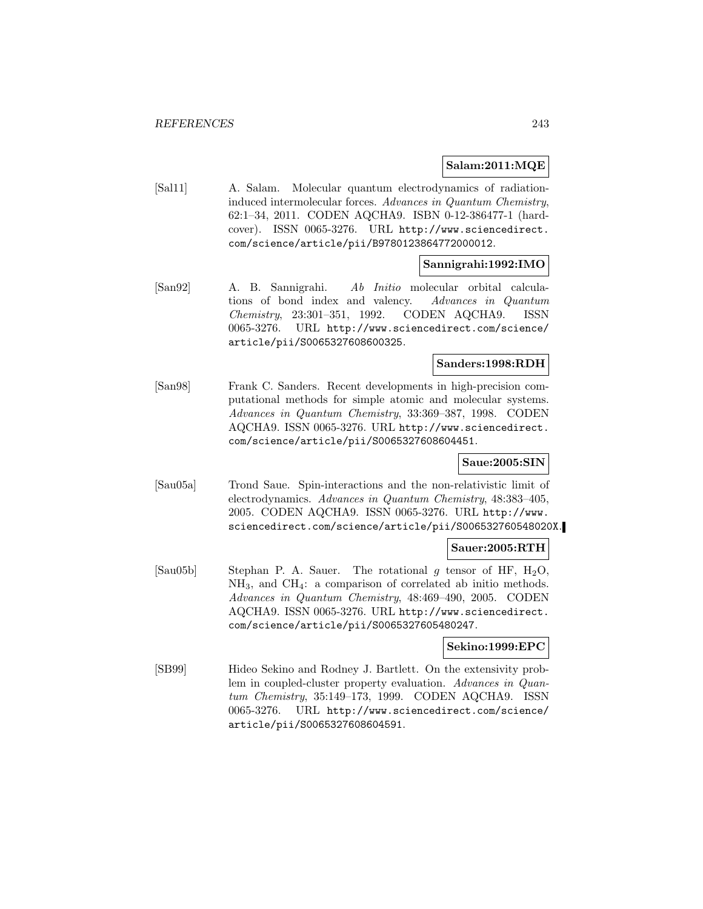**Salam:2011:MQE**

[Sal11] A. Salam. Molecular quantum electrodynamics of radiation-induced intermolecular forces. *Advances in Quantum Chemistry*, 62:1–34, 2011. CODEN AQCHA9. ISBN 0-12-386477-1 (hard-cover). ISSN 0065-3276. URL http://www.sciencedirect.com/science/article/pii/B9780123864772000012.

**Sannigrahi:1992:IMO**

[San92] A. B. Sannigrahi. *Ab Initio* molecular orbital calculations of bond index and valency. *Advances in Quantum Chemistry*, 23:301–351, 1992. CODEN AQCHA9. ISSN 0065-3276. URL http://www.sciencedirect.com/science/article/pii/S0065327608600325.

**Sanders:1998:RDH**

[San98] Frank C. Sanders. Recent developments in high-precision computational methods for simple atomic and molecular systems. *Advances in Quantum Chemistry*, 33:369–387, 1998. CODEN AQCHA9. ISSN 0065-3276. URL http://www.sciencedirect.com/science/article/pii/S0065327608604451.

**Saue:2005:SIN**

[Sau05a] Trond Saue. Spin-interactions and the non-relativistic limit of electrodynamics. *Advances in Quantum Chemistry*, 48:383–405, 2005. CODEN AQCHA9. ISSN 0065-3276. URL http://www.sciencedirect.com/science/article/pii/S006532760548020X.

**Sauer:2005:RTH**

[Sau05b] Stephan P. A. Sauer. The rotational $g$ tensor of HF, $H_2O$, $NH_3$, and $CH_4$: a comparison of correlated ab initio methods. *Advances in Quantum Chemistry*, 48:469–490, 2005. CODEN AQCHA9. ISSN 0065-3276. URL http://www.sciencedirect.com/science/article/pii/S0065327605480247.

**Sekino:1999:EPC**

[SB99] Hideo Sekino and Rodney J. Bartlett. On the extensivity problem in coupled-cluster property evaluation. *Advances in Quantum Chemistry*, 35:149–173, 1999. CODEN AQCHA9. ISSN 0065-3276. URL http://www.sciencedirect.com/science/article/pii/S0065327608604591.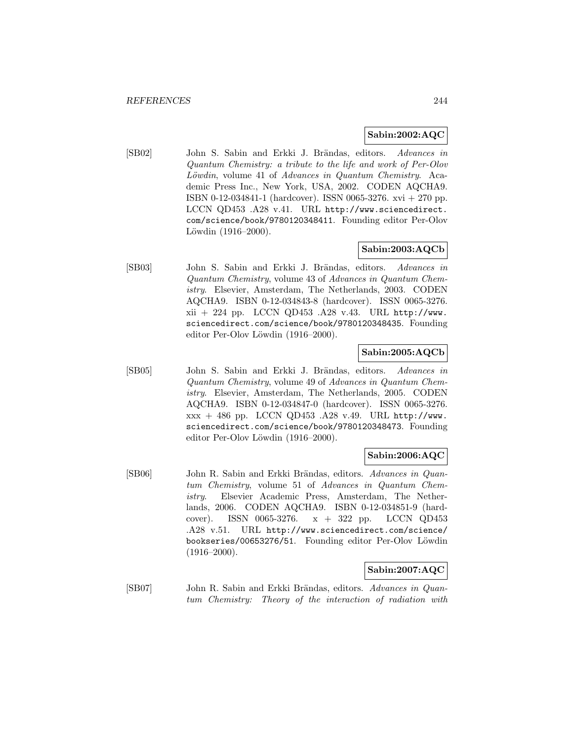**Sabin:2002:AQC**

[SB02] John S. Sabin and Erkki J. Brändas, editors. *Advances in Quantum Chemistry: a tribute to the life and work of Per-Olov Löwdin*, volume 41 of *Advances in Quantum Chemistry*. Academic Press Inc., New York, USA, 2002. CODEN AQCHA9. ISBN 0-12-034841-1 (hardcover). ISSN 0065-3276. xvi + 270 pp. LCCN QD453 .A28 v.41. URL http://www.sciencedirect.com/science/book/9780120348411. Founding editor Per-Olov Löwdin (1916–2000).

**Sabin:2003:AQCb**

[SB03] John S. Sabin and Erkki J. Brändas, editors. *Advances in Quantum Chemistry*, volume 43 of *Advances in Quantum Chemistry*. Elsevier, Amsterdam, The Netherlands, 2003. CODEN AQCHA9. ISBN 0-12-034843-8 (hardcover). ISSN 0065-3276. xii + 224 pp. LCCN QD453 .A28 v.43. URL http://www.sciencedirect.com/science/book/9780120348435. Founding editor Per-Olov Löwdin (1916–2000).

**Sabin:2005:AQCb**

[SB05] John S. Sabin and Erkki J. Brändas, editors. *Advances in Quantum Chemistry*, volume 49 of *Advances in Quantum Chemistry*. Elsevier, Amsterdam, The Netherlands, 2005. CODEN AQCHA9. ISBN 0-12-034847-0 (hardcover). ISSN 0065-3276. xxx + 486 pp. LCCN QD453 .A28 v.49. URL http://www.sciencedirect.com/science/book/9780120348473. Founding editor Per-Olov Löwdin (1916–2000).

**Sabin:2006:AQC**

[SB06] John R. Sabin and Erkki Brändas, editors. *Advances in Quantum Chemistry*, volume 51 of *Advances in Quantum Chemistry*. Elsevier Academic Press, Amsterdam, The Netherlands, 2006. CODEN AQCHA9. ISBN 0-12-034851-9 (hardcover). ISSN 0065-3276. x + 322 pp. LCCN QD453 .A28 v.51. URL http://www.sciencedirect.com/science/bookseries/00653276/51. Founding editor Per-Olov Löwdin (1916–2000).

**Sabin:2007:AQC**

[SB07] John R. Sabin and Erkki Brändas, editors. *Advances in Quantum Chemistry: Theory of the interaction of radiation with*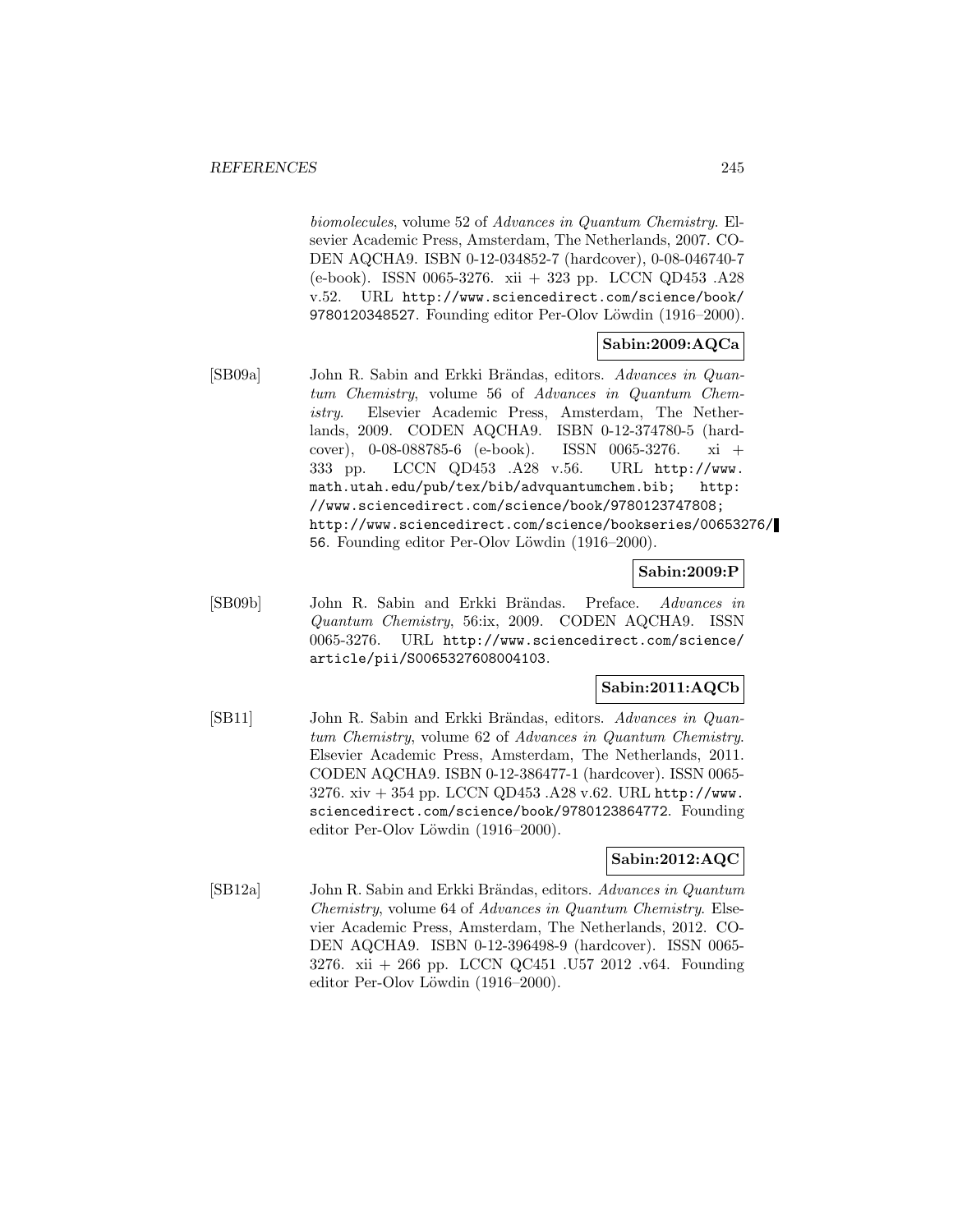*biomolecules*, volume 52 of *Advances in Quantum Chemistry*. Elsevier Academic Press, Amsterdam, The Netherlands, 2007. CODEN AQCHA9. ISBN 0-12-034852-7 (hardcover), 0-08-046740-7 (e-book). ISSN 0065-3276. xii + 323 pp. LCCN QD453 .A28 v.52. URL http://www.sciencedirect.com/science/book/9780120348527. Founding editor Per-Olov Löwdin (1916–2000).

**Sabin:2009:AQCa**

[SB09a] John R. Sabin and Erkki Brändas, editors. *Advances in Quantum Chemistry*, volume 56 of *Advances in Quantum Chemistry*. Elsevier Academic Press, Amsterdam, The Netherlands, 2009. CODEN AQCHA9. ISBN 0-12-374780-5 (hardcover), 0-08-088785-6 (e-book). ISSN 0065-3276. xi + 333 pp. LCCN QD453 .A28 v.56. URL http://www.math.utah.edu/pub/tex/bib/advquantumchem.bib; http://www.sciencedirect.com/science/book/9780123747808; http://www.sciencedirect.com/science/bookseries/00653276/56. Founding editor Per-Olov Löwdin (1916–2000).

**Sabin:2009:P**

[SB09b] John R. Sabin and Erkki Brändas. Preface. *Advances in Quantum Chemistry*, 56:ix, 2009. CODEN AQCHA9. ISSN 0065-3276. URL http://www.sciencedirect.com/science/article/pii/S0065327608004103.

**Sabin:2011:AQCb**

[SB11] John R. Sabin and Erkki Brändas, editors. *Advances in Quantum Chemistry*, volume 62 of *Advances in Quantum Chemistry*. Elsevier Academic Press, Amsterdam, The Netherlands, 2011. CODEN AQCHA9. ISBN 0-12-386477-1 (hardcover). ISSN 0065-3276. xiv + 354 pp. LCCN QD453 .A28 v.62. URL http://www.sciencedirect.com/science/book/9780123864772. Founding editor Per-Olov Löwdin (1916–2000).

**Sabin:2012:AQC**

[SB12a] John R. Sabin and Erkki Brändas, editors. *Advances in Quantum Chemistry*, volume 64 of *Advances in Quantum Chemistry*. Elsevier Academic Press, Amsterdam, The Netherlands, 2012. CODEN AQCHA9. ISBN 0-12-396498-9 (hardcover). ISSN 0065-3276. xii + 266 pp. LCCN QC451 .U57 2012 .v64. Founding editor Per-Olov Löwdin (1916–2000).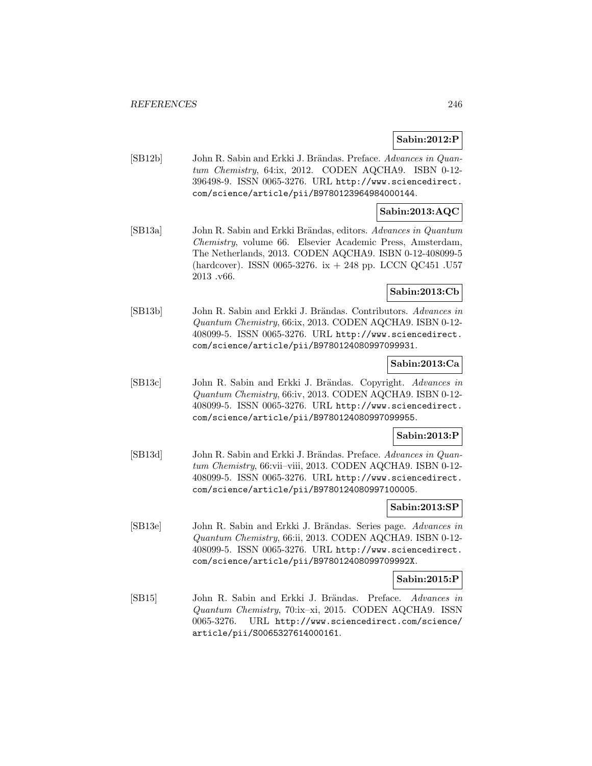**Sabin:2012:P**

[SB12b] John R. Sabin and Erkki J. Brändas. Preface. *Advances in Quantum Chemistry*, 64:ix, 2012. CODEN AQCHA9. ISBN 0-12-396498-9. ISSN 0065-3276. URL http://www.sciencedirect.com/science/article/pii/B9780123964984000144.

**Sabin:2013:AQC**

[SB13a] John R. Sabin and Erkki Brändas, editors. *Advances in Quantum Chemistry*, volume 66. Elsevier Academic Press, Amsterdam, The Netherlands, 2013. CODEN AQCHA9. ISBN 0-12-408099-5 (hardcover). ISSN 0065-3276. ix + 248 pp. LCCN QC451 .U57 2013 .v66.

**Sabin:2013:Cb**

[SB13b] John R. Sabin and Erkki J. Brändas. Contributors. *Advances in Quantum Chemistry*, 66:ix, 2013. CODEN AQCHA9. ISBN 0-12-408099-5. ISSN 0065-3276. URL http://www.sciencedirect.com/science/article/pii/B9780124080997099931.

**Sabin:2013:Ca**

[SB13c] John R. Sabin and Erkki J. Brändas. Copyright. *Advances in Quantum Chemistry*, 66:iv, 2013. CODEN AQCHA9. ISBN 0-12-408099-5. ISSN 0065-3276. URL http://www.sciencedirect.com/science/article/pii/B9780124080997099955.

**Sabin:2013:P**

[SB13d] John R. Sabin and Erkki J. Brändas. Preface. *Advances in Quantum Chemistry*, 66:vii–viii, 2013. CODEN AQCHA9. ISBN 0-12-408099-5. ISSN 0065-3276. URL http://www.sciencedirect.com/science/article/pii/B9780124080997100005.

**Sabin:2013:SP**

[SB13e] John R. Sabin and Erkki J. Brändas. Series page. *Advances in Quantum Chemistry*, 66:ii, 2013. CODEN AQCHA9. ISBN 0-12-408099-5. ISSN 0065-3276. URL http://www.sciencedirect.com/science/article/pii/B978012408099709992X.

**Sabin:2015:P**

[SB15] John R. Sabin and Erkki J. Brändas. Preface. *Advances in Quantum Chemistry*, 70:ix–xi, 2015. CODEN AQCHA9. ISSN 0065-3276. URL http://www.sciencedirect.com/science/article/pii/S0065327614000161.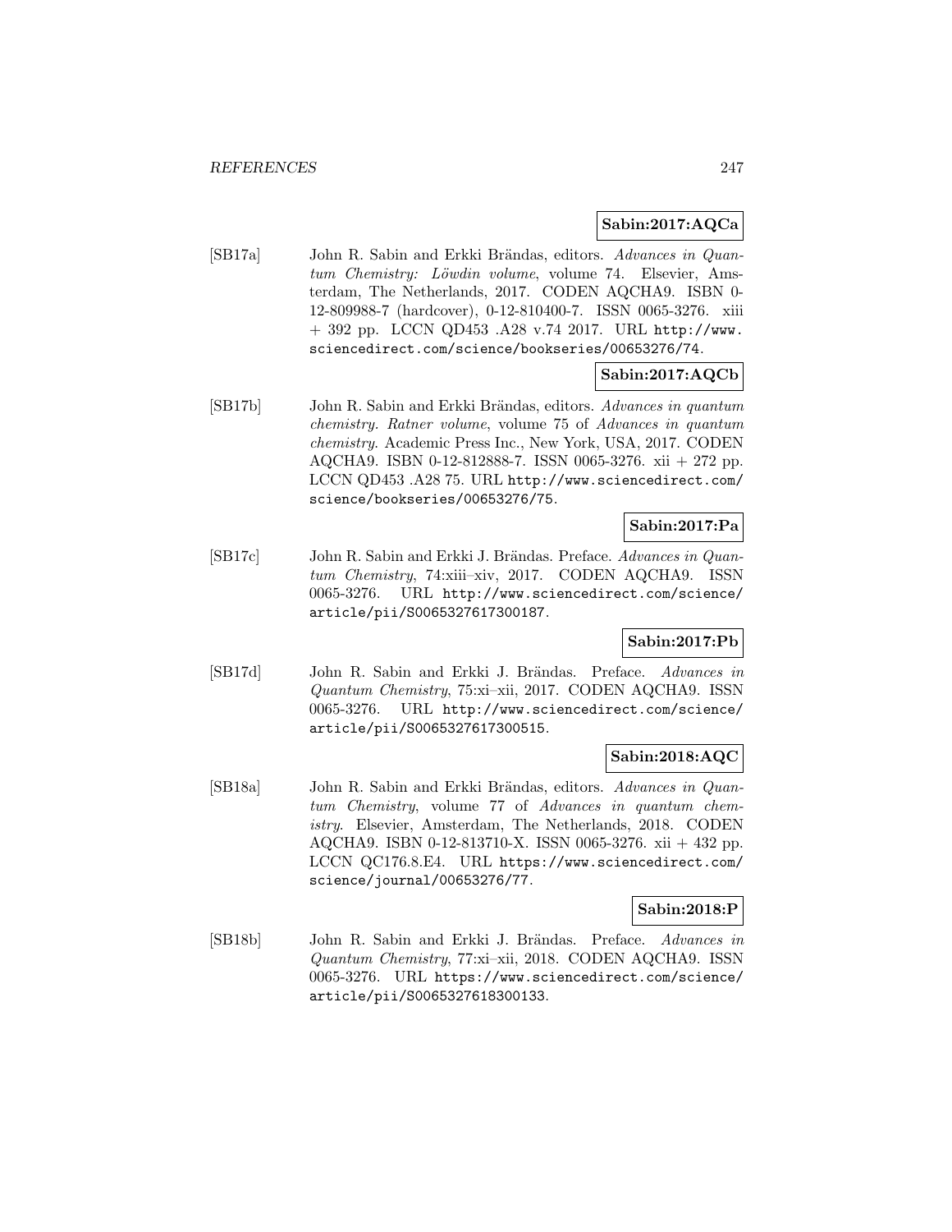**Sabin:2017:AQCa**

[SB17a] John R. Sabin and Erkki Brändas, editors. *Advances in Quantum Chemistry: Löwdin volume*, volume 74. Elsevier, Amsterdam, The Netherlands, 2017. CODEN AQCHA9. ISBN 0-12-809988-7 (hardcover), 0-12-810400-7. ISSN 0065-3276. xiii + 392 pp. LCCN QD453 .A28 v.74 2017. URL http://www.sciencedirect.com/science/bookseries/00653276/74.

**Sabin:2017:AQCb**

[SB17b] John R. Sabin and Erkki Brändas, editors. *Advances in quantum chemistry. Ratner volume*, volume 75 of *Advances in quantum chemistry*. Academic Press Inc., New York, USA, 2017. CODEN AQCHA9. ISBN 0-12-812888-7. ISSN 0065-3276. xii + 272 pp. LCCN QD453 .A28 75. URL http://www.sciencedirect.com/science/bookseries/00653276/75.

**Sabin:2017:Pa**

[SB17c] John R. Sabin and Erkki J. Brändas. Preface. *Advances in Quantum Chemistry*, 74:xiii–xiv, 2017. CODEN AQCHA9. ISSN 0065-3276. URL http://www.sciencedirect.com/science/article/pii/S0065327617300187.

**Sabin:2017:Pb**

[SB17d] John R. Sabin and Erkki J. Brändas. Preface. *Advances in Quantum Chemistry*, 75:xi–xii, 2017. CODEN AQCHA9. ISSN 0065-3276. URL http://www.sciencedirect.com/science/article/pii/S0065327617300515.

**Sabin:2018:AQC**

[SB18a] John R. Sabin and Erkki Brändas, editors. *Advances in Quantum Chemistry*, volume 77 of *Advances in quantum chemistry*. Elsevier, Amsterdam, The Netherlands, 2018. CODEN AQCHA9. ISBN 0-12-813710-X. ISSN 0065-3276. xii + 432 pp. LCCN QC176.8.E4. URL https://www.sciencedirect.com/science/journal/00653276/77.

**Sabin:2018:P**

[SB18b] John R. Sabin and Erkki J. Brändas. Preface. *Advances in Quantum Chemistry*, 77:xi–xii, 2018. CODEN AQCHA9. ISSN 0065-3276. URL https://www.sciencedirect.com/science/article/pii/S0065327618300133.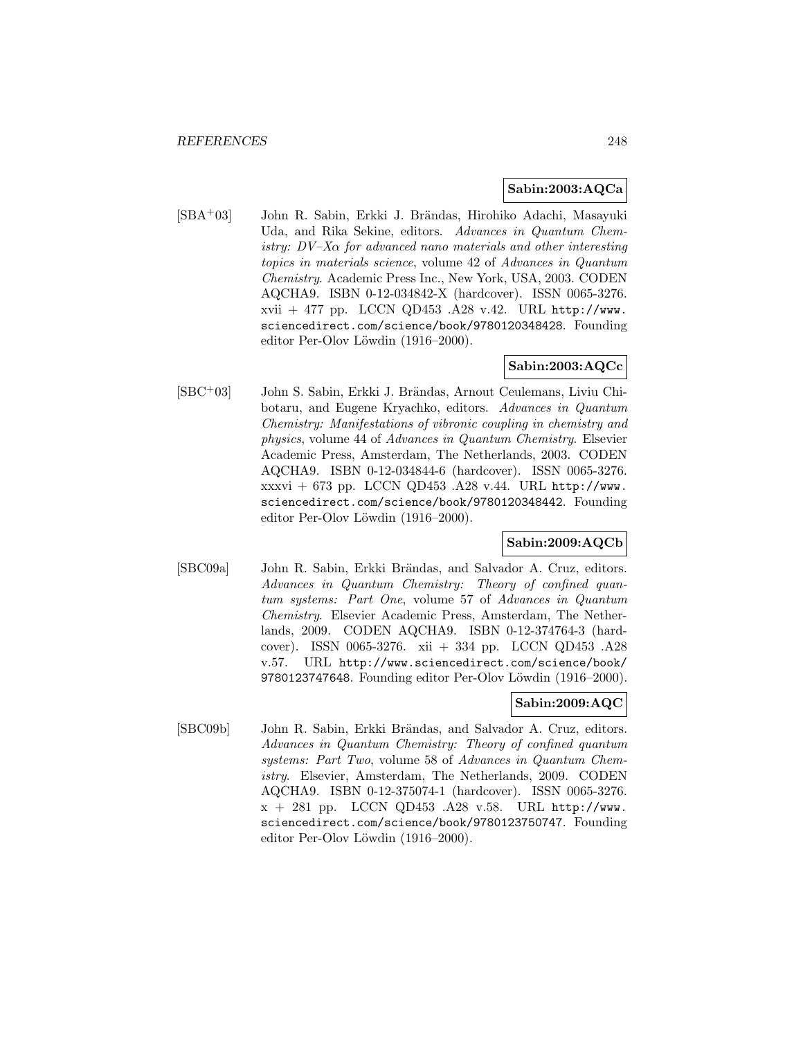**Sabin:2003:AQCa**

[SBA+03] John R. Sabin, Erkki J. Brändas, Hirohiko Adachi, Masayuki Uda, and Rika Sekine, editors. *Advances in Quantum Chemistry: DV–Xα for advanced nano materials and other interesting topics in materials science*, volume 42 of *Advances in Quantum Chemistry*. Academic Press Inc., New York, USA, 2003. CODEN AQCHA9. ISBN 0-12-034842-X (hardcover). ISSN 0065-3276. xvii + 477 pp. LCCN QD453 .A28 v.42. URL http://www.sciencedirect.com/science/book/9780120348428. Founding editor Per-Olov Löwdin (1916–2000).

**Sabin:2003:AQCc**

[SBC+03] John S. Sabin, Erkki J. Brändas, Arnout Ceulemans, Liviu Chibotaru, and Eugene Kryachko, editors. *Advances in Quantum Chemistry: Manifestations of vibronic coupling in chemistry and physics*, volume 44 of *Advances in Quantum Chemistry*. Elsevier Academic Press, Amsterdam, The Netherlands, 2003. CODEN AQCHA9. ISBN 0-12-034844-6 (hardcover). ISSN 0065-3276. xxxvi + 673 pp. LCCN QD453 .A28 v.44. URL http://www.sciencedirect.com/science/book/9780120348442. Founding editor Per-Olov Löwdin (1916–2000).

**Sabin:2009:AQCb**

[SBC09a] John R. Sabin, Erkki Brändas, and Salvador A. Cruz, editors. *Advances in Quantum Chemistry: Theory of confined quantum systems: Part One*, volume 57 of *Advances in Quantum Chemistry*. Elsevier Academic Press, Amsterdam, The Netherlands, 2009. CODEN AQCHA9. ISBN 0-12-374764-3 (hardcover). ISSN 0065-3276. xii + 334 pp. LCCN QD453 .A28 v.57. URL http://www.sciencedirect.com/science/book/9780123747648. Founding editor Per-Olov Löwdin (1916–2000).

**Sabin:2009:AQC**

[SBC09b] John R. Sabin, Erkki Brändas, and Salvador A. Cruz, editors. *Advances in Quantum Chemistry: Theory of confined quantum systems: Part Two*, volume 58 of *Advances in Quantum Chemistry*. Elsevier, Amsterdam, The Netherlands, 2009. CODEN AQCHA9. ISBN 0-12-375074-1 (hardcover). ISSN 0065-3276. x + 281 pp. LCCN QD453 .A28 v.58. URL http://www.sciencedirect.com/science/book/9780123750747. Founding editor Per-Olov Löwdin (1916–2000).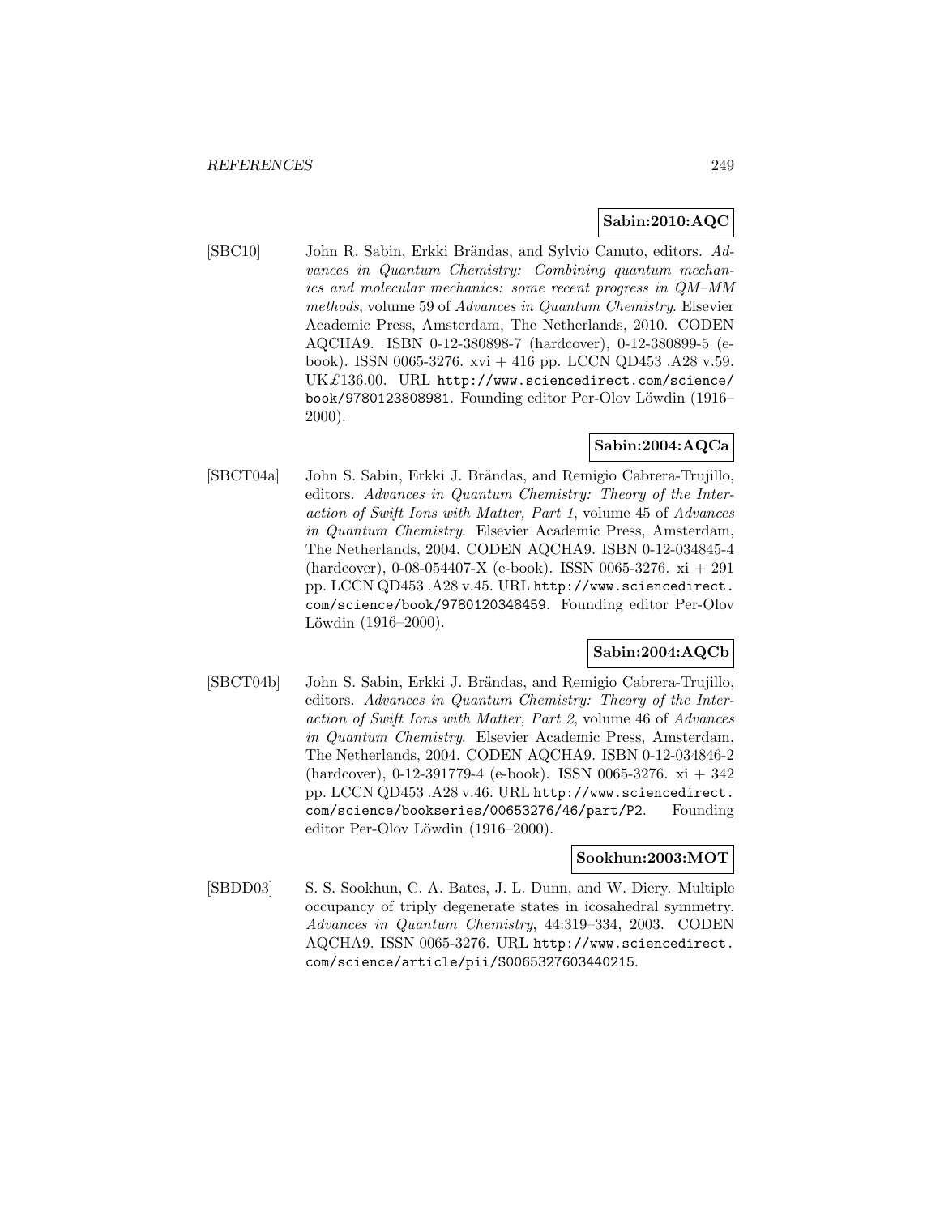**Sabin:2010:AQC**

[SBC10] John R. Sabin, Erkki Brändas, and Sylvio Canuto, editors. *Advances in Quantum Chemistry: Combining quantum mechanics and molecular mechanics: some recent progress in QM–MM methods*, volume 59 of *Advances in Quantum Chemistry*. Elsevier Academic Press, Amsterdam, The Netherlands, 2010. CODEN AQCHA9. ISBN 0-12-380898-7 (hardcover), 0-12-380899-5 (e-book). ISSN 0065-3276. xvi + 416 pp. LCCN QD453 .A28 v.59. UK£136.00. URL http://www.sciencedirect.com/science/book/9780123808981. Founding editor Per-Olov Löwdin (1916–2000).

**Sabin:2004:AQCa**

[SBCT04a] John S. Sabin, Erkki J. Brändas, and Remigio Cabrera-Trujillo, editors. *Advances in Quantum Chemistry: Theory of the Interaction of Swift Ions with Matter, Part 1*, volume 45 of *Advances in Quantum Chemistry*. Elsevier Academic Press, Amsterdam, The Netherlands, 2004. CODEN AQCHA9. ISBN 0-12-034845-4 (hardcover), 0-08-054407-X (e-book). ISSN 0065-3276. xi + 291 pp. LCCN QD453 .A28 v.45. URL http://www.sciencedirect.com/science/book/9780120348459. Founding editor Per-Olov Löwdin (1916–2000).

**Sabin:2004:AQCb**

[SBCT04b] John S. Sabin, Erkki J. Brändas, and Remigio Cabrera-Trujillo, editors. *Advances in Quantum Chemistry: Theory of the Interaction of Swift Ions with Matter, Part 2*, volume 46 of *Advances in Quantum Chemistry*. Elsevier Academic Press, Amsterdam, The Netherlands, 2004. CODEN AQCHA9. ISBN 0-12-034846-2 (hardcover), 0-12-391779-4 (e-book). ISSN 0065-3276. xi + 342 pp. LCCN QD453 .A28 v.46. URL http://www.sciencedirect.com/science/bookseries/00653276/46/part/P2. Founding editor Per-Olov Löwdin (1916–2000).

**Sookhun:2003:MOT**

[SBDD03] S. S. Sookhun, C. A. Bates, J. L. Dunn, and W. Diery. Multiple occupancy of triply degenerate states in icosahedral symmetry. *Advances in Quantum Chemistry*, 44:319–334, 2003. CODEN AQCHA9. ISSN 0065-3276. URL http://www.sciencedirect.com/science/article/pii/S0065327603440215.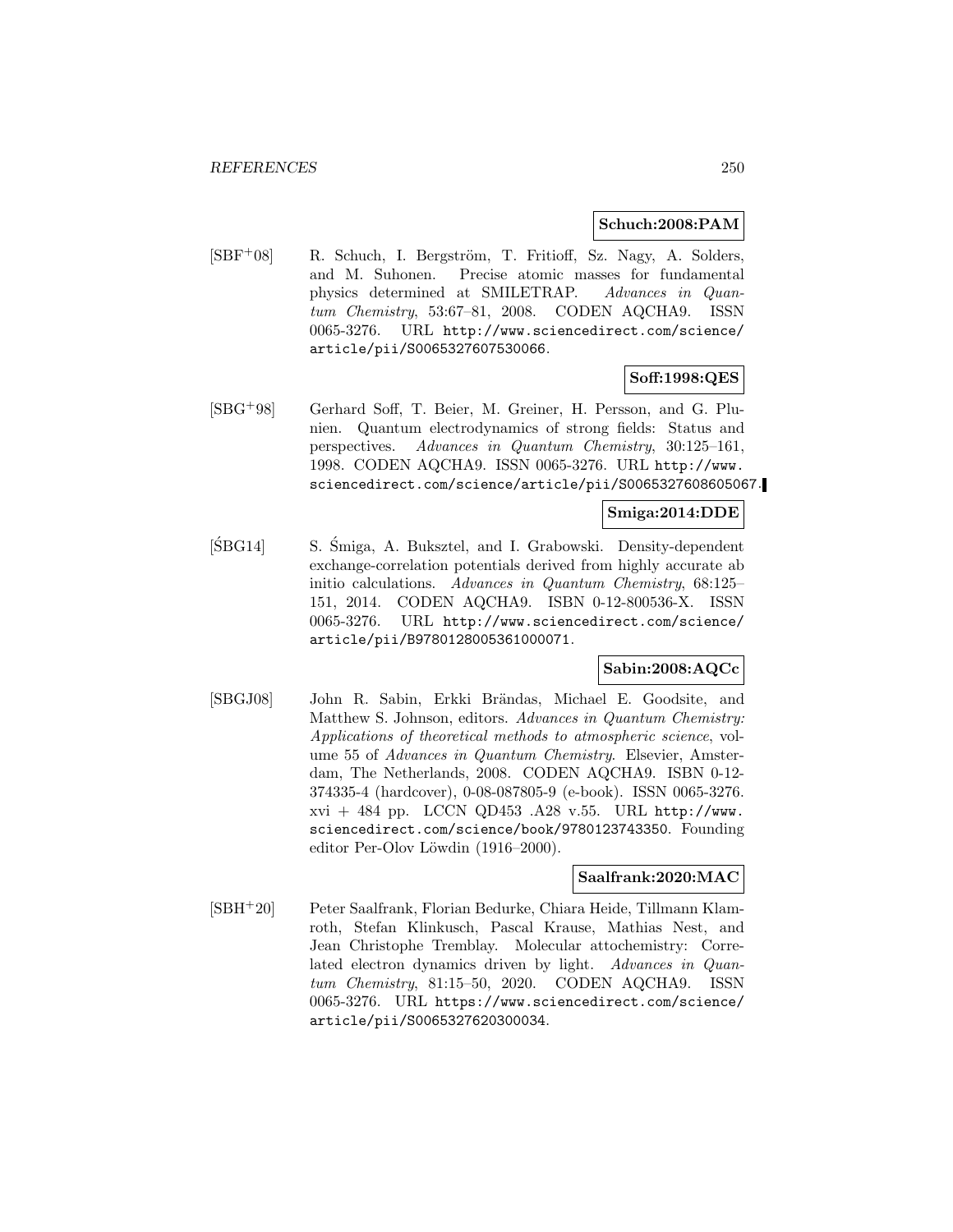**Schuch:2008:PAM**

[SBF+08] R. Schuch, I. Bergström, T. Fritioff, Sz. Nagy, A. Solders, and M. Suhonen. Precise atomic masses for fundamental physics determined at SMILETRAP. *Advances in Quantum Chemistry*, 53:67–81, 2008. CODEN AQCHA9. ISSN 0065-3276. URL http://www.sciencedirect.com/science/article/pii/S0065327607530066.

**Soff:1998:QES**

[SBG+98] Gerhard Soff, T. Beier, M. Greiner, H. Persson, and G. Plunien. Quantum electrodynamics of strong fields: Status and perspectives. *Advances in Quantum Chemistry*, 30:125–161, 1998. CODEN AQCHA9. ISSN 0065-3276. URL http://www.sciencedirect.com/science/article/pii/S0065327608605067.

**Smiga:2014:DDE**

[ŚBG14] S. Śmiga, A. Buksztel, and I. Grabowski. Density-dependent exchange-correlation potentials derived from highly accurate ab initio calculations. *Advances in Quantum Chemistry*, 68:125–151, 2014. CODEN AQCHA9. ISBN 0-12-800536-X. ISSN 0065-3276. URL http://www.sciencedirect.com/science/article/pii/B9780128005361000071.

**Sabin:2008:AQCc**

[SBGJ08] John R. Sabin, Erkki Brändas, Michael E. Goodsite, and Matthew S. Johnson, editors. *Advances in Quantum Chemistry: Applications of theoretical methods to atmospheric science*, volume 55 of *Advances in Quantum Chemistry*. Elsevier, Amsterdam, The Netherlands, 2008. CODEN AQCHA9. ISBN 0-12-374335-4 (hardcover), 0-08-087805-9 (e-book). ISSN 0065-3276. xvi + 484 pp. LCCN QD453 .A28 v.55. URL http://www.sciencedirect.com/science/book/9780123743350. Founding editor Per-Olov Löwdin (1916–2000).

**Saalfrank:2020:MAC**

[SBH+20] Peter Saalfrank, Florian Bedurke, Chiara Heide, Tillmann Klamroth, Stefan Klinkusch, Pascal Krause, Mathias Nest, and Jean Christophe Tremblay. Molecular attochemistry: Correlated electron dynamics driven by light. *Advances in Quantum Chemistry*, 81:15–50, 2020. CODEN AQCHA9. ISSN 0065-3276. URL https://www.sciencedirect.com/science/article/pii/S0065327620300034.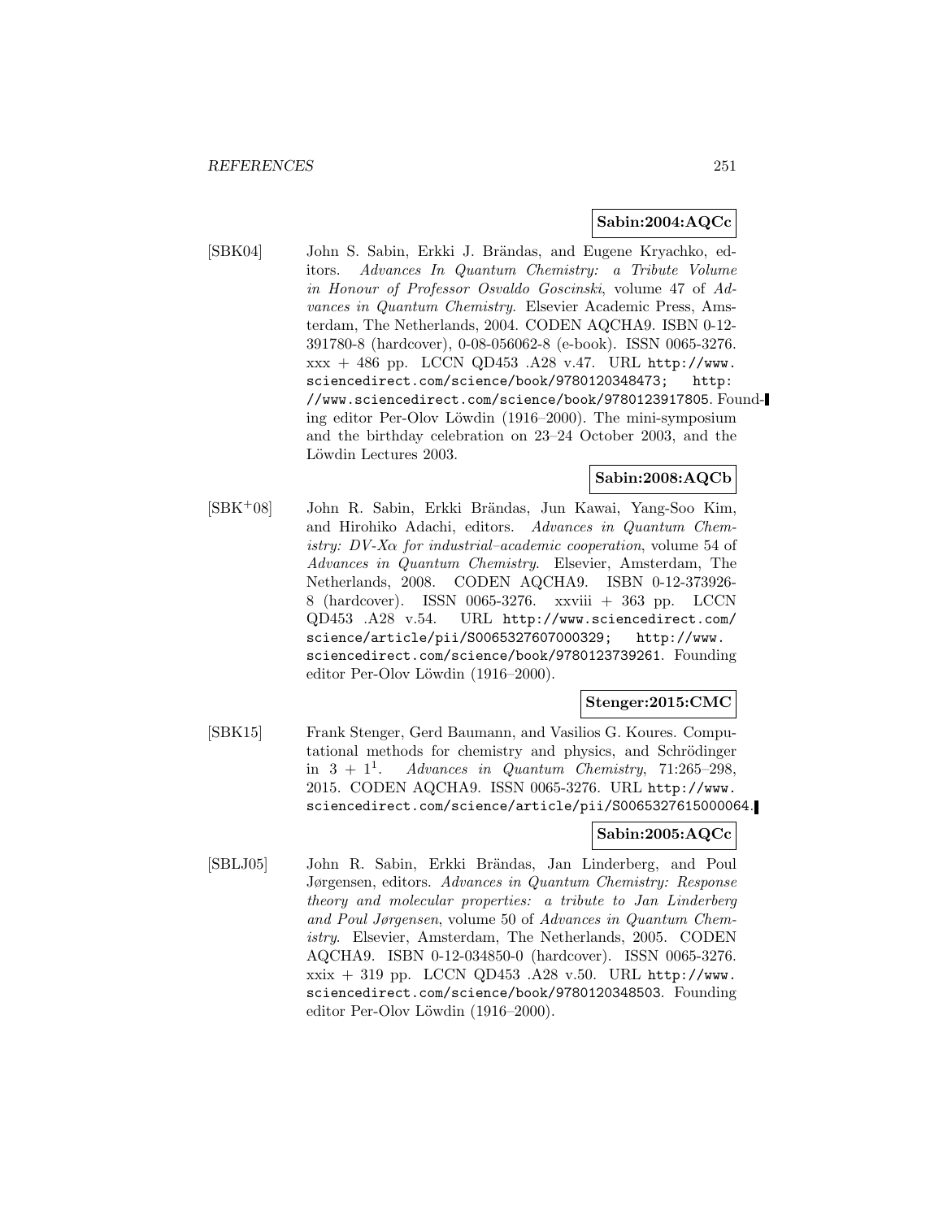**Sabin:2004:AQCc**

[SBK04] John S. Sabin, Erkki J. Brändas, and Eugene Kryachko, editors. *Advances In Quantum Chemistry: a Tribute Volume in Honour of Professor Osvaldo Goscinski*, volume 47 of *Advances in Quantum Chemistry*. Elsevier Academic Press, Amsterdam, The Netherlands, 2004. CODEN AQCHA9. ISBN 0-12-391780-8 (hardcover), 0-08-056062-8 (e-book). ISSN 0065-3276. xxx + 486 pp. LCCN QD453 .A28 v.47. URL http://www.sciencedirect.com/science/book/9780120348473; http://www.sciencedirect.com/science/book/9780123917805. Founding editor Per-Olov Löwdin (1916–2000). The mini-symposium and the birthday celebration on 23–24 October 2003, and the Löwdin Lectures 2003.

**Sabin:2008:AQCb**

[SBK+08] John R. Sabin, Erkki Brändas, Jun Kawai, Yang-Soo Kim, and Hirohiko Adachi, editors. *Advances in Quantum Chemistry: DV-X$\alpha$ for industrial–academic cooperation*, volume 54 of *Advances in Quantum Chemistry*. Elsevier, Amsterdam, The Netherlands, 2008. CODEN AQCHA9. ISBN 0-12-373926-8 (hardcover). ISSN 0065-3276. xxviii + 363 pp. LCCN QD453 .A28 v.54. URL http://www.sciencedirect.com/science/article/pii/S0065327607000329; http://www.sciencedirect.com/science/book/9780123739261. Founding editor Per-Olov Löwdin (1916–2000).

**Stenger:2015:CMC**

[SBK15] Frank Stenger, Gerd Baumann, and Vasilios G. Koures. Computational methods for chemistry and physics, and Schrödinger in $3 + 1^1$. *Advances in Quantum Chemistry*, 71:265–298, 2015. CODEN AQCHA9. ISSN 0065-3276. URL http://www.sciencedirect.com/science/article/pii/S0065327615000064.

**Sabin:2005:AQCc**

[SBLJ05] John R. Sabin, Erkki Brändas, Jan Linderberg, and Poul Jørgensen, editors. *Advances in Quantum Chemistry: Response theory and molecular properties: a tribute to Jan Linderberg and Poul Jørgensen*, volume 50 of *Advances in Quantum Chemistry*. Elsevier, Amsterdam, The Netherlands, 2005. CODEN AQCHA9. ISBN 0-12-034850-0 (hardcover). ISSN 0065-3276. xxix + 319 pp. LCCN QD453 .A28 v.50. URL http://www.sciencedirect.com/science/book/9780120348503. Founding editor Per-Olov Löwdin (1916–2000).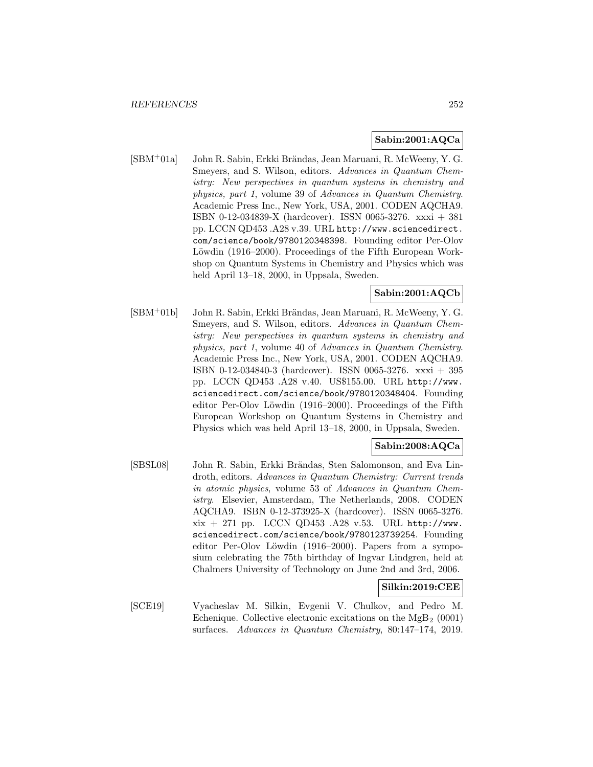**Sabin:2001:AQCa**

[SBM+01a] John R. Sabin, Erkki Brändas, Jean Maruani, R. McWeeny, Y. G. Smeyers, and S. Wilson, editors. *Advances in Quantum Chemistry: New perspectives in quantum systems in chemistry and physics, part 1*, volume 39 of *Advances in Quantum Chemistry*. Academic Press Inc., New York, USA, 2001. CODEN AQCHA9. ISBN 0-12-034839-X (hardcover). ISSN 0065-3276. xxxi + 381 pp. LCCN QD453 .A28 v.39. URL http://www.sciencedirect.com/science/book/9780120348398. Founding editor Per-Olov Löwdin (1916–2000). Proceedings of the Fifth European Workshop on Quantum Systems in Chemistry and Physics which was held April 13–18, 2000, in Uppsala, Sweden.

**Sabin:2001:AQCb**

[SBM+01b] John R. Sabin, Erkki Brändas, Jean Maruani, R. McWeeny, Y. G. Smeyers, and S. Wilson, editors. *Advances in Quantum Chemistry: New perspectives in quantum systems in chemistry and physics, part 1*, volume 40 of *Advances in Quantum Chemistry*. Academic Press Inc., New York, USA, 2001. CODEN AQCHA9. ISBN 0-12-034840-3 (hardcover). ISSN 0065-3276. xxxi + 395 pp. LCCN QD453 .A28 v.40. US$155.00. URL http://www.sciencedirect.com/science/book/9780120348404. Founding editor Per-Olov Löwdin (1916–2000). Proceedings of the Fifth European Workshop on Quantum Systems in Chemistry and Physics which was held April 13–18, 2000, in Uppsala, Sweden.

**Sabin:2008:AQCa**

[SBSL08] John R. Sabin, Erkki Brändas, Sten Salomonson, and Eva Lindroth, editors. *Advances in Quantum Chemistry: Current trends in atomic physics*, volume 53 of *Advances in Quantum Chemistry*. Elsevier, Amsterdam, The Netherlands, 2008. CODEN AQCHA9. ISBN 0-12-373925-X (hardcover). ISSN 0065-3276. xix + 271 pp. LCCN QD453 .A28 v.53. URL http://www.sciencedirect.com/science/book/9780123739254. Founding editor Per-Olov Löwdin (1916–2000). Papers from a symposium celebrating the 75th birthday of Ingvar Lindgren, held at Chalmers University of Technology on June 2nd and 3rd, 2006.

**Silkin:2019:CEE**

[SCE19] Vyacheslav M. Silkin, Evgenii V. Chulkov, and Pedro M. Echenique. Collective electronic excitations on the $MgB_2$ (0001) surfaces. *Advances in Quantum Chemistry*, 80:147–174, 2019.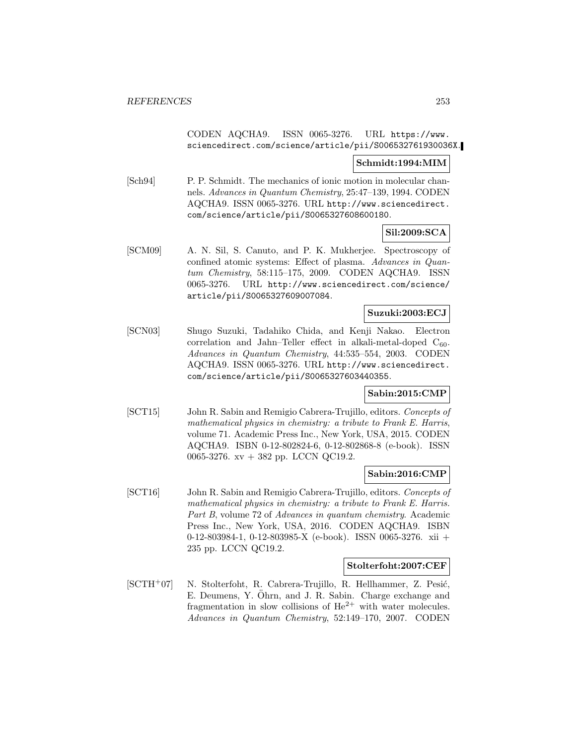CODEN AQCHA9. ISSN 0065-3276. URL https://www.sciencedirect.com/science/article/pii/S006532761930036X.

**Schmidt:1994:MIM**

[Sch94] P. P. Schmidt. The mechanics of ionic motion in molecular channels. *Advances in Quantum Chemistry*, 25:47–139, 1994. CODEN AQCHA9. ISSN 0065-3276. URL http://www.sciencedirect.com/science/article/pii/S0065327608600180.

**Sil:2009:SCA**

[SCM09] A. N. Sil, S. Canuto, and P. K. Mukherjee. Spectroscopy of confined atomic systems: Effect of plasma. *Advances in Quantum Chemistry*, 58:115–175, 2009. CODEN AQCHA9. ISSN 0065-3276. URL http://www.sciencedirect.com/science/article/pii/S0065327609007084.

**Suzuki:2003:ECJ**

[SCN03] Shugo Suzuki, Tadahiko Chida, and Kenji Nakao. Electron correlation and Jahn–Teller effect in alkali-metal-doped $C_{60}$. *Advances in Quantum Chemistry*, 44:535–554, 2003. CODEN AQCHA9. ISSN 0065-3276. URL http://www.sciencedirect.com/science/article/pii/S0065327603440355.

**Sabin:2015:CMP**

[SCT15] John R. Sabin and Remigio Cabrera-Trujillo, editors. *Concepts of mathematical physics in chemistry: a tribute to Frank E. Harris*, volume 71. Academic Press Inc., New York, USA, 2015. CODEN AQCHA9. ISBN 0-12-802824-6, 0-12-802868-8 (e-book). ISSN 0065-3276. xv + 382 pp. LCCN QC19.2.

**Sabin:2016:CMP**

[SCT16] John R. Sabin and Remigio Cabrera-Trujillo, editors. *Concepts of mathematical physics in chemistry: a tribute to Frank E. Harris. Part B*, volume 72 of *Advances in quantum chemistry*. Academic Press Inc., New York, USA, 2016. CODEN AQCHA9. ISBN 0-12-803984-1, 0-12-803985-X (e-book). ISSN 0065-3276. xii + 235 pp. LCCN QC19.2.

**Stolterfoht:2007:CEF**

[SCTH+07] N. Stolterfoht, R. Cabrera-Trujillo, R. Hellhammer, Z. Pesić, E. Deumens, Y. Öhrn, and J. R. Sabin. Charge exchange and fragmentation in slow collisions of $He^{2+}$ with water molecules. *Advances in Quantum Chemistry*, 52:149–170, 2007. CODEN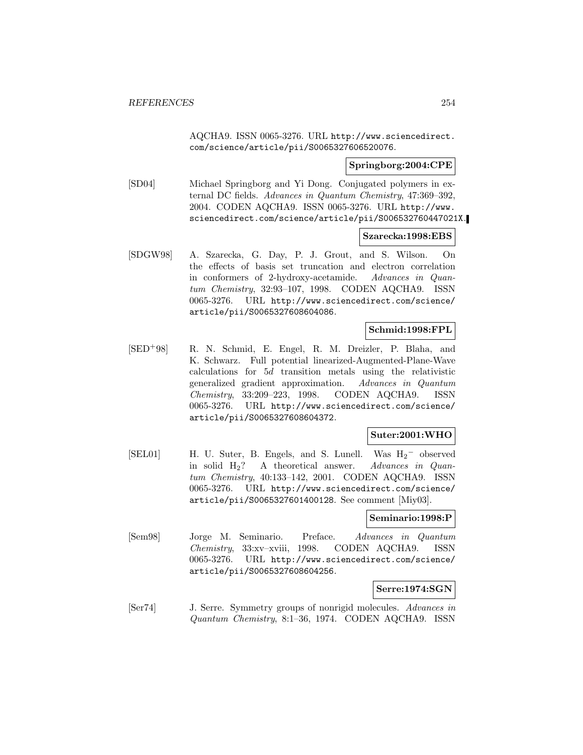AQCHA9. ISSN 0065-3276. URL http://www.sciencedirect.com/science/article/pii/S0065327606520076.

**Springborg:2004:CPE**

[SD04] Michael Springborg and Yi Dong. Conjugated polymers in external DC fields. *Advances in Quantum Chemistry*, 47:369–392, 2004. CODEN AQCHA9. ISSN 0065-3276. URL http://www.sciencedirect.com/science/article/pii/S006532760447021X.

**Szarecka:1998:EBS**

[SDGW98] A. Szarecka, G. Day, P. J. Grout, and S. Wilson. On the effects of basis set truncation and electron correlation in conformers of 2-hydroxy-acetamide. *Advances in Quantum Chemistry*, 32:93–107, 1998. CODEN AQCHA9. ISSN 0065-3276. URL http://www.sciencedirect.com/science/article/pii/S0065327608604086.

**Schmid:1998:FPL**

[SED+98] R. N. Schmid, E. Engel, R. M. Dreizler, P. Blaha, and K. Schwarz. Full potential linearized-Augmented-Plane-Wave calculations for $5d$ transition metals using the relativistic generalized gradient approximation. *Advances in Quantum Chemistry*, 33:209–223, 1998. CODEN AQCHA9. ISSN 0065-3276. URL http://www.sciencedirect.com/science/article/pii/S0065327608604372.

**Suter:2001:WHO**

[SEL01] H. U. Suter, B. Engels, and S. Lunell. Was $H_2^-$ observed in solid $H_2$? A theoretical answer. *Advances in Quantum Chemistry*, 40:133–142, 2001. CODEN AQCHA9. ISSN 0065-3276. URL http://www.sciencedirect.com/science/article/pii/S0065327601400128. See comment [Miy03].

**Seminario:1998:P**

[Sem98] Jorge M. Seminario. Preface. *Advances in Quantum Chemistry*, 33:xv–xviii, 1998. CODEN AQCHA9. ISSN 0065-3276. URL http://www.sciencedirect.com/science/article/pii/S0065327608604256.

**Serre:1974:SGN**

[Ser74] J. Serre. Symmetry groups of nonrigid molecules. *Advances in Quantum Chemistry*, 8:1–36, 1974. CODEN AQCHA9. ISSN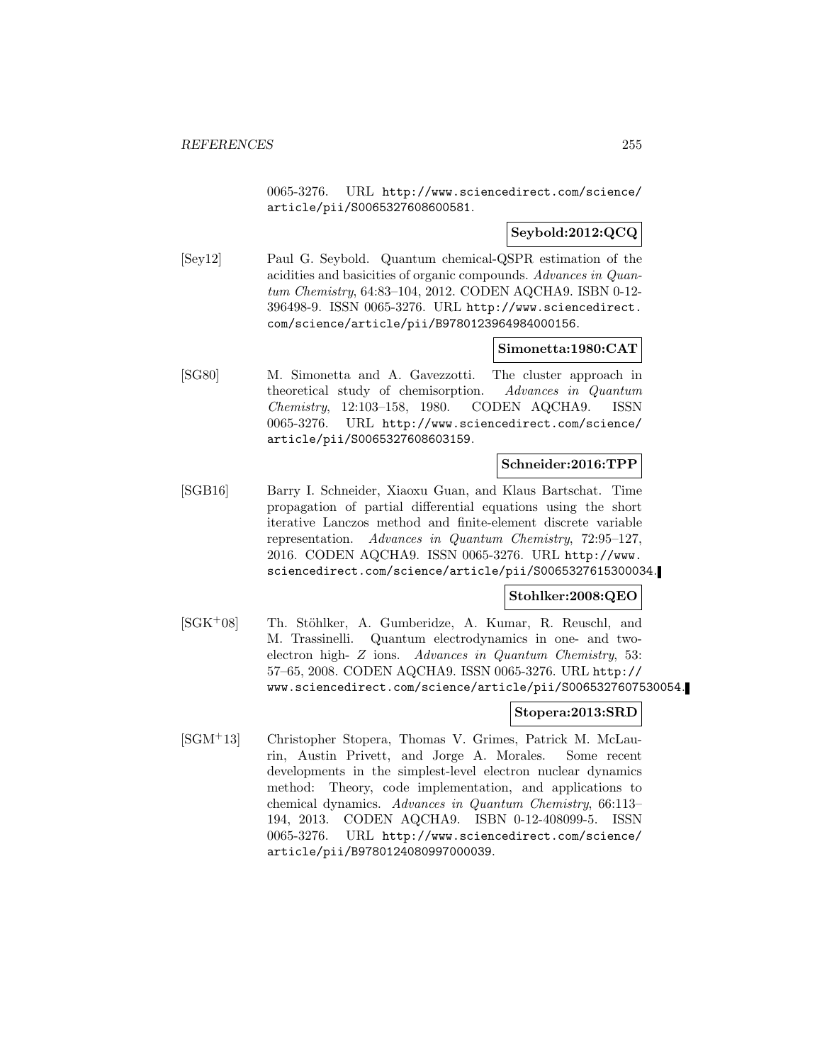0065-3276. URL http://www.sciencedirect.com/science/article/pii/S0065327608600581.

**Seybold:2012:QCQ**

[Sey12] Paul G. Seybold. Quantum chemical-QSPR estimation of the acidities and basicities of organic compounds. *Advances in Quantum Chemistry*, 64:83–104, 2012. CODEN AQCHA9. ISBN 0-12-396498-9. ISSN 0065-3276. URL http://www.sciencedirect.com/science/article/pii/B9780123964984000156.

**Simonetta:1980:CAT**

[SG80] M. Simonetta and A. Gavezzotti. The cluster approach in theoretical study of chemisorption. *Advances in Quantum Chemistry*, 12:103–158, 1980. CODEN AQCHA9. ISSN 0065-3276. URL http://www.sciencedirect.com/science/article/pii/S0065327608603159.

**Schneider:2016:TPP**

[SGB16] Barry I. Schneider, Xiaoxu Guan, and Klaus Bartschat. Time propagation of partial differential equations using the short iterative Lanczos method and finite-element discrete variable representation. *Advances in Quantum Chemistry*, 72:95–127, 2016. CODEN AQCHA9. ISSN 0065-3276. URL http://www.sciencedirect.com/science/article/pii/S0065327615300034.

**Stohlker:2008:QEO**

[SGK+08] Th. Stöhlker, A. Gumberidze, A. Kumar, R. Reuschl, and M. Trassinelli. Quantum electrodynamics in one- and two-electron high- $Z$ ions. *Advances in Quantum Chemistry*, 53: 57–65, 2008. CODEN AQCHA9. ISSN 0065-3276. URL http://www.sciencedirect.com/science/article/pii/S0065327607530054.

**Stopera:2013:SRD**

[SGM+13] Christopher Stopera, Thomas V. Grimes, Patrick M. McLaurin, Austin Privett, and Jorge A. Morales. Some recent developments in the simplest-level electron nuclear dynamics method: Theory, code implementation, and applications to chemical dynamics. *Advances in Quantum Chemistry*, 66:113–194, 2013. CODEN AQCHA9. ISBN 0-12-408099-5. ISSN 0065-3276. URL http://www.sciencedirect.com/science/article/pii/B9780124080997000039.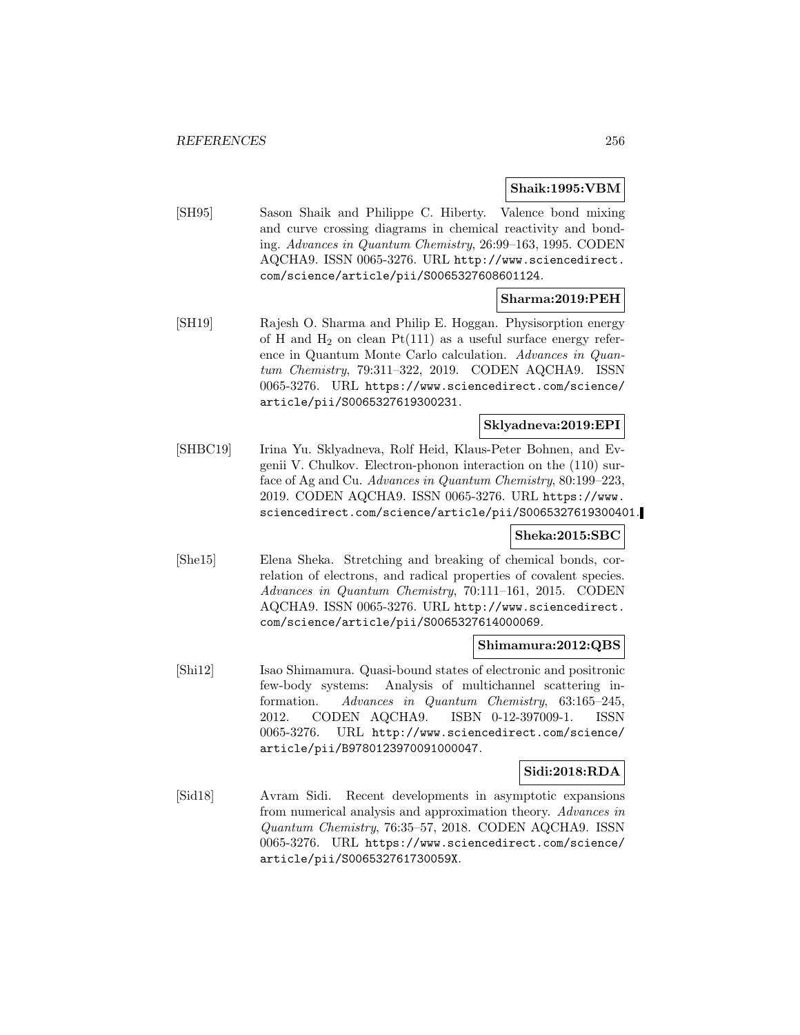**Shaik:1995:VBM**

[SH95] Sason Shaik and Philippe C. Hiberty. Valence bond mixing and curve crossing diagrams in chemical reactivity and bonding. *Advances in Quantum Chemistry*, 26:99–163, 1995. CODEN AQCHA9. ISSN 0065-3276. URL http://www.sciencedirect.com/science/article/pii/S0065327608601124.

**Sharma:2019:PEH**

[SH19] Rajesh O. Sharma and Philip E. Hoggan. Physisorption energy of H and $H_2$ on clean Pt(111) as a useful surface energy reference in Quantum Monte Carlo calculation. *Advances in Quantum Chemistry*, 79:311–322, 2019. CODEN AQCHA9. ISSN 0065-3276. URL https://www.sciencedirect.com/science/article/pii/S0065327619300231.

**Sklyadneva:2019:EPI**

[SHBC19] Irina Yu. Sklyadneva, Rolf Heid, Klaus-Peter Bohnen, and Evgenii V. Chulkov. Electron-phonon interaction on the (110) surface of Ag and Cu. *Advances in Quantum Chemistry*, 80:199–223, 2019. CODEN AQCHA9. ISSN 0065-3276. URL https://www.sciencedirect.com/science/article/pii/S0065327619300401.

**Sheka:2015:SBC**

[She15] Elena Sheka. Stretching and breaking of chemical bonds, correlation of electrons, and radical properties of covalent species. *Advances in Quantum Chemistry*, 70:111–161, 2015. CODEN AQCHA9. ISSN 0065-3276. URL http://www.sciencedirect.com/science/article/pii/S0065327614000069.

**Shimamura:2012:QBS**

[Shi12] Isao Shimamura. Quasi-bound states of electronic and positronic few-body systems: Analysis of multichannel scattering information. *Advances in Quantum Chemistry*, 63:165–245, 2012. CODEN AQCHA9. ISBN 0-12-397009-1. ISSN 0065-3276. URL http://www.sciencedirect.com/science/article/pii/B9780123970091000047.

**Sidi:2018:RDA**

[Sid18] Avram Sidi. Recent developments in asymptotic expansions from numerical analysis and approximation theory. *Advances in Quantum Chemistry*, 76:35–57, 2018. CODEN AQCHA9. ISSN 0065-3276. URL https://www.sciencedirect.com/science/article/pii/S006532761730059X.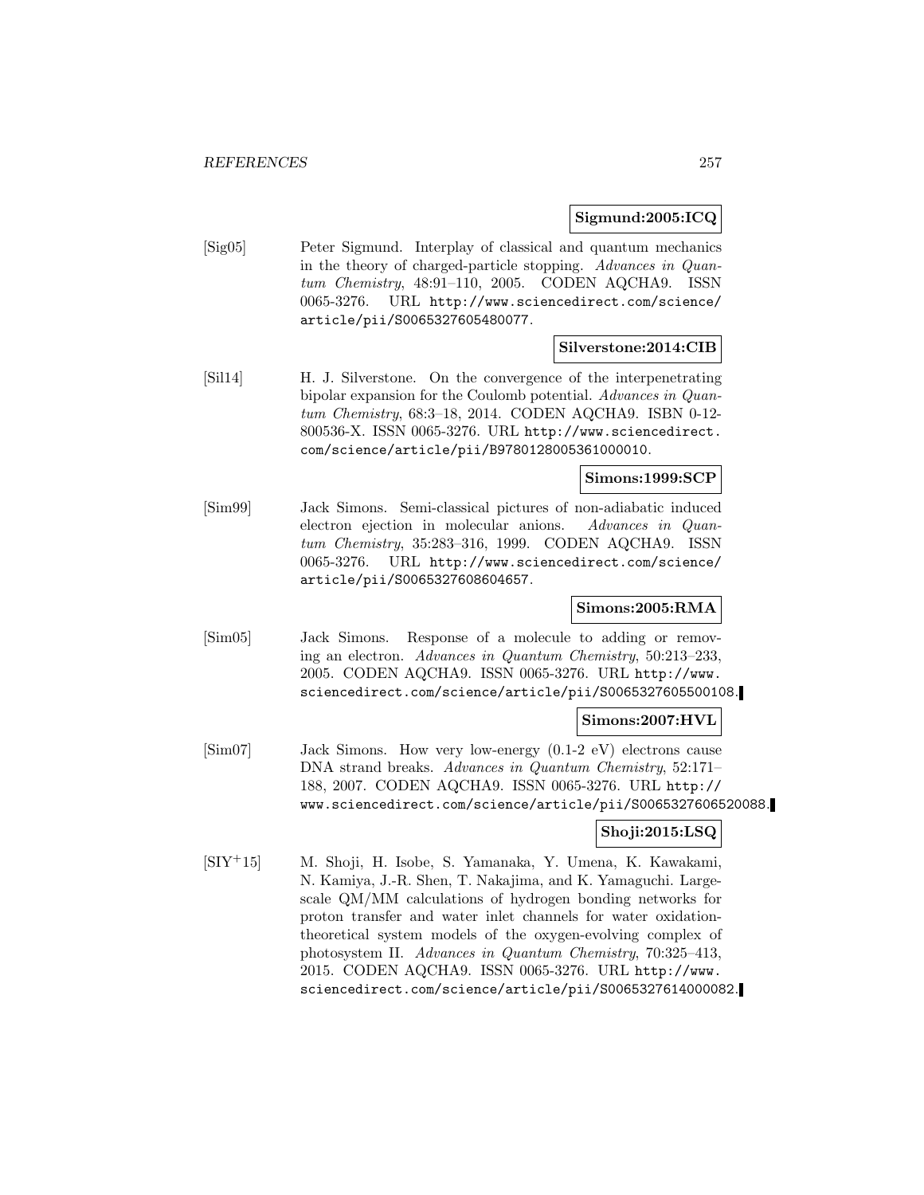**Sigmund:2005:ICQ**

[Sig05] Peter Sigmund. Interplay of classical and quantum mechanics in the theory of charged-particle stopping. *Advances in Quantum Chemistry*, 48:91–110, 2005. CODEN AQCHA9. ISSN 0065-3276. URL http://www.sciencedirect.com/science/article/pii/S0065327605480077.

**Silverstone:2014:CIB**

[Sil14] H. J. Silverstone. On the convergence of the interpenetrating bipolar expansion for the Coulomb potential. *Advances in Quantum Chemistry*, 68:3–18, 2014. CODEN AQCHA9. ISBN 0-12-800536-X. ISSN 0065-3276. URL http://www.sciencedirect.com/science/article/pii/B9780128005361000010.

**Simons:1999:SCP**

[Sim99] Jack Simons. Semi-classical pictures of non-adiabatic induced electron ejection in molecular anions. *Advances in Quantum Chemistry*, 35:283–316, 1999. CODEN AQCHA9. ISSN 0065-3276. URL http://www.sciencedirect.com/science/article/pii/S0065327608604657.

**Simons:2005:RMA**

[Sim05] Jack Simons. Response of a molecule to adding or removing an electron. *Advances in Quantum Chemistry*, 50:213–233, 2005. CODEN AQCHA9. ISSN 0065-3276. URL http://www.sciencedirect.com/science/article/pii/S0065327605500108.

**Simons:2007:HVL**

[Sim07] Jack Simons. How very low-energy (0.1-2 eV) electrons cause DNA strand breaks. *Advances in Quantum Chemistry*, 52:171–188, 2007. CODEN AQCHA9. ISSN 0065-3276. URL http://www.sciencedirect.com/science/article/pii/S0065327606520088.

**Shoji:2015:LSQ**

[SIY+15] M. Shoji, H. Isobe, S. Yamanaka, Y. Umena, K. Kawakami, N. Kamiya, J.-R. Shen, T. Nakajima, and K. Yamaguchi. Large-scale QM/MM calculations of hydrogen bonding networks for proton transfer and water inlet channels for water oxidation-theoretical system models of the oxygen-evolving complex of photosystem II. *Advances in Quantum Chemistry*, 70:325–413, 2015. CODEN AQCHA9. ISSN 0065-3276. URL http://www.sciencedirect.com/science/article/pii/S0065327614000082.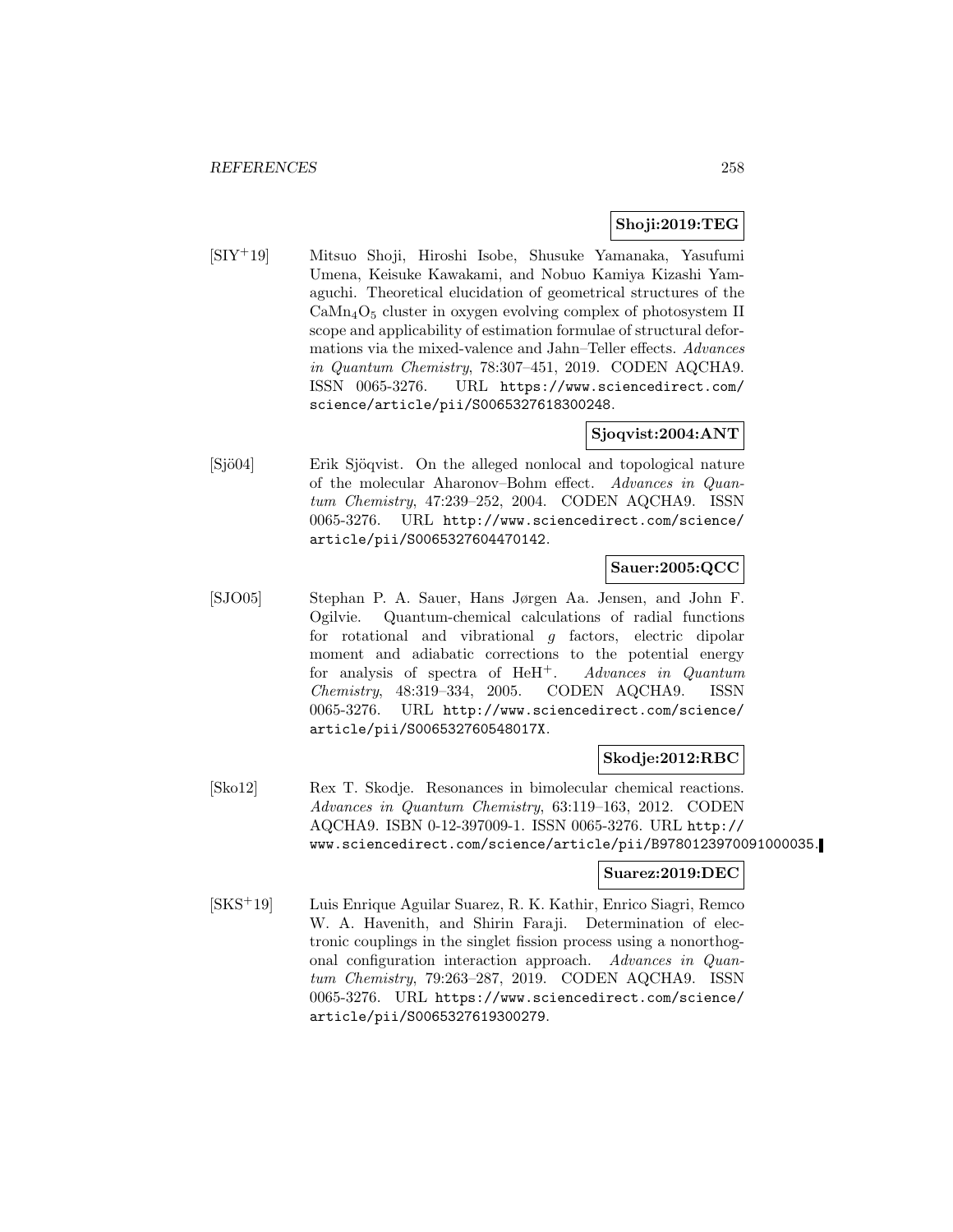**Shoji:2019:TEG**

[SIY+19] Mitsuo Shoji, Hiroshi Isobe, Shusuke Yamanaka, Yasufumi Umena, Keisuke Kawakami, and Nobuo Kamiya Kizashi Yamaguchi. Theoretical elucidation of geometrical structures of the $CaMn_4O_5$ cluster in oxygen evolving complex of photosystem II scope and applicability of estimation formulae of structural deformations via the mixed-valence and Jahn–Teller effects. *Advances in Quantum Chemistry*, 78:307–451, 2019. CODEN AQCHA9. ISSN 0065-3276. URL https://www.sciencedirect.com/science/article/pii/S0065327618300248.

**Sjoqvist:2004:ANT**

[Sjö04] Erik Sjöqvist. On the alleged nonlocal and topological nature of the molecular Aharonov–Bohm effect. *Advances in Quantum Chemistry*, 47:239–252, 2004. CODEN AQCHA9. ISSN 0065-3276. URL http://www.sciencedirect.com/science/article/pii/S0065327604470142.

**Sauer:2005:QCC**

[SJO05] Stephan P. A. Sauer, Hans Jørgen Aa. Jensen, and John F. Ogilvie. Quantum-chemical calculations of radial functions for rotational and vibrational $g$ factors, electric dipolar moment and adiabatic corrections to the potential energy for analysis of spectra of $HeH^+$. *Advances in Quantum Chemistry*, 48:319–334, 2005. CODEN AQCHA9. ISSN 0065-3276. URL http://www.sciencedirect.com/science/article/pii/S006532760548017X.

**Skodje:2012:RBC**

[Sko12] Rex T. Skodje. Resonances in bimolecular chemical reactions. *Advances in Quantum Chemistry*, 63:119–163, 2012. CODEN AQCHA9. ISBN 0-12-397009-1. ISSN 0065-3276. URL http://www.sciencedirect.com/science/article/pii/B9780123970091000035.

**Suarez:2019:DEC**

[SKS+19] Luis Enrique Aguilar Suarez, R. K. Kathir, Enrico Siagri, Remco W. A. Havenith, and Shirin Faraji. Determination of electronic couplings in the singlet fission process using a nonorthogonal configuration interaction approach. *Advances in Quantum Chemistry*, 79:263–287, 2019. CODEN AQCHA9. ISSN 0065-3276. URL https://www.sciencedirect.com/science/article/pii/S0065327619300279.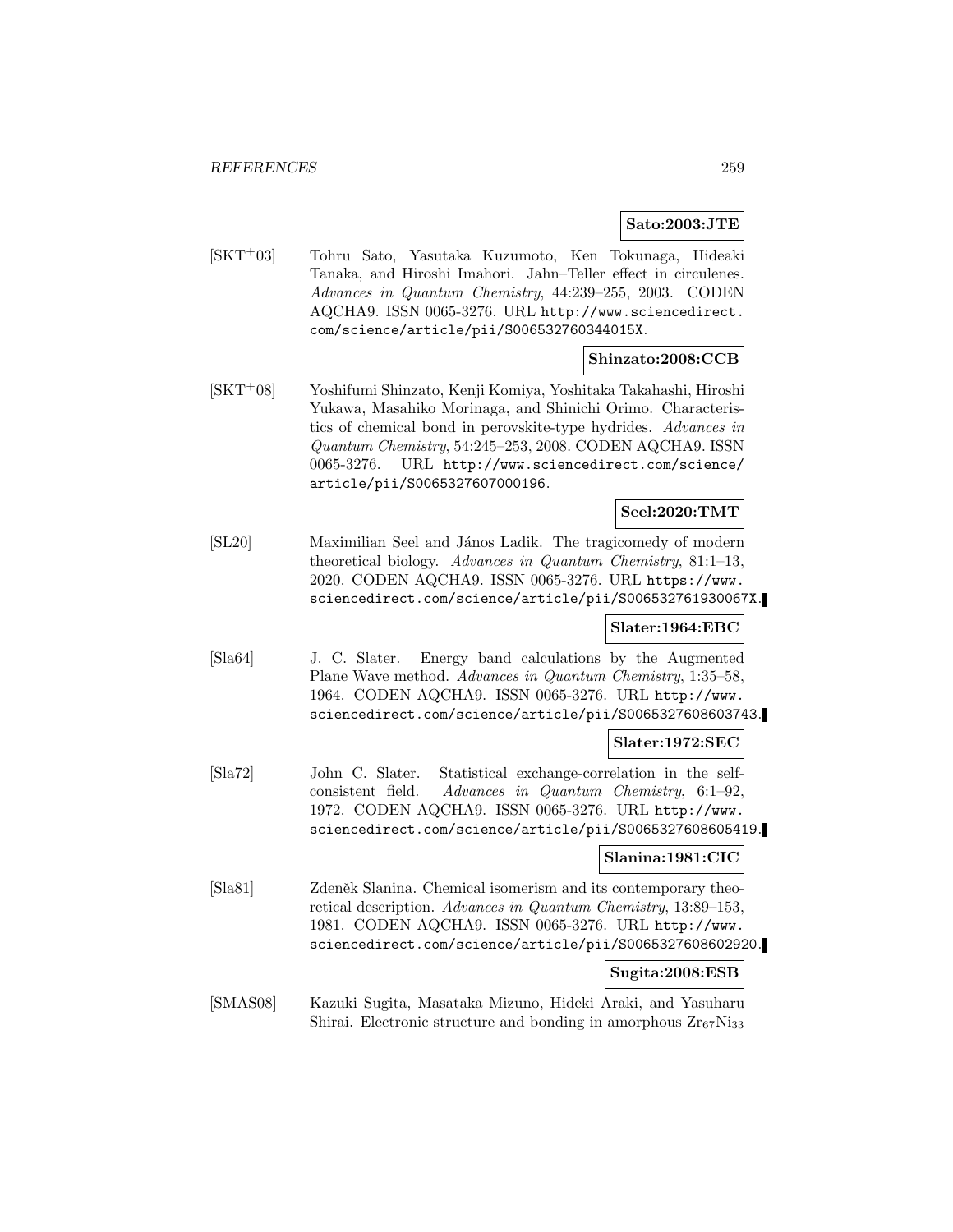**Sato:2003:JTE**

[SKT+03] Tohru Sato, Yasutaka Kuzumoto, Ken Tokunaga, Hideaki Tanaka, and Hiroshi Imahori. Jahn–Teller effect in circulenes. *Advances in Quantum Chemistry*, 44:239–255, 2003. CODEN AQCHA9. ISSN 0065-3276. URL http://www.sciencedirect.com/science/article/pii/S006532760344015X.

**Shinzato:2008:CCB**

[SKT+08] Yoshifumi Shinzato, Kenji Komiya, Yoshitaka Takahashi, Hiroshi Yukawa, Masahiko Morinaga, and Shinichi Orimo. Characteristics of chemical bond in perovskite-type hydrides. *Advances in Quantum Chemistry*, 54:245–253, 2008. CODEN AQCHA9. ISSN 0065-3276. URL http://www.sciencedirect.com/science/article/pii/S0065327607000196.

**Seel:2020:TMT**

[SL20] Maximilian Seel and János Ladik. The tragicomedy of modern theoretical biology. *Advances in Quantum Chemistry*, 81:1–13, 2020. CODEN AQCHA9. ISSN 0065-3276. URL https://www.sciencedirect.com/science/article/pii/S006532761930067X.

**Slater:1964:EBC**

[Sla64] J. C. Slater. Energy band calculations by the Augmented Plane Wave method. *Advances in Quantum Chemistry*, 1:35–58, 1964. CODEN AQCHA9. ISSN 0065-3276. URL http://www.sciencedirect.com/science/article/pii/S0065327608603743.

**Slater:1972:SEC**

[Sla72] John C. Slater. Statistical exchange-correlation in the self-consistent field. *Advances in Quantum Chemistry*, 6:1–92, 1972. CODEN AQCHA9. ISSN 0065-3276. URL http://www.sciencedirect.com/science/article/pii/S0065327608605419.

**Slanina:1981:CIC**

[Sla81] Zdeněk Slanina. Chemical isomerism and its contemporary theoretical description. *Advances in Quantum Chemistry*, 13:89–153, 1981. CODEN AQCHA9. ISSN 0065-3276. URL http://www.sciencedirect.com/science/article/pii/S0065327608602920.

**Sugita:2008:ESB**

[SMAS08] Kazuki Sugita, Masataka Mizuno, Hideki Araki, and Yasuharu Shirai. Electronic structure and bonding in amorphous $Zr_{67}Ni_{33}$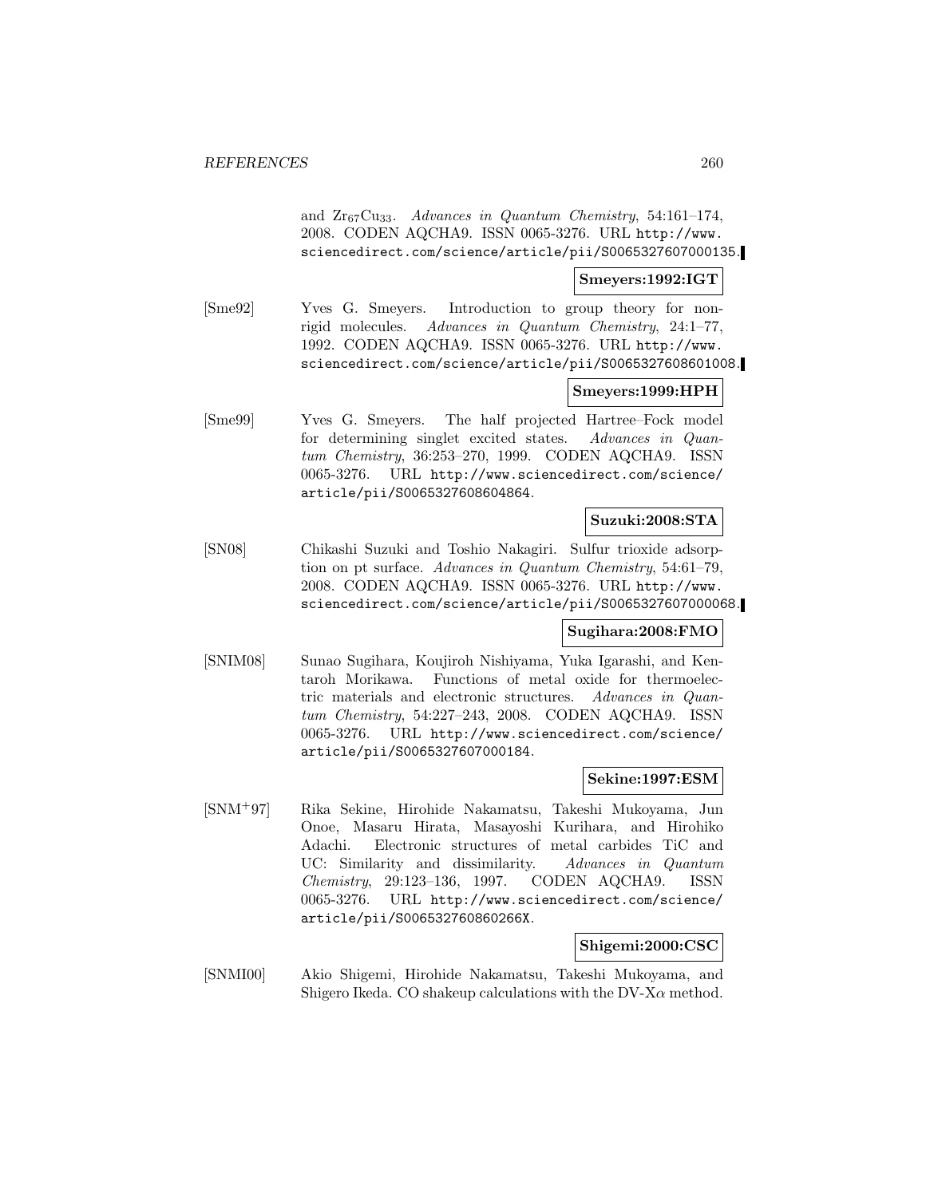and $Zr_{67}Cu_{33}$. *Advances in Quantum Chemistry*, 54:161–174, 2008. CODEN AQCHA9. ISSN 0065-3276. URL http://www.sciencedirect.com/science/article/pii/S0065327607000135.

**Smeyers:1992:IGT**

[Sme92] Yves G. Smeyers. Introduction to group theory for non-rigid molecules. *Advances in Quantum Chemistry*, 24:1–77, 1992. CODEN AQCHA9. ISSN 0065-3276. URL http://www.sciencedirect.com/science/article/pii/S0065327608601008.

**Smeyers:1999:HPH**

[Sme99] Yves G. Smeyers. The half projected Hartree–Fock model for determining singlet excited states. *Advances in Quantum Chemistry*, 36:253–270, 1999. CODEN AQCHA9. ISSN 0065-3276. URL http://www.sciencedirect.com/science/article/pii/S0065327608604864.

**Suzuki:2008:STA**

[SN08] Chikashi Suzuki and Toshio Nakagiri. Sulfur trioxide adsorption on pt surface. *Advances in Quantum Chemistry*, 54:61–79, 2008. CODEN AQCHA9. ISSN 0065-3276. URL http://www.sciencedirect.com/science/article/pii/S0065327607000068.

**Sugihara:2008:FMO**

[SNIM08] Sunao Sugihara, Koujiroh Nishiyama, Yuka Igarashi, and Kentaroh Morikawa. Functions of metal oxide for thermoelectric materials and electronic structures. *Advances in Quantum Chemistry*, 54:227–243, 2008. CODEN AQCHA9. ISSN 0065-3276. URL http://www.sciencedirect.com/science/article/pii/S0065327607000184.

**Sekine:1997:ESM**

[SNM+97] Rika Sekine, Hirohide Nakamatsu, Takeshi Mukoyama, Jun Onoe, Masaru Hirata, Masayoshi Kurihara, and Hirohiko Adachi. Electronic structures of metal carbides TiC and UC: Similarity and dissimilarity. *Advances in Quantum Chemistry*, 29:123–136, 1997. CODEN AQCHA9. ISSN 0065-3276. URL http://www.sciencedirect.com/science/article/pii/S006532760860266X.

**Shigemi:2000:CSC**

[SNMI00] Akio Shigemi, Hirohide Nakamatsu, Takeshi Mukoyama, and Shigero Ikeda. CO shakeup calculations with the DV-X$\alpha$ method.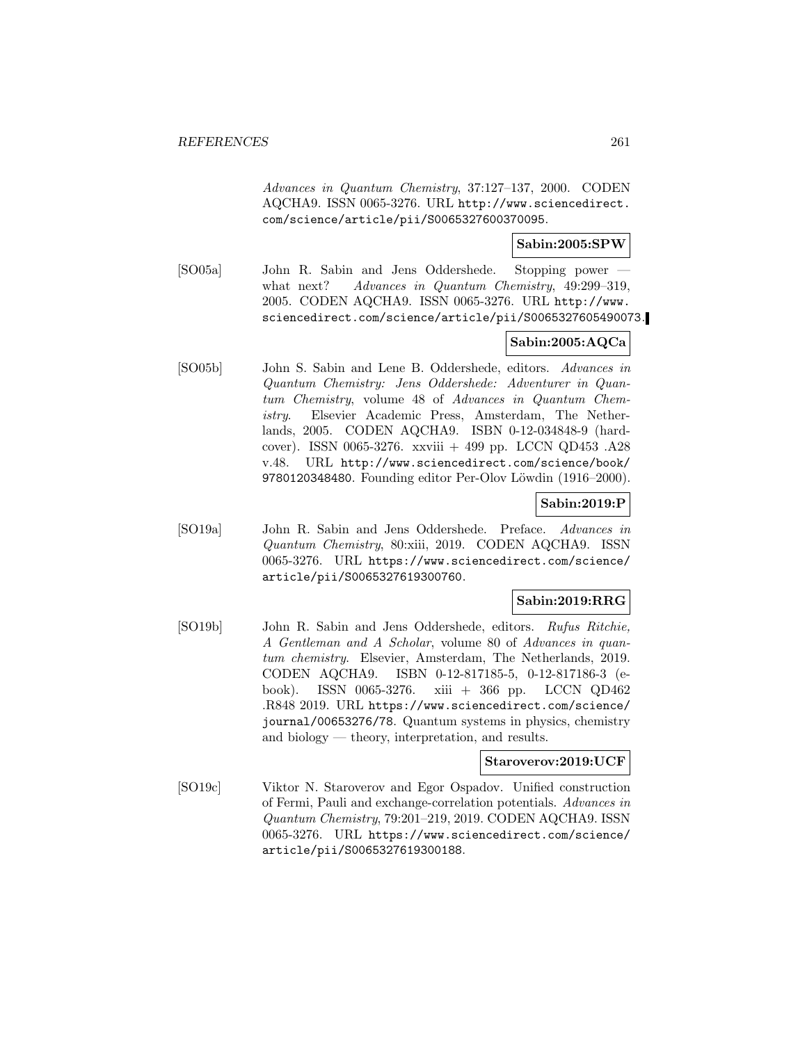*Advances in Quantum Chemistry*, 37:127–137, 2000. CODEN AQCHA9. ISSN 0065-3276. URL http://www.sciencedirect.com/science/article/pii/S0065327600370095.

**Sabin:2005:SPW**

[SO05a] John R. Sabin and Jens Oddershede. Stopping power — what next? *Advances in Quantum Chemistry*, 49:299–319, 2005. CODEN AQCHA9. ISSN 0065-3276. URL http://www.sciencedirect.com/science/article/pii/S0065327605490073.

**Sabin:2005:AQCa**

[SO05b] John S. Sabin and Lene B. Oddershede, editors. *Advances in Quantum Chemistry: Jens Oddershede: Adventurer in Quantum Chemistry*, volume 48 of *Advances in Quantum Chemistry*. Elsevier Academic Press, Amsterdam, The Netherlands, 2005. CODEN AQCHA9. ISBN 0-12-034848-9 (hardcover). ISSN 0065-3276. xxviii + 499 pp. LCCN QD453 .A28 v.48. URL http://www.sciencedirect.com/science/book/9780120348480. Founding editor Per-Olov Löwdin (1916–2000).

**Sabin:2019:P**

[SO19a] John R. Sabin and Jens Oddershede. Preface. *Advances in Quantum Chemistry*, 80:xiii, 2019. CODEN AQCHA9. ISSN 0065-3276. URL https://www.sciencedirect.com/science/article/pii/S0065327619300760.

**Sabin:2019:RRG**

[SO19b] John R. Sabin and Jens Oddershede, editors. *Rufus Ritchie, A Gentleman and A Scholar*, volume 80 of *Advances in quantum chemistry*. Elsevier, Amsterdam, The Netherlands, 2019. CODEN AQCHA9. ISBN 0-12-817185-5, 0-12-817186-3 (e-book). ISSN 0065-3276. xiii + 366 pp. LCCN QD462 .R848 2019. URL https://www.sciencedirect.com/science/journal/00653276/78. Quantum systems in physics, chemistry and biology — theory, interpretation, and results.

**Staroverov:2019:UCF**

[SO19c] Viktor N. Staroverov and Egor Ospadov. Unified construction of Fermi, Pauli and exchange-correlation potentials. *Advances in Quantum Chemistry*, 79:201–219, 2019. CODEN AQCHA9. ISSN 0065-3276. URL https://www.sciencedirect.com/science/article/pii/S0065327619300188.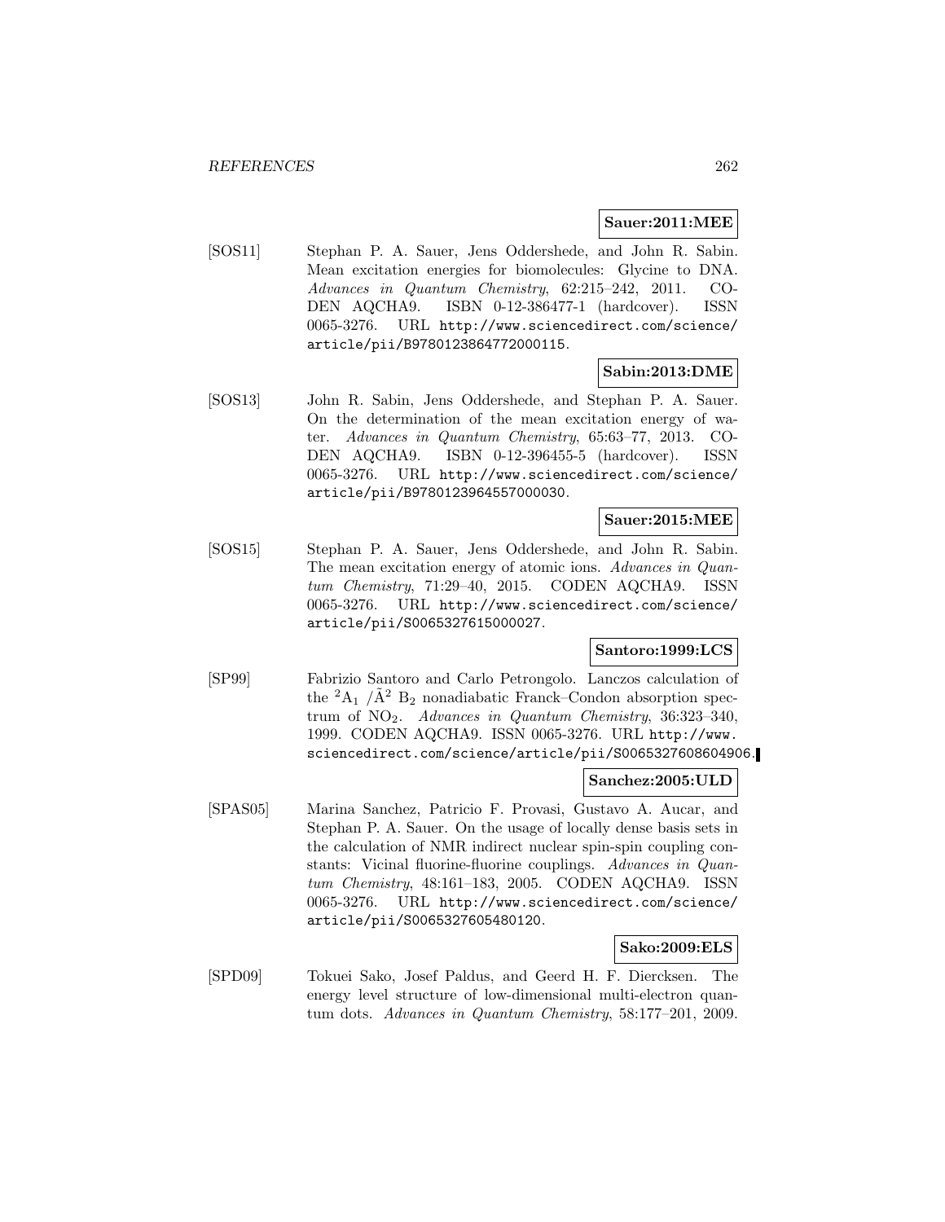**Sauer:2011:MEE**

[SOS11] Stephan P. A. Sauer, Jens Oddershede, and John R. Sabin. Mean excitation energies for biomolecules: Glycine to DNA. *Advances in Quantum Chemistry*, 62:215–242, 2011. CODEN AQCHA9. ISBN 0-12-386477-1 (hardcover). ISSN 0065-3276. URL `http://www.sciencedirect.com/science/article/pii/B9780123864772000115`.

**Sabin:2013:DME**

[SOS13] John R. Sabin, Jens Oddershede, and Stephan P. A. Sauer. On the determination of the mean excitation energy of water. *Advances in Quantum Chemistry*, 65:63–77, 2013. CODEN AQCHA9. ISBN 0-12-396455-5 (hardcover). ISSN 0065-3276. URL `http://www.sciencedirect.com/science/article/pii/B9780123964557000030`.

**Sauer:2015:MEE**

[SOS15] Stephan P. A. Sauer, Jens Oddershede, and John R. Sabin. The mean excitation energy of atomic ions. *Advances in Quantum Chemistry*, 71:29–40, 2015. CODEN AQCHA9. ISSN 0065-3276. URL `http://www.sciencedirect.com/science/article/pii/S0065327615000027`.

**Santoro:1999:LCS**

[SP99] Fabrizio Santoro and Carlo Petrongolo. Lanczos calculation of the $^2A_1$ /$\tilde{A}^2$ $B_2$ nonadiabatic Franck–Condon absorption spectrum of $NO_2$. *Advances in Quantum Chemistry*, 36:323–340, 1999. CODEN AQCHA9. ISSN 0065-3276. URL `http://www.sciencedirect.com/science/article/pii/S0065327608604906`.

**Sanchez:2005:ULD**

[SPAS05] Marina Sanchez, Patricio F. Provasi, Gustavo A. Aucar, and Stephan P. A. Sauer. On the usage of locally dense basis sets in the calculation of NMR indirect nuclear spin-spin coupling constants: Vicinal fluorine-fluorine couplings. *Advances in Quantum Chemistry*, 48:161–183, 2005. CODEN AQCHA9. ISSN 0065-3276. URL `http://www.sciencedirect.com/science/article/pii/S0065327605480120`.

**Sako:2009:ELS**

[SPD09] Tokuei Sako, Josef Paldus, and Geerd H. F. Diercksen. The energy level structure of low-dimensional multi-electron quantum dots. *Advances in Quantum Chemistry*, 58:177–201, 2009.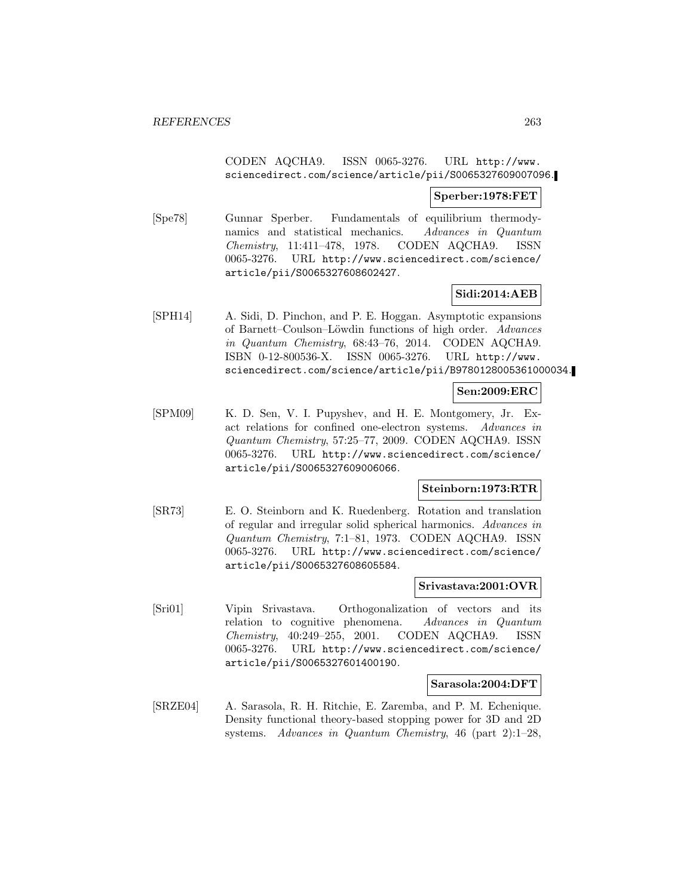CODEN AQCHA9. ISSN 0065-3276. URL http://www.sciencedirect.com/science/article/pii/S0065327609007096.

**Sperber:1978:FET**

[Spe78] Gunnar Sperber. Fundamentals of equilibrium thermodynamics and statistical mechanics. *Advances in Quantum Chemistry*, 11:411–478, 1978. CODEN AQCHA9. ISSN 0065-3276. URL http://www.sciencedirect.com/science/article/pii/S0065327608602427.

**Sidi:2014:AEB**

[SPH14] A. Sidi, D. Pinchon, and P. E. Hoggan. Asymptotic expansions of Barnett–Coulson–Löwdin functions of high order. *Advances in Quantum Chemistry*, 68:43–76, 2014. CODEN AQCHA9. ISBN 0-12-800536-X. ISSN 0065-3276. URL http://www.sciencedirect.com/science/article/pii/B9780128005361000034.

**Sen:2009:ERC**

[SPM09] K. D. Sen, V. I. Pupyshev, and H. E. Montgomery, Jr. Exact relations for confined one-electron systems. *Advances in Quantum Chemistry*, 57:25–77, 2009. CODEN AQCHA9. ISSN 0065-3276. URL http://www.sciencedirect.com/science/article/pii/S0065327609006066.

**Steinborn:1973:RTR**

[SR73] E. O. Steinborn and K. Ruedenberg. Rotation and translation of regular and irregular solid spherical harmonics. *Advances in Quantum Chemistry*, 7:1–81, 1973. CODEN AQCHA9. ISSN 0065-3276. URL http://www.sciencedirect.com/science/article/pii/S0065327608605584.

**Srivastava:2001:OVR**

[Sri01] Vipin Srivastava. Orthogonalization of vectors and its relation to cognitive phenomena. *Advances in Quantum Chemistry*, 40:249–255, 2001. CODEN AQCHA9. ISSN 0065-3276. URL http://www.sciencedirect.com/science/article/pii/S0065327601400190.

**Sarasola:2004:DFT**

[SRZE04] A. Sarasola, R. H. Ritchie, E. Zaremba, and P. M. Echenique. Density functional theory-based stopping power for 3D and 2D systems. *Advances in Quantum Chemistry*, 46 (part 2):1–28,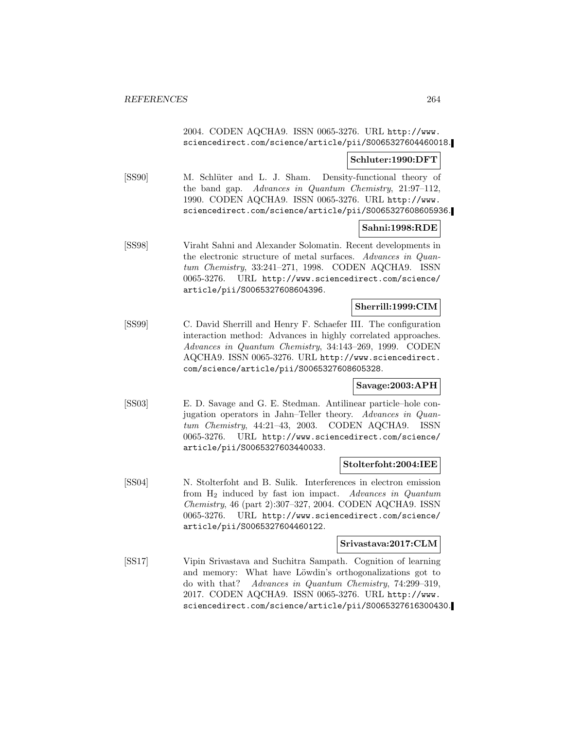2004. CODEN AQCHA9. ISSN 0065-3276. URL http://www.sciencedirect.com/science/article/pii/S0065327604460018.

**Schluter:1990:DFT**

[SS90] M. Schlüter and L. J. Sham. Density-functional theory of the band gap. *Advances in Quantum Chemistry*, 21:97–112, 1990. CODEN AQCHA9. ISSN 0065-3276. URL http://www.sciencedirect.com/science/article/pii/S0065327608605936.

**Sahni:1998:RDE**

[SS98] Viraht Sahni and Alexander Solomatin. Recent developments in the electronic structure of metal surfaces. *Advances in Quantum Chemistry*, 33:241–271, 1998. CODEN AQCHA9. ISSN 0065-3276. URL http://www.sciencedirect.com/science/article/pii/S0065327608604396.

**Sherrill:1999:CIM**

[SS99] C. David Sherrill and Henry F. Schaefer III. The configuration interaction method: Advances in highly correlated approaches. *Advances in Quantum Chemistry*, 34:143–269, 1999. CODEN AQCHA9. ISSN 0065-3276. URL http://www.sciencedirect.com/science/article/pii/S0065327608605328.

**Savage:2003:APH**

[SS03] E. D. Savage and G. E. Stedman. Antilinear particle–hole conjugation operators in Jahn–Teller theory. *Advances in Quantum Chemistry*, 44:21–43, 2003. CODEN AQCHA9. ISSN 0065-3276. URL http://www.sciencedirect.com/science/article/pii/S0065327603440033.

**Stolterfoht:2004:IEE**

[SS04] N. Stolterfoht and B. Sulik. Interferences in electron emission from $H_2$ induced by fast ion impact. *Advances in Quantum Chemistry*, 46 (part 2):307–327, 2004. CODEN AQCHA9. ISSN 0065-3276. URL http://www.sciencedirect.com/science/article/pii/S0065327604460122.

**Srivastava:2017:CLM**

[SS17] Vipin Srivastava and Suchitra Sampath. Cognition of learning and memory: What have Löwdin's orthogonalizations got to do with that? *Advances in Quantum Chemistry*, 74:299–319, 2017. CODEN AQCHA9. ISSN 0065-3276. URL http://www.sciencedirect.com/science/article/pii/S0065327616300430.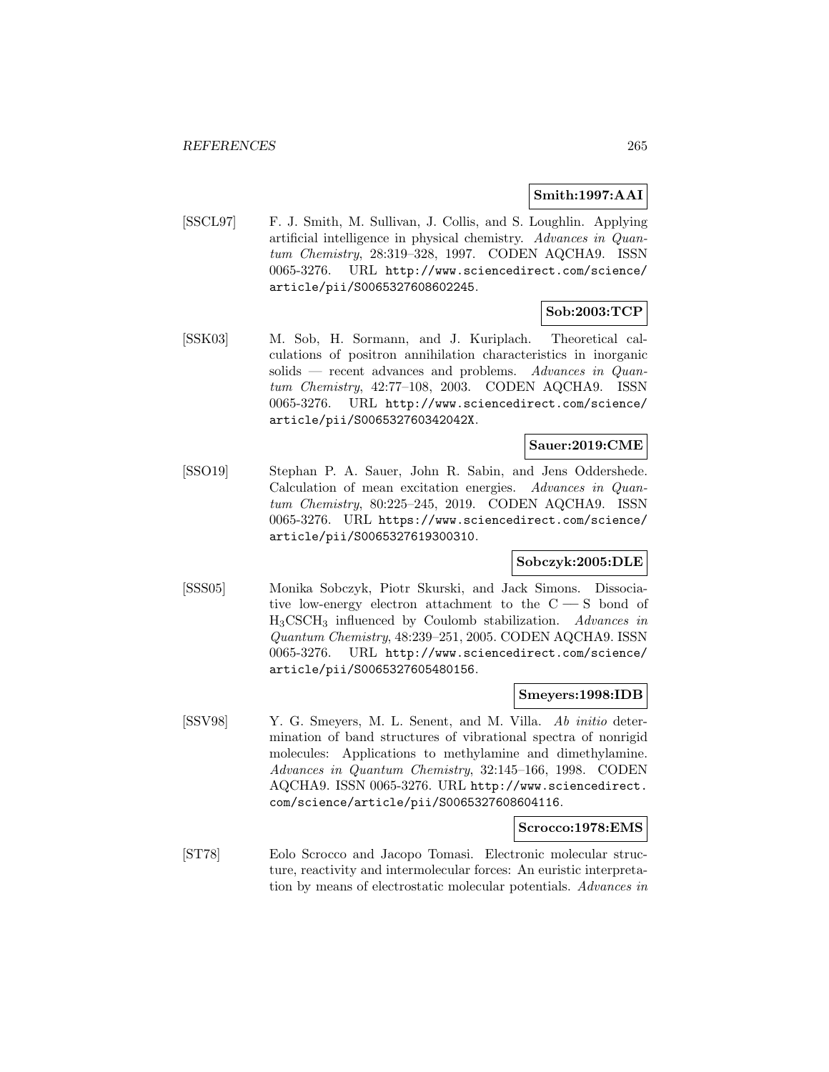**Smith:1997:AAI**

[SSCL97] F. J. Smith, M. Sullivan, J. Collis, and S. Loughlin. Applying artificial intelligence in physical chemistry. *Advances in Quantum Chemistry*, 28:319–328, 1997. CODEN AQCHA9. ISSN 0065-3276. URL http://www.sciencedirect.com/science/article/pii/S0065327608602245.

**Sob:2003:TCP**

[SSK03] M. Sob, H. Sormann, and J. Kuriplach. Theoretical calculations of positron annihilation characteristics in inorganic solids — recent advances and problems. *Advances in Quantum Chemistry*, 42:77–108, 2003. CODEN AQCHA9. ISSN 0065-3276. URL http://www.sciencedirect.com/science/article/pii/S006532760342042X.

**Sauer:2019:CME**

[SSO19] Stephan P. A. Sauer, John R. Sabin, and Jens Oddershede. Calculation of mean excitation energies. *Advances in Quantum Chemistry*, 80:225–245, 2019. CODEN AQCHA9. ISSN 0065-3276. URL https://www.sciencedirect.com/science/article/pii/S0065327619300310.

**Sobczyk:2005:DLE**

[SSS05] Monika Sobczyk, Piotr Skurski, and Jack Simons. Dissociative low-energy electron attachment to the C — S bond of $H_3CSCH_3$ influenced by Coulomb stabilization. *Advances in Quantum Chemistry*, 48:239–251, 2005. CODEN AQCHA9. ISSN 0065-3276. URL http://www.sciencedirect.com/science/article/pii/S0065327605480156.

**Smeyers:1998:IDB**

[SSV98] Y. G. Smeyers, M. L. Senent, and M. Villa. *Ab initio* determination of band structures of vibrational spectra of nonrigid molecules: Applications to methylamine and dimethylamine. *Advances in Quantum Chemistry*, 32:145–166, 1998. CODEN AQCHA9. ISSN 0065-3276. URL http://www.sciencedirect.com/science/article/pii/S0065327608604116.

**Scrocco:1978:EMS**

[ST78] Eolo Scrocco and Jacopo Tomasi. Electronic molecular structure, reactivity and intermolecular forces: An euristic interpretation by means of electrostatic molecular potentials. *Advances in*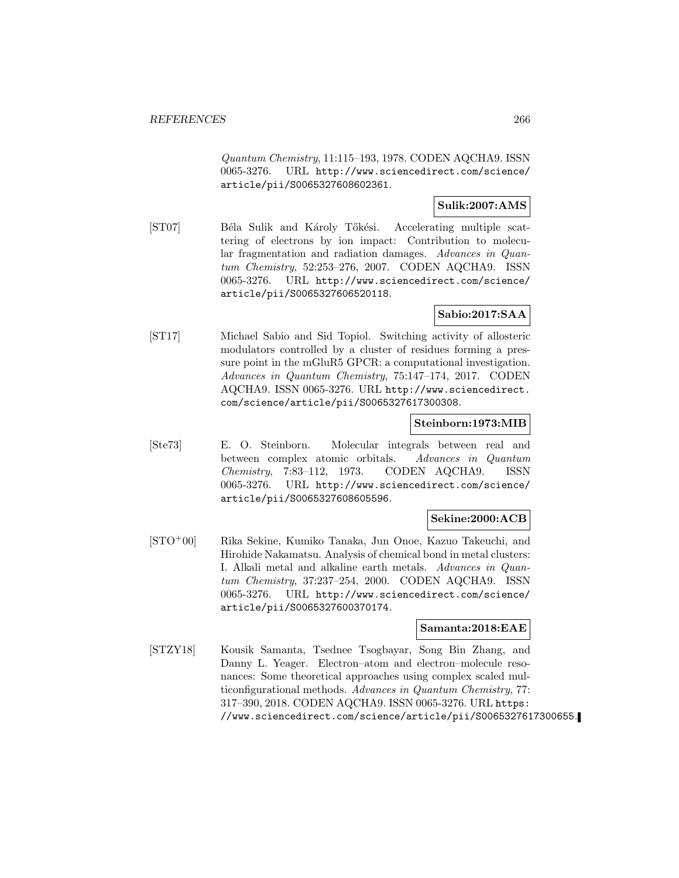*Quantum Chemistry*, 11:115–193, 1978. CODEN AQCHA9. ISSN 0065-3276. URL http://www.sciencedirect.com/science/article/pii/S0065327608602361.

**Sulik:2007:AMS**

[ST07] Béla Sulik and Károly Tőkési. Accelerating multiple scattering of electrons by ion impact: Contribution to molecular fragmentation and radiation damages. *Advances in Quantum Chemistry*, 52:253–276, 2007. CODEN AQCHA9. ISSN 0065-3276. URL http://www.sciencedirect.com/science/article/pii/S0065327606520118.

**Sabio:2017:SAA**

[ST17] Michael Sabio and Sid Topiol. Switching activity of allosteric modulators controlled by a cluster of residues forming a pressure point in the mGluR5 GPCR: a computational investigation. *Advances in Quantum Chemistry*, 75:147–174, 2017. CODEN AQCHA9. ISSN 0065-3276. URL http://www.sciencedirect.com/science/article/pii/S0065327617300308.

**Steinborn:1973:MIB**

[Ste73] E. O. Steinborn. Molecular integrals between real and between complex atomic orbitals. *Advances in Quantum Chemistry*, 7:83–112, 1973. CODEN AQCHA9. ISSN 0065-3276. URL http://www.sciencedirect.com/science/article/pii/S0065327608605596.

**Sekine:2000:ACB**

[STO+00] Rika Sekine, Kumiko Tanaka, Jun Onoe, Kazuo Takeuchi, and Hirohide Nakamatsu. Analysis of chemical bond in metal clusters: I. Alkali metal and alkaline earth metals. *Advances in Quantum Chemistry*, 37:237–254, 2000. CODEN AQCHA9. ISSN 0065-3276. URL http://www.sciencedirect.com/science/article/pii/S0065327600370174.

**Samanta:2018:EAE**

[STZY18] Kousik Samanta, Tsednee Tsogbayar, Song Bin Zhang, and Danny L. Yeager. Electron–atom and electron–molecule resonances: Some theoretical approaches using complex scaled multiconfigurational methods. *Advances in Quantum Chemistry*, 77:317–390, 2018. CODEN AQCHA9. ISSN 0065-3276. URL https://www.sciencedirect.com/science/article/pii/S0065327617300655.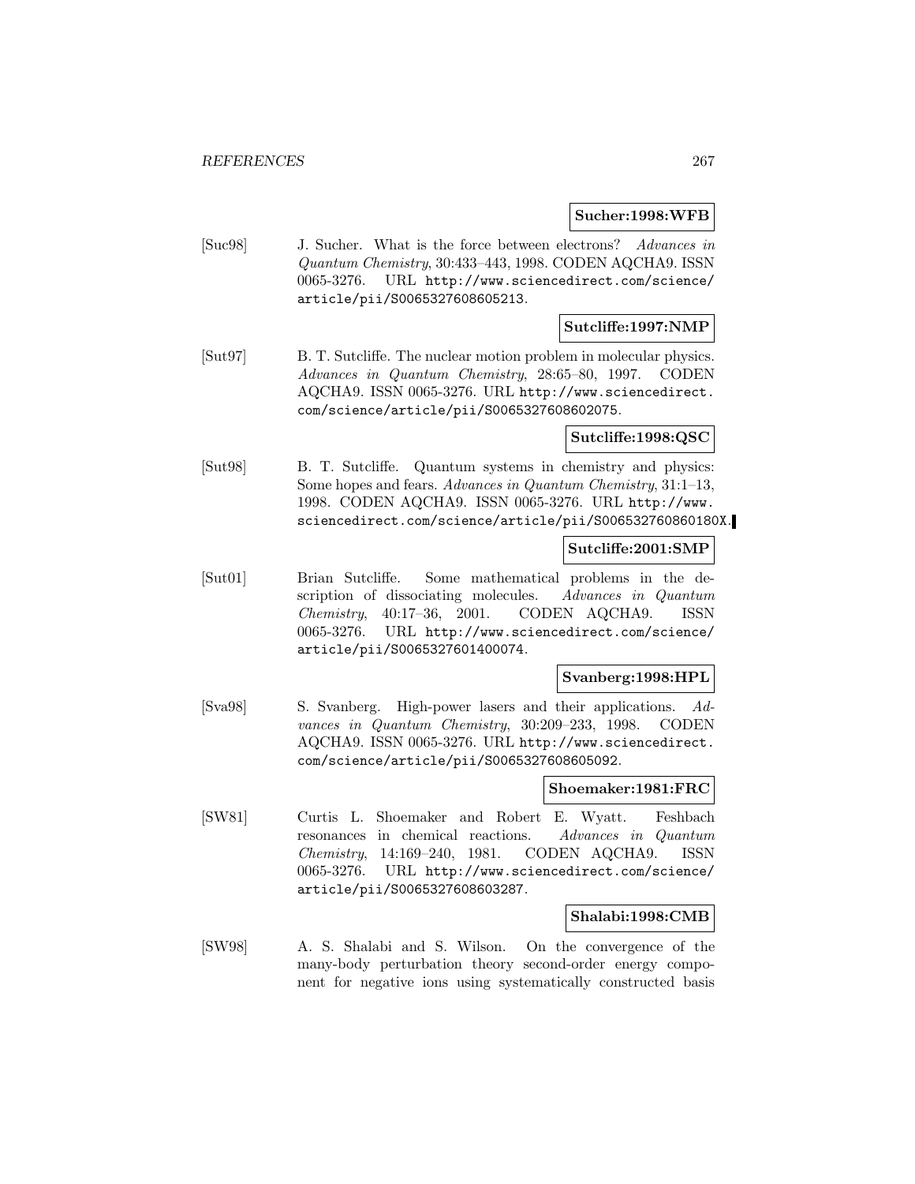**Sucher:1998:WFB**

[Suc98] J. Sucher. What is the force between electrons? *Advances in Quantum Chemistry*, 30:433–443, 1998. CODEN AQCHA9. ISSN 0065-3276. URL `http://www.sciencedirect.com/science/article/pii/S0065327608605213`.

**Sutcliffe:1997:NMP**

[Sut97] B. T. Sutcliffe. The nuclear motion problem in molecular physics. *Advances in Quantum Chemistry*, 28:65–80, 1997. CODEN AQCHA9. ISSN 0065-3276. URL `http://www.sciencedirect.com/science/article/pii/S0065327608602075`.

**Sutcliffe:1998:QSC**

[Sut98] B. T. Sutcliffe. Quantum systems in chemistry and physics: Some hopes and fears. *Advances in Quantum Chemistry*, 31:1–13, 1998. CODEN AQCHA9. ISSN 0065-3276. URL `http://www.sciencedirect.com/science/article/pii/S006532760860180X`.

**Sutcliffe:2001:SMP**

[Sut01] Brian Sutcliffe. Some mathematical problems in the description of dissociating molecules. *Advances in Quantum Chemistry*, 40:17–36, 2001. CODEN AQCHA9. ISSN 0065-3276. URL `http://www.sciencedirect.com/science/article/pii/S0065327601400074`.

**Svanberg:1998:HPL**

[Sva98] S. Svanberg. High-power lasers and their applications. *Advances in Quantum Chemistry*, 30:209–233, 1998. CODEN AQCHA9. ISSN 0065-3276. URL `http://www.sciencedirect.com/science/article/pii/S0065327608605092`.

**Shoemaker:1981:FRC**

[SW81] Curtis L. Shoemaker and Robert E. Wyatt. Feshbach resonances in chemical reactions. *Advances in Quantum Chemistry*, 14:169–240, 1981. CODEN AQCHA9. ISSN 0065-3276. URL `http://www.sciencedirect.com/science/article/pii/S0065327608603287`.

**Shalabi:1998:CMB**

[SW98] A. S. Shalabi and S. Wilson. On the convergence of the many-body perturbation theory second-order energy component for negative ions using systematically constructed basis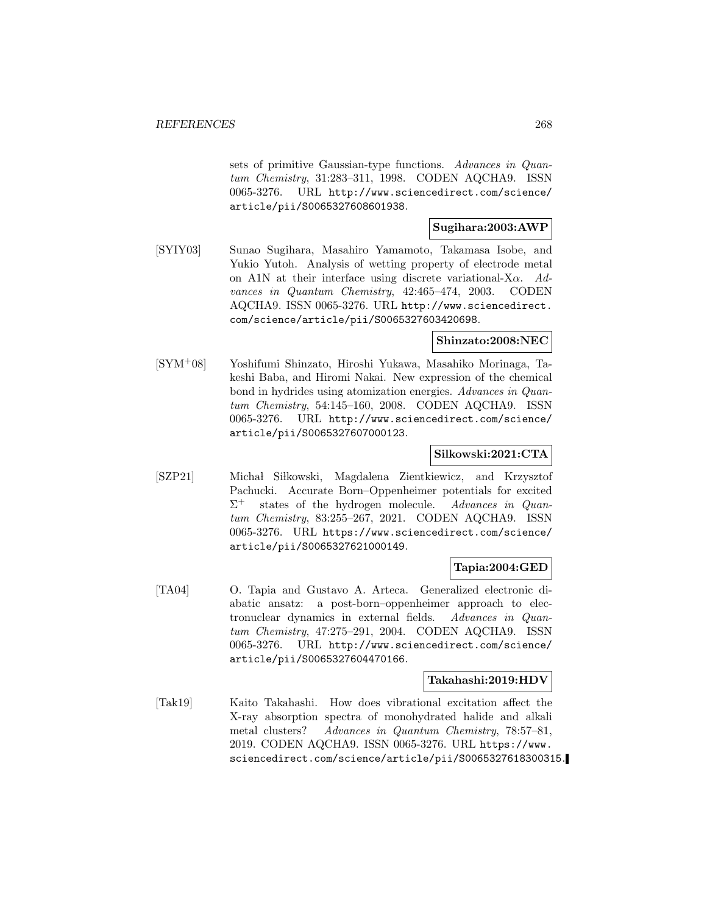sets of primitive Gaussian-type functions. *Advances in Quantum Chemistry*, 31:283–311, 1998. CODEN AQCHA9. ISSN 0065-3276. URL http://www.sciencedirect.com/science/article/pii/S0065327608601938.

**Sugihara:2003:AWP**

[SYIY03] Sunao Sugihara, Masahiro Yamamoto, Takamasa Isobe, and Yukio Yutoh. Analysis of wetting property of electrode metal on A1N at their interface using discrete variational-X$\alpha$. *Advances in Quantum Chemistry*, 42:465–474, 2003. CODEN AQCHA9. ISSN 0065-3276. URL http://www.sciencedirect.com/science/article/pii/S0065327603420698.

**Shinzato:2008:NEC**

[SYM$^+$08] Yoshifumi Shinzato, Hiroshi Yukawa, Masahiko Morinaga, Takeshi Baba, and Hiromi Nakai. New expression of the chemical bond in hydrides using atomization energies. *Advances in Quantum Chemistry*, 54:145–160, 2008. CODEN AQCHA9. ISSN 0065-3276. URL http://www.sciencedirect.com/science/article/pii/S0065327607000123.

**Silkowski:2021:CTA**

[SZP21] Michał Siłkowski, Magdalena Zientkiewicz, and Krzysztof Pachucki. Accurate Born–Oppenheimer potentials for excited $\Sigma^+$ states of the hydrogen molecule. *Advances in Quantum Chemistry*, 83:255–267, 2021. CODEN AQCHA9. ISSN 0065-3276. URL https://www.sciencedirect.com/science/article/pii/S0065327621000149.

**Tapia:2004:GED**

[TA04] O. Tapia and Gustavo A. Arteca. Generalized electronic diabatic ansatz: a post-born–oppenheimer approach to electronuclear dynamics in external fields. *Advances in Quantum Chemistry*, 47:275–291, 2004. CODEN AQCHA9. ISSN 0065-3276. URL http://www.sciencedirect.com/science/article/pii/S0065327604470166.

**Takahashi:2019:HDV**

[Tak19] Kaito Takahashi. How does vibrational excitation affect the X-ray absorption spectra of monohydrated halide and alkali metal clusters? *Advances in Quantum Chemistry*, 78:57–81, 2019. CODEN AQCHA9. ISSN 0065-3276. URL https://www.sciencedirect.com/science/article/pii/S0065327618300315.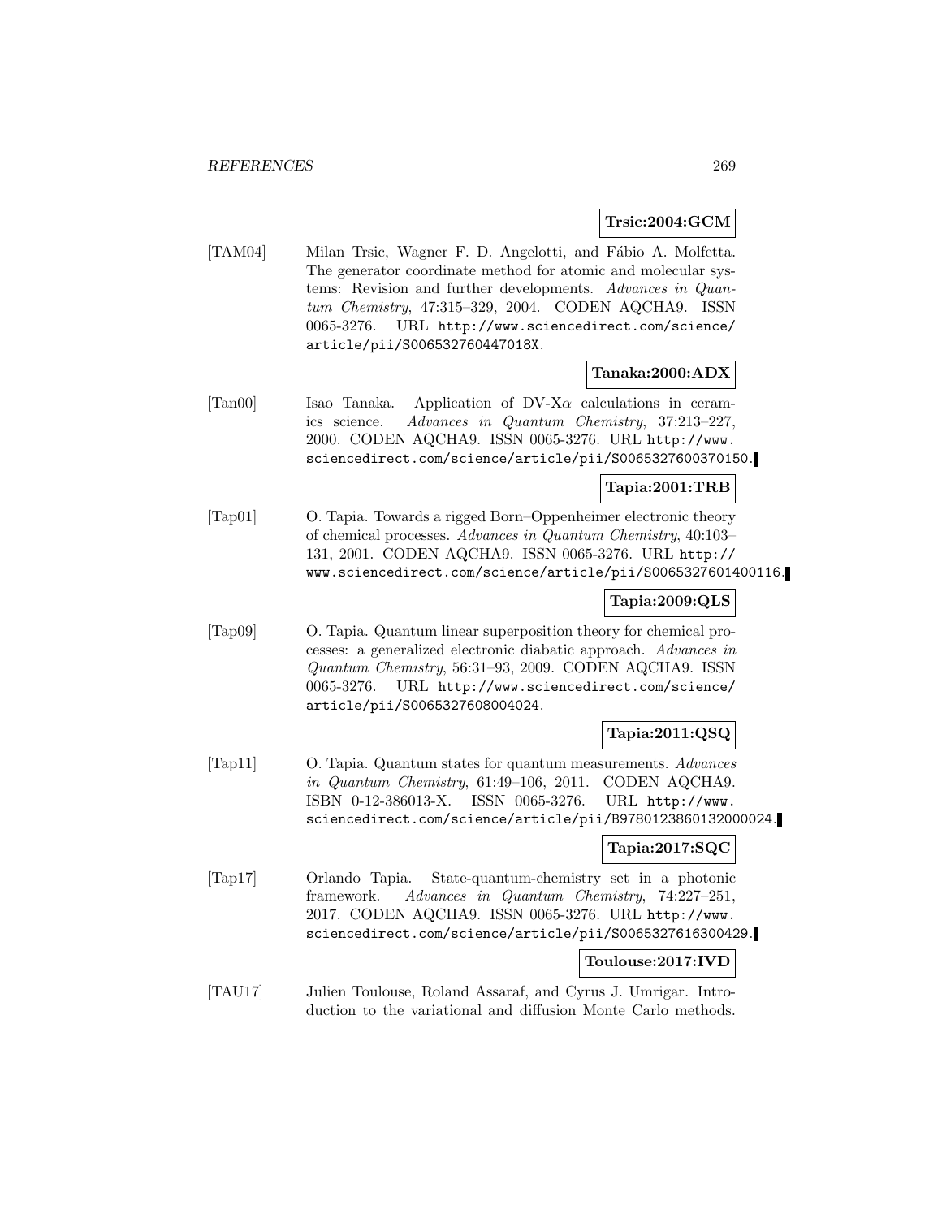**Trsic:2004:GCM**

[TAM04] Milan Trsic, Wagner F. D. Angelotti, and Fábio A. Molfetta. The generator coordinate method for atomic and molecular systems: Revision and further developments. *Advances in Quantum Chemistry*, 47:315–329, 2004. CODEN AQCHA9. ISSN 0065-3276. URL http://www.sciencedirect.com/science/article/pii/S006532760447018X.

**Tanaka:2000:ADX**

[Tan00] Isao Tanaka. Application of DV-X$\alpha$ calculations in ceramics science. *Advances in Quantum Chemistry*, 37:213–227, 2000. CODEN AQCHA9. ISSN 0065-3276. URL http://www.sciencedirect.com/science/article/pii/S0065327600370150.

**Tapia:2001:TRB**

[Tap01] O. Tapia. Towards a rigged Born–Oppenheimer electronic theory of chemical processes. *Advances in Quantum Chemistry*, 40:103–131, 2001. CODEN AQCHA9. ISSN 0065-3276. URL http://www.sciencedirect.com/science/article/pii/S0065327601400116.

**Tapia:2009:QLS**

[Tap09] O. Tapia. Quantum linear superposition theory for chemical processes: a generalized electronic diabatic approach. *Advances in Quantum Chemistry*, 56:31–93, 2009. CODEN AQCHA9. ISSN 0065-3276. URL http://www.sciencedirect.com/science/article/pii/S0065327608004024.

**Tapia:2011:QSQ**

[Tap11] O. Tapia. Quantum states for quantum measurements. *Advances in Quantum Chemistry*, 61:49–106, 2011. CODEN AQCHA9. ISBN 0-12-386013-X. ISSN 0065-3276. URL http://www.sciencedirect.com/science/article/pii/B9780123860132000024.

**Tapia:2017:SQC**

[Tap17] Orlando Tapia. State-quantum-chemistry set in a photonic framework. *Advances in Quantum Chemistry*, 74:227–251, 2017. CODEN AQCHA9. ISSN 0065-3276. URL http://www.sciencedirect.com/science/article/pii/S0065327616300429.

**Toulouse:2017:IVD**

[TAU17] Julien Toulouse, Roland Assaraf, and Cyrus J. Umrigar. Introduction to the variational and diffusion Monte Carlo methods.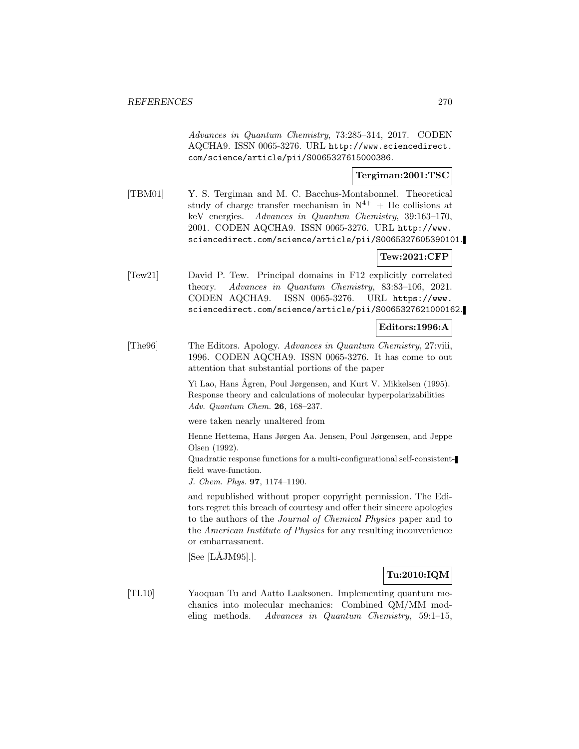*Advances in Quantum Chemistry*, 73:285–314, 2017. CODEN AQCHA9. ISSN 0065-3276. URL http://www.sciencedirect.com/science/article/pii/S0065327615000386.

**Tergiman:2001:TSC**

[TBM01] Y. S. Tergiman and M. C. Bacchus-Montabonnel. Theoretical study of charge transfer mechanism in $N^{4+}$ + He collisions at keV energies. *Advances in Quantum Chemistry*, 39:163–170, 2001. CODEN AQCHA9. ISSN 0065-3276. URL http://www.sciencedirect.com/science/article/pii/S0065327605390101.

**Tew:2021:CFP**

[Tew21] David P. Tew. Principal domains in F12 explicitly correlated theory. *Advances in Quantum Chemistry*, 83:83–106, 2021. CODEN AQCHA9. ISSN 0065-3276. URL https://www.sciencedirect.com/science/article/pii/S0065327621000162.

**Editors:1996:A**

[The96] The Editors. Apology. *Advances in Quantum Chemistry*, 27:viii, 1996. CODEN AQCHA9. ISSN 0065-3276. It has come to out attention that substantial portions of the paper

Yi Lao, Hans Ågren, Poul Jørgensen, and Kurt V. Mikkelsen (1995). Response theory and calculations of molecular hyperpolarizabilities *Adv. Quantum Chem.* **26**, 168–237.

were taken nearly unaltered from

Henne Hettema, Hans Jørgen Aa. Jensen, Poul Jørgensen, and Jeppe Olsen (1992).
Quadratic response functions for a multi-configurational self-consistent-field wave-function.
*J. Chem. Phys.* **97**, 1174–1190.

and republished without proper copyright permission. The Editors regret this breach of courtesy and offer their sincere apologies to the authors of the *Journal of Chemical Physics* paper and to the *American Institute of Physics* for any resulting inconvenience or embarrassment.

[See [LÅJM95].].

**Tu:2010:IQM**

[TL10] Yaoquan Tu and Aatto Laaksonen. Implementing quantum mechanics into molecular mechanics: Combined QM/MM modeling methods. *Advances in Quantum Chemistry*, 59:1–15,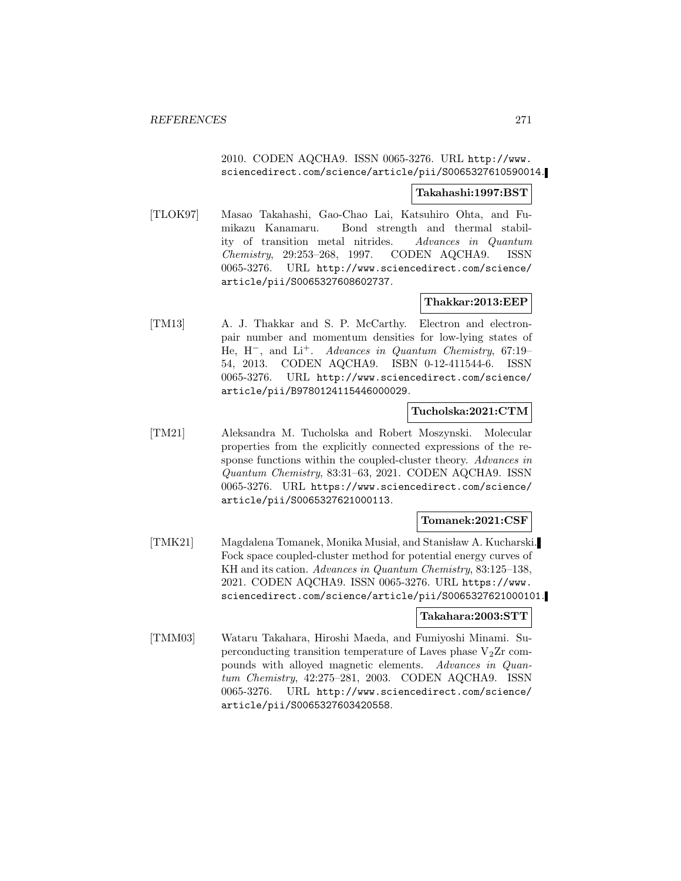2010. CODEN AQCHA9. ISSN 0065-3276. URL http://www.sciencedirect.com/science/article/pii/S0065327610590014.

**Takahashi:1997:BST**

[TLOK97] Masao Takahashi, Gao-Chao Lai, Katsuhiro Ohta, and Fumikazu Kanamaru. Bond strength and thermal stability of transition metal nitrides. *Advances in Quantum Chemistry*, 29:253–268, 1997. CODEN AQCHA9. ISSN 0065-3276. URL http://www.sciencedirect.com/science/article/pii/S0065327608602737.

**Thakkar:2013:EEP**

[TM13] A. J. Thakkar and S. P. McCarthy. Electron and electron-pair number and momentum densities for low-lying states of He, $H^-$, and $Li^+$. *Advances in Quantum Chemistry*, 67:19–54, 2013. CODEN AQCHA9. ISBN 0-12-411544-6. ISSN 0065-3276. URL http://www.sciencedirect.com/science/article/pii/B9780124115446000029.

**Tucholska:2021:CTM**

[TM21] Aleksandra M. Tucholska and Robert Moszynski. Molecular properties from the explicitly connected expressions of the response functions within the coupled-cluster theory. *Advances in Quantum Chemistry*, 83:31–63, 2021. CODEN AQCHA9. ISSN 0065-3276. URL https://www.sciencedirect.com/science/article/pii/S0065327621000113.

**Tomanek:2021:CSF**

[TMK21] Magdalena Tomanek, Monika Musiał, and Stanisław A. Kucharski. Fock space coupled-cluster method for potential energy curves of KH and its cation. *Advances in Quantum Chemistry*, 83:125–138, 2021. CODEN AQCHA9. ISSN 0065-3276. URL https://www.sciencedirect.com/science/article/pii/S0065327621000101.

**Takahara:2003:STT**

[TMM03] Wataru Takahara, Hiroshi Maeda, and Fumiyoshi Minami. Superconducting transition temperature of Laves phase $V_2Zr$ compounds with alloyed magnetic elements. *Advances in Quantum Chemistry*, 42:275–281, 2003. CODEN AQCHA9. ISSN 0065-3276. URL http://www.sciencedirect.com/science/article/pii/S0065327603420558.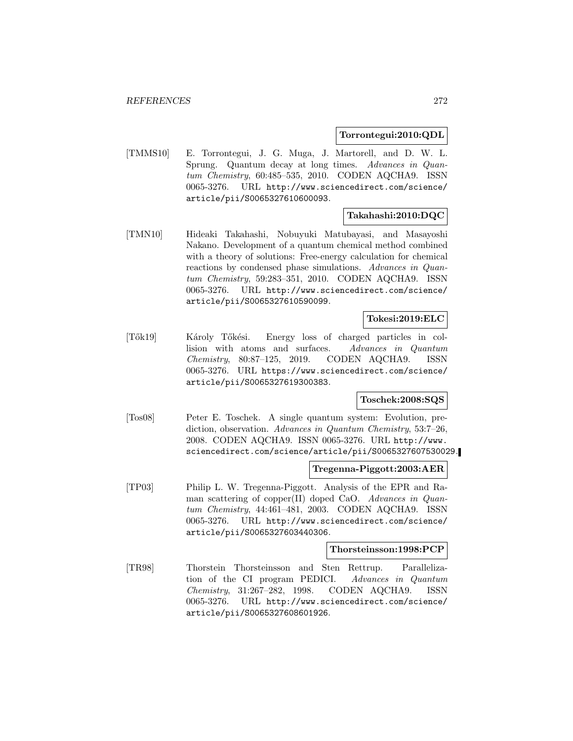**Torrontegui:2010:QDL**

[TMMS10] E. Torrontegui, J. G. Muga, J. Martorell, and D. W. L. Sprung. Quantum decay at long times. *Advances in Quantum Chemistry*, 60:485–535, 2010. CODEN AQCHA9. ISSN 0065-3276. URL http://www.sciencedirect.com/science/article/pii/S0065327610600093.

**Takahashi:2010:DQC**

[TMN10] Hideaki Takahashi, Nobuyuki Matubayasi, and Masayoshi Nakano. Development of a quantum chemical method combined with a theory of solutions: Free-energy calculation for chemical reactions by condensed phase simulations. *Advances in Quantum Chemistry*, 59:283–351, 2010. CODEN AQCHA9. ISSN 0065-3276. URL http://www.sciencedirect.com/science/article/pii/S0065327610590099.

**Tokesi:2019:ELC**

[Tők19] Károly Tőkési. Energy loss of charged particles in collision with atoms and surfaces. *Advances in Quantum Chemistry*, 80:87–125, 2019. CODEN AQCHA9. ISSN 0065-3276. URL https://www.sciencedirect.com/science/article/pii/S0065327619300383.

**Toschek:2008:SQS**

[Tos08] Peter E. Toschek. A single quantum system: Evolution, prediction, observation. *Advances in Quantum Chemistry*, 53:7–26, 2008. CODEN AQCHA9. ISSN 0065-3276. URL http://www.sciencedirect.com/science/article/pii/S0065327607530029.

**Tregenna-Piggott:2003:AER**

[TP03] Philip L. W. Tregenna-Piggott. Analysis of the EPR and Raman scattering of copper(II) doped CaO. *Advances in Quantum Chemistry*, 44:461–481, 2003. CODEN AQCHA9. ISSN 0065-3276. URL http://www.sciencedirect.com/science/article/pii/S0065327603440306.

**Thorsteinsson:1998:PCP**

[TR98] Thorstein Thorsteinsson and Sten Rettrup. Parallelization of the CI program PEDICI. *Advances in Quantum Chemistry*, 31:267–282, 1998. CODEN AQCHA9. ISSN 0065-3276. URL http://www.sciencedirect.com/science/article/pii/S0065327608601926.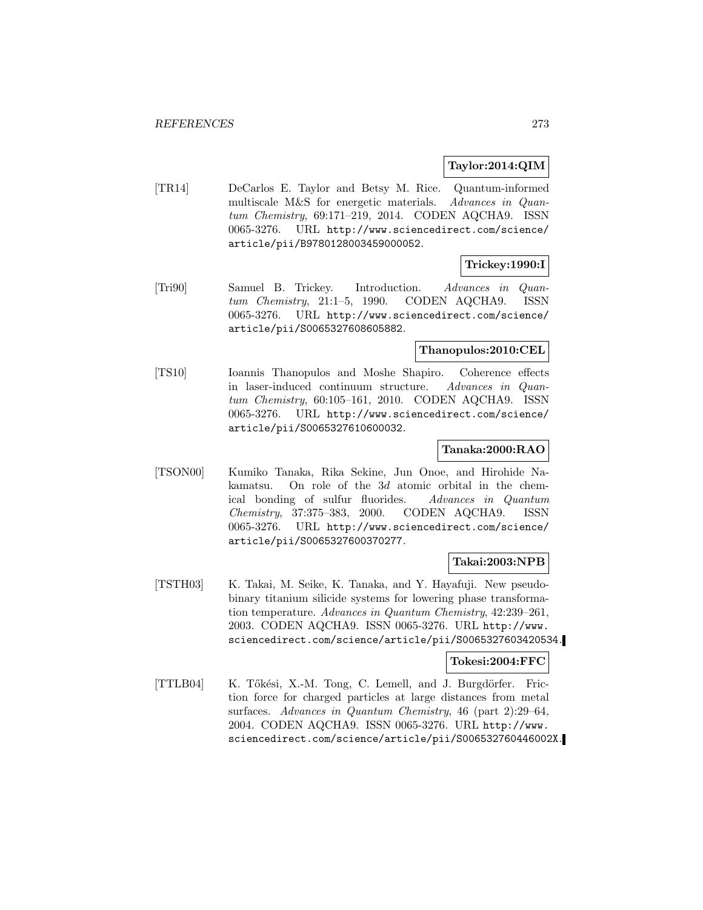**Taylor:2014:QIM**

[TR14] DeCarlos E. Taylor and Betsy M. Rice. Quantum-informed multiscale M&S for energetic materials. *Advances in Quantum Chemistry*, 69:171–219, 2014. CODEN AQCHA9. ISSN 0065-3276. URL http://www.sciencedirect.com/science/article/pii/B9780128003459000052.

**Trickey:1990:I**

[Tri90] Samuel B. Trickey. Introduction. *Advances in Quantum Chemistry*, 21:1–5, 1990. CODEN AQCHA9. ISSN 0065-3276. URL http://www.sciencedirect.com/science/article/pii/S0065327608605882.

**Thanopulos:2010:CEL**

[TS10] Ioannis Thanopulos and Moshe Shapiro. Coherence effects in laser-induced continuum structure. *Advances in Quantum Chemistry*, 60:105–161, 2010. CODEN AQCHA9. ISSN 0065-3276. URL http://www.sciencedirect.com/science/article/pii/S0065327610600032.

**Tanaka:2000:RAO**

[TSON00] Kumiko Tanaka, Rika Sekine, Jun Onoe, and Hirohide Nakamatsu. On role of the 3*d* atomic orbital in the chemical bonding of sulfur fluorides. *Advances in Quantum Chemistry*, 37:375–383, 2000. CODEN AQCHA9. ISSN 0065-3276. URL http://www.sciencedirect.com/science/article/pii/S0065327600370277.

**Takai:2003:NPB**

[TSTH03] K. Takai, M. Seike, K. Tanaka, and Y. Hayafuji. New pseudo-binary titanium silicide systems for lowering phase transformation temperature. *Advances in Quantum Chemistry*, 42:239–261, 2003. CODEN AQCHA9. ISSN 0065-3276. URL http://www.sciencedirect.com/science/article/pii/S0065327603420534.

**Tokesi:2004:FFC**

[TTLB04] K. Tőkési, X.-M. Tong, C. Lemell, and J. Burgdörfer. Friction force for charged particles at large distances from metal surfaces. *Advances in Quantum Chemistry*, 46 (part 2):29–64, 2004. CODEN AQCHA9. ISSN 0065-3276. URL http://www.sciencedirect.com/science/article/pii/S006532760446002X.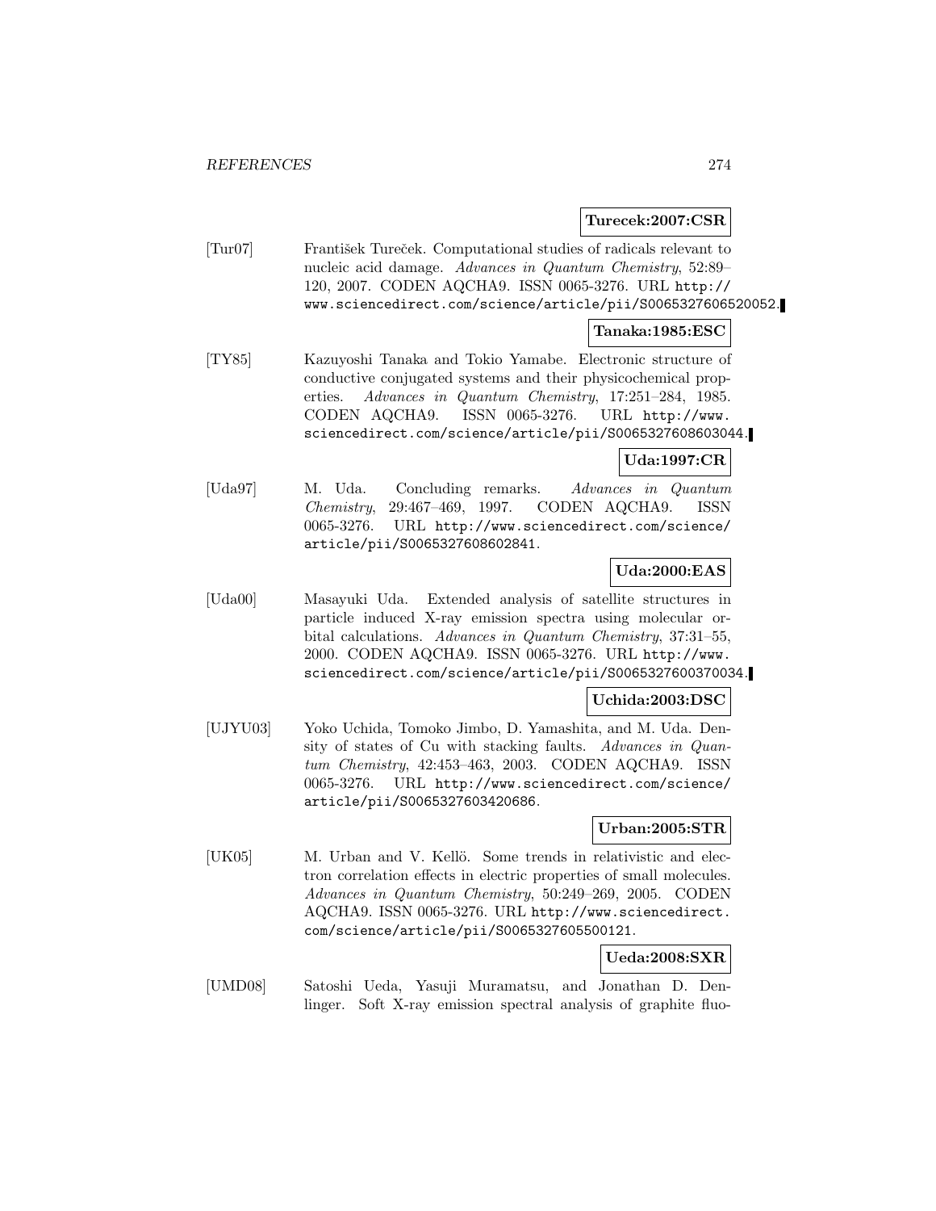**Turecek:2007:CSR**

[Tur07] František Tureček. Computational studies of radicals relevant to nucleic acid damage. *Advances in Quantum Chemistry*, 52:89–120, 2007. CODEN AQCHA9. ISSN 0065-3276. URL http://www.sciencedirect.com/science/article/pii/S0065327606520052.

**Tanaka:1985:ESC**

[TY85] Kazuyoshi Tanaka and Tokio Yamabe. Electronic structure of conductive conjugated systems and their physicochemical properties. *Advances in Quantum Chemistry*, 17:251–284, 1985. CODEN AQCHA9. ISSN 0065-3276. URL http://www.sciencedirect.com/science/article/pii/S0065327608603044.

**Uda:1997:CR**

[Uda97] M. Uda. Concluding remarks. *Advances in Quantum Chemistry*, 29:467–469, 1997. CODEN AQCHA9. ISSN 0065-3276. URL http://www.sciencedirect.com/science/article/pii/S0065327608602841.

**Uda:2000:EAS**

[Uda00] Masayuki Uda. Extended analysis of satellite structures in particle induced X-ray emission spectra using molecular orbital calculations. *Advances in Quantum Chemistry*, 37:31–55, 2000. CODEN AQCHA9. ISSN 0065-3276. URL http://www.sciencedirect.com/science/article/pii/S0065327600370034.

**Uchida:2003:DSC**

[UJYU03] Yoko Uchida, Tomoko Jimbo, D. Yamashita, and M. Uda. Density of states of Cu with stacking faults. *Advances in Quantum Chemistry*, 42:453–463, 2003. CODEN AQCHA9. ISSN 0065-3276. URL http://www.sciencedirect.com/science/article/pii/S0065327603420686.

**Urban:2005:STR**

[UK05] M. Urban and V. Kellö. Some trends in relativistic and electron correlation effects in electric properties of small molecules. *Advances in Quantum Chemistry*, 50:249–269, 2005. CODEN AQCHA9. ISSN 0065-3276. URL http://www.sciencedirect.com/science/article/pii/S0065327605500121.

**Ueda:2008:SXR**

[UMD08] Satoshi Ueda, Yasuji Muramatsu, and Jonathan D. Denlinger. Soft X-ray emission spectral analysis of graphite fluo-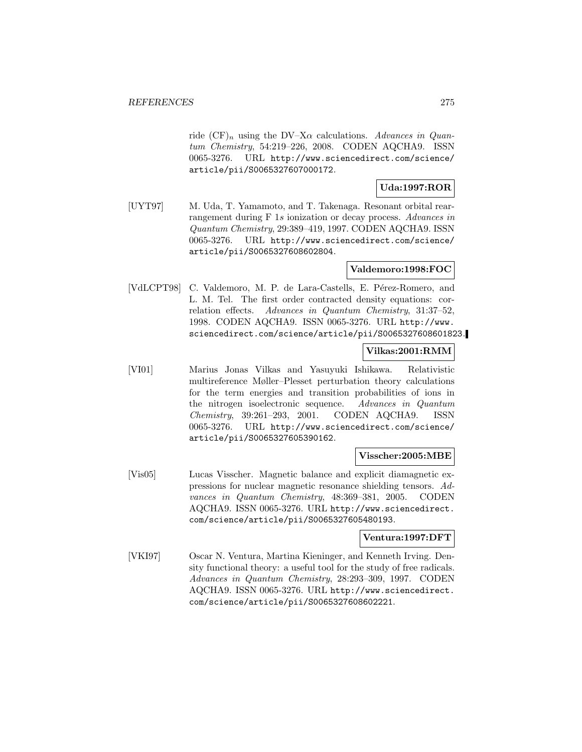ride $(CF)_n$ using the DV–X$\alpha$ calculations. *Advances in Quantum Chemistry*, 54:219–226, 2008. CODEN AQCHA9. ISSN 0065-3276. URL http://www.sciencedirect.com/science/article/pii/S0065327607000172.

**Uda:1997:ROR**

[UYT97] M. Uda, T. Yamamoto, and T. Takenaga. Resonant orbital rearrangement during F 1*s* ionization or decay process. *Advances in Quantum Chemistry*, 29:389–419, 1997. CODEN AQCHA9. ISSN 0065-3276. URL http://www.sciencedirect.com/science/article/pii/S0065327608602804.

**Valdemoro:1998:FOC**

[VdLCPT98] C. Valdemoro, M. P. de Lara-Castells, E. Pérez-Romero, and L. M. Tel. The first order contracted density equations: correlation effects. *Advances in Quantum Chemistry*, 31:37–52, 1998. CODEN AQCHA9. ISSN 0065-3276. URL http://www.sciencedirect.com/science/article/pii/S0065327608601823.

**Vilkas:2001:RMM**

[VI01] Marius Jonas Vilkas and Yasuyuki Ishikawa. Relativistic multireference Møller–Plesset perturbation theory calculations for the term energies and transition probabilities of ions in the nitrogen isoelectronic sequence. *Advances in Quantum Chemistry*, 39:261–293, 2001. CODEN AQCHA9. ISSN 0065-3276. URL http://www.sciencedirect.com/science/article/pii/S0065327605390162.

**Visscher:2005:MBE**

[Vis05] Lucas Visscher. Magnetic balance and explicit diamagnetic expressions for nuclear magnetic resonance shielding tensors. *Advances in Quantum Chemistry*, 48:369–381, 2005. CODEN AQCHA9. ISSN 0065-3276. URL http://www.sciencedirect.com/science/article/pii/S0065327605480193.

**Ventura:1997:DFT**

[VKI97] Oscar N. Ventura, Martina Kieninger, and Kenneth Irving. Density functional theory: a useful tool for the study of free radicals. *Advances in Quantum Chemistry*, 28:293–309, 1997. CODEN AQCHA9. ISSN 0065-3276. URL http://www.sciencedirect.com/science/article/pii/S0065327608602221.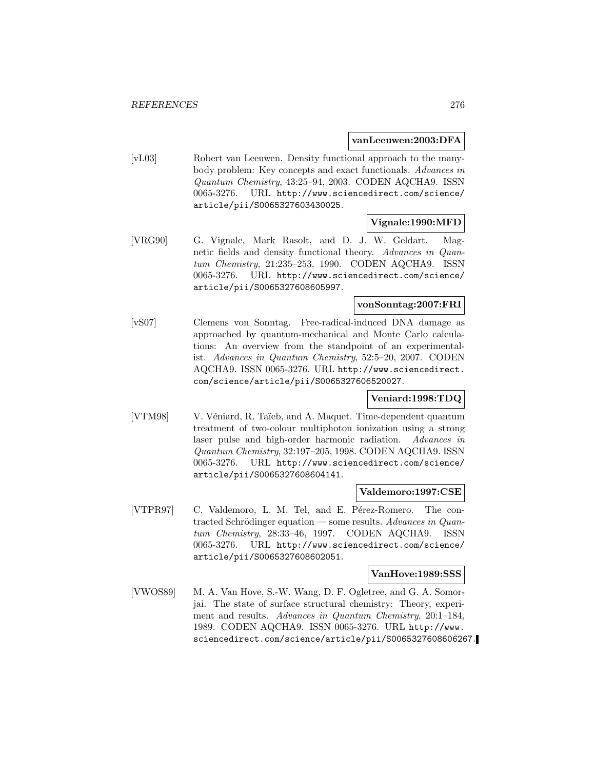**vanLeeuwen:2003:DFA**

[vL03] Robert van Leeuwen. Density functional approach to the many-body problem: Key concepts and exact functionals. *Advances in Quantum Chemistry*, 43:25–94, 2003. CODEN AQCHA9. ISSN 0065-3276. URL http://www.sciencedirect.com/science/article/pii/S0065327603430025.

**Vignale:1990:MFD**

[VRG90] G. Vignale, Mark Rasolt, and D. J. W. Geldart. Magnetic fields and density functional theory. *Advances in Quantum Chemistry*, 21:235–253, 1990. CODEN AQCHA9. ISSN 0065-3276. URL http://www.sciencedirect.com/science/article/pii/S0065327608605997.

**vonSonntag:2007:FRI**

[vS07] Clemens von Sonntag. Free-radical-induced DNA damage as approached by quantum-mechanical and Monte Carlo calculations: An overview from the standpoint of an experimentalist. *Advances in Quantum Chemistry*, 52:5–20, 2007. CODEN AQCHA9. ISSN 0065-3276. URL http://www.sciencedirect.com/science/article/pii/S0065327606520027.

**Veniard:1998:TDQ**

[VTM98] V. Véniard, R. Taïeb, and A. Maquet. Time-dependent quantum treatment of two-colour multiphoton ionization using a strong laser pulse and high-order harmonic radiation. *Advances in Quantum Chemistry*, 32:197–205, 1998. CODEN AQCHA9. ISSN 0065-3276. URL http://www.sciencedirect.com/science/article/pii/S0065327608604141.

**Valdemoro:1997:CSE**

[VTPR97] C. Valdemoro, L. M. Tel, and E. Pérez-Romero. The contracted Schrödinger equation — some results. *Advances in Quantum Chemistry*, 28:33–46, 1997. CODEN AQCHA9. ISSN 0065-3276. URL http://www.sciencedirect.com/science/article/pii/S0065327608602051.

**VanHove:1989:SSS**

[VWOS89] M. A. Van Hove, S.-W. Wang, D. F. Ogletree, and G. A. Somorjai. The state of surface structural chemistry: Theory, experiment and results. *Advances in Quantum Chemistry*, 20:1–184, 1989. CODEN AQCHA9. ISSN 0065-3276. URL http://www.sciencedirect.com/science/article/pii/S0065327608606267.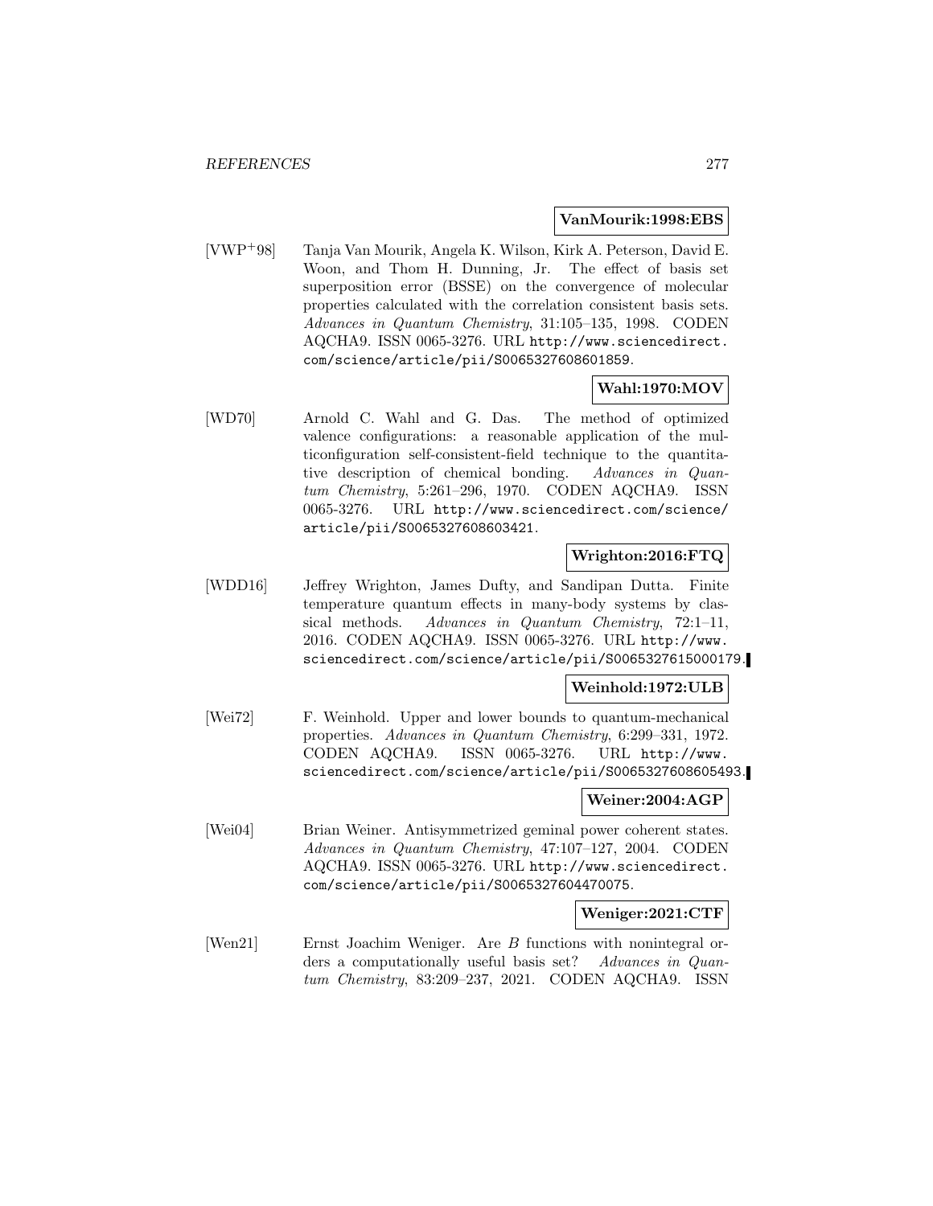**VanMourik:1998:EBS**

[VWP+98] Tanja Van Mourik, Angela K. Wilson, Kirk A. Peterson, David E. Woon, and Thom H. Dunning, Jr. The effect of basis set superposition error (BSSE) on the convergence of molecular properties calculated with the correlation consistent basis sets. *Advances in Quantum Chemistry*, 31:105–135, 1998. CODEN AQCHA9. ISSN 0065-3276. URL http://www.sciencedirect.com/science/article/pii/S0065327608601859.

**Wahl:1970:MOV**

[WD70] Arnold C. Wahl and G. Das. The method of optimized valence configurations: a reasonable application of the multiconfiguration self-consistent-field technique to the quantitative description of chemical bonding. *Advances in Quantum Chemistry*, 5:261–296, 1970. CODEN AQCHA9. ISSN 0065-3276. URL http://www.sciencedirect.com/science/article/pii/S0065327608603421.

**Wrighton:2016:FTQ**

[WDD16] Jeffrey Wrighton, James Dufty, and Sandipan Dutta. Finite temperature quantum effects in many-body systems by classical methods. *Advances in Quantum Chemistry*, 72:1–11, 2016. CODEN AQCHA9. ISSN 0065-3276. URL http://www.sciencedirect.com/science/article/pii/S0065327615000179.

**Weinhold:1972:ULB**

[Wei72] F. Weinhold. Upper and lower bounds to quantum-mechanical properties. *Advances in Quantum Chemistry*, 6:299–331, 1972. CODEN AQCHA9. ISSN 0065-3276. URL http://www.sciencedirect.com/science/article/pii/S0065327608605493.

**Weiner:2004:AGP**

[Wei04] Brian Weiner. Antisymmetrized geminal power coherent states. *Advances in Quantum Chemistry*, 47:107–127, 2004. CODEN AQCHA9. ISSN 0065-3276. URL http://www.sciencedirect.com/science/article/pii/S0065327604470075.

**Weniger:2021:CTF**

[Wen21] Ernst Joachim Weniger. Are *B* functions with nonintegral orders a computationally useful basis set? *Advances in Quantum Chemistry*, 83:209–237, 2021. CODEN AQCHA9. ISSN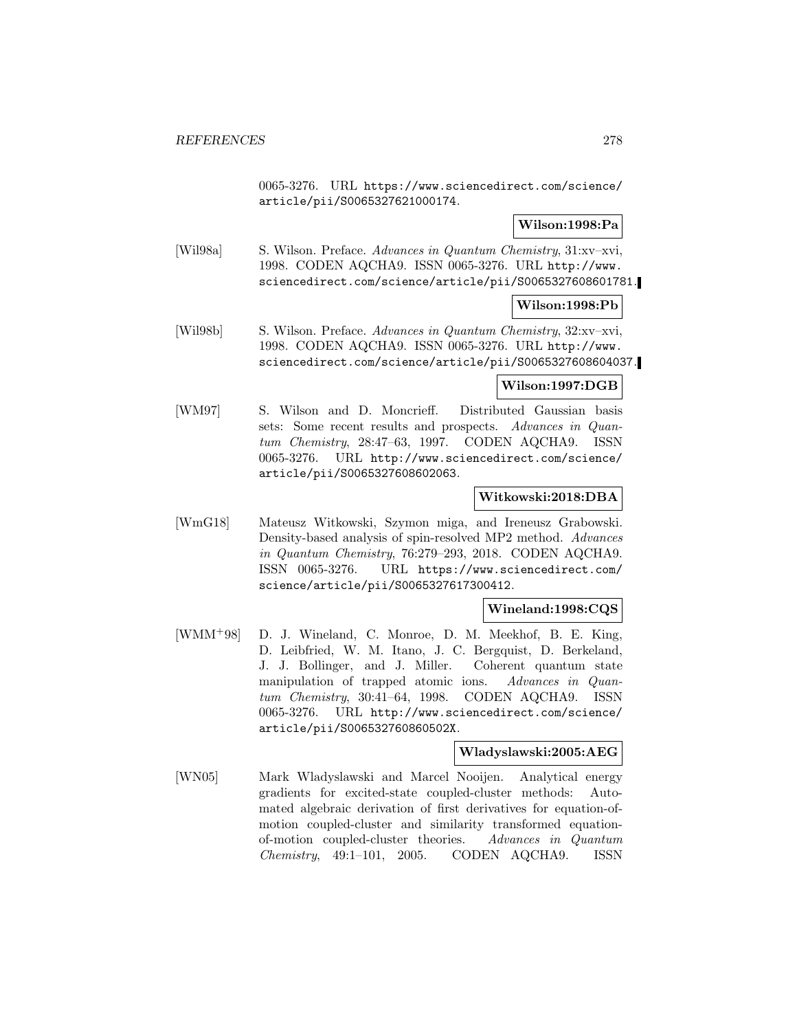0065-3276. URL https://www.sciencedirect.com/science/article/pii/S0065327621000174.

**Wilson:1998:Pa**

[Wil98a] S. Wilson. Preface. *Advances in Quantum Chemistry*, 31:xv–xvi, 1998. CODEN AQCHA9. ISSN 0065-3276. URL http://www.sciencedirect.com/science/article/pii/S0065327608601781.

**Wilson:1998:Pb**

[Wil98b] S. Wilson. Preface. *Advances in Quantum Chemistry*, 32:xv–xvi, 1998. CODEN AQCHA9. ISSN 0065-3276. URL http://www.sciencedirect.com/science/article/pii/S0065327608604037.

**Wilson:1997:DGB**

[WM97] S. Wilson and D. Moncrieff. Distributed Gaussian basis sets: Some recent results and prospects. *Advances in Quantum Chemistry*, 28:47–63, 1997. CODEN AQCHA9. ISSN 0065-3276. URL http://www.sciencedirect.com/science/article/pii/S0065327608602063.

**Witkowski:2018:DBA**

[WmG18] Mateusz Witkowski, Szymon miga, and Ireneusz Grabowski. Density-based analysis of spin-resolved MP2 method. *Advances in Quantum Chemistry*, 76:279–293, 2018. CODEN AQCHA9. ISSN 0065-3276. URL https://www.sciencedirect.com/science/article/pii/S0065327617300412.

**Wineland:1998:CQS**

[WMM+98] D. J. Wineland, C. Monroe, D. M. Meekhof, B. E. King, D. Leibfried, W. M. Itano, J. C. Bergquist, D. Berkeland, J. J. Bollinger, and J. Miller. Coherent quantum state manipulation of trapped atomic ions. *Advances in Quantum Chemistry*, 30:41–64, 1998. CODEN AQCHA9. ISSN 0065-3276. URL http://www.sciencedirect.com/science/article/pii/S006532760860502X.

**Wladyslawski:2005:AEG**

[WN05] Mark Wladyslawski and Marcel Nooijen. Analytical energy gradients for excited-state coupled-cluster methods: Automated algebraic derivation of first derivatives for equation-of-motion coupled-cluster and similarity transformed equation-of-motion coupled-cluster theories. *Advances in Quantum Chemistry*, 49:1–101, 2005. CODEN AQCHA9. ISSN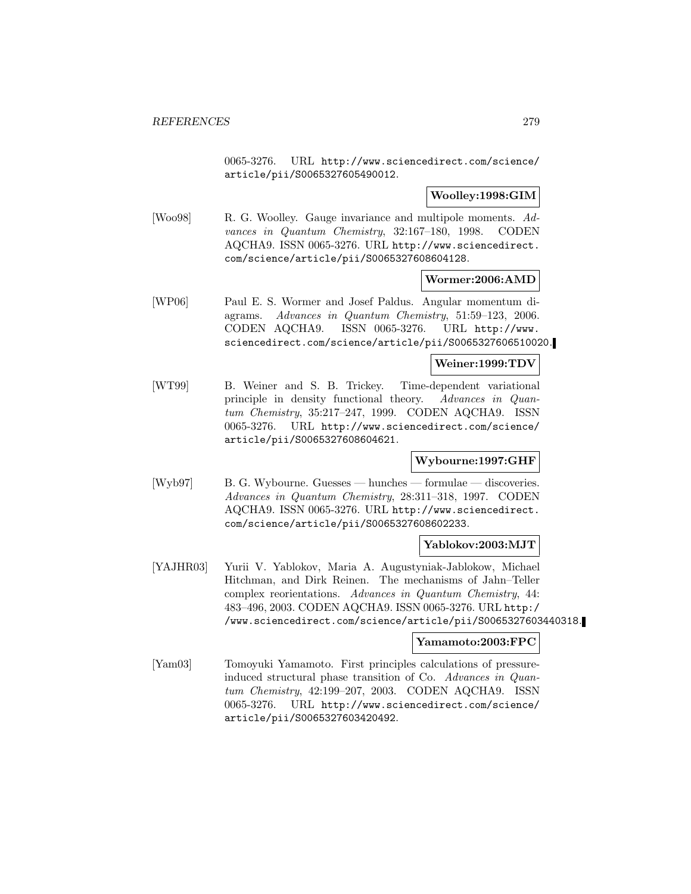0065-3276. URL http://www.sciencedirect.com/science/article/pii/S0065327605490012.

**Woolley:1998:GIM**

[Woo98] R. G. Woolley. Gauge invariance and multipole moments. *Advances in Quantum Chemistry*, 32:167–180, 1998. CODEN AQCHA9. ISSN 0065-3276. URL http://www.sciencedirect.com/science/article/pii/S0065327608604128.

**Wormer:2006:AMD**

[WP06] Paul E. S. Wormer and Josef Paldus. Angular momentum diagrams. *Advances in Quantum Chemistry*, 51:59–123, 2006. CODEN AQCHA9. ISSN 0065-3276. URL http://www.sciencedirect.com/science/article/pii/S0065327606510020.

**Weiner:1999:TDV**

[WT99] B. Weiner and S. B. Trickey. Time-dependent variational principle in density functional theory. *Advances in Quantum Chemistry*, 35:217–247, 1999. CODEN AQCHA9. ISSN 0065-3276. URL http://www.sciencedirect.com/science/article/pii/S0065327608604621.

**Wybourne:1997:GHF**

[Wyb97] B. G. Wybourne. Guesses — hunches — formulae — discoveries. *Advances in Quantum Chemistry*, 28:311–318, 1997. CODEN AQCHA9. ISSN 0065-3276. URL http://www.sciencedirect.com/science/article/pii/S0065327608602233.

**Yablokov:2003:MJT**

[YAJHR03] Yurii V. Yablokov, Maria A. Augustyniak-Jablokow, Michael Hitchman, and Dirk Reinen. The mechanisms of Jahn–Teller complex reorientations. *Advances in Quantum Chemistry*, 44: 483–496, 2003. CODEN AQCHA9. ISSN 0065-3276. URL http://www.sciencedirect.com/science/article/pii/S0065327603440318.

**Yamamoto:2003:FPC**

[Yam03] Tomoyuki Yamamoto. First principles calculations of pressure-induced structural phase transition of Co. *Advances in Quantum Chemistry*, 42:199–207, 2003. CODEN AQCHA9. ISSN 0065-3276. URL http://www.sciencedirect.com/science/article/pii/S0065327603420492.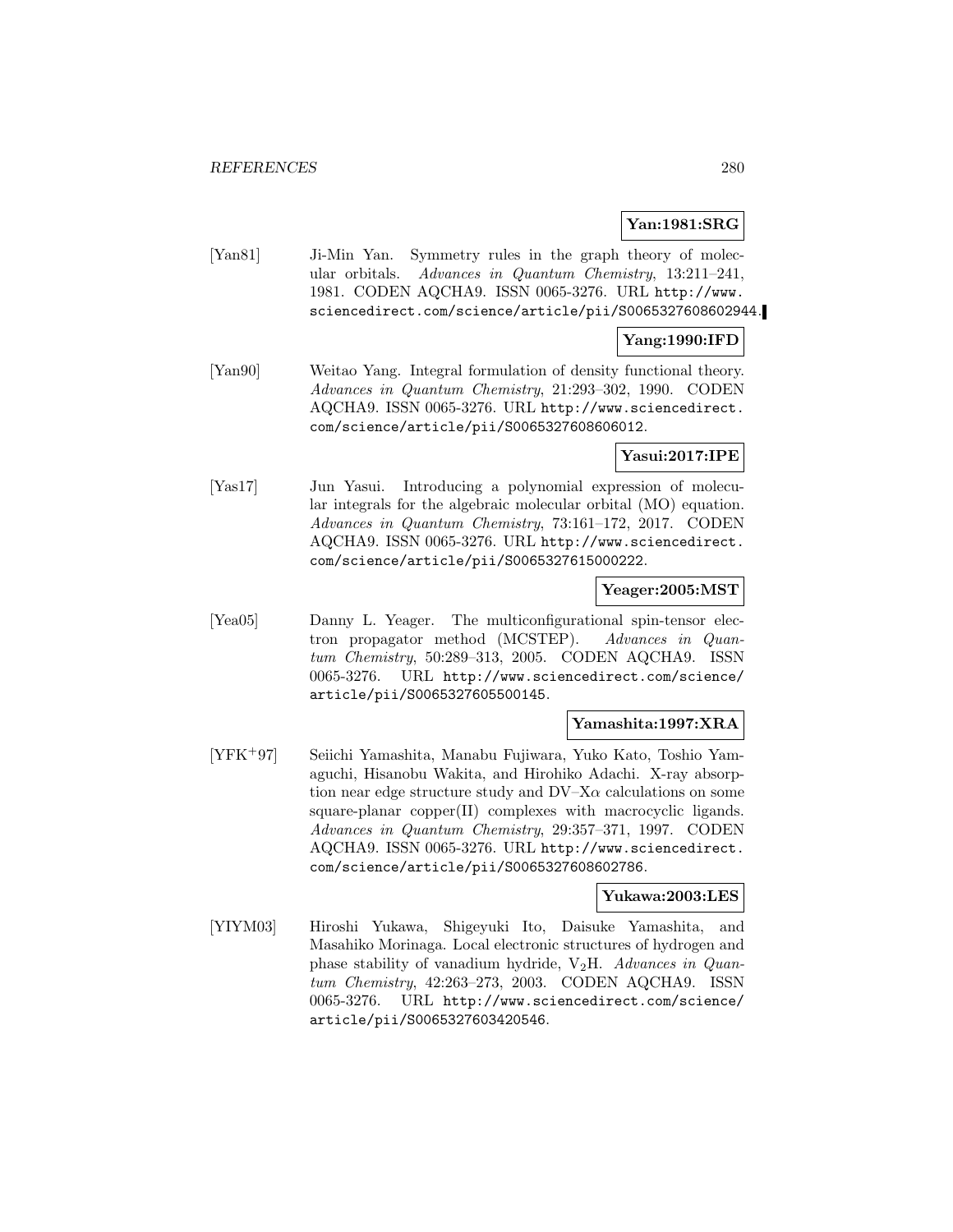**Yan:1981:SRG**

[Yan81] Ji-Min Yan. Symmetry rules in the graph theory of molecular orbitals. *Advances in Quantum Chemistry*, 13:211–241, 1981. CODEN AQCHA9. ISSN 0065-3276. URL http://www.sciencedirect.com/science/article/pii/S0065327608602944.

**Yang:1990:IFD**

[Yan90] Weitao Yang. Integral formulation of density functional theory. *Advances in Quantum Chemistry*, 21:293–302, 1990. CODEN AQCHA9. ISSN 0065-3276. URL http://www.sciencedirect.com/science/article/pii/S0065327608606012.

**Yasui:2017:IPE**

[Yas17] Jun Yasui. Introducing a polynomial expression of molecular integrals for the algebraic molecular orbital (MO) equation. *Advances in Quantum Chemistry*, 73:161–172, 2017. CODEN AQCHA9. ISSN 0065-3276. URL http://www.sciencedirect.com/science/article/pii/S0065327615000222.

**Yeager:2005:MST**

[Yea05] Danny L. Yeager. The multiconfigurational spin-tensor electron propagator method (MCSTEP). *Advances in Quantum Chemistry*, 50:289–313, 2005. CODEN AQCHA9. ISSN 0065-3276. URL http://www.sciencedirect.com/science/article/pii/S0065327605500145.

**Yamashita:1997:XRA**

[YFK+97] Seiichi Yamashita, Manabu Fujiwara, Yuko Kato, Toshio Yamaguchi, Hisanobu Wakita, and Hirohiko Adachi. X-ray absorption near edge structure study and DV–X$\alpha$ calculations on some square-planar copper(II) complexes with macrocyclic ligands. *Advances in Quantum Chemistry*, 29:357–371, 1997. CODEN AQCHA9. ISSN 0065-3276. URL http://www.sciencedirect.com/science/article/pii/S0065327608602786.

**Yukawa:2003:LES**

[YIYM03] Hiroshi Yukawa, Shigeyuki Ito, Daisuke Yamashita, and Masahiko Morinaga. Local electronic structures of hydrogen and phase stability of vanadium hydride, $V_2H$. *Advances in Quantum Chemistry*, 42:263–273, 2003. CODEN AQCHA9. ISSN 0065-3276. URL http://www.sciencedirect.com/science/article/pii/S0065327603420546.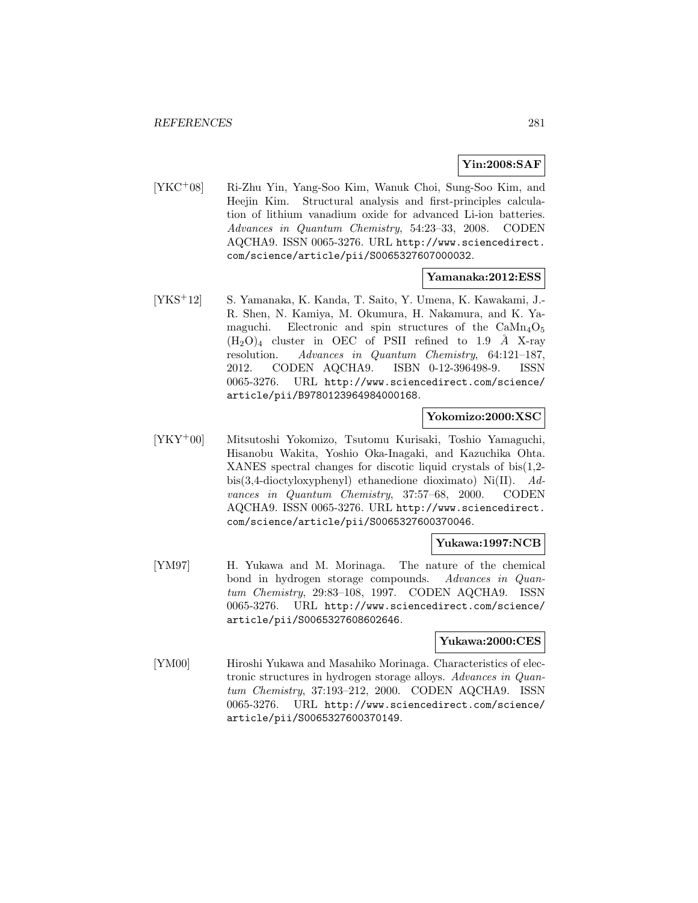**Yin:2008:SAF**

[YKC+08] Ri-Zhu Yin, Yang-Soo Kim, Wanuk Choi, Sung-Soo Kim, and Heejin Kim. Structural analysis and first-principles calculation of lithium vanadium oxide for advanced Li-ion batteries. *Advances in Quantum Chemistry*, 54:23–33, 2008. CODEN AQCHA9. ISSN 0065-3276. URL http://www.sciencedirect.com/science/article/pii/S0065327607000032.

**Yamanaka:2012:ESS**

[YKS+12] S. Yamanaka, K. Kanda, T. Saito, Y. Umena, K. Kawakami, J.-R. Shen, N. Kamiya, M. Okumura, H. Nakamura, and K. Yamaguchi. Electronic and spin structures of the $CaMn_4O_5$ $(H_2O)_4$ cluster in OEC of PSII refined to 1.9 Å X-ray resolution. *Advances in Quantum Chemistry*, 64:121–187, 2012. CODEN AQCHA9. ISBN 0-12-396498-9. ISSN 0065-3276. URL http://www.sciencedirect.com/science/article/pii/B9780123964984000168.

**Yokomizo:2000:XSC**

[YKY+00] Mitsutoshi Yokomizo, Tsutomu Kurisaki, Toshio Yamaguchi, Hisanobu Wakita, Yoshio Oka-Inagaki, and Kazuchika Ohta. XANES spectral changes for discotic liquid crystals of bis(1,2-bis(3,4-dioctyloxyphenyl) ethanedione dioximato) Ni(II). *Advances in Quantum Chemistry*, 37:57–68, 2000. CODEN AQCHA9. ISSN 0065-3276. URL http://www.sciencedirect.com/science/article/pii/S0065327600370046.

**Yukawa:1997:NCB**

[YM97] H. Yukawa and M. Morinaga. The nature of the chemical bond in hydrogen storage compounds. *Advances in Quantum Chemistry*, 29:83–108, 1997. CODEN AQCHA9. ISSN 0065-3276. URL http://www.sciencedirect.com/science/article/pii/S0065327608602646.

**Yukawa:2000:CES**

[YM00] Hiroshi Yukawa and Masahiko Morinaga. Characteristics of electronic structures in hydrogen storage alloys. *Advances in Quantum Chemistry*, 37:193–212, 2000. CODEN AQCHA9. ISSN 0065-3276. URL http://www.sciencedirect.com/science/article/pii/S0065327600370149.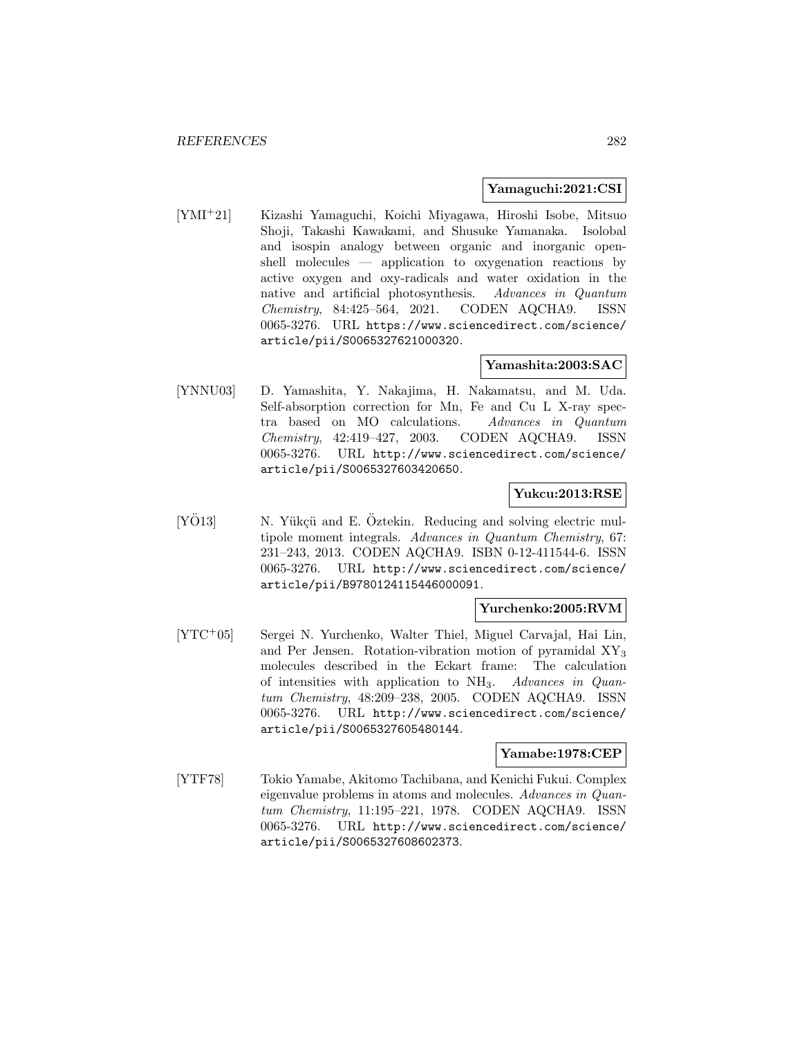**Yamaguchi:2021:CSI**

[YMI+21] Kizashi Yamaguchi, Koichi Miyagawa, Hiroshi Isobe, Mitsuo Shoji, Takashi Kawakami, and Shusuke Yamanaka. Isolobal and isospin analogy between organic and inorganic open-shell molecules — application to oxygenation reactions by active oxygen and oxy-radicals and water oxidation in the native and artificial photosynthesis. *Advances in Quantum Chemistry*, 84:425–564, 2021. CODEN AQCHA9. ISSN 0065-3276. URL https://www.sciencedirect.com/science/article/pii/S0065327621000320.

**Yamashita:2003:SAC**

[YNNU03] D. Yamashita, Y. Nakajima, H. Nakamatsu, and M. Uda. Self-absorption correction for Mn, Fe and Cu L X-ray spectra based on MO calculations. *Advances in Quantum Chemistry*, 42:419–427, 2003. CODEN AQCHA9. ISSN 0065-3276. URL http://www.sciencedirect.com/science/article/pii/S0065327603420650.

**Yukcu:2013:RSE**

[YÖ13] N. Yükçü and E. Öztekin. Reducing and solving electric multipole moment integrals. *Advances in Quantum Chemistry*, 67: 231–243, 2013. CODEN AQCHA9. ISBN 0-12-411544-6. ISSN 0065-3276. URL http://www.sciencedirect.com/science/article/pii/B9780124115446000091.

**Yurchenko:2005:RVM**

[YTC+05] Sergei N. Yurchenko, Walter Thiel, Miguel Carvajal, Hai Lin, and Per Jensen. Rotation-vibration motion of pyramidal $XY_3$ molecules described in the Eckart frame: The calculation of intensities with application to $NH_3$. *Advances in Quantum Chemistry*, 48:209–238, 2005. CODEN AQCHA9. ISSN 0065-3276. URL http://www.sciencedirect.com/science/article/pii/S0065327605480144.

**Yamabe:1978:CEP**

[YTF78] Tokio Yamabe, Akitomo Tachibana, and Kenichi Fukui. Complex eigenvalue problems in atoms and molecules. *Advances in Quantum Chemistry*, 11:195–221, 1978. CODEN AQCHA9. ISSN 0065-3276. URL http://www.sciencedirect.com/science/article/pii/S0065327608602373.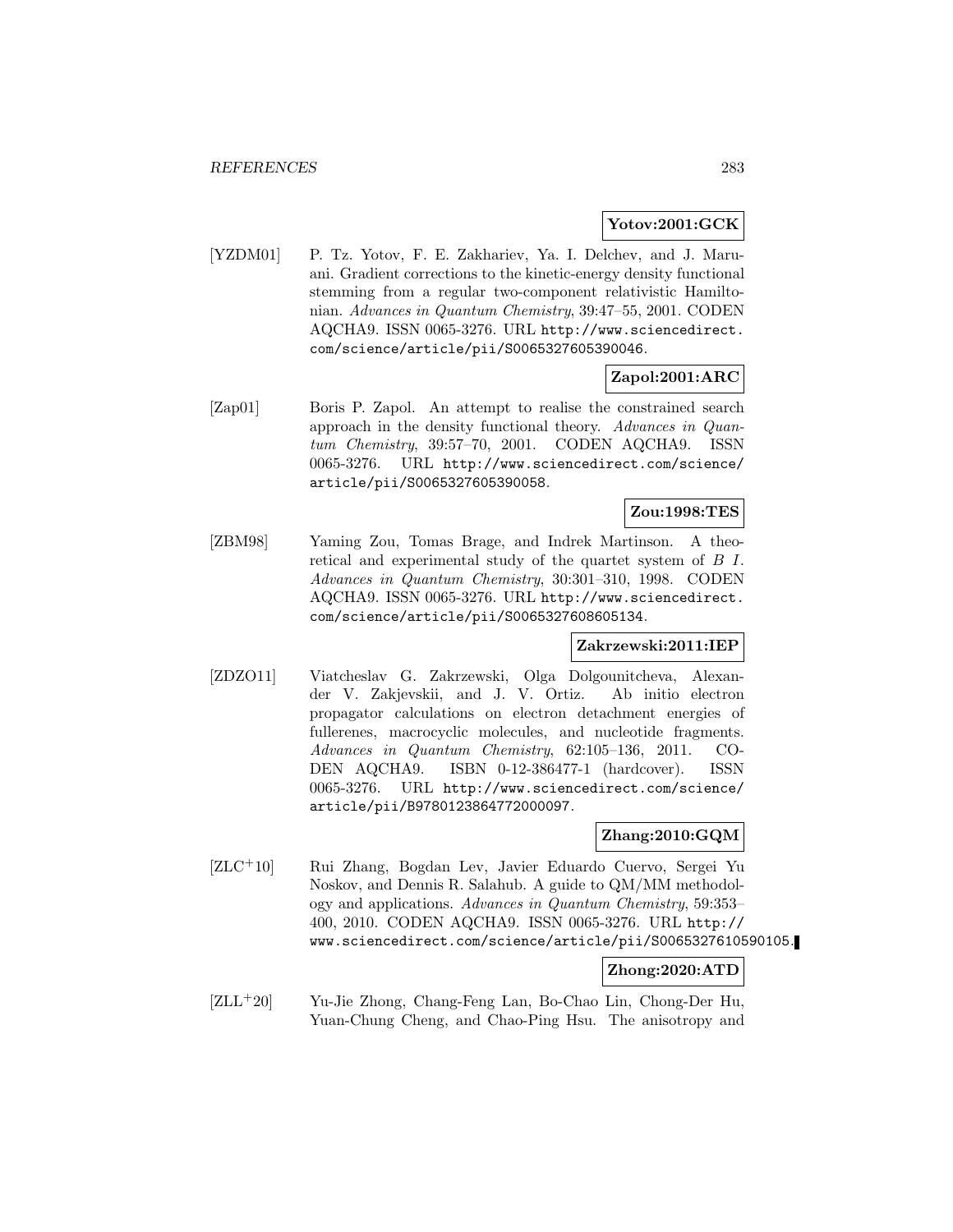**Yotov:2001:GCK**

[YZDM01] P. Tz. Yotov, F. E. Zakhariev, Ya. I. Delchev, and J. Maruani. Gradient corrections to the kinetic-energy density functional stemming from a regular two-component relativistic Hamiltonian. *Advances in Quantum Chemistry*, 39:47–55, 2001. CODEN AQCHA9. ISSN 0065-3276. URL http://www.sciencedirect.com/science/article/pii/S0065327605390046.

**Zapol:2001:ARC**

[Zap01] Boris P. Zapol. An attempt to realise the constrained search approach in the density functional theory. *Advances in Quantum Chemistry*, 39:57–70, 2001. CODEN AQCHA9. ISSN 0065-3276. URL http://www.sciencedirect.com/science/article/pii/S0065327605390058.

**Zou:1998:TES**

[ZBM98] Yaming Zou, Tomas Brage, and Indrek Martinson. A theoretical and experimental study of the quartet system of *B I*. *Advances in Quantum Chemistry*, 30:301–310, 1998. CODEN AQCHA9. ISSN 0065-3276. URL http://www.sciencedirect.com/science/article/pii/S0065327608605134.

**Zakrzewski:2011:IEP**

[ZDZO11] Viatcheslav G. Zakrzewski, Olga Dolgounitcheva, Alexander V. Zakjevskii, and J. V. Ortiz. Ab initio electron propagator calculations on electron detachment energies of fullerenes, macrocyclic molecules, and nucleotide fragments. *Advances in Quantum Chemistry*, 62:105–136, 2011. CODEN AQCHA9. ISBN 0-12-386477-1 (hardcover). ISSN 0065-3276. URL http://www.sciencedirect.com/science/article/pii/B9780123864772000097.

**Zhang:2010:GQM**

[ZLC+10] Rui Zhang, Bogdan Lev, Javier Eduardo Cuervo, Sergei Yu Noskov, and Dennis R. Salahub. A guide to QM/MM methodology and applications. *Advances in Quantum Chemistry*, 59:353–400, 2010. CODEN AQCHA9. ISSN 0065-3276. URL http://www.sciencedirect.com/science/article/pii/S0065327610590105.

**Zhong:2020:ATD**

[ZLL+20] Yu-Jie Zhong, Chang-Feng Lan, Bo-Chao Lin, Chong-Der Hu, Yuan-Chung Cheng, and Chao-Ping Hsu. The anisotropy and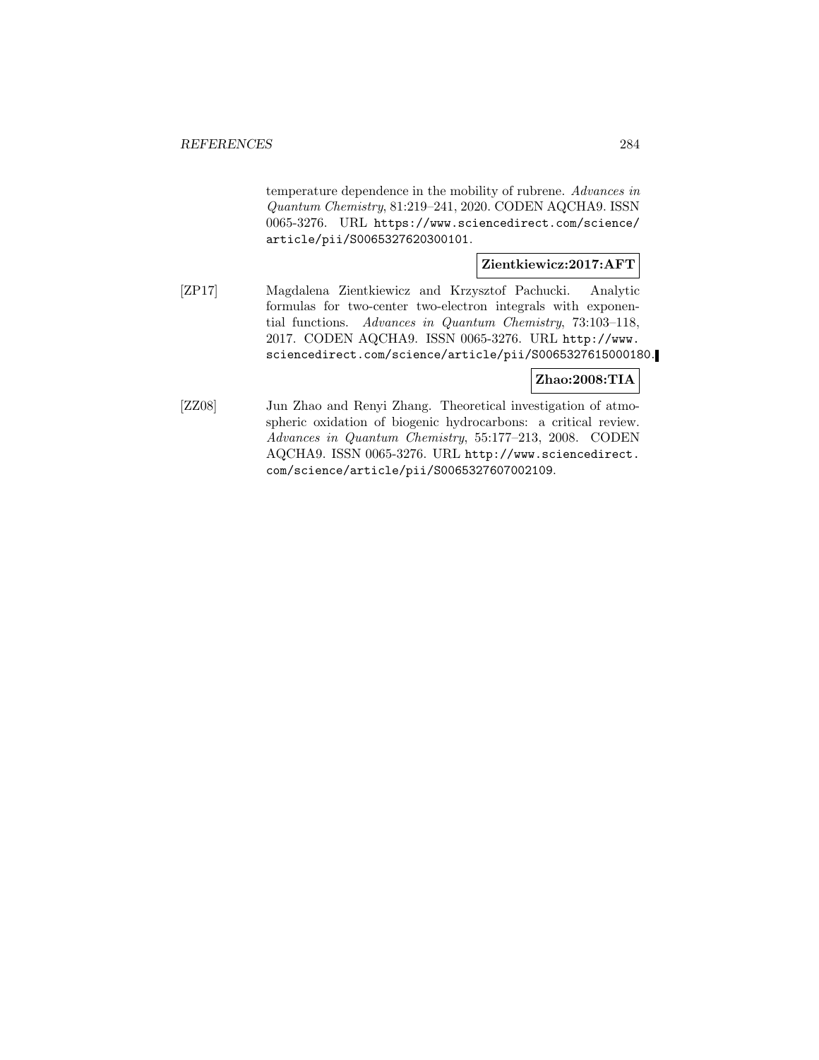temperature dependence in the mobility of rubrene. *Advances in Quantum Chemistry*, 81:219–241, 2020. CODEN AQCHA9. ISSN 0065-3276. URL https://www.sciencedirect.com/science/article/pii/S0065327620300101.

**Zientkiewicz:2017:AFT**

[ZP17] Magdalena Zientkiewicz and Krzysztof Pachucki. Analytic formulas for two-center two-electron integrals with exponential functions. *Advances in Quantum Chemistry*, 73:103–118, 2017. CODEN AQCHA9. ISSN 0065-3276. URL http://www.sciencedirect.com/science/article/pii/S0065327615000180.

**Zhao:2008:TIA**

[ZZ08] Jun Zhao and Renyi Zhang. Theoretical investigation of atmospheric oxidation of biogenic hydrocarbons: a critical review. *Advances in Quantum Chemistry*, 55:177–213, 2008. CODEN AQCHA9. ISSN 0065-3276. URL http://www.sciencedirect.com/science/article/pii/S0065327607002109.